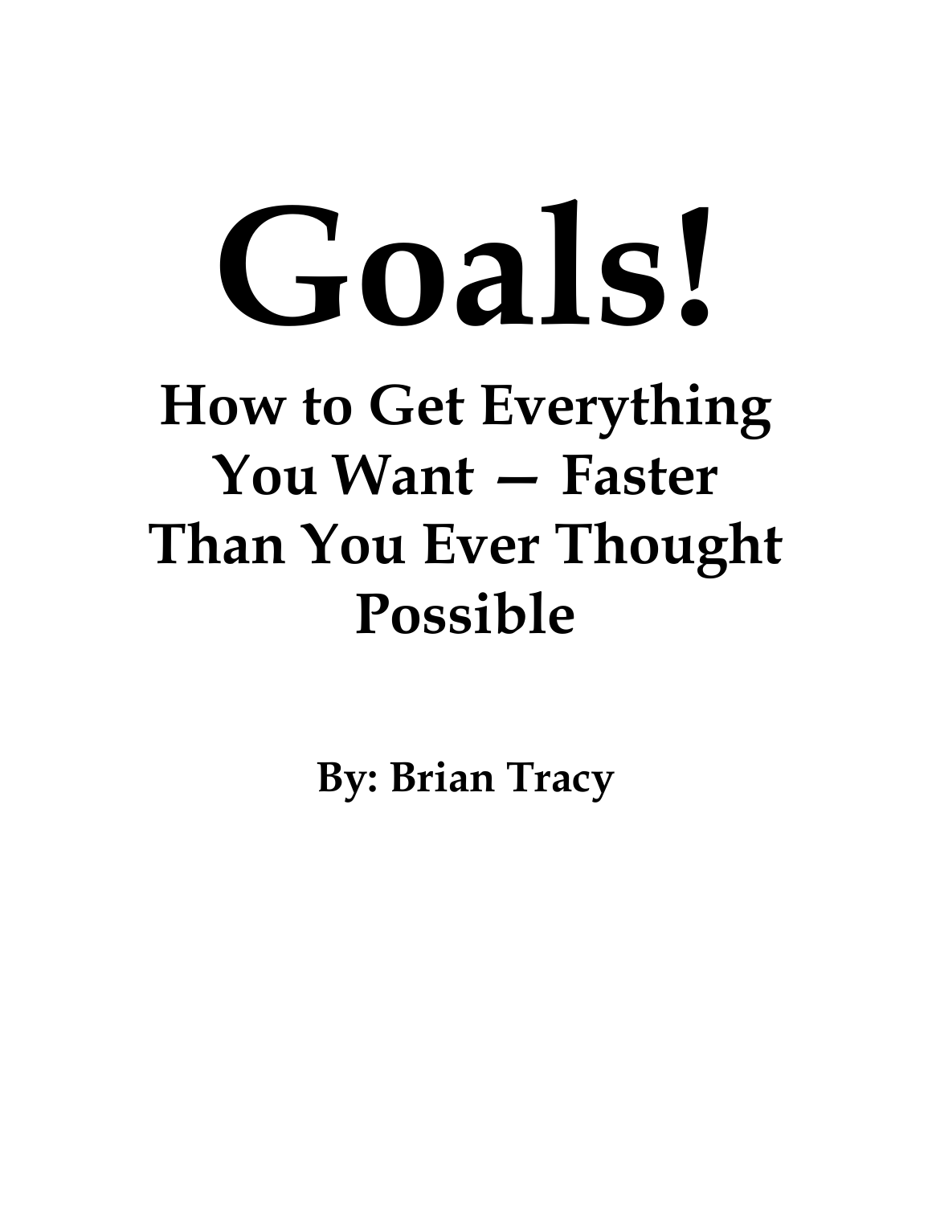# Goals!

## How to Get Everything You Want — Faster Than You Ever Thought Possible

**By: Brian Tracy**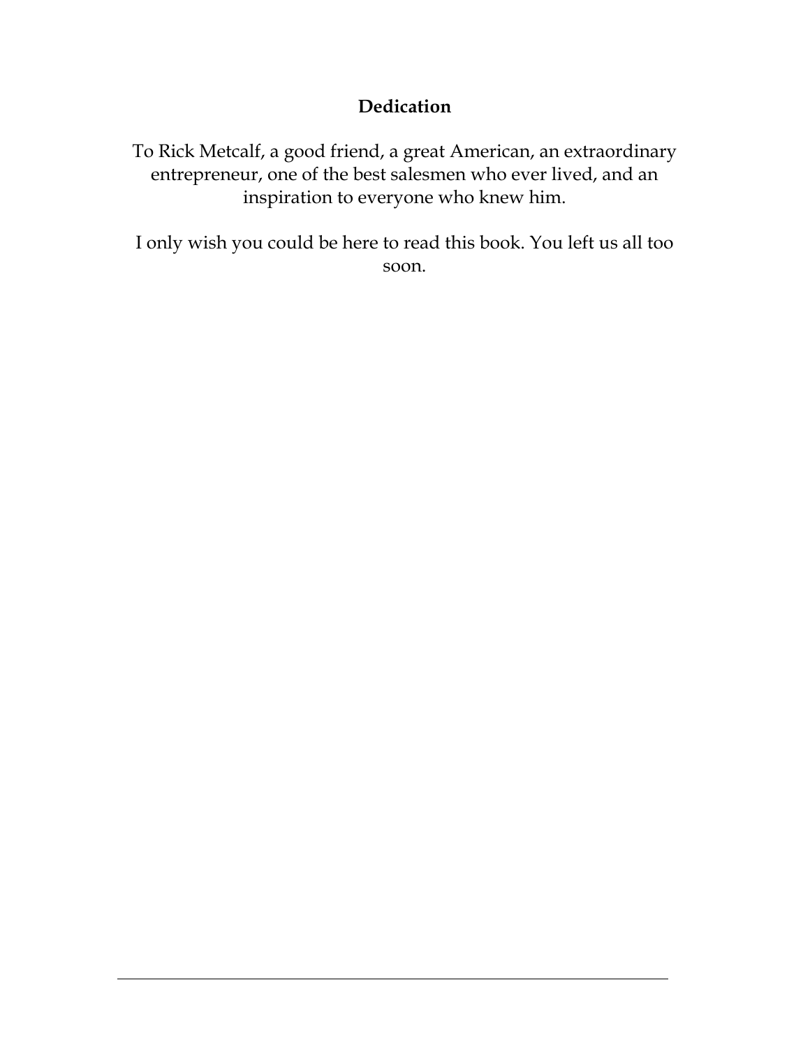# Dedication

To Rick Metcalf, a good friend, a great American, an extraordinary entrepreneur, one of the best salesmen who ever lived, and an inspiration to everyone who knew him.

I only wish you could be here to read this book. You left us all too soon.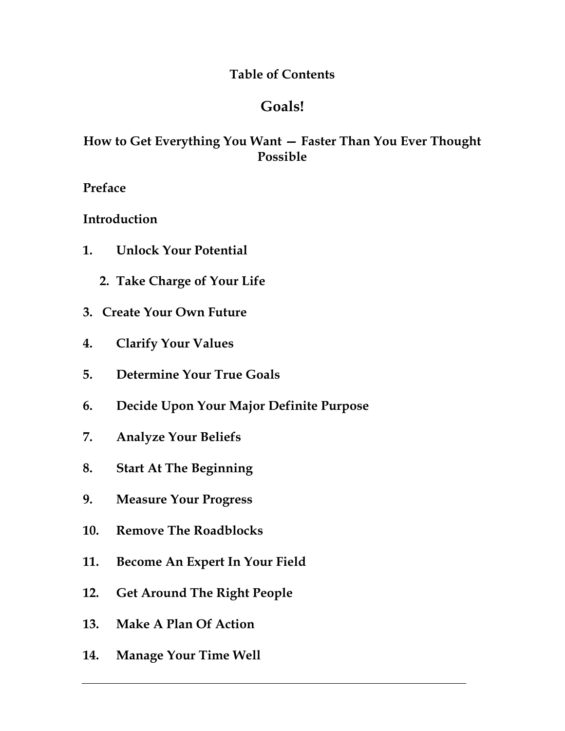# Table of Contents

## Goals!

### How to Get Everything You Want — Faster Than You Ever Thought Possible

**Preface**

**Introduction**

1. **Unlock Your Potential**
2. **Take Charge of Your Life**
3. **Create Your Own Future**
4. **Clarify Your Values**
5. **Determine Your True Goals**
6. **Decide Upon Your Major Definite Purpose**
7. **Analyze Your Beliefs**
8. **Start At The Beginning**
9. **Measure Your Progress**
10. **Remove The Roadblocks**
11. **Become An Expert In Your Field**
12. **Get Around The Right People**
13. **Make A Plan Of Action**
14. **Manage Your Time Well**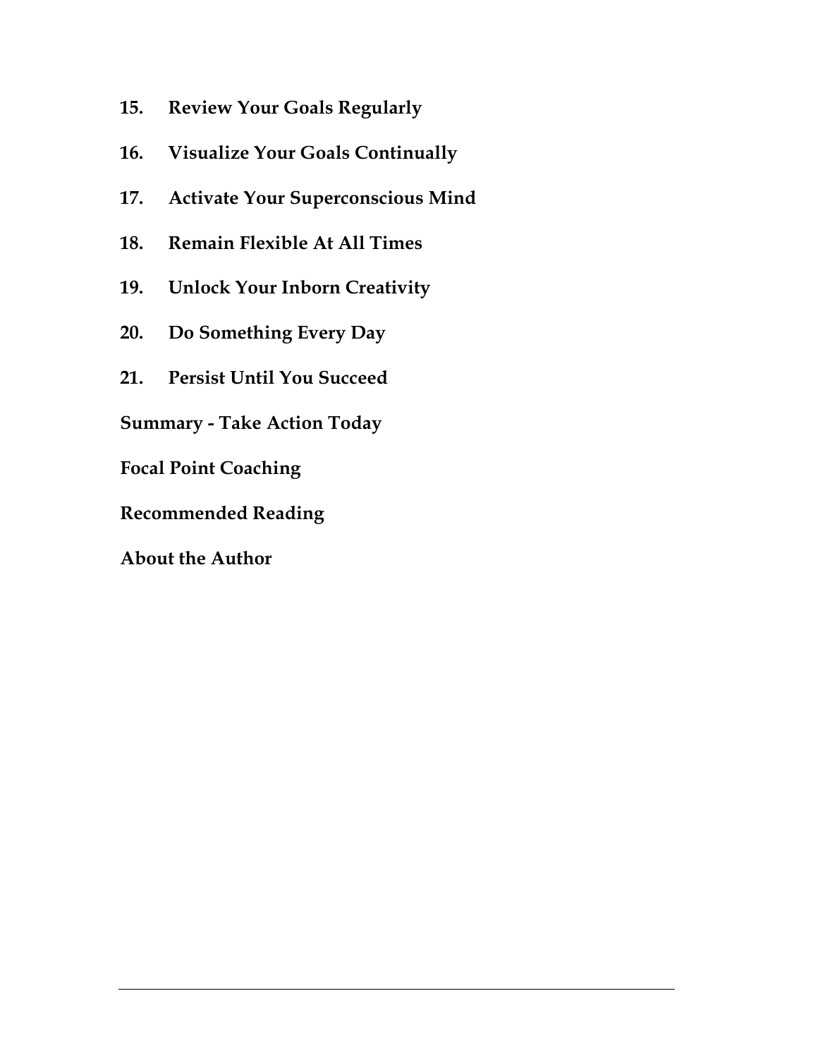**15. Review Your Goals Regularly**

**16. Visualize Your Goals Continually**

**17. Activate Your Superconscious Mind**

**18. Remain Flexible At All Times**

**19. Unlock Your Inborn Creativity**

**20. Do Something Every Day**

**21. Persist Until You Succeed**

**Summary - Take Action Today**

**Focal Point Coaching**

**Recommended Reading**

**About the Author**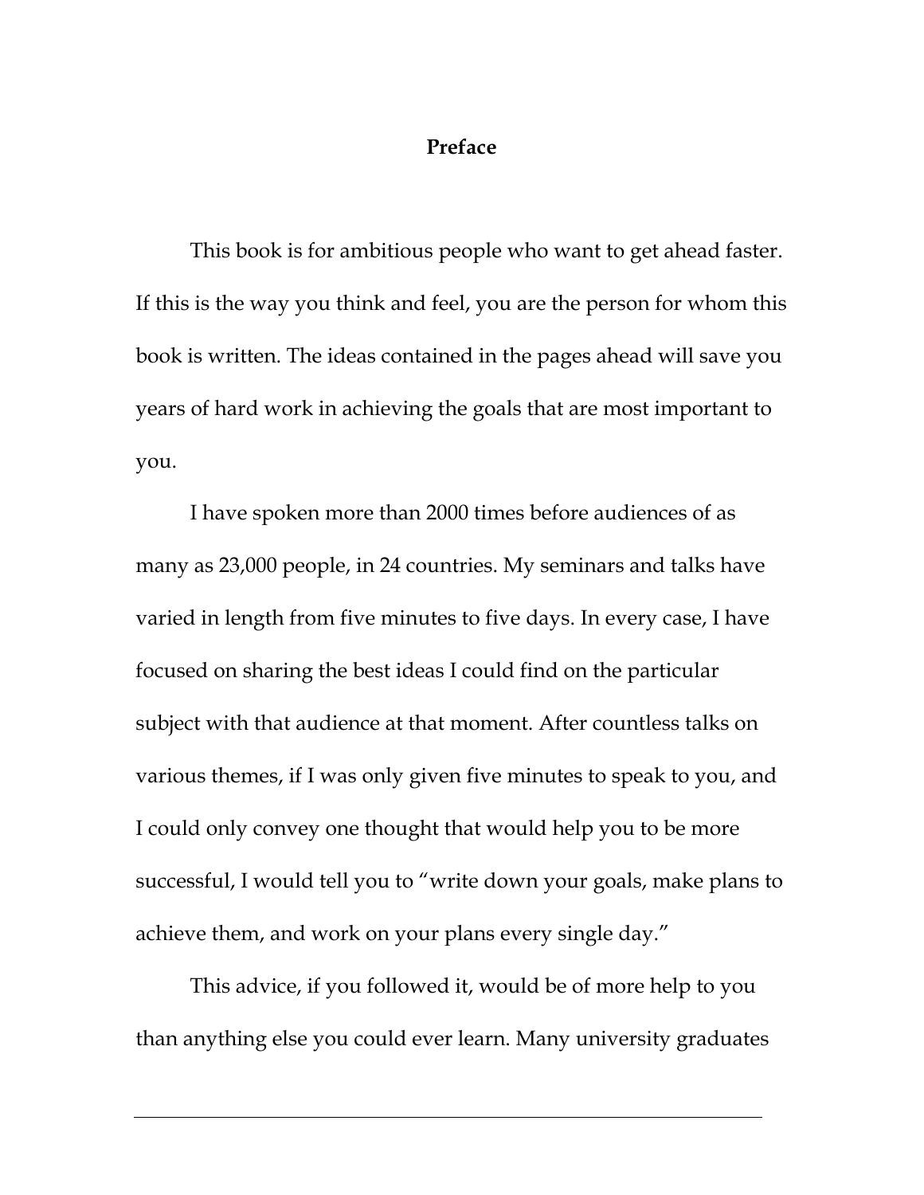# Preface

This book is for ambitious people who want to get ahead faster. If this is the way you think and feel, you are the person for whom this book is written. The ideas contained in the pages ahead will save you years of hard work in achieving the goals that are most important to you.

I have spoken more than 2000 times before audiences of as many as 23,000 people, in 24 countries. My seminars and talks have varied in length from five minutes to five days. In every case, I have focused on sharing the best ideas I could find on the particular subject with that audience at that moment. After countless talks on various themes, if I was only given five minutes to speak to you, and I could only convey one thought that would help you to be more successful, I would tell you to "write down your goals, make plans to achieve them, and work on your plans every single day."

This advice, if you followed it, would be of more help to you than anything else you could ever learn. Many university graduates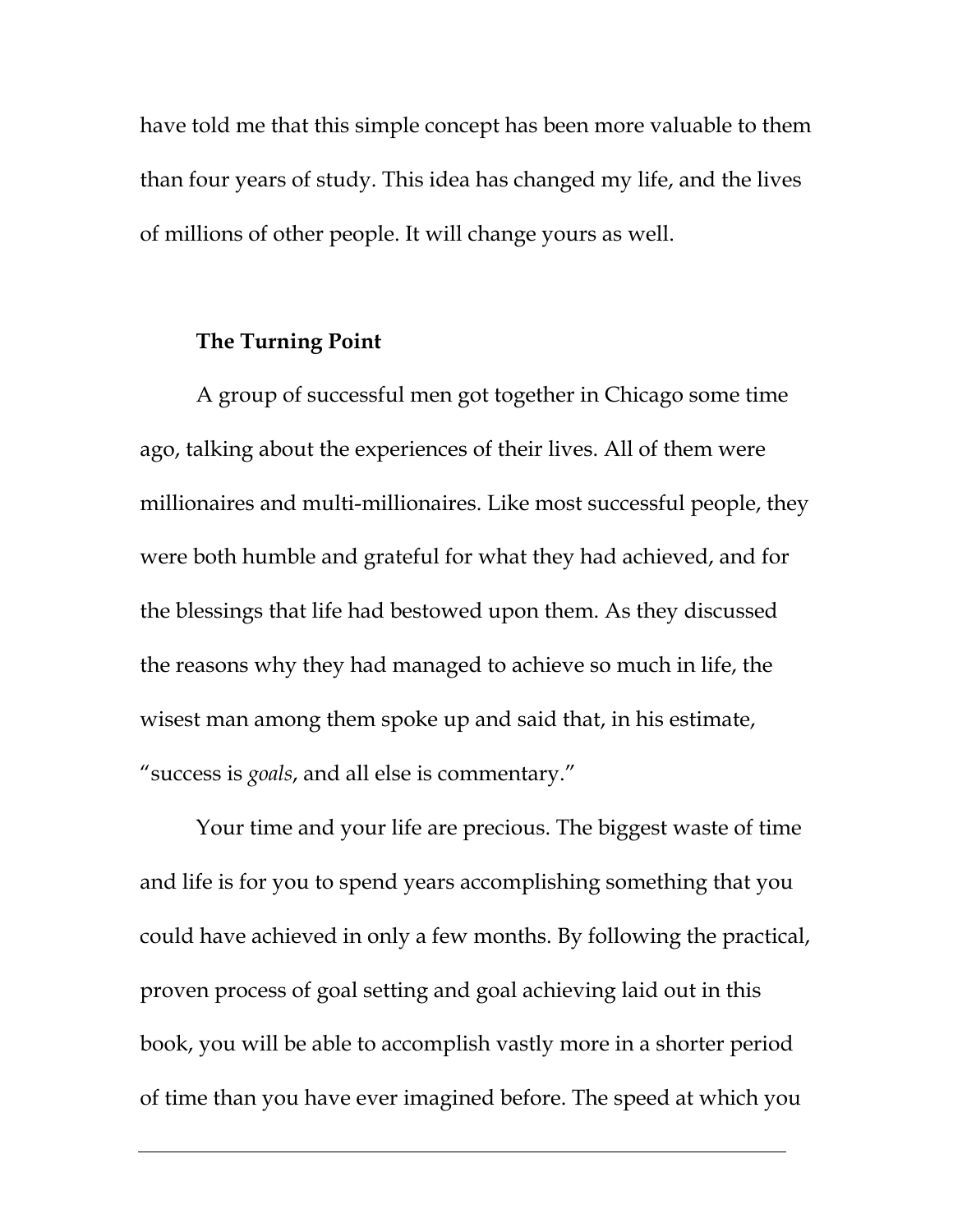have told me that this simple concept has been more valuable to them than four years of study. This idea has changed my life, and the lives of millions of other people. It will change yours as well.

### The Turning Point

A group of successful men got together in Chicago some time ago, talking about the experiences of their lives. All of them were millionaires and multi-millionaires. Like most successful people, they were both humble and grateful for what they had achieved, and for the blessings that life had bestowed upon them. As they discussed the reasons why they had managed to achieve so much in life, the wisest man among them spoke up and said that, in his estimate, "success is *goals*, and all else is commentary."

Your time and your life are precious. The biggest waste of time and life is for you to spend years accomplishing something that you could have achieved in only a few months. By following the practical, proven process of goal setting and goal achieving laid out in this book, you will be able to accomplish vastly more in a shorter period of time than you have ever imagined before. The speed at which you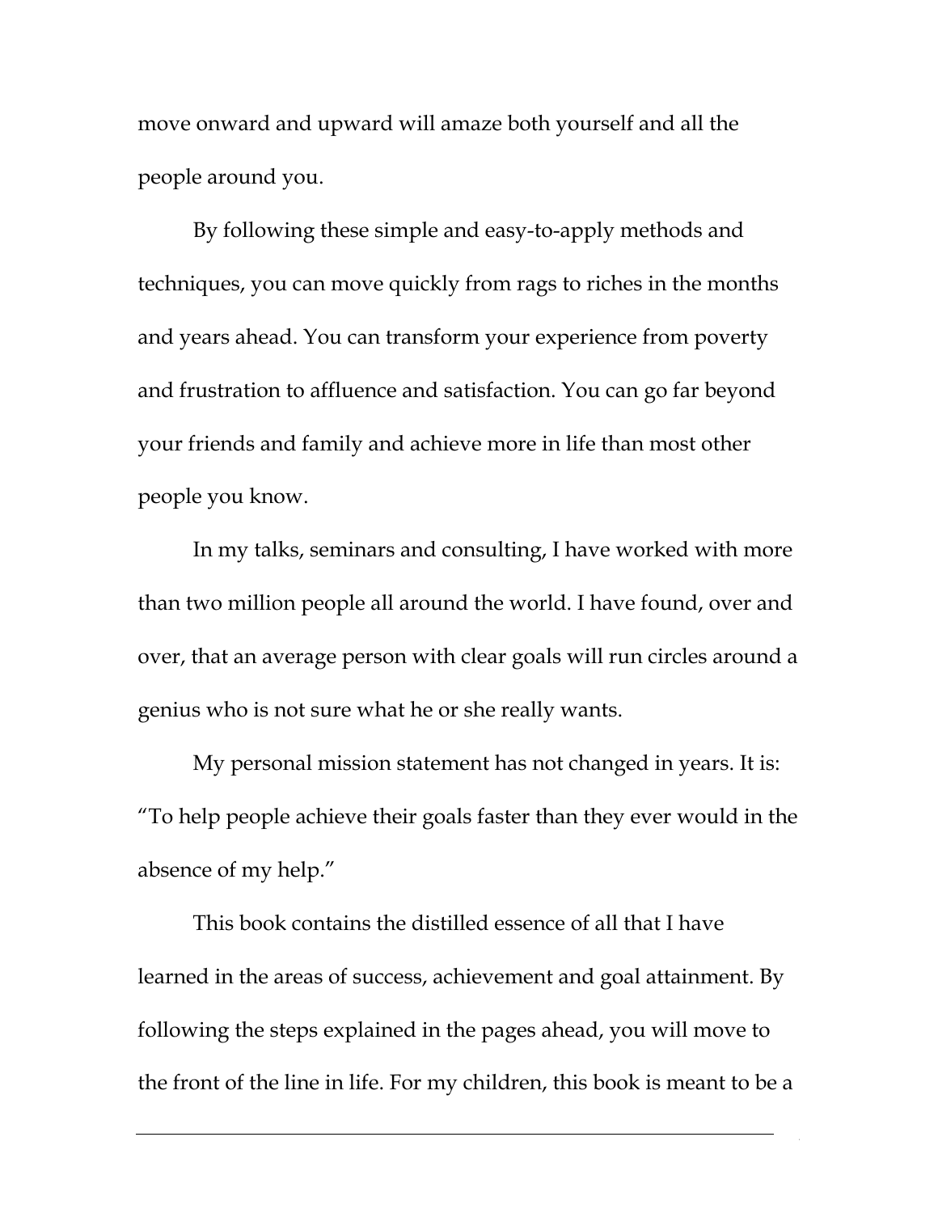move onward and upward will amaze both yourself and all the people around you.

By following these simple and easy-to-apply methods and techniques, you can move quickly from rags to riches in the months and years ahead. You can transform your experience from poverty and frustration to affluence and satisfaction. You can go far beyond your friends and family and achieve more in life than most other people you know.

In my talks, seminars and consulting, I have worked with more than two million people all around the world. I have found, over and over, that an average person with clear goals will run circles around a genius who is not sure what he or she really wants.

My personal mission statement has not changed in years. It is: "To help people achieve their goals faster than they ever would in the absence of my help."

This book contains the distilled essence of all that I have learned in the areas of success, achievement and goal attainment. By following the steps explained in the pages ahead, you will move to the front of the line in life. For my children, this book is meant to be a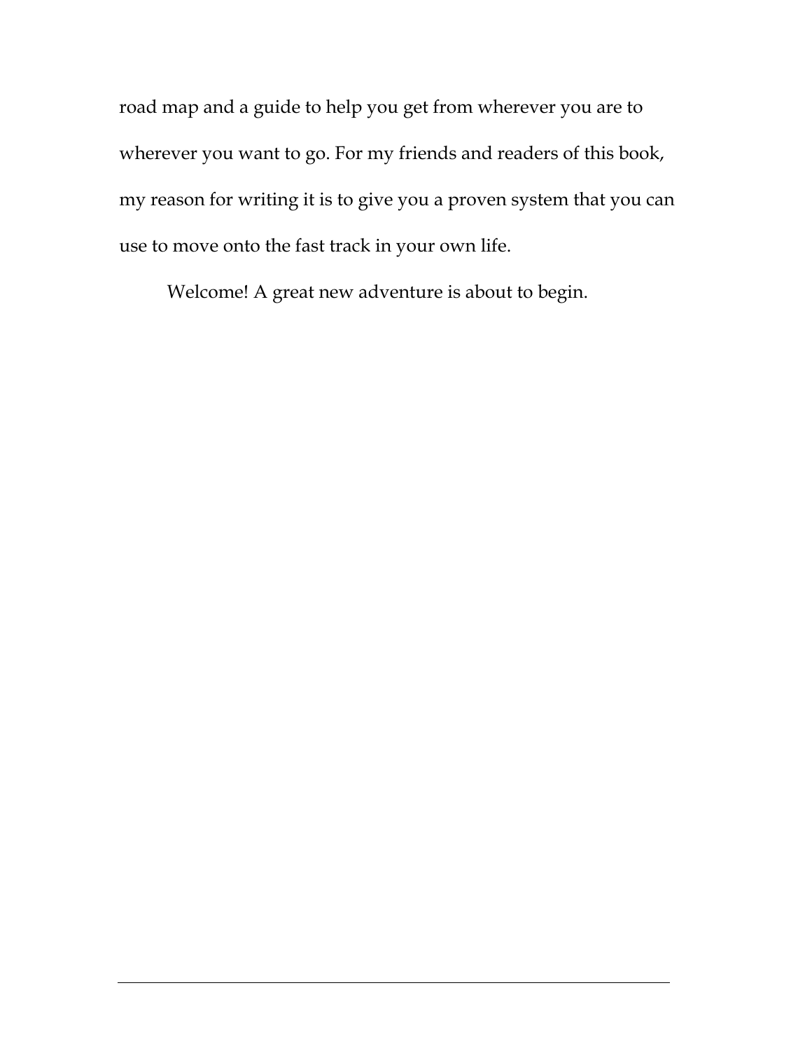road map and a guide to help you get from wherever you are to wherever you want to go. For my friends and readers of this book, my reason for writing it is to give you a proven system that you can use to move onto the fast track in your own life.

Welcome! A great new adventure is about to begin.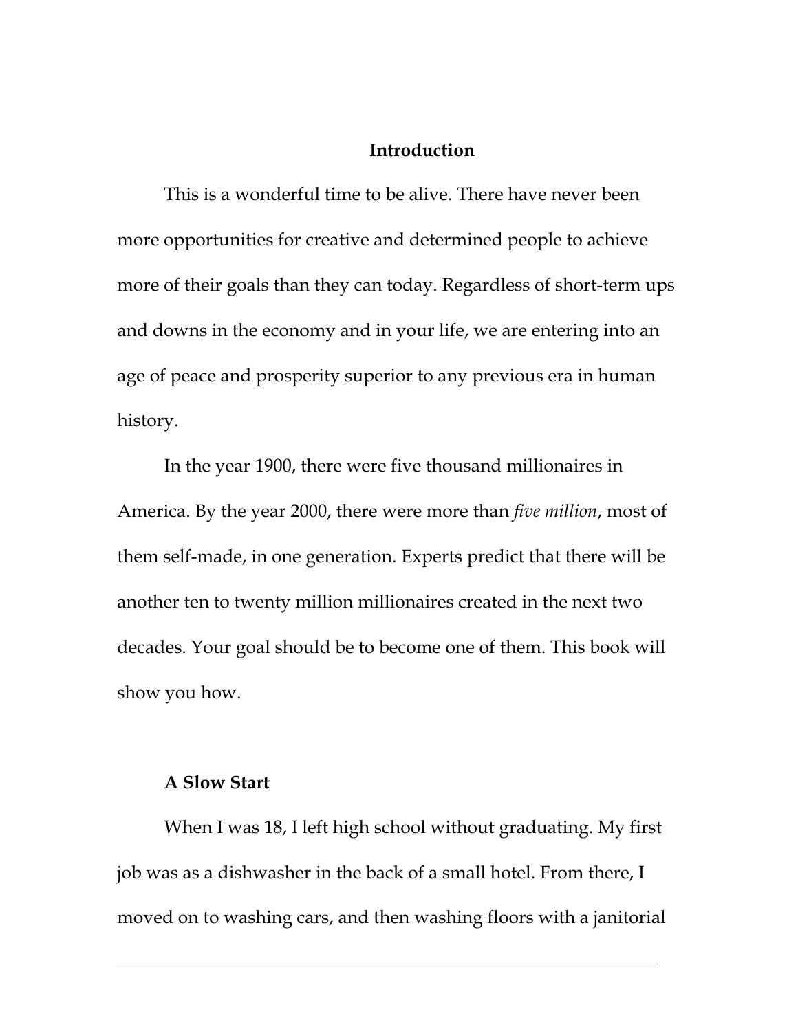## Introduction

This is a wonderful time to be alive. There have never been more opportunities for creative and determined people to achieve more of their goals than they can today. Regardless of short-term ups and downs in the economy and in your life, we are entering into an age of peace and prosperity superior to any previous era in human history.

In the year 1900, there were five thousand millionaires in America. By the year 2000, there were more than *five million*, most of them self-made, in one generation. Experts predict that there will be another ten to twenty million millionaires created in the next two decades. Your goal should be to become one of them. This book will show you how.

### A Slow Start

When I was 18, I left high school without graduating. My first job was as a dishwasher in the back of a small hotel. From there, I moved on to washing cars, and then washing floors with a janitorial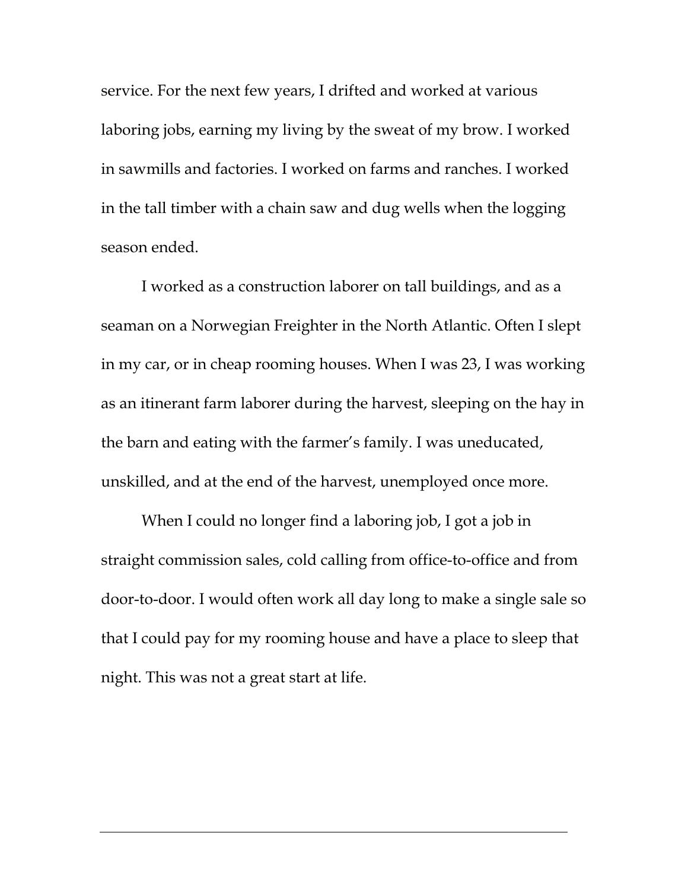service. For the next few years, I drifted and worked at various laboring jobs, earning my living by the sweat of my brow. I worked in sawmills and factories. I worked on farms and ranches. I worked in the tall timber with a chain saw and dug wells when the logging season ended.

I worked as a construction laborer on tall buildings, and as a seaman on a Norwegian Freighter in the North Atlantic. Often I slept in my car, or in cheap rooming houses. When I was 23, I was working as an itinerant farm laborer during the harvest, sleeping on the hay in the barn and eating with the farmer's family. I was uneducated, unskilled, and at the end of the harvest, unemployed once more.

When I could no longer find a laboring job, I got a job in straight commission sales, cold calling from office-to-office and from door-to-door. I would often work all day long to make a single sale so that I could pay for my rooming house and have a place to sleep that night. This was not a great start at life.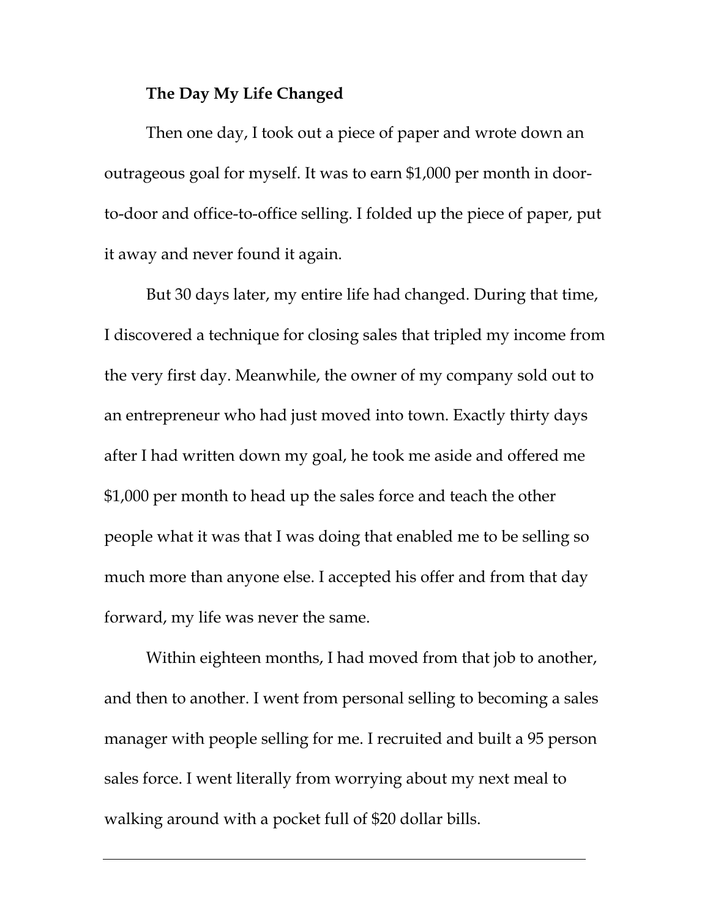**The Day My Life Changed**

Then one day, I took out a piece of paper and wrote down an outrageous goal for myself. It was to earn $1,000 per month in door-to-door and office-to-office selling. I folded up the piece of paper, put it away and never found it again.

But 30 days later, my entire life had changed. During that time, I discovered a technique for closing sales that tripled my income from the very first day. Meanwhile, the owner of my company sold out to an entrepreneur who had just moved into town. Exactly thirty days after I had written down my goal, he took me aside and offered me $1,000 per month to head up the sales force and teach the other people what it was that I was doing that enabled me to be selling so much more than anyone else. I accepted his offer and from that day forward, my life was never the same.

Within eighteen months, I had moved from that job to another, and then to another. I went from personal selling to becoming a sales manager with people selling for me. I recruited and built a 95 person sales force. I went literally from worrying about my next meal to walking around with a pocket full of $20 dollar bills.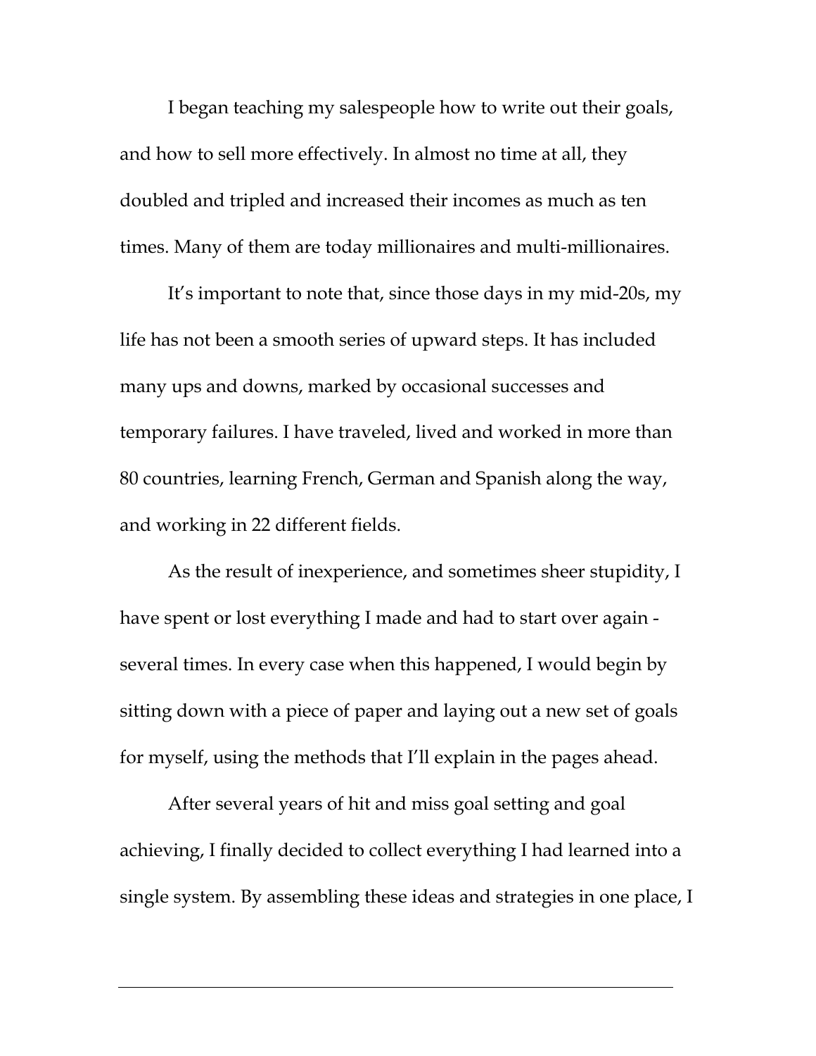I began teaching my salespeople how to write out their goals, and how to sell more effectively. In almost no time at all, they doubled and tripled and increased their incomes as much as ten times. Many of them are today millionaires and multi-millionaires.

It's important to note that, since those days in my mid-20s, my life has not been a smooth series of upward steps. It has included many ups and downs, marked by occasional successes and temporary failures. I have traveled, lived and worked in more than 80 countries, learning French, German and Spanish along the way, and working in 22 different fields.

As the result of inexperience, and sometimes sheer stupidity, I have spent or lost everything I made and had to start over again - several times. In every case when this happened, I would begin by sitting down with a piece of paper and laying out a new set of goals for myself, using the methods that I'll explain in the pages ahead.

After several years of hit and miss goal setting and goal achieving, I finally decided to collect everything I had learned into a single system. By assembling these ideas and strategies in one place, I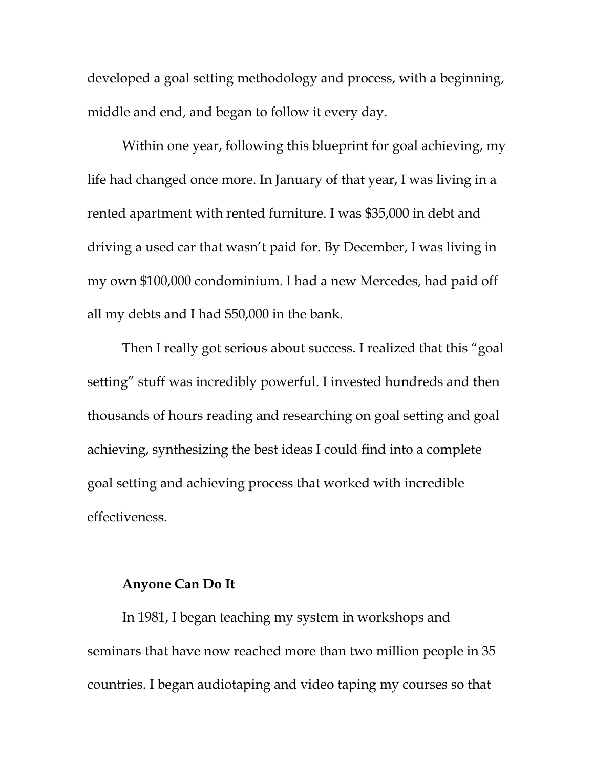developed a goal setting methodology and process, with a beginning, middle and end, and began to follow it every day.

Within one year, following this blueprint for goal achieving, my life had changed once more. In January of that year, I was living in a rented apartment with rented furniture. I was $35,000 in debt and driving a used car that wasn't paid for. By December, I was living in my own $100,000 condominium. I had a new Mercedes, had paid off all my debts and I had $50,000 in the bank.

Then I really got serious about success. I realized that this "goal setting" stuff was incredibly powerful. I invested hundreds and then thousands of hours reading and researching on goal setting and goal achieving, synthesizing the best ideas I could find into a complete goal setting and achieving process that worked with incredible effectiveness.

**Anyone Can Do It**

In 1981, I began teaching my system in workshops and seminars that have now reached more than two million people in 35 countries. I began audiotaping and video taping my courses so that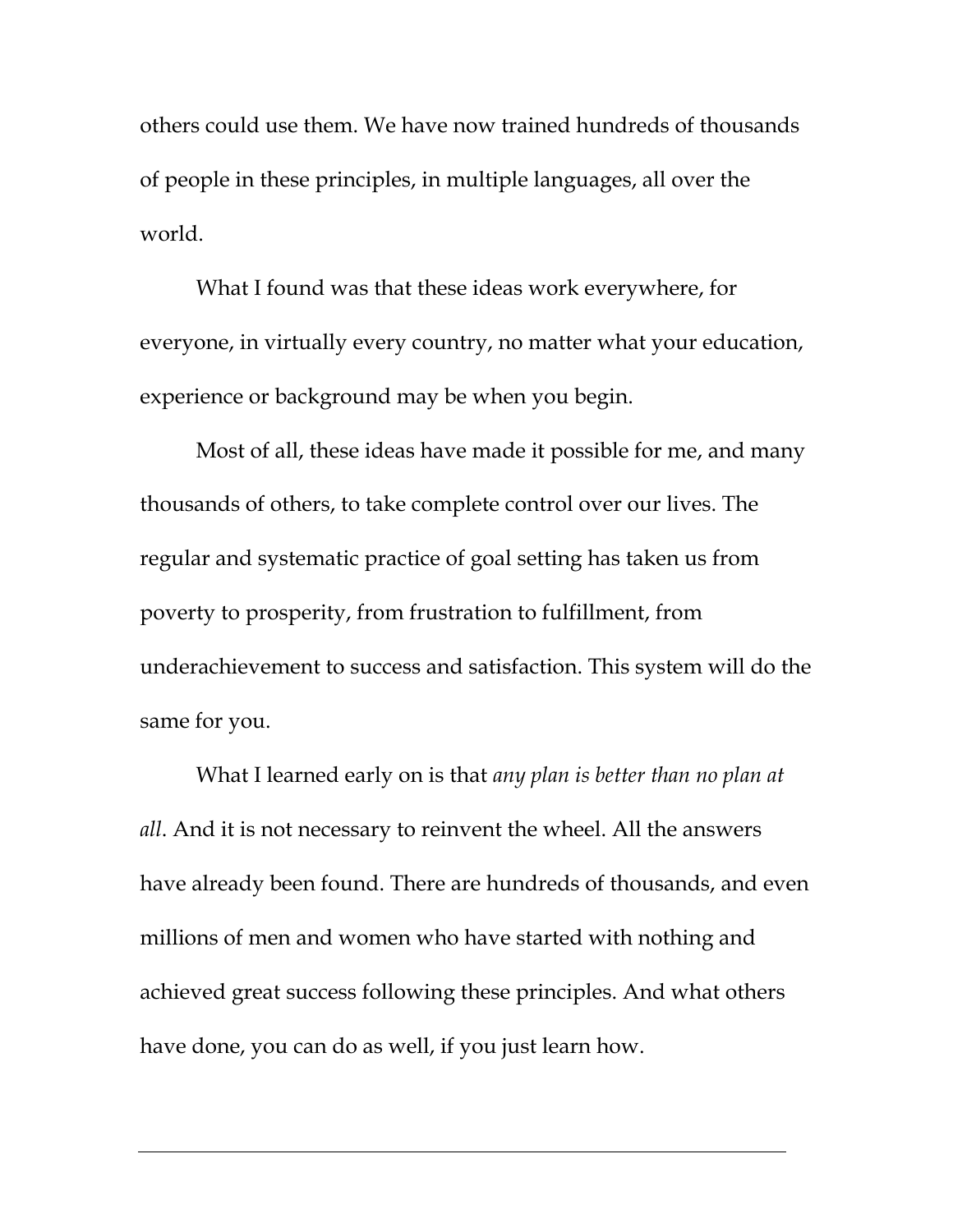others could use them. We have now trained hundreds of thousands of people in these principles, in multiple languages, all over the world.

What I found was that these ideas work everywhere, for everyone, in virtually every country, no matter what your education, experience or background may be when you begin.

Most of all, these ideas have made it possible for me, and many thousands of others, to take complete control over our lives. The regular and systematic practice of goal setting has taken us from poverty to prosperity, from frustration to fulfillment, from underachievement to success and satisfaction. This system will do the same for you.

What I learned early on is that *any plan is better than no plan at all*. And it is not necessary to reinvent the wheel. All the answers have already been found. There are hundreds of thousands, and even millions of men and women who have started with nothing and achieved great success following these principles. And what others have done, you can do as well, if you just learn how.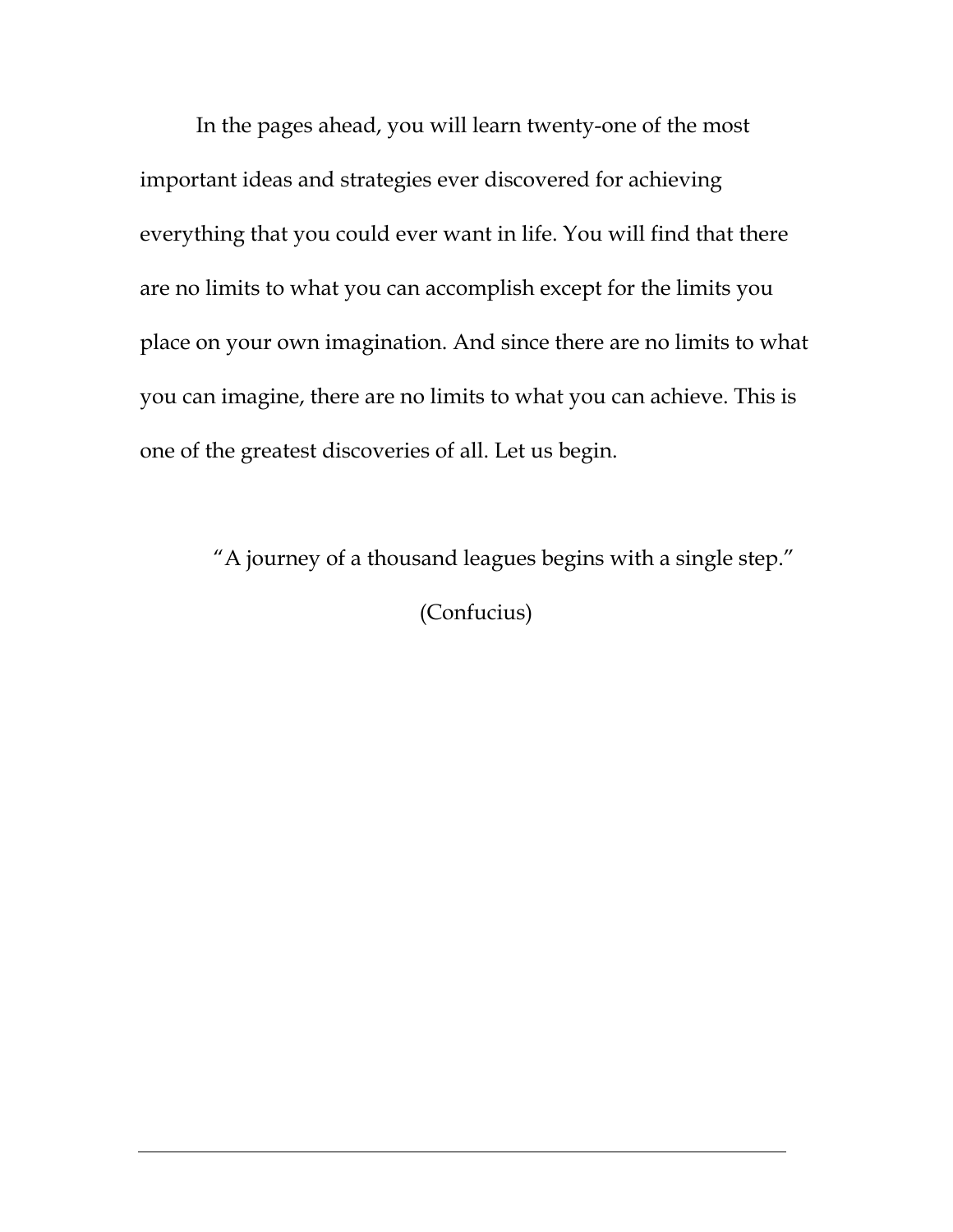In the pages ahead, you will learn twenty-one of the most important ideas and strategies ever discovered for achieving everything that you could ever want in life. You will find that there are no limits to what you can accomplish except for the limits you place on your own imagination. And since there are no limits to what you can imagine, there are no limits to what you can achieve. This is one of the greatest discoveries of all. Let us begin.

"A journey of a thousand leagues begins with a single step."

(Confucius)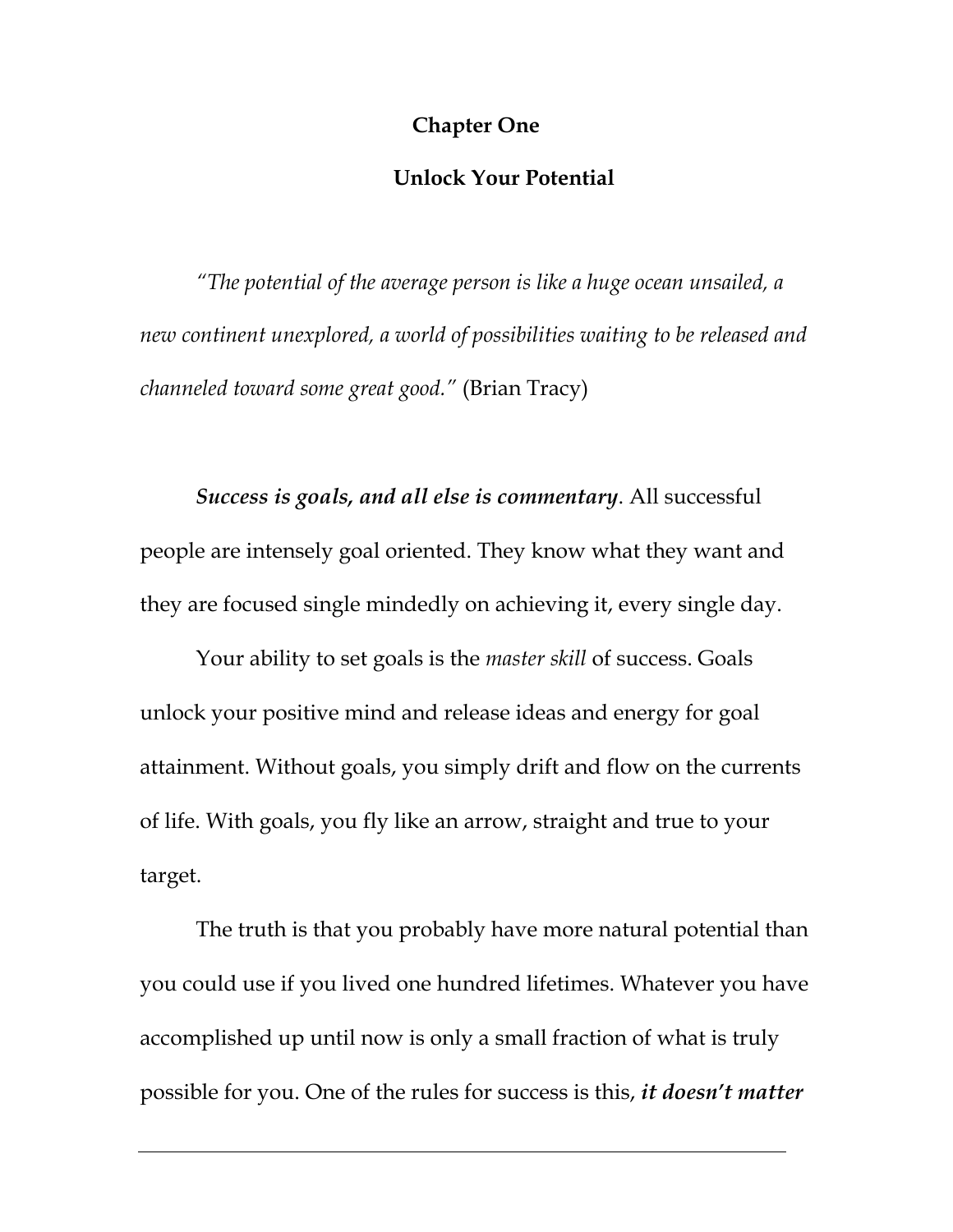# Chapter One

## Unlock Your Potential

*"The potential of the average person is like a huge ocean unsailed, a new continent unexplored, a world of possibilities waiting to be released and channeled toward some great good."* (Brian Tracy)

***Success is goals, and all else is commentary***. All successful people are intensely goal oriented. They know what they want and they are focused single mindedly on achieving it, every single day.

Your ability to set goals is the *master skill* of success. Goals unlock your positive mind and release ideas and energy for goal attainment. Without goals, you simply drift and flow on the currents of life. With goals, you fly like an arrow, straight and true to your target.

The truth is that you probably have more natural potential than you could use if you lived one hundred lifetimes. Whatever you have accomplished up until now is only a small fraction of what is truly possible for you. One of the rules for success is this, ***it doesn't matter***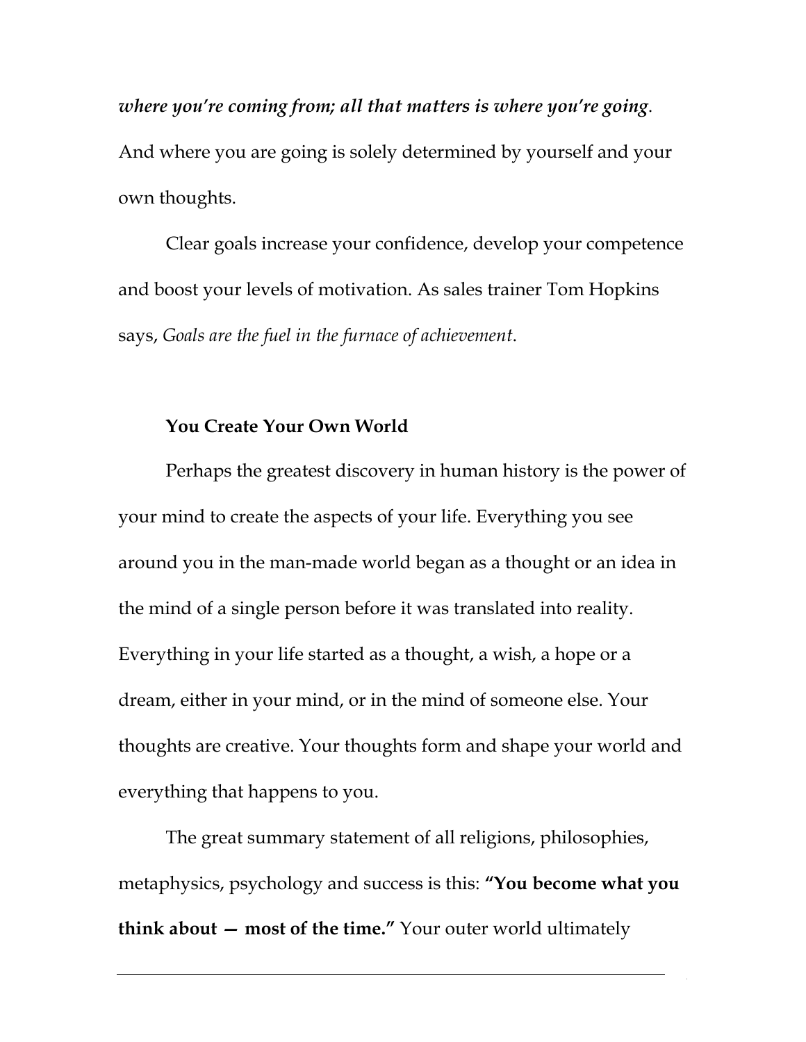***where you're coming from; all that matters is where you're going***. And where you are going is solely determined by yourself and your own thoughts.

Clear goals increase your confidence, develop your competence and boost your levels of motivation. As sales trainer Tom Hopkins says, *Goals are the fuel in the furnace of achievement*.

**You Create Your Own World**

Perhaps the greatest discovery in human history is the power of your mind to create the aspects of your life. Everything you see around you in the man-made world began as a thought or an idea in the mind of a single person before it was translated into reality. Everything in your life started as a thought, a wish, a hope or a dream, either in your mind, or in the mind of someone else. Your thoughts are creative. Your thoughts form and shape your world and everything that happens to you.

The great summary statement of all religions, philosophies, metaphysics, psychology and success is this: **"You become what you think about — most of the time."** Your outer world ultimately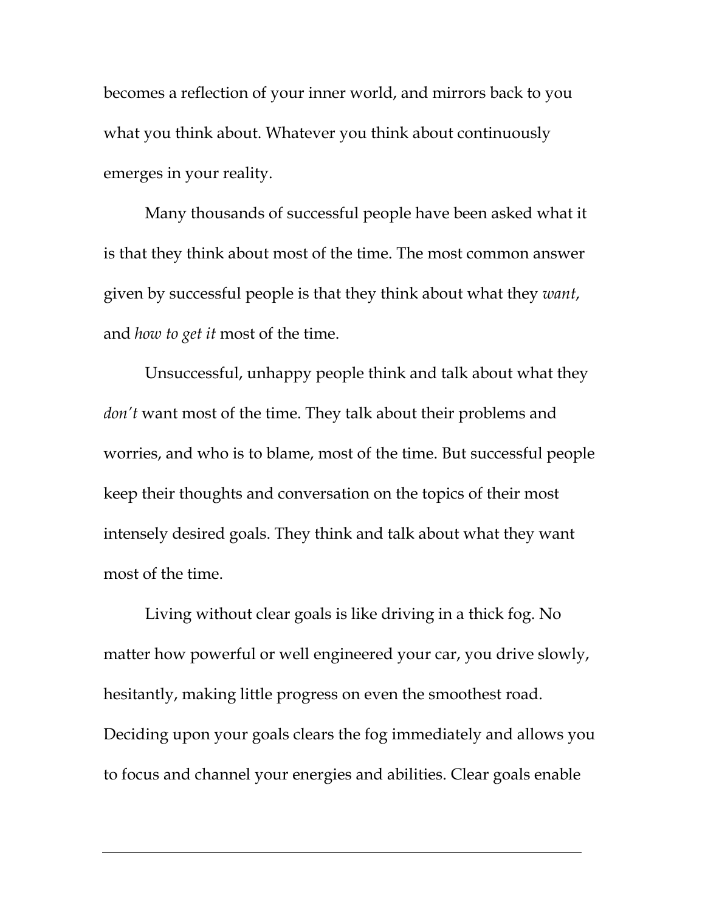becomes a reflection of your inner world, and mirrors back to you what you think about. Whatever you think about continuously emerges in your reality.

Many thousands of successful people have been asked what it is that they think about most of the time. The most common answer given by successful people is that they think about what they *want*, and *how to get it* most of the time.

Unsuccessful, unhappy people think and talk about what they *don't* want most of the time. They talk about their problems and worries, and who is to blame, most of the time. But successful people keep their thoughts and conversation on the topics of their most intensely desired goals. They think and talk about what they want most of the time.

Living without clear goals is like driving in a thick fog. No matter how powerful or well engineered your car, you drive slowly, hesitantly, making little progress on even the smoothest road. Deciding upon your goals clears the fog immediately and allows you to focus and channel your energies and abilities. Clear goals enable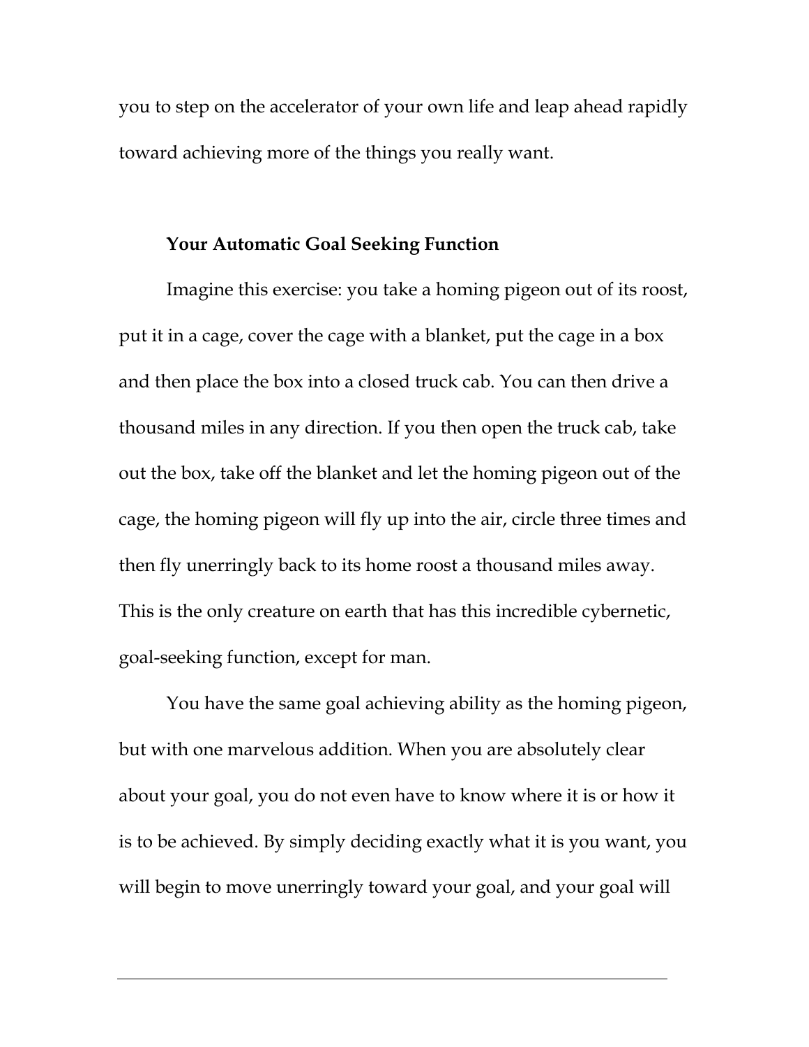you to step on the accelerator of your own life and leap ahead rapidly toward achieving more of the things you really want.

### Your Automatic Goal Seeking Function

Imagine this exercise: you take a homing pigeon out of its roost, put it in a cage, cover the cage with a blanket, put the cage in a box and then place the box into a closed truck cab. You can then drive a thousand miles in any direction. If you then open the truck cab, take out the box, take off the blanket and let the homing pigeon out of the cage, the homing pigeon will fly up into the air, circle three times and then fly unerringly back to its home roost a thousand miles away. This is the only creature on earth that has this incredible cybernetic, goal-seeking function, except for man.

You have the same goal achieving ability as the homing pigeon, but with one marvelous addition. When you are absolutely clear about your goal, you do not even have to know where it is or how it is to be achieved. By simply deciding exactly what it is you want, you will begin to move unerringly toward your goal, and your goal will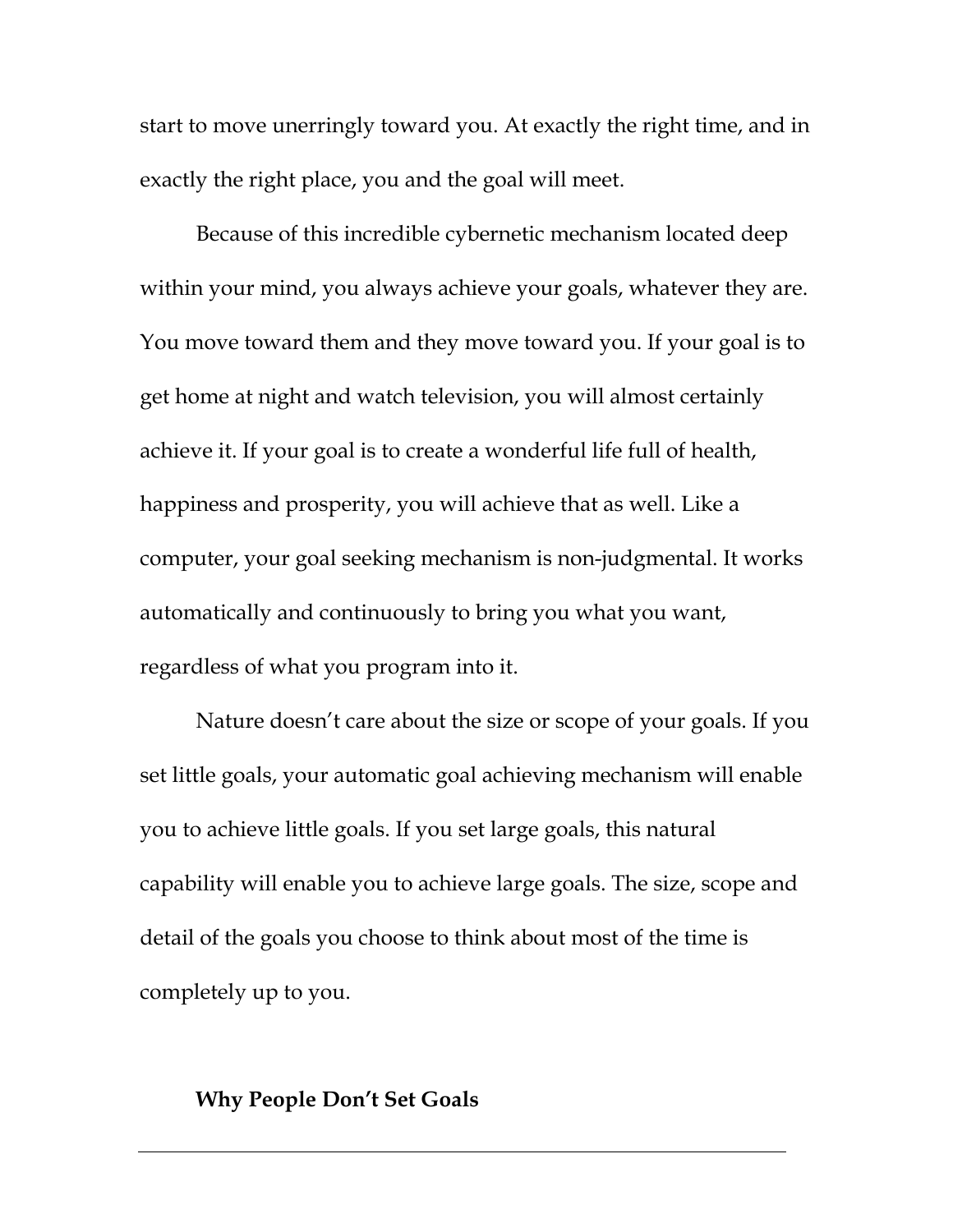start to move unerringly toward you. At exactly the right time, and in exactly the right place, you and the goal will meet.

Because of this incredible cybernetic mechanism located deep within your mind, you always achieve your goals, whatever they are. You move toward them and they move toward you. If your goal is to get home at night and watch television, you will almost certainly achieve it. If your goal is to create a wonderful life full of health, happiness and prosperity, you will achieve that as well. Like a computer, your goal seeking mechanism is non-judgmental. It works automatically and continuously to bring you what you want, regardless of what you program into it.

Nature doesn't care about the size or scope of your goals. If you set little goals, your automatic goal achieving mechanism will enable you to achieve little goals. If you set large goals, this natural capability will enable you to achieve large goals. The size, scope and detail of the goals you choose to think about most of the time is completely up to you.

## Why People Don't Set Goals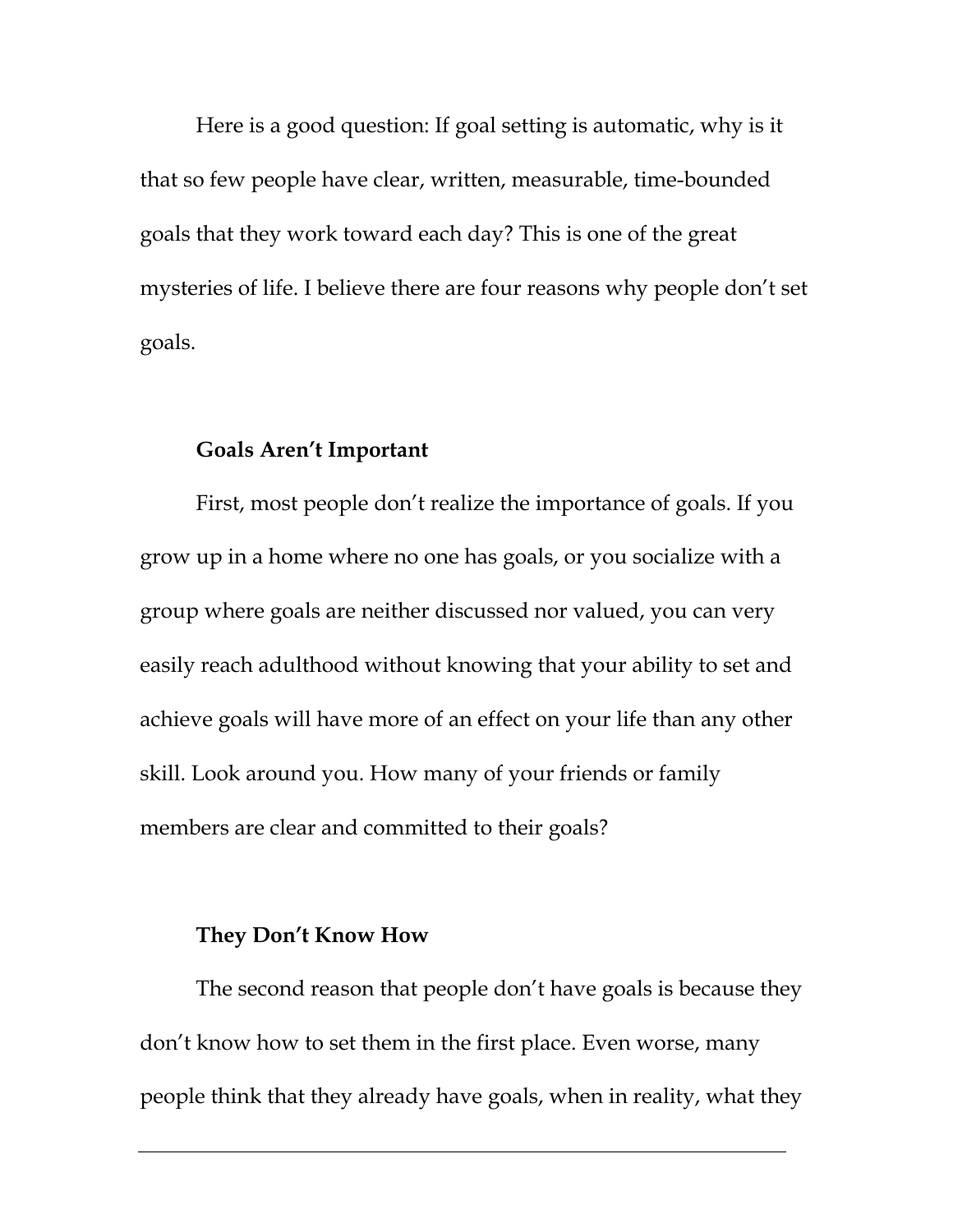Here is a good question: If goal setting is automatic, why is it that so few people have clear, written, measurable, time-bounded goals that they work toward each day? This is one of the great mysteries of life. I believe there are four reasons why people don't set goals.

### Goals Aren't Important

First, most people don't realize the importance of goals. If you grow up in a home where no one has goals, or you socialize with a group where goals are neither discussed nor valued, you can very easily reach adulthood without knowing that your ability to set and achieve goals will have more of an effect on your life than any other skill. Look around you. How many of your friends or family members are clear and committed to their goals?

### They Don't Know How

The second reason that people don't have goals is because they don't know how to set them in the first place. Even worse, many people think that they already have goals, when in reality, what they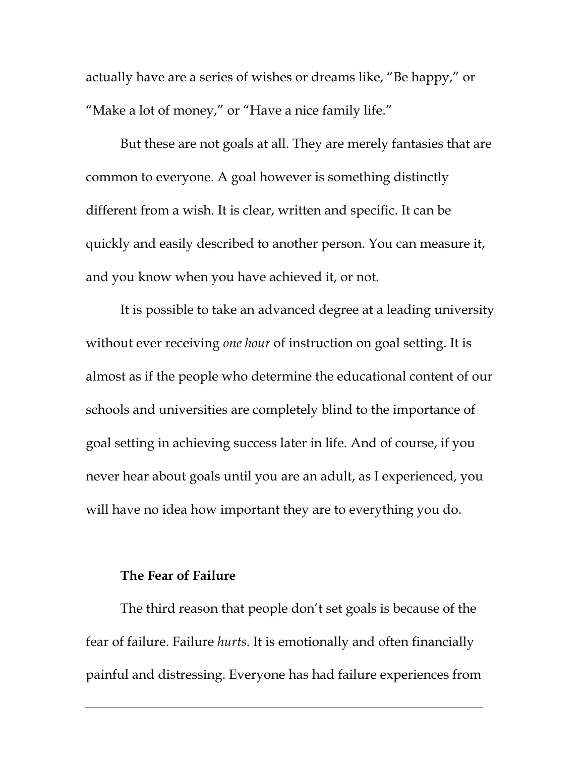actually have are a series of wishes or dreams like, "Be happy," or "Make a lot of money," or "Have a nice family life."

But these are not goals at all. They are merely fantasies that are common to everyone. A goal however is something distinctly different from a wish. It is clear, written and specific. It can be quickly and easily described to another person. You can measure it, and you know when you have achieved it, or not.

It is possible to take an advanced degree at a leading university without ever receiving *one hour* of instruction on goal setting. It is almost as if the people who determine the educational content of our schools and universities are completely blind to the importance of goal setting in achieving success later in life. And of course, if you never hear about goals until you are an adult, as I experienced, you will have no idea how important they are to everything you do.

### The Fear of Failure

The third reason that people don't set goals is because of the fear of failure. Failure *hurts*. It is emotionally and often financially painful and distressing. Everyone has had failure experiences from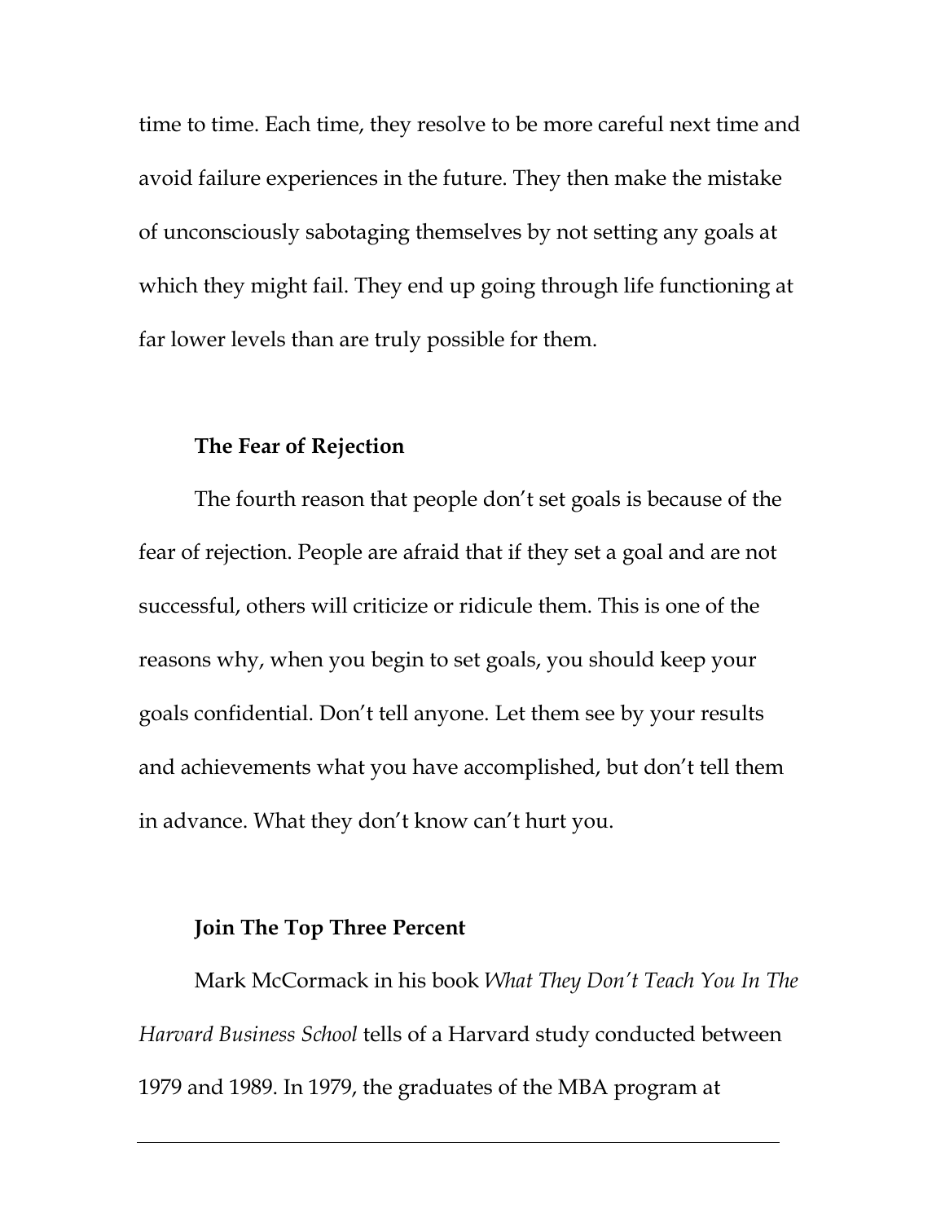time to time. Each time, they resolve to be more careful next time and avoid failure experiences in the future. They then make the mistake of unconsciously sabotaging themselves by not setting any goals at which they might fail. They end up going through life functioning at far lower levels than are truly possible for them.

### The Fear of Rejection

The fourth reason that people don't set goals is because of the fear of rejection. People are afraid that if they set a goal and are not successful, others will criticize or ridicule them. This is one of the reasons why, when you begin to set goals, you should keep your goals confidential. Don't tell anyone. Let them see by your results and achievements what you have accomplished, but don't tell them in advance. What they don't know can't hurt you.

### Join The Top Three Percent

Mark McCormack in his book *What They Don't Teach You In The Harvard Business School* tells of a Harvard study conducted between 1979 and 1989. In 1979, the graduates of the MBA program at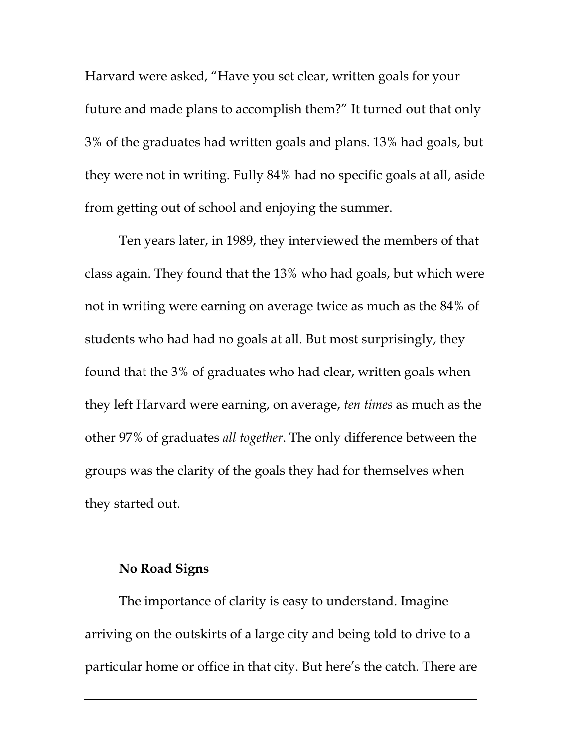Harvard were asked, "Have you set clear, written goals for your future and made plans to accomplish them?" It turned out that only 3% of the graduates had written goals and plans. 13% had goals, but they were not in writing. Fully 84% had no specific goals at all, aside from getting out of school and enjoying the summer.

Ten years later, in 1989, they interviewed the members of that class again. They found that the 13% who had goals, but which were not in writing were earning on average twice as much as the 84% of students who had had no goals at all. But most surprisingly, they found that the 3% of graduates who had clear, written goals when they left Harvard were earning, on average, *ten times* as much as the other 97% of graduates *all together*. The only difference between the groups was the clarity of the goals they had for themselves when they started out.

### No Road Signs

The importance of clarity is easy to understand. Imagine arriving on the outskirts of a large city and being told to drive to a particular home or office in that city. But here's the catch. There are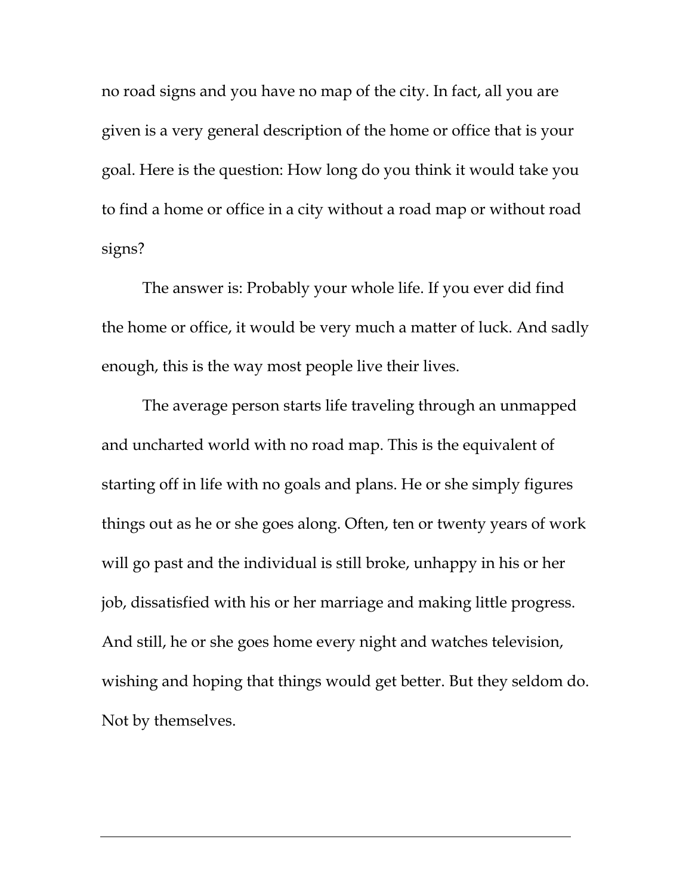no road signs and you have no map of the city. In fact, all you are given is a very general description of the home or office that is your goal. Here is the question: How long do you think it would take you to find a home or office in a city without a road map or without road signs?

The answer is: Probably your whole life. If you ever did find the home or office, it would be very much a matter of luck. And sadly enough, this is the way most people live their lives.

The average person starts life traveling through an unmapped and uncharted world with no road map. This is the equivalent of starting off in life with no goals and plans. He or she simply figures things out as he or she goes along. Often, ten or twenty years of work will go past and the individual is still broke, unhappy in his or her job, dissatisfied with his or her marriage and making little progress. And still, he or she goes home every night and watches television, wishing and hoping that things would get better. But they seldom do. Not by themselves.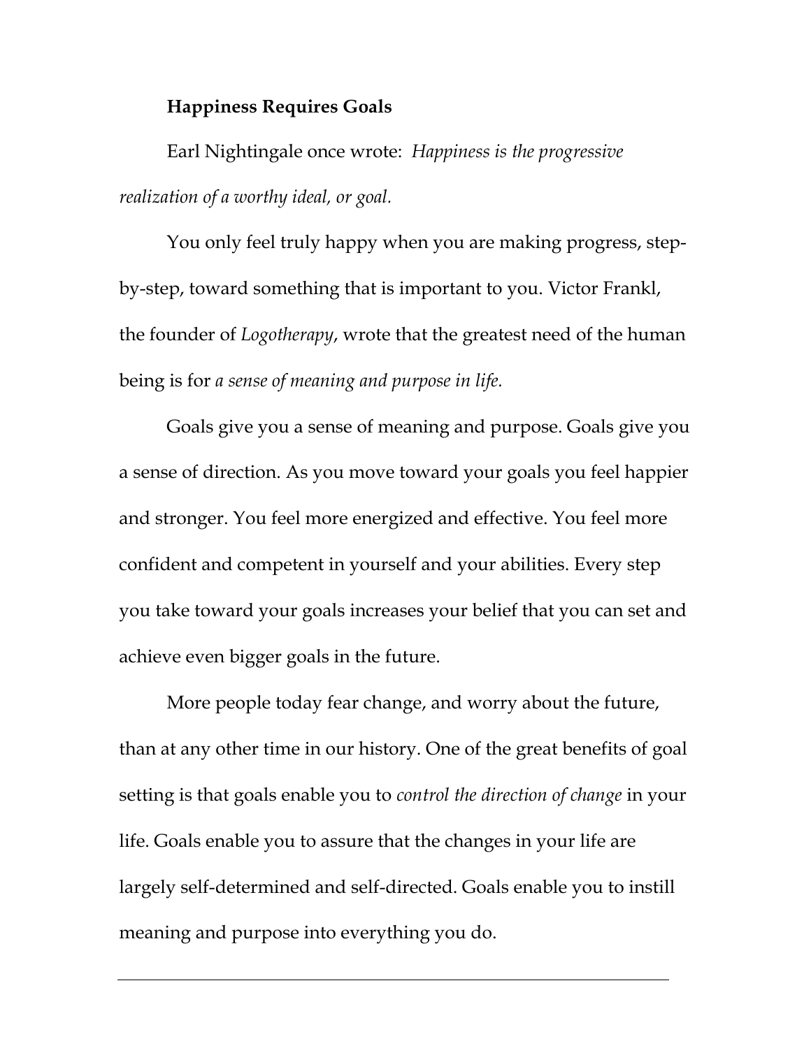**Happiness Requires Goals**

Earl Nightingale once wrote: *Happiness is the progressive realization of a worthy ideal, or goal.*

You only feel truly happy when you are making progress, step-by-step, toward something that is important to you. Victor Frankl, the founder of *Logotherapy*, wrote that the greatest need of the human being is for *a sense of meaning and purpose in life.*

Goals give you a sense of meaning and purpose. Goals give you a sense of direction. As you move toward your goals you feel happier and stronger. You feel more energized and effective. You feel more confident and competent in yourself and your abilities. Every step you take toward your goals increases your belief that you can set and achieve even bigger goals in the future.

More people today fear change, and worry about the future, than at any other time in our history. One of the great benefits of goal setting is that goals enable you to *control the direction of change* in your life. Goals enable you to assure that the changes in your life are largely self-determined and self-directed. Goals enable you to instill meaning and purpose into everything you do.

---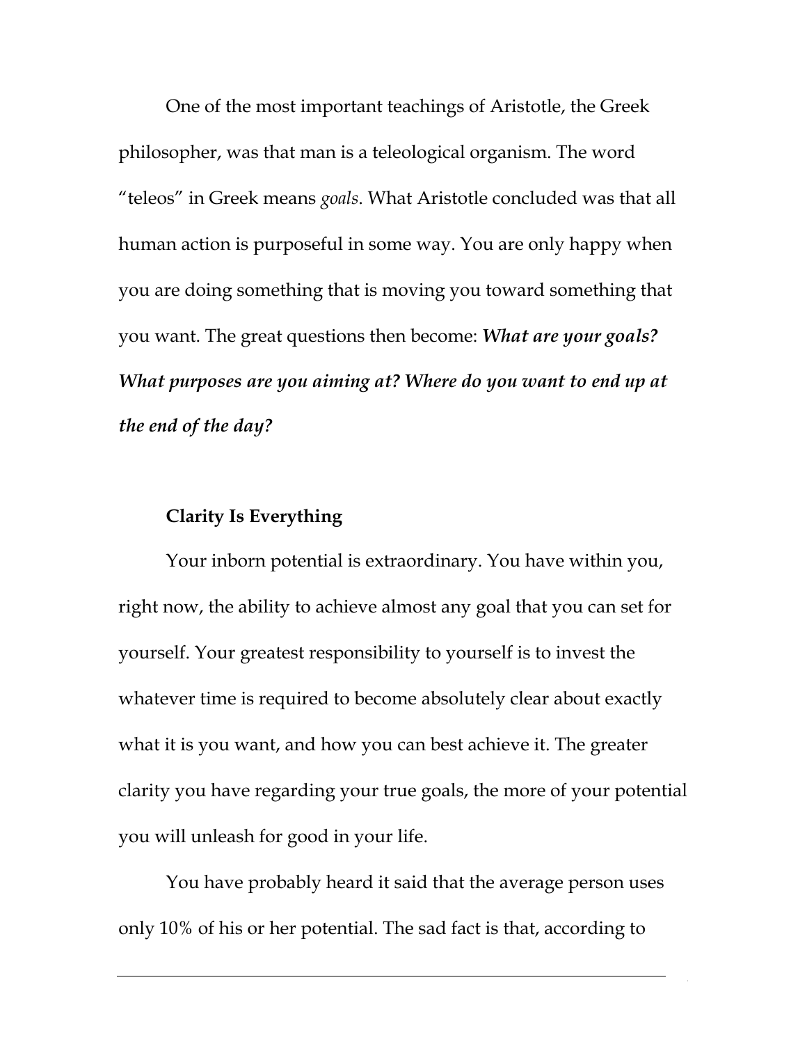One of the most important teachings of Aristotle, the Greek philosopher, was that man is a teleological organism. The word "teleos" in Greek means *goals*. What Aristotle concluded was that all human action is purposeful in some way. You are only happy when you are doing something that is moving you toward something that you want. The great questions then become: ***What are your goals? What purposes are you aiming at? Where do you want to end up at the end of the day?***

**Clarity Is Everything**

Your inborn potential is extraordinary. You have within you, right now, the ability to achieve almost any goal that you can set for yourself. Your greatest responsibility to yourself is to invest the whatever time is required to become absolutely clear about exactly what it is you want, and how you can best achieve it. The greater clarity you have regarding your true goals, the more of your potential you will unleash for good in your life.

You have probably heard it said that the average person uses only 10% of his or her potential. The sad fact is that, according to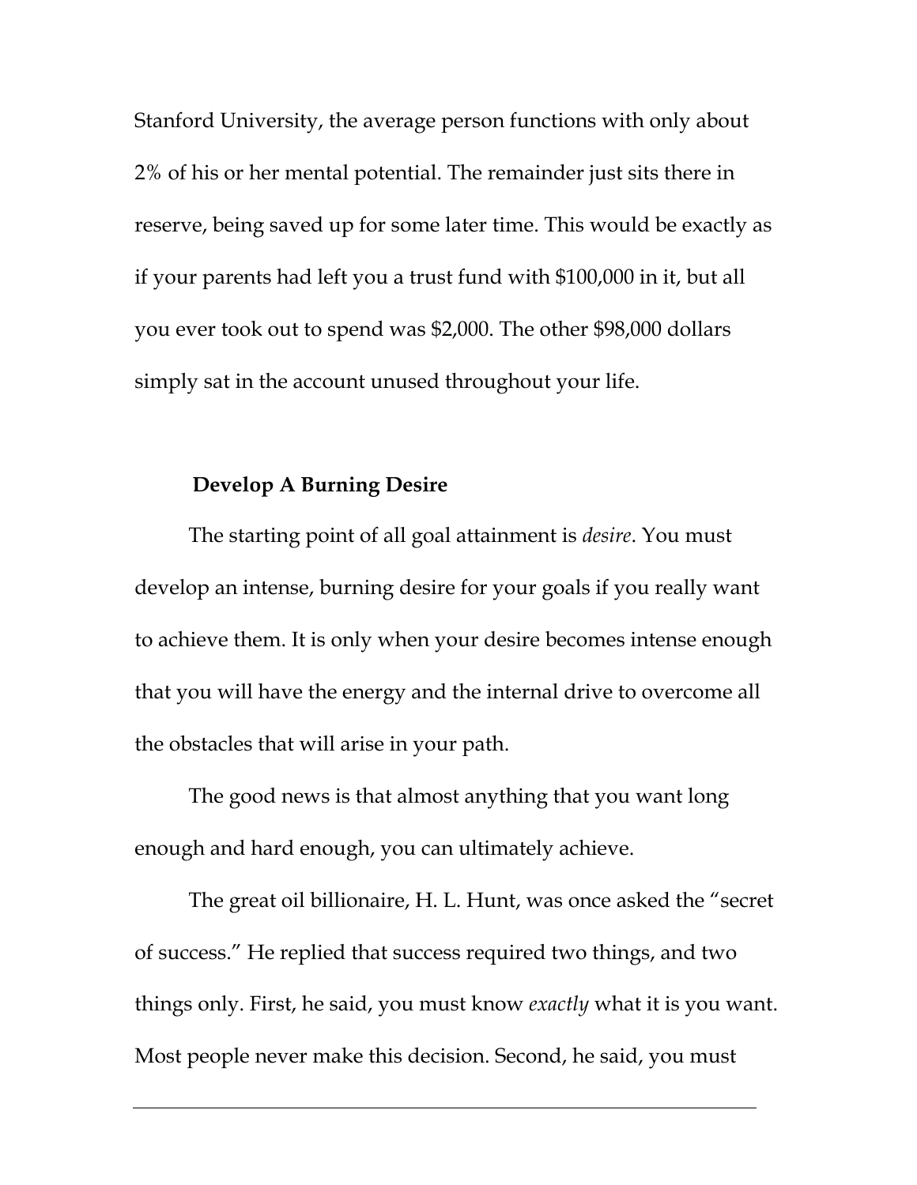Stanford University, the average person functions with only about 2% of his or her mental potential. The remainder just sits there in reserve, being saved up for some later time. This would be exactly as if your parents had left you a trust fund with $100,000 in it, but all you ever took out to spend was $2,000. The other $98,000 dollars simply sat in the account unused throughout your life.

### Develop A Burning Desire

The starting point of all goal attainment is *desire*. You must develop an intense, burning desire for your goals if you really want to achieve them. It is only when your desire becomes intense enough that you will have the energy and the internal drive to overcome all the obstacles that will arise in your path.

The good news is that almost anything that you want long enough and hard enough, you can ultimately achieve.

The great oil billionaire, H. L. Hunt, was once asked the "secret of success." He replied that success required two things, and two things only. First, he said, you must know *exactly* what it is you want. Most people never make this decision. Second, he said, you must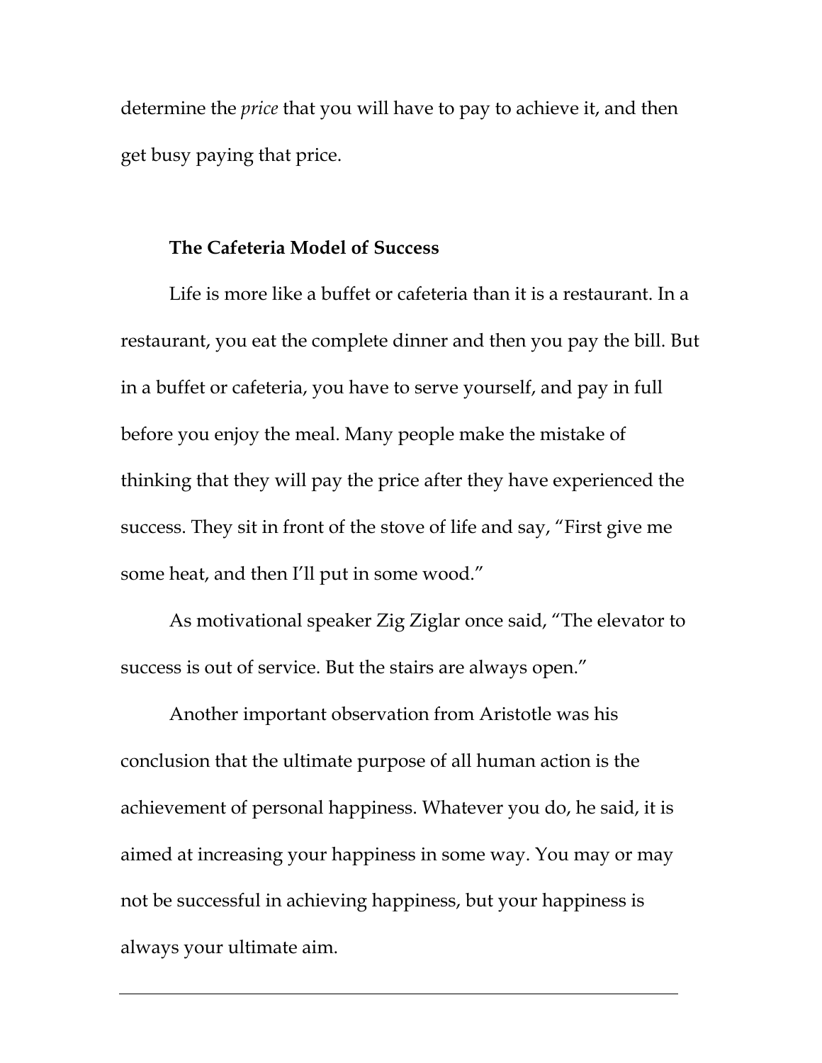determine the *price* that you will have to pay to achieve it, and then get busy paying that price.

**The Cafeteria Model of Success**

Life is more like a buffet or cafeteria than it is a restaurant. In a restaurant, you eat the complete dinner and then you pay the bill. But in a buffet or cafeteria, you have to serve yourself, and pay in full before you enjoy the meal. Many people make the mistake of thinking that they will pay the price after they have experienced the success. They sit in front of the stove of life and say, “First give me some heat, and then I’ll put in some wood.”

As motivational speaker Zig Ziglar once said, “The elevator to success is out of service. But the stairs are always open.”

Another important observation from Aristotle was his conclusion that the ultimate purpose of all human action is the achievement of personal happiness. Whatever you do, he said, it is aimed at increasing your happiness in some way. You may or may not be successful in achieving happiness, but your happiness is always your ultimate aim.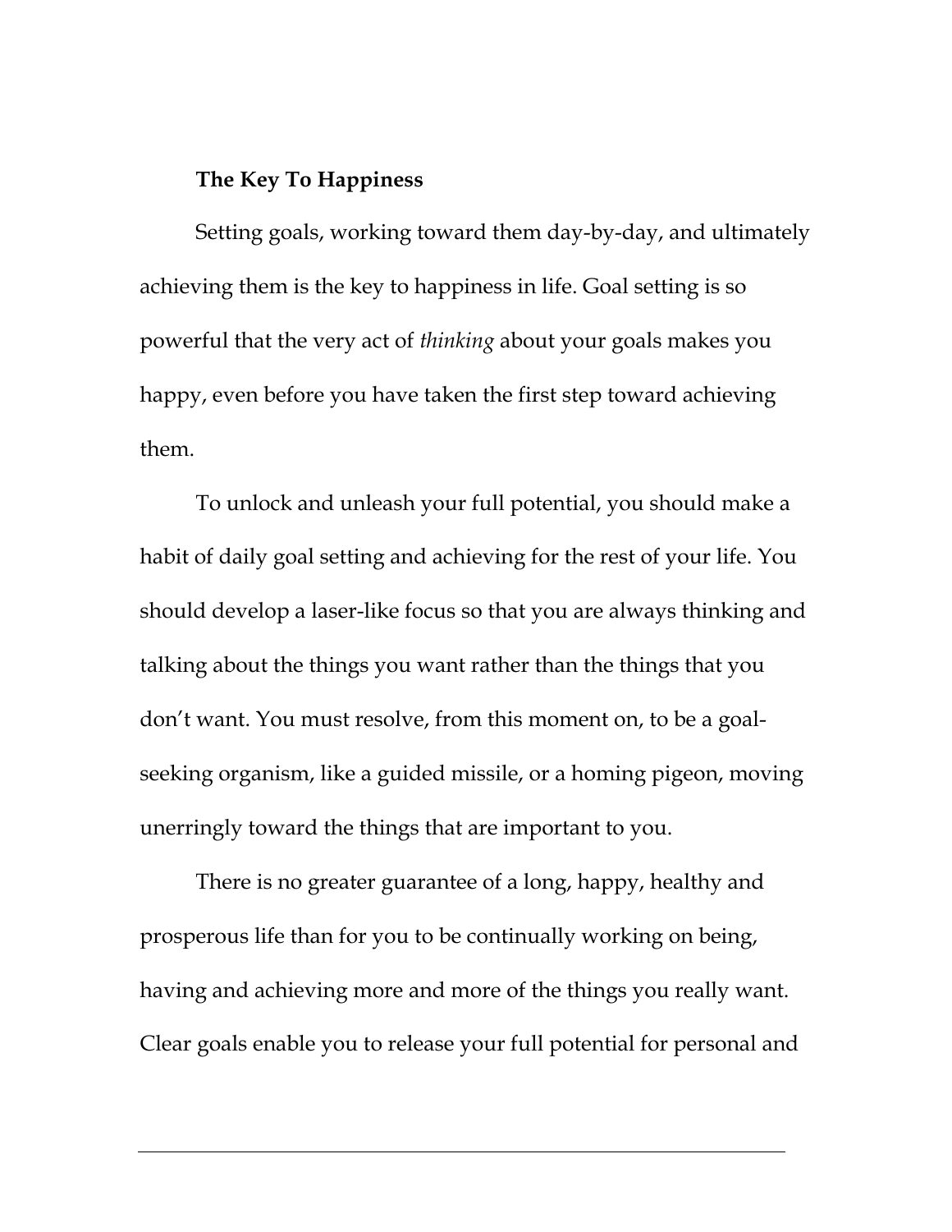**The Key To Happiness**

Setting goals, working toward them day-by-day, and ultimately achieving them is the key to happiness in life. Goal setting is so powerful that the very act of *thinking* about your goals makes you happy, even before you have taken the first step toward achieving them.

To unlock and unleash your full potential, you should make a habit of daily goal setting and achieving for the rest of your life. You should develop a laser-like focus so that you are always thinking and talking about the things you want rather than the things that you don't want. You must resolve, from this moment on, to be a goal-seeking organism, like a guided missile, or a homing pigeon, moving unerringly toward the things that are important to you.

There is no greater guarantee of a long, happy, healthy and prosperous life than for you to be continually working on being, having and achieving more and more of the things you really want. Clear goals enable you to release your full potential for personal and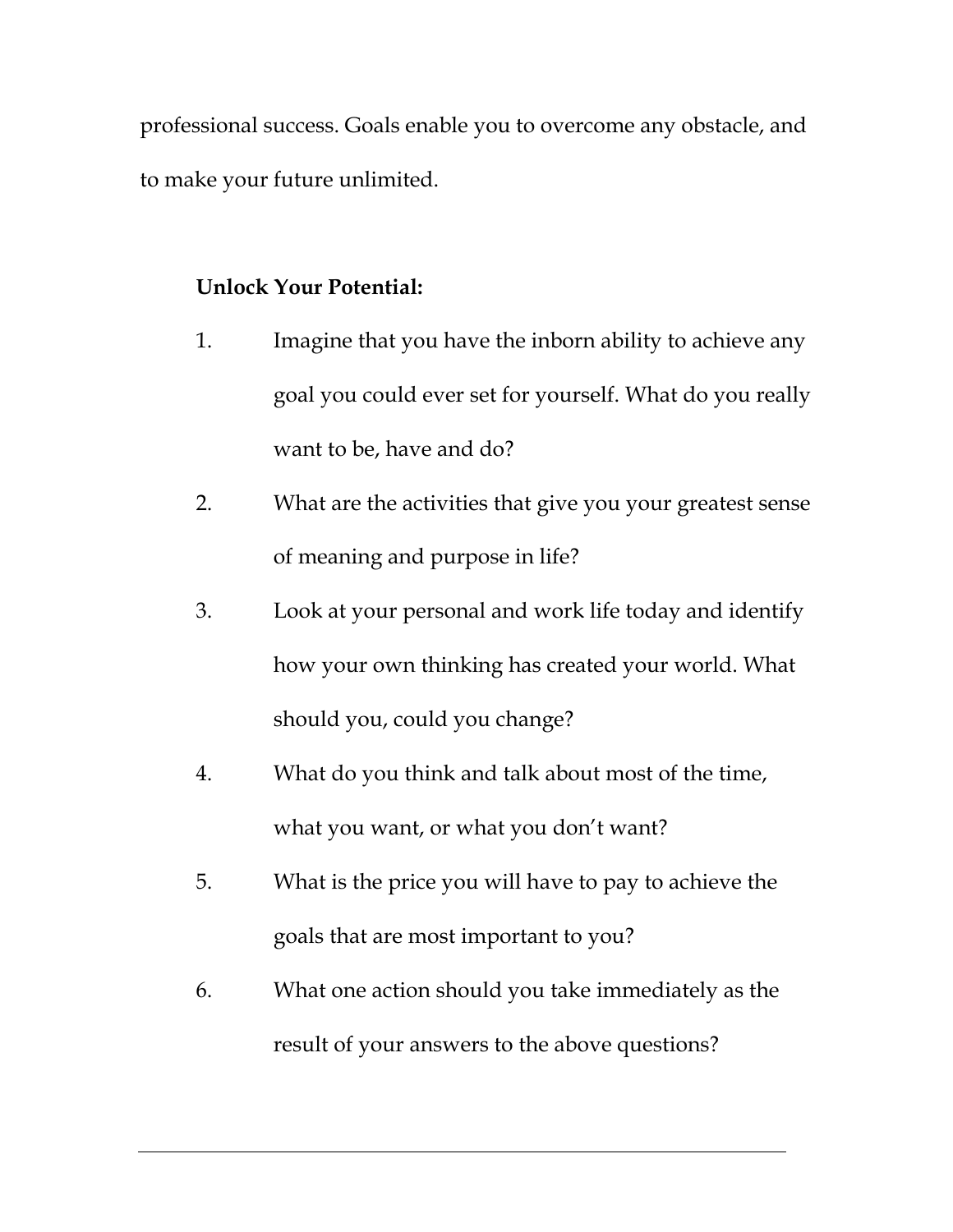professional success. Goals enable you to overcome any obstacle, and to make your future unlimited.

**Unlock Your Potential:**

1. Imagine that you have the inborn ability to achieve any goal you could ever set for yourself. What do you really want to be, have and do?
2. What are the activities that give you your greatest sense of meaning and purpose in life?
3. Look at your personal and work life today and identify how your own thinking has created your world. What should you, could you change?
4. What do you think and talk about most of the time, what you want, or what you don't want?
5. What is the price you will have to pay to achieve the goals that are most important to you?
6. What one action should you take immediately as the result of your answers to the above questions?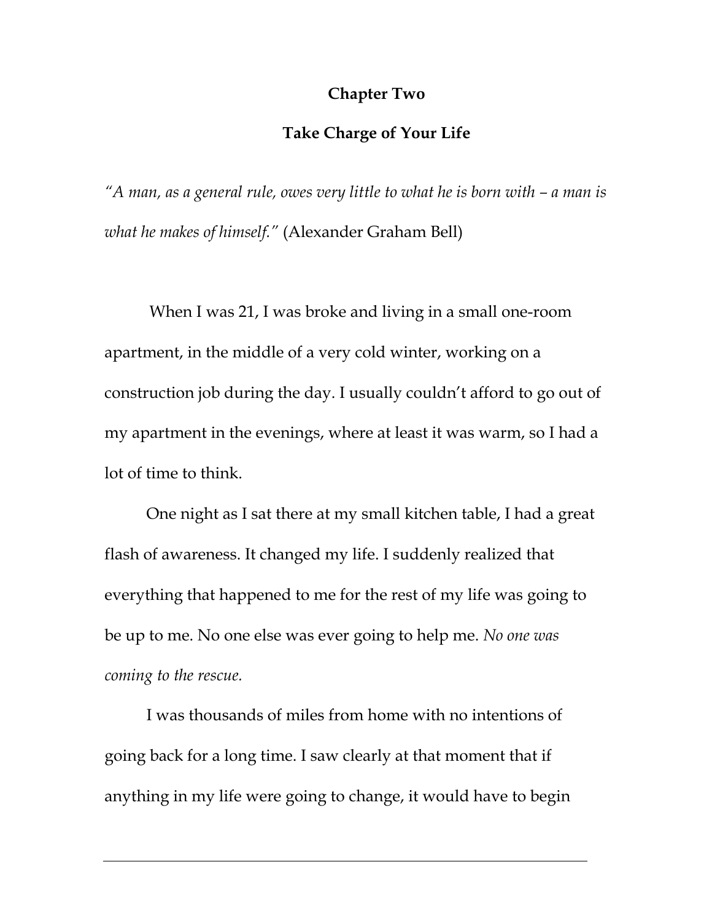## Chapter Two

## Take Charge of Your Life

*"A man, as a general rule, owes very little to what he is born with – a man is what he makes of himself."* (Alexander Graham Bell)

When I was 21, I was broke and living in a small one-room apartment, in the middle of a very cold winter, working on a construction job during the day. I usually couldn't afford to go out of my apartment in the evenings, where at least it was warm, so I had a lot of time to think.

One night as I sat there at my small kitchen table, I had a great flash of awareness. It changed my life. I suddenly realized that everything that happened to me for the rest of my life was going to be up to me. No one else was ever going to help me. *No one was coming to the rescue.*

I was thousands of miles from home with no intentions of going back for a long time. I saw clearly at that moment that if anything in my life were going to change, it would have to begin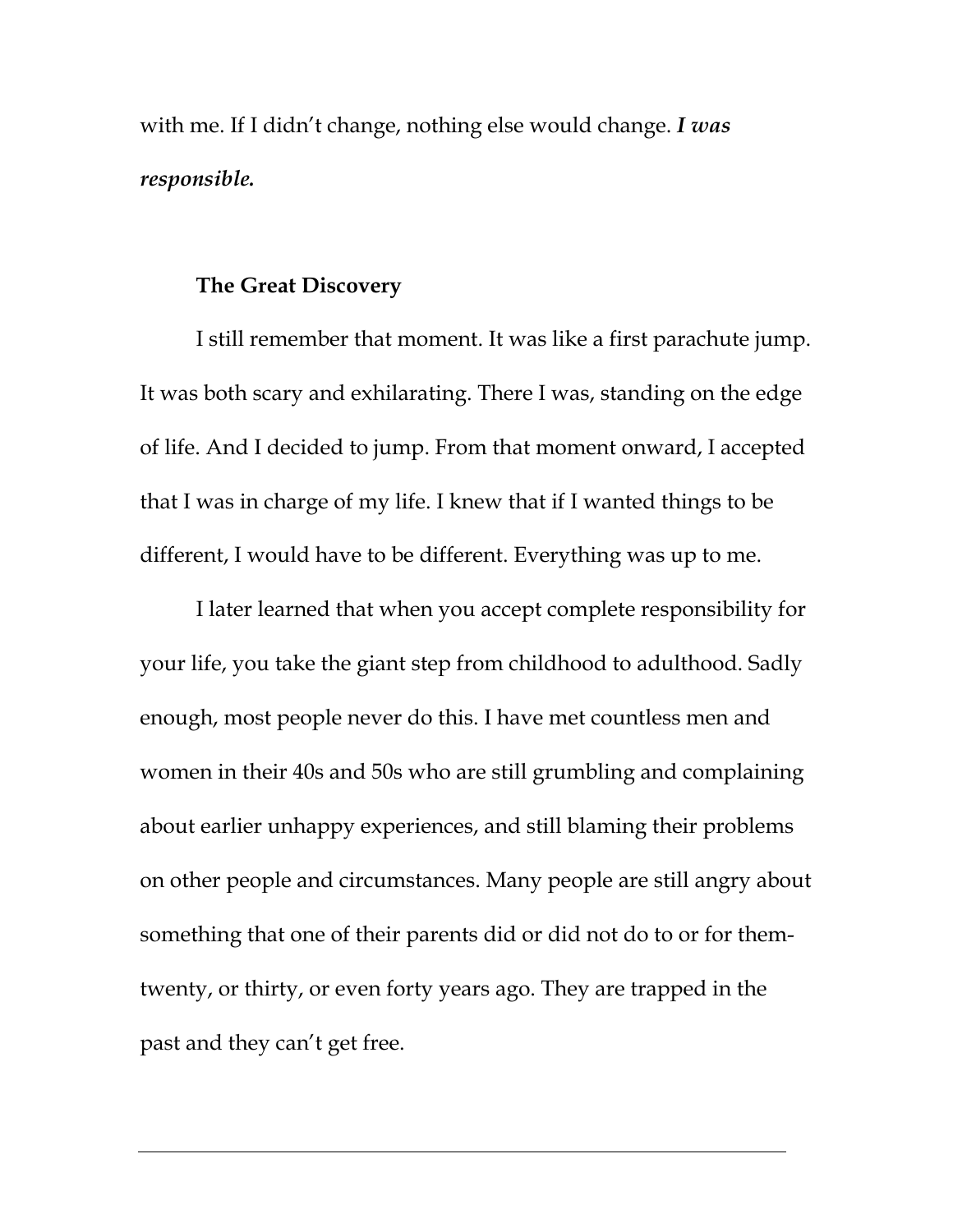with me. If I didn't change, nothing else would change. ***I was responsible.***

**The Great Discovery**

I still remember that moment. It was like a first parachute jump. It was both scary and exhilarating. There I was, standing on the edge of life. And I decided to jump. From that moment onward, I accepted that I was in charge of my life. I knew that if I wanted things to be different, I would have to be different. Everything was up to me.

I later learned that when you accept complete responsibility for your life, you take the giant step from childhood to adulthood. Sadly enough, most people never do this. I have met countless men and women in their 40s and 50s who are still grumbling and complaining about earlier unhappy experiences, and still blaming their problems on other people and circumstances. Many people are still angry about something that one of their parents did or did not do to or for them-twenty, or thirty, or even forty years ago. They are trapped in the past and they can't get free.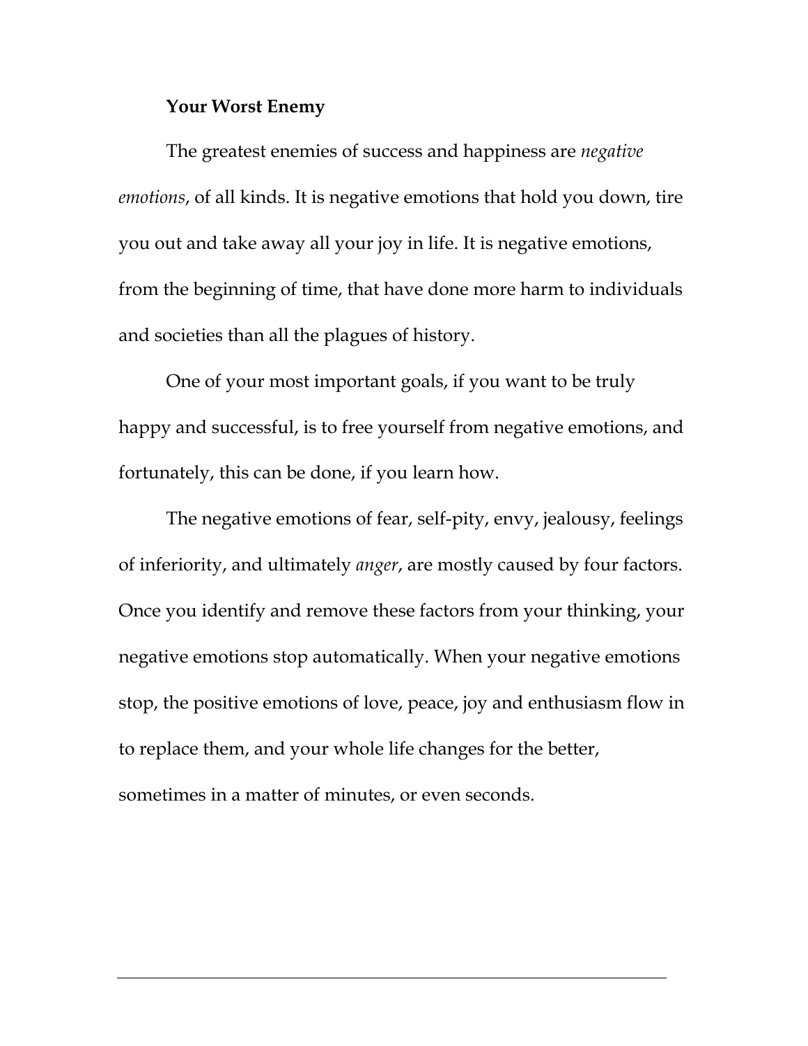## Your Worst Enemy

The greatest enemies of success and happiness are *negative emotions*, of all kinds. It is negative emotions that hold you down, tire you out and take away all your joy in life. It is negative emotions, from the beginning of time, that have done more harm to individuals and societies than all the plagues of history.

One of your most important goals, if you want to be truly happy and successful, is to free yourself from negative emotions, and fortunately, this can be done, if you learn how.

The negative emotions of fear, self-pity, envy, jealousy, feelings of inferiority, and ultimately *anger*, are mostly caused by four factors. Once you identify and remove these factors from your thinking, your negative emotions stop automatically. When your negative emotions stop, the positive emotions of love, peace, joy and enthusiasm flow in to replace them, and your whole life changes for the better, sometimes in a matter of minutes, or even seconds.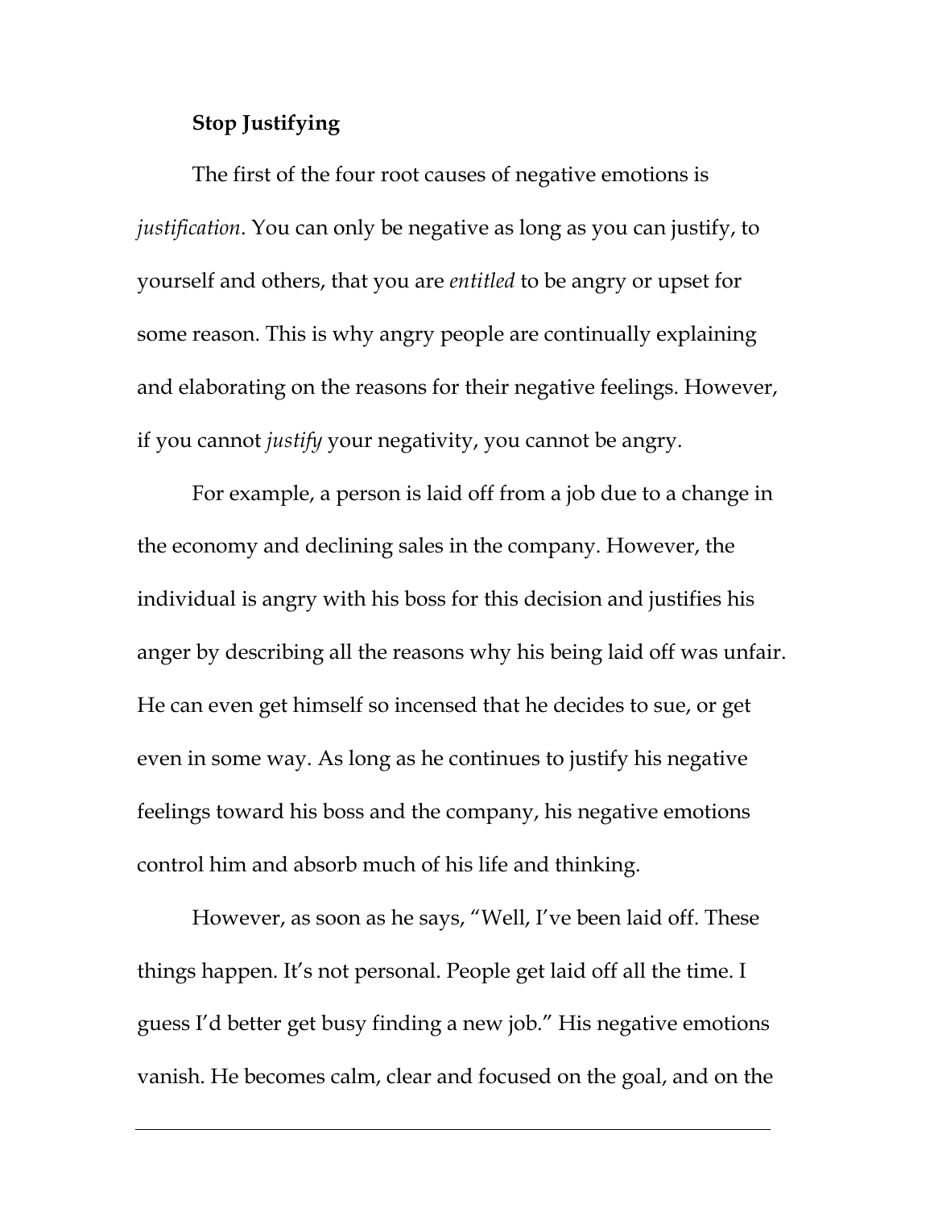**Stop Justifying**

The first of the four root causes of negative emotions is *justification*. You can only be negative as long as you can justify, to yourself and others, that you are *entitled* to be angry or upset for some reason. This is why angry people are continually explaining and elaborating on the reasons for their negative feelings. However, if you cannot *justify* your negativity, you cannot be angry.

For example, a person is laid off from a job due to a change in the economy and declining sales in the company. However, the individual is angry with his boss for this decision and justifies his anger by describing all the reasons why his being laid off was unfair. He can even get himself so incensed that he decides to sue, or get even in some way. As long as he continues to justify his negative feelings toward his boss and the company, his negative emotions control him and absorb much of his life and thinking.

However, as soon as he says, "Well, I've been laid off. These things happen. It's not personal. People get laid off all the time. I guess I'd better get busy finding a new job." His negative emotions vanish. He becomes calm, clear and focused on the goal, and on the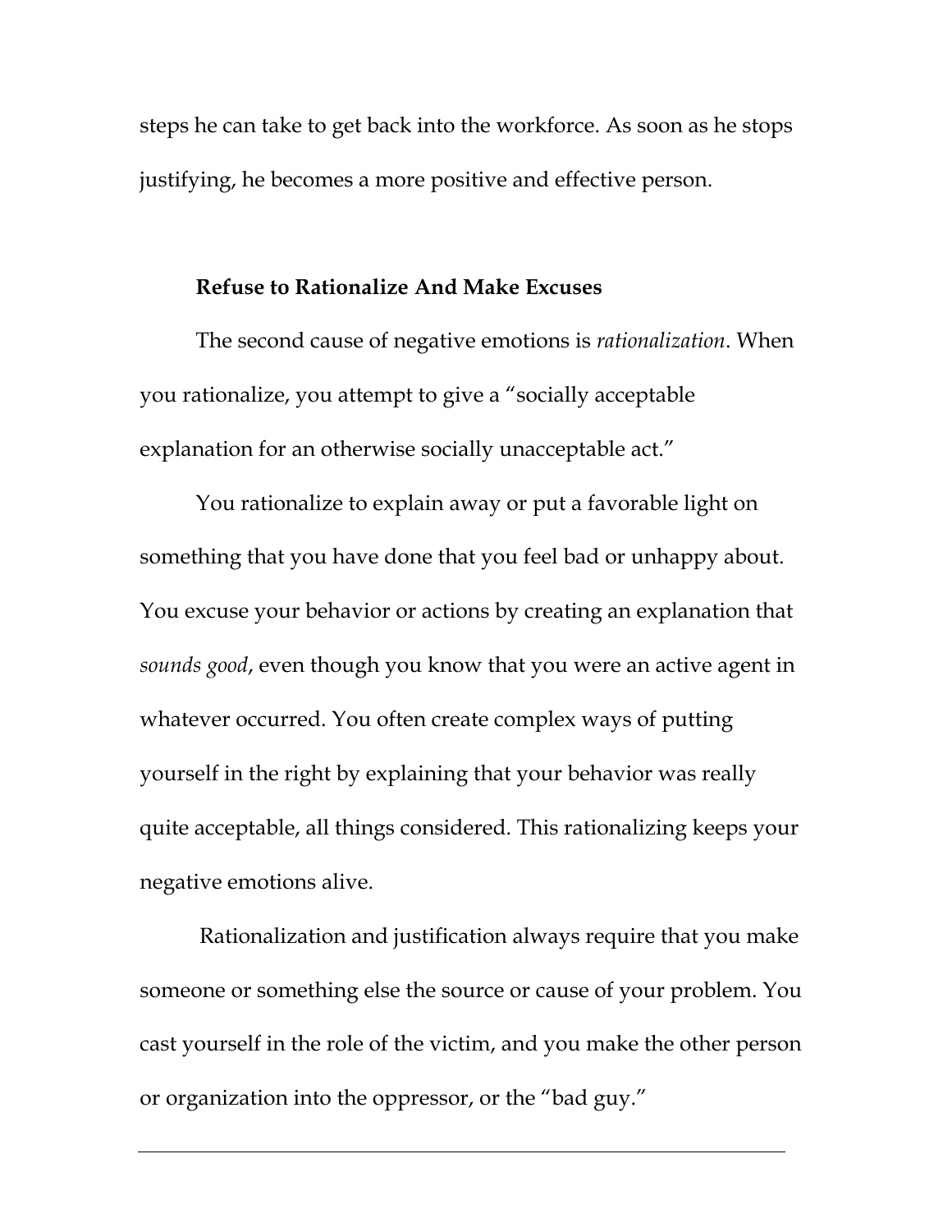steps he can take to get back into the workforce. As soon as he stops justifying, he becomes a more positive and effective person.

### Refuse to Rationalize And Make Excuses

The second cause of negative emotions is *rationalization*. When you rationalize, you attempt to give a "socially acceptable explanation for an otherwise socially unacceptable act."

You rationalize to explain away or put a favorable light on something that you have done that you feel bad or unhappy about. You excuse your behavior or actions by creating an explanation that *sounds good*, even though you know that you were an active agent in whatever occurred. You often create complex ways of putting yourself in the right by explaining that your behavior was really quite acceptable, all things considered. This rationalizing keeps your negative emotions alive.

Rationalization and justification always require that you make someone or something else the source or cause of your problem. You cast yourself in the role of the victim, and you make the other person or organization into the oppressor, or the "bad guy."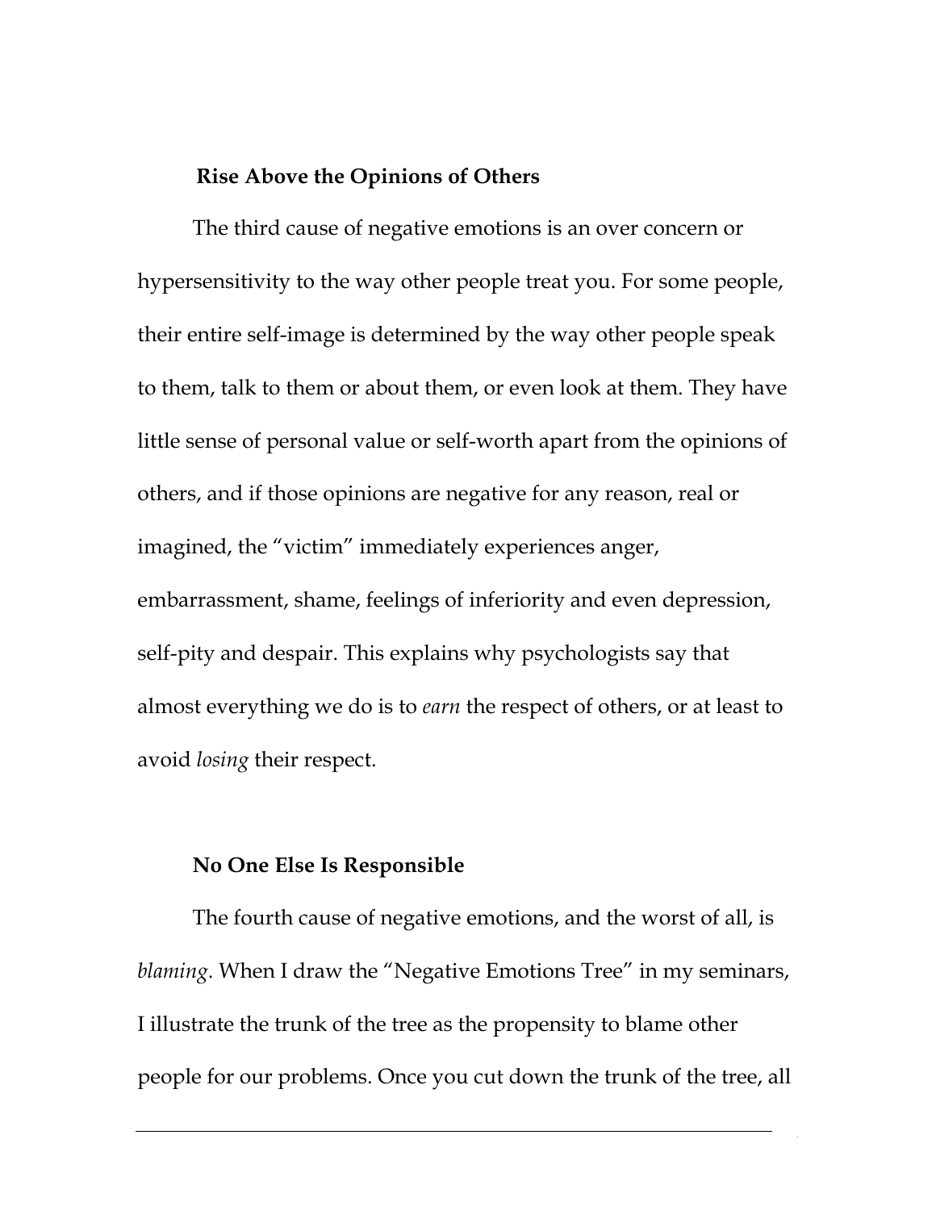## Rise Above the Opinions of Others

The third cause of negative emotions is an over concern or hypersensitivity to the way other people treat you. For some people, their entire self-image is determined by the way other people speak to them, talk to them or about them, or even look at them. They have little sense of personal value or self-worth apart from the opinions of others, and if those opinions are negative for any reason, real or imagined, the "victim" immediately experiences anger, embarrassment, shame, feelings of inferiority and even depression, self-pity and despair. This explains why psychologists say that almost everything we do is to *earn* the respect of others, or at least to avoid *losing* their respect.

## No One Else Is Responsible

The fourth cause of negative emotions, and the worst of all, is *blaming*. When I draw the "Negative Emotions Tree" in my seminars, I illustrate the trunk of the tree as the propensity to blame other people for our problems. Once you cut down the trunk of the tree, all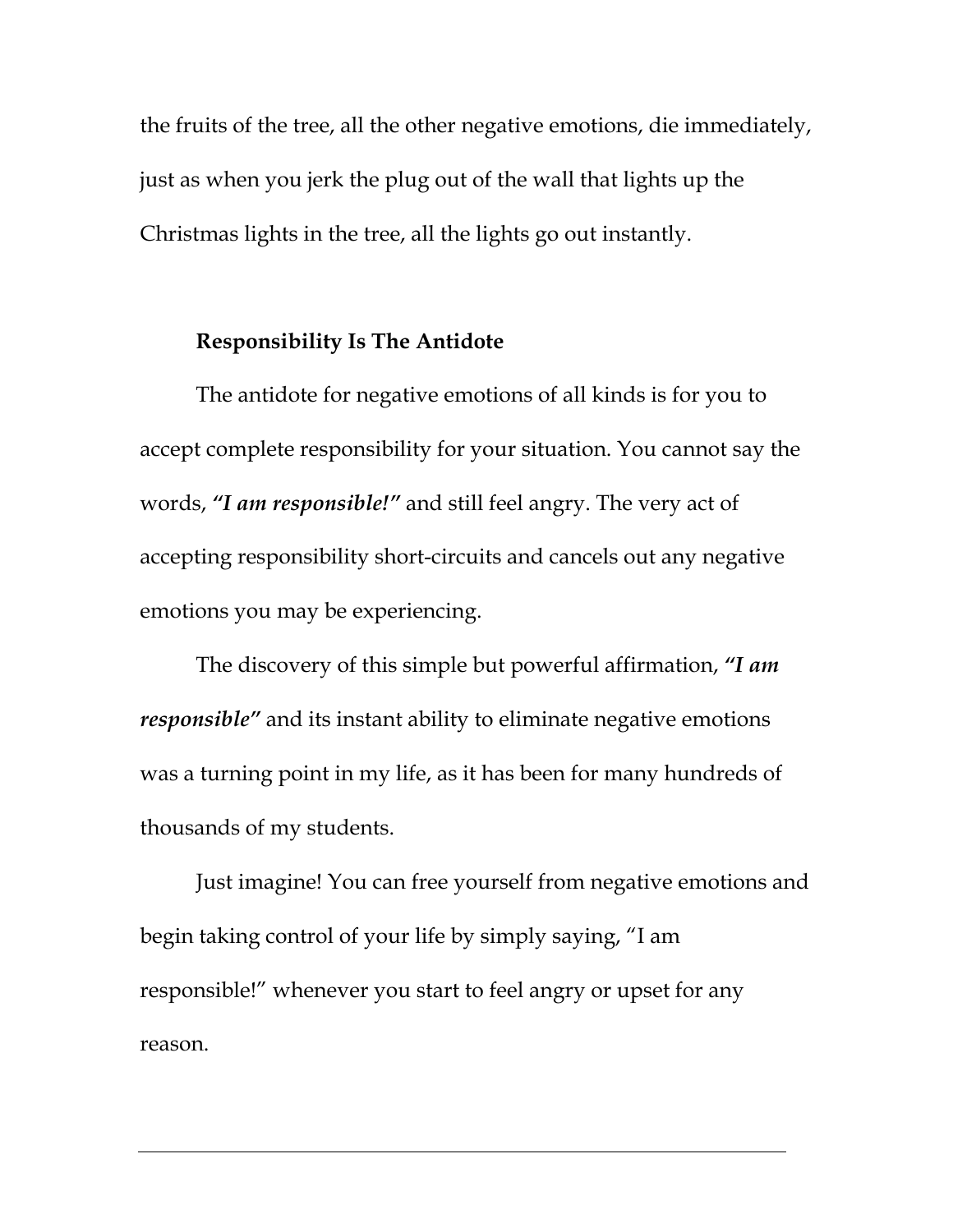the fruits of the tree, all the other negative emotions, die immediately, just as when you jerk the plug out of the wall that lights up the Christmas lights in the tree, all the lights go out instantly.

**Responsibility Is The Antidote**

The antidote for negative emotions of all kinds is for you to accept complete responsibility for your situation. You cannot say the words, ***"I am responsible!"*** and still feel angry. The very act of accepting responsibility short-circuits and cancels out any negative emotions you may be experiencing.

The discovery of this simple but powerful affirmation, ***"I am responsible"*** and its instant ability to eliminate negative emotions was a turning point in my life, as it has been for many hundreds of thousands of my students.

Just imagine! You can free yourself from negative emotions and begin taking control of your life by simply saying, "I am responsible!" whenever you start to feel angry or upset for any reason.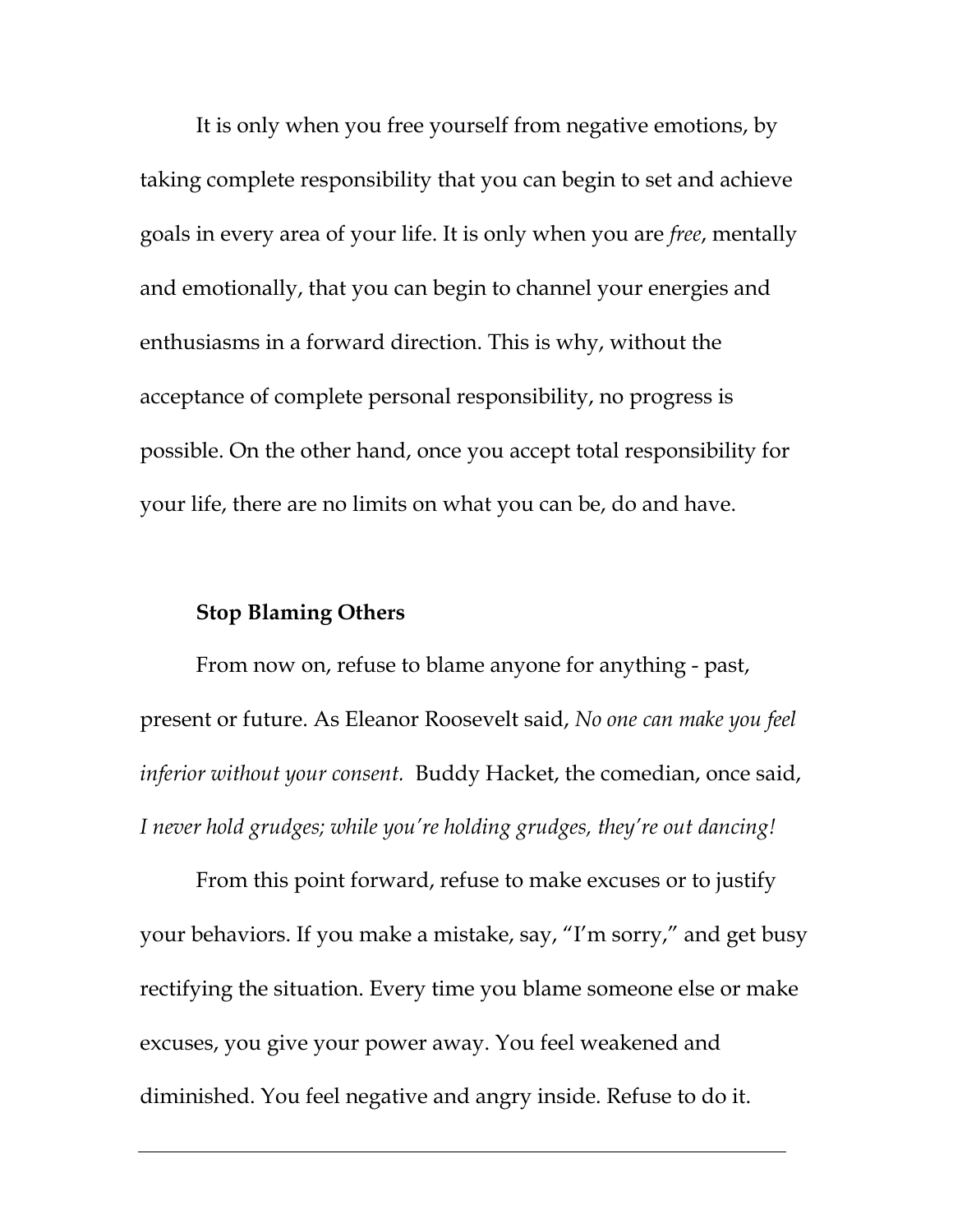It is only when you free yourself from negative emotions, by taking complete responsibility that you can begin to set and achieve goals in every area of your life. It is only when you are *free*, mentally and emotionally, that you can begin to channel your energies and enthusiasms in a forward direction. This is why, without the acceptance of complete personal responsibility, no progress is possible. On the other hand, once you accept total responsibility for your life, there are no limits on what you can be, do and have.

### Stop Blaming Others

From now on, refuse to blame anyone for anything - past, present or future. As Eleanor Roosevelt said, *No one can make you feel inferior without your consent.* Buddy Hacket, the comedian, once said, *I never hold grudges; while you're holding grudges, they're out dancing!*

From this point forward, refuse to make excuses or to justify your behaviors. If you make a mistake, say, "I'm sorry," and get busy rectifying the situation. Every time you blame someone else or make excuses, you give your power away. You feel weakened and diminished. You feel negative and angry inside. Refuse to do it.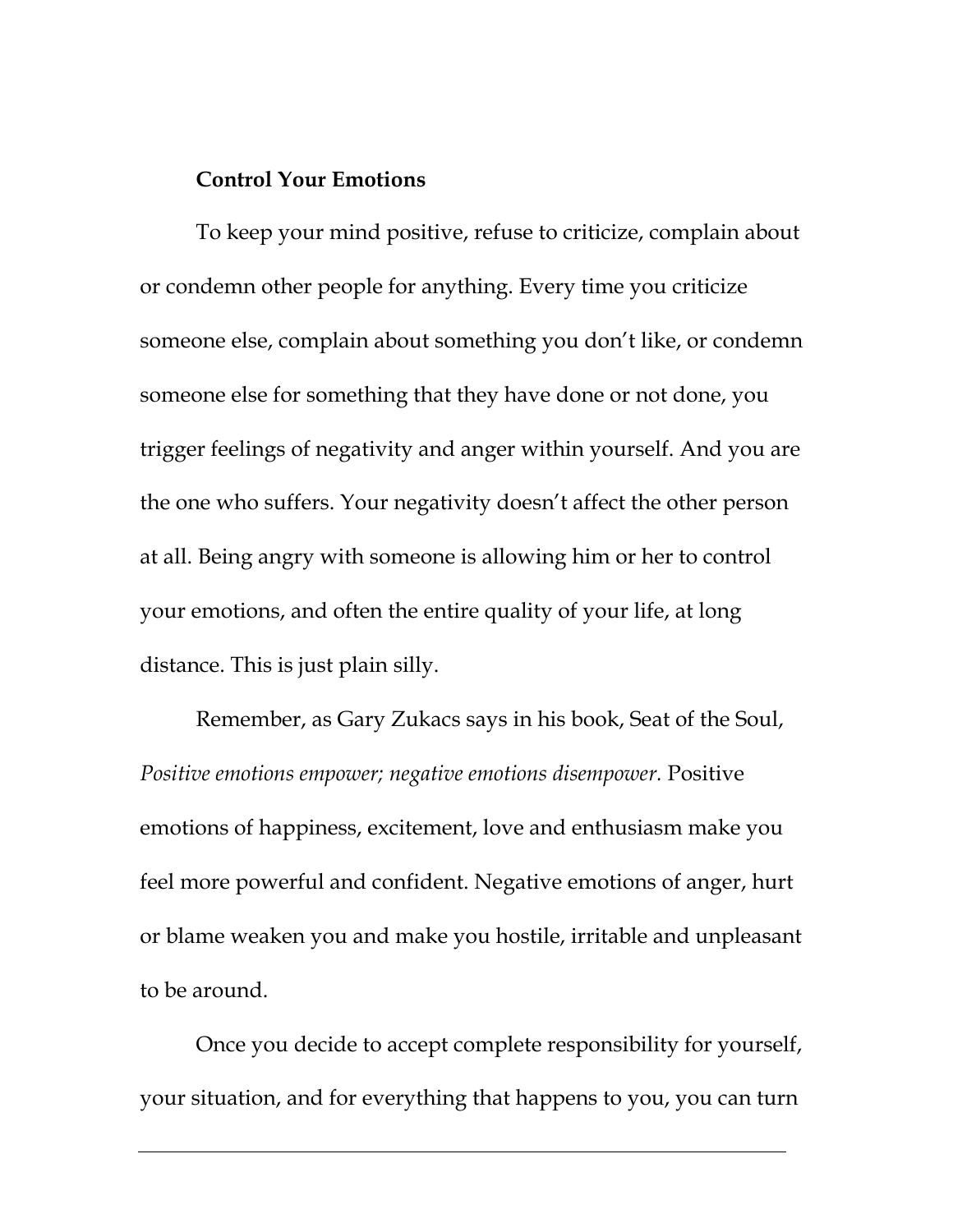**Control Your Emotions**

To keep your mind positive, refuse to criticize, complain about or condemn other people for anything. Every time you criticize someone else, complain about something you don't like, or condemn someone else for something that they have done or not done, you trigger feelings of negativity and anger within yourself. And you are the one who suffers. Your negativity doesn't affect the other person at all. Being angry with someone is allowing him or her to control your emotions, and often the entire quality of your life, at long distance. This is just plain silly.

Remember, as Gary Zukacs says in his book, Seat of the Soul, *Positive emotions empower; negative emotions disempower.* Positive emotions of happiness, excitement, love and enthusiasm make you feel more powerful and confident. Negative emotions of anger, hurt or blame weaken you and make you hostile, irritable and unpleasant to be around.

Once you decide to accept complete responsibility for yourself, your situation, and for everything that happens to you, you can turn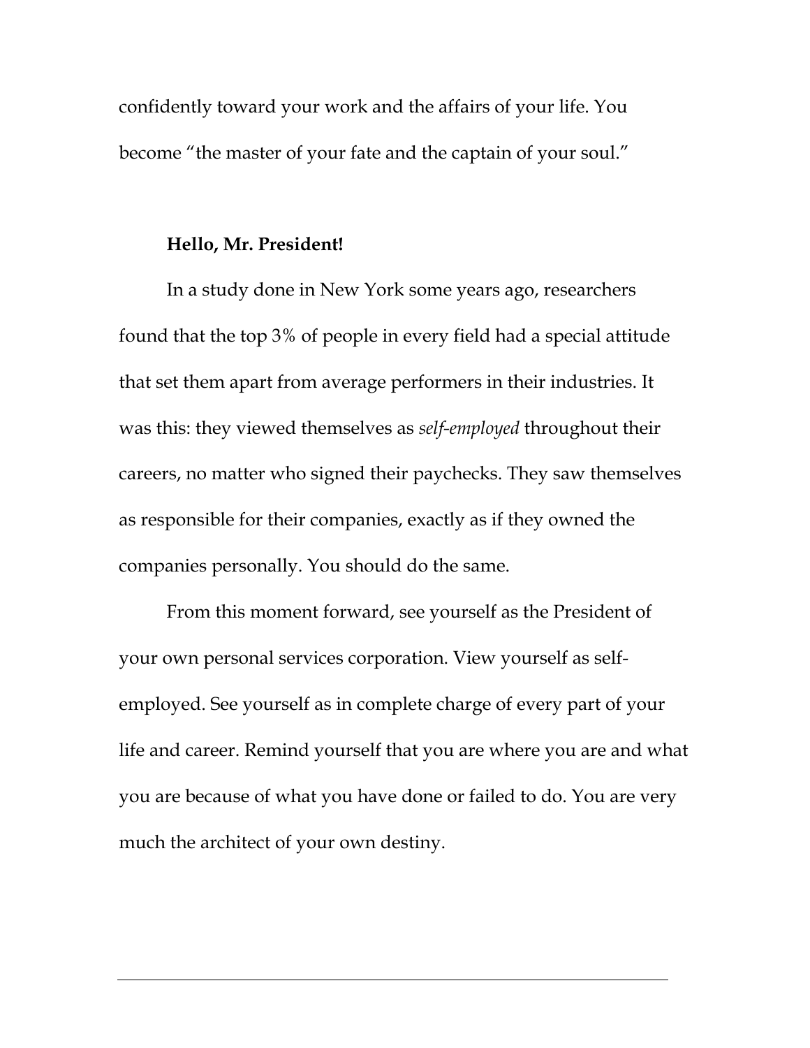confidently toward your work and the affairs of your life. You become "the master of your fate and the captain of your soul."

**Hello, Mr. President!**

In a study done in New York some years ago, researchers found that the top 3% of people in every field had a special attitude that set them apart from average performers in their industries. It was this: they viewed themselves as *self-employed* throughout their careers, no matter who signed their paychecks. They saw themselves as responsible for their companies, exactly as if they owned the companies personally. You should do the same.

From this moment forward, see yourself as the President of your own personal services corporation. View yourself as self-employed. See yourself as in complete charge of every part of your life and career. Remind yourself that you are where you are and what you are because of what you have done or failed to do. You are very much the architect of your own destiny.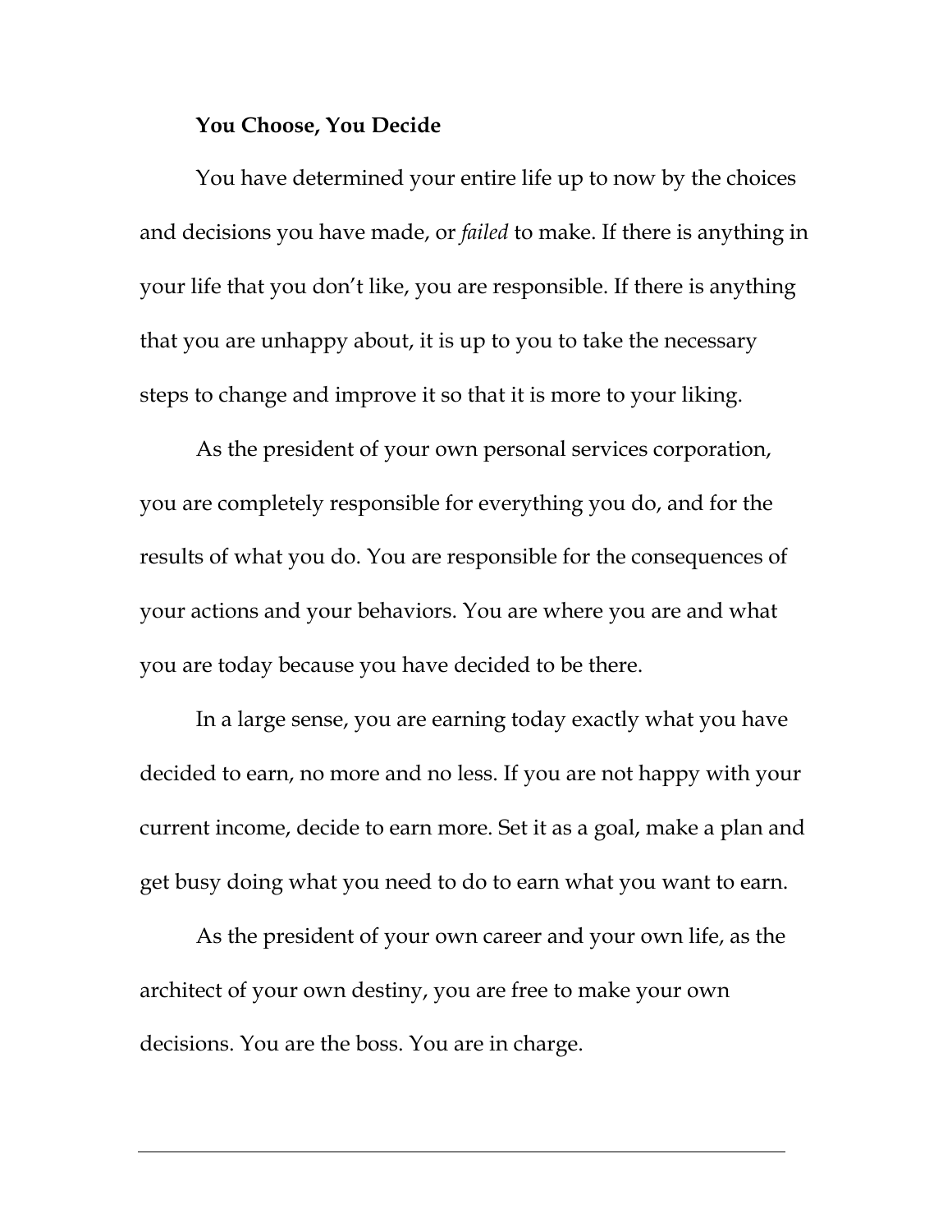**You Choose, You Decide**

You have determined your entire life up to now by the choices and decisions you have made, or *failed* to make. If there is anything in your life that you don't like, you are responsible. If there is anything that you are unhappy about, it is up to you to take the necessary steps to change and improve it so that it is more to your liking.

As the president of your own personal services corporation, you are completely responsible for everything you do, and for the results of what you do. You are responsible for the consequences of your actions and your behaviors. You are where you are and what you are today because you have decided to be there.

In a large sense, you are earning today exactly what you have decided to earn, no more and no less. If you are not happy with your current income, decide to earn more. Set it as a goal, make a plan and get busy doing what you need to do to earn what you want to earn.

As the president of your own career and your own life, as the architect of your own destiny, you are free to make your own decisions. You are the boss. You are in charge.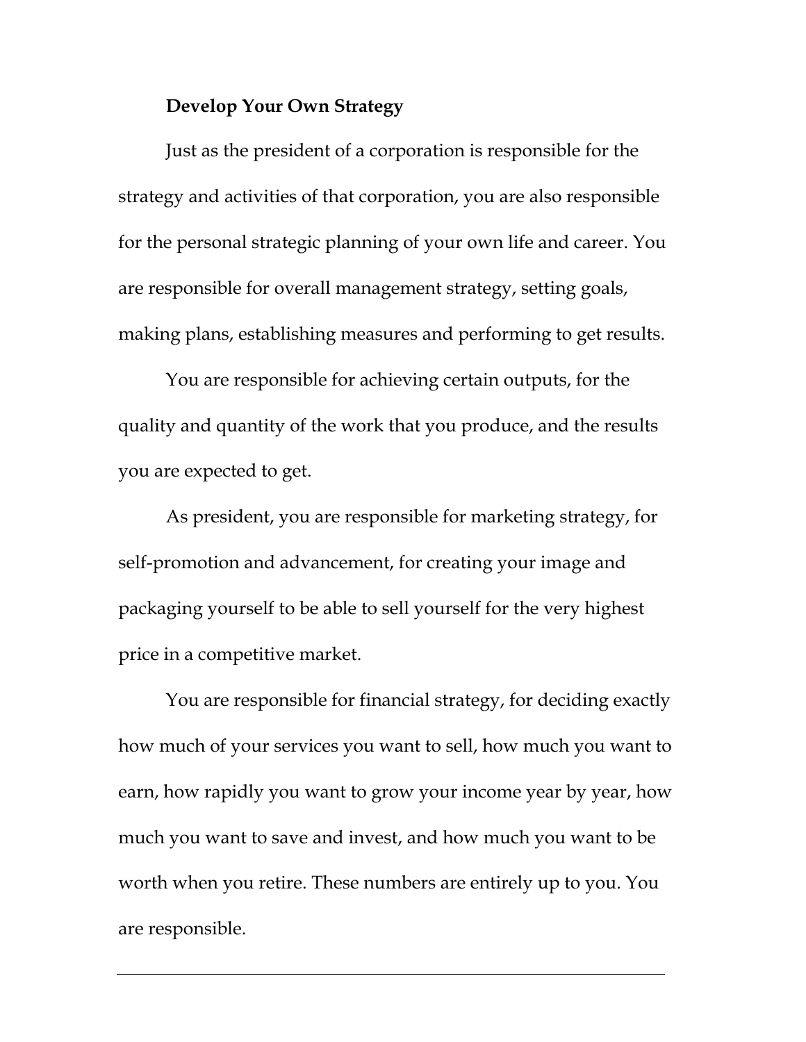**Develop Your Own Strategy**

Just as the president of a corporation is responsible for the strategy and activities of that corporation, you are also responsible for the personal strategic planning of your own life and career. You are responsible for overall management strategy, setting goals, making plans, establishing measures and performing to get results.

You are responsible for achieving certain outputs, for the quality and quantity of the work that you produce, and the results you are expected to get.

As president, you are responsible for marketing strategy, for self-promotion and advancement, for creating your image and packaging yourself to be able to sell yourself for the very highest price in a competitive market.

You are responsible for financial strategy, for deciding exactly how much of your services you want to sell, how much you want to earn, how rapidly you want to grow your income year by year, how much you want to save and invest, and how much you want to be worth when you retire. These numbers are entirely up to you. You are responsible.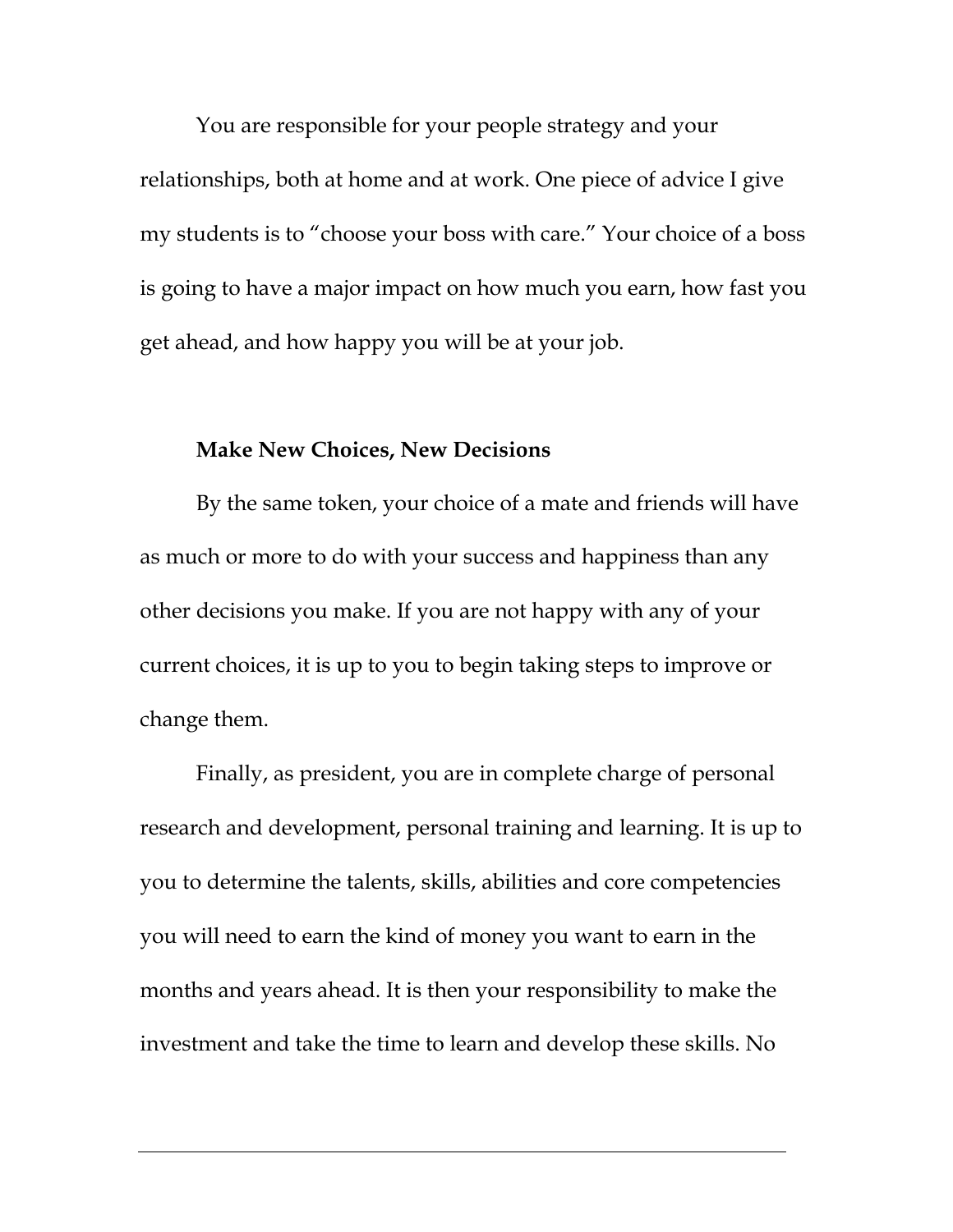You are responsible for your people strategy and your relationships, both at home and at work. One piece of advice I give my students is to "choose your boss with care." Your choice of a boss is going to have a major impact on how much you earn, how fast you get ahead, and how happy you will be at your job.

**Make New Choices, New Decisions**

By the same token, your choice of a mate and friends will have as much or more to do with your success and happiness than any other decisions you make. If you are not happy with any of your current choices, it is up to you to begin taking steps to improve or change them.

Finally, as president, you are in complete charge of personal research and development, personal training and learning. It is up to you to determine the talents, skills, abilities and core competencies you will need to earn the kind of money you want to earn in the months and years ahead. It is then your responsibility to make the investment and take the time to learn and develop these skills. No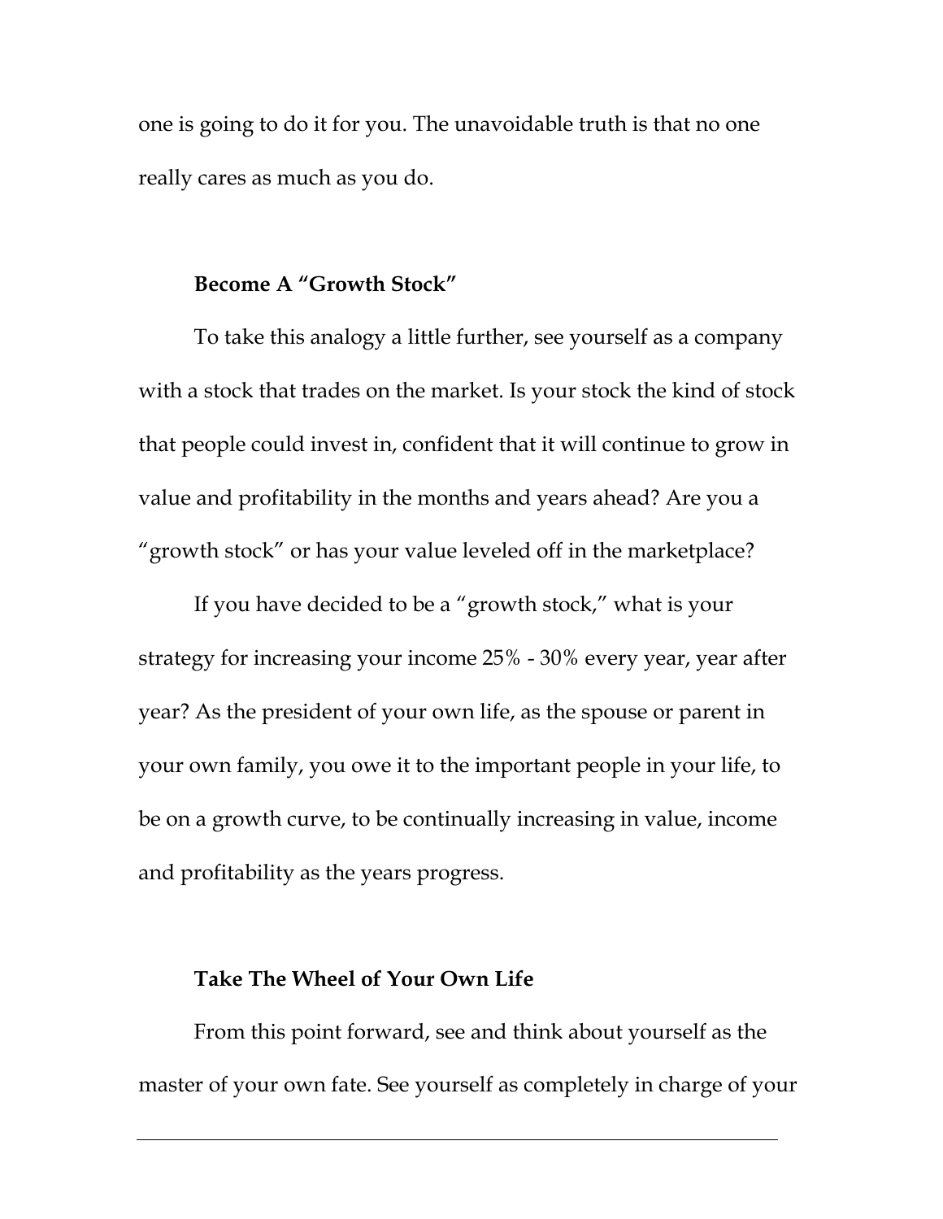one is going to do it for you. The unavoidable truth is that no one really cares as much as you do.

### Become A "Growth Stock"

To take this analogy a little further, see yourself as a company with a stock that trades on the market. Is your stock the kind of stock that people could invest in, confident that it will continue to grow in value and profitability in the months and years ahead? Are you a "growth stock" or has your value leveled off in the marketplace?

If you have decided to be a "growth stock," what is your strategy for increasing your income 25% - 30% every year, year after year? As the president of your own life, as the spouse or parent in your own family, you owe it to the important people in your life, to be on a growth curve, to be continually increasing in value, income and profitability as the years progress.

### Take The Wheel of Your Own Life

From this point forward, see and think about yourself as the master of your own fate. See yourself as completely in charge of your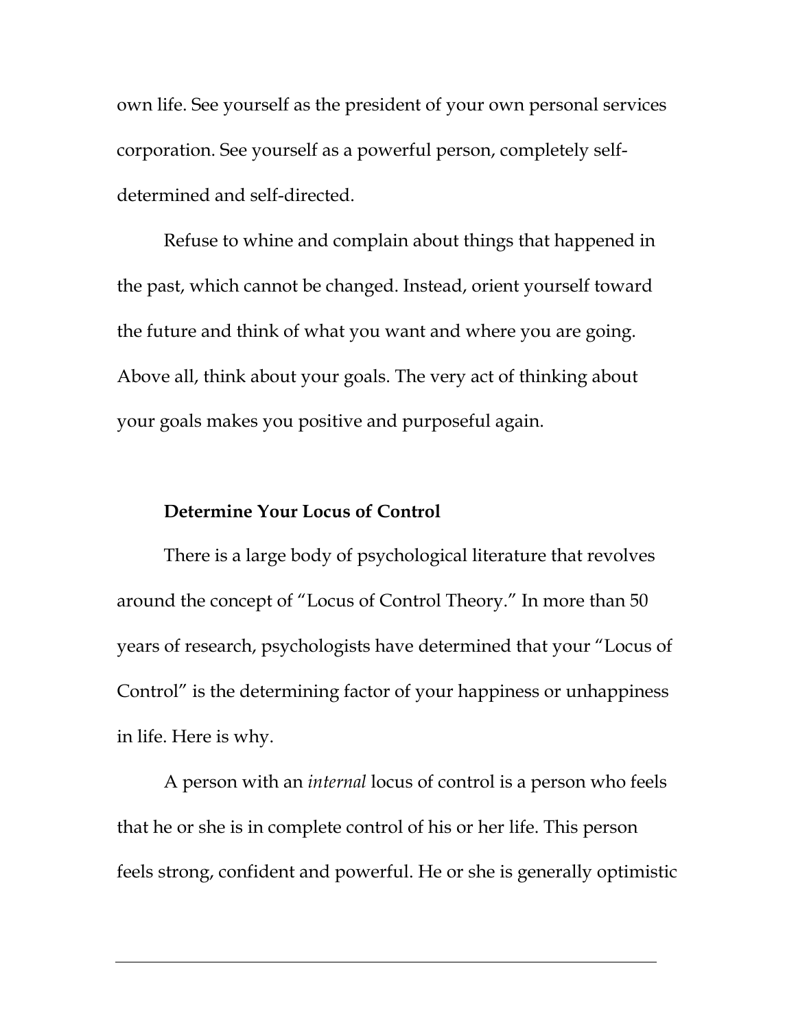own life. See yourself as the president of your own personal services corporation. See yourself as a powerful person, completely self-determined and self-directed.

Refuse to whine and complain about things that happened in the past, which cannot be changed. Instead, orient yourself toward the future and think of what you want and where you are going. Above all, think about your goals. The very act of thinking about your goals makes you positive and purposeful again.

### Determine Your Locus of Control

There is a large body of psychological literature that revolves around the concept of "Locus of Control Theory." In more than 50 years of research, psychologists have determined that your "Locus of Control" is the determining factor of your happiness or unhappiness in life. Here is why.

A person with an *internal* locus of control is a person who feels that he or she is in complete control of his or her life. This person feels strong, confident and powerful. He or she is generally optimistic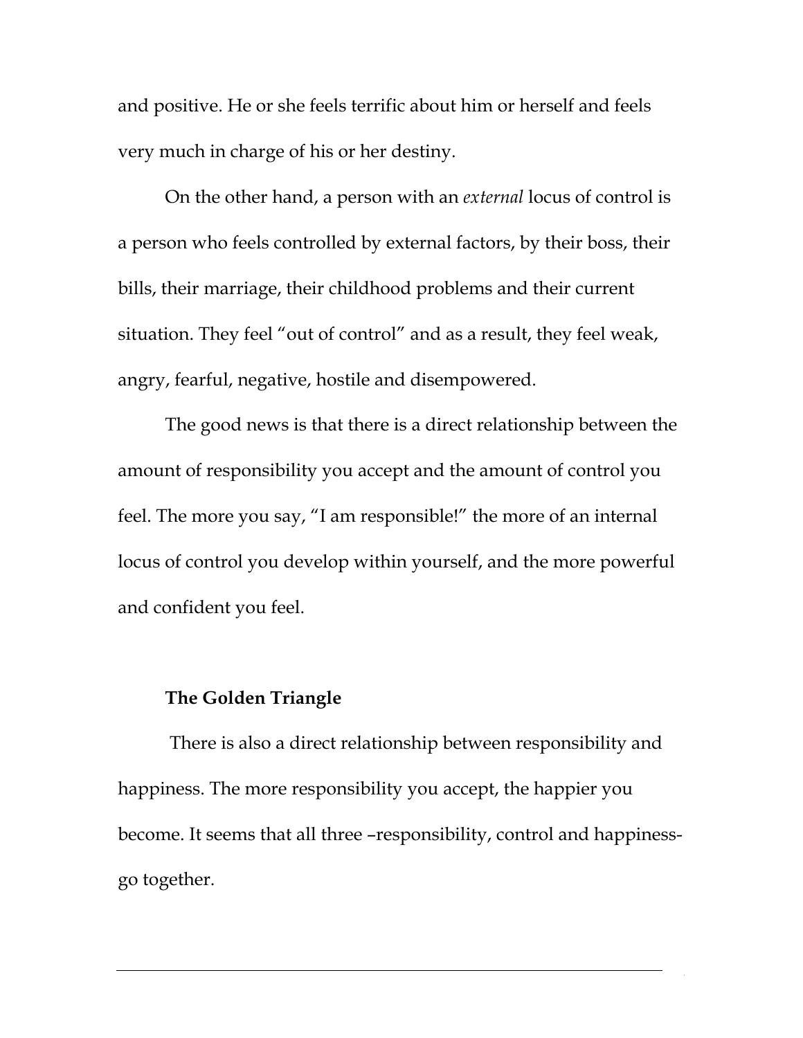and positive. He or she feels terrific about him or herself and feels very much in charge of his or her destiny.

On the other hand, a person with an *external* locus of control is a person who feels controlled by external factors, by their boss, their bills, their marriage, their childhood problems and their current situation. They feel "out of control" and as a result, they feel weak, angry, fearful, negative, hostile and disempowered.

The good news is that there is a direct relationship between the amount of responsibility you accept and the amount of control you feel. The more you say, "I am responsible!" the more of an internal locus of control you develop within yourself, and the more powerful and confident you feel.

**The Golden Triangle**

There is also a direct relationship between responsibility and happiness. The more responsibility you accept, the happier you become. It seems that all three –responsibility, control and happiness- go together.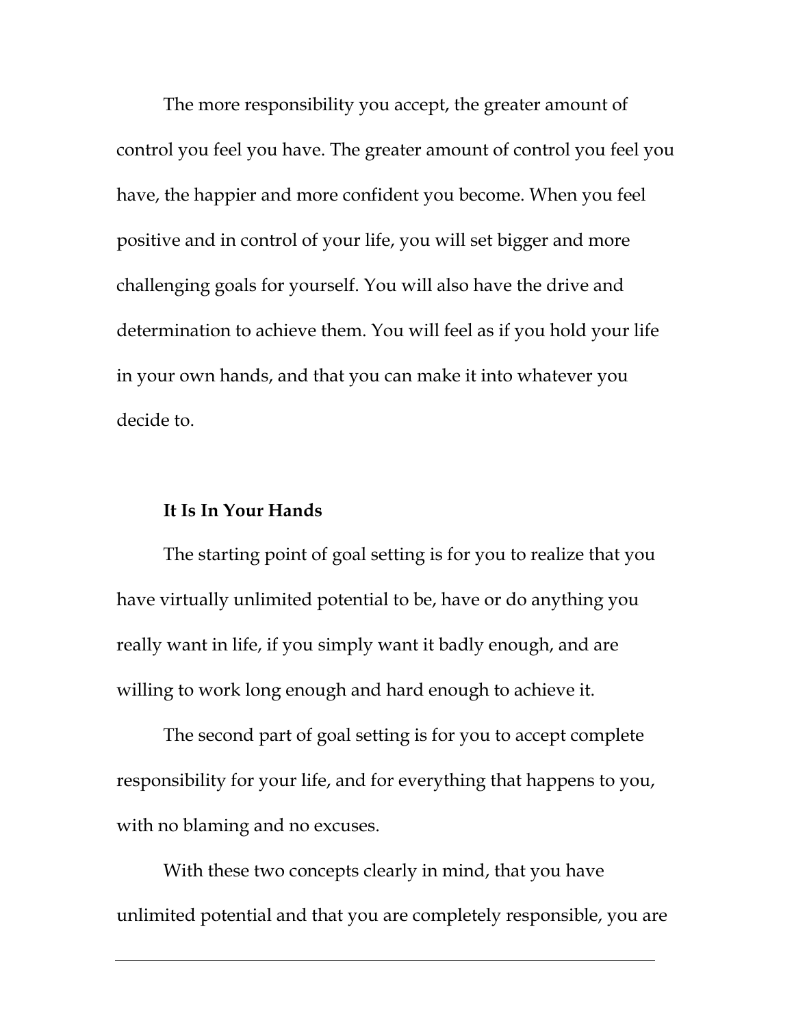The more responsibility you accept, the greater amount of control you feel you have. The greater amount of control you feel you have, the happier and more confident you become. When you feel positive and in control of your life, you will set bigger and more challenging goals for yourself. You will also have the drive and determination to achieve them. You will feel as if you hold your life in your own hands, and that you can make it into whatever you decide to.

**It Is In Your Hands**

The starting point of goal setting is for you to realize that you have virtually unlimited potential to be, have or do anything you really want in life, if you simply want it badly enough, and are willing to work long enough and hard enough to achieve it.

The second part of goal setting is for you to accept complete responsibility for your life, and for everything that happens to you, with no blaming and no excuses.

With these two concepts clearly in mind, that you have unlimited potential and that you are completely responsible, you are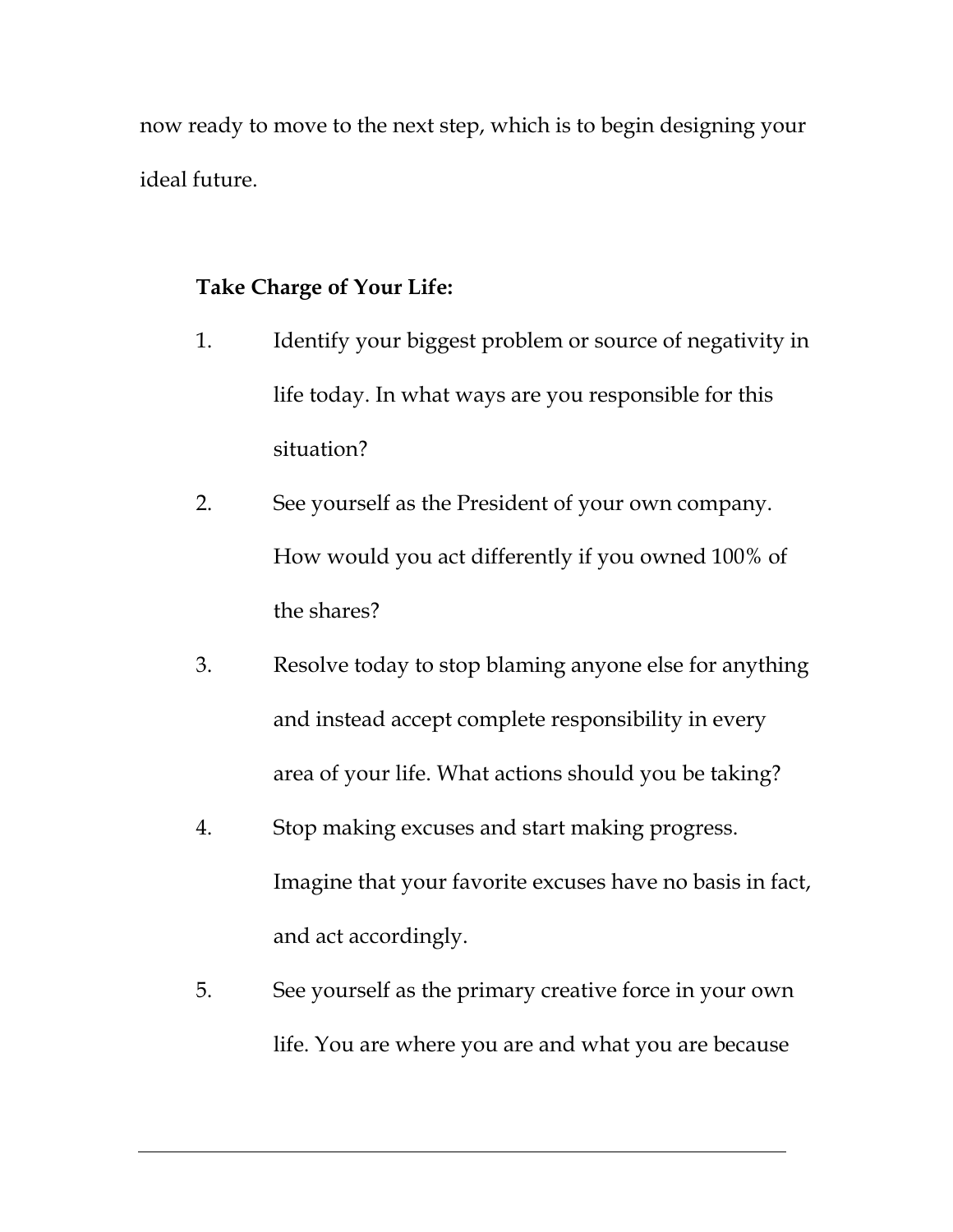now ready to move to the next step, which is to begin designing your ideal future.

**Take Charge of Your Life:**

1. Identify your biggest problem or source of negativity in life today. In what ways are you responsible for this situation?
2. See yourself as the President of your own company. How would you act differently if you owned 100% of the shares?
3. Resolve today to stop blaming anyone else for anything and instead accept complete responsibility in every area of your life. What actions should you be taking?
4. Stop making excuses and start making progress. Imagine that your favorite excuses have no basis in fact, and act accordingly.
5. See yourself as the primary creative force in your own life. You are where you are and what you are because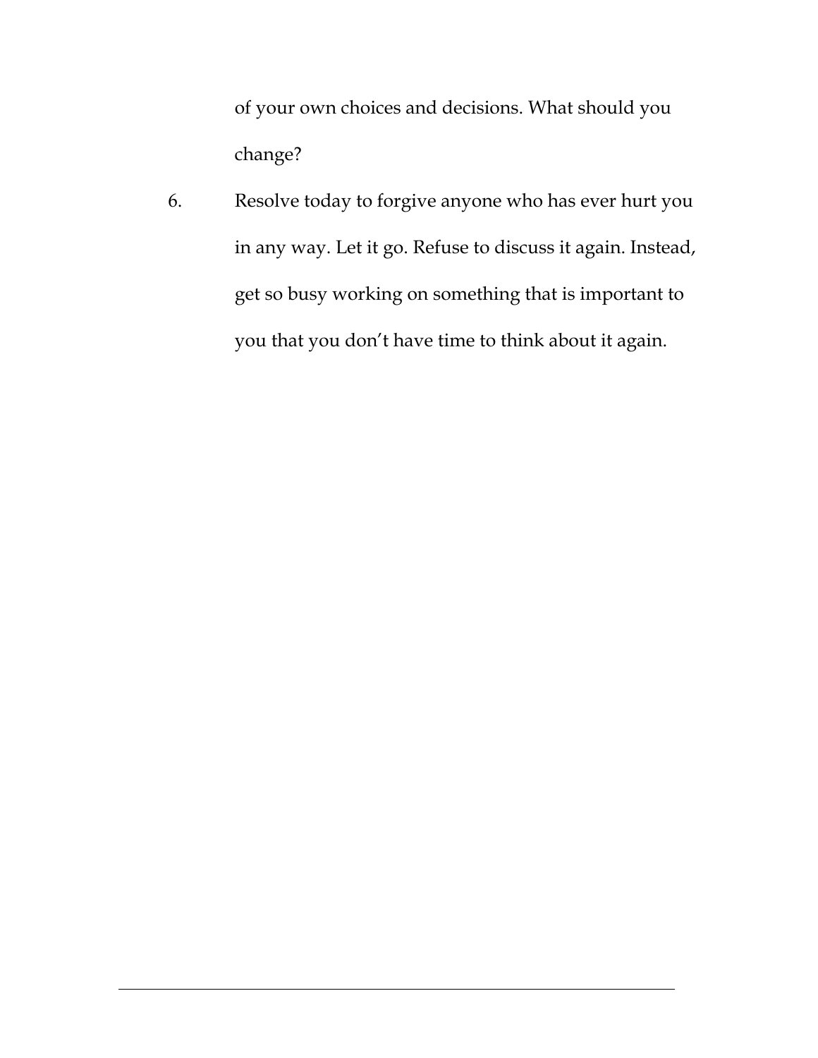of your own choices and decisions. What should you change?

6. Resolve today to forgive anyone who has ever hurt you in any way. Let it go. Refuse to discuss it again. Instead, get so busy working on something that is important to you that you don't have time to think about it again.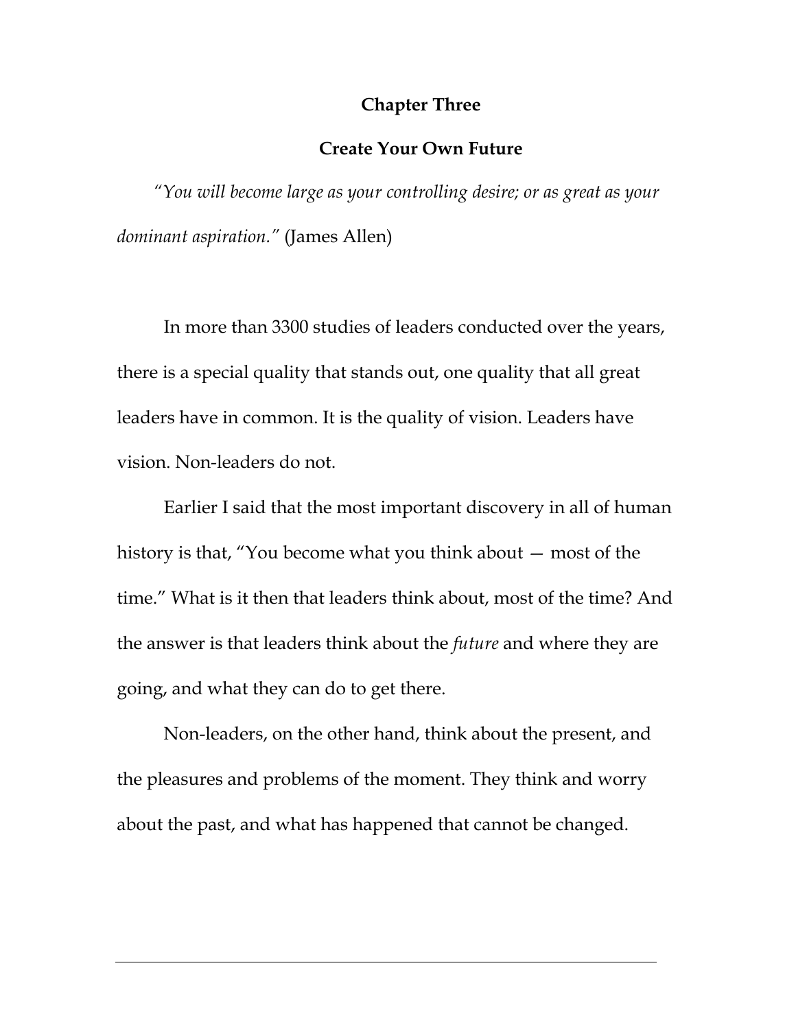## Chapter Three

## Create Your Own Future

*"You will become large as your controlling desire; or as great as your dominant aspiration."* (James Allen)

In more than 3300 studies of leaders conducted over the years, there is a special quality that stands out, one quality that all great leaders have in common. It is the quality of vision. Leaders have vision. Non-leaders do not.

Earlier I said that the most important discovery in all of human history is that, "You become what you think about — most of the time." What is it then that leaders think about, most of the time? And the answer is that leaders think about the *future* and where they are going, and what they can do to get there.

Non-leaders, on the other hand, think about the present, and the pleasures and problems of the moment. They think and worry about the past, and what has happened that cannot be changed.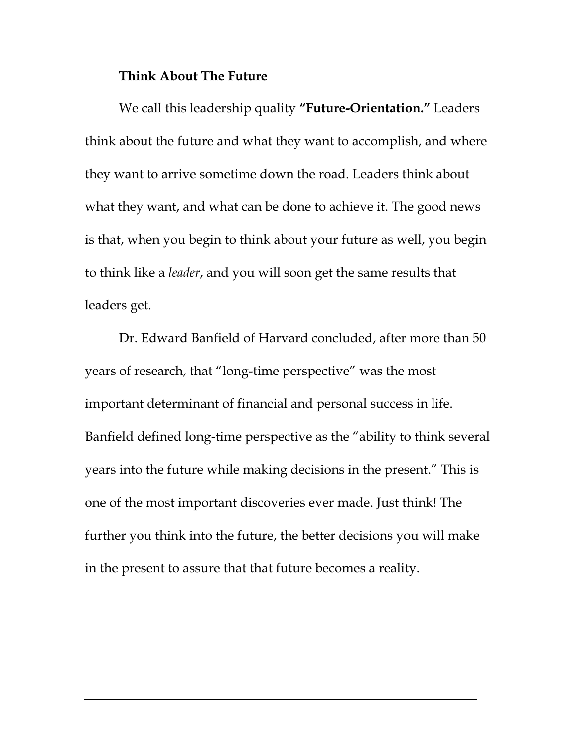**Think About The Future**

We call this leadership quality **"Future-Orientation."** Leaders think about the future and what they want to accomplish, and where they want to arrive sometime down the road. Leaders think about what they want, and what can be done to achieve it. The good news is that, when you begin to think about your future as well, you begin to think like a *leader*, and you will soon get the same results that leaders get.

Dr. Edward Banfield of Harvard concluded, after more than 50 years of research, that "long-time perspective" was the most important determinant of financial and personal success in life. Banfield defined long-time perspective as the "ability to think several years into the future while making decisions in the present." This is one of the most important discoveries ever made. Just think! The further you think into the future, the better decisions you will make in the present to assure that that future becomes a reality.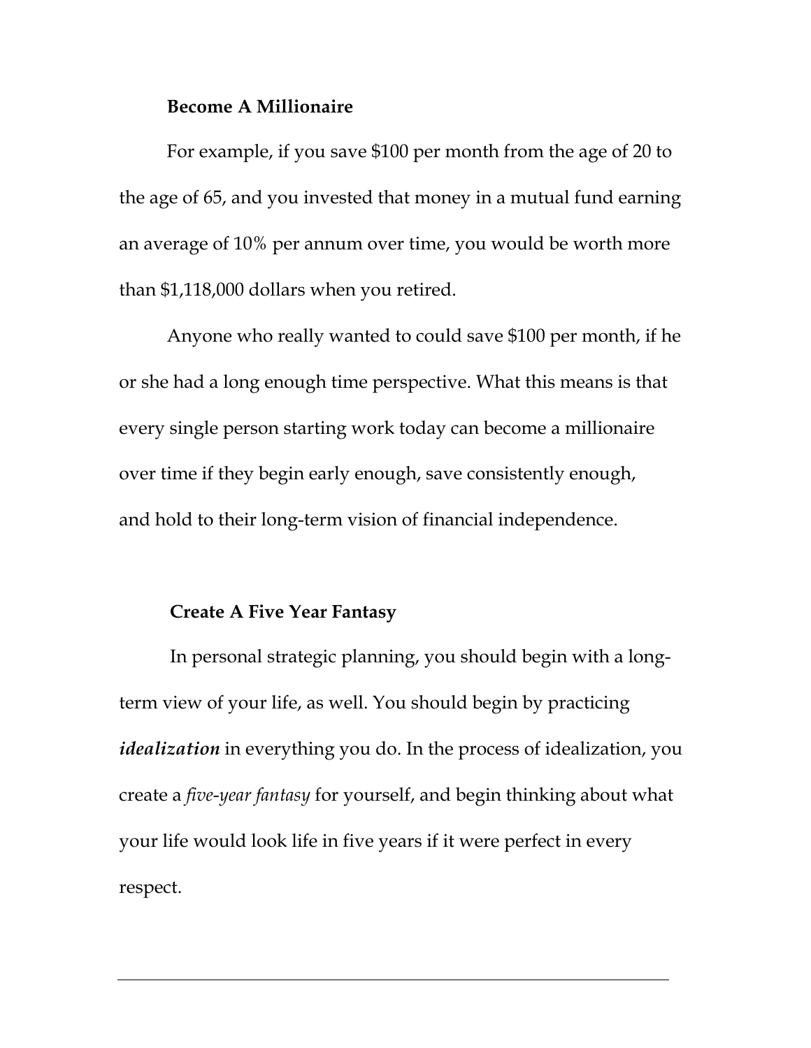### Become A Millionaire

For example, if you save $100 per month from the age of 20 to the age of 65, and you invested that money in a mutual fund earning an average of 10% per annum over time, you would be worth more than $1,118,000 dollars when you retired.

Anyone who really wanted to could save $100 per month, if he or she had a long enough time perspective. What this means is that every single person starting work today can become a millionaire over time if they begin early enough, save consistently enough, and hold to their long-term vision of financial independence.

### Create A Five Year Fantasy

In personal strategic planning, you should begin with a long-term view of your life, as well. You should begin by practicing ***idealization*** in everything you do. In the process of idealization, you create a *five-year fantasy* for yourself, and begin thinking about what your life would look life in five years if it were perfect in every respect.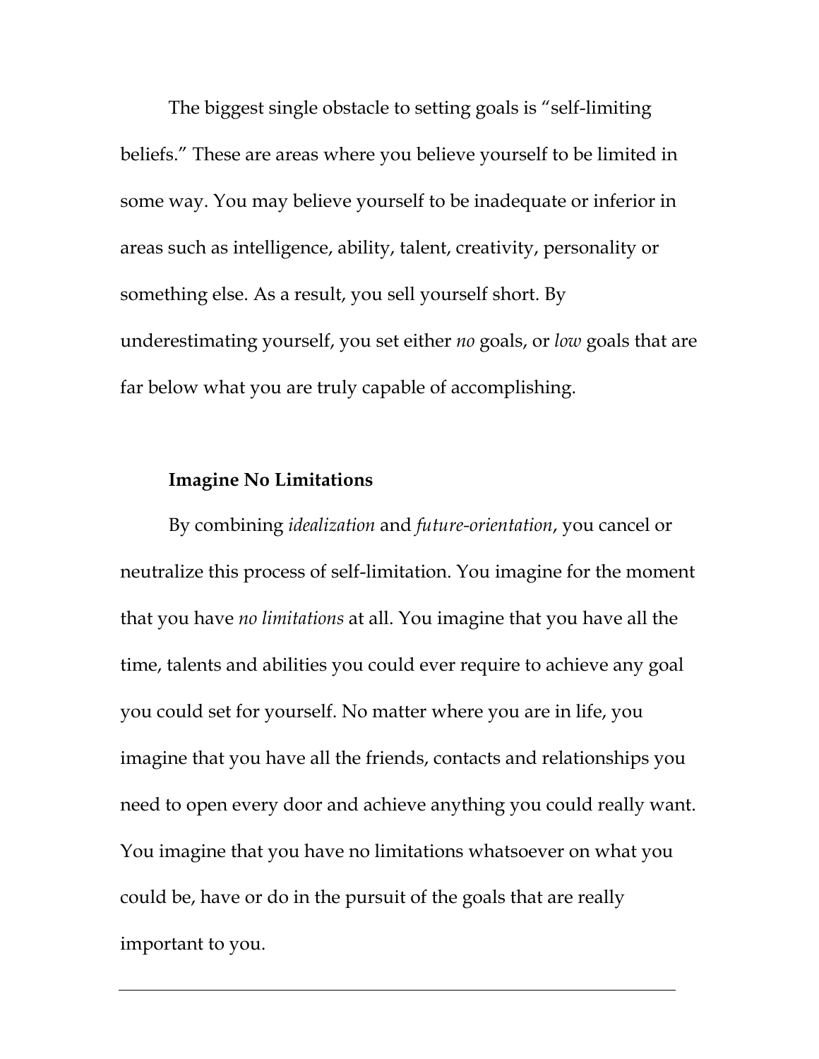The biggest single obstacle to setting goals is "self-limiting beliefs." These are areas where you believe yourself to be limited in some way. You may believe yourself to be inadequate or inferior in areas such as intelligence, ability, talent, creativity, personality or something else. As a result, you sell yourself short. By underestimating yourself, you set either *no* goals, or *low* goals that are far below what you are truly capable of accomplishing.

**Imagine No Limitations**

By combining *idealization* and *future-orientation*, you cancel or neutralize this process of self-limitation. You imagine for the moment that you have *no limitations* at all. You imagine that you have all the time, talents and abilities you could ever require to achieve any goal you could set for yourself. No matter where you are in life, you imagine that you have all the friends, contacts and relationships you need to open every door and achieve anything you could really want. You imagine that you have no limitations whatsoever on what you could be, have or do in the pursuit of the goals that are really important to you.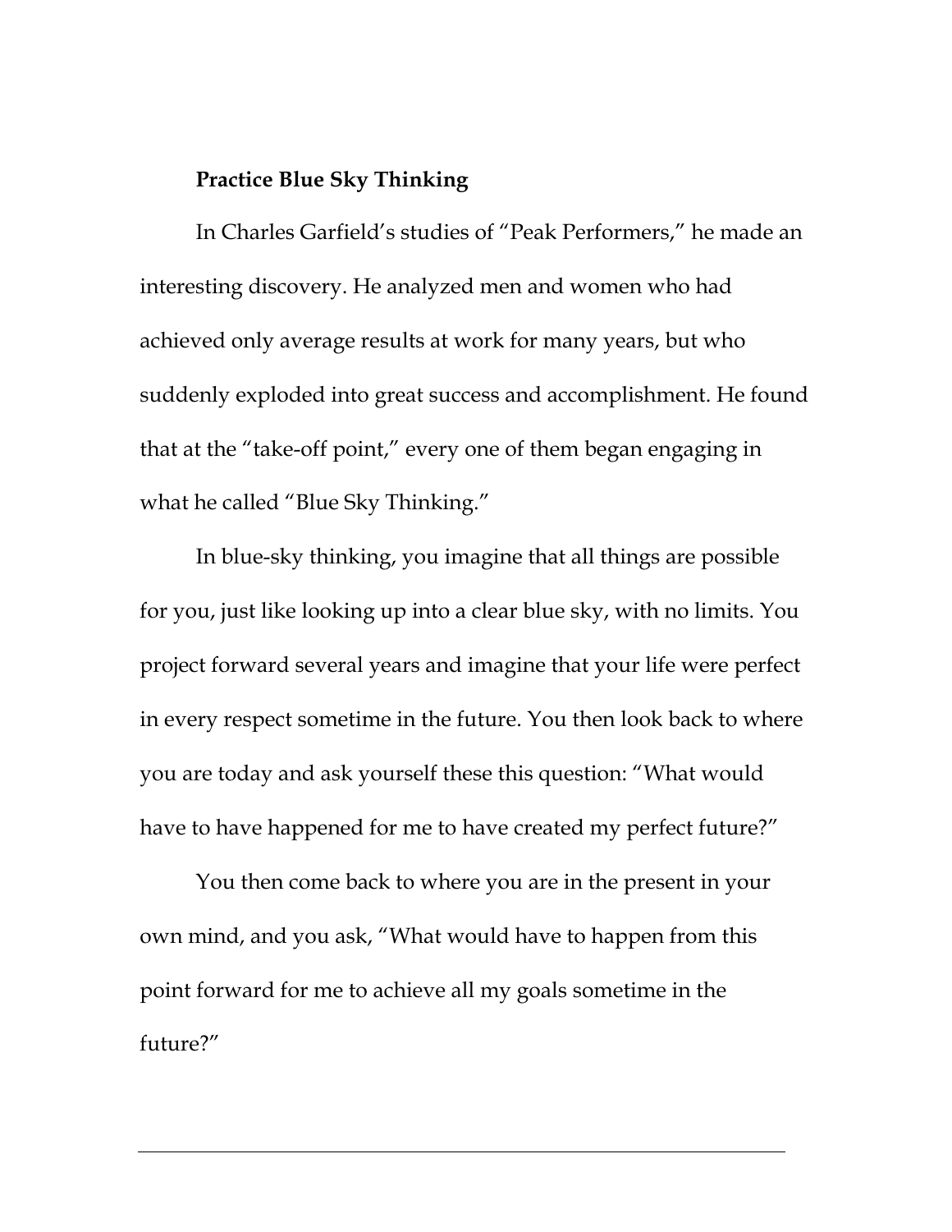**Practice Blue Sky Thinking**

In Charles Garfield's studies of "Peak Performers," he made an interesting discovery. He analyzed men and women who had achieved only average results at work for many years, but who suddenly exploded into great success and accomplishment. He found that at the "take-off point," every one of them began engaging in what he called "Blue Sky Thinking."

In blue-sky thinking, you imagine that all things are possible for you, just like looking up into a clear blue sky, with no limits. You project forward several years and imagine that your life were perfect in every respect sometime in the future. You then look back to where you are today and ask yourself these this question: "What would have to have happened for me to have created my perfect future?"

You then come back to where you are in the present in your own mind, and you ask, "What would have to happen from this point forward for me to achieve all my goals sometime in the future?"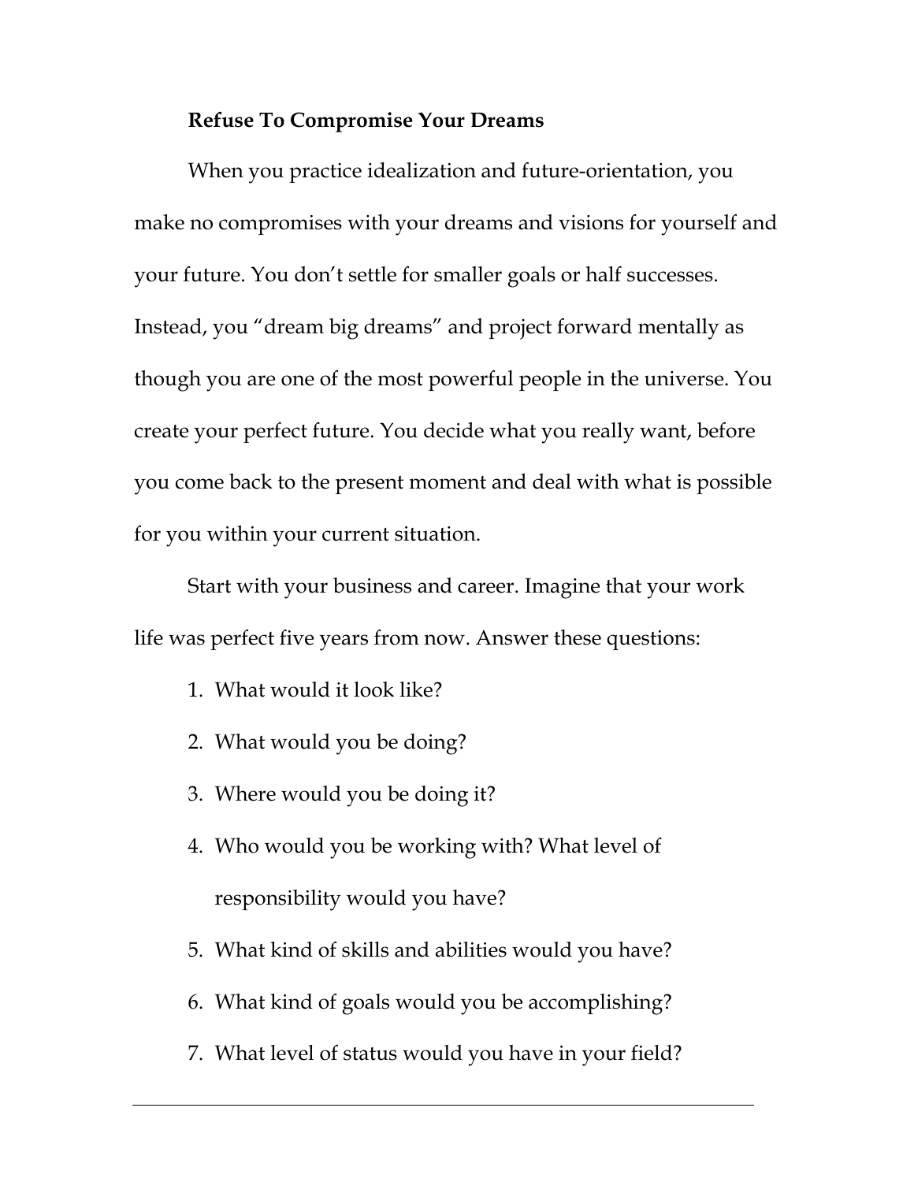**Refuse To Compromise Your Dreams**

When you practice idealization and future-orientation, you make no compromises with your dreams and visions for yourself and your future. You don't settle for smaller goals or half successes. Instead, you "dream big dreams" and project forward mentally as though you are one of the most powerful people in the universe. You create your perfect future. You decide what you really want, before you come back to the present moment and deal with what is possible for you within your current situation.

Start with your business and career. Imagine that your work life was perfect five years from now. Answer these questions:

1. What would it look like?
2. What would you be doing?
3. Where would you be doing it?
4. Who would you be working with? What level of responsibility would you have?
5. What kind of skills and abilities would you have?
6. What kind of goals would you be accomplishing?
7. What level of status would you have in your field?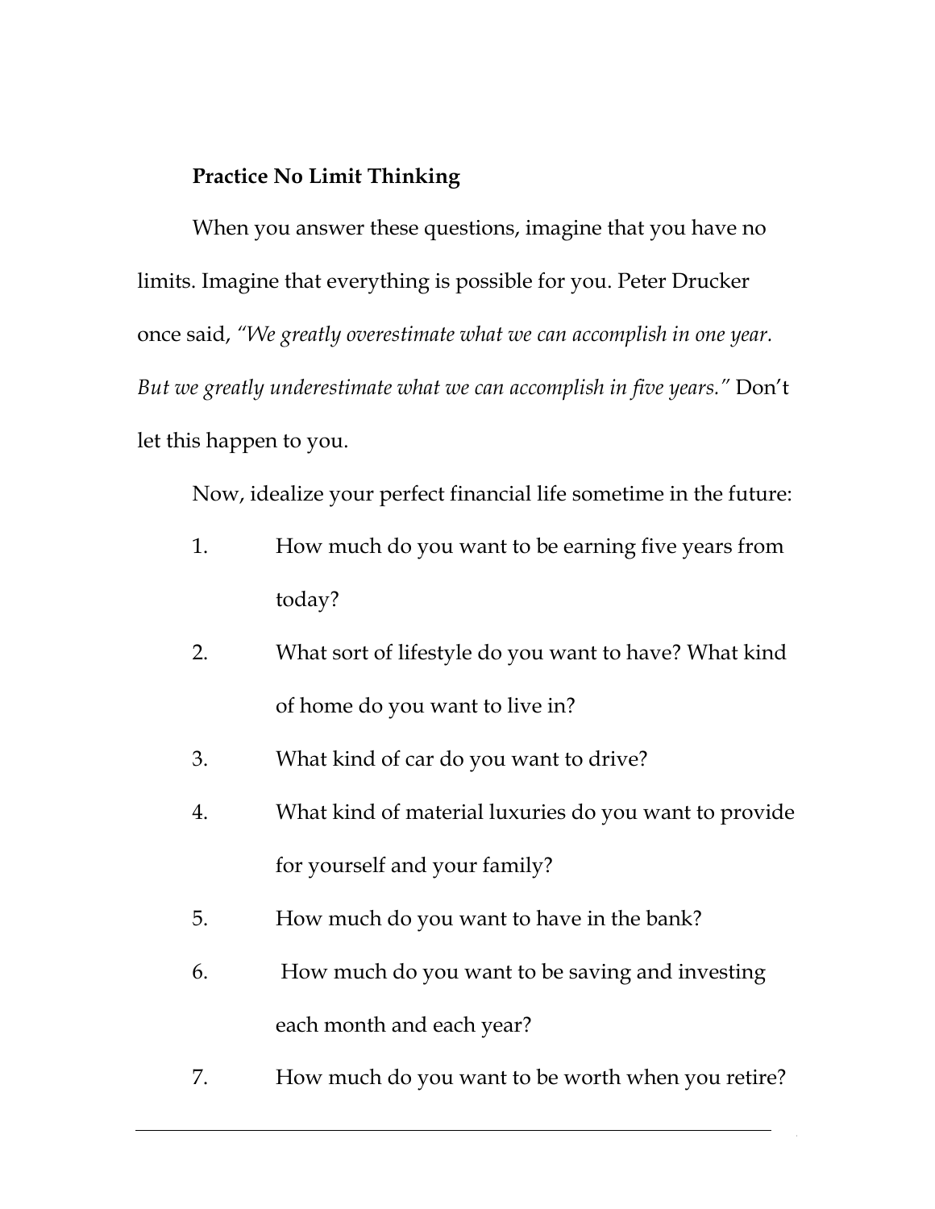**Practice No Limit Thinking**

When you answer these questions, imagine that you have no limits. Imagine that everything is possible for you. Peter Drucker once said, *"We greatly overestimate what we can accomplish in one year. But we greatly underestimate what we can accomplish in five years."* Don't let this happen to you.

Now, idealize your perfect financial life sometime in the future:

1. How much do you want to be earning five years from today?
2. What sort of lifestyle do you want to have? What kind of home do you want to live in?
3. What kind of car do you want to drive?
4. What kind of material luxuries do you want to provide for yourself and your family?
5. How much do you want to have in the bank?
6. How much do you want to be saving and investing each month and each year?
7. How much do you want to be worth when you retire?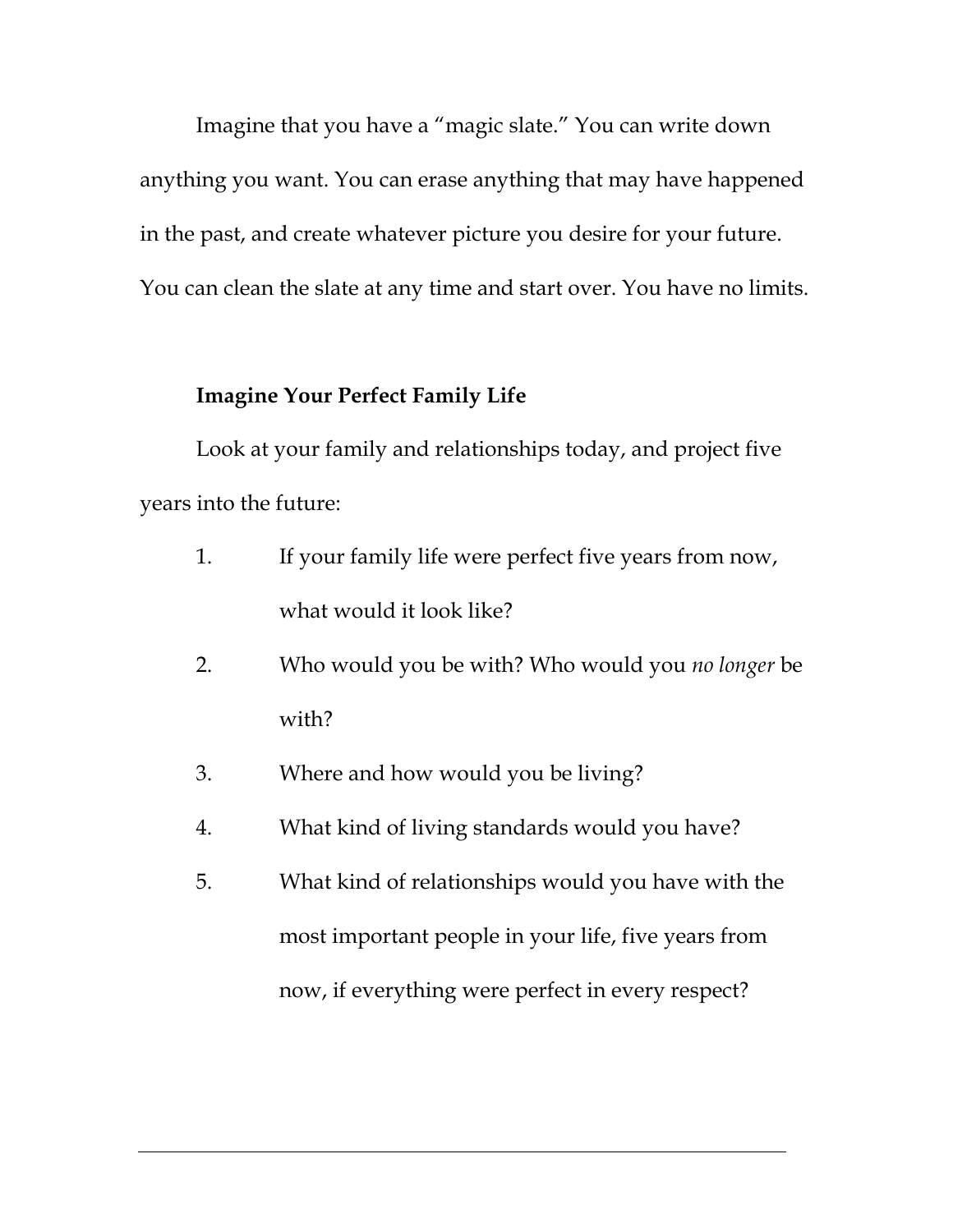Imagine that you have a "magic slate." You can write down anything you want. You can erase anything that may have happened in the past, and create whatever picture you desire for your future. You can clean the slate at any time and start over. You have no limits.

**Imagine Your Perfect Family Life**

Look at your family and relationships today, and project five years into the future:

1. If your family life were perfect five years from now, what would it look like?
2. Who would you be with? Who would you *no longer* be with?
3. Where and how would you be living?
4. What kind of living standards would you have?
5. What kind of relationships would you have with the most important people in your life, five years from now, if everything were perfect in every respect?

---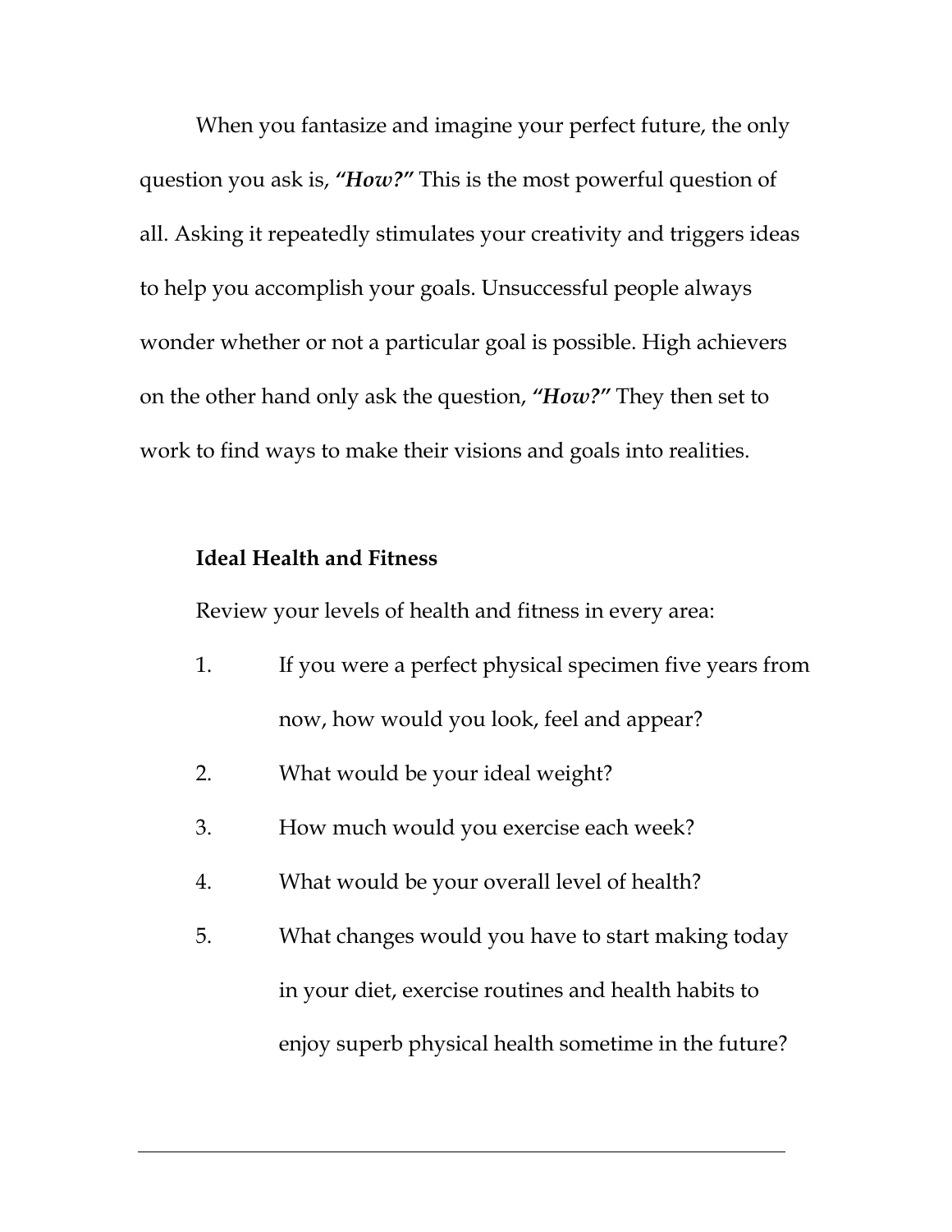When you fantasize and imagine your perfect future, the only question you ask is, ***"How?"*** This is the most powerful question of all. Asking it repeatedly stimulates your creativity and triggers ideas to help you accomplish your goals. Unsuccessful people always wonder whether or not a particular goal is possible. High achievers on the other hand only ask the question, ***"How?"*** They then set to work to find ways to make their visions and goals into realities.

**Ideal Health and Fitness**

Review your levels of health and fitness in every area:

1. If you were a perfect physical specimen five years from now, how would you look, feel and appear?
2. What would be your ideal weight?
3. How much would you exercise each week?
4. What would be your overall level of health?
5. What changes would you have to start making today in your diet, exercise routines and health habits to enjoy superb physical health sometime in the future?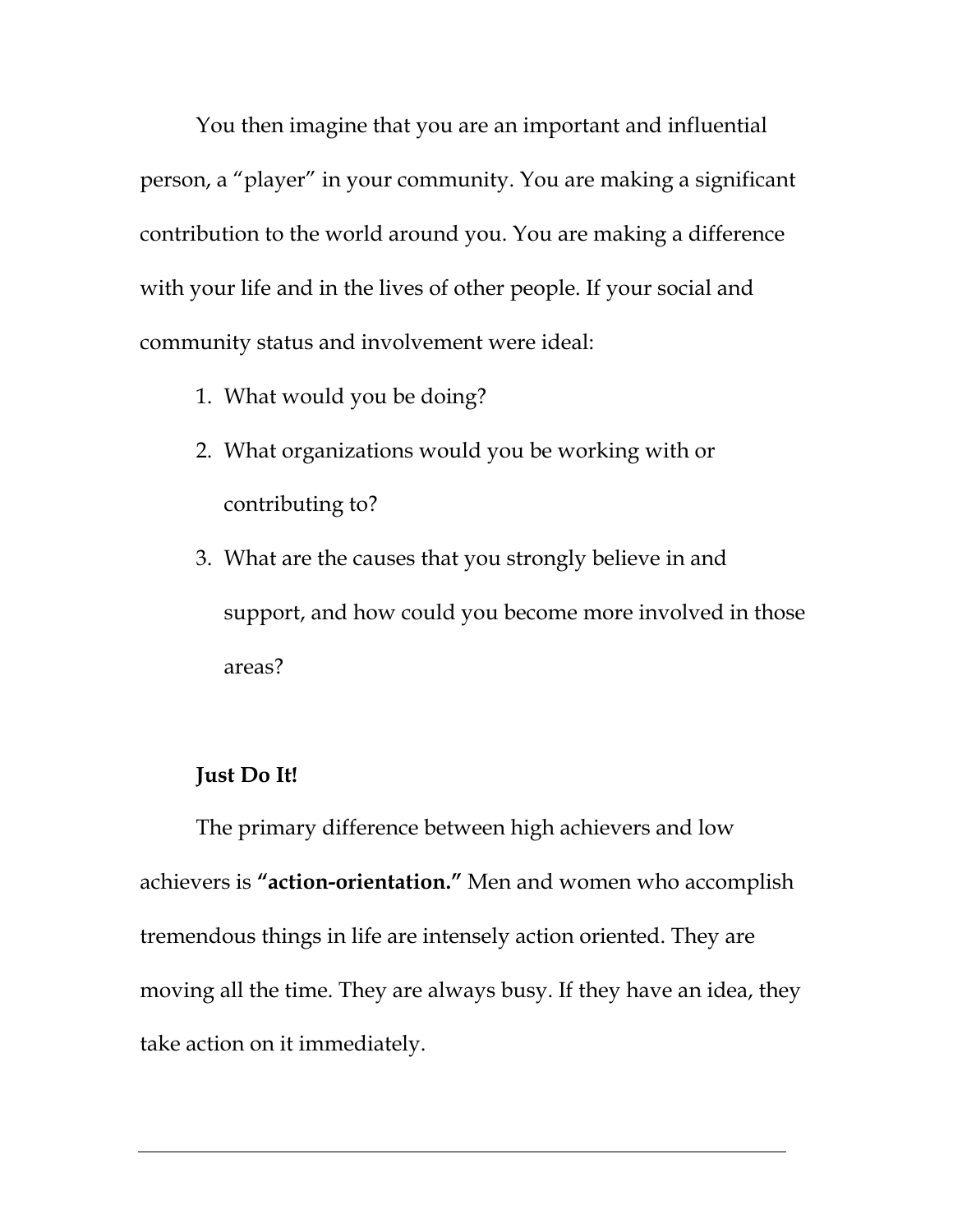You then imagine that you are an important and influential person, a "player" in your community. You are making a significant contribution to the world around you. You are making a difference with your life and in the lives of other people. If your social and community status and involvement were ideal:

1. What would you be doing?
2. What organizations would you be working with or contributing to?
3. What are the causes that you strongly believe in and support, and how could you become more involved in those areas?

**Just Do It!**

The primary difference between high achievers and low achievers is **"action-orientation."** Men and women who accomplish tremendous things in life are intensely action oriented. They are moving all the time. They are always busy. If they have an idea, they take action on it immediately.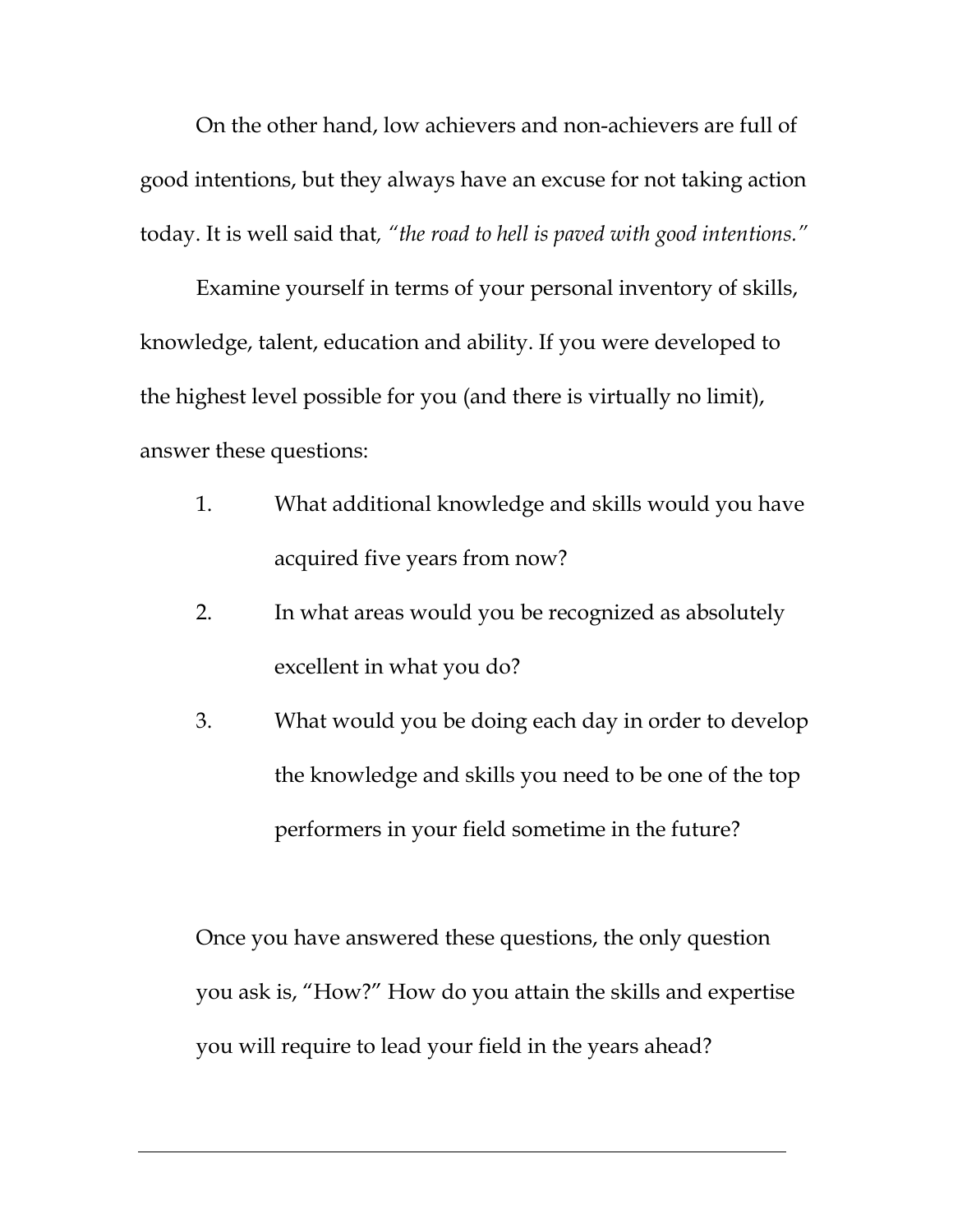On the other hand, low achievers and non-achievers are full of good intentions, but they always have an excuse for not taking action today. It is well said that, *"the road to hell is paved with good intentions."*

Examine yourself in terms of your personal inventory of skills, knowledge, talent, education and ability. If you were developed to the highest level possible for you (and there is virtually no limit), answer these questions:

1. What additional knowledge and skills would you have acquired five years from now?
2. In what areas would you be recognized as absolutely excellent in what you do?
3. What would you be doing each day in order to develop the knowledge and skills you need to be one of the top performers in your field sometime in the future?

Once you have answered these questions, the only question you ask is, "How?" How do you attain the skills and expertise you will require to lead your field in the years ahead?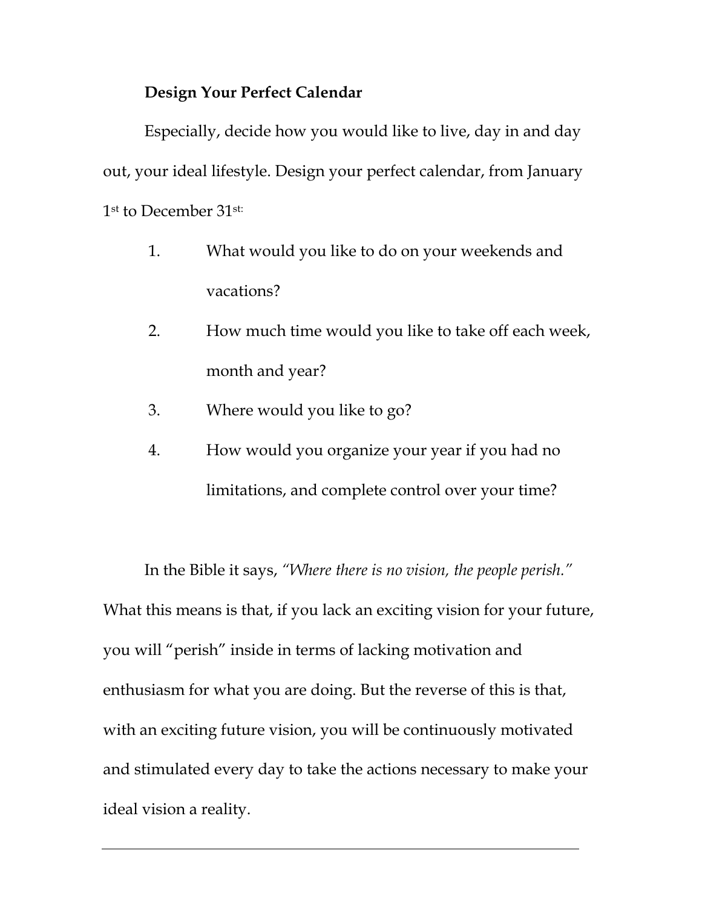**Design Your Perfect Calendar**

Especially, decide how you would like to live, day in and day out, your ideal lifestyle. Design your perfect calendar, from January 1st to December 31st:

1. What would you like to do on your weekends and vacations?
2. How much time would you like to take off each week, month and year?
3. Where would you like to go?
4. How would you organize your year if you had no limitations, and complete control over your time?

In the Bible it says, *"Where there is no vision, the people perish."* What this means is that, if you lack an exciting vision for your future, you will "perish" inside in terms of lacking motivation and enthusiasm for what you are doing. But the reverse of this is that, with an exciting future vision, you will be continuously motivated and stimulated every day to take the actions necessary to make your ideal vision a reality.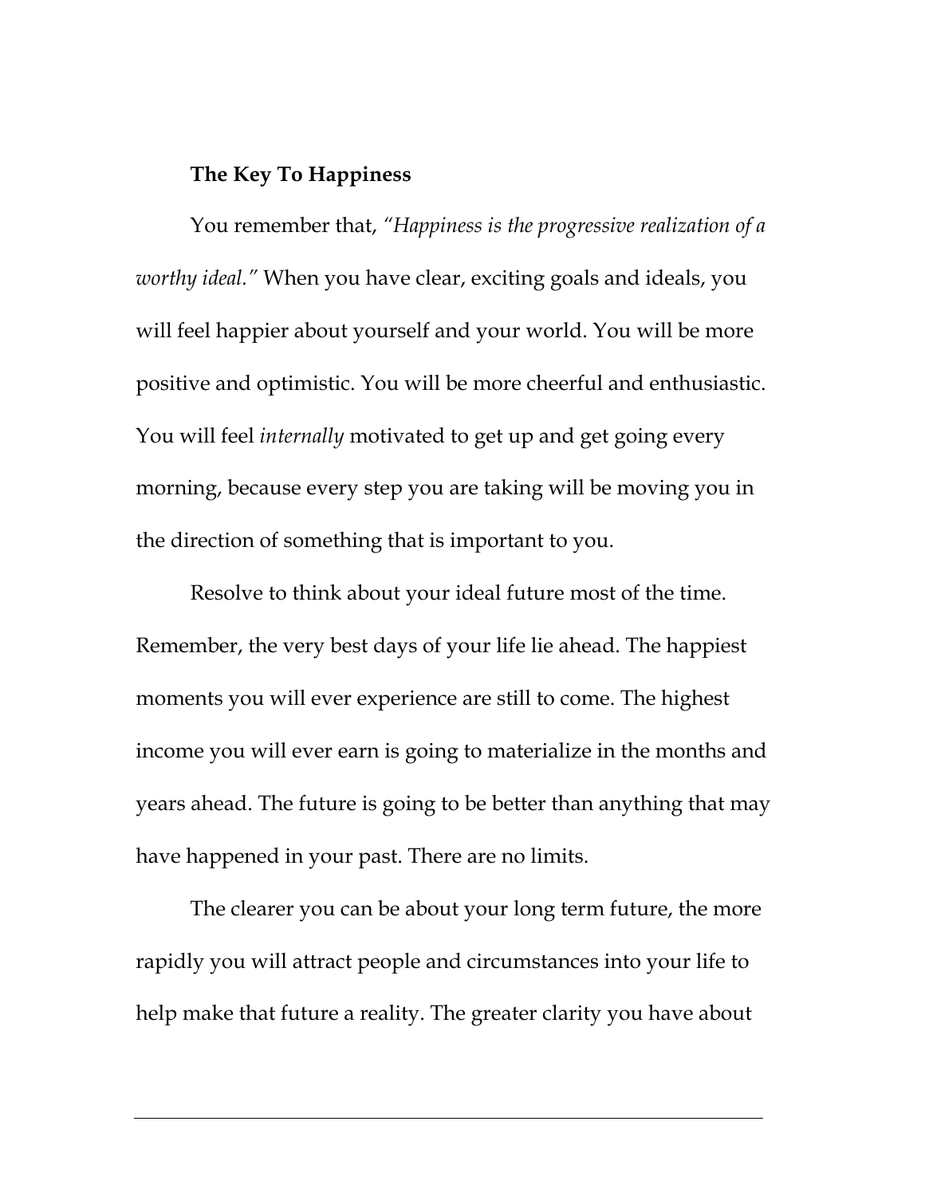**The Key To Happiness**

You remember that, *"Happiness is the progressive realization of a worthy ideal."* When you have clear, exciting goals and ideals, you will feel happier about yourself and your world. You will be more positive and optimistic. You will be more cheerful and enthusiastic. You will feel *internally* motivated to get up and get going every morning, because every step you are taking will be moving you in the direction of something that is important to you.

Resolve to think about your ideal future most of the time. Remember, the very best days of your life lie ahead. The happiest moments you will ever experience are still to come. The highest income you will ever earn is going to materialize in the months and years ahead. The future is going to be better than anything that may have happened in your past. There are no limits.

The clearer you can be about your long term future, the more rapidly you will attract people and circumstances into your life to help make that future a reality. The greater clarity you have about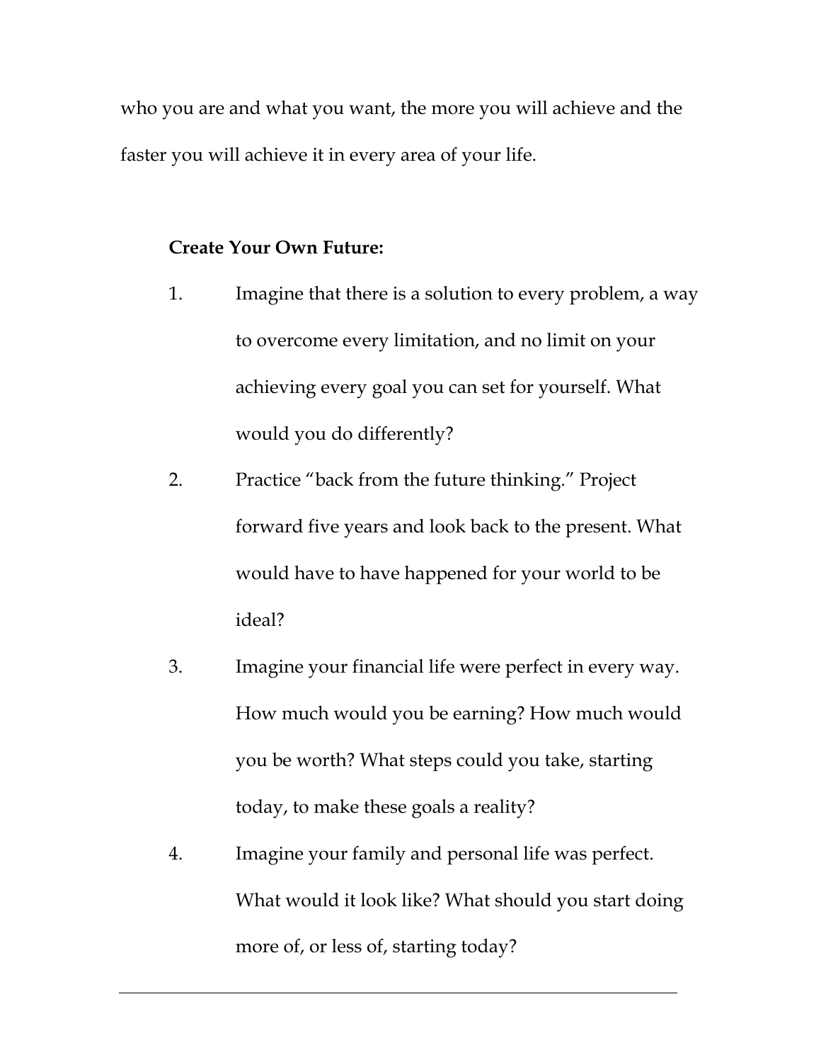who you are and what you want, the more you will achieve and the faster you will achieve it in every area of your life.

**Create Your Own Future:**

1. Imagine that there is a solution to every problem, a way to overcome every limitation, and no limit on your achieving every goal you can set for yourself. What would you do differently?
2. Practice "back from the future thinking." Project forward five years and look back to the present. What would have to have happened for your world to be ideal?
3. Imagine your financial life were perfect in every way. How much would you be earning? How much would you be worth? What steps could you take, starting today, to make these goals a reality?
4. Imagine your family and personal life was perfect. What would it look like? What should you start doing more of, or less of, starting today?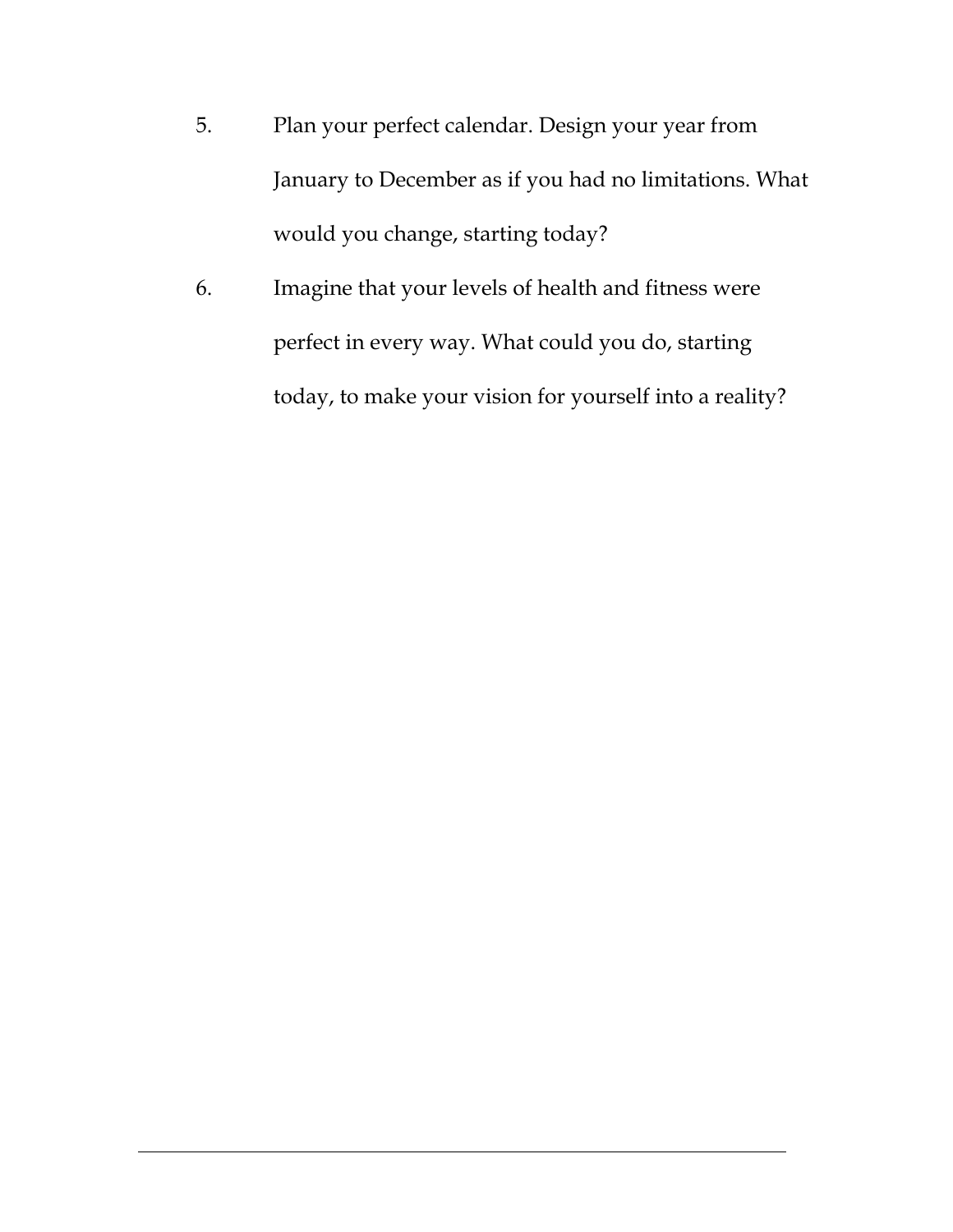5. Plan your perfect calendar. Design your year from January to December as if you had no limitations. What would you change, starting today?
6. Imagine that your levels of health and fitness were perfect in every way. What could you do, starting today, to make your vision for yourself into a reality?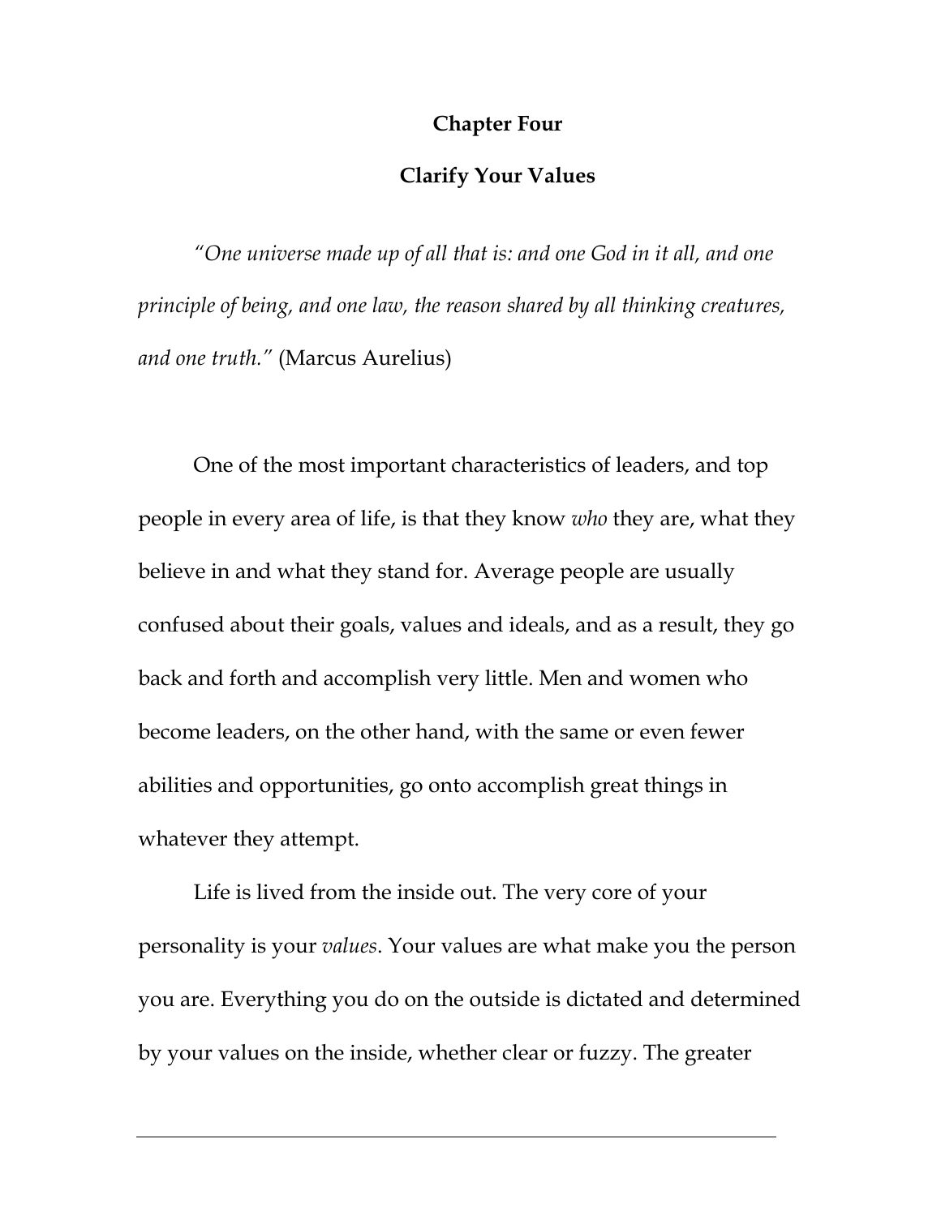# Chapter Four

## Clarify Your Values

*"One universe made up of all that is: and one God in it all, and one principle of being, and one law, the reason shared by all thinking creatures, and one truth."* (Marcus Aurelius)

One of the most important characteristics of leaders, and top people in every area of life, is that they know *who* they are, what they believe in and what they stand for. Average people are usually confused about their goals, values and ideals, and as a result, they go back and forth and accomplish very little. Men and women who become leaders, on the other hand, with the same or even fewer abilities and opportunities, go onto accomplish great things in whatever they attempt.

Life is lived from the inside out. The very core of your personality is your *values*. Your values are what make you the person you are. Everything you do on the outside is dictated and determined by your values on the inside, whether clear or fuzzy. The greater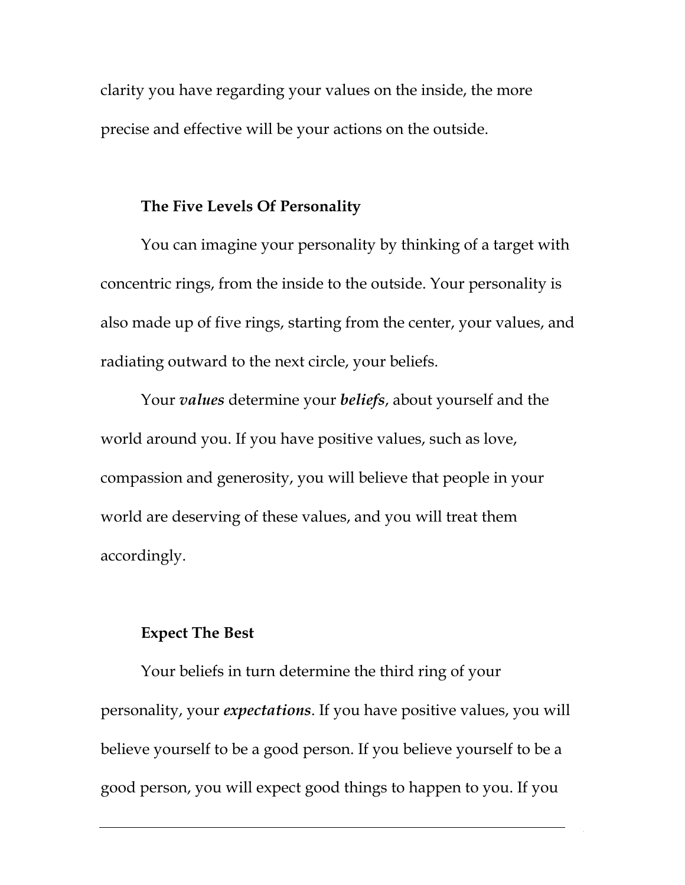clarity you have regarding your values on the inside, the more precise and effective will be your actions on the outside.

### The Five Levels Of Personality

You can imagine your personality by thinking of a target with concentric rings, from the inside to the outside. Your personality is also made up of five rings, starting from the center, your values, and radiating outward to the next circle, your beliefs.

Your ***values*** determine your ***beliefs***, about yourself and the world around you. If you have positive values, such as love, compassion and generosity, you will believe that people in your world are deserving of these values, and you will treat them accordingly.

### Expect The Best

Your beliefs in turn determine the third ring of your personality, your ***expectations***. If you have positive values, you will believe yourself to be a good person. If you believe yourself to be a good person, you will expect good things to happen to you. If you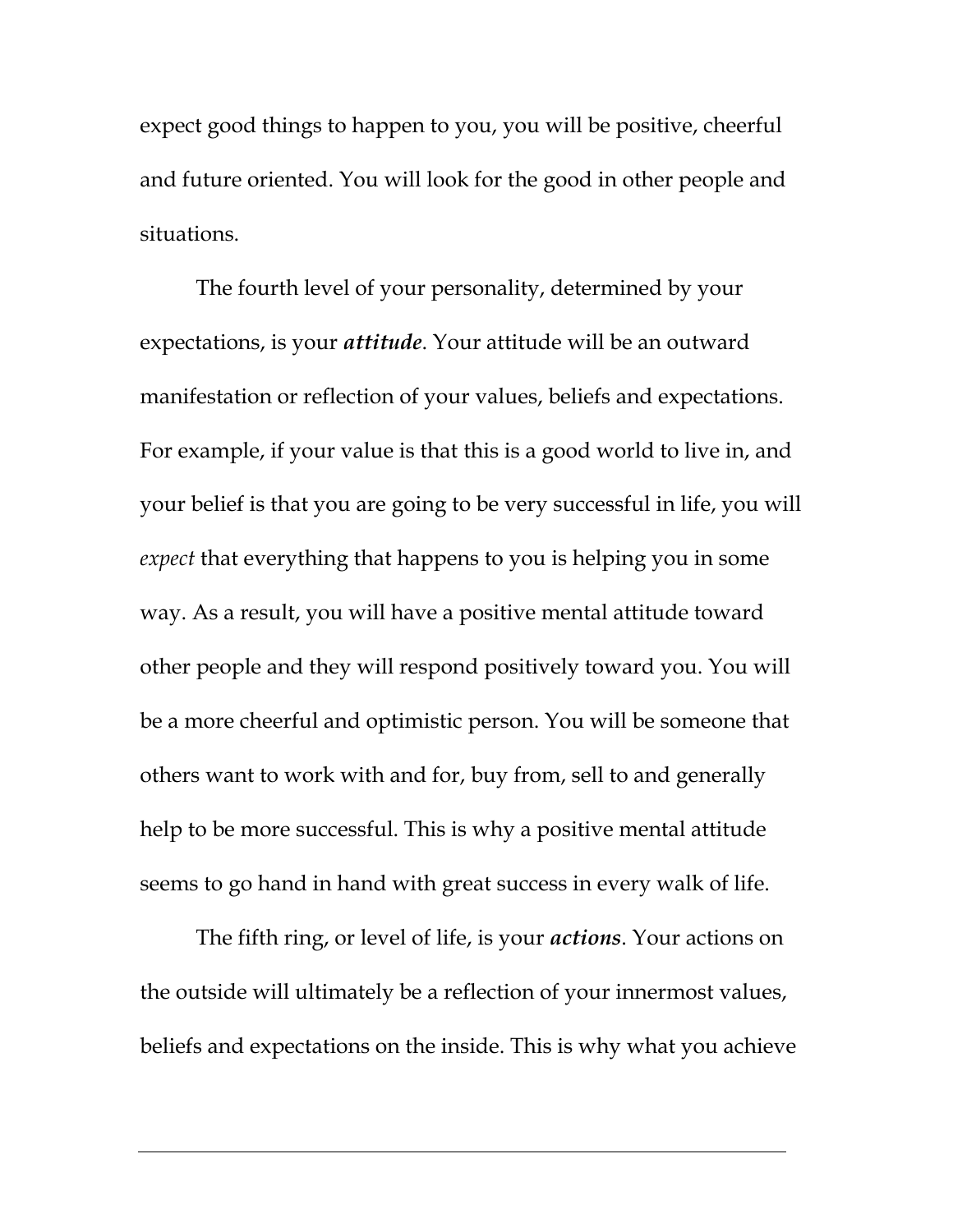expect good things to happen to you, you will be positive, cheerful and future oriented. You will look for the good in other people and situations.

The fourth level of your personality, determined by your expectations, is your ***attitude***. Your attitude will be an outward manifestation or reflection of your values, beliefs and expectations. For example, if your value is that this is a good world to live in, and your belief is that you are going to be very successful in life, you will *expect* that everything that happens to you is helping you in some way. As a result, you will have a positive mental attitude toward other people and they will respond positively toward you. You will be a more cheerful and optimistic person. You will be someone that others want to work with and for, buy from, sell to and generally help to be more successful. This is why a positive mental attitude seems to go hand in hand with great success in every walk of life.

The fifth ring, or level of life, is your ***actions***. Your actions on the outside will ultimately be a reflection of your innermost values, beliefs and expectations on the inside. This is why what you achieve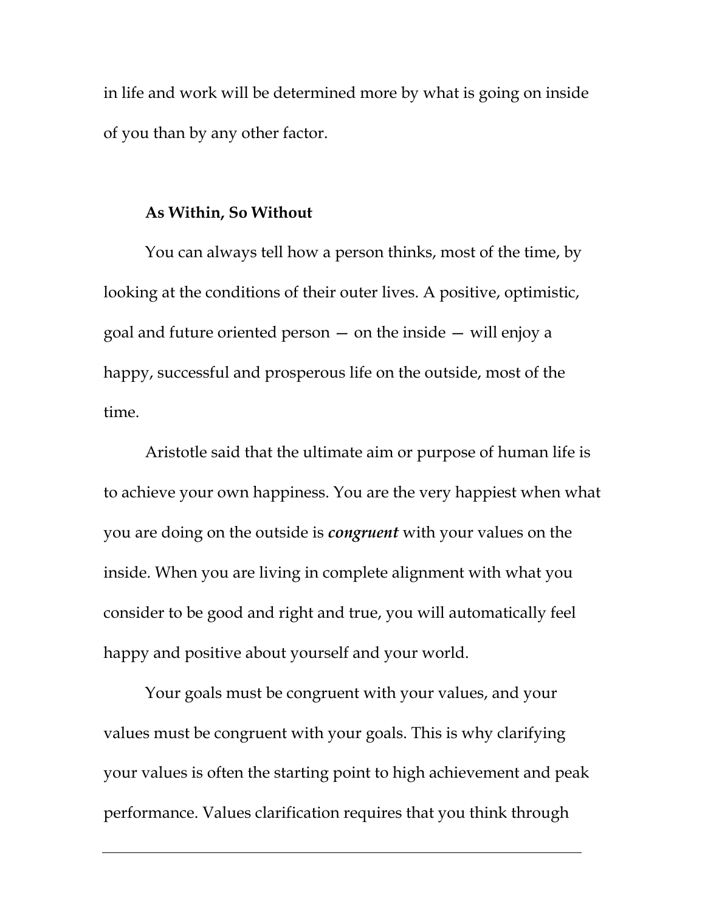in life and work will be determined more by what is going on inside of you than by any other factor.

### As Within, So Without

You can always tell how a person thinks, most of the time, by looking at the conditions of their outer lives. A positive, optimistic, goal and future oriented person — on the inside — will enjoy a happy, successful and prosperous life on the outside, most of the time.

Aristotle said that the ultimate aim or purpose of human life is to achieve your own happiness. You are the very happiest when what you are doing on the outside is ***congruent*** with your values on the inside. When you are living in complete alignment with what you consider to be good and right and true, you will automatically feel happy and positive about yourself and your world.

Your goals must be congruent with your values, and your values must be congruent with your goals. This is why clarifying your values is often the starting point to high achievement and peak performance. Values clarification requires that you think through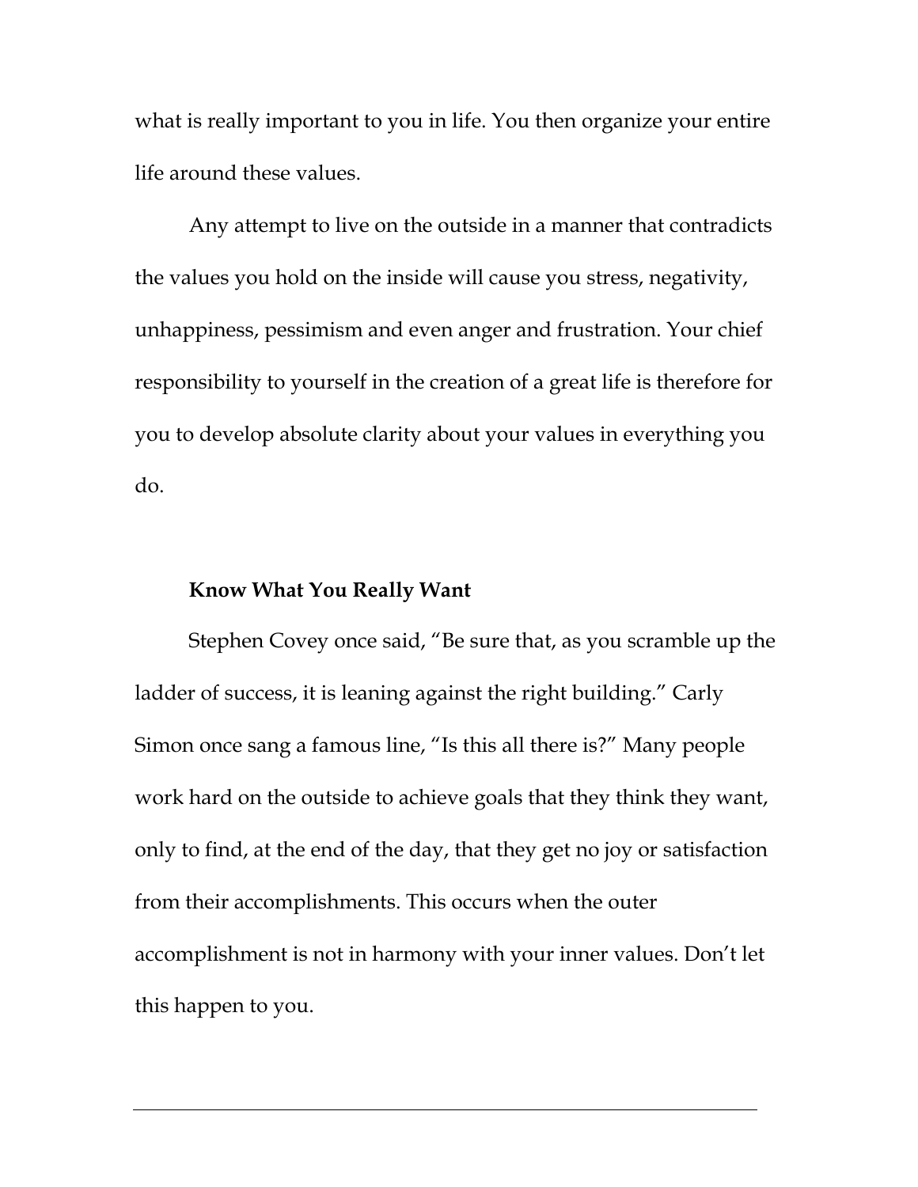what is really important to you in life. You then organize your entire life around these values.

Any attempt to live on the outside in a manner that contradicts the values you hold on the inside will cause you stress, negativity, unhappiness, pessimism and even anger and frustration. Your chief responsibility to yourself in the creation of a great life is therefore for you to develop absolute clarity about your values in everything you do.

**Know What You Really Want**

Stephen Covey once said, "Be sure that, as you scramble up the ladder of success, it is leaning against the right building." Carly Simon once sang a famous line, "Is this all there is?" Many people work hard on the outside to achieve goals that they think they want, only to find, at the end of the day, that they get no joy or satisfaction from their accomplishments. This occurs when the outer accomplishment is not in harmony with your inner values. Don't let this happen to you.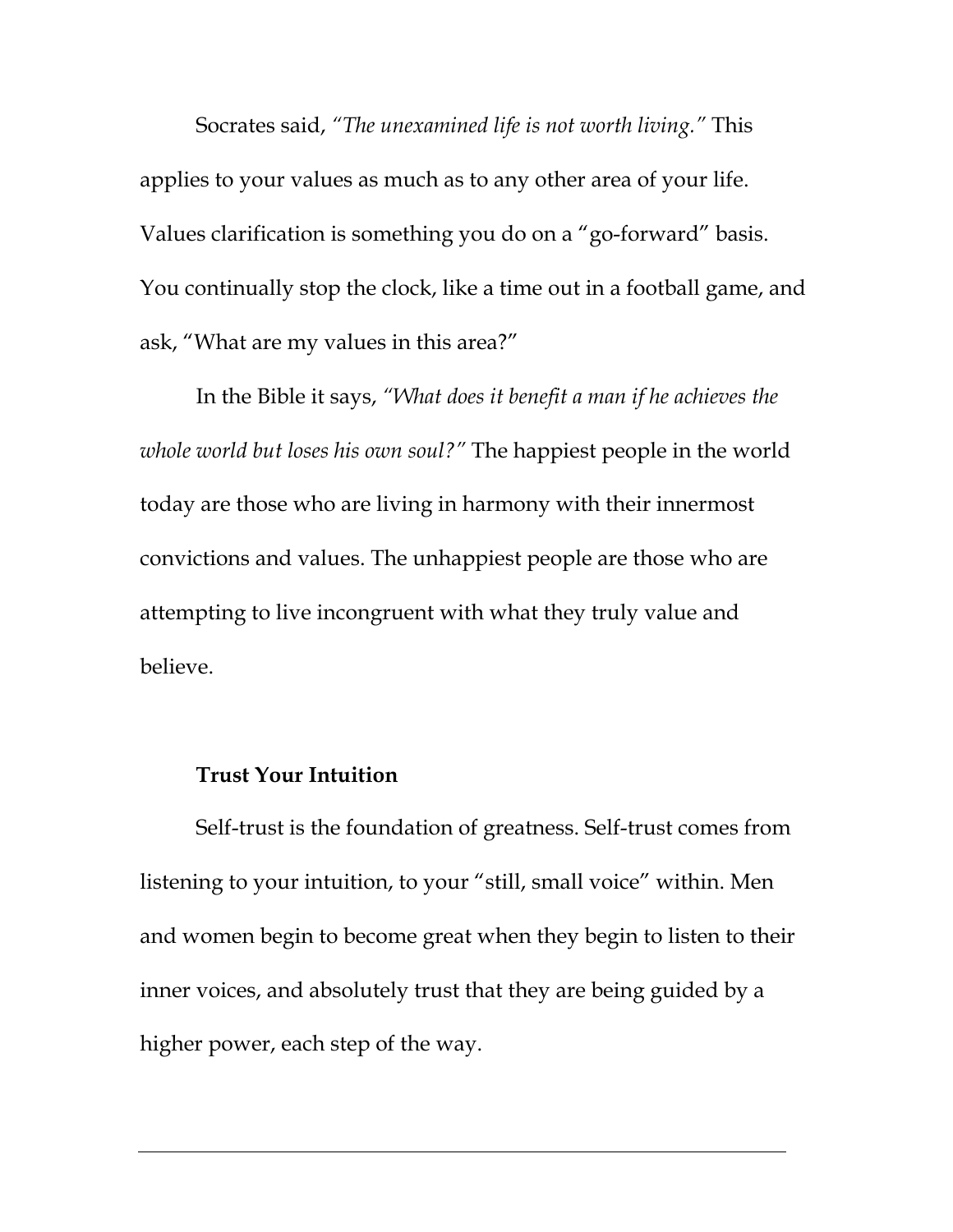Socrates said, *"The unexamined life is not worth living."* This applies to your values as much as to any other area of your life. Values clarification is something you do on a "go-forward" basis. You continually stop the clock, like a time out in a football game, and ask, "What are my values in this area?"

In the Bible it says, *"What does it benefit a man if he achieves the whole world but loses his own soul?"* The happiest people in the world today are those who are living in harmony with their innermost convictions and values. The unhappiest people are those who are attempting to live incongruent with what they truly value and believe.

### Trust Your Intuition

Self-trust is the foundation of greatness. Self-trust comes from listening to your intuition, to your "still, small voice" within. Men and women begin to become great when they begin to listen to their inner voices, and absolutely trust that they are being guided by a higher power, each step of the way.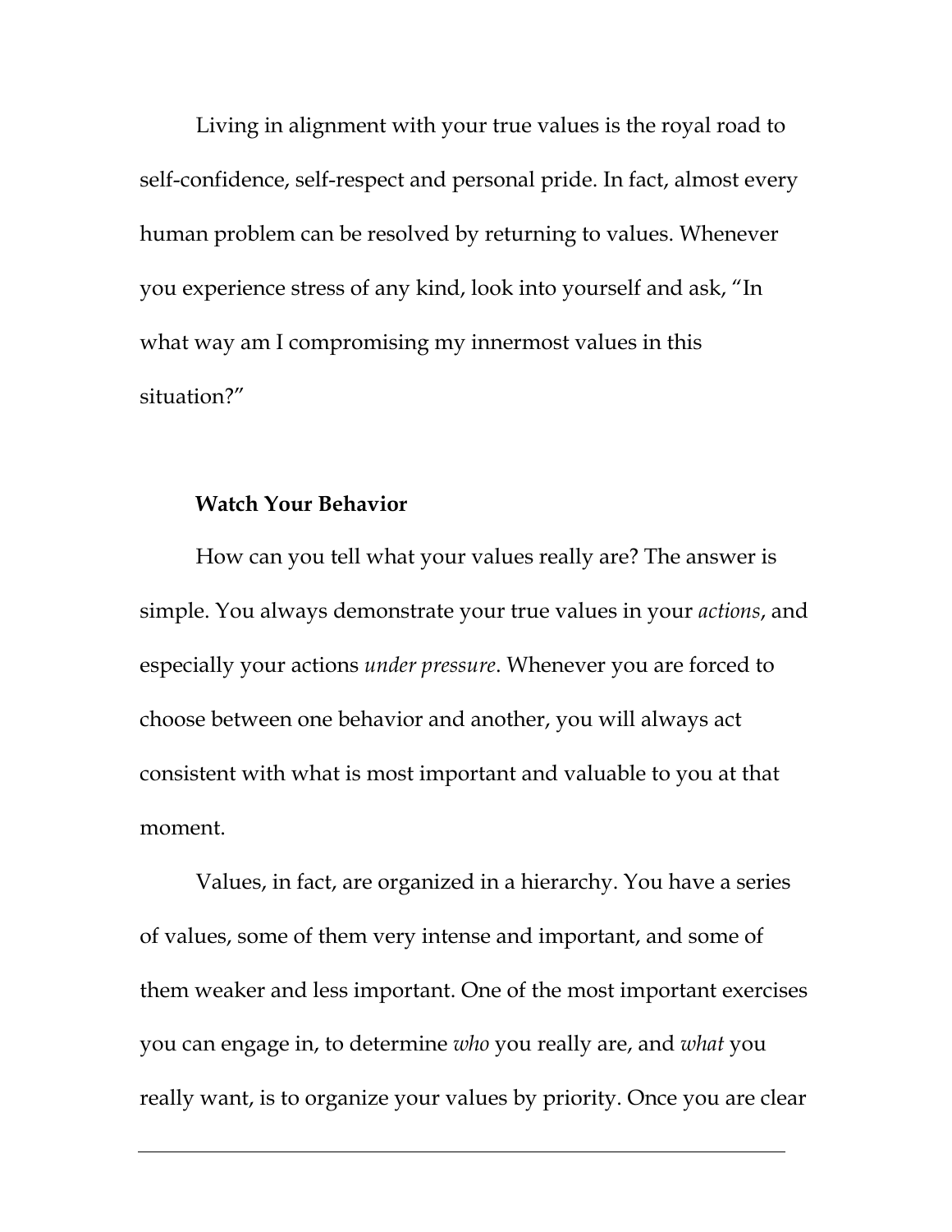Living in alignment with your true values is the royal road to self-confidence, self-respect and personal pride. In fact, almost every human problem can be resolved by returning to values. Whenever you experience stress of any kind, look into yourself and ask, "In what way am I compromising my innermost values in this situation?"

**Watch Your Behavior**

How can you tell what your values really are? The answer is simple. You always demonstrate your true values in your *actions*, and especially your actions *under pressure*. Whenever you are forced to choose between one behavior and another, you will always act consistent with what is most important and valuable to you at that moment.

Values, in fact, are organized in a hierarchy. You have a series of values, some of them very intense and important, and some of them weaker and less important. One of the most important exercises you can engage in, to determine *who* you really are, and *what* you really want, is to organize your values by priority. Once you are clear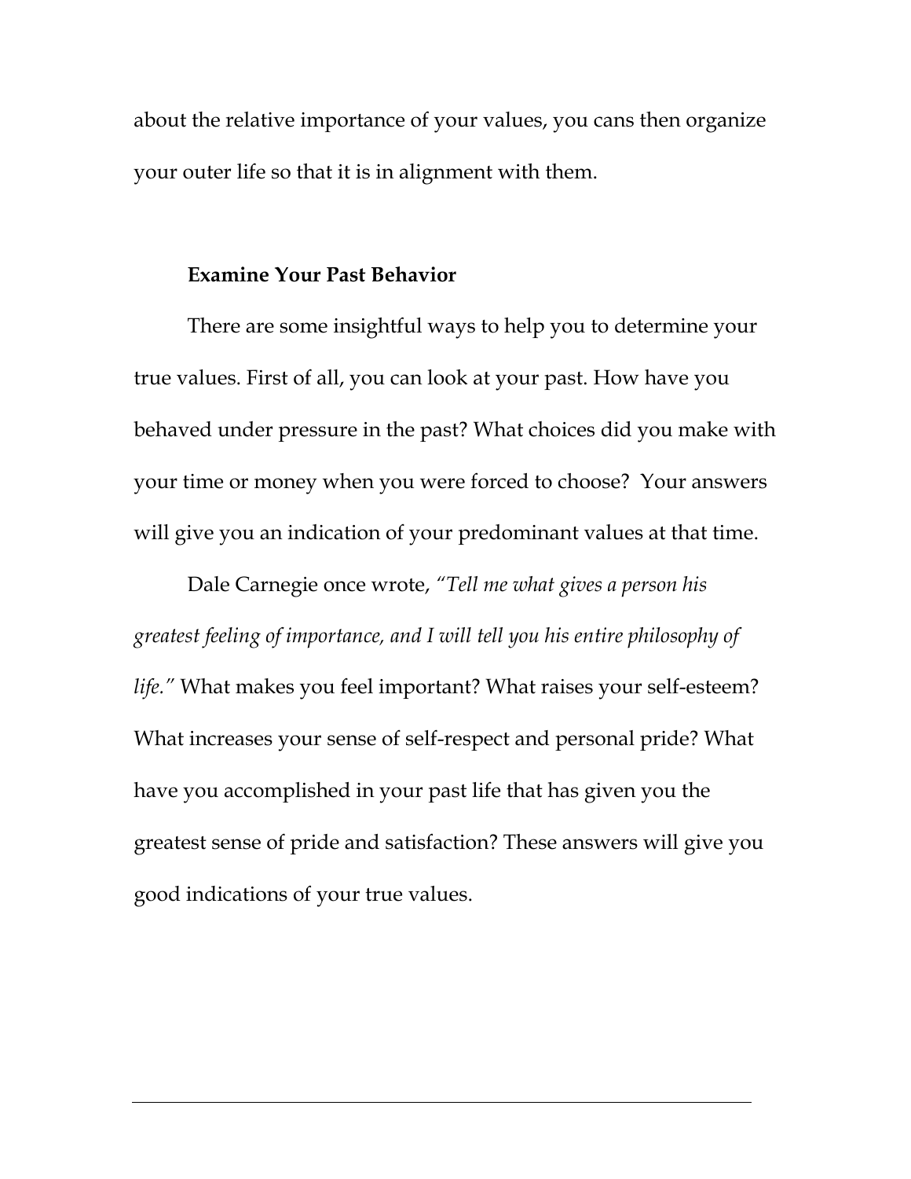about the relative importance of your values, you cans then organize your outer life so that it is in alignment with them.

### Examine Your Past Behavior

There are some insightful ways to help you to determine your true values. First of all, you can look at your past. How have you behaved under pressure in the past? What choices did you make with your time or money when you were forced to choose? Your answers will give you an indication of your predominant values at that time.

Dale Carnegie once wrote, *"Tell me what gives a person his greatest feeling of importance, and I will tell you his entire philosophy of life."* What makes you feel important? What raises your self-esteem? What increases your sense of self-respect and personal pride? What have you accomplished in your past life that has given you the greatest sense of pride and satisfaction? These answers will give you good indications of your true values.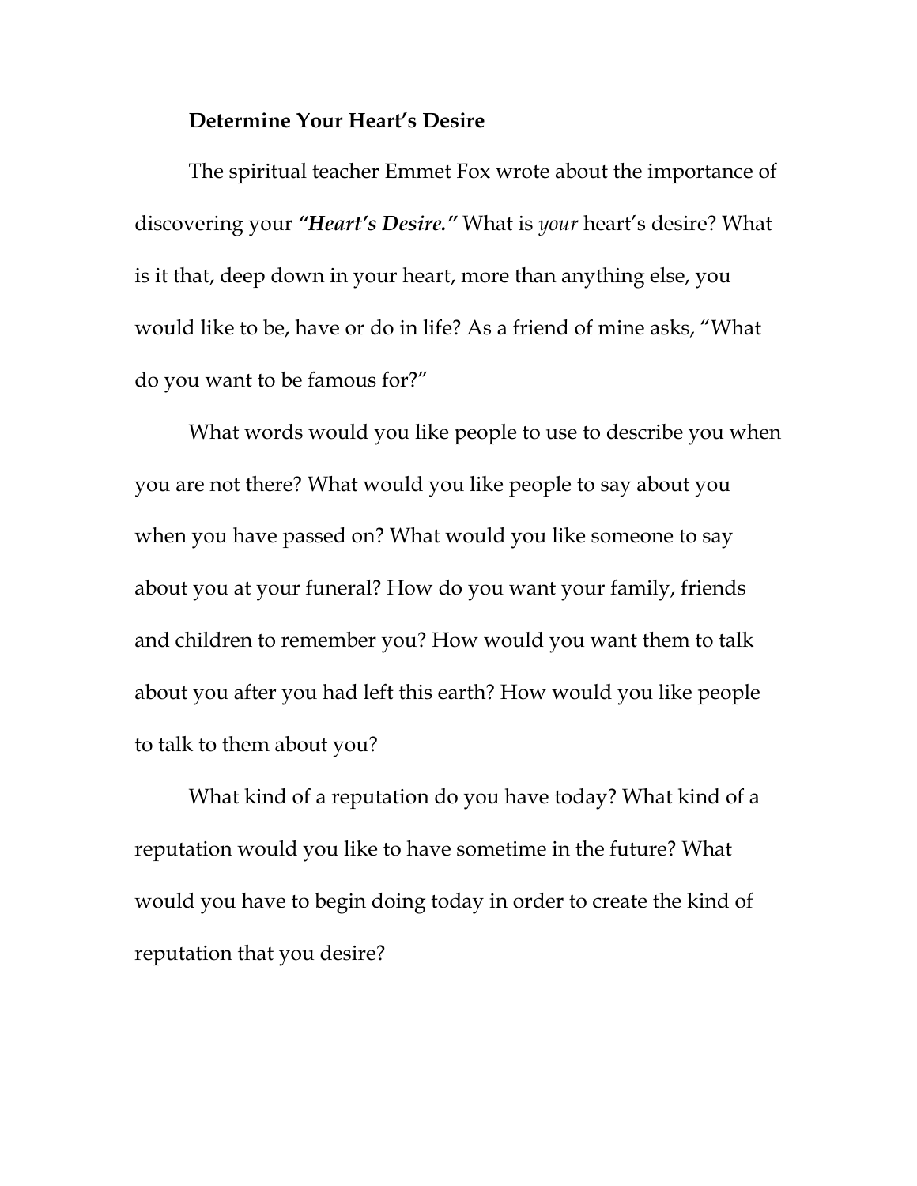**Determine Your Heart's Desire**

The spiritual teacher Emmet Fox wrote about the importance of discovering your ***"Heart's Desire."*** What is *your* heart's desire? What is it that, deep down in your heart, more than anything else, you would like to be, have or do in life? As a friend of mine asks, "What do you want to be famous for?"

What words would you like people to use to describe you when you are not there? What would you like people to say about you when you have passed on? What would you like someone to say about you at your funeral? How do you want your family, friends and children to remember you? How would you want them to talk about you after you had left this earth? How would you like people to talk to them about you?

What kind of a reputation do you have today? What kind of a reputation would you like to have sometime in the future? What would you have to begin doing today in order to create the kind of reputation that you desire?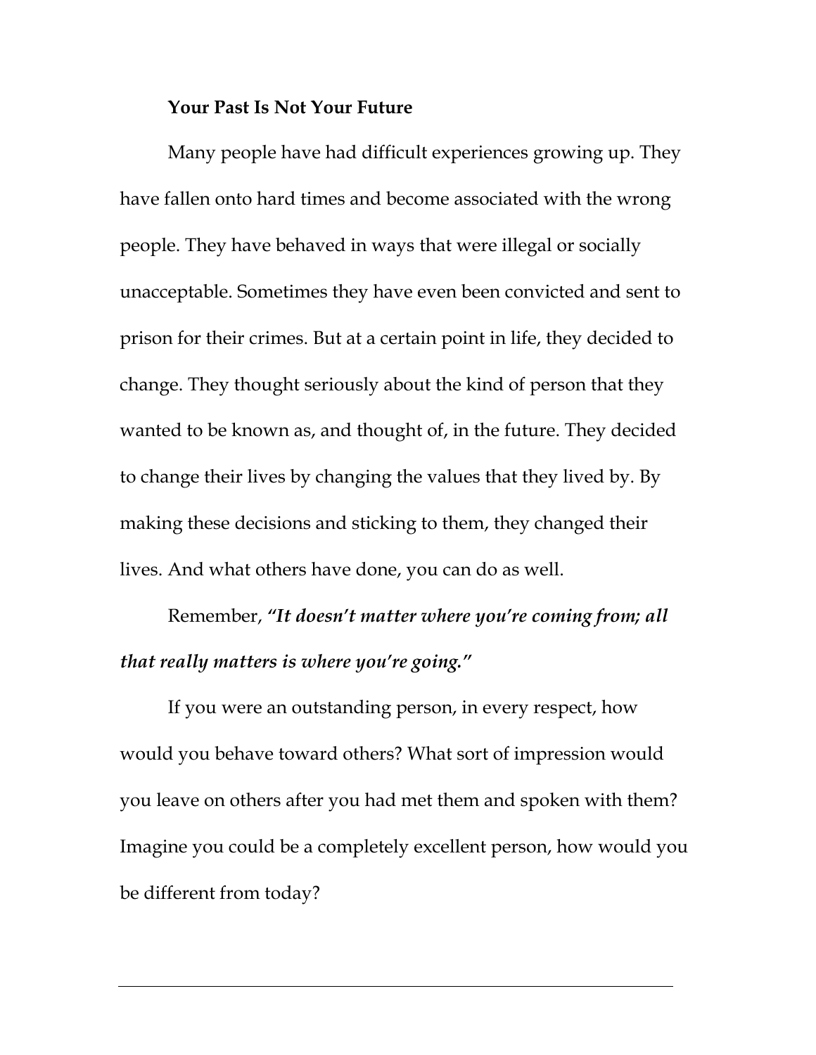**Your Past Is Not Your Future**

Many people have had difficult experiences growing up. They have fallen onto hard times and become associated with the wrong people. They have behaved in ways that were illegal or socially unacceptable. Sometimes they have even been convicted and sent to prison for their crimes. But at a certain point in life, they decided to change. They thought seriously about the kind of person that they wanted to be known as, and thought of, in the future. They decided to change their lives by changing the values that they lived by. By making these decisions and sticking to them, they changed their lives. And what others have done, you can do as well.

Remember, ***"It doesn't matter where you're coming from; all that really matters is where you're going."***

If you were an outstanding person, in every respect, how would you behave toward others? What sort of impression would you leave on others after you had met them and spoken with them? Imagine you could be a completely excellent person, how would you be different from today?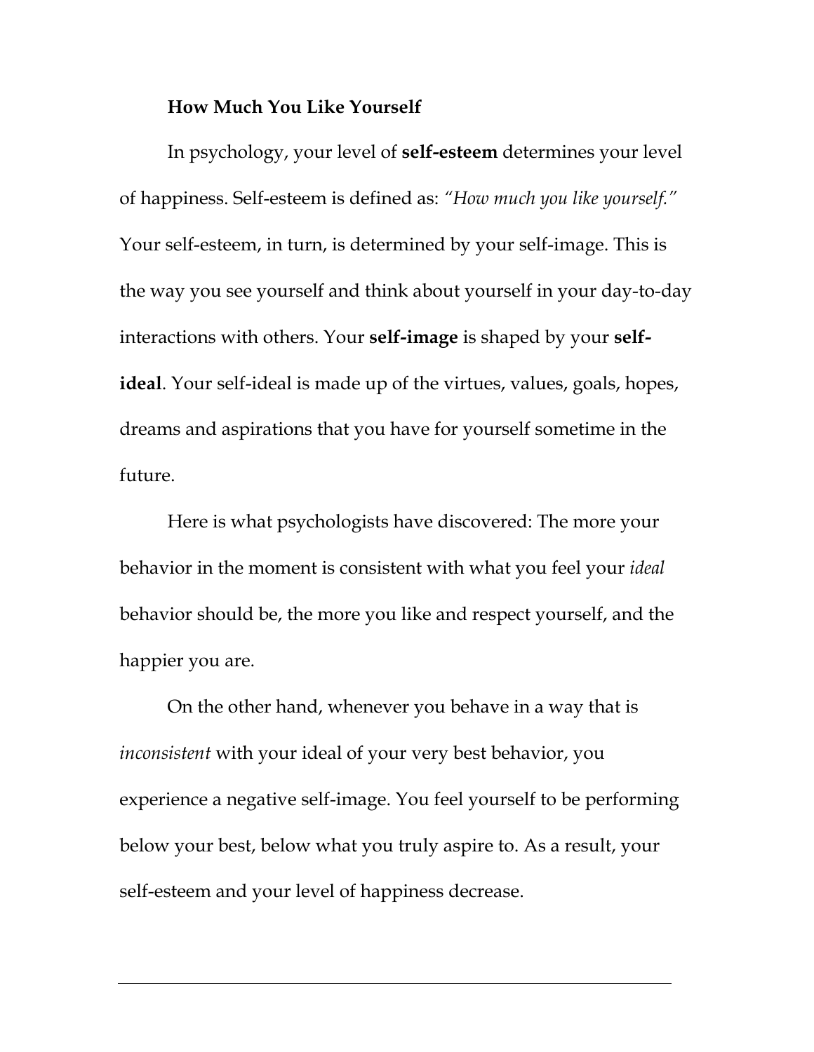**How Much You Like Yourself**

In psychology, your level of **self-esteem** determines your level of happiness. Self-esteem is defined as: *"How much you like yourself."* Your self-esteem, in turn, is determined by your self-image. This is the way you see yourself and think about yourself in your day-to-day interactions with others. Your **self-image** is shaped by your **self-ideal**. Your self-ideal is made up of the virtues, values, goals, hopes, dreams and aspirations that you have for yourself sometime in the future.

Here is what psychologists have discovered: The more your behavior in the moment is consistent with what you feel your *ideal* behavior should be, the more you like and respect yourself, and the happier you are.

On the other hand, whenever you behave in a way that is *inconsistent* with your ideal of your very best behavior, you experience a negative self-image. You feel yourself to be performing below your best, below what you truly aspire to. As a result, your self-esteem and your level of happiness decrease.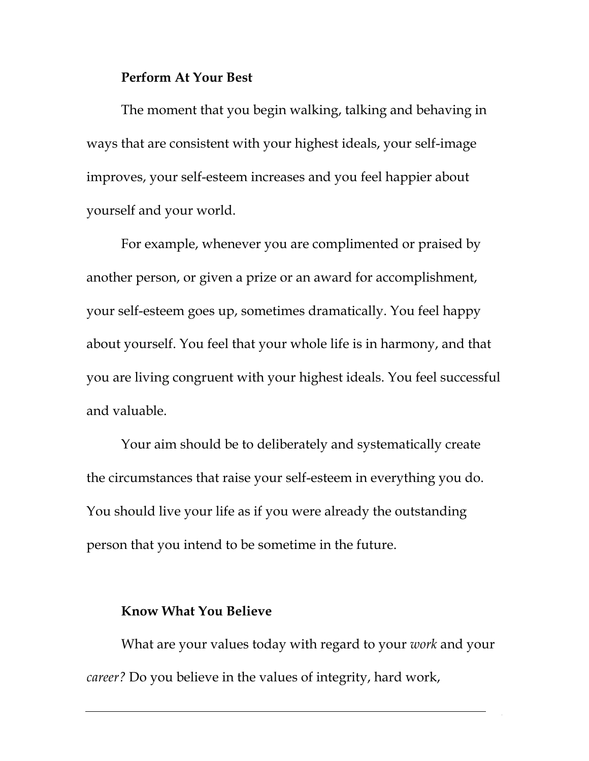**Perform At Your Best**

The moment that you begin walking, talking and behaving in ways that are consistent with your highest ideals, your self-image improves, your self-esteem increases and you feel happier about yourself and your world.

For example, whenever you are complimented or praised by another person, or given a prize or an award for accomplishment, your self-esteem goes up, sometimes dramatically. You feel happy about yourself. You feel that your whole life is in harmony, and that you are living congruent with your highest ideals. You feel successful and valuable.

Your aim should be to deliberately and systematically create the circumstances that raise your self-esteem in everything you do. You should live your life as if you were already the outstanding person that you intend to be sometime in the future.

**Know What You Believe**

What are your values today with regard to your *work* and your *career?* Do you believe in the values of integrity, hard work,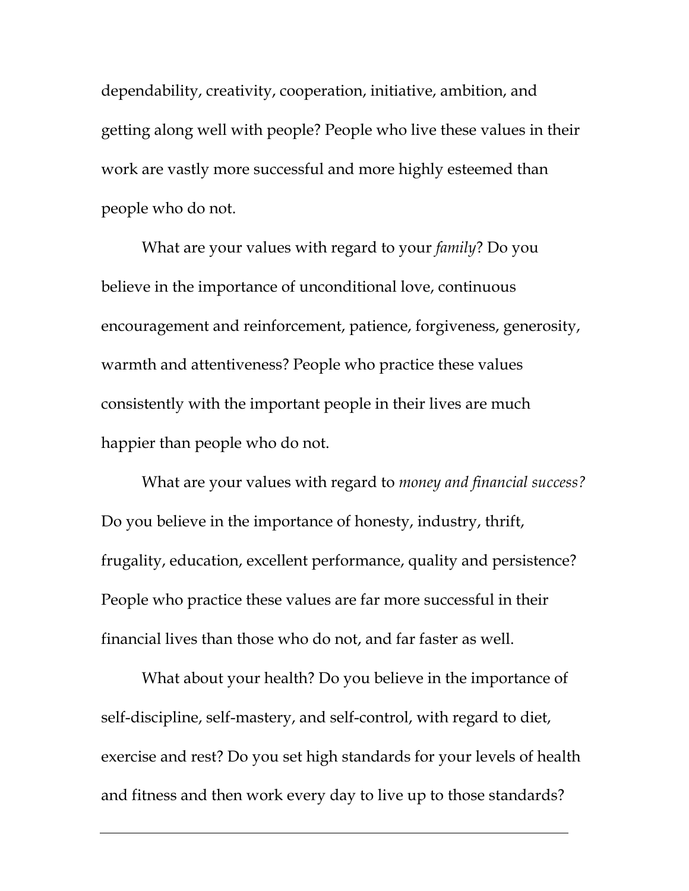dependability, creativity, cooperation, initiative, ambition, and getting along well with people? People who live these values in their work are vastly more successful and more highly esteemed than people who do not.

What are your values with regard to your *family*? Do you believe in the importance of unconditional love, continuous encouragement and reinforcement, patience, forgiveness, generosity, warmth and attentiveness? People who practice these values consistently with the important people in their lives are much happier than people who do not.

What are your values with regard to *money and financial success?* Do you believe in the importance of honesty, industry, thrift, frugality, education, excellent performance, quality and persistence? People who practice these values are far more successful in their financial lives than those who do not, and far faster as well.

What about your health? Do you believe in the importance of self-discipline, self-mastery, and self-control, with regard to diet, exercise and rest? Do you set high standards for your levels of health and fitness and then work every day to live up to those standards?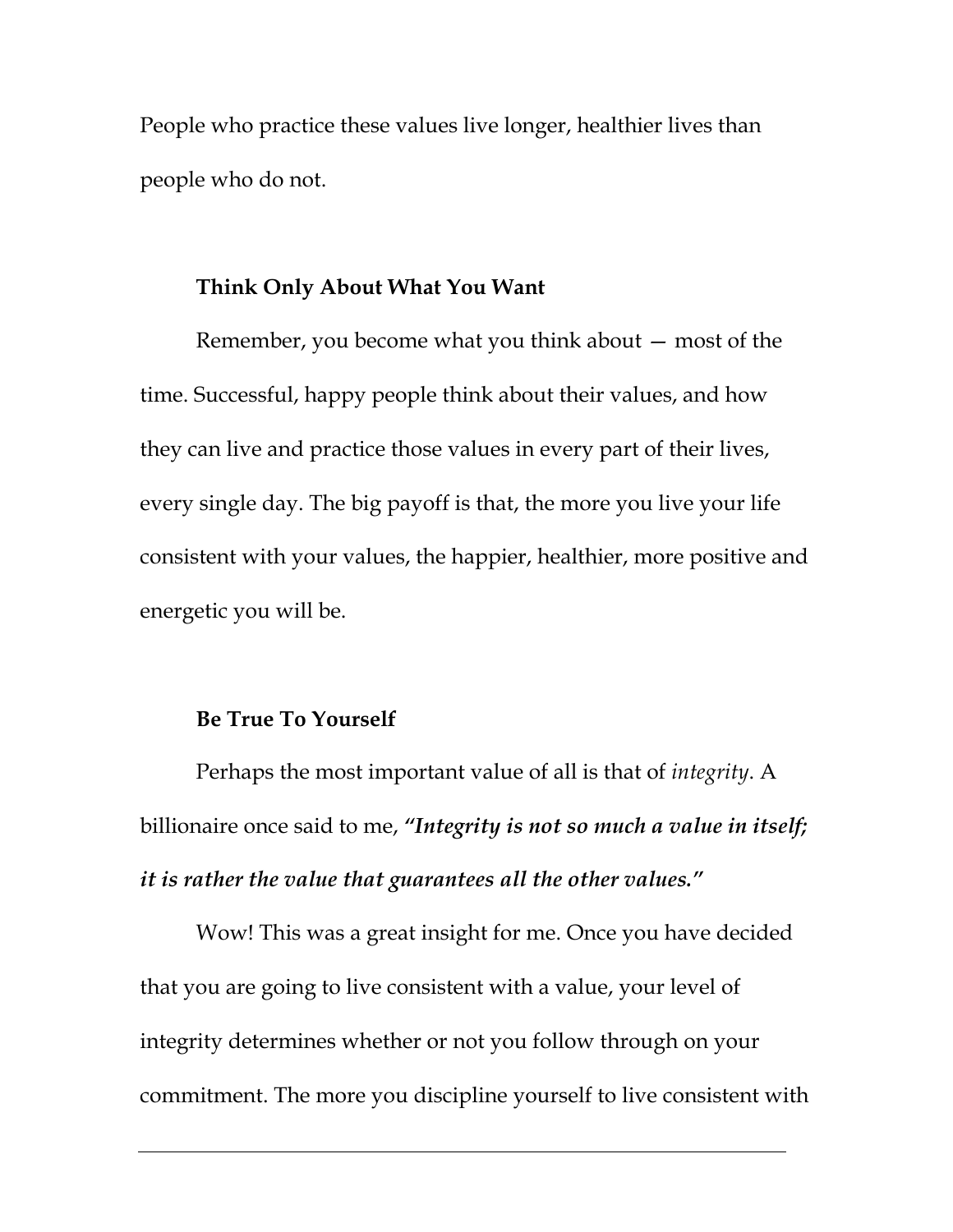People who practice these values live longer, healthier lives than people who do not.

### Think Only About What You Want

Remember, you become what you think about — most of the time. Successful, happy people think about their values, and how they can live and practice those values in every part of their lives, every single day. The big payoff is that, the more you live your life consistent with your values, the happier, healthier, more positive and energetic you will be.

### Be True To Yourself

Perhaps the most important value of all is that of *integrity*. A billionaire once said to me, ***"Integrity is not so much a value in itself; it is rather the value that guarantees all the other values."***

Wow! This was a great insight for me. Once you have decided that you are going to live consistent with a value, your level of integrity determines whether or not you follow through on your commitment. The more you discipline yourself to live consistent with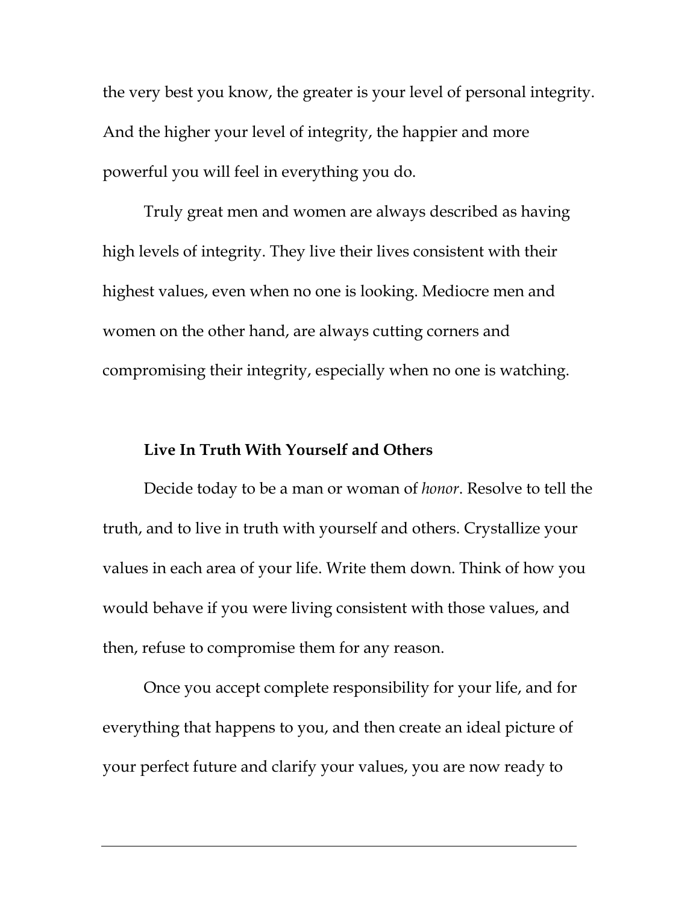the very best you know, the greater is your level of personal integrity. And the higher your level of integrity, the happier and more powerful you will feel in everything you do.

Truly great men and women are always described as having high levels of integrity. They live their lives consistent with their highest values, even when no one is looking. Mediocre men and women on the other hand, are always cutting corners and compromising their integrity, especially when no one is watching.

**Live In Truth With Yourself and Others**

Decide today to be a man or woman of *honor*. Resolve to tell the truth, and to live in truth with yourself and others. Crystallize your values in each area of your life. Write them down. Think of how you would behave if you were living consistent with those values, and then, refuse to compromise them for any reason.

Once you accept complete responsibility for your life, and for everything that happens to you, and then create an ideal picture of your perfect future and clarify your values, you are now ready to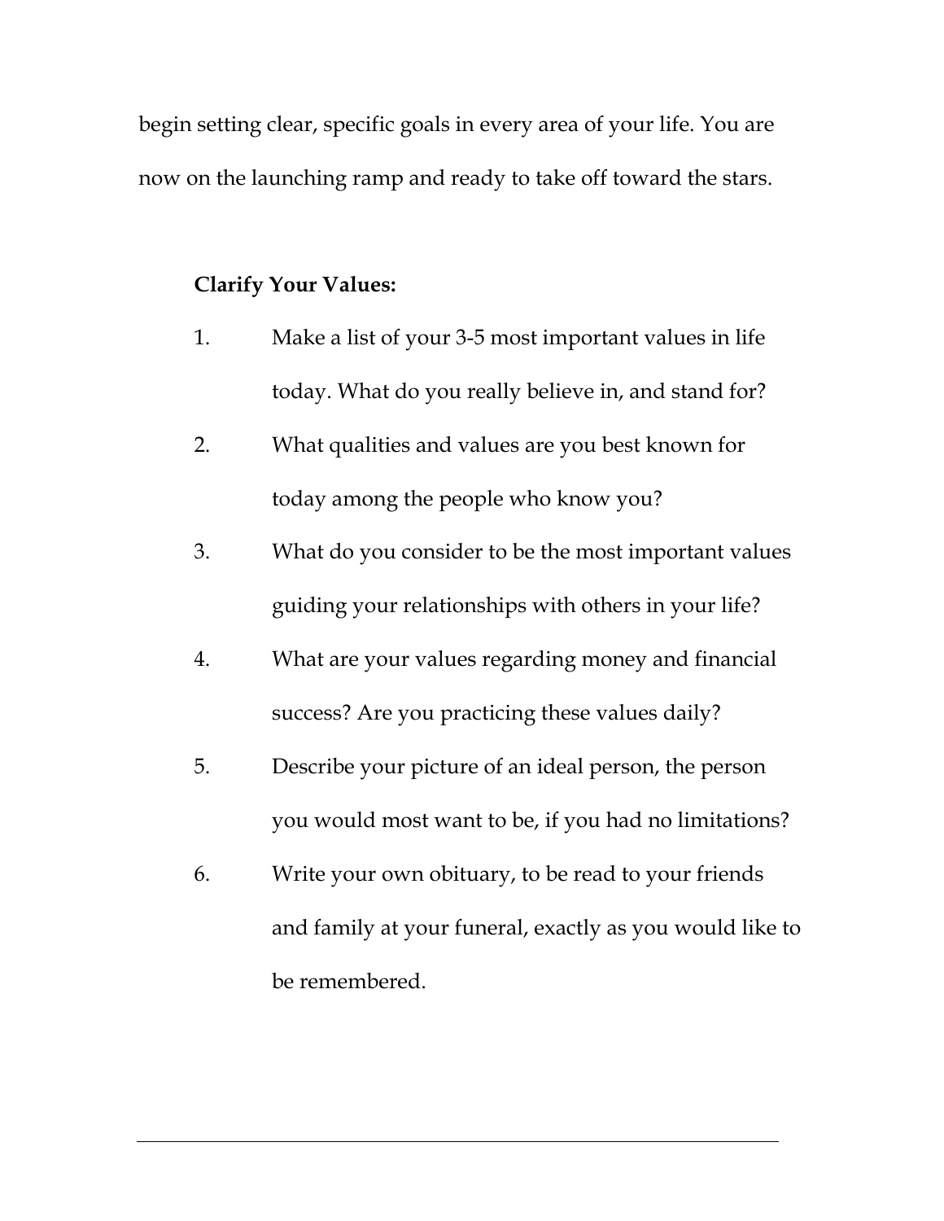begin setting clear, specific goals in every area of your life. You are now on the launching ramp and ready to take off toward the stars.

**Clarify Your Values:**

1. Make a list of your 3-5 most important values in life today. What do you really believe in, and stand for?
2. What qualities and values are you best known for today among the people who know you?
3. What do you consider to be the most important values guiding your relationships with others in your life?
4. What are your values regarding money and financial success? Are you practicing these values daily?
5. Describe your picture of an ideal person, the person you would most want to be, if you had no limitations?
6. Write your own obituary, to be read to your friends and family at your funeral, exactly as you would like to be remembered.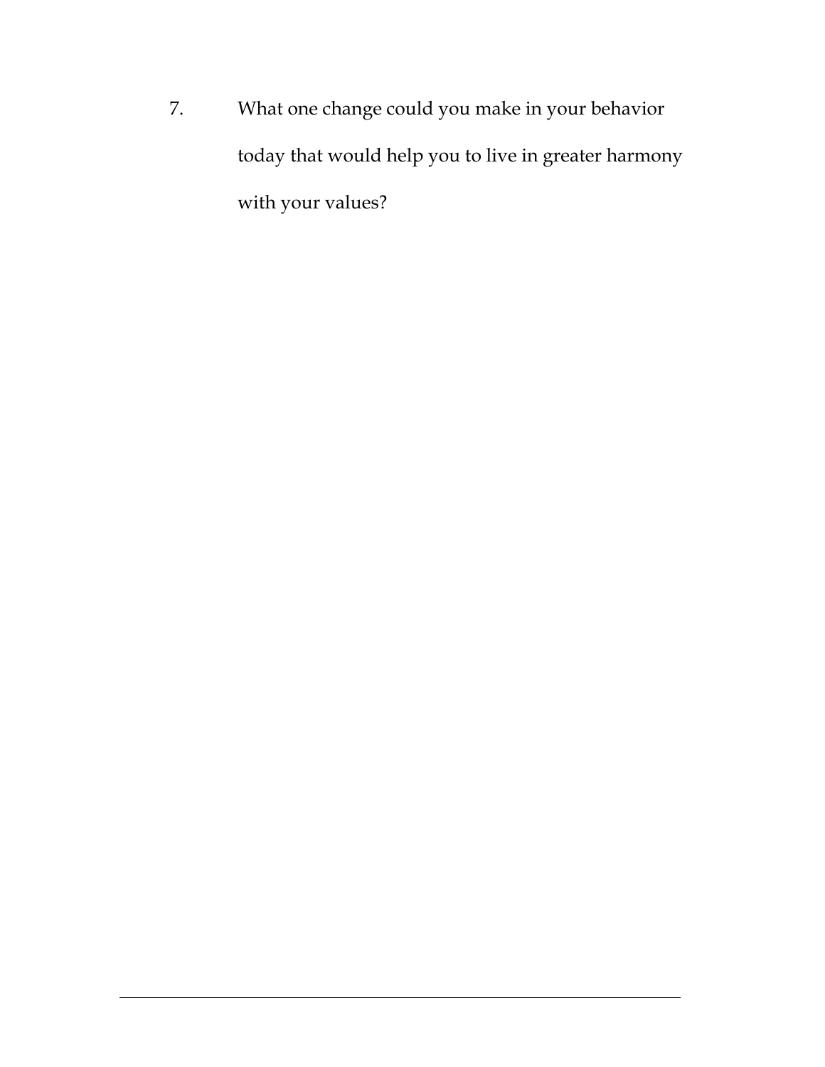7. What one change could you make in your behavior today that would help you to live in greater harmony with your values?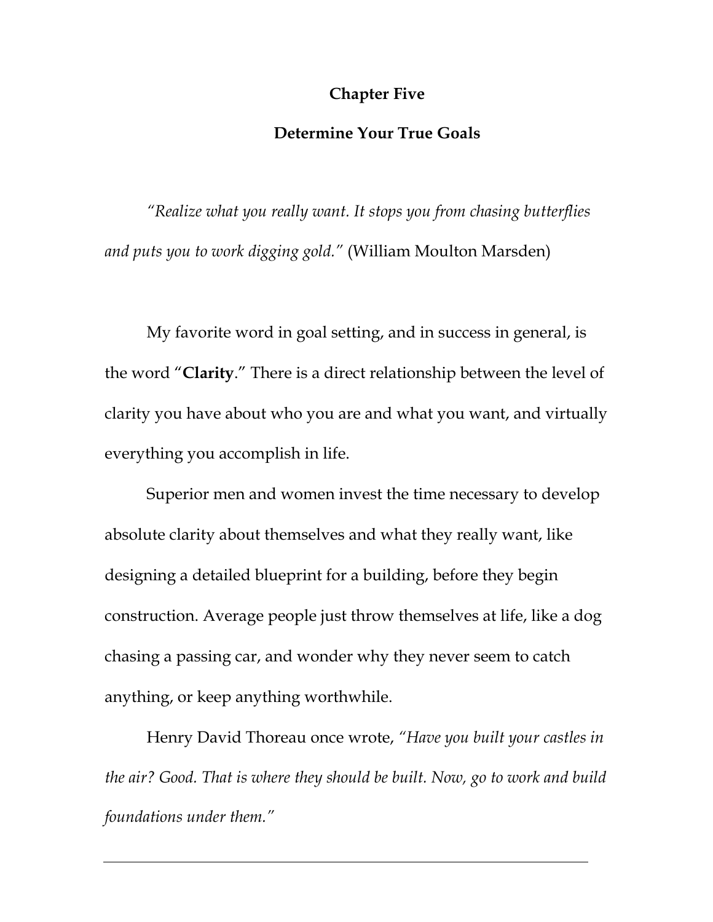# Chapter Five

## Determine Your True Goals

*"Realize what you really want. It stops you from chasing butterflies and puts you to work digging gold."* (William Moulton Marsden)

My favorite word in goal setting, and in success in general, is the word "**Clarity**." There is a direct relationship between the level of clarity you have about who you are and what you want, and virtually everything you accomplish in life.

Superior men and women invest the time necessary to develop absolute clarity about themselves and what they really want, like designing a detailed blueprint for a building, before they begin construction. Average people just throw themselves at life, like a dog chasing a passing car, and wonder why they never seem to catch anything, or keep anything worthwhile.

Henry David Thoreau once wrote, *"Have you built your castles in the air? Good. That is where they should be built. Now, go to work and build foundations under them."*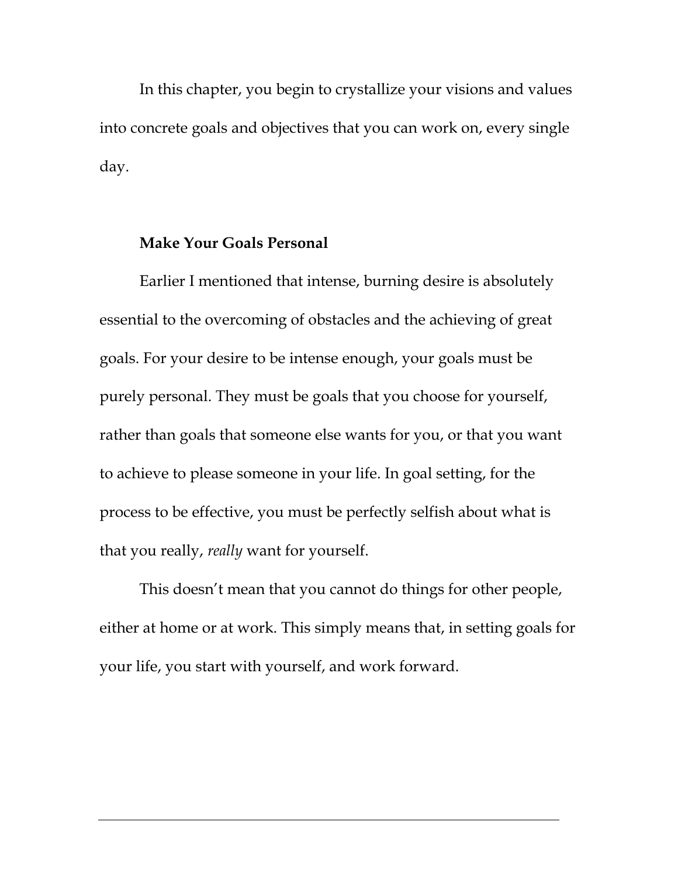In this chapter, you begin to crystallize your visions and values into concrete goals and objectives that you can work on, every single day.

### Make Your Goals Personal

Earlier I mentioned that intense, burning desire is absolutely essential to the overcoming of obstacles and the achieving of great goals. For your desire to be intense enough, your goals must be purely personal. They must be goals that you choose for yourself, rather than goals that someone else wants for you, or that you want to achieve to please someone in your life. In goal setting, for the process to be effective, you must be perfectly selfish about what is that you really, *really* want for yourself.

This doesn't mean that you cannot do things for other people, either at home or at work. This simply means that, in setting goals for your life, you start with yourself, and work forward.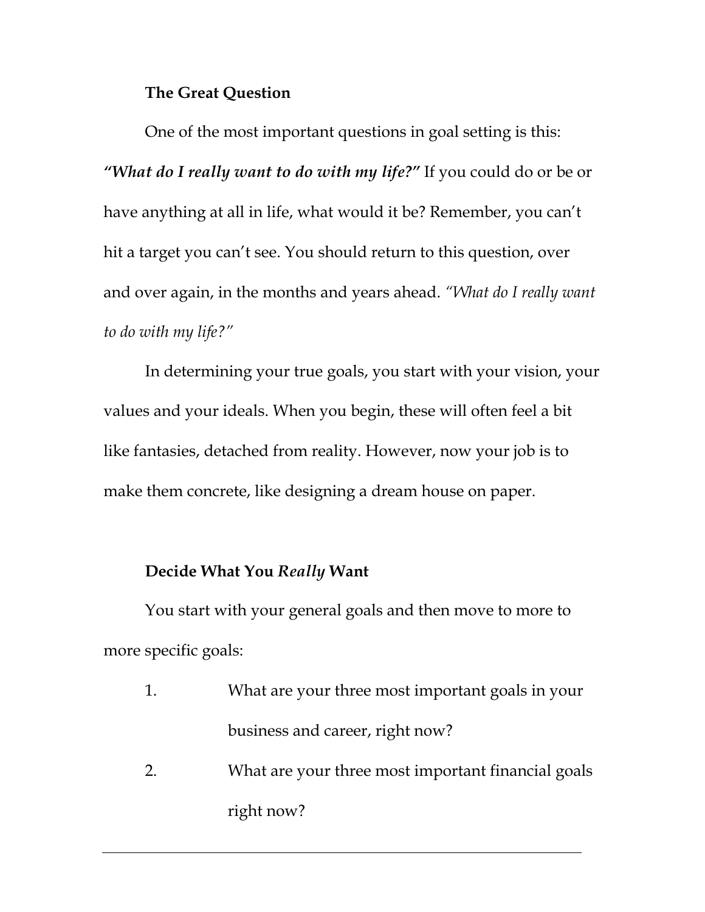### The Great Question

One of the most important questions in goal setting is this: ***"What do I really want to do with my life?"*** If you could do or be or have anything at all in life, what would it be? Remember, you can't hit a target you can't see. You should return to this question, over and over again, in the months and years ahead. *"What do I really want to do with my life?"*

In determining your true goals, you start with your vision, your values and your ideals. When you begin, these will often feel a bit like fantasies, detached from reality. However, now your job is to make them concrete, like designing a dream house on paper.

### Decide What You *Really* Want

You start with your general goals and then move to more to more specific goals:

1. What are your three most important goals in your business and career, right now?
2. What are your three most important financial goals right now?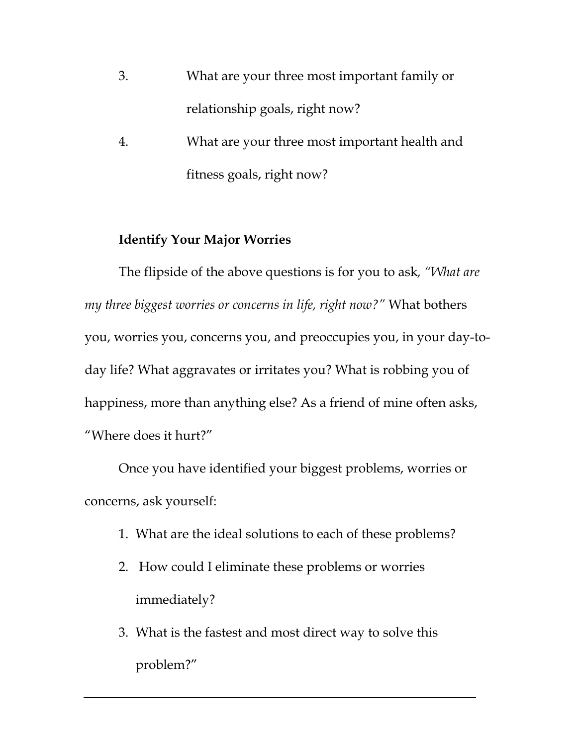3. What are your three most important family or relationship goals, right now?
4. What are your three most important health and fitness goals, right now?

**Identify Your Major Worries**

The flipside of the above questions is for you to ask, *"What are my three biggest worries or concerns in life, right now?"* What bothers you, worries you, concerns you, and preoccupies you, in your day-to-day life? What aggravates or irritates you? What is robbing you of happiness, more than anything else? As a friend of mine often asks, "Where does it hurt?"

Once you have identified your biggest problems, worries or concerns, ask yourself:

1. What are the ideal solutions to each of these problems?
2. How could I eliminate these problems or worries immediately?
3. What is the fastest and most direct way to solve this problem?"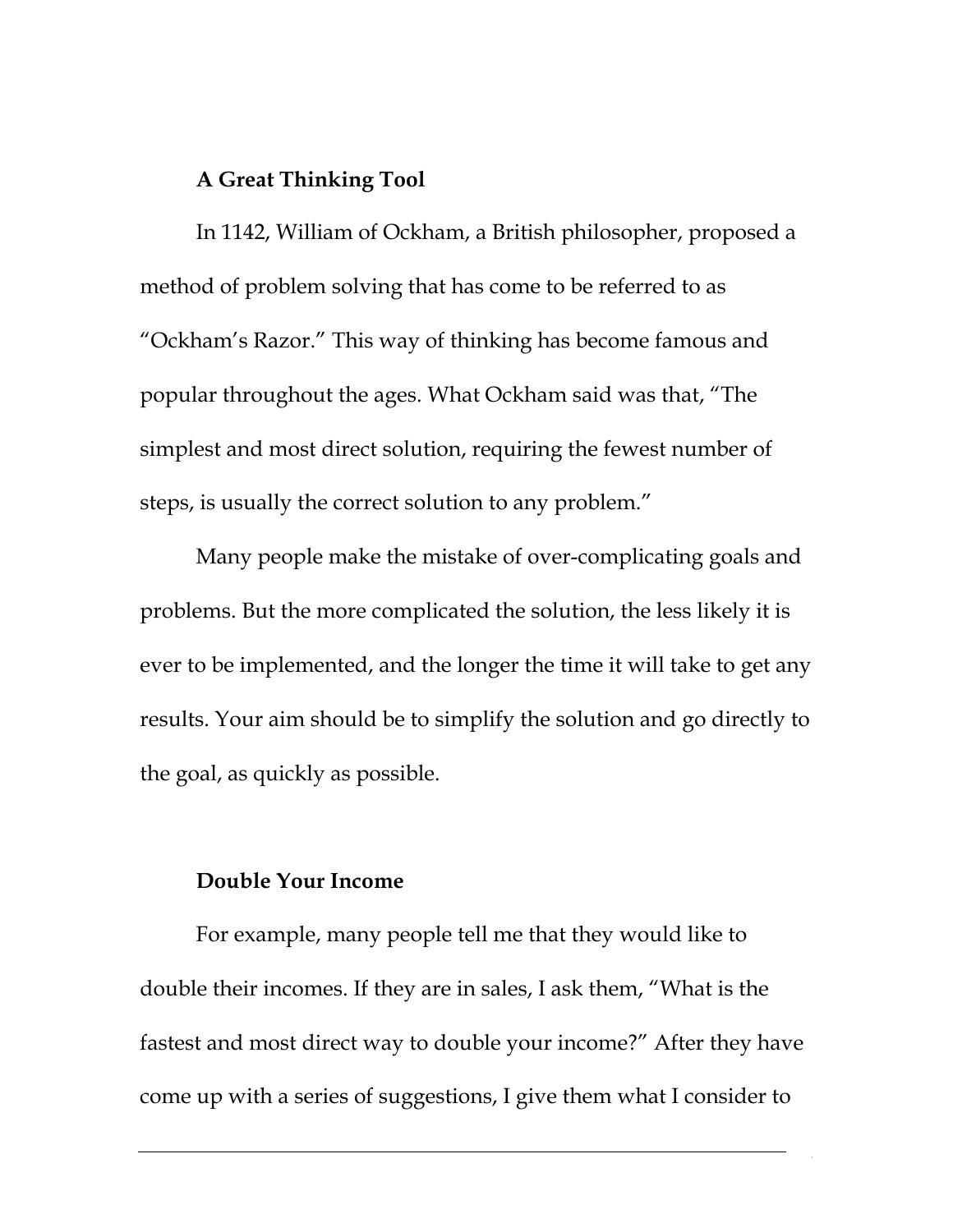**A Great Thinking Tool**

In 1142, William of Ockham, a British philosopher, proposed a method of problem solving that has come to be referred to as "Ockham's Razor." This way of thinking has become famous and popular throughout the ages. What Ockham said was that, "The simplest and most direct solution, requiring the fewest number of steps, is usually the correct solution to any problem."

Many people make the mistake of over-complicating goals and problems. But the more complicated the solution, the less likely it is ever to be implemented, and the longer the time it will take to get any results. Your aim should be to simplify the solution and go directly to the goal, as quickly as possible.

**Double Your Income**

For example, many people tell me that they would like to double their incomes. If they are in sales, I ask them, "What is the fastest and most direct way to double your income?" After they have come up with a series of suggestions, I give them what I consider to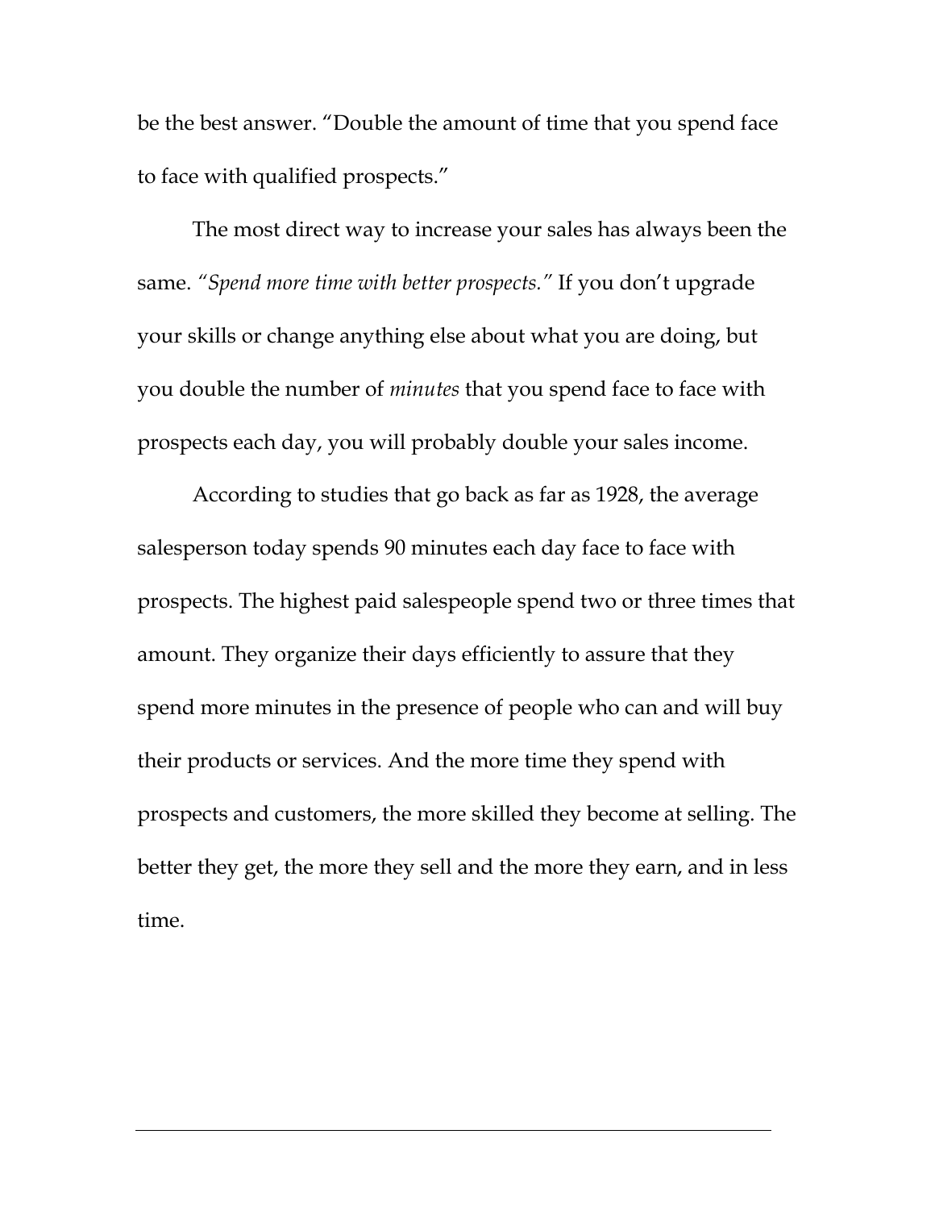be the best answer. "Double the amount of time that you spend face to face with qualified prospects."

The most direct way to increase your sales has always been the same. *"Spend more time with better prospects."* If you don't upgrade your skills or change anything else about what you are doing, but you double the number of *minutes* that you spend face to face with prospects each day, you will probably double your sales income.

According to studies that go back as far as 1928, the average salesperson today spends 90 minutes each day face to face with prospects. The highest paid salespeople spend two or three times that amount. They organize their days efficiently to assure that they spend more minutes in the presence of people who can and will buy their products or services. And the more time they spend with prospects and customers, the more skilled they become at selling. The better they get, the more they sell and the more they earn, and in less time.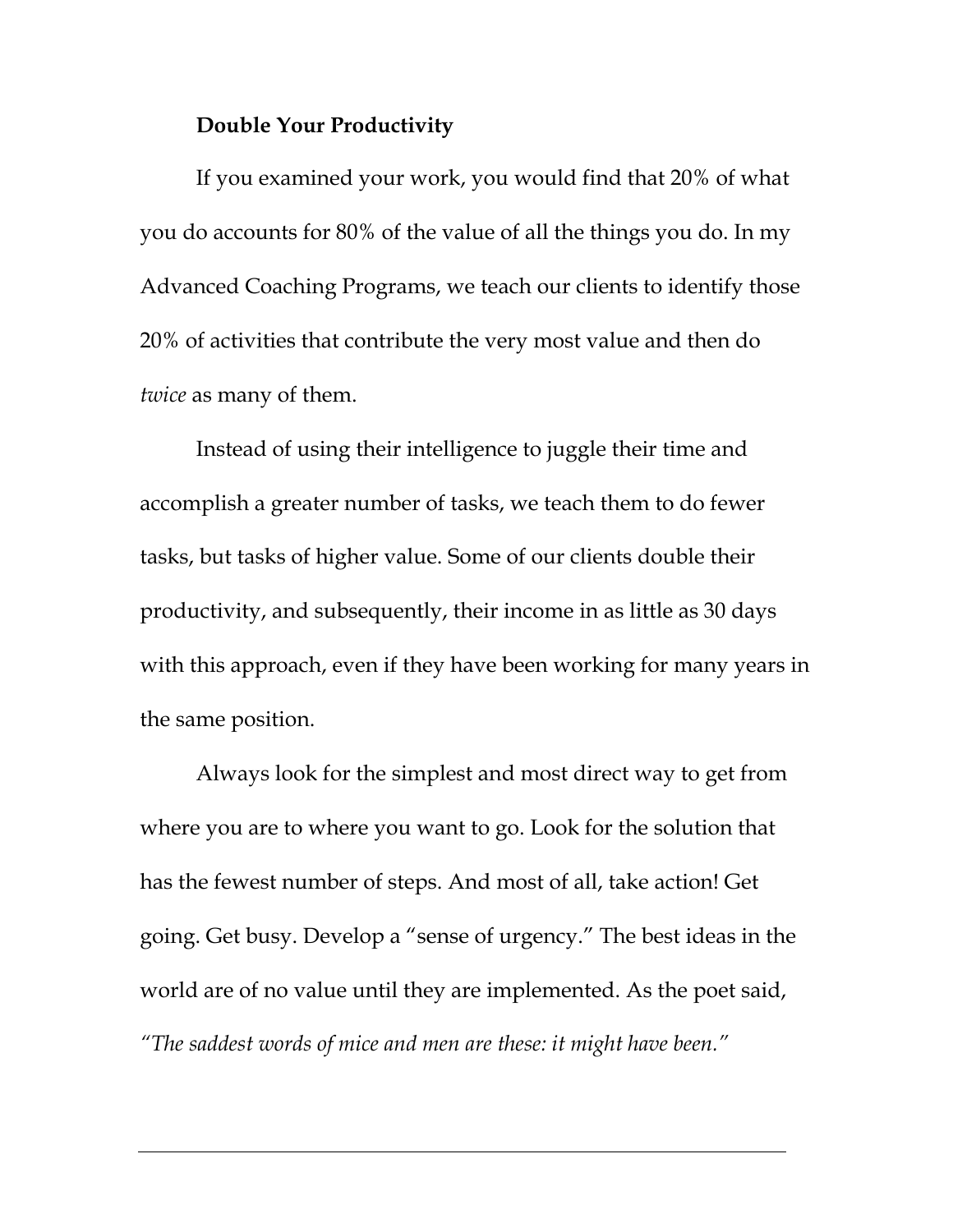**Double Your Productivity**

If you examined your work, you would find that 20% of what you do accounts for 80% of the value of all the things you do. In my Advanced Coaching Programs, we teach our clients to identify those 20% of activities that contribute the very most value and then do *twice* as many of them.

Instead of using their intelligence to juggle their time and accomplish a greater number of tasks, we teach them to do fewer tasks, but tasks of higher value. Some of our clients double their productivity, and subsequently, their income in as little as 30 days with this approach, even if they have been working for many years in the same position.

Always look for the simplest and most direct way to get from where you are to where you want to go. Look for the solution that has the fewest number of steps. And most of all, take action! Get going. Get busy. Develop a "sense of urgency." The best ideas in the world are of no value until they are implemented. As the poet said, *"The saddest words of mice and men are these: it might have been."*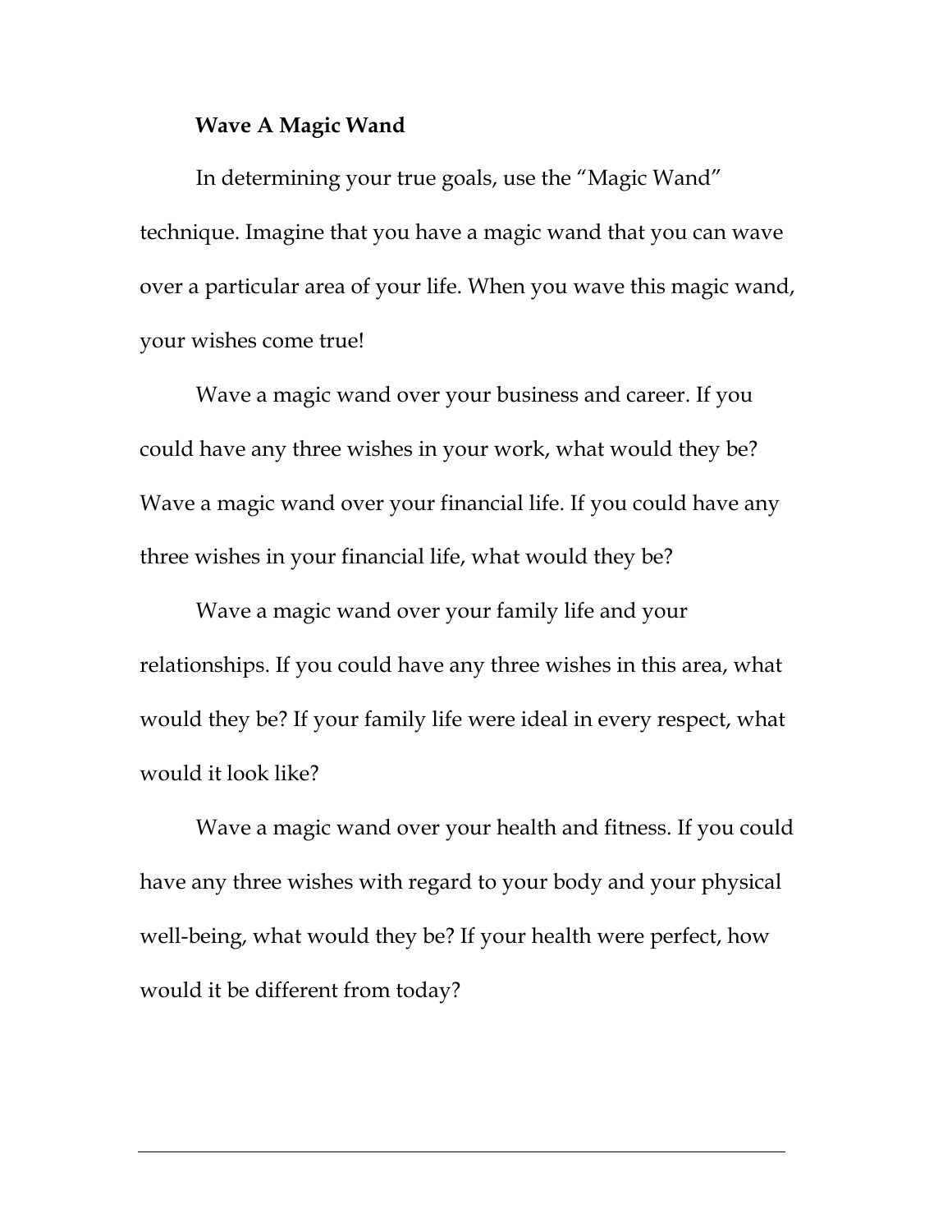**Wave A Magic Wand**

In determining your true goals, use the “Magic Wand” technique. Imagine that you have a magic wand that you can wave over a particular area of your life. When you wave this magic wand, your wishes come true!

Wave a magic wand over your business and career. If you could have any three wishes in your work, what would they be? Wave a magic wand over your financial life. If you could have any three wishes in your financial life, what would they be?

Wave a magic wand over your family life and your relationships. If you could have any three wishes in this area, what would they be? If your family life were ideal in every respect, what would it look like?

Wave a magic wand over your health and fitness. If you could have any three wishes with regard to your body and your physical well-being, what would they be? If your health were perfect, how would it be different from today?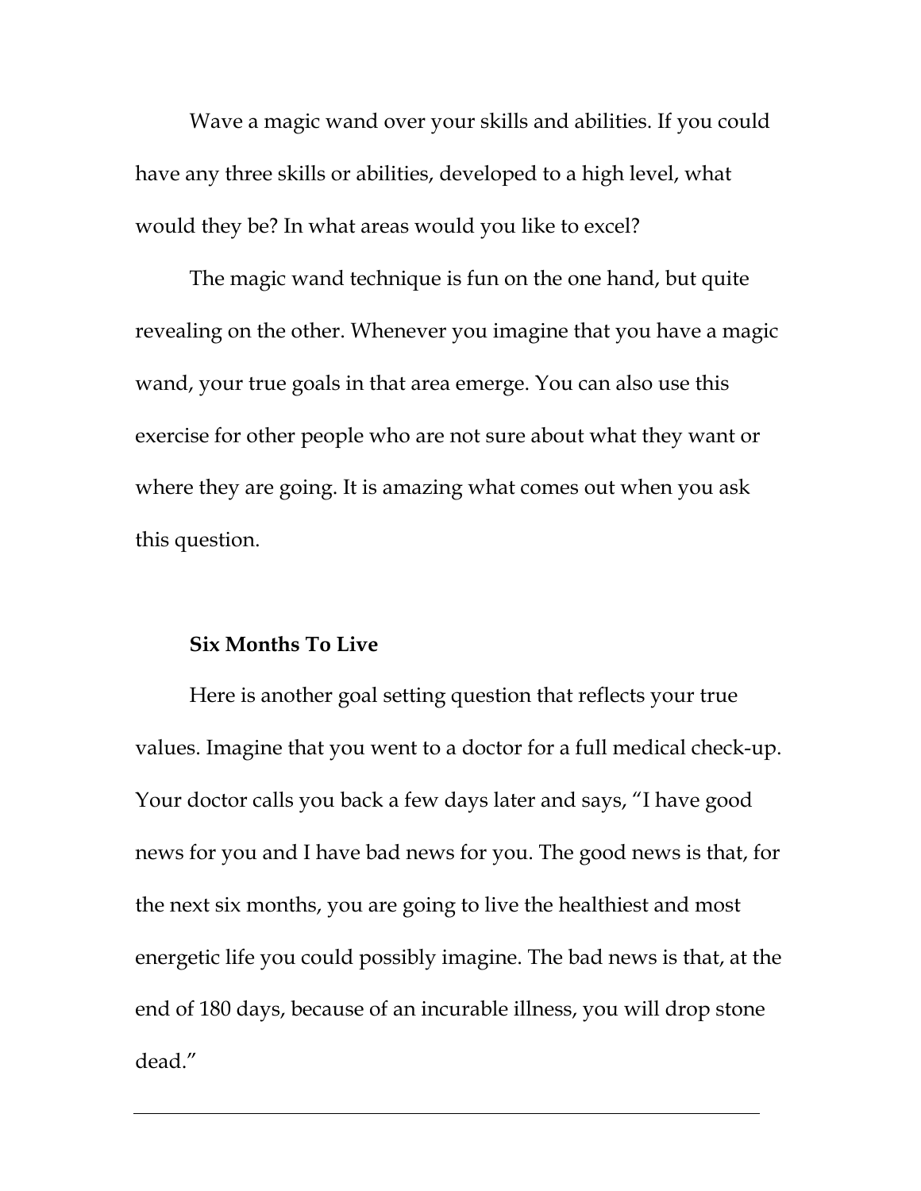Wave a magic wand over your skills and abilities. If you could have any three skills or abilities, developed to a high level, what would they be? In what areas would you like to excel?

The magic wand technique is fun on the one hand, but quite revealing on the other. Whenever you imagine that you have a magic wand, your true goals in that area emerge. You can also use this exercise for other people who are not sure about what they want or where they are going. It is amazing what comes out when you ask this question.

**Six Months To Live**

Here is another goal setting question that reflects your true values. Imagine that you went to a doctor for a full medical check-up. Your doctor calls you back a few days later and says, "I have good news for you and I have bad news for you. The good news is that, for the next six months, you are going to live the healthiest and most energetic life you could possibly imagine. The bad news is that, at the end of 180 days, because of an incurable illness, you will drop stone dead."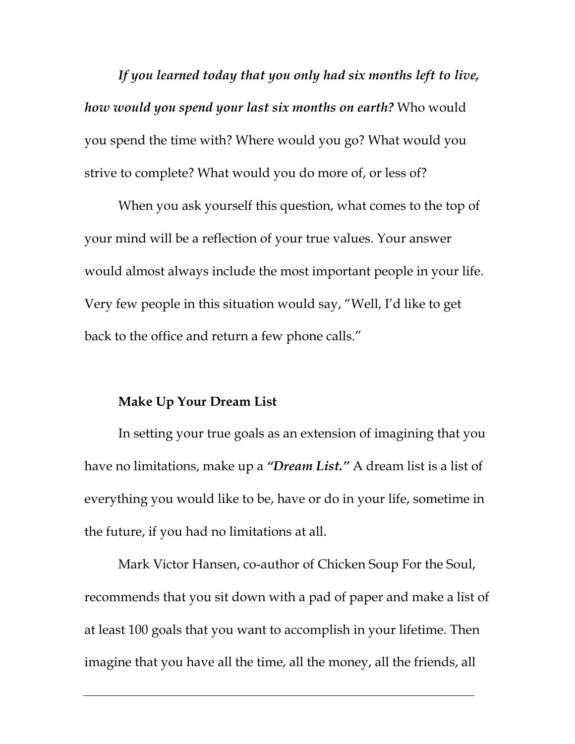***If you learned today that you only had six months left to live, how would you spend your last six months on earth?*** Who would you spend the time with? Where would you go? What would you strive to complete? What would you do more of, or less of?

When you ask yourself this question, what comes to the top of your mind will be a reflection of your true values. Your answer would almost always include the most important people in your life. Very few people in this situation would say, "Well, I'd like to get back to the office and return a few phone calls."

**Make Up Your Dream List**

In setting your true goals as an extension of imagining that you have no limitations, make up a ***"Dream List."*** A dream list is a list of everything you would like to be, have or do in your life, sometime in the future, if you had no limitations at all.

Mark Victor Hansen, co-author of Chicken Soup For the Soul, recommends that you sit down with a pad of paper and make a list of at least 100 goals that you want to accomplish in your lifetime. Then imagine that you have all the time, all the money, all the friends, all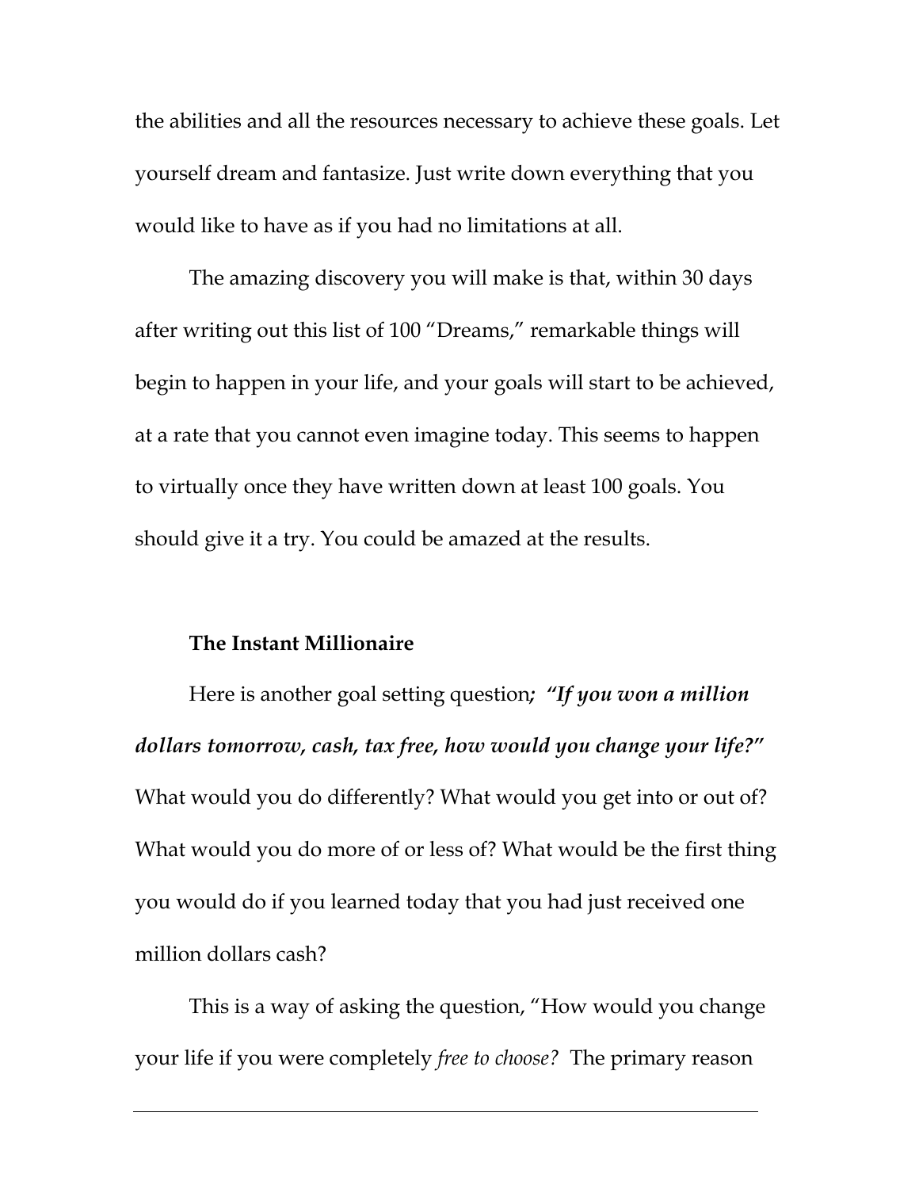the abilities and all the resources necessary to achieve these goals. Let yourself dream and fantasize. Just write down everything that you would like to have as if you had no limitations at all.

The amazing discovery you will make is that, within 30 days after writing out this list of 100 "Dreams," remarkable things will begin to happen in your life, and your goals will start to be achieved, at a rate that you cannot even imagine today. This seems to happen to virtually once they have written down at least 100 goals. You should give it a try. You could be amazed at the results.

**The Instant Millionaire**

Here is another goal setting question***; "If you won a million dollars tomorrow, cash, tax free, how would you change your life?"*** What would you do differently? What would you get into or out of? What would you do more of or less of? What would be the first thing you would do if you learned today that you had just received one million dollars cash?

This is a way of asking the question, "How would you change your life if you were completely *free to choose?* The primary reason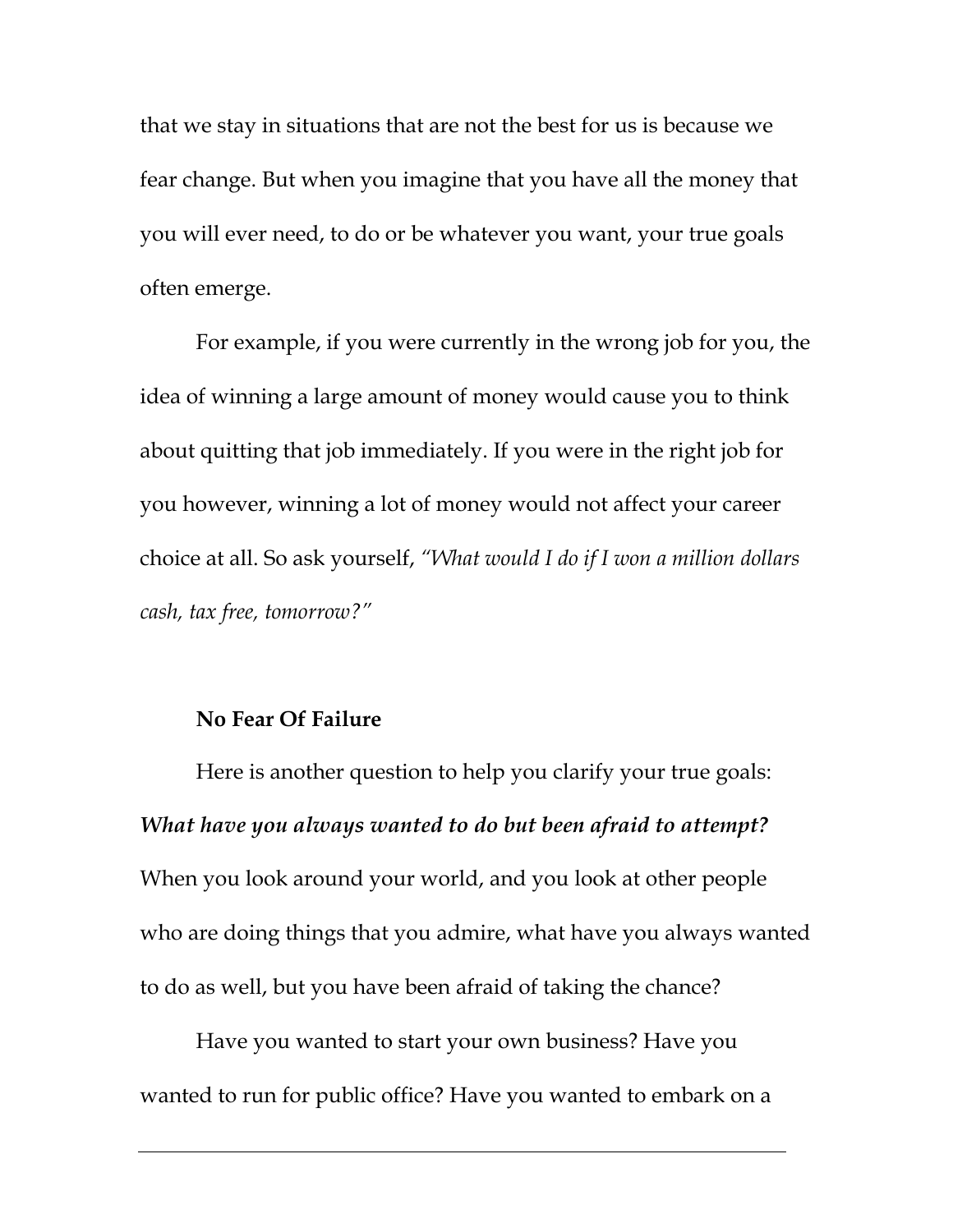that we stay in situations that are not the best for us is because we fear change. But when you imagine that you have all the money that you will ever need, to do or be whatever you want, your true goals often emerge.

For example, if you were currently in the wrong job for you, the idea of winning a large amount of money would cause you to think about quitting that job immediately. If you were in the right job for you however, winning a lot of money would not affect your career choice at all. So ask yourself, *"What would I do if I won a million dollars cash, tax free, tomorrow?"*

### No Fear Of Failure

Here is another question to help you clarify your true goals: ***What have you always wanted to do but been afraid to attempt?*** When you look around your world, and you look at other people who are doing things that you admire, what have you always wanted to do as well, but you have been afraid of taking the chance?

Have you wanted to start your own business? Have you wanted to run for public office? Have you wanted to embark on a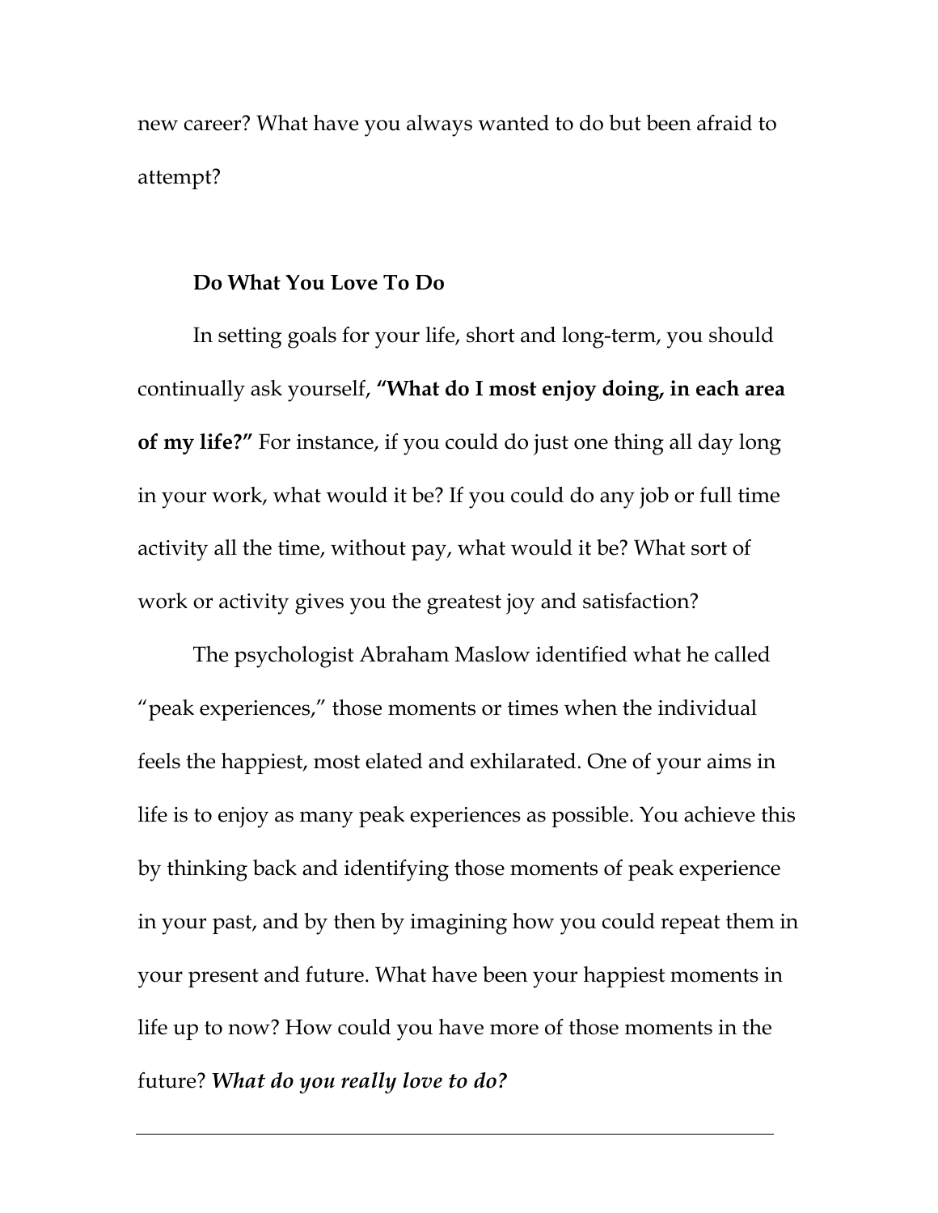new career? What have you always wanted to do but been afraid to attempt?

**Do What You Love To Do**

In setting goals for your life, short and long-term, you should continually ask yourself, **"What do I most enjoy doing, in each area of my life?"** For instance, if you could do just one thing all day long in your work, what would it be? If you could do any job or full time activity all the time, without pay, what would it be? What sort of work or activity gives you the greatest joy and satisfaction?

The psychologist Abraham Maslow identified what he called "peak experiences," those moments or times when the individual feels the happiest, most elated and exhilarated. One of your aims in life is to enjoy as many peak experiences as possible. You achieve this by thinking back and identifying those moments of peak experience in your past, and by then by imagining how you could repeat them in your present and future. What have been your happiest moments in life up to now? How could you have more of those moments in the future? ***What do you really love to do?***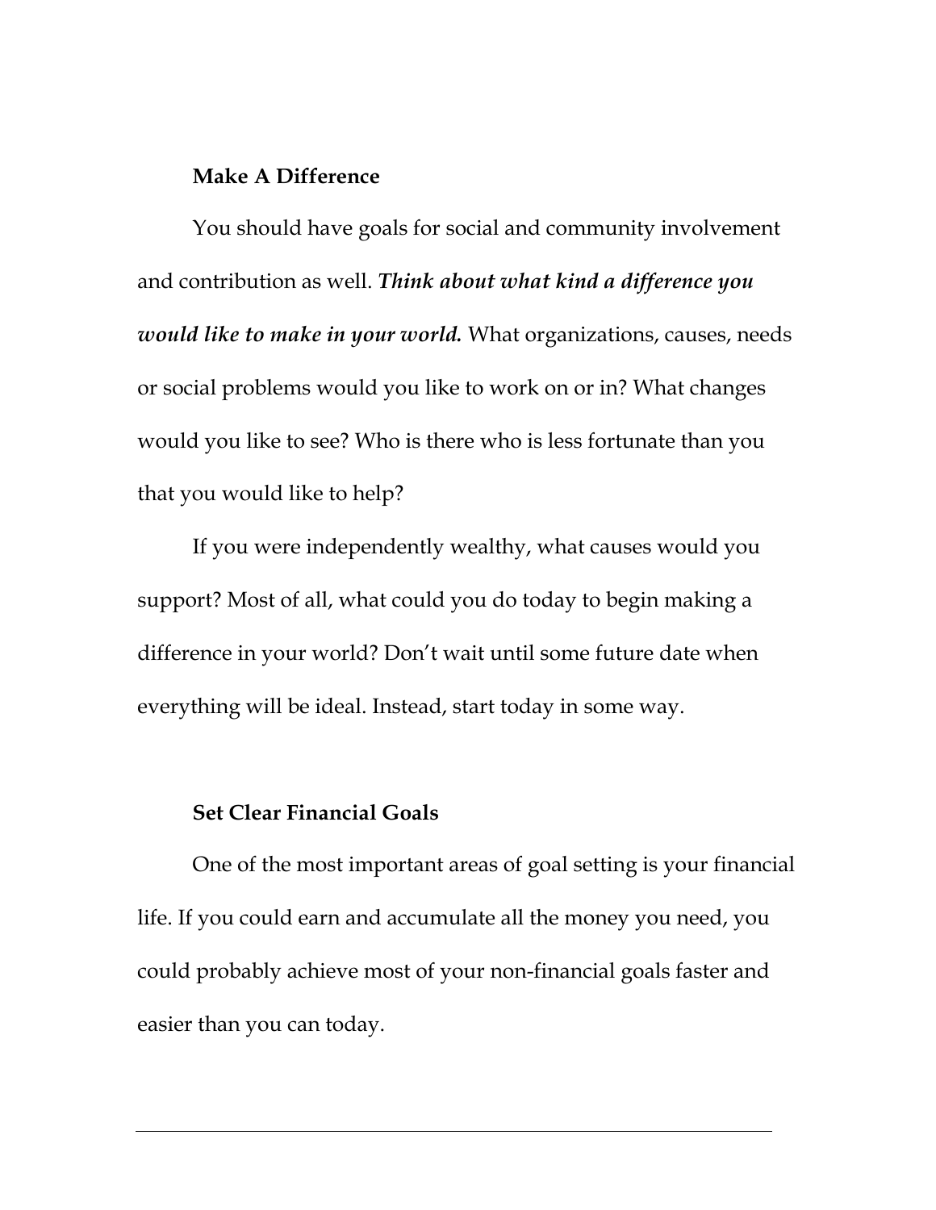**Make A Difference**

You should have goals for social and community involvement and contribution as well. ***Think about what kind a difference you would like to make in your world.*** What organizations, causes, needs or social problems would you like to work on or in? What changes would you like to see? Who is there who is less fortunate than you that you would like to help?

If you were independently wealthy, what causes would you support? Most of all, what could you do today to begin making a difference in your world? Don't wait until some future date when everything will be ideal. Instead, start today in some way.

**Set Clear Financial Goals**

One of the most important areas of goal setting is your financial life. If you could earn and accumulate all the money you need, you could probably achieve most of your non-financial goals faster and easier than you can today.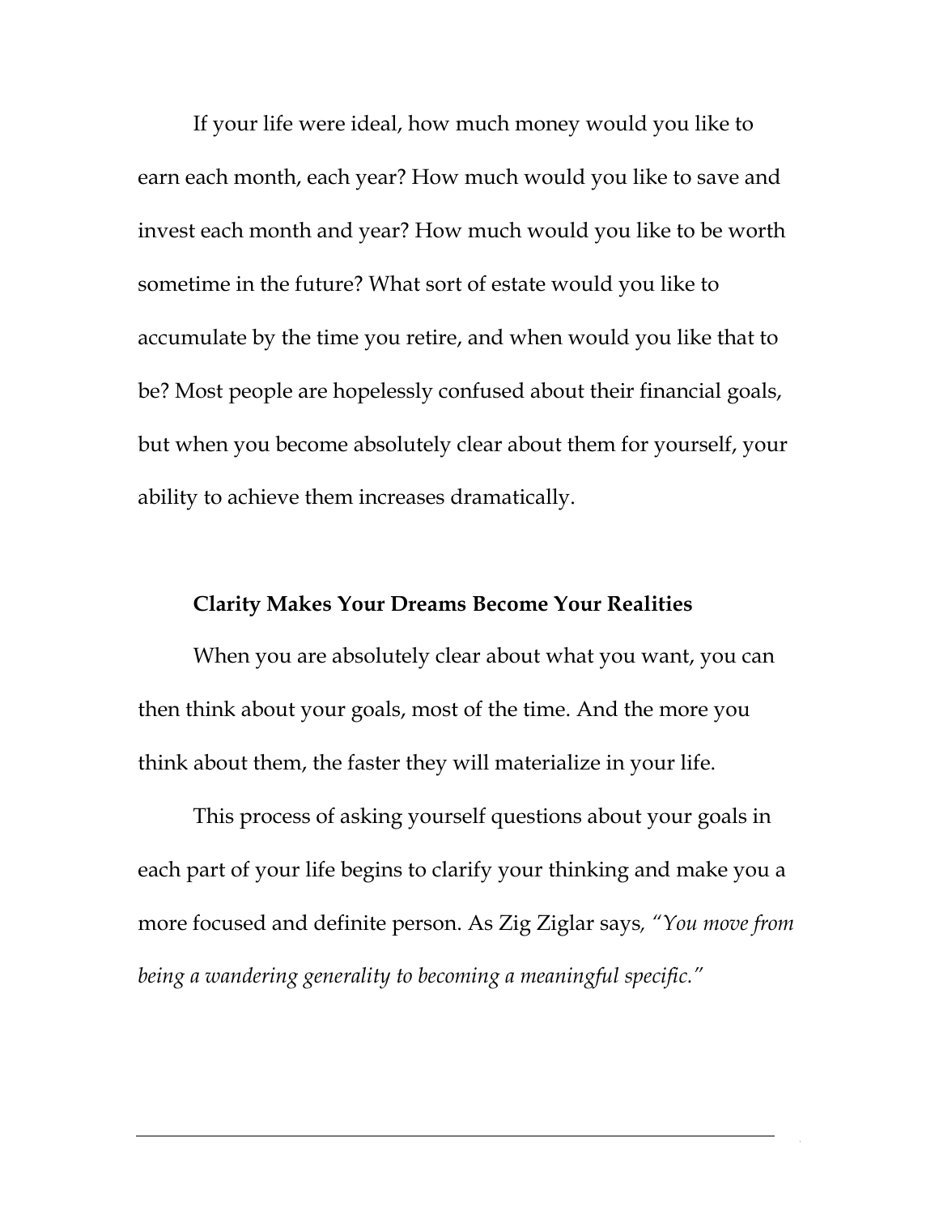If your life were ideal, how much money would you like to earn each month, each year? How much would you like to save and invest each month and year? How much would you like to be worth sometime in the future? What sort of estate would you like to accumulate by the time you retire, and when would you like that to be? Most people are hopelessly confused about their financial goals, but when you become absolutely clear about them for yourself, your ability to achieve them increases dramatically.

## Clarity Makes Your Dreams Become Your Realities

When you are absolutely clear about what you want, you can then think about your goals, most of the time. And the more you think about them, the faster they will materialize in your life.

This process of asking yourself questions about your goals in each part of your life begins to clarify your thinking and make you a more focused and definite person. As Zig Ziglar says, *"You move from being a wandering generality to becoming a meaningful specific."*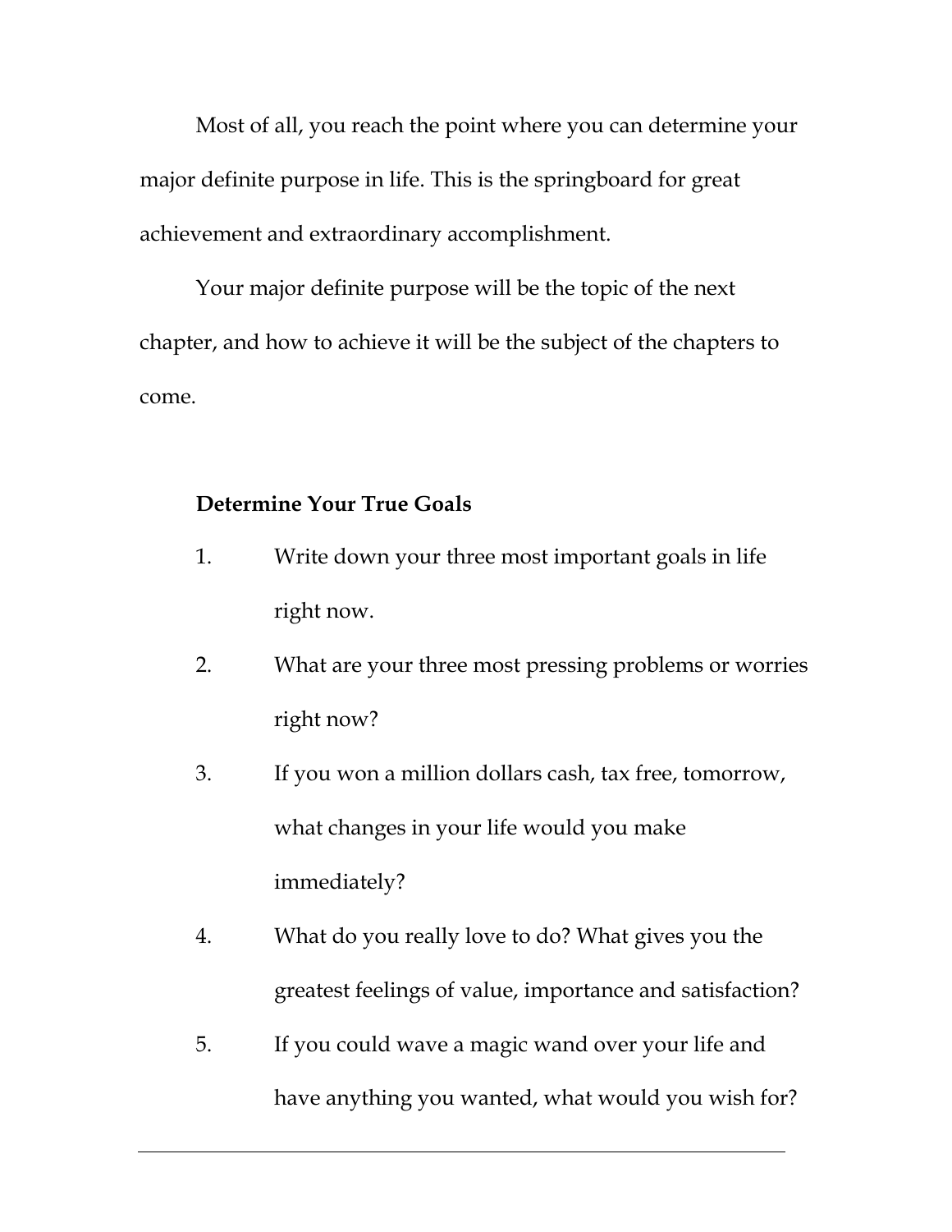Most of all, you reach the point where you can determine your major definite purpose in life. This is the springboard for great achievement and extraordinary accomplishment.

Your major definite purpose will be the topic of the next chapter, and how to achieve it will be the subject of the chapters to come.

**Determine Your True Goals**

1. Write down your three most important goals in life right now.
2. What are your three most pressing problems or worries right now?
3. If you won a million dollars cash, tax free, tomorrow, what changes in your life would you make immediately?
4. What do you really love to do? What gives you the greatest feelings of value, importance and satisfaction?
5. If you could wave a magic wand over your life and have anything you wanted, what would you wish for?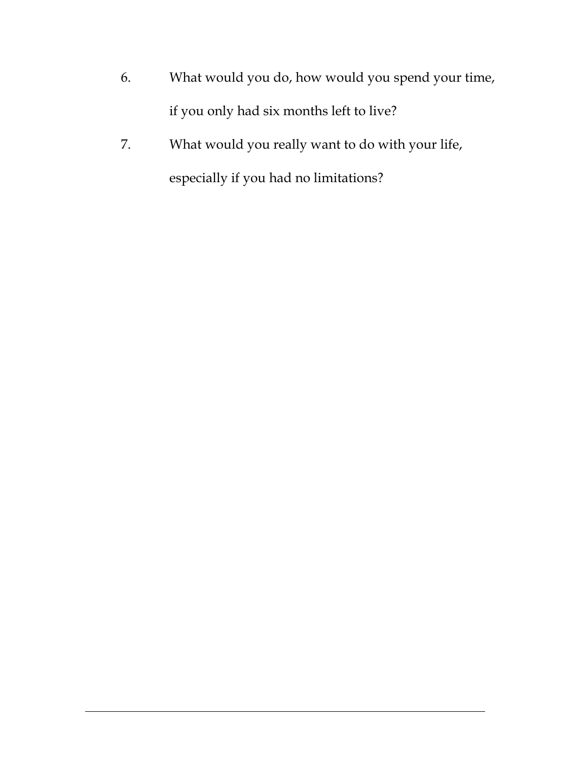6. What would you do, how would you spend your time, if you only had six months left to live?
7. What would you really want to do with your life, especially if you had no limitations?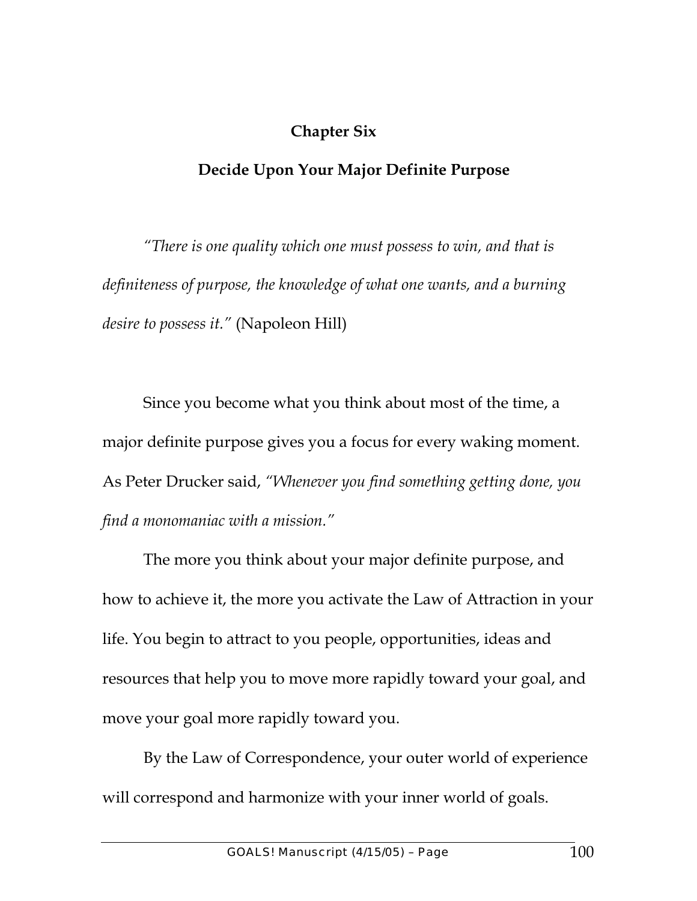# Chapter Six

## Decide Upon Your Major Definite Purpose

*"There is one quality which one must possess to win, and that is definiteness of purpose, the knowledge of what one wants, and a burning desire to possess it."* (Napoleon Hill)

Since you become what you think about most of the time, a major definite purpose gives you a focus for every waking moment. As Peter Drucker said, *"Whenever you find something getting done, you find a monomaniac with a mission."*

The more you think about your major definite purpose, and how to achieve it, the more you activate the Law of Attraction in your life. You begin to attract to you people, opportunities, ideas and resources that help you to move more rapidly toward your goal, and move your goal more rapidly toward you.

By the Law of Correspondence, your outer world of experience will correspond and harmonize with your inner world of goals.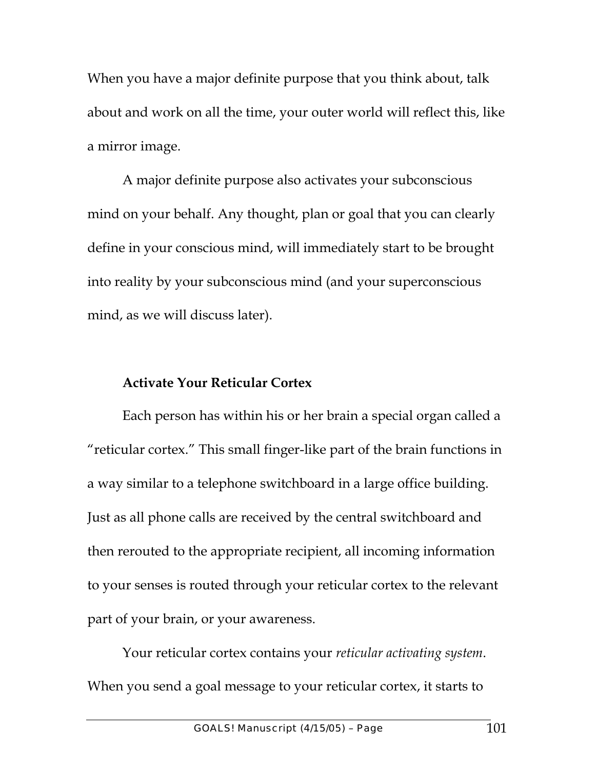When you have a major definite purpose that you think about, talk about and work on all the time, your outer world will reflect this, like a mirror image.

A major definite purpose also activates your subconscious mind on your behalf. Any thought, plan or goal that you can clearly define in your conscious mind, will immediately start to be brought into reality by your subconscious mind (and your superconscious mind, as we will discuss later).

**Activate Your Reticular Cortex**

Each person has within his or her brain a special organ called a "reticular cortex." This small finger-like part of the brain functions in a way similar to a telephone switchboard in a large office building. Just as all phone calls are received by the central switchboard and then rerouted to the appropriate recipient, all incoming information to your senses is routed through your reticular cortex to the relevant part of your brain, or your awareness.

Your reticular cortex contains your *reticular activating system*. When you send a goal message to your reticular cortex, it starts to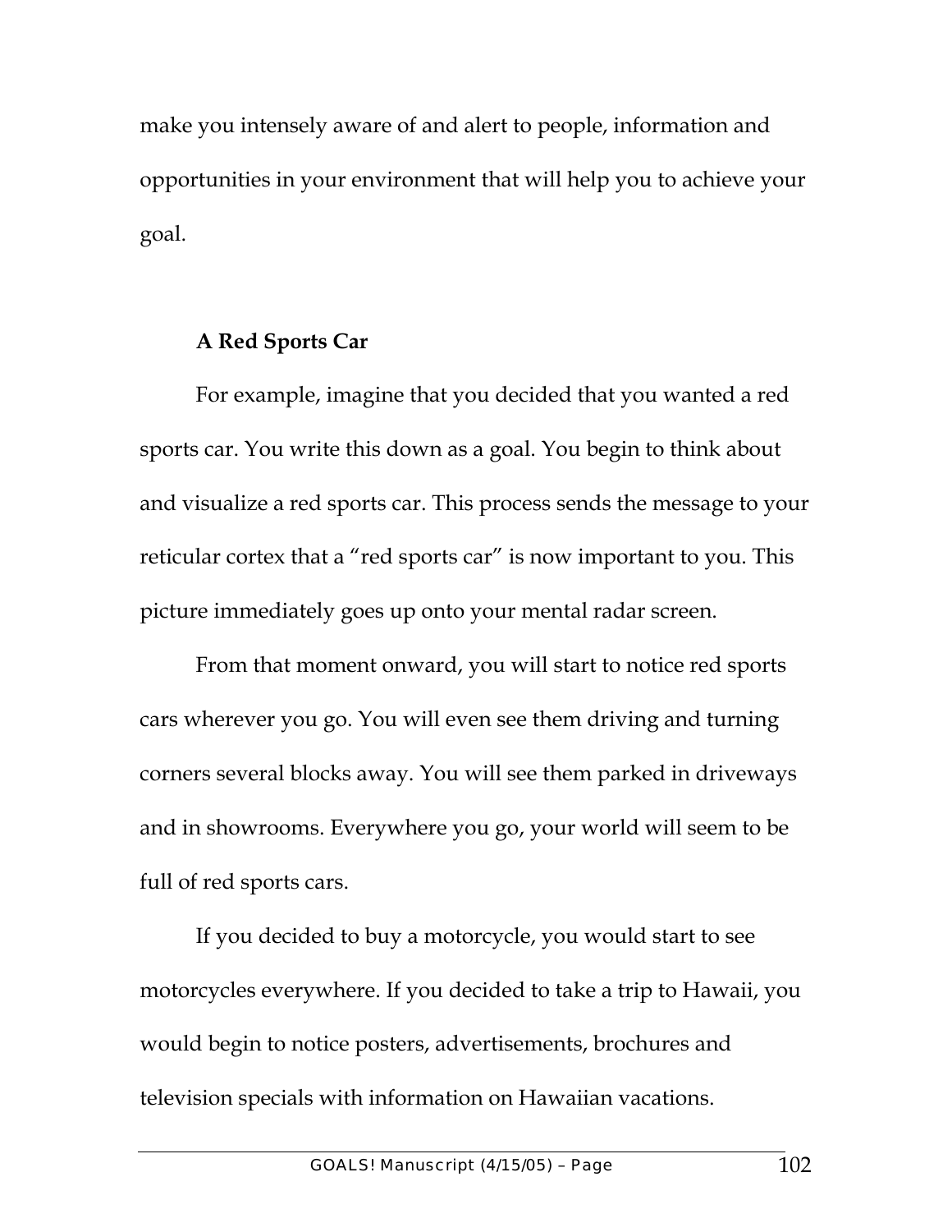make you intensely aware of and alert to people, information and opportunities in your environment that will help you to achieve your goal.

### A Red Sports Car

For example, imagine that you decided that you wanted a red sports car. You write this down as a goal. You begin to think about and visualize a red sports car. This process sends the message to your reticular cortex that a "red sports car" is now important to you. This picture immediately goes up onto your mental radar screen.

From that moment onward, you will start to notice red sports cars wherever you go. You will even see them driving and turning corners several blocks away. You will see them parked in driveways and in showrooms. Everywhere you go, your world will seem to be full of red sports cars.

If you decided to buy a motorcycle, you would start to see motorcycles everywhere. If you decided to take a trip to Hawaii, you would begin to notice posters, advertisements, brochures and television specials with information on Hawaiian vacations.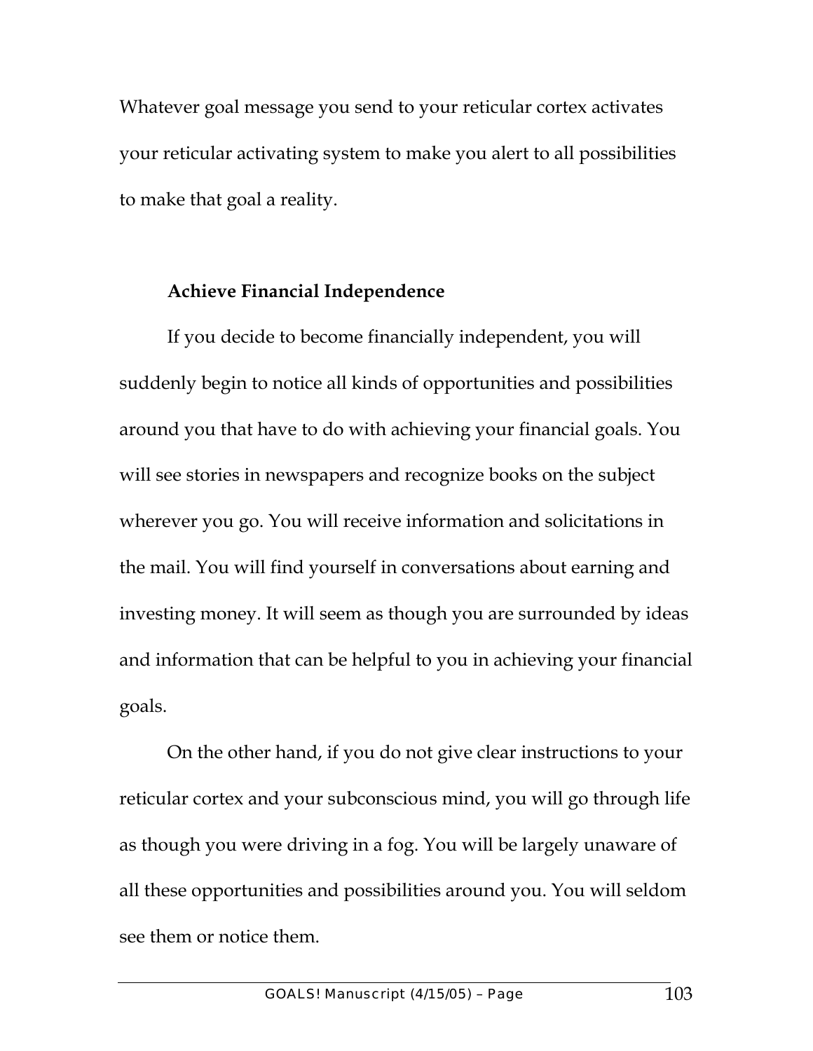Whatever goal message you send to your reticular cortex activates your reticular activating system to make you alert to all possibilities to make that goal a reality.

**Achieve Financial Independence**

If you decide to become financially independent, you will suddenly begin to notice all kinds of opportunities and possibilities around you that have to do with achieving your financial goals. You will see stories in newspapers and recognize books on the subject wherever you go. You will receive information and solicitations in the mail. You will find yourself in conversations about earning and investing money. It will seem as though you are surrounded by ideas and information that can be helpful to you in achieving your financial goals.

On the other hand, if you do not give clear instructions to your reticular cortex and your subconscious mind, you will go through life as though you were driving in a fog. You will be largely unaware of all these opportunities and possibilities around you. You will seldom see them or notice them.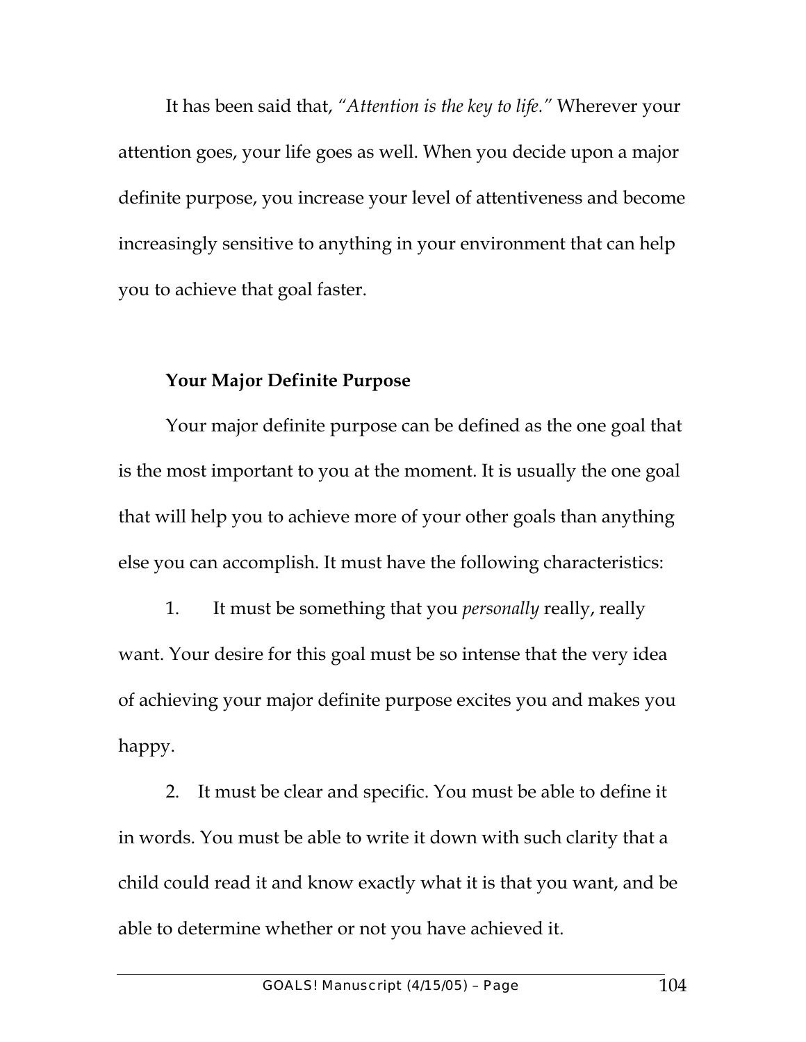It has been said that, *"Attention is the key to life."* Wherever your attention goes, your life goes as well. When you decide upon a major definite purpose, you increase your level of attentiveness and become increasingly sensitive to anything in your environment that can help you to achieve that goal faster.

**Your Major Definite Purpose**

Your major definite purpose can be defined as the one goal that is the most important to you at the moment. It is usually the one goal that will help you to achieve more of your other goals than anything else you can accomplish. It must have the following characteristics:

1. It must be something that you *personally* really, really want. Your desire for this goal must be so intense that the very idea of achieving your major definite purpose excites you and makes you happy.

2. It must be clear and specific. You must be able to define it in words. You must be able to write it down with such clarity that a child could read it and know exactly what it is that you want, and be able to determine whether or not you have achieved it.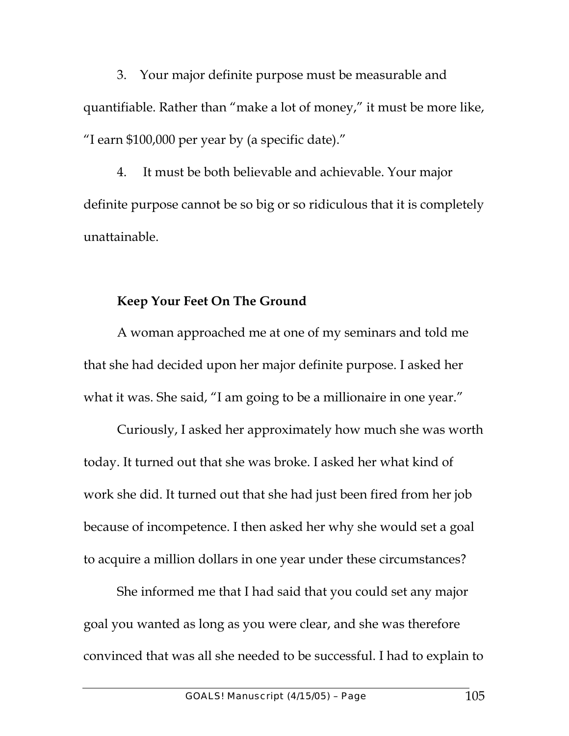3. Your major definite purpose must be measurable and quantifiable. Rather than "make a lot of money," it must be more like, "I earn $100,000 per year by (a specific date)."

4. It must be both believable and achievable. Your major definite purpose cannot be so big or so ridiculous that it is completely unattainable.

**Keep Your Feet On The Ground**

A woman approached me at one of my seminars and told me that she had decided upon her major definite purpose. I asked her what it was. She said, "I am going to be a millionaire in one year."

Curiously, I asked her approximately how much she was worth today. It turned out that she was broke. I asked her what kind of work she did. It turned out that she had just been fired from her job because of incompetence. I then asked her why she would set a goal to acquire a million dollars in one year under these circumstances?

She informed me that I had said that you could set any major goal you wanted as long as you were clear, and she was therefore convinced that was all she needed to be successful. I had to explain to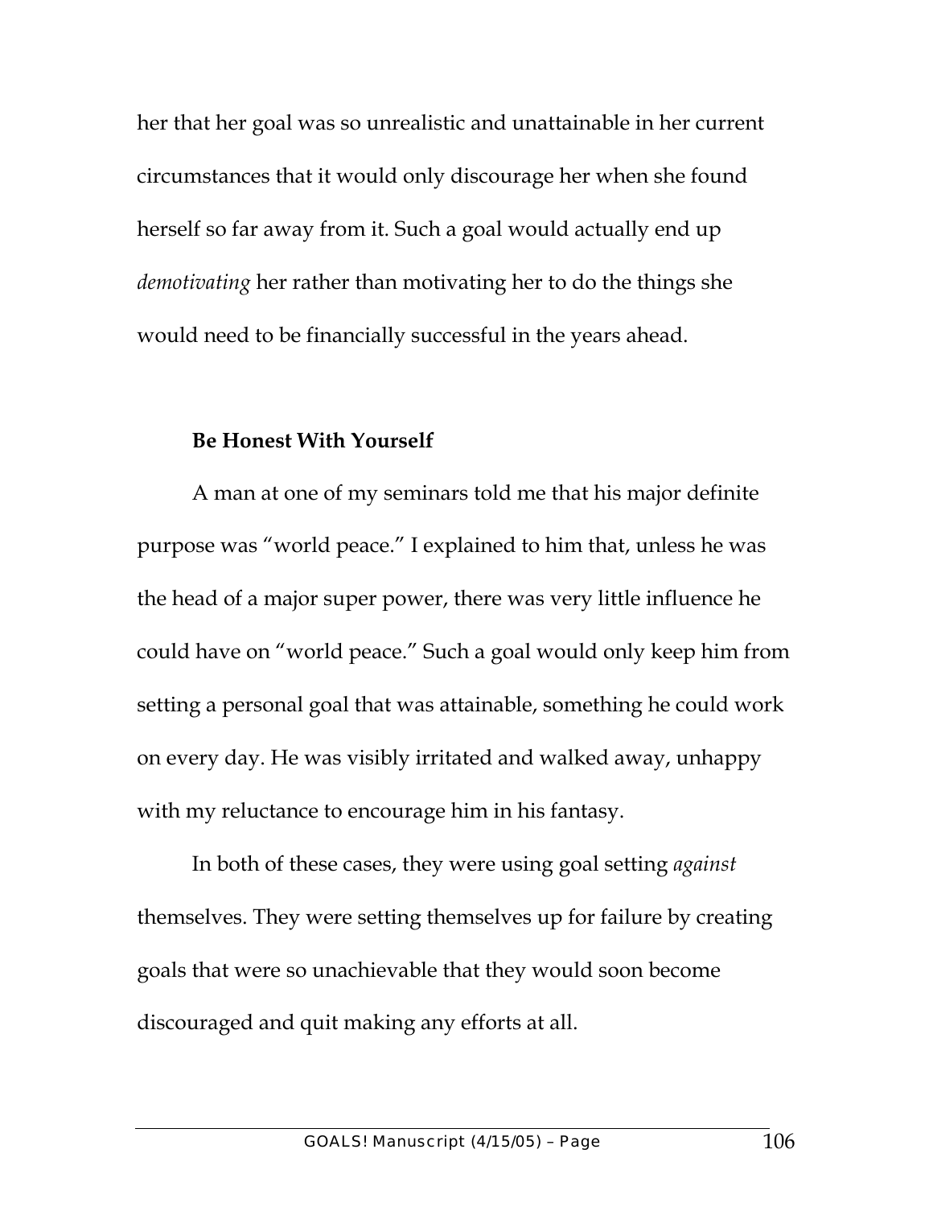her that her goal was so unrealistic and unattainable in her current circumstances that it would only discourage her when she found herself so far away from it. Such a goal would actually end up *demotivating* her rather than motivating her to do the things she would need to be financially successful in the years ahead.

### Be Honest With Yourself

A man at one of my seminars told me that his major definite purpose was "world peace." I explained to him that, unless he was the head of a major super power, there was very little influence he could have on "world peace." Such a goal would only keep him from setting a personal goal that was attainable, something he could work on every day. He was visibly irritated and walked away, unhappy with my reluctance to encourage him in his fantasy.

In both of these cases, they were using goal setting *against* themselves. They were setting themselves up for failure by creating goals that were so unachievable that they would soon become discouraged and quit making any efforts at all.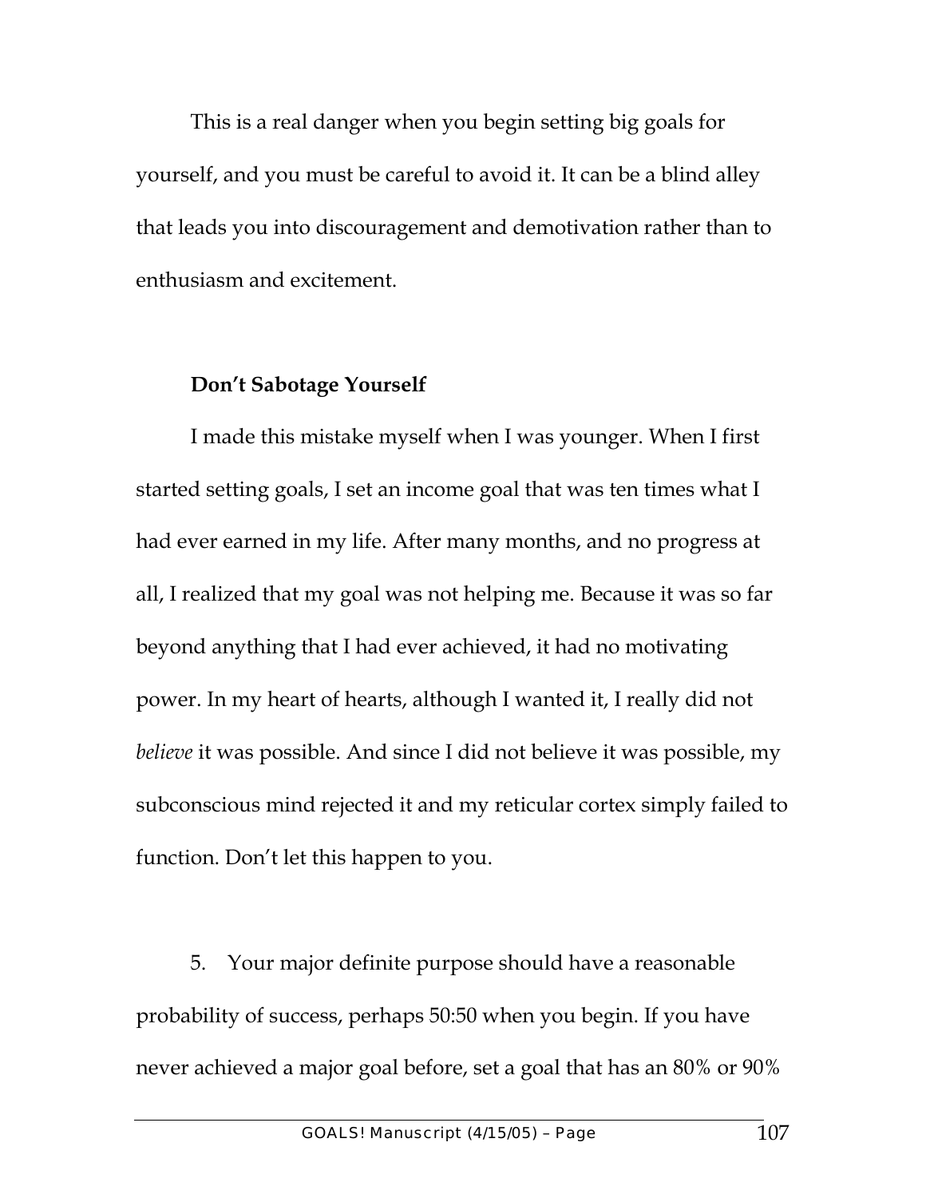This is a real danger when you begin setting big goals for yourself, and you must be careful to avoid it. It can be a blind alley that leads you into discouragement and demotivation rather than to enthusiasm and excitement.

### Don't Sabotage Yourself

I made this mistake myself when I was younger. When I first started setting goals, I set an income goal that was ten times what I had ever earned in my life. After many months, and no progress at all, I realized that my goal was not helping me. Because it was so far beyond anything that I had ever achieved, it had no motivating power. In my heart of hearts, although I wanted it, I really did not *believe* it was possible. And since I did not believe it was possible, my subconscious mind rejected it and my reticular cortex simply failed to function. Don't let this happen to you.

5. Your major definite purpose should have a reasonable probability of success, perhaps 50:50 when you begin. If you have never achieved a major goal before, set a goal that has an 80% or 90%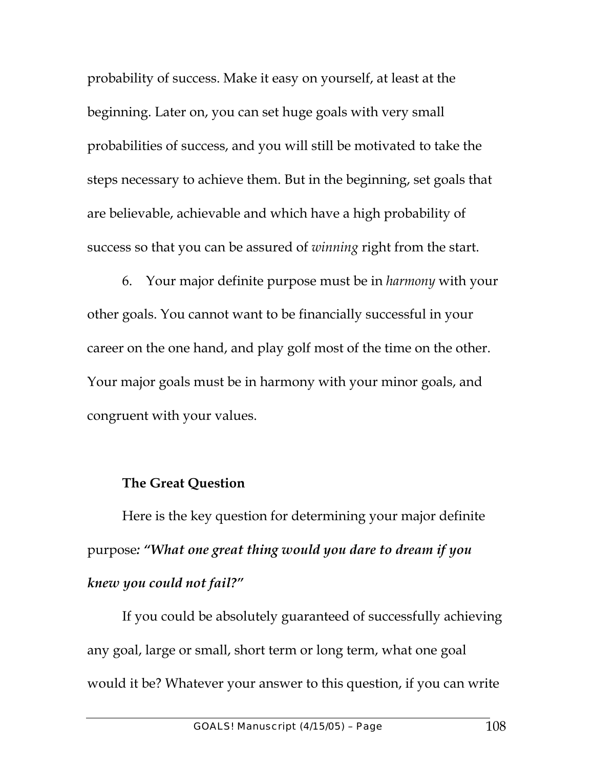probability of success. Make it easy on yourself, at least at the beginning. Later on, you can set huge goals with very small probabilities of success, and you will still be motivated to take the steps necessary to achieve them. But in the beginning, set goals that are believable, achievable and which have a high probability of success so that you can be assured of *winning* right from the start.

6. Your major definite purpose must be in *harmony* with your other goals. You cannot want to be financially successful in your career on the one hand, and play golf most of the time on the other. Your major goals must be in harmony with your minor goals, and congruent with your values.

**The Great Question**

Here is the key question for determining your major definite purpose***: "What one great thing would you dare to dream if you knew you could not fail?"***

If you could be absolutely guaranteed of successfully achieving any goal, large or small, short term or long term, what one goal would it be? Whatever your answer to this question, if you can write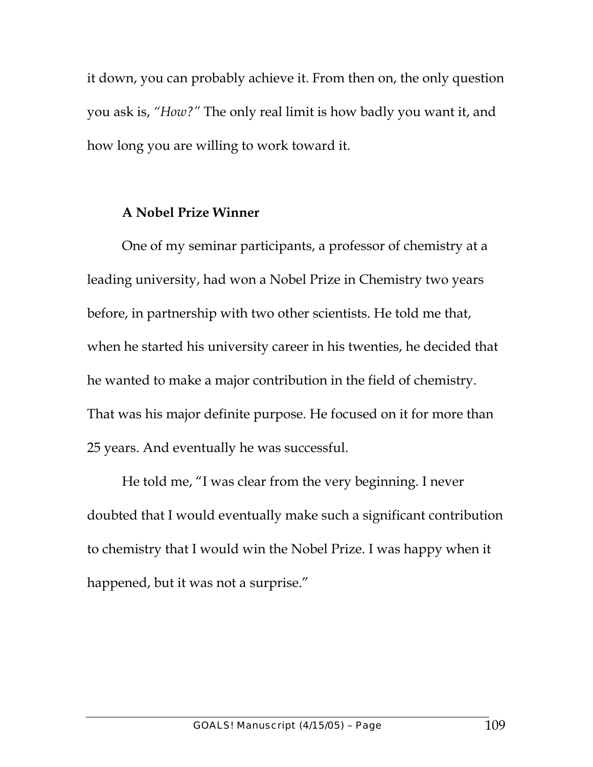it down, you can probably achieve it. From then on, the only question you ask is, *"How?"* The only real limit is how badly you want it, and how long you are willing to work toward it.

### A Nobel Prize Winner

One of my seminar participants, a professor of chemistry at a leading university, had won a Nobel Prize in Chemistry two years before, in partnership with two other scientists. He told me that, when he started his university career in his twenties, he decided that he wanted to make a major contribution in the field of chemistry. That was his major definite purpose. He focused on it for more than 25 years. And eventually he was successful.

He told me, "I was clear from the very beginning. I never doubted that I would eventually make such a significant contribution to chemistry that I would win the Nobel Prize. I was happy when it happened, but it was not a surprise."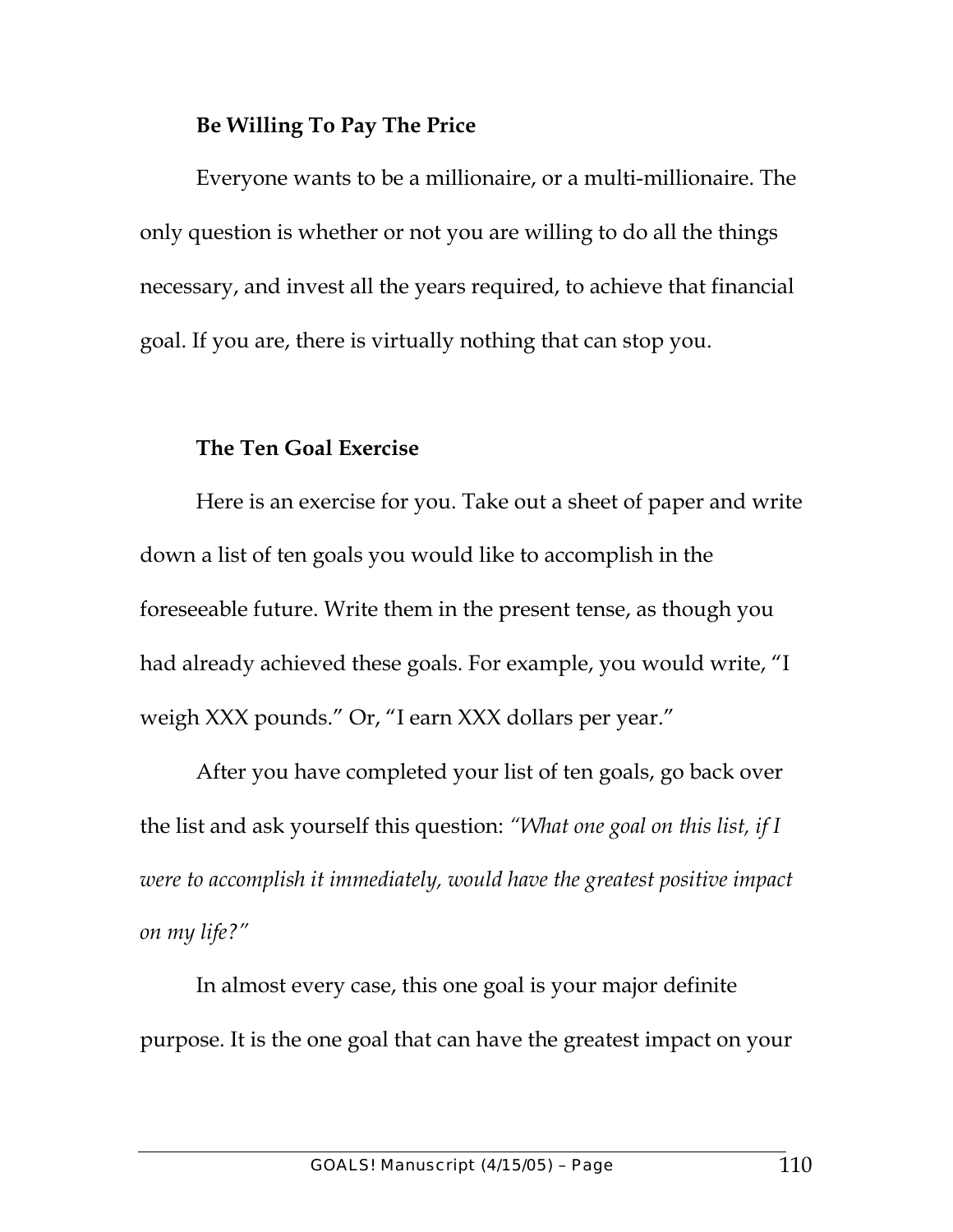### Be Willing To Pay The Price

Everyone wants to be a millionaire, or a multi-millionaire. The only question is whether or not you are willing to do all the things necessary, and invest all the years required, to achieve that financial goal. If you are, there is virtually nothing that can stop you.

### The Ten Goal Exercise

Here is an exercise for you. Take out a sheet of paper and write down a list of ten goals you would like to accomplish in the foreseeable future. Write them in the present tense, as though you had already achieved these goals. For example, you would write, "I weigh XXX pounds." Or, "I earn XXX dollars per year."

After you have completed your list of ten goals, go back over the list and ask yourself this question: *"What one goal on this list, if I were to accomplish it immediately, would have the greatest positive impact on my life?"*

In almost every case, this one goal is your major definite purpose. It is the one goal that can have the greatest impact on your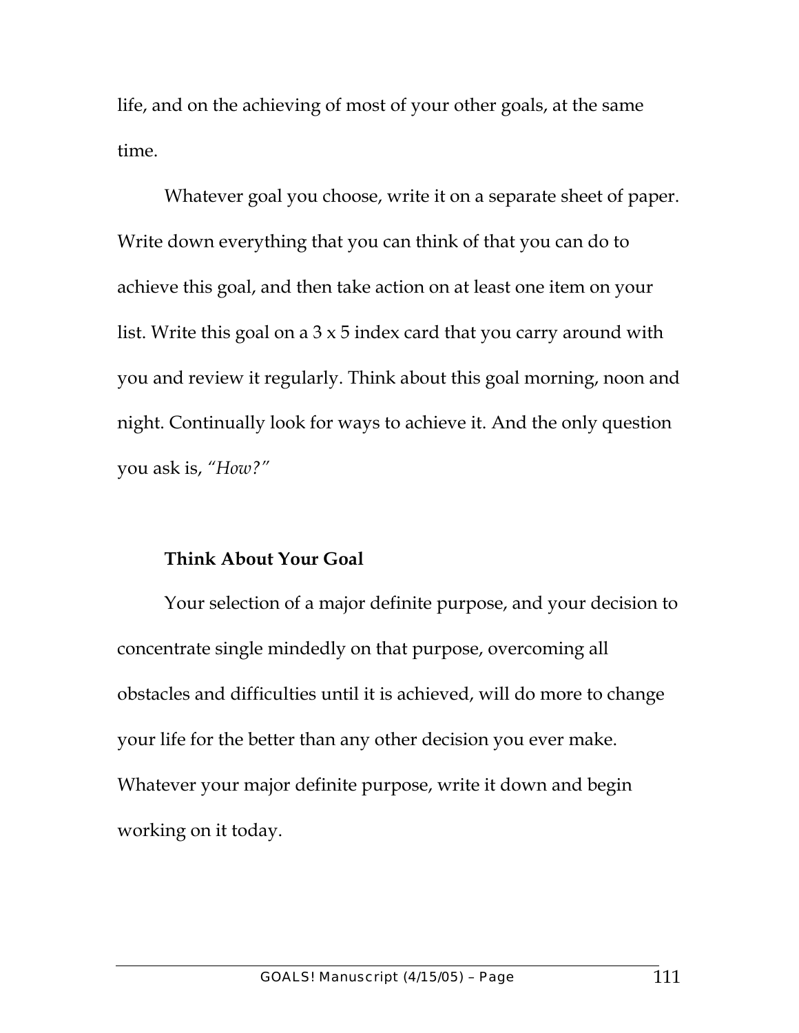life, and on the achieving of most of your other goals, at the same time.

Whatever goal you choose, write it on a separate sheet of paper. Write down everything that you can think of that you can do to achieve this goal, and then take action on at least one item on your list. Write this goal on a 3 x 5 index card that you carry around with you and review it regularly. Think about this goal morning, noon and night. Continually look for ways to achieve it. And the only question you ask is, *"How?"*

**Think About Your Goal**

Your selection of a major definite purpose, and your decision to concentrate single mindedly on that purpose, overcoming all obstacles and difficulties until it is achieved, will do more to change your life for the better than any other decision you ever make. Whatever your major definite purpose, write it down and begin working on it today.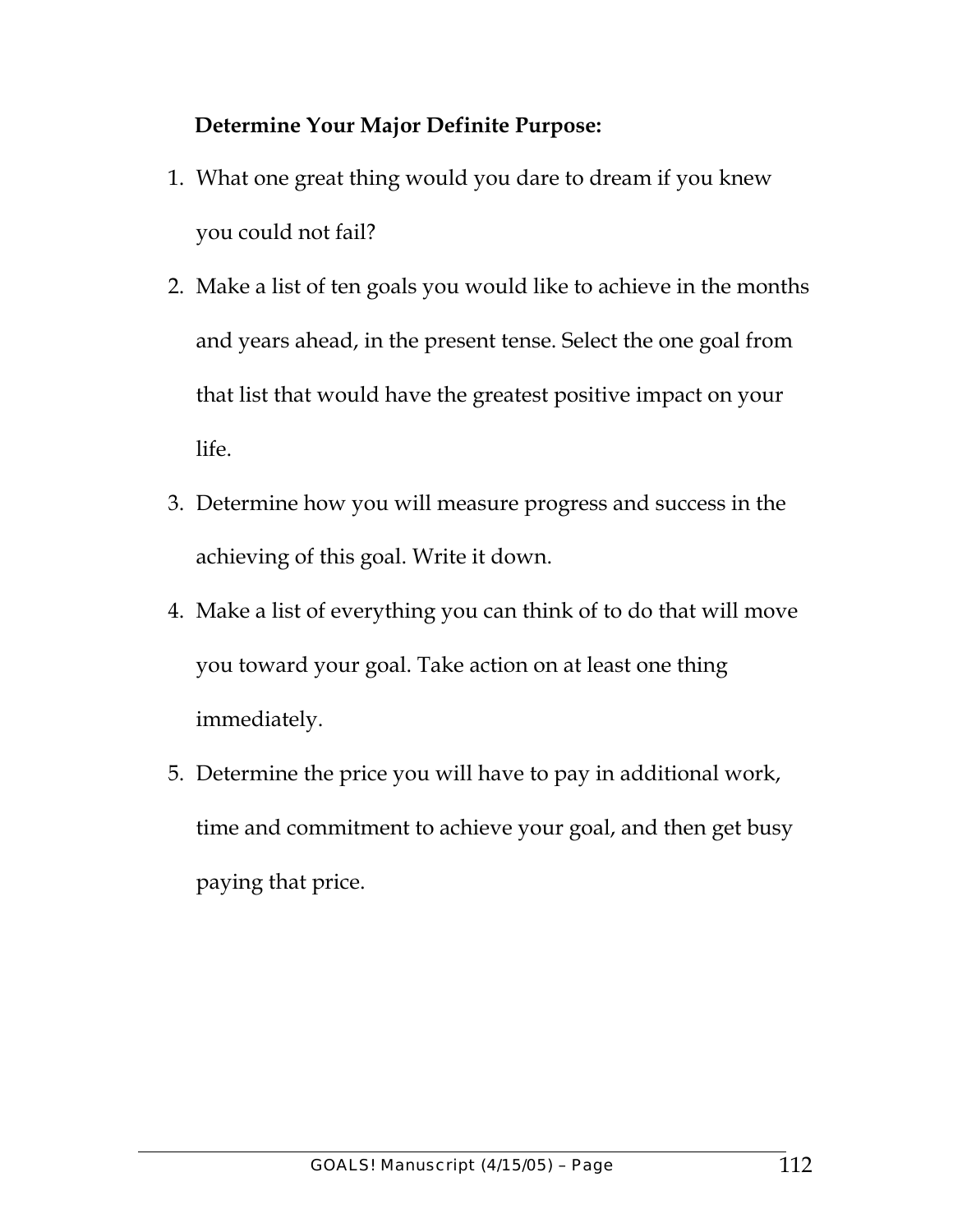**Determine Your Major Definite Purpose:**

1. What one great thing would you dare to dream if you knew you could not fail?
2. Make a list of ten goals you would like to achieve in the months and years ahead, in the present tense. Select the one goal from that list that would have the greatest positive impact on your life.
3. Determine how you will measure progress and success in the achieving of this goal. Write it down.
4. Make a list of everything you can think of to do that will move you toward your goal. Take action on at least one thing immediately.
5. Determine the price you will have to pay in additional work, time and commitment to achieve your goal, and then get busy paying that price.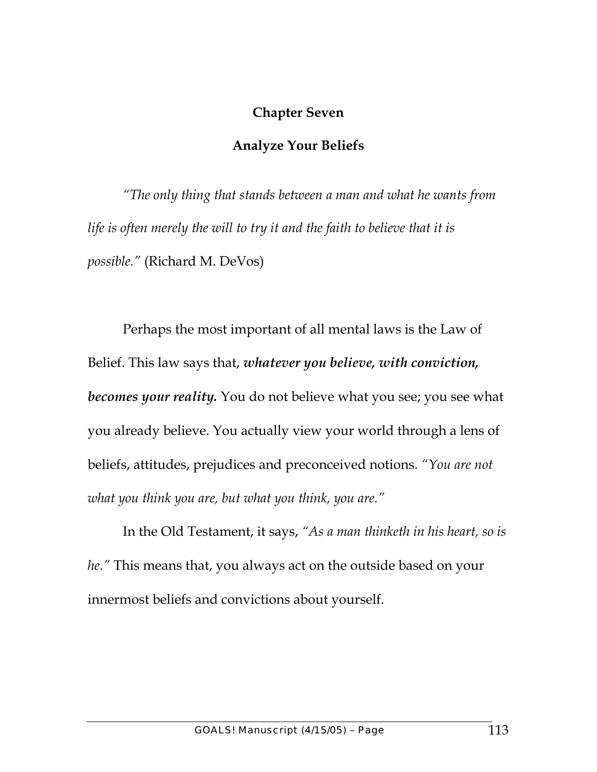# Chapter Seven

## Analyze Your Beliefs

*"The only thing that stands between a man and what he wants from life is often merely the will to try it and the faith to believe that it is possible."* (Richard M. DeVos)

Perhaps the most important of all mental laws is the Law of Belief. This law says that, ***whatever you believe, with conviction, becomes your reality.*** You do not believe what you see; you see what you already believe. You actually view your world through a lens of beliefs, attitudes, prejudices and preconceived notions. "*You are not what you think you are, but what you think, you are.*"

In the Old Testament, it says, *"As a man thinketh in his heart, so is he."* This means that, you always act on the outside based on your innermost beliefs and convictions about yourself.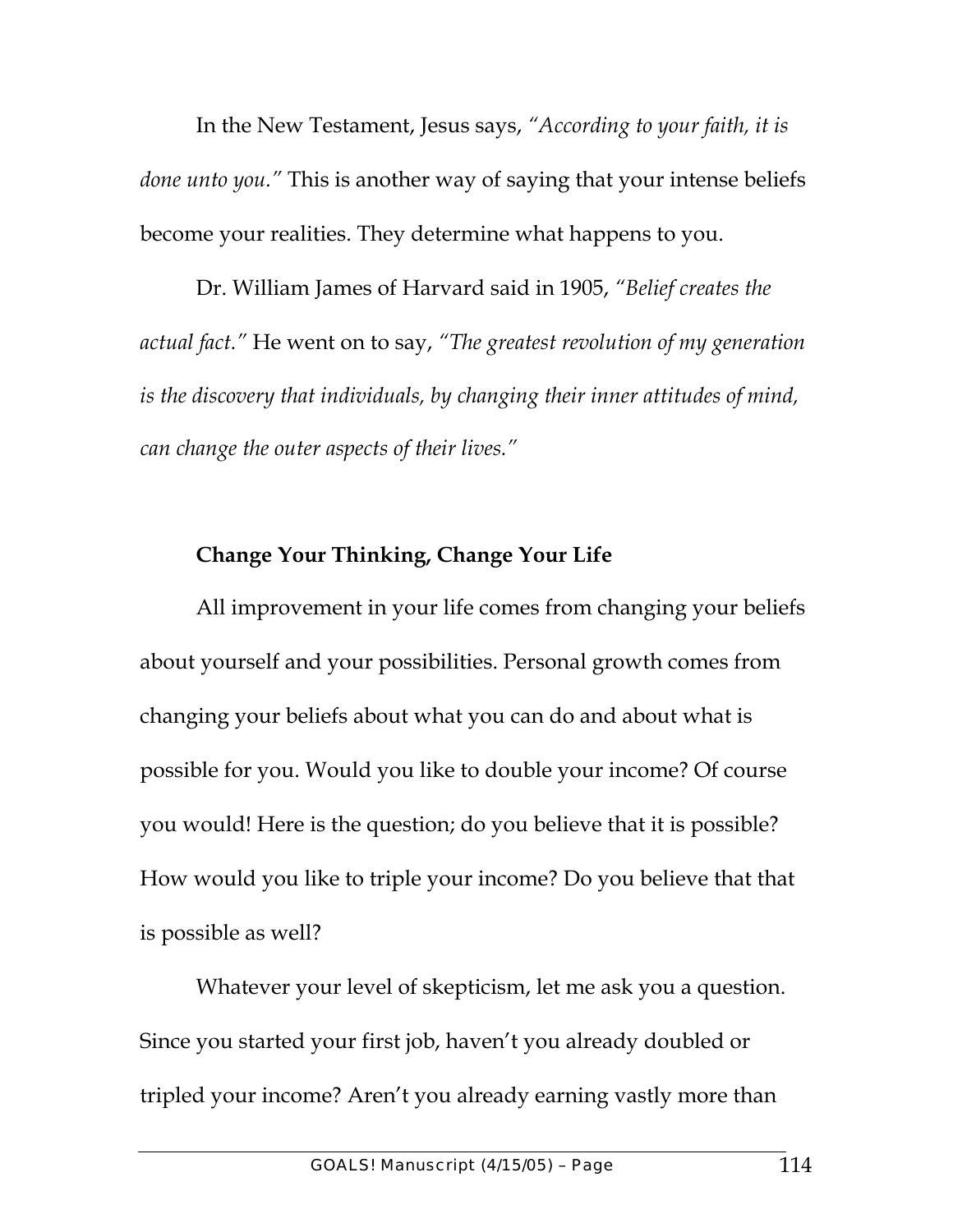In the New Testament, Jesus says, *"According to your faith, it is done unto you."* This is another way of saying that your intense beliefs become your realities. They determine what happens to you.

Dr. William James of Harvard said in 1905, *"Belief creates the actual fact."* He went on to say, *"The greatest revolution of my generation is the discovery that individuals, by changing their inner attitudes of mind, can change the outer aspects of their lives."*

**Change Your Thinking, Change Your Life**

All improvement in your life comes from changing your beliefs about yourself and your possibilities. Personal growth comes from changing your beliefs about what you can do and about what is possible for you. Would you like to double your income? Of course you would! Here is the question; do you believe that it is possible? How would you like to triple your income? Do you believe that that is possible as well?

Whatever your level of skepticism, let me ask you a question. Since you started your first job, haven't you already doubled or tripled your income? Aren't you already earning vastly more than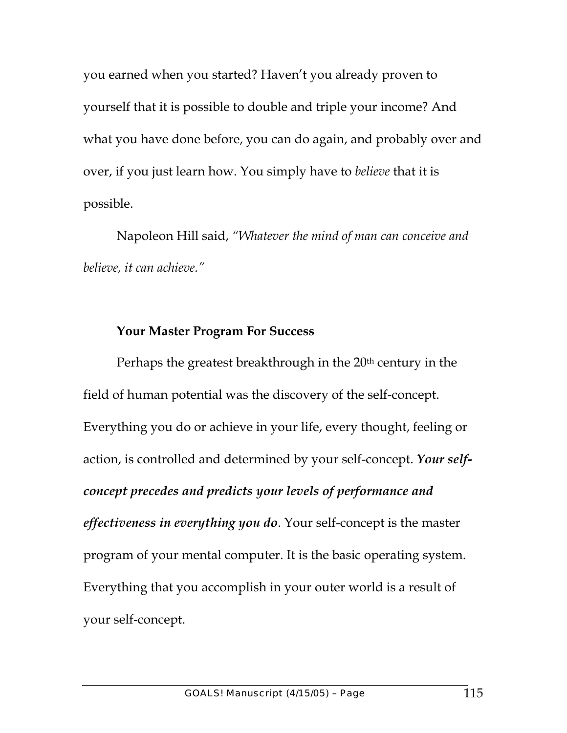you earned when you started? Haven't you already proven to yourself that it is possible to double and triple your income? And what you have done before, you can do again, and probably over and over, if you just learn how. You simply have to *believe* that it is possible.

Napoleon Hill said, *"Whatever the mind of man can conceive and believe, it can achieve."*

**Your Master Program For Success**

Perhaps the greatest breakthrough in the 20th century in the field of human potential was the discovery of the self-concept. Everything you do or achieve in your life, every thought, feeling or action, is controlled and determined by your self-concept. ***Your self-concept precedes and predicts your levels of performance and effectiveness in everything you do***. Your self-concept is the master program of your mental computer. It is the basic operating system. Everything that you accomplish in your outer world is a result of your self-concept.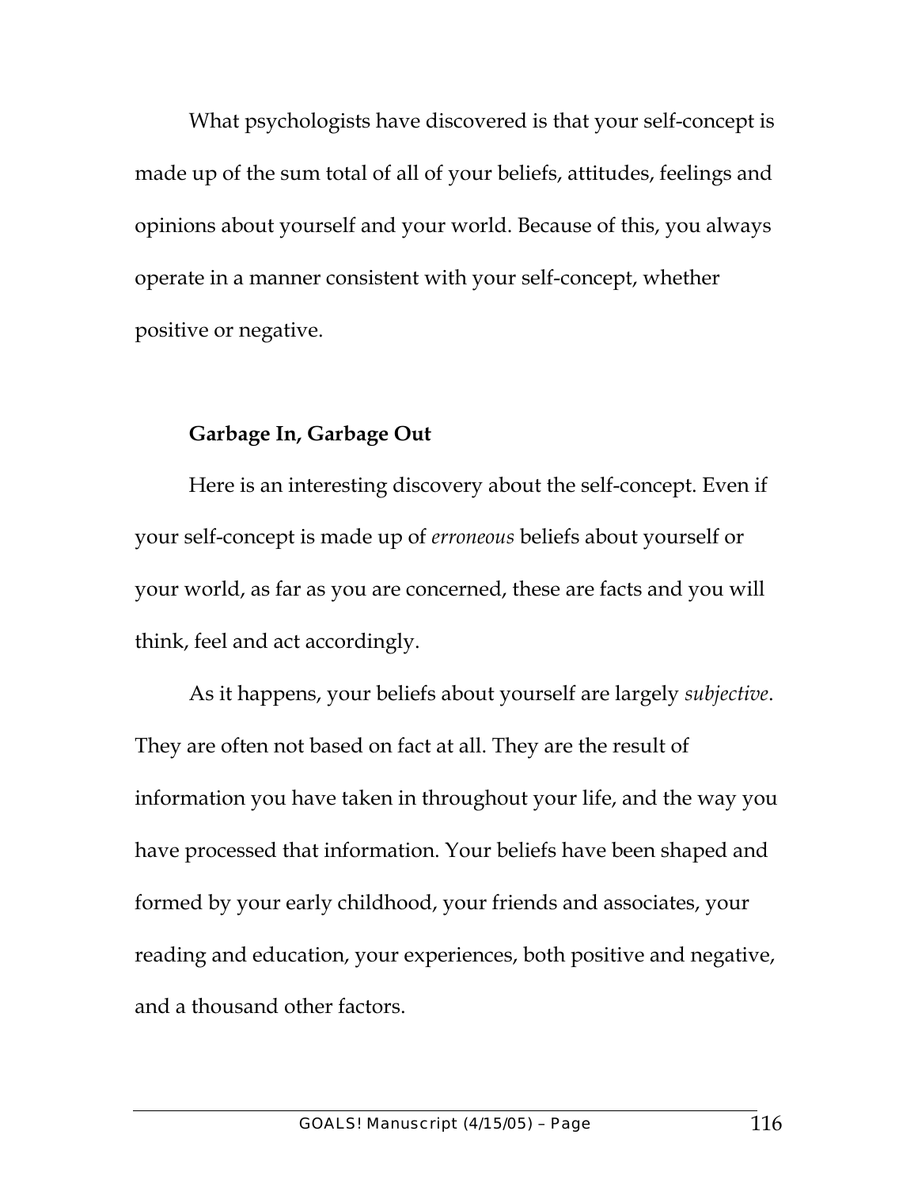What psychologists have discovered is that your self-concept is made up of the sum total of all of your beliefs, attitudes, feelings and opinions about yourself and your world. Because of this, you always operate in a manner consistent with your self-concept, whether positive or negative.

**Garbage In, Garbage Out**

Here is an interesting discovery about the self-concept. Even if your self-concept is made up of *erroneous* beliefs about yourself or your world, as far as you are concerned, these are facts and you will think, feel and act accordingly.

As it happens, your beliefs about yourself are largely *subjective*. They are often not based on fact at all. They are the result of information you have taken in throughout your life, and the way you have processed that information. Your beliefs have been shaped and formed by your early childhood, your friends and associates, your reading and education, your experiences, both positive and negative, and a thousand other factors.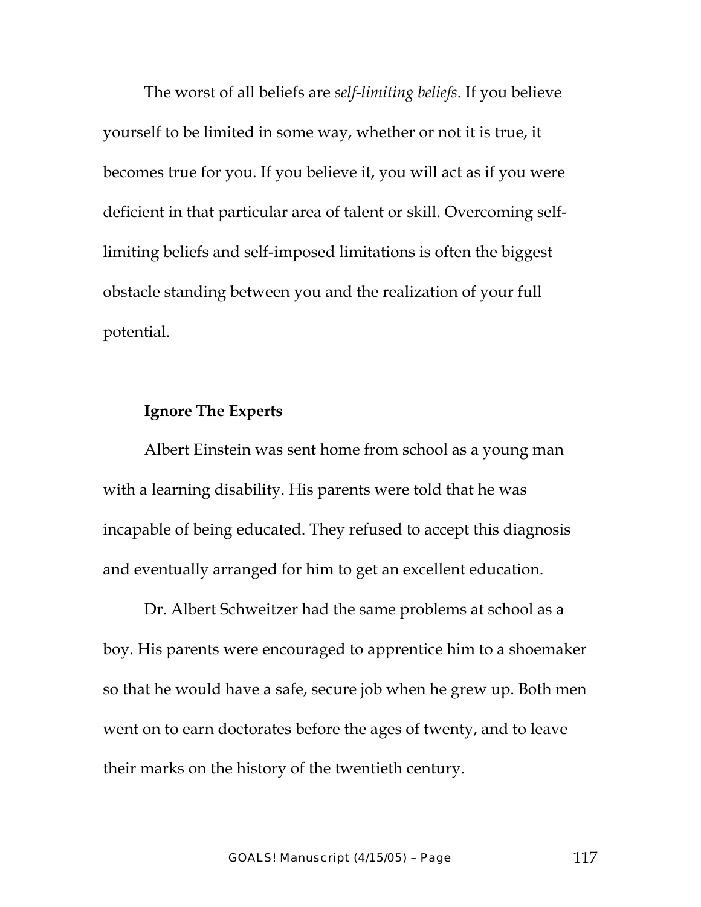The worst of all beliefs are *self-limiting beliefs*. If you believe yourself to be limited in some way, whether or not it is true, it becomes true for you. If you believe it, you will act as if you were deficient in that particular area of talent or skill. Overcoming self-limiting beliefs and self-imposed limitations is often the biggest obstacle standing between you and the realization of your full potential.

**Ignore The Experts**

Albert Einstein was sent home from school as a young man with a learning disability. His parents were told that he was incapable of being educated. They refused to accept this diagnosis and eventually arranged for him to get an excellent education.

Dr. Albert Schweitzer had the same problems at school as a boy. His parents were encouraged to apprentice him to a shoemaker so that he would have a safe, secure job when he grew up. Both men went on to earn doctorates before the ages of twenty, and to leave their marks on the history of the twentieth century.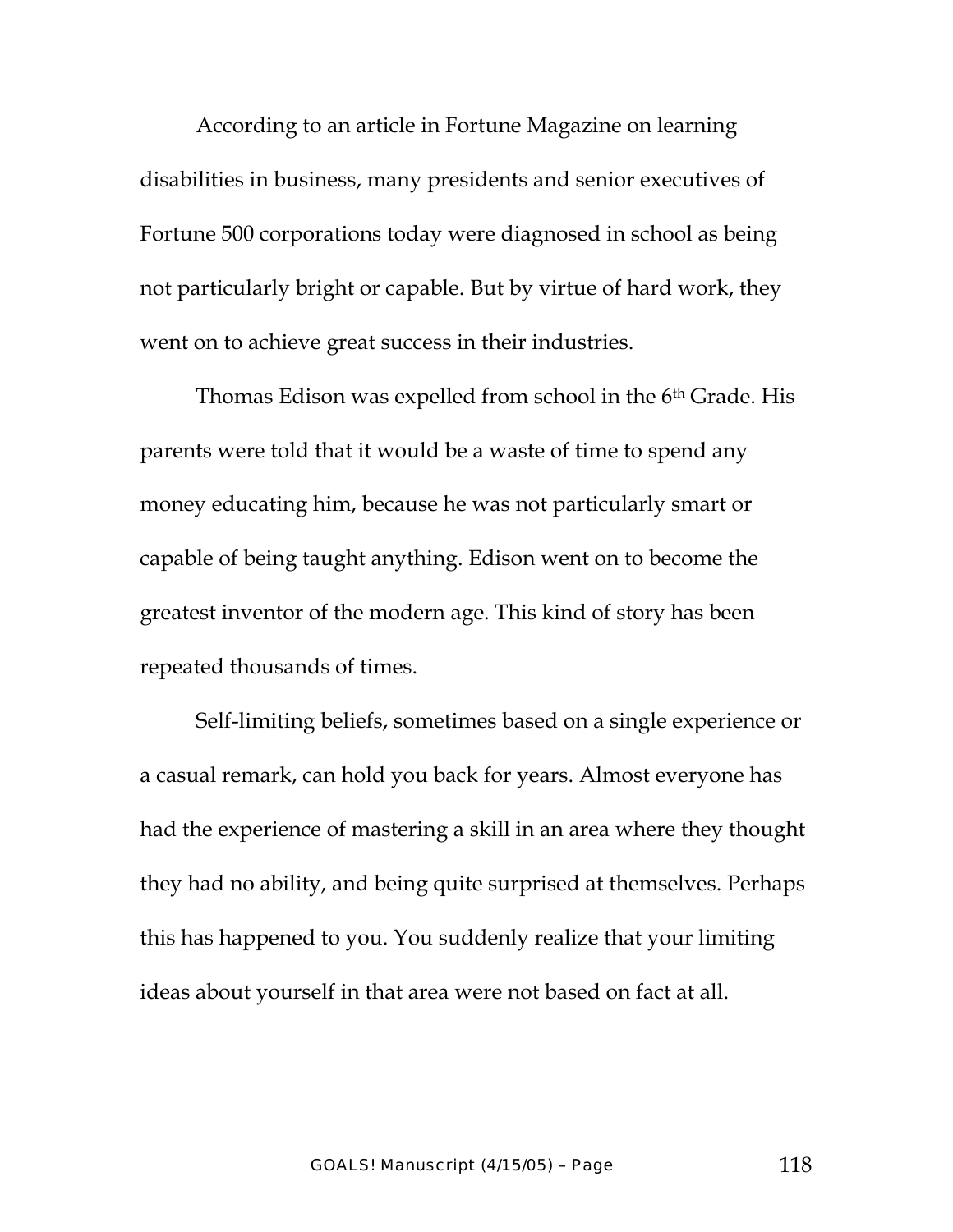According to an article in Fortune Magazine on learning disabilities in business, many presidents and senior executives of Fortune 500 corporations today were diagnosed in school as being not particularly bright or capable. But by virtue of hard work, they went on to achieve great success in their industries.

Thomas Edison was expelled from school in the 6th Grade. His parents were told that it would be a waste of time to spend any money educating him, because he was not particularly smart or capable of being taught anything. Edison went on to become the greatest inventor of the modern age. This kind of story has been repeated thousands of times.

Self-limiting beliefs, sometimes based on a single experience or a casual remark, can hold you back for years. Almost everyone has had the experience of mastering a skill in an area where they thought they had no ability, and being quite surprised at themselves. Perhaps this has happened to you. You suddenly realize that your limiting ideas about yourself in that area were not based on fact at all.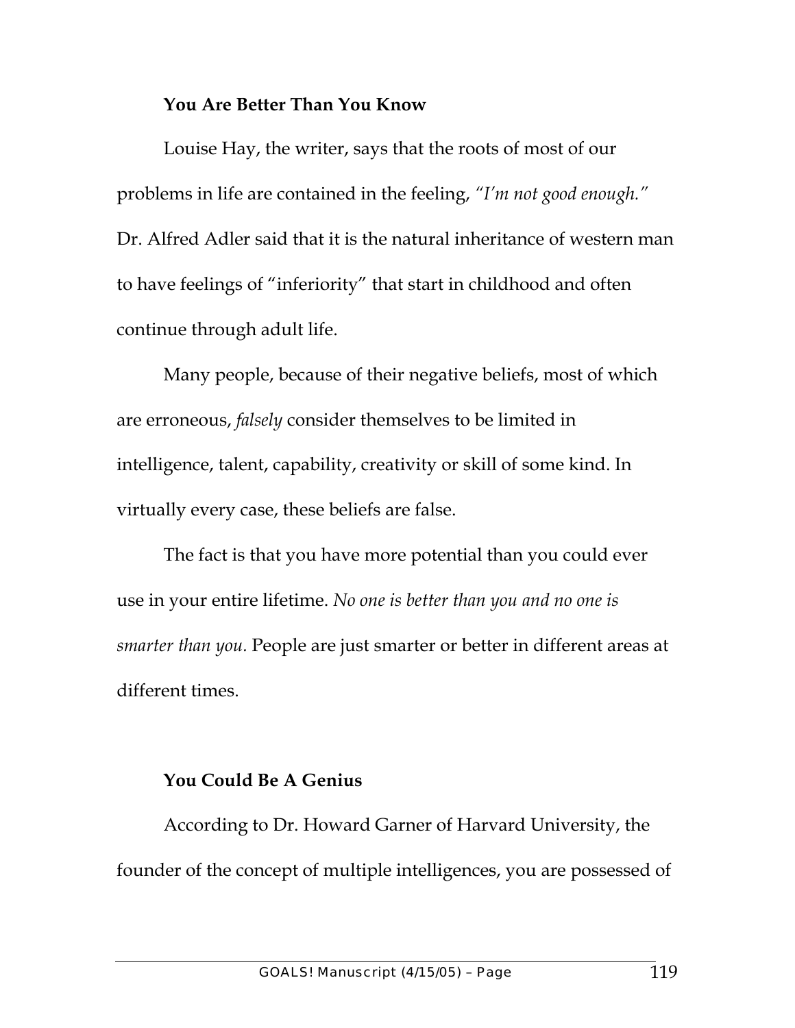**You Are Better Than You Know**

Louise Hay, the writer, says that the roots of most of our problems in life are contained in the feeling, *"I'm not good enough."* Dr. Alfred Adler said that it is the natural inheritance of western man to have feelings of "inferiority" that start in childhood and often continue through adult life.

Many people, because of their negative beliefs, most of which are erroneous, *falsely* consider themselves to be limited in intelligence, talent, capability, creativity or skill of some kind. In virtually every case, these beliefs are false.

The fact is that you have more potential than you could ever use in your entire lifetime. *No one is better than you and no one is smarter than you.* People are just smarter or better in different areas at different times.

**You Could Be A Genius**

According to Dr. Howard Garner of Harvard University, the founder of the concept of multiple intelligences, you are possessed of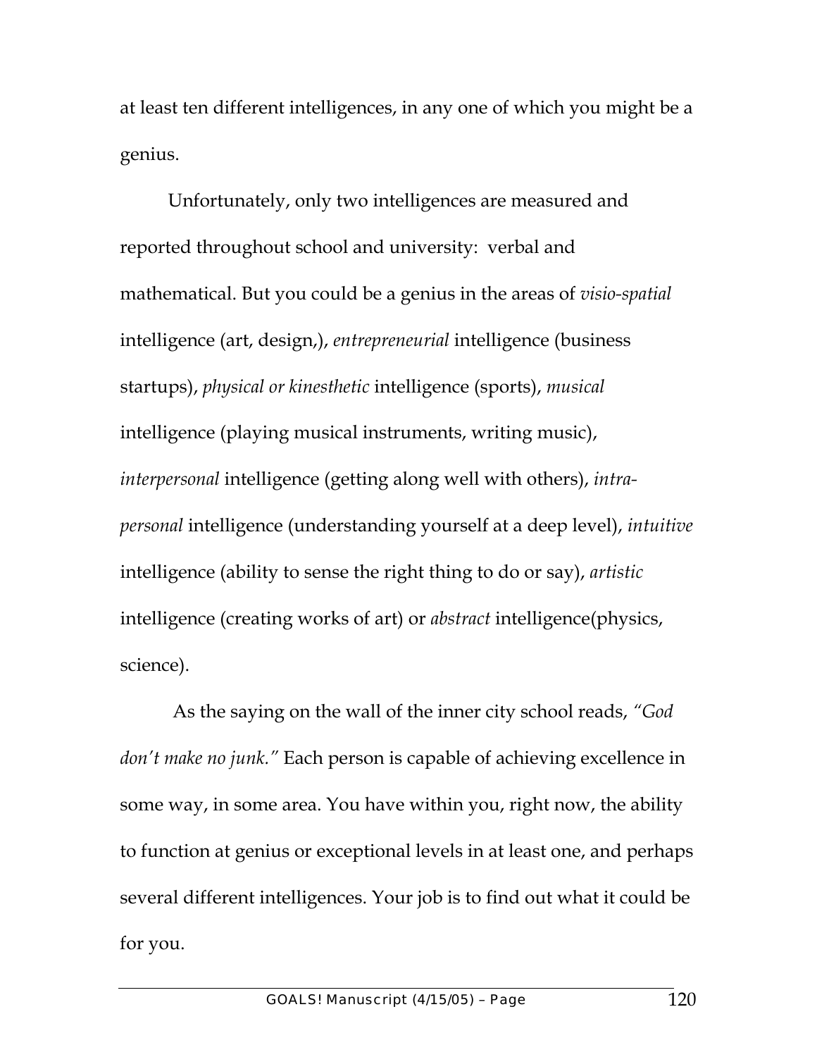at least ten different intelligences, in any one of which you might be a genius.

Unfortunately, only two intelligences are measured and reported throughout school and university: verbal and mathematical. But you could be a genius in the areas of *visio-spatial* intelligence (art, design,), *entrepreneurial* intelligence (business startups), *physical or kinesthetic* intelligence (sports), *musical* intelligence (playing musical instruments, writing music), *interpersonal* intelligence (getting along well with others), *intra-personal* intelligence (understanding yourself at a deep level), *intuitive* intelligence (ability to sense the right thing to do or say), *artistic* intelligence (creating works of art) or *abstract* intelligence(physics, science).

As the saying on the wall of the inner city school reads, *"God don't make no junk."* Each person is capable of achieving excellence in some way, in some area. You have within you, right now, the ability to function at genius or exceptional levels in at least one, and perhaps several different intelligences. Your job is to find out what it could be for you.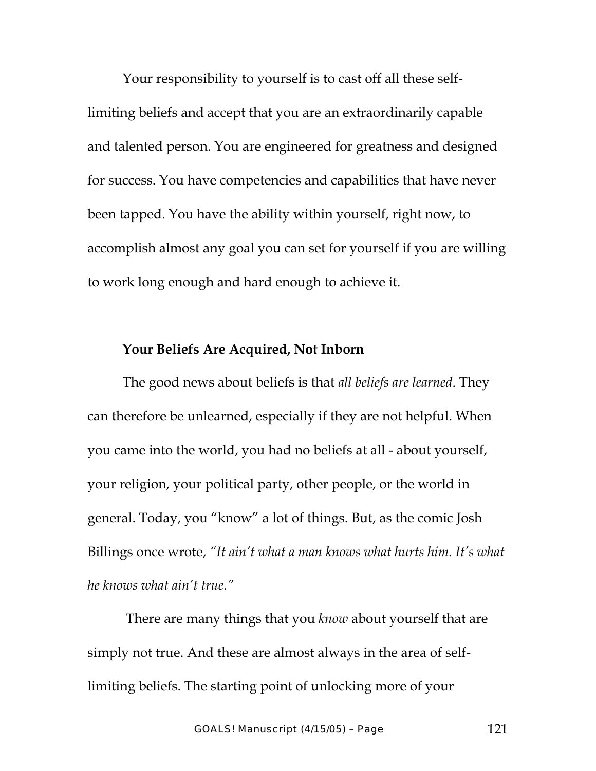Your responsibility to yourself is to cast off all these self-limiting beliefs and accept that you are an extraordinarily capable and talented person. You are engineered for greatness and designed for success. You have competencies and capabilities that have never been tapped. You have the ability within yourself, right now, to accomplish almost any goal you can set for yourself if you are willing to work long enough and hard enough to achieve it.

**Your Beliefs Are Acquired, Not Inborn**

The good news about beliefs is that *all beliefs are learned*. They can therefore be unlearned, especially if they are not helpful. When you came into the world, you had no beliefs at all - about yourself, your religion, your political party, other people, or the world in general. Today, you "know" a lot of things. But, as the comic Josh Billings once wrote, *"It ain't what a man knows what hurts him. It's what he knows what ain't true."*

There are many things that you *know* about yourself that are simply not true. And these are almost always in the area of self-limiting beliefs. The starting point of unlocking more of your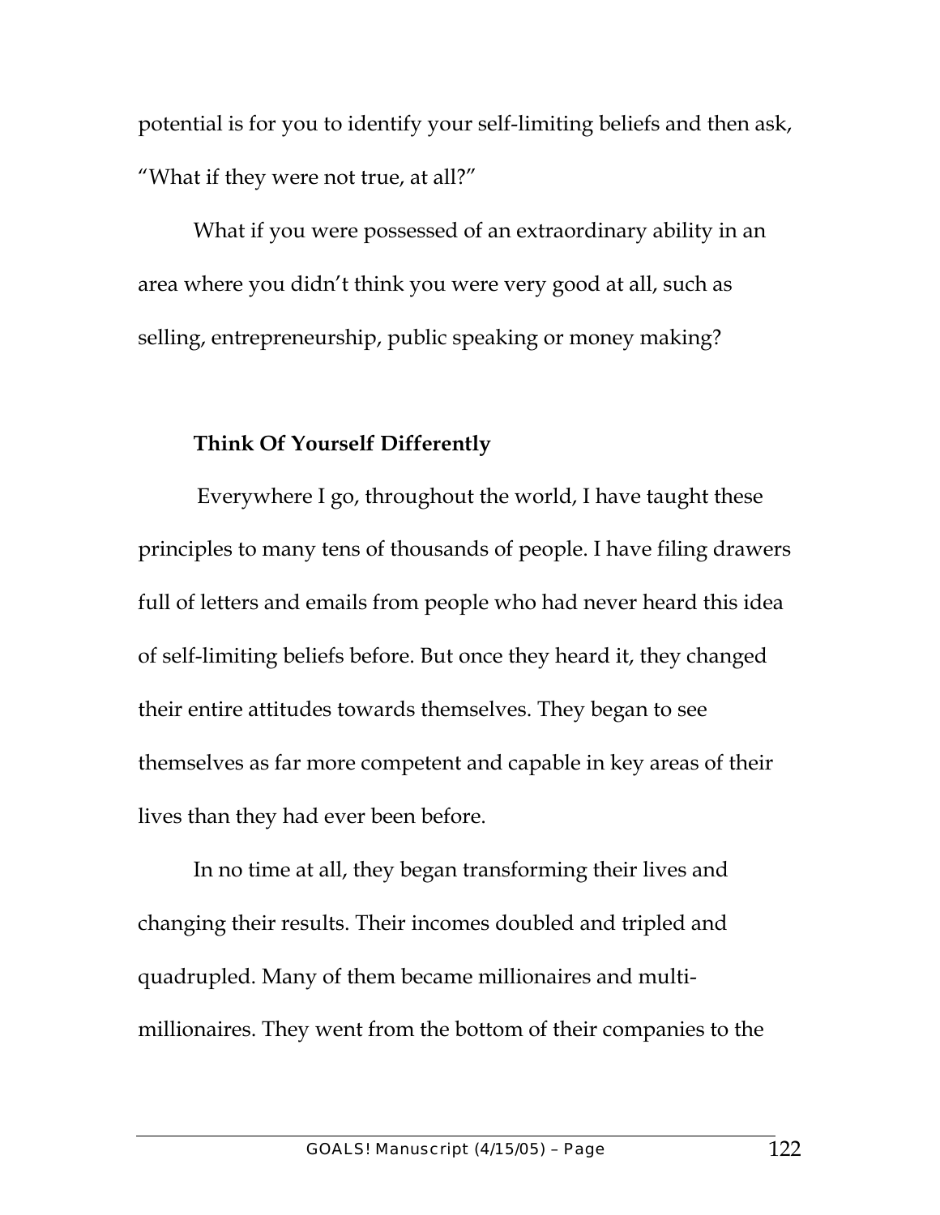potential is for you to identify your self-limiting beliefs and then ask, "What if they were not true, at all?"

What if you were possessed of an extraordinary ability in an area where you didn't think you were very good at all, such as selling, entrepreneurship, public speaking or money making?

**Think Of Yourself Differently**

Everywhere I go, throughout the world, I have taught these principles to many tens of thousands of people. I have filing drawers full of letters and emails from people who had never heard this idea of self-limiting beliefs before. But once they heard it, they changed their entire attitudes towards themselves. They began to see themselves as far more competent and capable in key areas of their lives than they had ever been before.

In no time at all, they began transforming their lives and changing their results. Their incomes doubled and tripled and quadrupled. Many of them became millionaires and multi-millionaires. They went from the bottom of their companies to the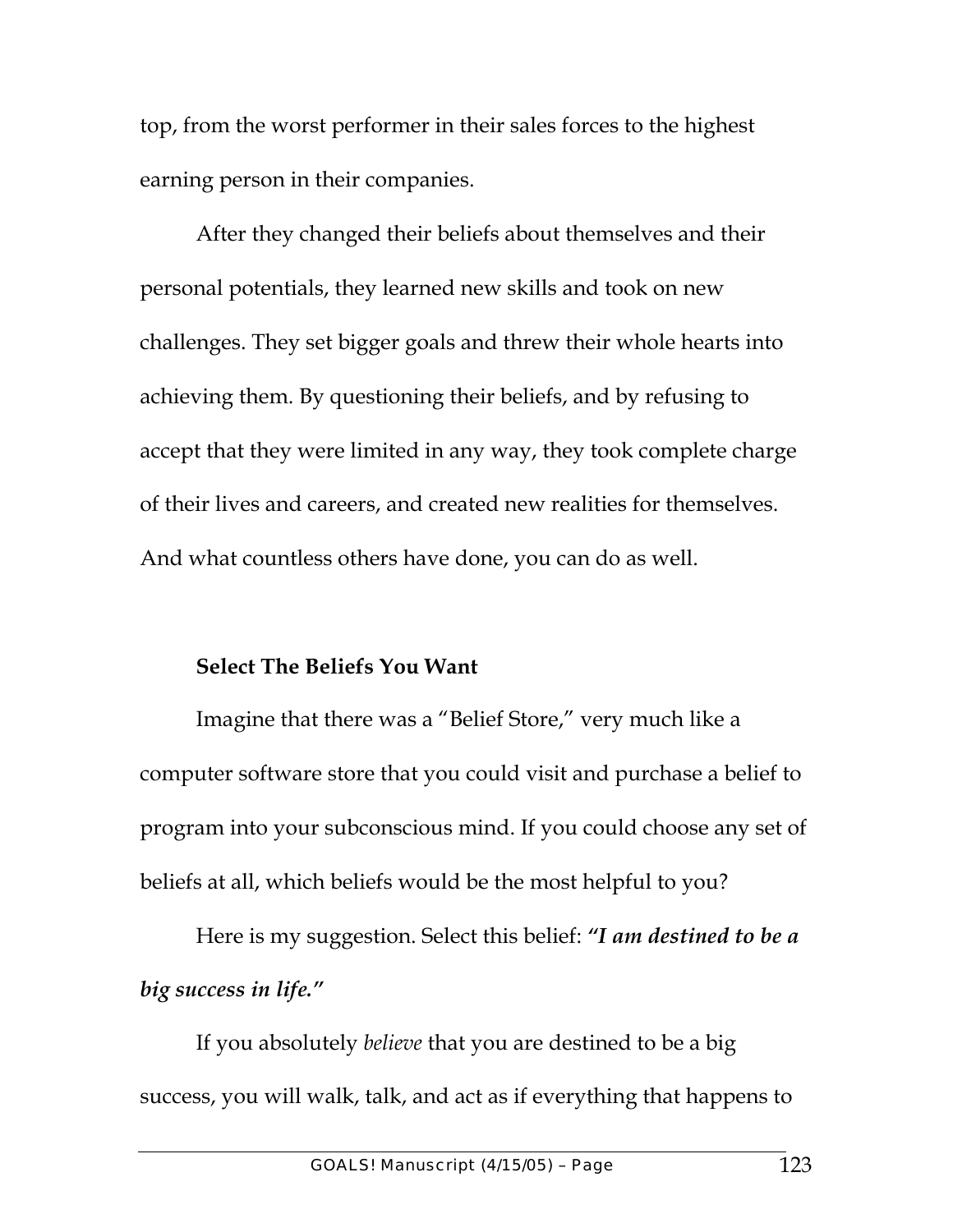top, from the worst performer in their sales forces to the highest earning person in their companies.

After they changed their beliefs about themselves and their personal potentials, they learned new skills and took on new challenges. They set bigger goals and threw their whole hearts into achieving them. By questioning their beliefs, and by refusing to accept that they were limited in any way, they took complete charge of their lives and careers, and created new realities for themselves. And what countless others have done, you can do as well.

**Select The Beliefs You Want**

Imagine that there was a "Belief Store," very much like a computer software store that you could visit and purchase a belief to program into your subconscious mind. If you could choose any set of beliefs at all, which beliefs would be the most helpful to you?

Here is my suggestion. Select this belief: ***"I am destined to be a big success in life."***

If you absolutely *believe* that you are destined to be a big success, you will walk, talk, and act as if everything that happens to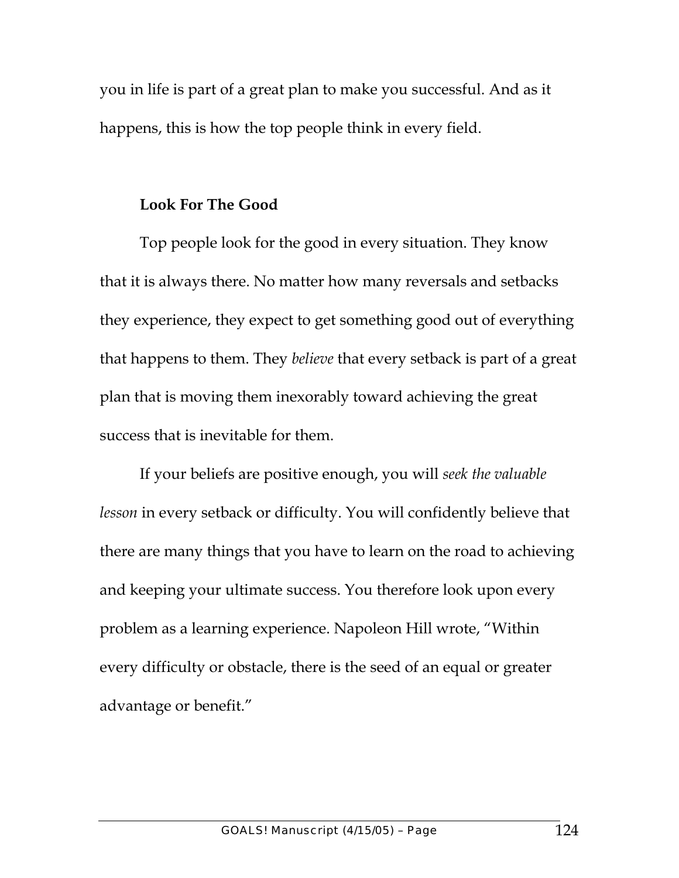you in life is part of a great plan to make you successful. And as it happens, this is how the top people think in every field.

**Look For The Good**

Top people look for the good in every situation. They know that it is always there. No matter how many reversals and setbacks they experience, they expect to get something good out of everything that happens to them. They *believe* that every setback is part of a great plan that is moving them inexorably toward achieving the great success that is inevitable for them.

If your beliefs are positive enough, you will *seek the valuable lesson* in every setback or difficulty. You will confidently believe that there are many things that you have to learn on the road to achieving and keeping your ultimate success. You therefore look upon every problem as a learning experience. Napoleon Hill wrote, "Within every difficulty or obstacle, there is the seed of an equal or greater advantage or benefit."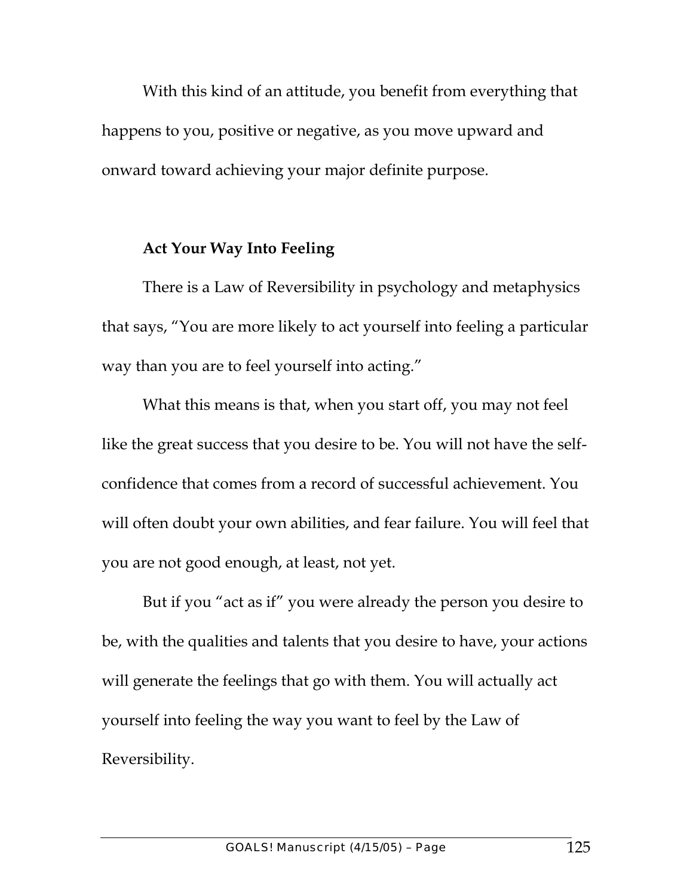With this kind of an attitude, you benefit from everything that happens to you, positive or negative, as you move upward and onward toward achieving your major definite purpose.

**Act Your Way Into Feeling**

There is a Law of Reversibility in psychology and metaphysics that says, "You are more likely to act yourself into feeling a particular way than you are to feel yourself into acting."

What this means is that, when you start off, you may not feel like the great success that you desire to be. You will not have the self-confidence that comes from a record of successful achievement. You will often doubt your own abilities, and fear failure. You will feel that you are not good enough, at least, not yet.

But if you "act as if" you were already the person you desire to be, with the qualities and talents that you desire to have, your actions will generate the feelings that go with them. You will actually act yourself into feeling the way you want to feel by the Law of Reversibility.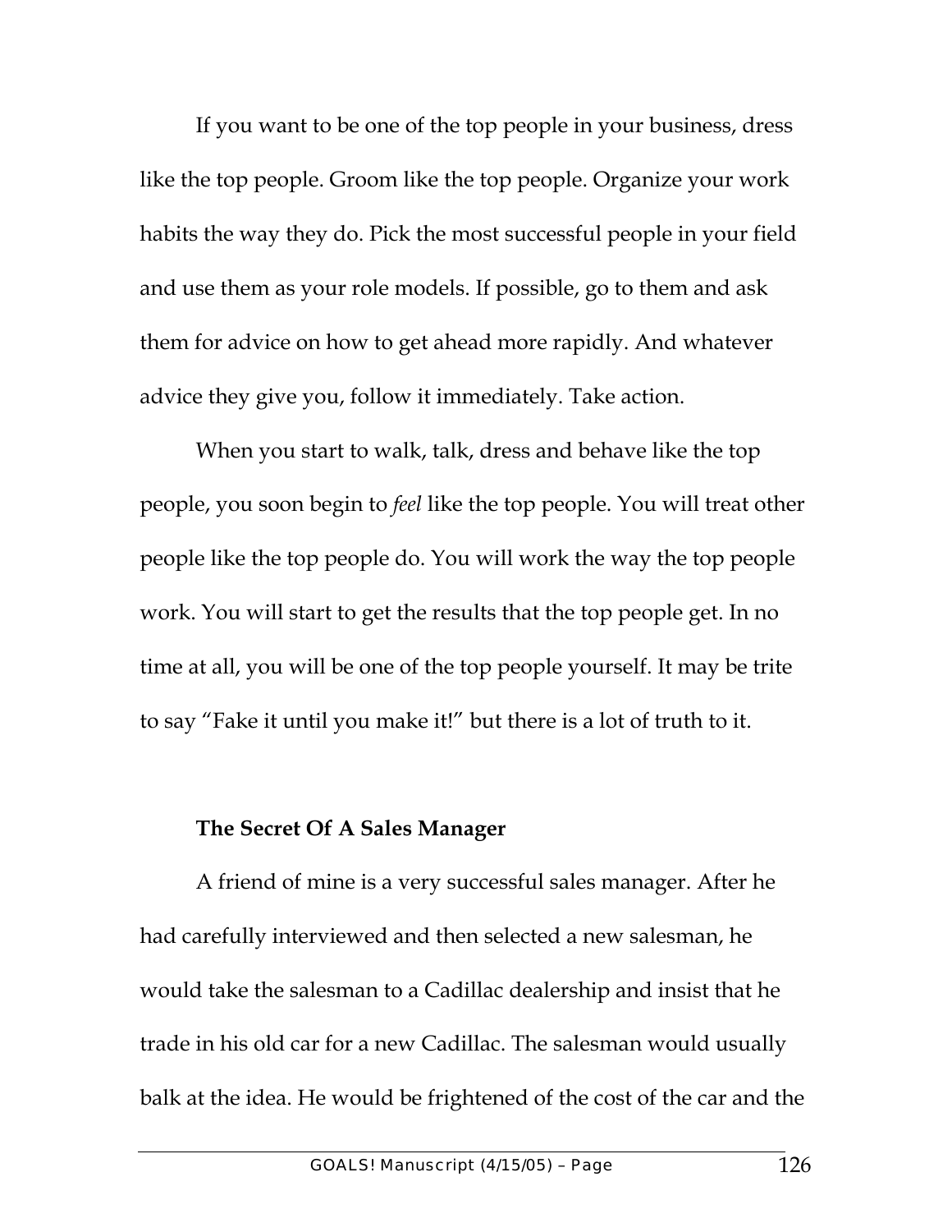If you want to be one of the top people in your business, dress like the top people. Groom like the top people. Organize your work habits the way they do. Pick the most successful people in your field and use them as your role models. If possible, go to them and ask them for advice on how to get ahead more rapidly. And whatever advice they give you, follow it immediately. Take action.

When you start to walk, talk, dress and behave like the top people, you soon begin to *feel* like the top people. You will treat other people like the top people do. You will work the way the top people work. You will start to get the results that the top people get. In no time at all, you will be one of the top people yourself. It may be trite to say "Fake it until you make it!" but there is a lot of truth to it.

**The Secret Of A Sales Manager**

A friend of mine is a very successful sales manager. After he had carefully interviewed and then selected a new salesman, he would take the salesman to a Cadillac dealership and insist that he trade in his old car for a new Cadillac. The salesman would usually balk at the idea. He would be frightened of the cost of the car and the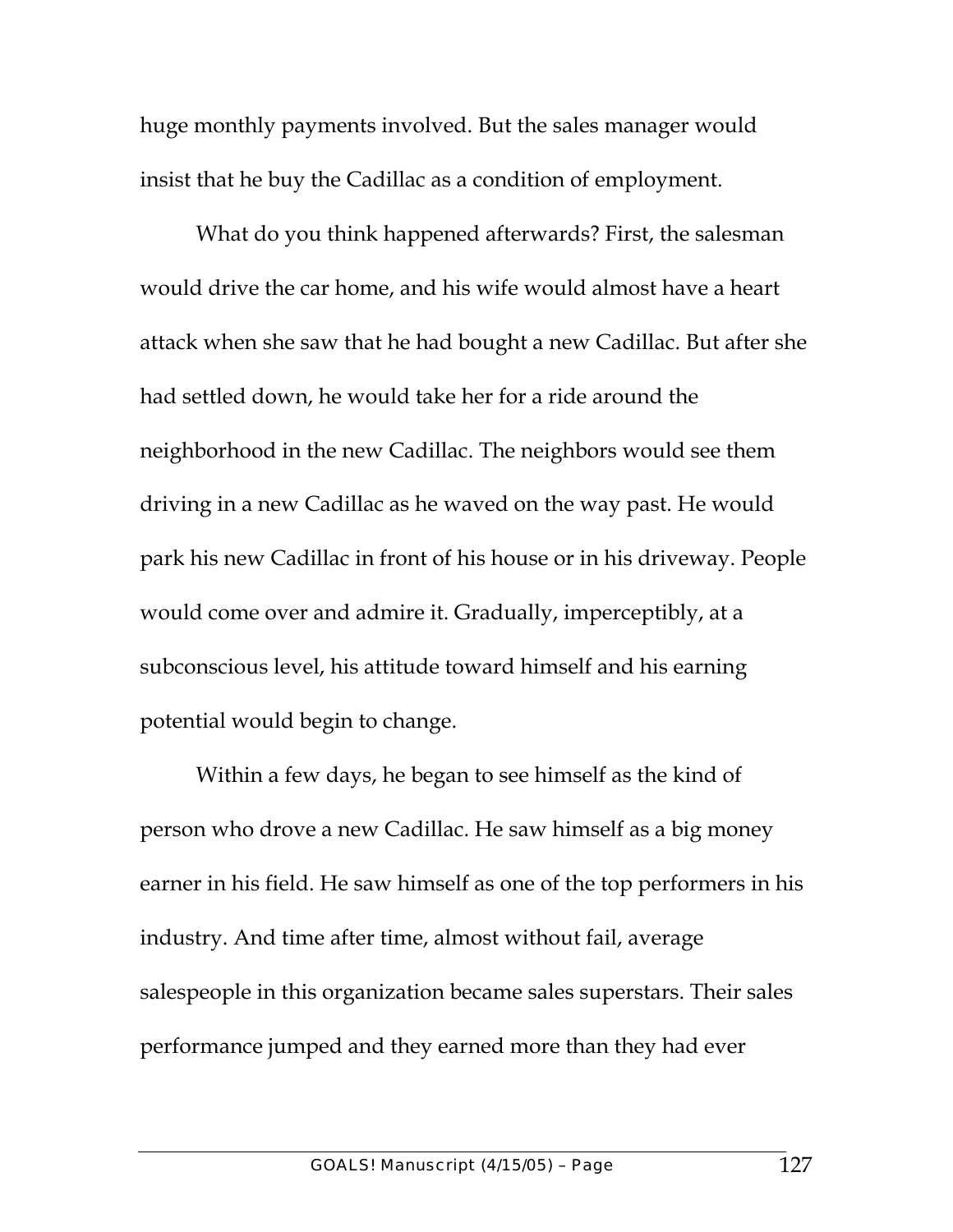huge monthly payments involved. But the sales manager would insist that he buy the Cadillac as a condition of employment.

What do you think happened afterwards? First, the salesman would drive the car home, and his wife would almost have a heart attack when she saw that he had bought a new Cadillac. But after she had settled down, he would take her for a ride around the neighborhood in the new Cadillac. The neighbors would see them driving in a new Cadillac as he waved on the way past. He would park his new Cadillac in front of his house or in his driveway. People would come over and admire it. Gradually, imperceptibly, at a subconscious level, his attitude toward himself and his earning potential would begin to change.

Within a few days, he began to see himself as the kind of person who drove a new Cadillac. He saw himself as a big money earner in his field. He saw himself as one of the top performers in his industry. And time after time, almost without fail, average salespeople in this organization became sales superstars. Their sales performance jumped and they earned more than they had ever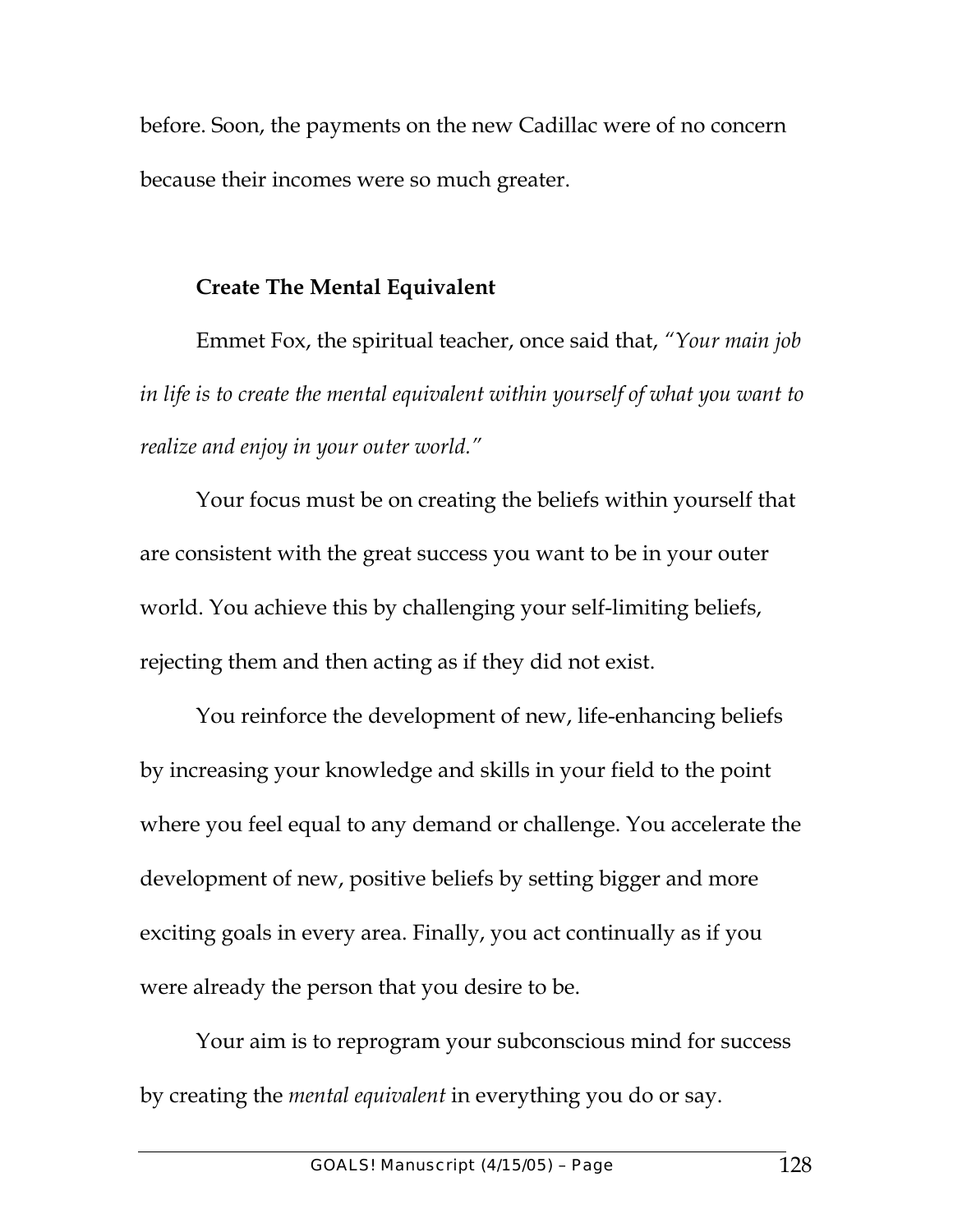before. Soon, the payments on the new Cadillac were of no concern because their incomes were so much greater.

**Create The Mental Equivalent**

Emmet Fox, the spiritual teacher, once said that, *"Your main job in life is to create the mental equivalent within yourself of what you want to realize and enjoy in your outer world."*

Your focus must be on creating the beliefs within yourself that are consistent with the great success you want to be in your outer world. You achieve this by challenging your self-limiting beliefs, rejecting them and then acting as if they did not exist.

You reinforce the development of new, life-enhancing beliefs by increasing your knowledge and skills in your field to the point where you feel equal to any demand or challenge. You accelerate the development of new, positive beliefs by setting bigger and more exciting goals in every area. Finally, you act continually as if you were already the person that you desire to be.

Your aim is to reprogram your subconscious mind for success by creating the *mental equivalent* in everything you do or say.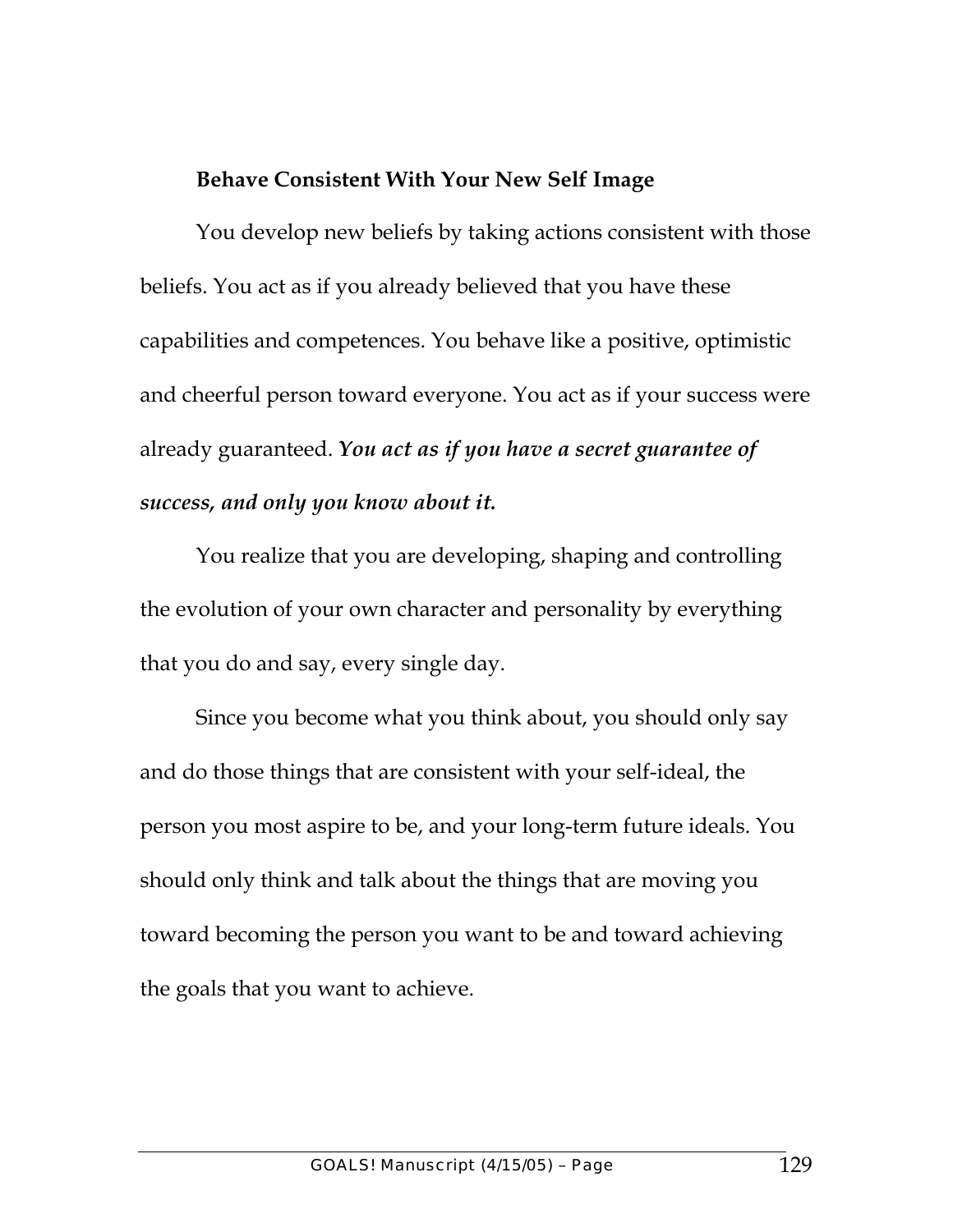**Behave Consistent With Your New Self Image**

You develop new beliefs by taking actions consistent with those beliefs. You act as if you already believed that you have these capabilities and competences. You behave like a positive, optimistic and cheerful person toward everyone. You act as if your success were already guaranteed. ***You act as if you have a secret guarantee of success, and only you know about it.***

You realize that you are developing, shaping and controlling the evolution of your own character and personality by everything that you do and say, every single day.

Since you become what you think about, you should only say and do those things that are consistent with your self-ideal, the person you most aspire to be, and your long-term future ideals. You should only think and talk about the things that are moving you toward becoming the person you want to be and toward achieving the goals that you want to achieve.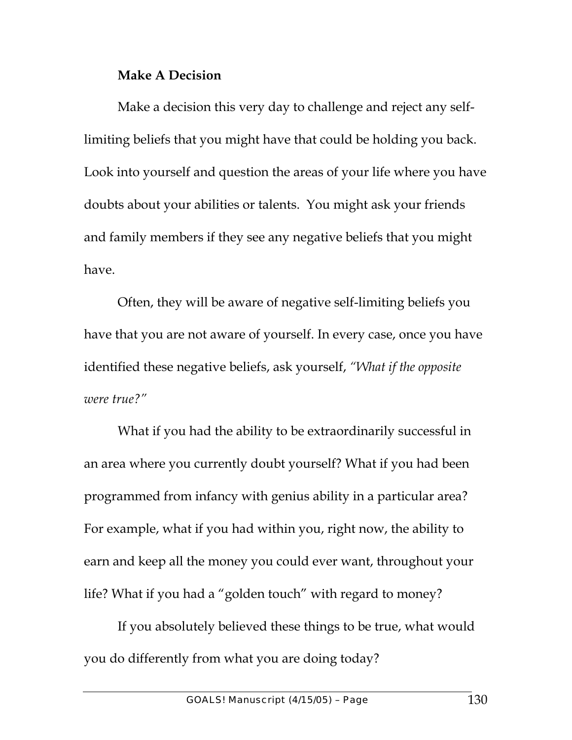**Make A Decision**

Make a decision this very day to challenge and reject any self-limiting beliefs that you might have that could be holding you back. Look into yourself and question the areas of your life where you have doubts about your abilities or talents. You might ask your friends and family members if they see any negative beliefs that you might have.

Often, they will be aware of negative self-limiting beliefs you have that you are not aware of yourself. In every case, once you have identified these negative beliefs, ask yourself, *"What if the opposite were true?"*

What if you had the ability to be extraordinarily successful in an area where you currently doubt yourself? What if you had been programmed from infancy with genius ability in a particular area? For example, what if you had within you, right now, the ability to earn and keep all the money you could ever want, throughout your life? What if you had a "golden touch" with regard to money?

If you absolutely believed these things to be true, what would you do differently from what you are doing today?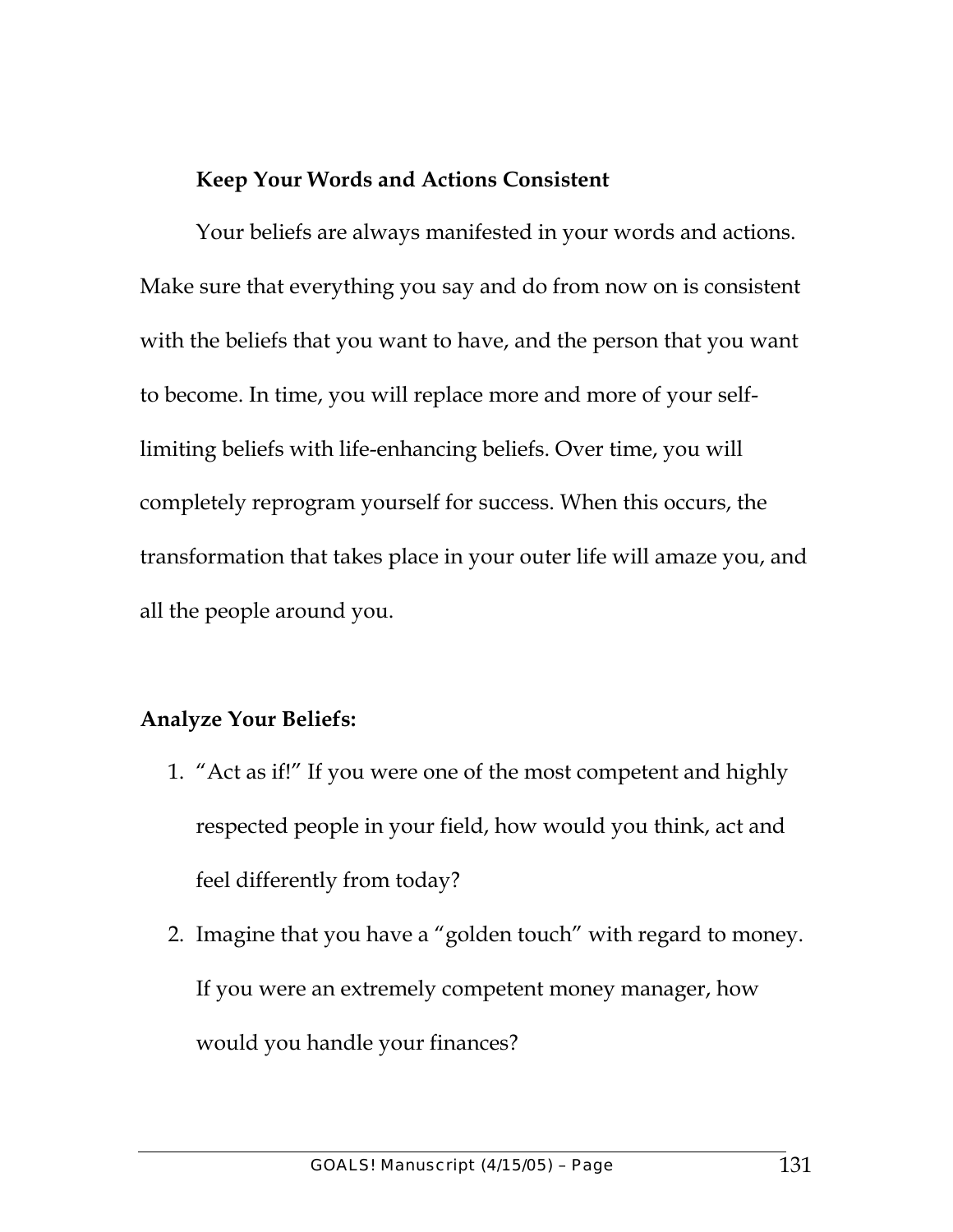### Keep Your Words and Actions Consistent

Your beliefs are always manifested in your words and actions. Make sure that everything you say and do from now on is consistent with the beliefs that you want to have, and the person that you want to become. In time, you will replace more and more of your self-limiting beliefs with life-enhancing beliefs. Over time, you will completely reprogram yourself for success. When this occurs, the transformation that takes place in your outer life will amaze you, and all the people around you.

**Analyze Your Beliefs:**

1. "Act as if!" If you were one of the most competent and highly respected people in your field, how would you think, act and feel differently from today?
2. Imagine that you have a "golden touch" with regard to money. If you were an extremely competent money manager, how would you handle your finances?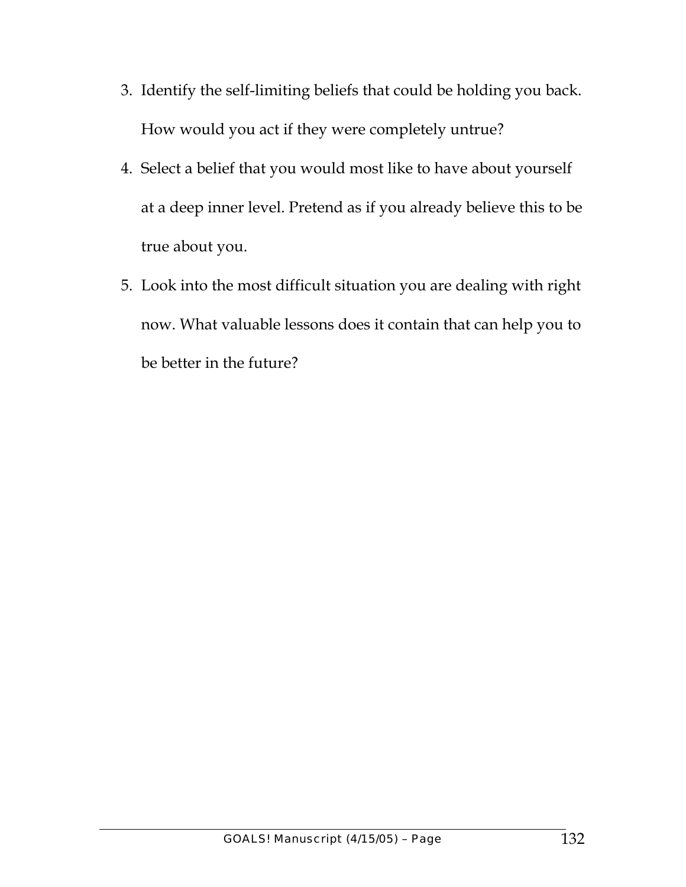3. Identify the self-limiting beliefs that could be holding you back. How would you act if they were completely untrue?
4. Select a belief that you would most like to have about yourself at a deep inner level. Pretend as if you already believe this to be true about you.
5. Look into the most difficult situation you are dealing with right now. What valuable lessons does it contain that can help you to be better in the future?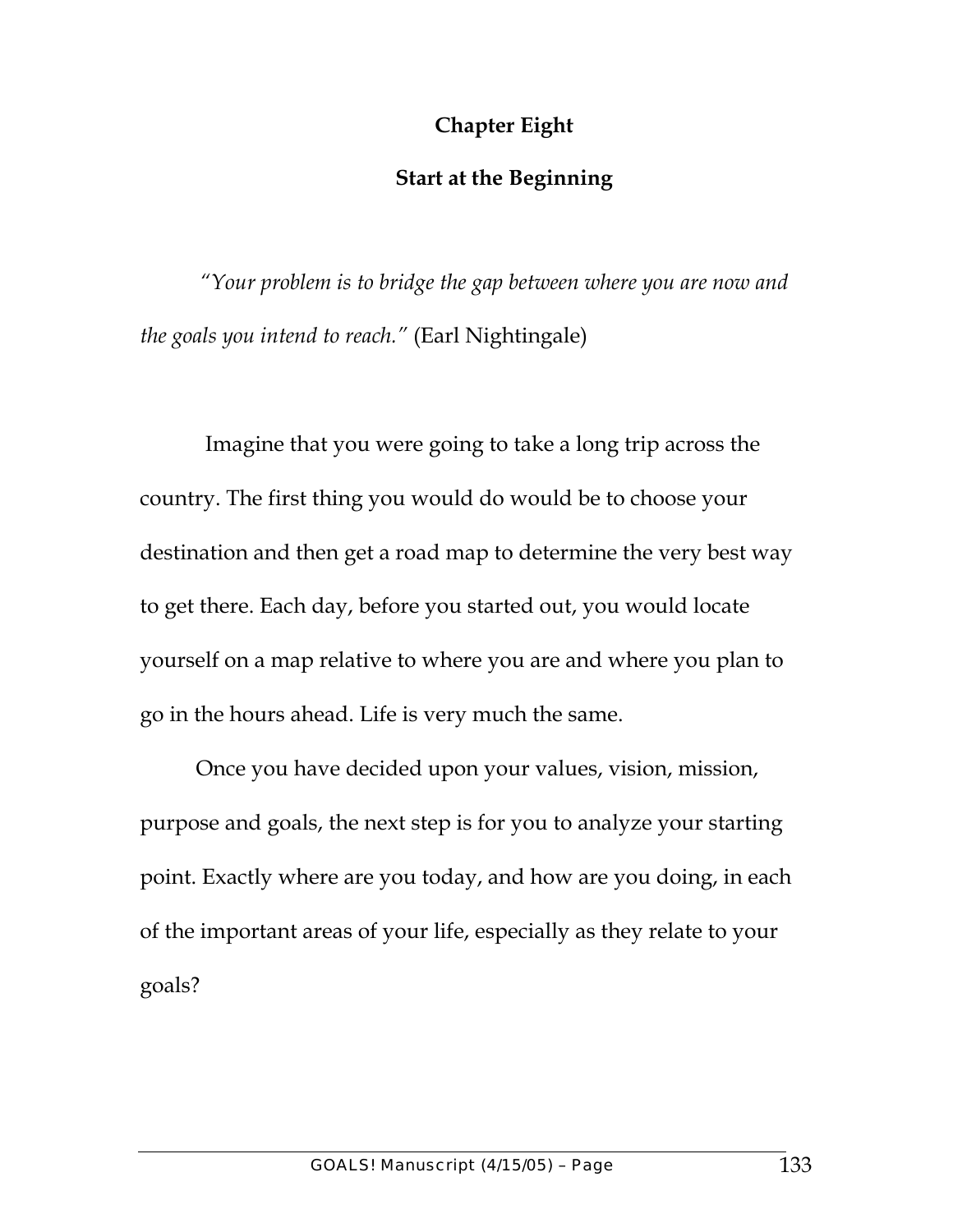# Chapter Eight

## Start at the Beginning

*"Your problem is to bridge the gap between where you are now and the goals you intend to reach."* (Earl Nightingale)

Imagine that you were going to take a long trip across the country. The first thing you would do would be to choose your destination and then get a road map to determine the very best way to get there. Each day, before you started out, you would locate yourself on a map relative to where you are and where you plan to go in the hours ahead. Life is very much the same.

Once you have decided upon your values, vision, mission, purpose and goals, the next step is for you to analyze your starting point. Exactly where are you today, and how are you doing, in each of the important areas of your life, especially as they relate to your goals?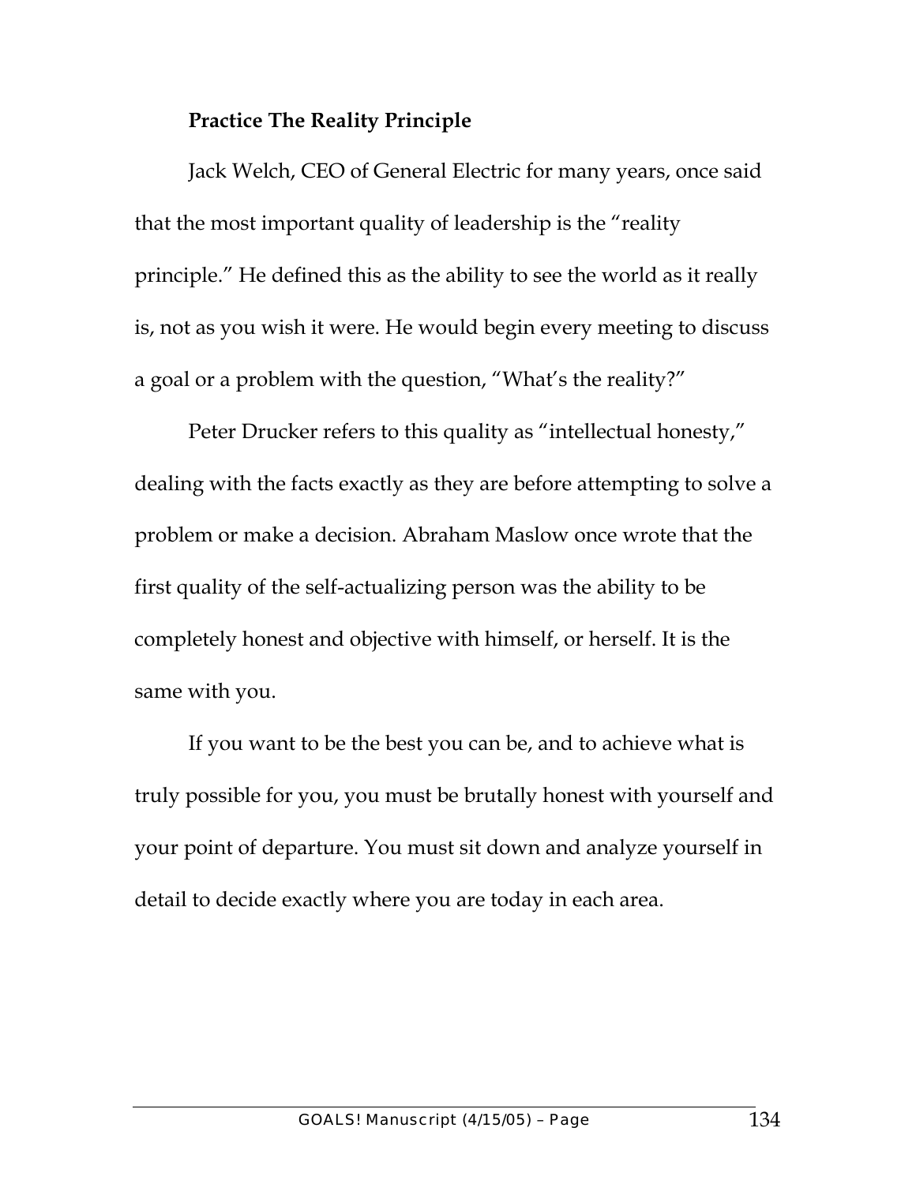**Practice The Reality Principle**

Jack Welch, CEO of General Electric for many years, once said that the most important quality of leadership is the "reality principle." He defined this as the ability to see the world as it really is, not as you wish it were. He would begin every meeting to discuss a goal or a problem with the question, "What's the reality?"

Peter Drucker refers to this quality as "intellectual honesty," dealing with the facts exactly as they are before attempting to solve a problem or make a decision. Abraham Maslow once wrote that the first quality of the self-actualizing person was the ability to be completely honest and objective with himself, or herself. It is the same with you.

If you want to be the best you can be, and to achieve what is truly possible for you, you must be brutally honest with yourself and your point of departure. You must sit down and analyze yourself in detail to decide exactly where you are today in each area.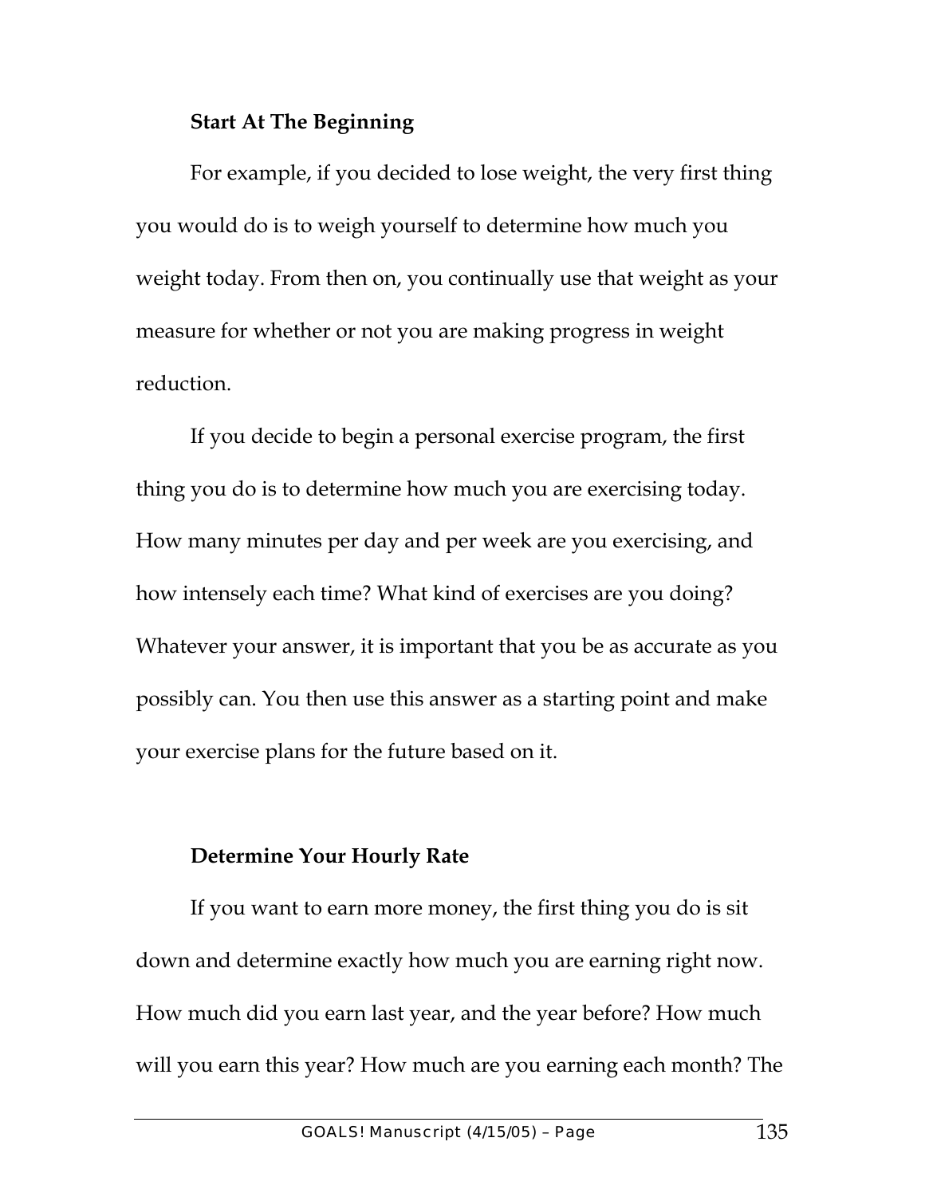**Start At The Beginning**

For example, if you decided to lose weight, the very first thing you would do is to weigh yourself to determine how much you weight today. From then on, you continually use that weight as your measure for whether or not you are making progress in weight reduction.

If you decide to begin a personal exercise program, the first thing you do is to determine how much you are exercising today. How many minutes per day and per week are you exercising, and how intensely each time? What kind of exercises are you doing? Whatever your answer, it is important that you be as accurate as you possibly can. You then use this answer as a starting point and make your exercise plans for the future based on it.

**Determine Your Hourly Rate**

If you want to earn more money, the first thing you do is sit down and determine exactly how much you are earning right now. How much did you earn last year, and the year before? How much will you earn this year? How much are you earning each month? The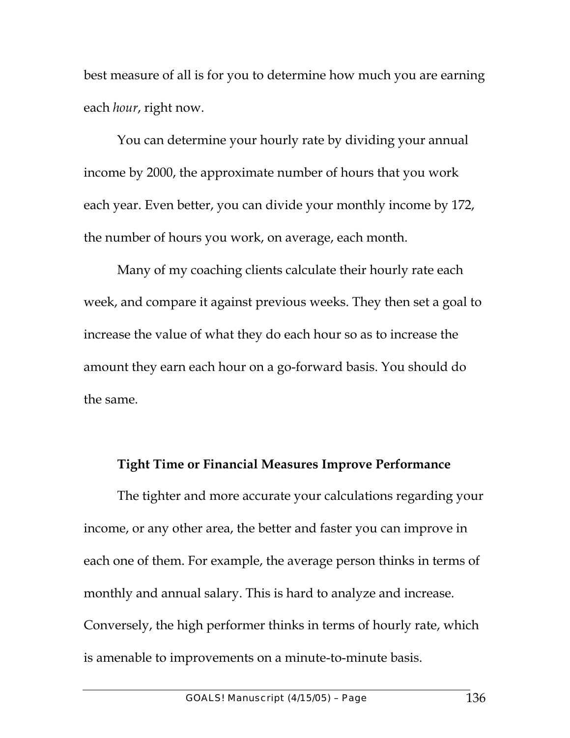best measure of all is for you to determine how much you are earning each *hour*, right now.

You can determine your hourly rate by dividing your annual income by 2000, the approximate number of hours that you work each year. Even better, you can divide your monthly income by 172, the number of hours you work, on average, each month.

Many of my coaching clients calculate their hourly rate each week, and compare it against previous weeks. They then set a goal to increase the value of what they do each hour so as to increase the amount they earn each hour on a go-forward basis. You should do the same.

**Tight Time or Financial Measures Improve Performance**

The tighter and more accurate your calculations regarding your income, or any other area, the better and faster you can improve in each one of them. For example, the average person thinks in terms of monthly and annual salary. This is hard to analyze and increase. Conversely, the high performer thinks in terms of hourly rate, which is amenable to improvements on a minute-to-minute basis.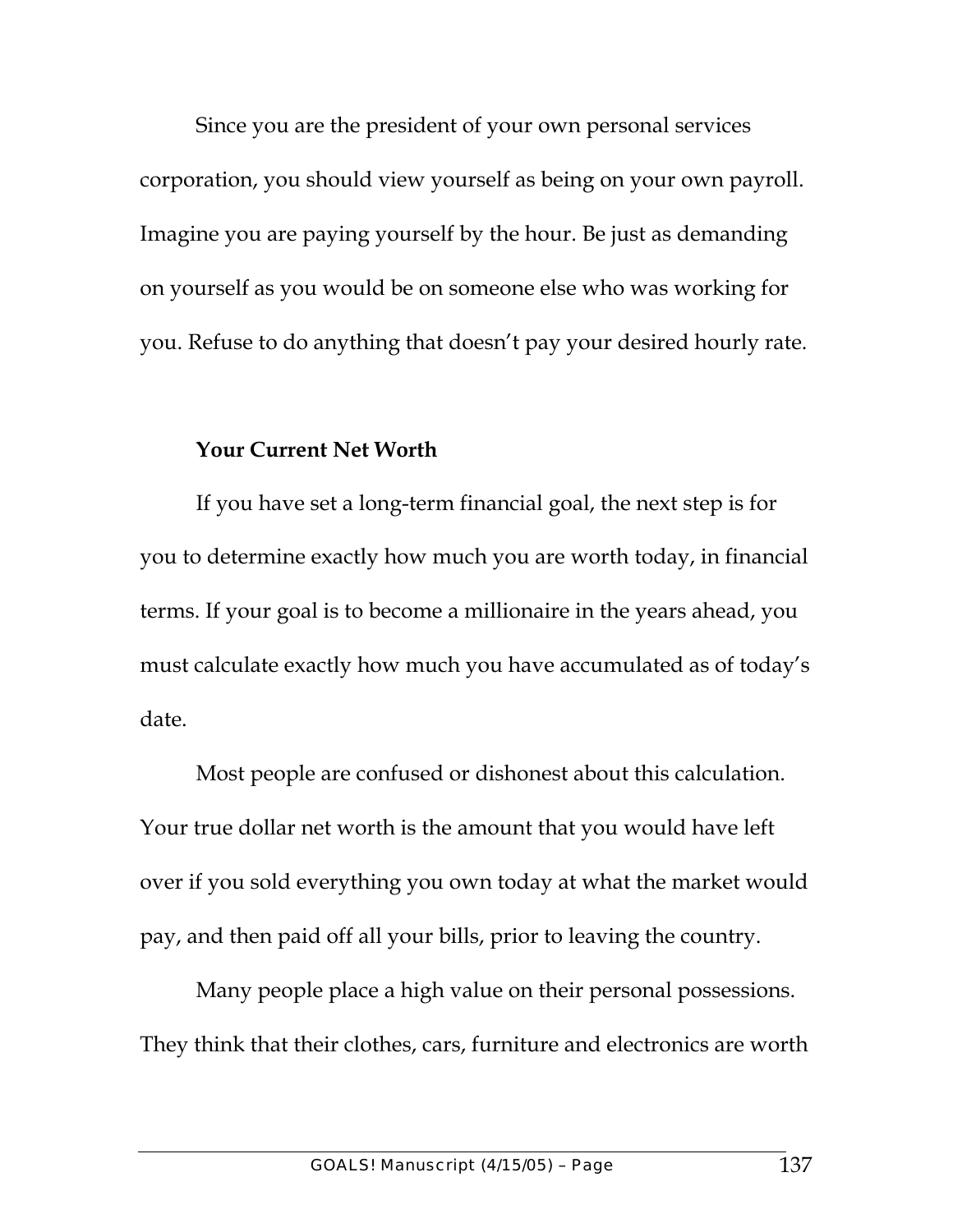Since you are the president of your own personal services corporation, you should view yourself as being on your own payroll. Imagine you are paying yourself by the hour. Be just as demanding on yourself as you would be on someone else who was working for you. Refuse to do anything that doesn't pay your desired hourly rate.

**Your Current Net Worth**

If you have set a long-term financial goal, the next step is for you to determine exactly how much you are worth today, in financial terms. If your goal is to become a millionaire in the years ahead, you must calculate exactly how much you have accumulated as of today's date.

Most people are confused or dishonest about this calculation. Your true dollar net worth is the amount that you would have left over if you sold everything you own today at what the market would pay, and then paid off all your bills, prior to leaving the country.

Many people place a high value on their personal possessions. They think that their clothes, cars, furniture and electronics are worth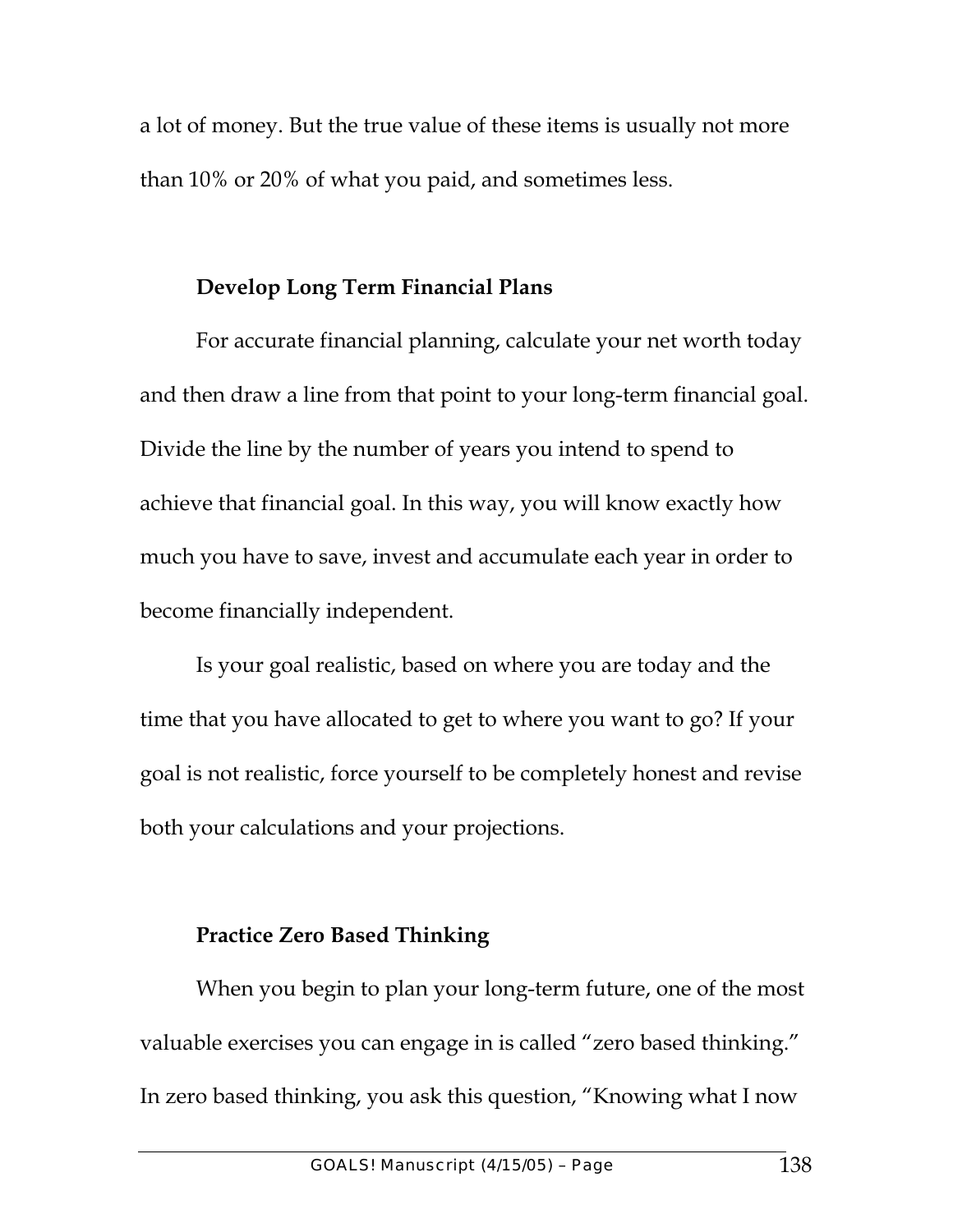a lot of money. But the true value of these items is usually not more than 10% or 20% of what you paid, and sometimes less.

### Develop Long Term Financial Plans

For accurate financial planning, calculate your net worth today and then draw a line from that point to your long-term financial goal. Divide the line by the number of years you intend to spend to achieve that financial goal. In this way, you will know exactly how much you have to save, invest and accumulate each year in order to become financially independent.

Is your goal realistic, based on where you are today and the time that you have allocated to get to where you want to go? If your goal is not realistic, force yourself to be completely honest and revise both your calculations and your projections.

### Practice Zero Based Thinking

When you begin to plan your long-term future, one of the most valuable exercises you can engage in is called "zero based thinking." In zero based thinking, you ask this question, "Knowing what I now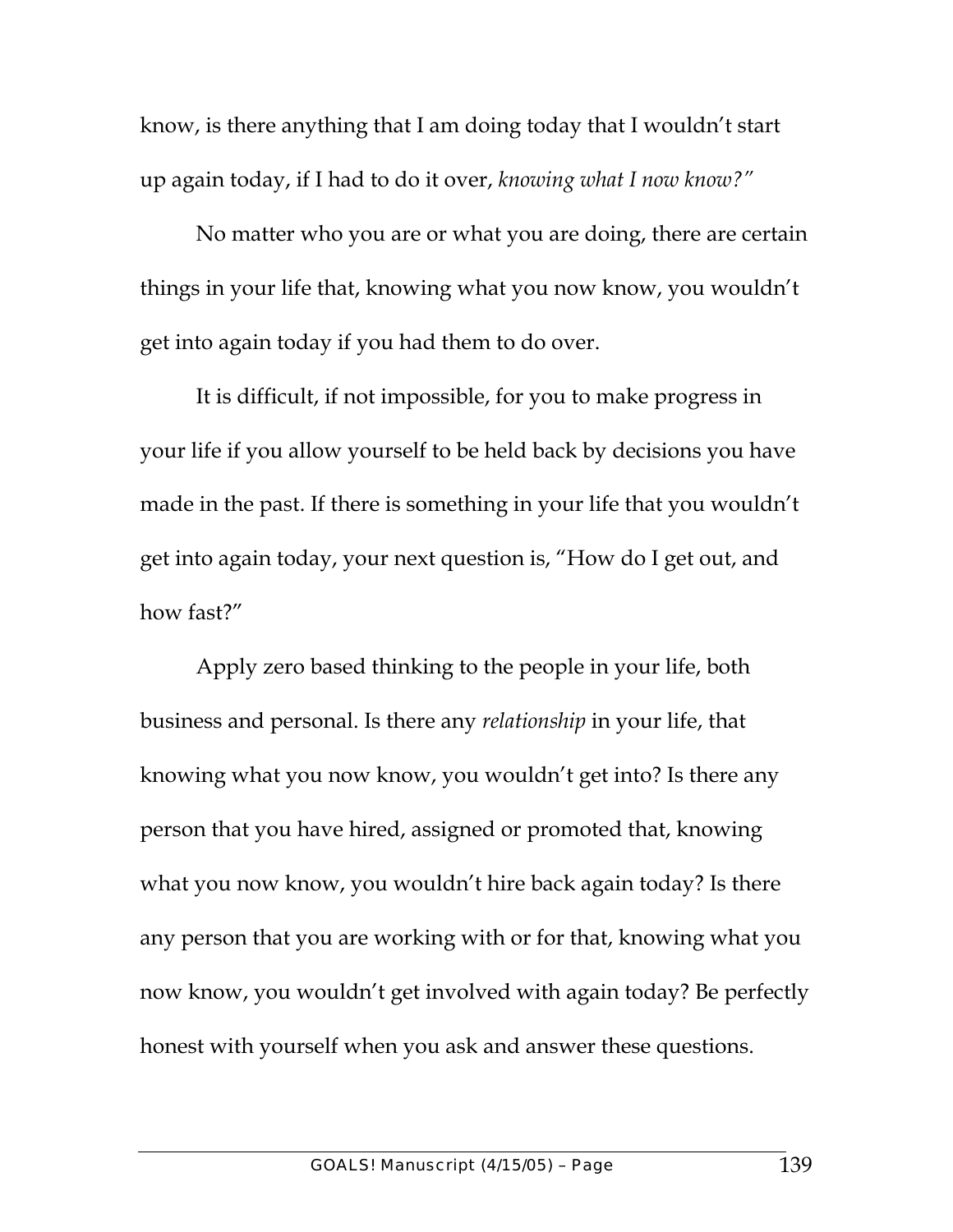know, is there anything that I am doing today that I wouldn't start up again today, if I had to do it over, *knowing what I now know?"*

No matter who you are or what you are doing, there are certain things in your life that, knowing what you now know, you wouldn't get into again today if you had them to do over.

It is difficult, if not impossible, for you to make progress in your life if you allow yourself to be held back by decisions you have made in the past. If there is something in your life that you wouldn't get into again today, your next question is, "How do I get out, and how fast?"

Apply zero based thinking to the people in your life, both business and personal. Is there any *relationship* in your life, that knowing what you now know, you wouldn't get into? Is there any person that you have hired, assigned or promoted that, knowing what you now know, you wouldn't hire back again today? Is there any person that you are working with or for that, knowing what you now know, you wouldn't get involved with again today? Be perfectly honest with yourself when you ask and answer these questions.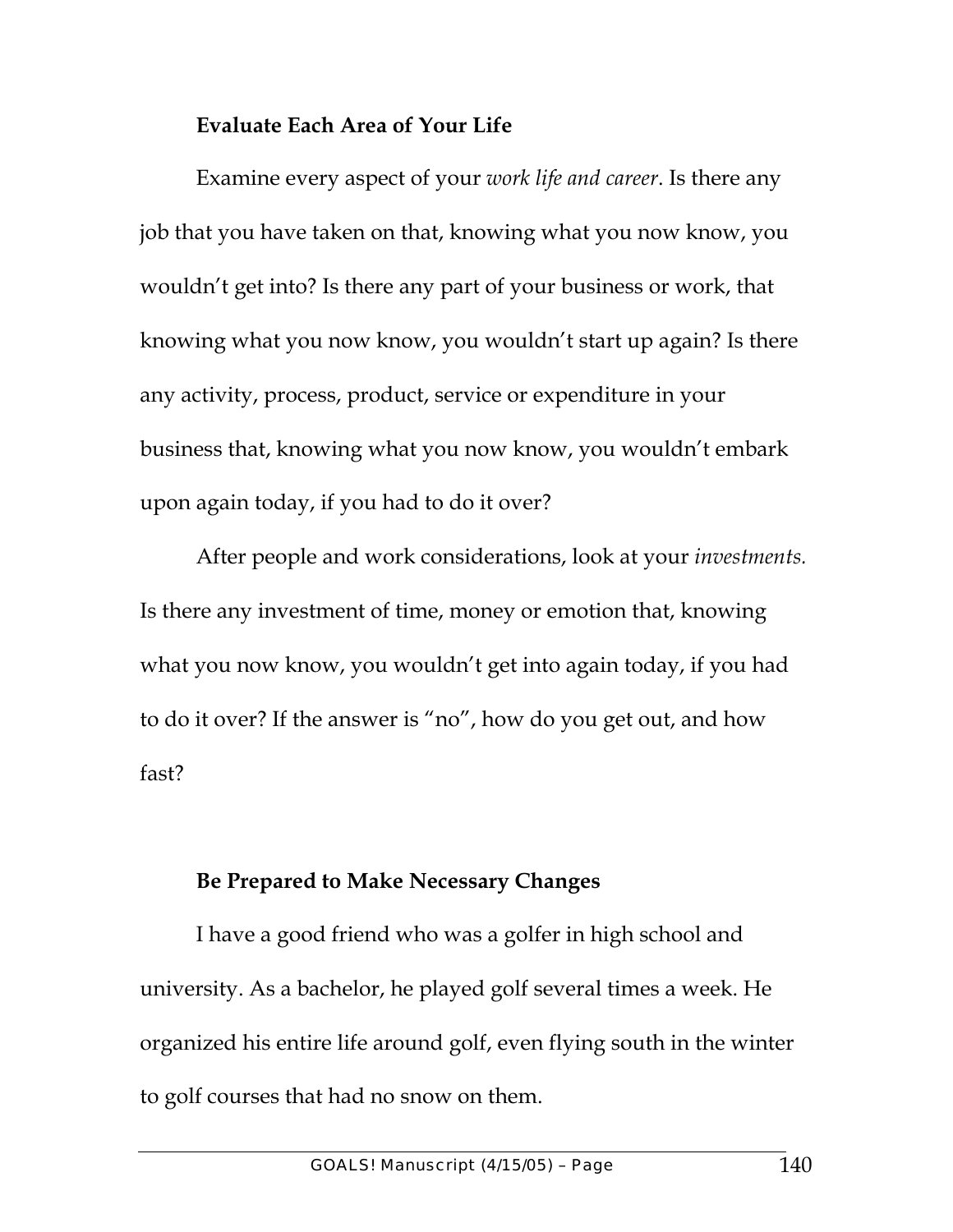**Evaluate Each Area of Your Life**

Examine every aspect of your *work life and career*. Is there any job that you have taken on that, knowing what you now know, you wouldn't get into? Is there any part of your business or work, that knowing what you now know, you wouldn't start up again? Is there any activity, process, product, service or expenditure in your business that, knowing what you now know, you wouldn't embark upon again today, if you had to do it over?

After people and work considerations, look at your *investments.* Is there any investment of time, money or emotion that, knowing what you now know, you wouldn't get into again today, if you had to do it over? If the answer is "no", how do you get out, and how fast?

**Be Prepared to Make Necessary Changes**

I have a good friend who was a golfer in high school and university. As a bachelor, he played golf several times a week. He organized his entire life around golf, even flying south in the winter to golf courses that had no snow on them.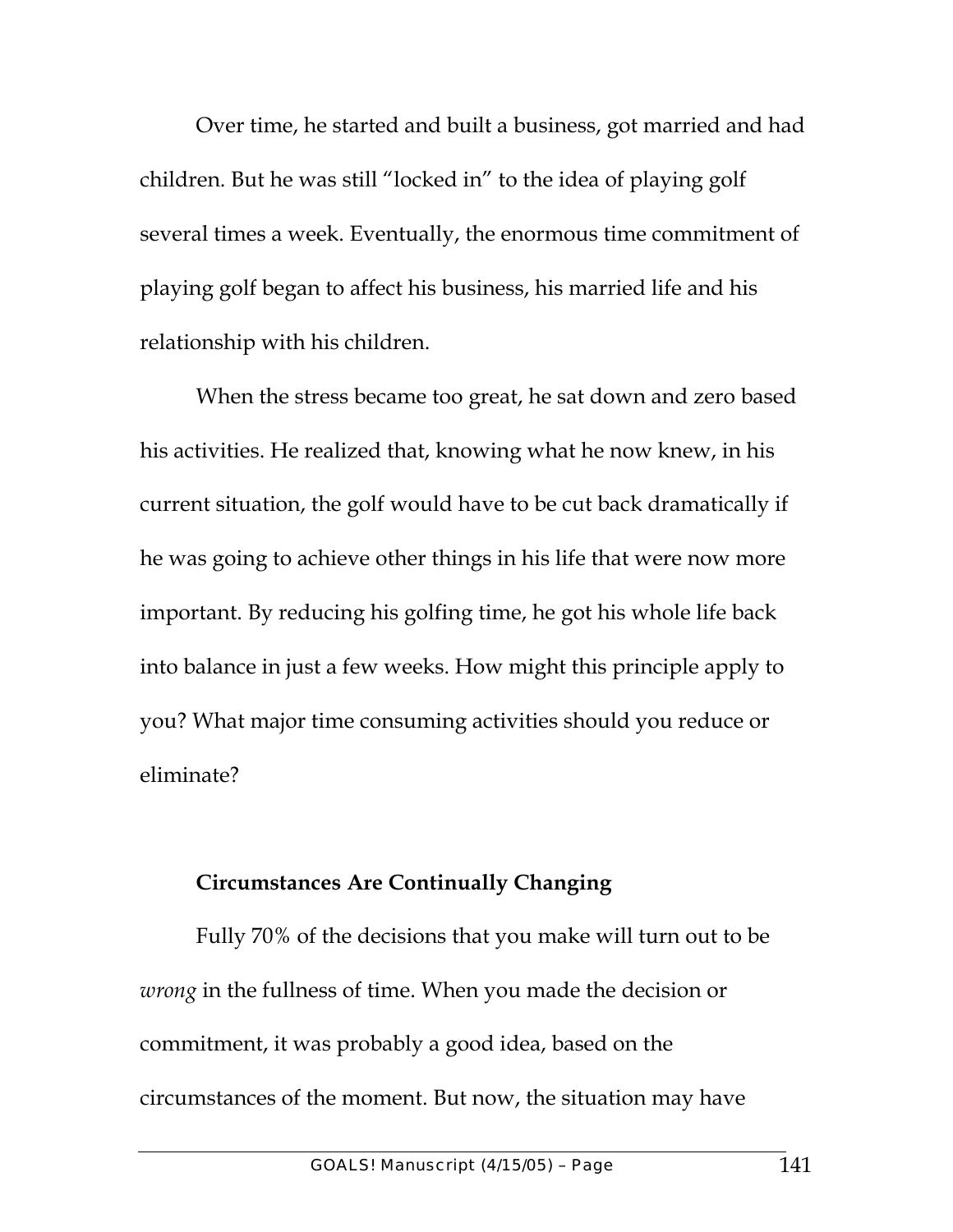Over time, he started and built a business, got married and had children. But he was still "locked in" to the idea of playing golf several times a week. Eventually, the enormous time commitment of playing golf began to affect his business, his married life and his relationship with his children.

When the stress became too great, he sat down and zero based his activities. He realized that, knowing what he now knew, in his current situation, the golf would have to be cut back dramatically if he was going to achieve other things in his life that were now more important. By reducing his golfing time, he got his whole life back into balance in just a few weeks. How might this principle apply to you? What major time consuming activities should you reduce or eliminate?

**Circumstances Are Continually Changing**

Fully 70% of the decisions that you make will turn out to be *wrong* in the fullness of time. When you made the decision or commitment, it was probably a good idea, based on the circumstances of the moment. But now, the situation may have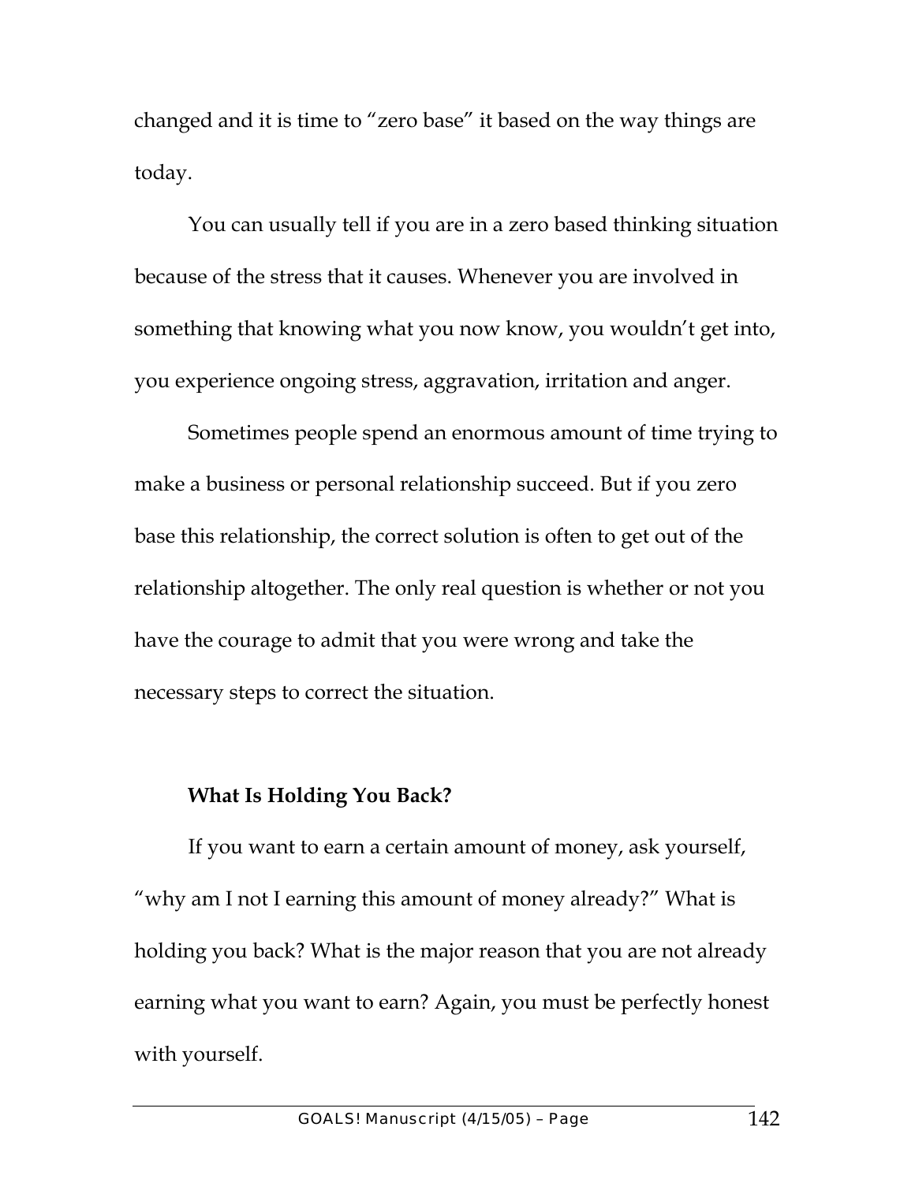changed and it is time to "zero base" it based on the way things are today.

You can usually tell if you are in a zero based thinking situation because of the stress that it causes. Whenever you are involved in something that knowing what you now know, you wouldn't get into, you experience ongoing stress, aggravation, irritation and anger.

Sometimes people spend an enormous amount of time trying to make a business or personal relationship succeed. But if you zero base this relationship, the correct solution is often to get out of the relationship altogether. The only real question is whether or not you have the courage to admit that you were wrong and take the necessary steps to correct the situation.

**What Is Holding You Back?**

If you want to earn a certain amount of money, ask yourself, "why am I not I earning this amount of money already?" What is holding you back? What is the major reason that you are not already earning what you want to earn? Again, you must be perfectly honest with yourself.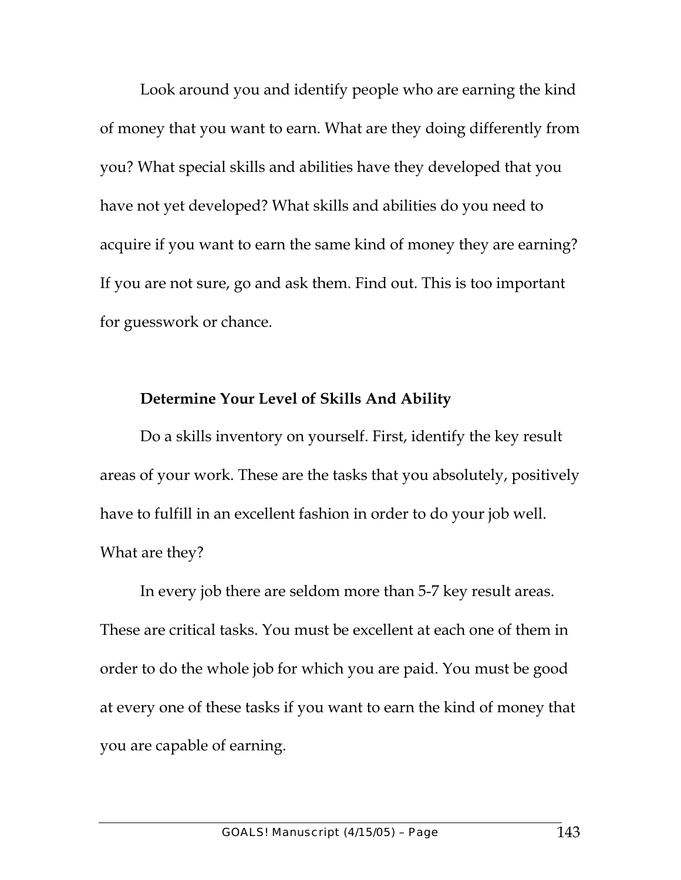Look around you and identify people who are earning the kind of money that you want to earn. What are they doing differently from you? What special skills and abilities have they developed that you have not yet developed? What skills and abilities do you need to acquire if you want to earn the same kind of money they are earning? If you are not sure, go and ask them. Find out. This is too important for guesswork or chance.

### Determine Your Level of Skills And Ability

Do a skills inventory on yourself. First, identify the key result areas of your work. These are the tasks that you absolutely, positively have to fulfill in an excellent fashion in order to do your job well. What are they?

In every job there are seldom more than 5-7 key result areas. These are critical tasks. You must be excellent at each one of them in order to do the whole job for which you are paid. You must be good at every one of these tasks if you want to earn the kind of money that you are capable of earning.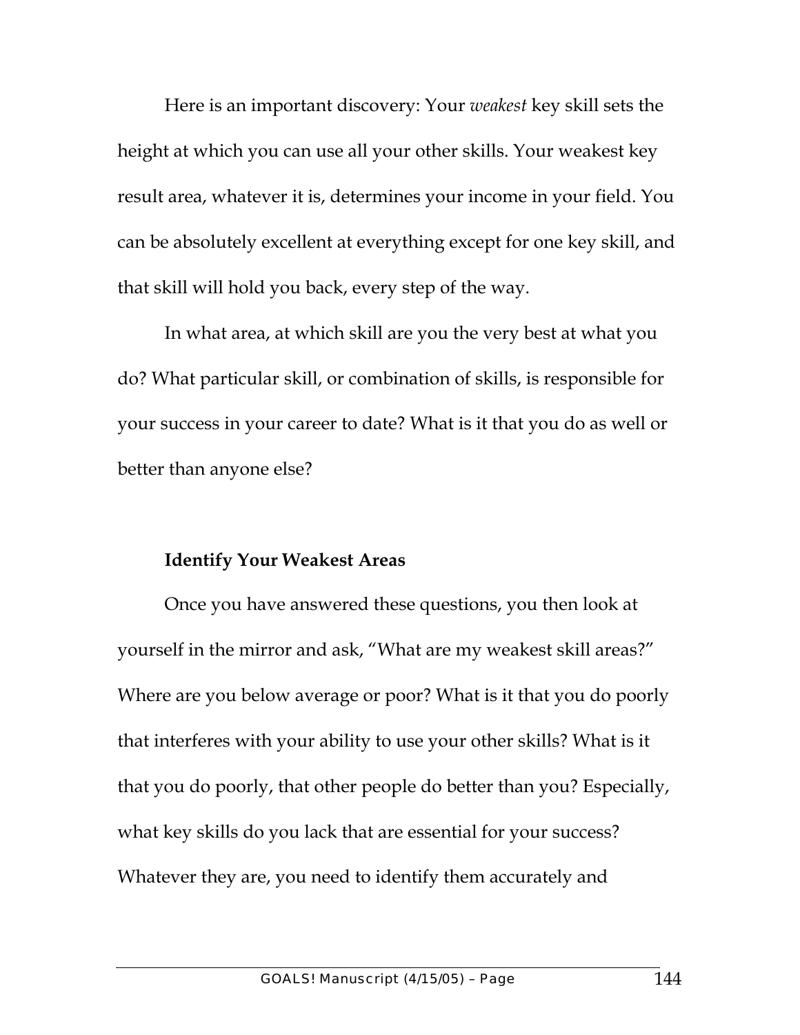Here is an important discovery: Your *weakest* key skill sets the height at which you can use all your other skills. Your weakest key result area, whatever it is, determines your income in your field. You can be absolutely excellent at everything except for one key skill, and that skill will hold you back, every step of the way.

In what area, at which skill are you the very best at what you do? What particular skill, or combination of skills, is responsible for your success in your career to date? What is it that you do as well or better than anyone else?

### Identify Your Weakest Areas

Once you have answered these questions, you then look at yourself in the mirror and ask, "What are my weakest skill areas?" Where are you below average or poor? What is it that you do poorly that interferes with your ability to use your other skills? What is it that you do poorly, that other people do better than you? Especially, what key skills do you lack that are essential for your success? Whatever they are, you need to identify them accurately and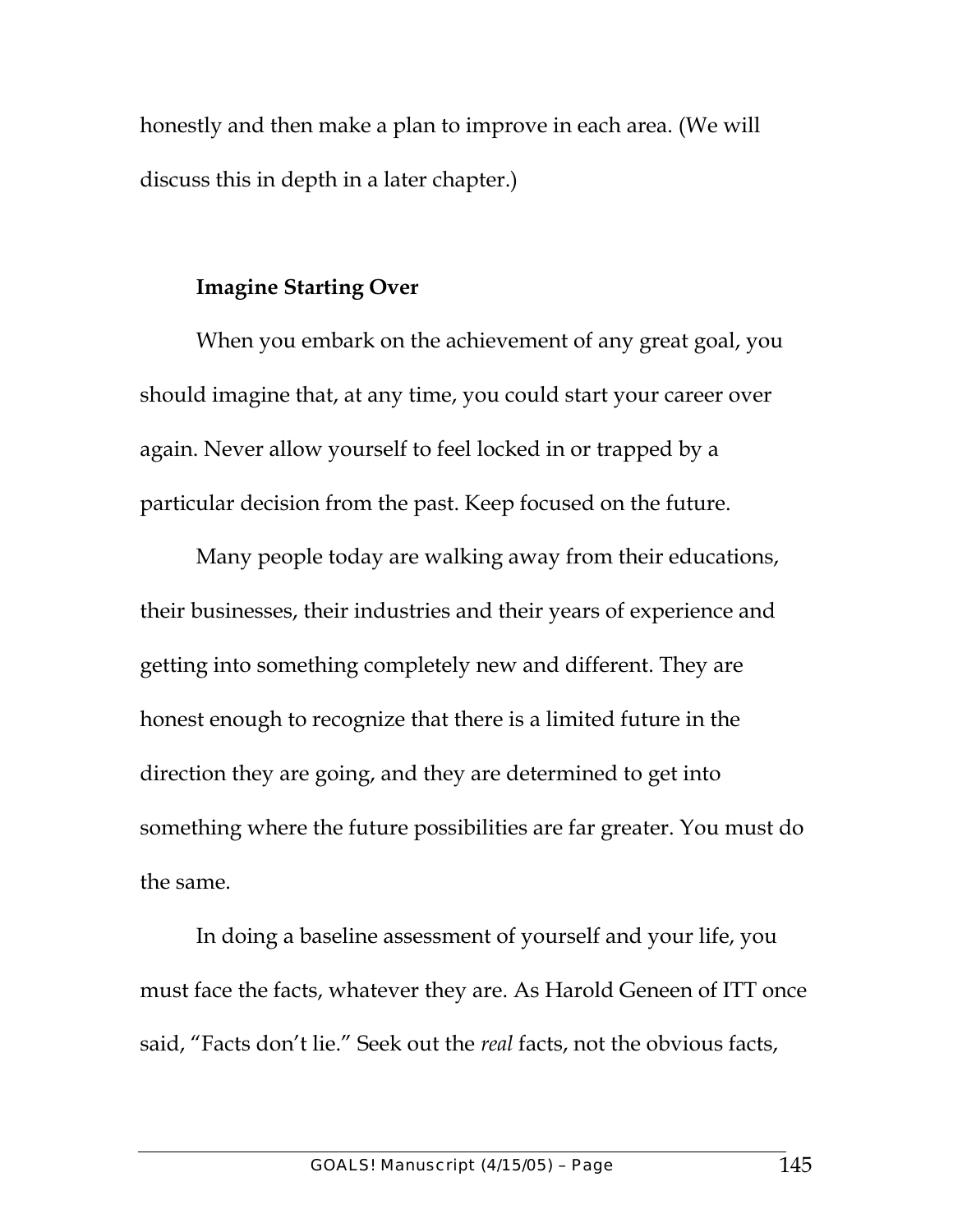honestly and then make a plan to improve in each area. (We will discuss this in depth in a later chapter.)

### Imagine Starting Over

When you embark on the achievement of any great goal, you should imagine that, at any time, you could start your career over again. Never allow yourself to feel locked in or trapped by a particular decision from the past. Keep focused on the future.

Many people today are walking away from their educations, their businesses, their industries and their years of experience and getting into something completely new and different. They are honest enough to recognize that there is a limited future in the direction they are going, and they are determined to get into something where the future possibilities are far greater. You must do the same.

In doing a baseline assessment of yourself and your life, you must face the facts, whatever they are. As Harold Geneen of ITT once said, "Facts don't lie." Seek out the *real* facts, not the obvious facts,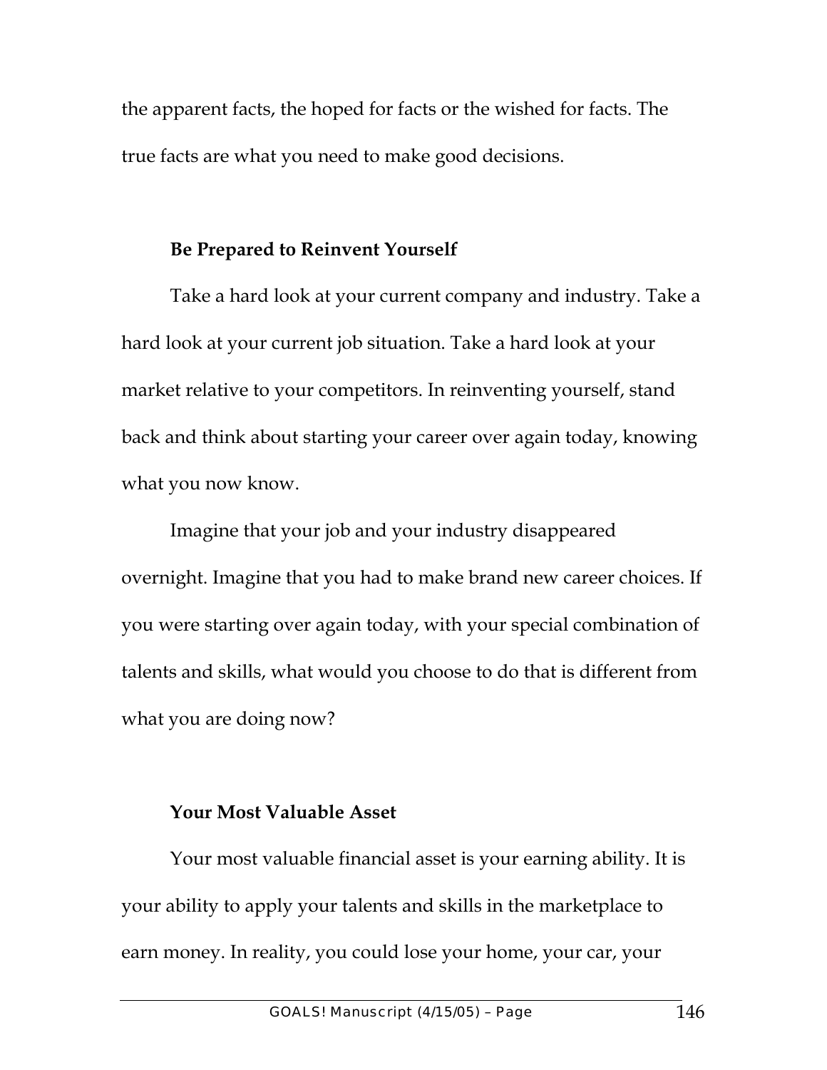the apparent facts, the hoped for facts or the wished for facts. The true facts are what you need to make good decisions.

### Be Prepared to Reinvent Yourself

Take a hard look at your current company and industry. Take a hard look at your current job situation. Take a hard look at your market relative to your competitors. In reinventing yourself, stand back and think about starting your career over again today, knowing what you now know.

Imagine that your job and your industry disappeared overnight. Imagine that you had to make brand new career choices. If you were starting over again today, with your special combination of talents and skills, what would you choose to do that is different from what you are doing now?

### Your Most Valuable Asset

Your most valuable financial asset is your earning ability. It is your ability to apply your talents and skills in the marketplace to earn money. In reality, you could lose your home, your car, your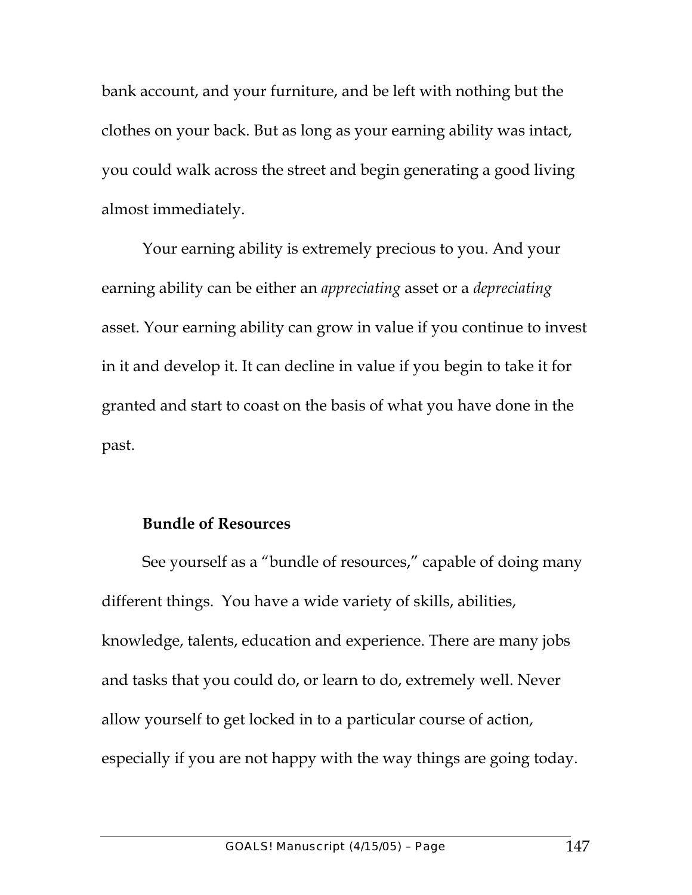bank account, and your furniture, and be left with nothing but the clothes on your back. But as long as your earning ability was intact, you could walk across the street and begin generating a good living almost immediately.

Your earning ability is extremely precious to you. And your earning ability can be either an *appreciating* asset or a *depreciating* asset. Your earning ability can grow in value if you continue to invest in it and develop it. It can decline in value if you begin to take it for granted and start to coast on the basis of what you have done in the past.

### Bundle of Resources

See yourself as a "bundle of resources," capable of doing many different things. You have a wide variety of skills, abilities, knowledge, talents, education and experience. There are many jobs and tasks that you could do, or learn to do, extremely well. Never allow yourself to get locked in to a particular course of action, especially if you are not happy with the way things are going today.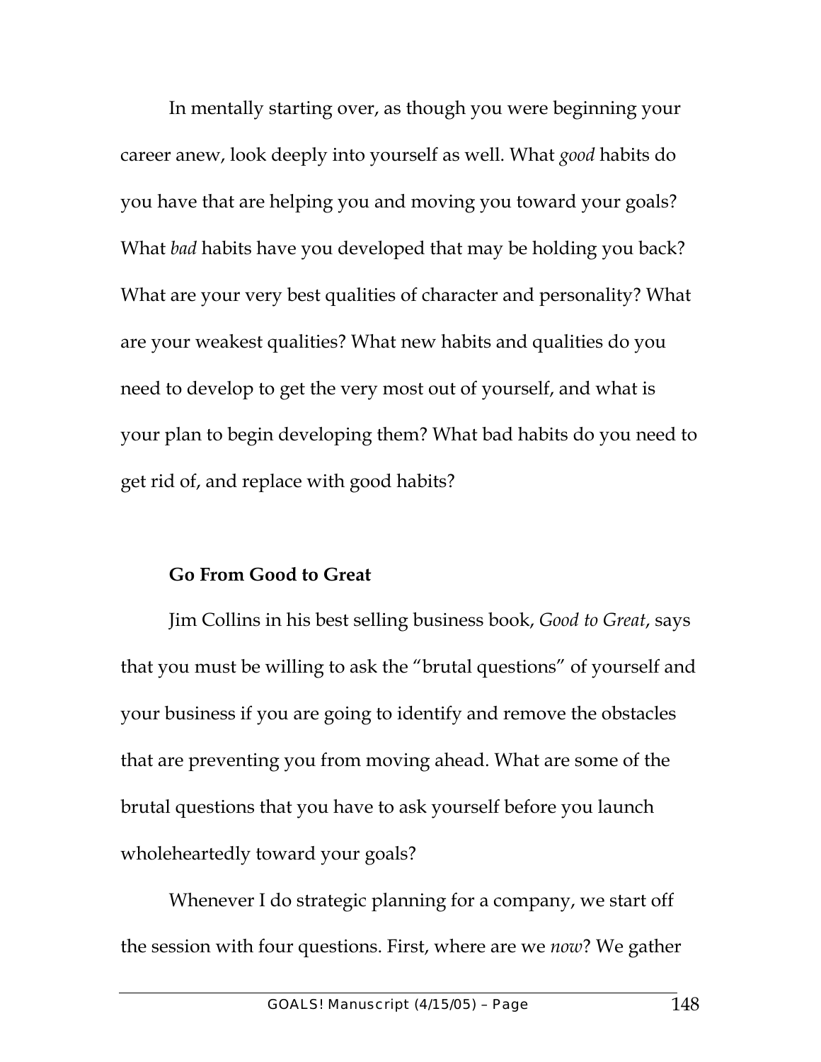In mentally starting over, as though you were beginning your career anew, look deeply into yourself as well. What *good* habits do you have that are helping you and moving you toward your goals? What *bad* habits have you developed that may be holding you back? What are your very best qualities of character and personality? What are your weakest qualities? What new habits and qualities do you need to develop to get the very most out of yourself, and what is your plan to begin developing them? What bad habits do you need to get rid of, and replace with good habits?

**Go From Good to Great**

Jim Collins in his best selling business book, *Good to Great*, says that you must be willing to ask the "brutal questions" of yourself and your business if you are going to identify and remove the obstacles that are preventing you from moving ahead. What are some of the brutal questions that you have to ask yourself before you launch wholeheartedly toward your goals?

Whenever I do strategic planning for a company, we start off the session with four questions. First, where are we *now*? We gather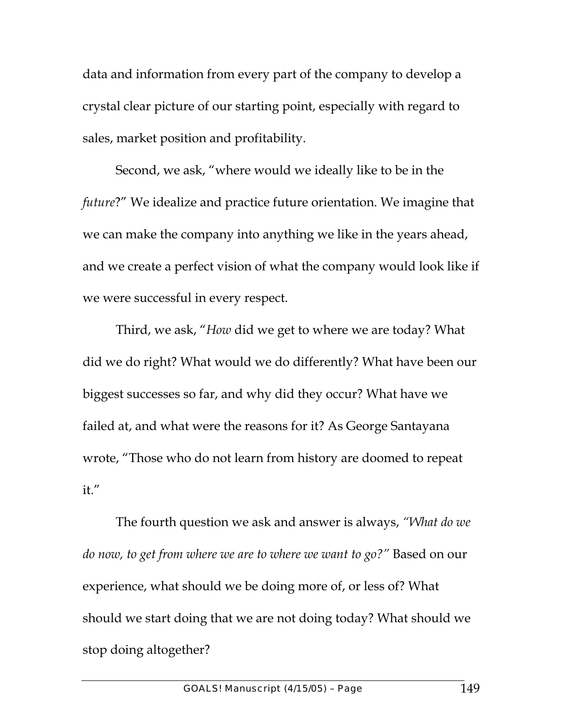data and information from every part of the company to develop a crystal clear picture of our starting point, especially with regard to sales, market position and profitability.

Second, we ask, "where would we ideally like to be in the *future*?" We idealize and practice future orientation. We imagine that we can make the company into anything we like in the years ahead, and we create a perfect vision of what the company would look like if we were successful in every respect.

Third, we ask, "*How* did we get to where we are today? What did we do right? What would we do differently? What have been our biggest successes so far, and why did they occur? What have we failed at, and what were the reasons for it? As George Santayana wrote, "Those who do not learn from history are doomed to repeat it."

The fourth question we ask and answer is always, *"What do we do now, to get from where we are to where we want to go?"* Based on our experience, what should we be doing more of, or less of? What should we start doing that we are not doing today? What should we stop doing altogether?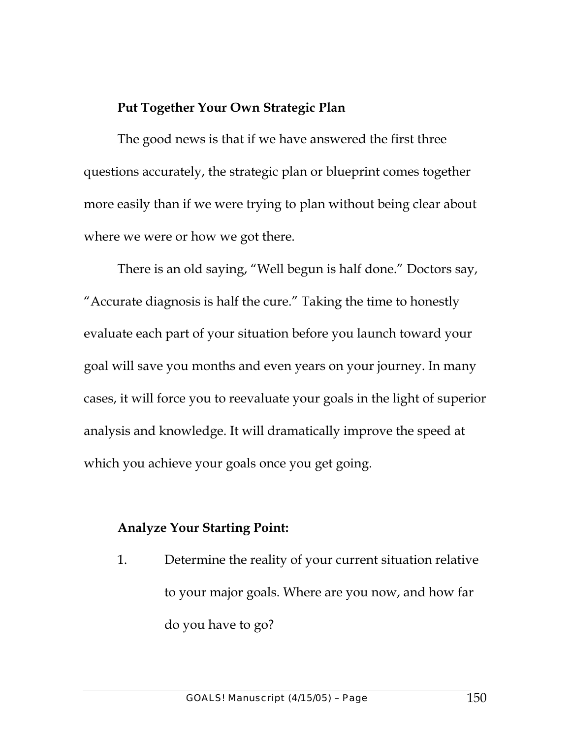**Put Together Your Own Strategic Plan**

The good news is that if we have answered the first three questions accurately, the strategic plan or blueprint comes together more easily than if we were trying to plan without being clear about where we were or how we got there.

There is an old saying, "Well begun is half done." Doctors say, "Accurate diagnosis is half the cure." Taking the time to honestly evaluate each part of your situation before you launch toward your goal will save you months and even years on your journey. In many cases, it will force you to reevaluate your goals in the light of superior analysis and knowledge. It will dramatically improve the speed at which you achieve your goals once you get going.

**Analyze Your Starting Point:**

1. Determine the reality of your current situation relative to your major goals. Where are you now, and how far do you have to go?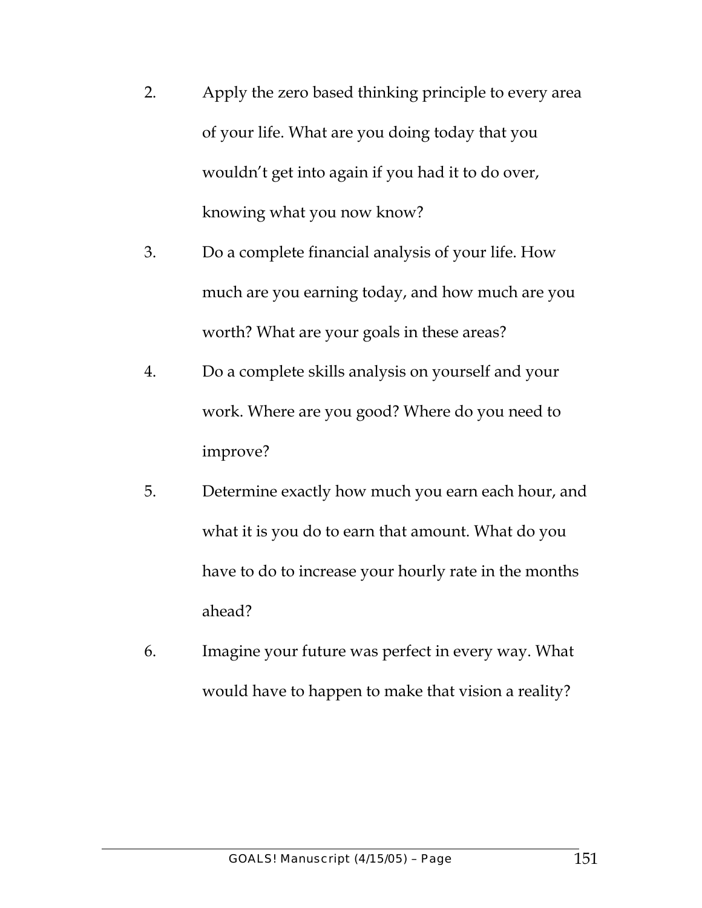2. Apply the zero based thinking principle to every area of your life. What are you doing today that you wouldn't get into again if you had it to do over, knowing what you now know?
3. Do a complete financial analysis of your life. How much are you earning today, and how much are you worth? What are your goals in these areas?
4. Do a complete skills analysis on yourself and your work. Where are you good? Where do you need to improve?
5. Determine exactly how much you earn each hour, and what it is you do to earn that amount. What do you have to do to increase your hourly rate in the months ahead?
6. Imagine your future was perfect in every way. What would have to happen to make that vision a reality?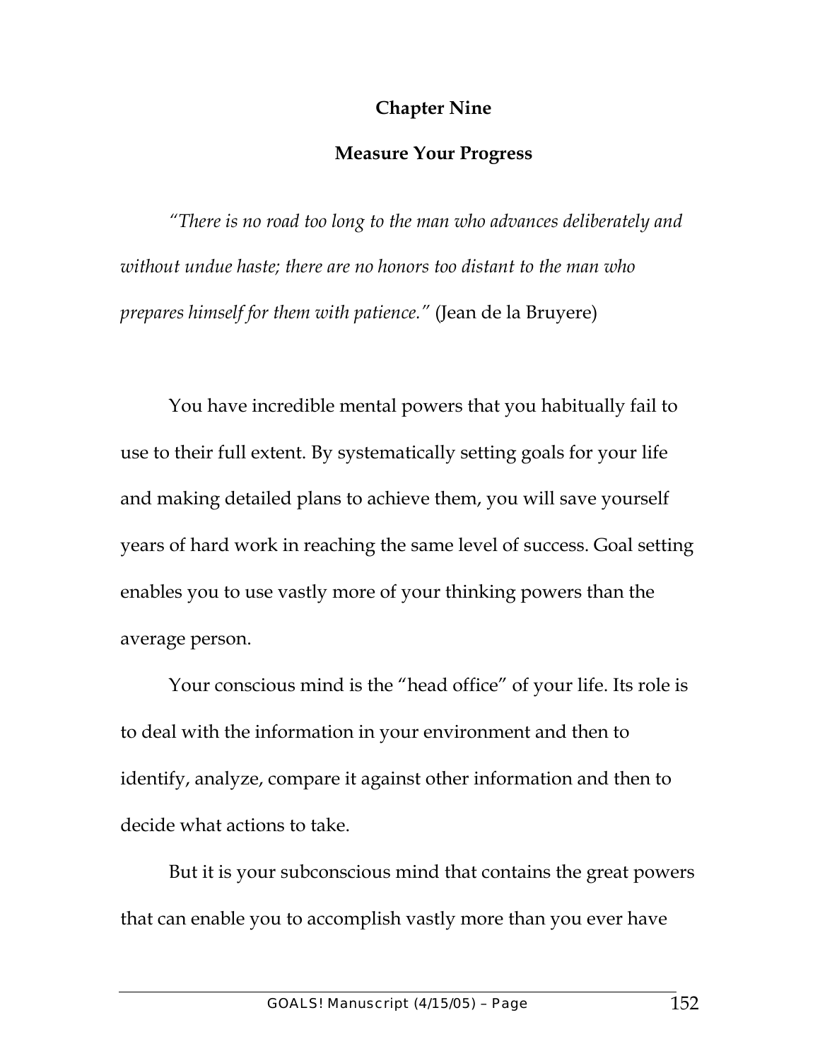## Chapter Nine

## Measure Your Progress

*"There is no road too long to the man who advances deliberately and without undue haste; there are no honors too distant to the man who prepares himself for them with patience."* (Jean de la Bruyere)

You have incredible mental powers that you habitually fail to use to their full extent. By systematically setting goals for your life and making detailed plans to achieve them, you will save yourself years of hard work in reaching the same level of success. Goal setting enables you to use vastly more of your thinking powers than the average person.

Your conscious mind is the "head office" of your life. Its role is to deal with the information in your environment and then to identify, analyze, compare it against other information and then to decide what actions to take.

But it is your subconscious mind that contains the great powers that can enable you to accomplish vastly more than you ever have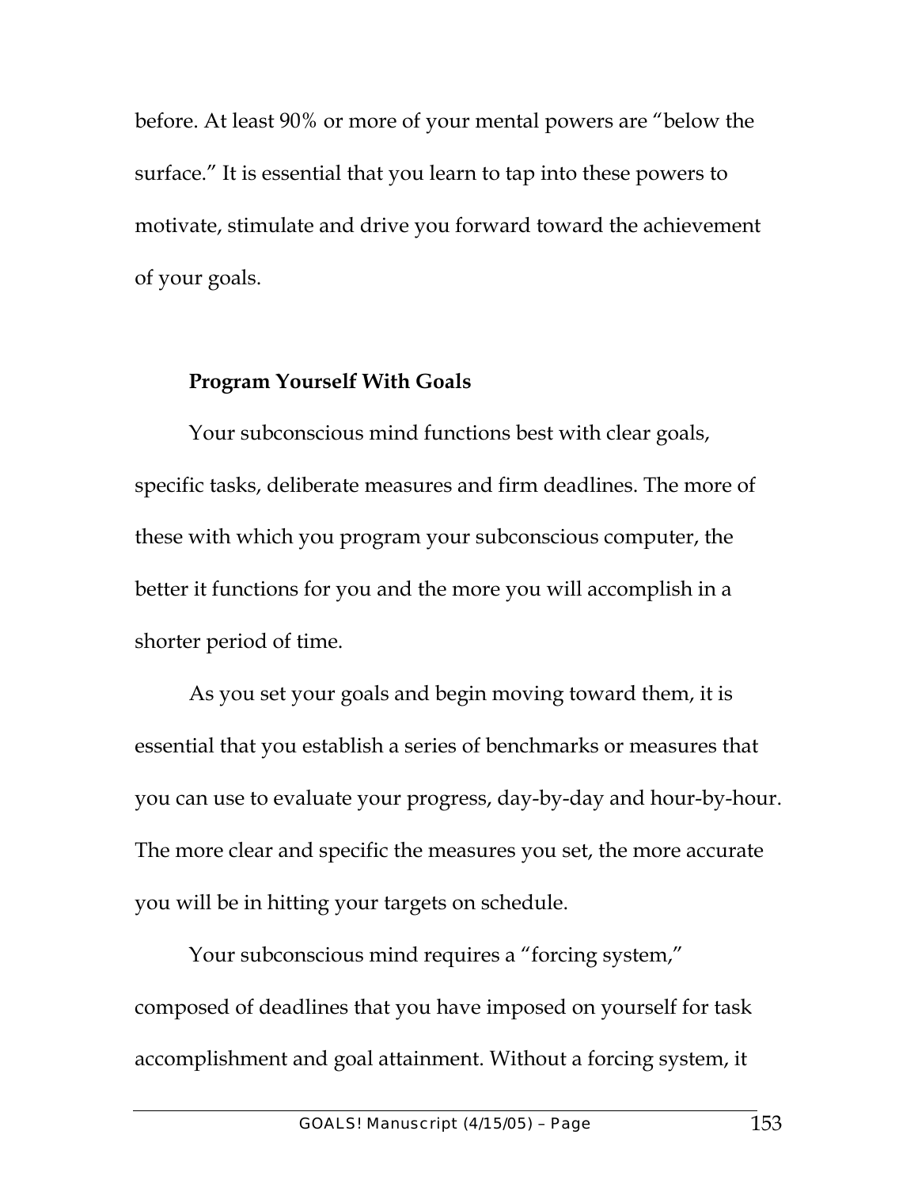before. At least 90% or more of your mental powers are "below the surface." It is essential that you learn to tap into these powers to motivate, stimulate and drive you forward toward the achievement of your goals.

**Program Yourself With Goals**

Your subconscious mind functions best with clear goals, specific tasks, deliberate measures and firm deadlines. The more of these with which you program your subconscious computer, the better it functions for you and the more you will accomplish in a shorter period of time.

As you set your goals and begin moving toward them, it is essential that you establish a series of benchmarks or measures that you can use to evaluate your progress, day-by-day and hour-by-hour. The more clear and specific the measures you set, the more accurate you will be in hitting your targets on schedule.

Your subconscious mind requires a "forcing system," composed of deadlines that you have imposed on yourself for task accomplishment and goal attainment. Without a forcing system, it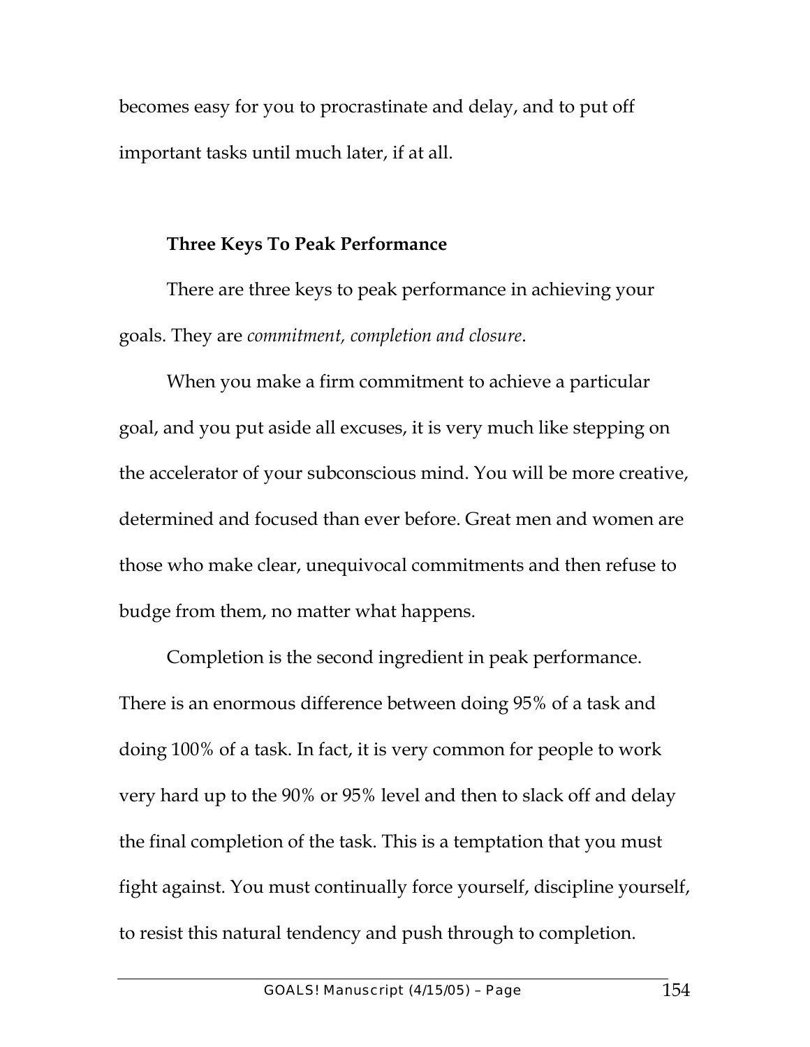becomes easy for you to procrastinate and delay, and to put off important tasks until much later, if at all.

### Three Keys To Peak Performance

There are three keys to peak performance in achieving your goals. They are *commitment, completion and closure*.

When you make a firm commitment to achieve a particular goal, and you put aside all excuses, it is very much like stepping on the accelerator of your subconscious mind. You will be more creative, determined and focused than ever before. Great men and women are those who make clear, unequivocal commitments and then refuse to budge from them, no matter what happens.

Completion is the second ingredient in peak performance. There is an enormous difference between doing 95% of a task and doing 100% of a task. In fact, it is very common for people to work very hard up to the 90% or 95% level and then to slack off and delay the final completion of the task. This is a temptation that you must fight against. You must continually force yourself, discipline yourself, to resist this natural tendency and push through to completion.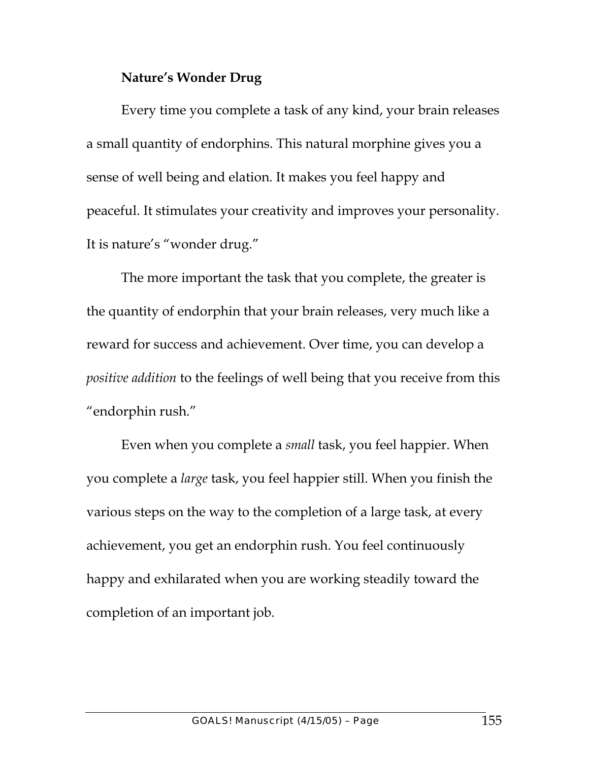**Nature's Wonder Drug**

Every time you complete a task of any kind, your brain releases a small quantity of endorphins. This natural morphine gives you a sense of well being and elation. It makes you feel happy and peaceful. It stimulates your creativity and improves your personality. It is nature's "wonder drug."

The more important the task that you complete, the greater is the quantity of endorphin that your brain releases, very much like a reward for success and achievement. Over time, you can develop a *positive addition* to the feelings of well being that you receive from this "endorphin rush."

Even when you complete a *small* task, you feel happier. When you complete a *large* task, you feel happier still. When you finish the various steps on the way to the completion of a large task, at every achievement, you get an endorphin rush. You feel continuously happy and exhilarated when you are working steadily toward the completion of an important job.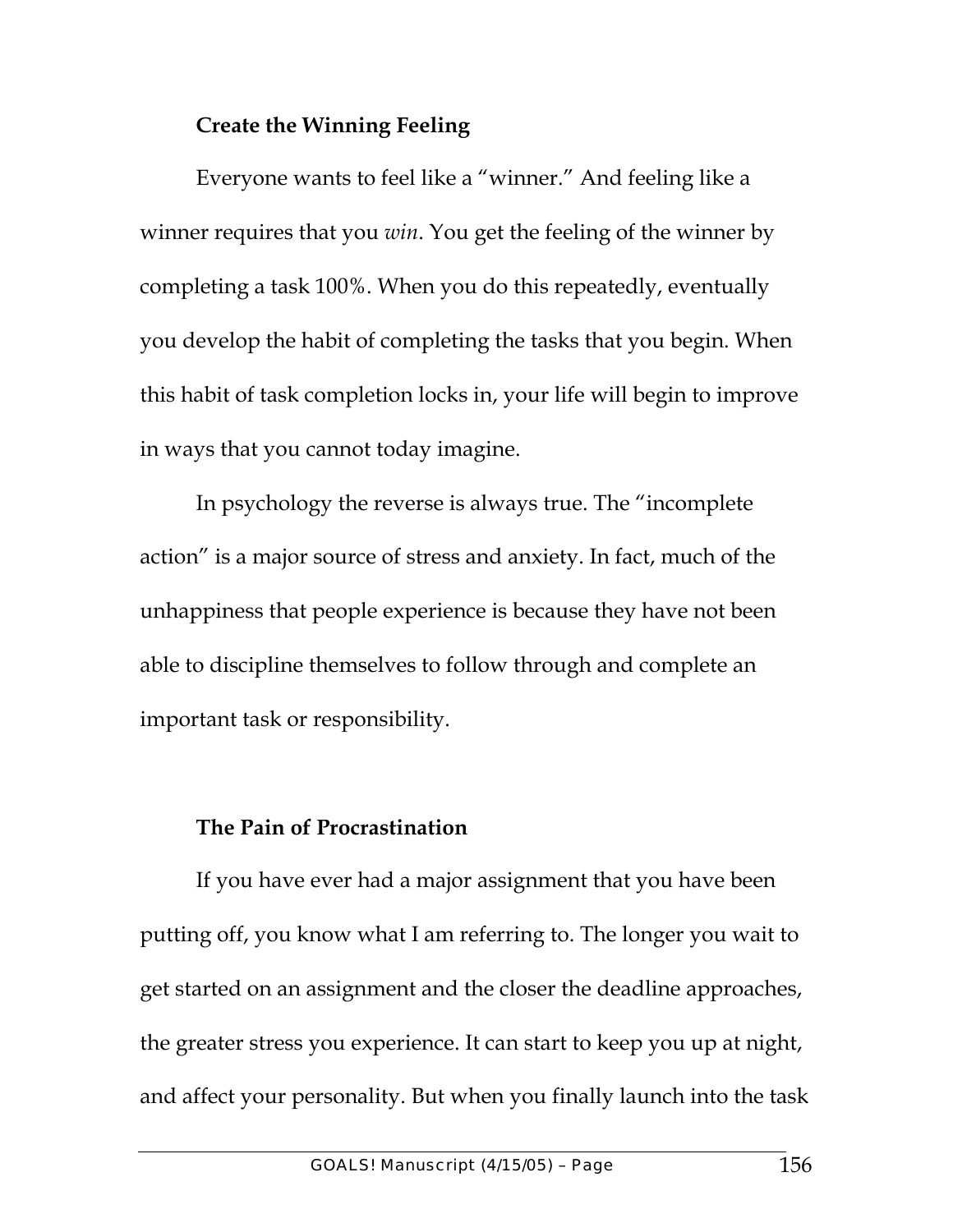### Create the Winning Feeling

Everyone wants to feel like a "winner." And feeling like a winner requires that you *win*. You get the feeling of the winner by completing a task 100%. When you do this repeatedly, eventually you develop the habit of completing the tasks that you begin. When this habit of task completion locks in, your life will begin to improve in ways that you cannot today imagine.

In psychology the reverse is always true. The "incomplete action" is a major source of stress and anxiety. In fact, much of the unhappiness that people experience is because they have not been able to discipline themselves to follow through and complete an important task or responsibility.

### The Pain of Procrastination

If you have ever had a major assignment that you have been putting off, you know what I am referring to. The longer you wait to get started on an assignment and the closer the deadline approaches, the greater stress you experience. It can start to keep you up at night, and affect your personality. But when you finally launch into the task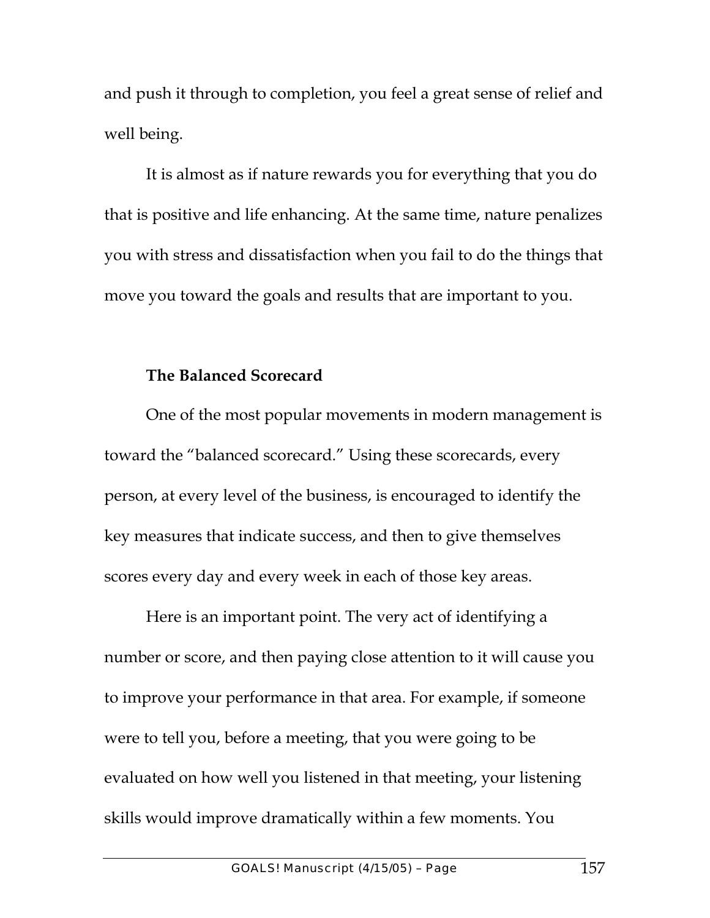and push it through to completion, you feel a great sense of relief and well being.

It is almost as if nature rewards you for everything that you do that is positive and life enhancing. At the same time, nature penalizes you with stress and dissatisfaction when you fail to do the things that move you toward the goals and results that are important to you.

**The Balanced Scorecard**

One of the most popular movements in modern management is toward the "balanced scorecard." Using these scorecards, every person, at every level of the business, is encouraged to identify the key measures that indicate success, and then to give themselves scores every day and every week in each of those key areas.

Here is an important point. The very act of identifying a number or score, and then paying close attention to it will cause you to improve your performance in that area. For example, if someone were to tell you, before a meeting, that you were going to be evaluated on how well you listened in that meeting, your listening skills would improve dramatically within a few moments. You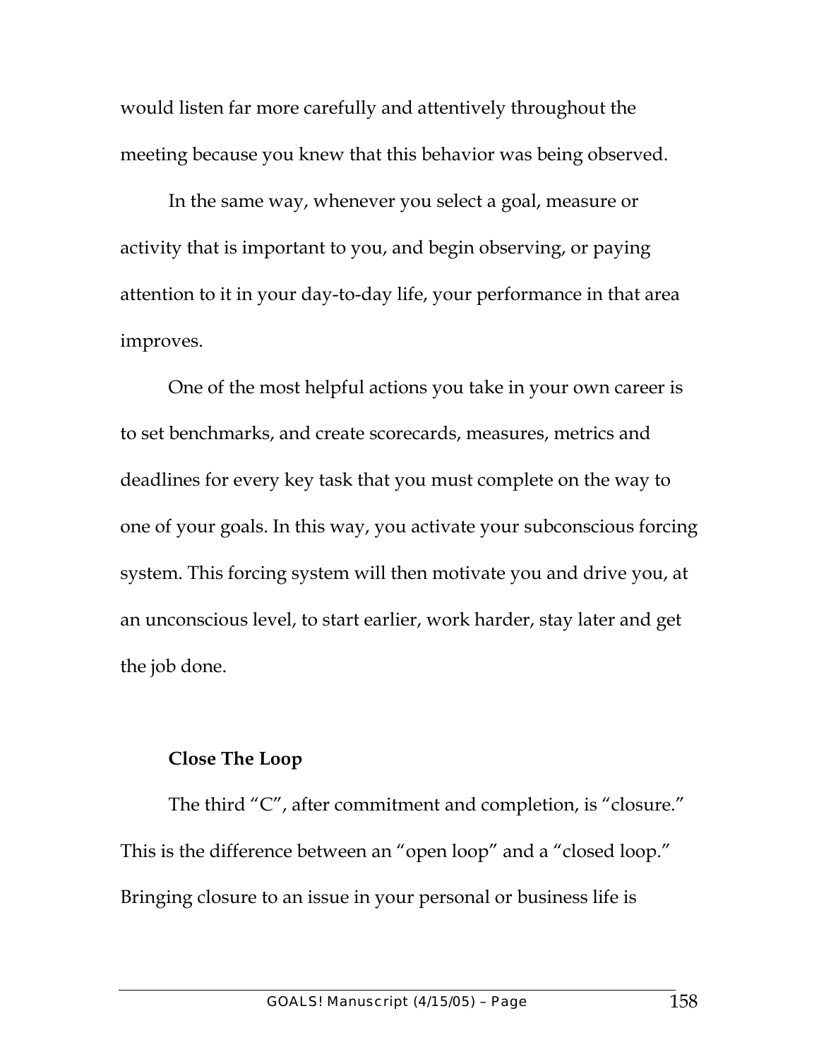would listen far more carefully and attentively throughout the meeting because you knew that this behavior was being observed.

In the same way, whenever you select a goal, measure or activity that is important to you, and begin observing, or paying attention to it in your day-to-day life, your performance in that area improves.

One of the most helpful actions you take in your own career is to set benchmarks, and create scorecards, measures, metrics and deadlines for every key task that you must complete on the way to one of your goals. In this way, you activate your subconscious forcing system. This forcing system will then motivate you and drive you, at an unconscious level, to start earlier, work harder, stay later and get the job done.

**Close The Loop**

The third "C", after commitment and completion, is "closure." This is the difference between an "open loop" and a "closed loop." Bringing closure to an issue in your personal or business life is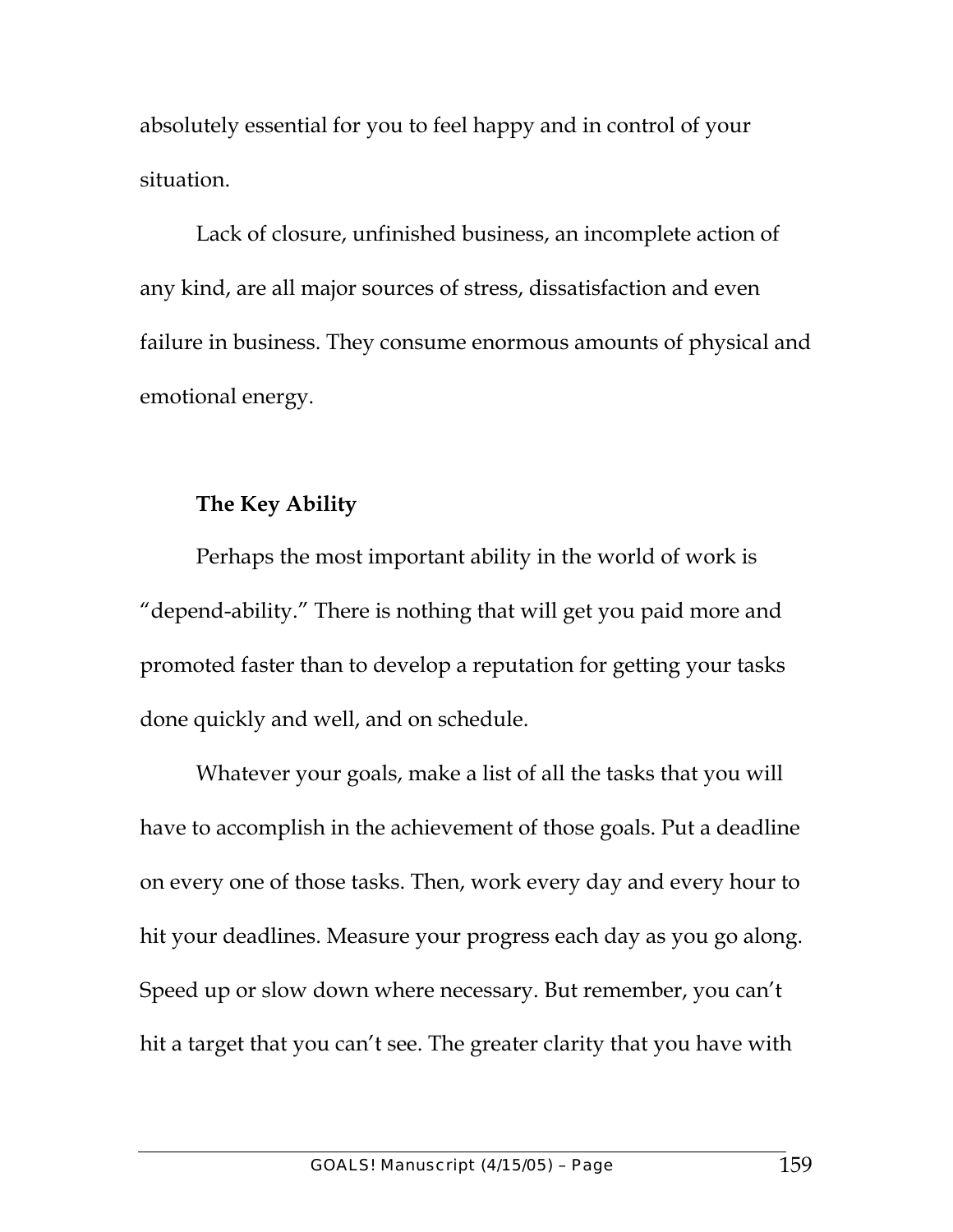absolutely essential for you to feel happy and in control of your situation.

Lack of closure, unfinished business, an incomplete action of any kind, are all major sources of stress, dissatisfaction and even failure in business. They consume enormous amounts of physical and emotional energy.

### The Key Ability

Perhaps the most important ability in the world of work is "depend-ability." There is nothing that will get you paid more and promoted faster than to develop a reputation for getting your tasks done quickly and well, and on schedule.

Whatever your goals, make a list of all the tasks that you will have to accomplish in the achievement of those goals. Put a deadline on every one of those tasks. Then, work every day and every hour to hit your deadlines. Measure your progress each day as you go along. Speed up or slow down where necessary. But remember, you can't hit a target that you can't see. The greater clarity that you have with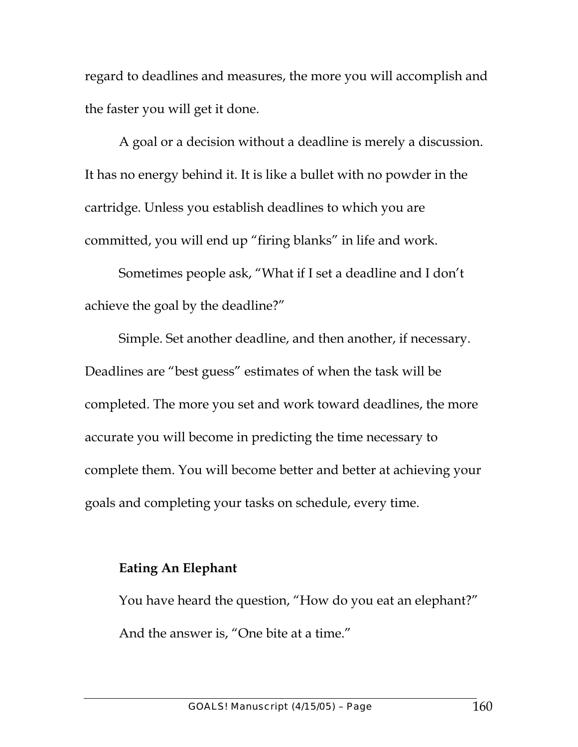regard to deadlines and measures, the more you will accomplish and the faster you will get it done.

A goal or a decision without a deadline is merely a discussion. It has no energy behind it. It is like a bullet with no powder in the cartridge. Unless you establish deadlines to which you are committed, you will end up "firing blanks" in life and work.

Sometimes people ask, "What if I set a deadline and I don't achieve the goal by the deadline?"

Simple. Set another deadline, and then another, if necessary. Deadlines are "best guess" estimates of when the task will be completed. The more you set and work toward deadlines, the more accurate you will become in predicting the time necessary to complete them. You will become better and better at achieving your goals and completing your tasks on schedule, every time.

**Eating An Elephant**

You have heard the question, "How do you eat an elephant?" And the answer is, "One bite at a time."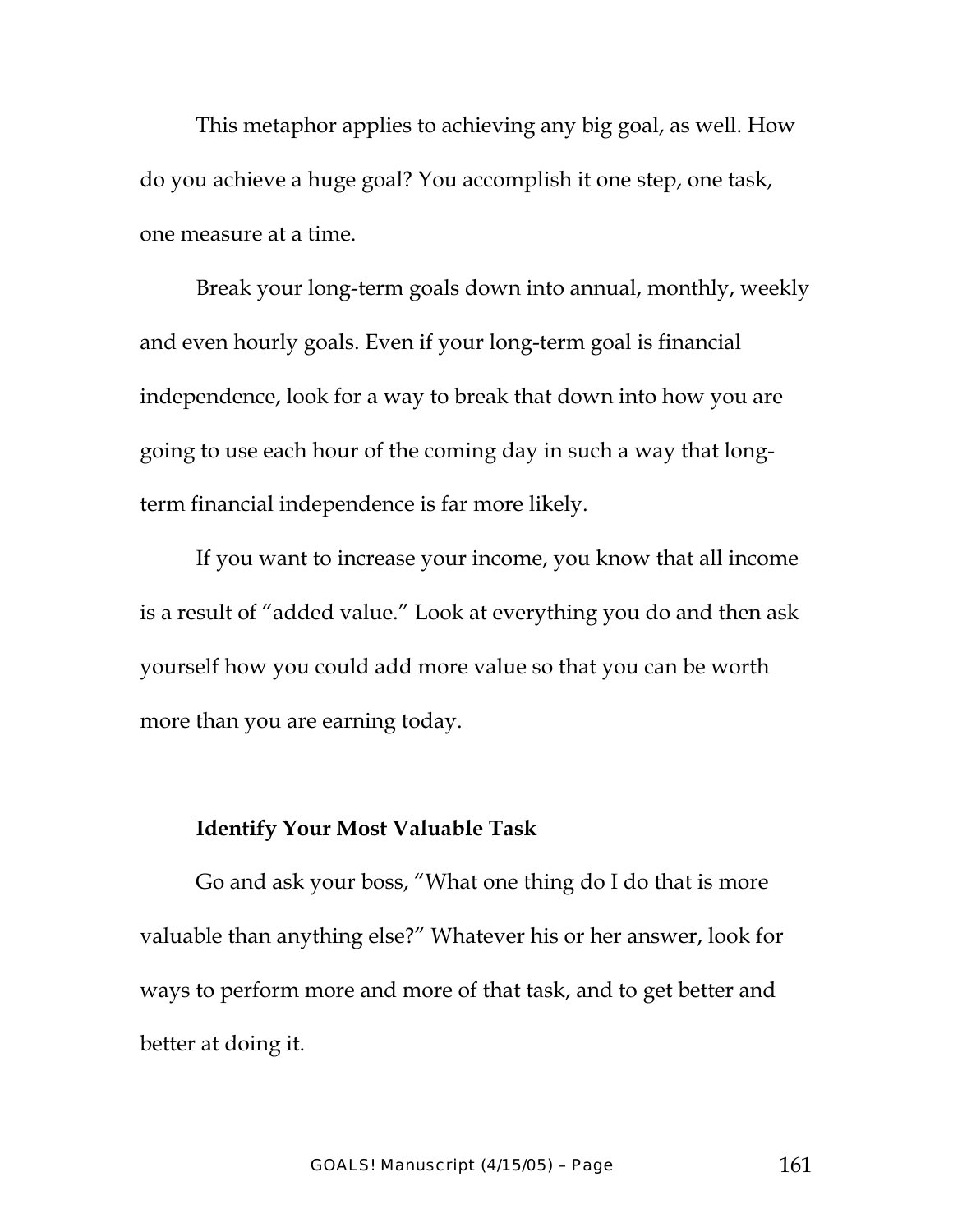This metaphor applies to achieving any big goal, as well. How do you achieve a huge goal? You accomplish it one step, one task, one measure at a time.

Break your long-term goals down into annual, monthly, weekly and even hourly goals. Even if your long-term goal is financial independence, look for a way to break that down into how you are going to use each hour of the coming day in such a way that long-term financial independence is far more likely.

If you want to increase your income, you know that all income is a result of "added value." Look at everything you do and then ask yourself how you could add more value so that you can be worth more than you are earning today.

**Identify Your Most Valuable Task**

Go and ask your boss, "What one thing do I do that is more valuable than anything else?" Whatever his or her answer, look for ways to perform more and more of that task, and to get better and better at doing it.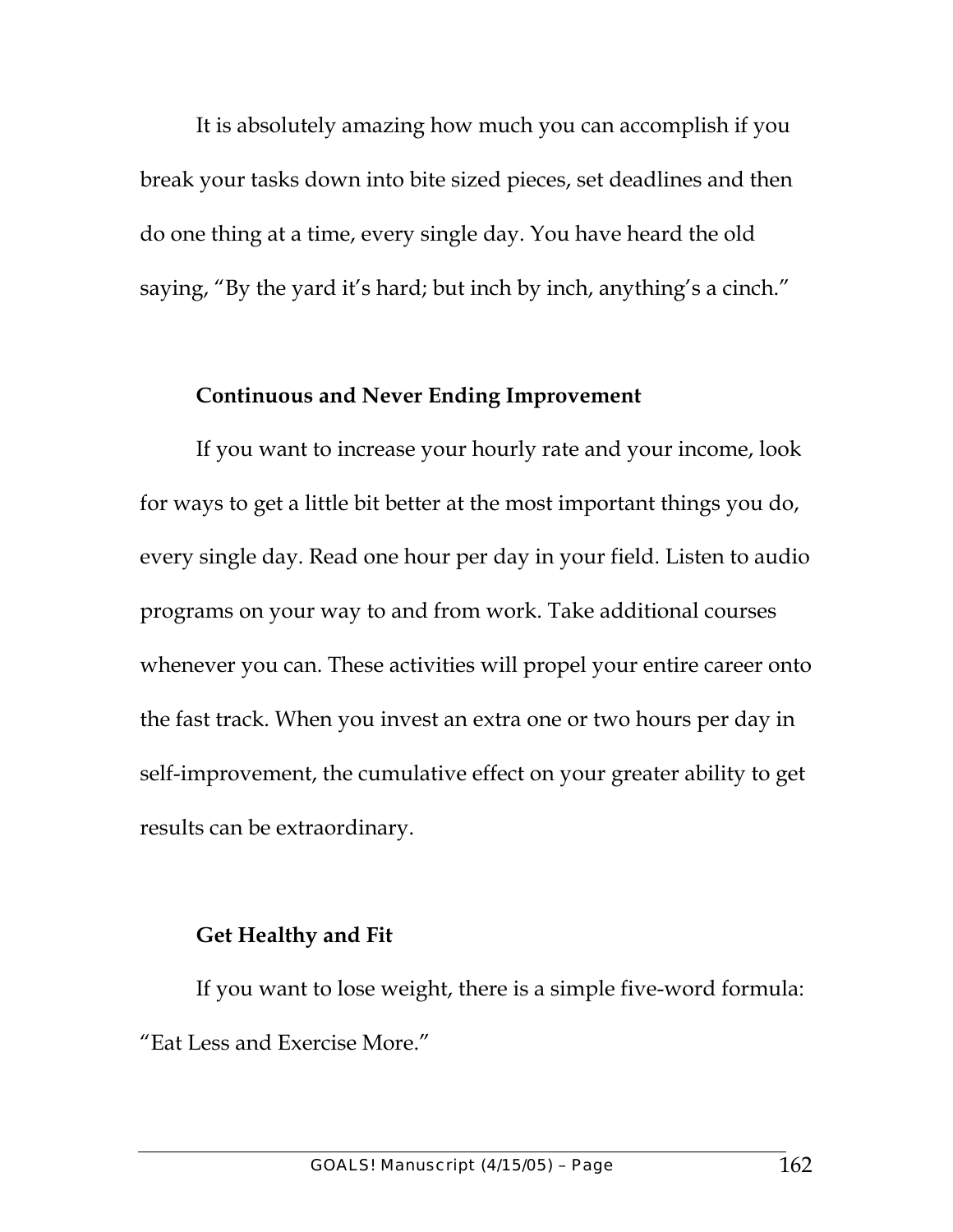It is absolutely amazing how much you can accomplish if you break your tasks down into bite sized pieces, set deadlines and then do one thing at a time, every single day. You have heard the old saying, "By the yard it's hard; but inch by inch, anything's a cinch."

### Continuous and Never Ending Improvement

If you want to increase your hourly rate and your income, look for ways to get a little bit better at the most important things you do, every single day. Read one hour per day in your field. Listen to audio programs on your way to and from work. Take additional courses whenever you can. These activities will propel your entire career onto the fast track. When you invest an extra one or two hours per day in self-improvement, the cumulative effect on your greater ability to get results can be extraordinary.

### Get Healthy and Fit

If you want to lose weight, there is a simple five-word formula: "Eat Less and Exercise More."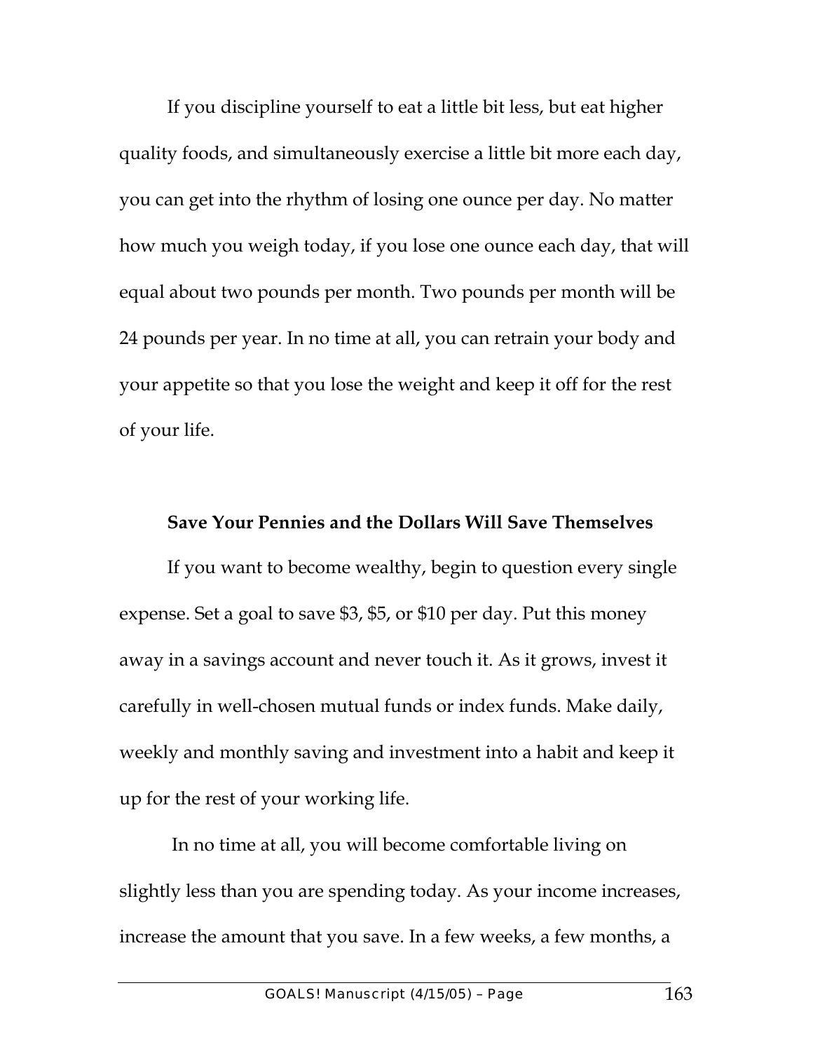If you discipline yourself to eat a little bit less, but eat higher quality foods, and simultaneously exercise a little bit more each day, you can get into the rhythm of losing one ounce per day. No matter how much you weigh today, if you lose one ounce each day, that will equal about two pounds per month. Two pounds per month will be 24 pounds per year. In no time at all, you can retrain your body and your appetite so that you lose the weight and keep it off for the rest of your life.

### Save Your Pennies and the Dollars Will Save Themselves

If you want to become wealthy, begin to question every single expense. Set a goal to save $3, $5, or $10 per day. Put this money away in a savings account and never touch it. As it grows, invest it carefully in well-chosen mutual funds or index funds. Make daily, weekly and monthly saving and investment into a habit and keep it up for the rest of your working life.

In no time at all, you will become comfortable living on slightly less than you are spending today. As your income increases, increase the amount that you save. In a few weeks, a few months, a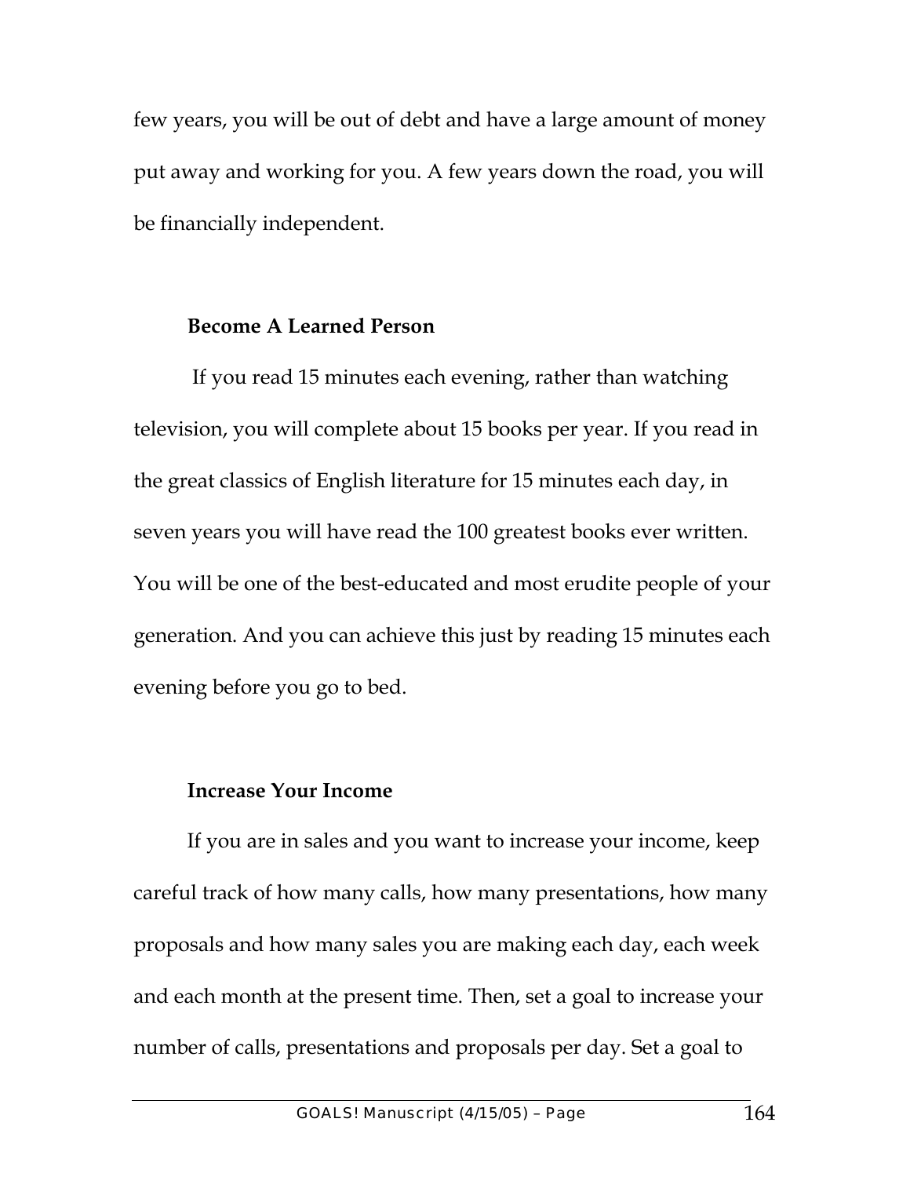few years, you will be out of debt and have a large amount of money put away and working for you. A few years down the road, you will be financially independent.

### Become A Learned Person

If you read 15 minutes each evening, rather than watching television, you will complete about 15 books per year. If you read in the great classics of English literature for 15 minutes each day, in seven years you will have read the 100 greatest books ever written. You will be one of the best-educated and most erudite people of your generation. And you can achieve this just by reading 15 minutes each evening before you go to bed.

### Increase Your Income

If you are in sales and you want to increase your income, keep careful track of how many calls, how many presentations, how many proposals and how many sales you are making each day, each week and each month at the present time. Then, set a goal to increase your number of calls, presentations and proposals per day. Set a goal to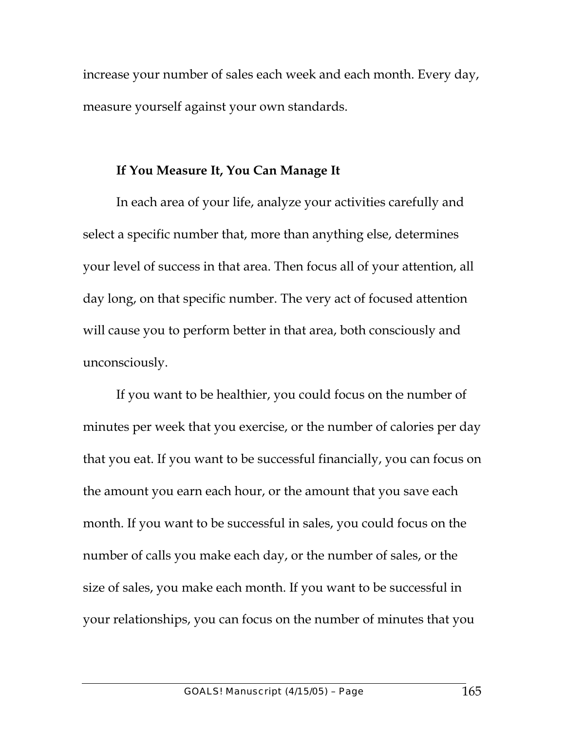increase your number of sales each week and each month. Every day, measure yourself against your own standards.

### If You Measure It, You Can Manage It

In each area of your life, analyze your activities carefully and select a specific number that, more than anything else, determines your level of success in that area. Then focus all of your attention, all day long, on that specific number. The very act of focused attention will cause you to perform better in that area, both consciously and unconsciously.

If you want to be healthier, you could focus on the number of minutes per week that you exercise, or the number of calories per day that you eat. If you want to be successful financially, you can focus on the amount you earn each hour, or the amount that you save each month. If you want to be successful in sales, you could focus on the number of calls you make each day, or the number of sales, or the size of sales, you make each month. If you want to be successful in your relationships, you can focus on the number of minutes that you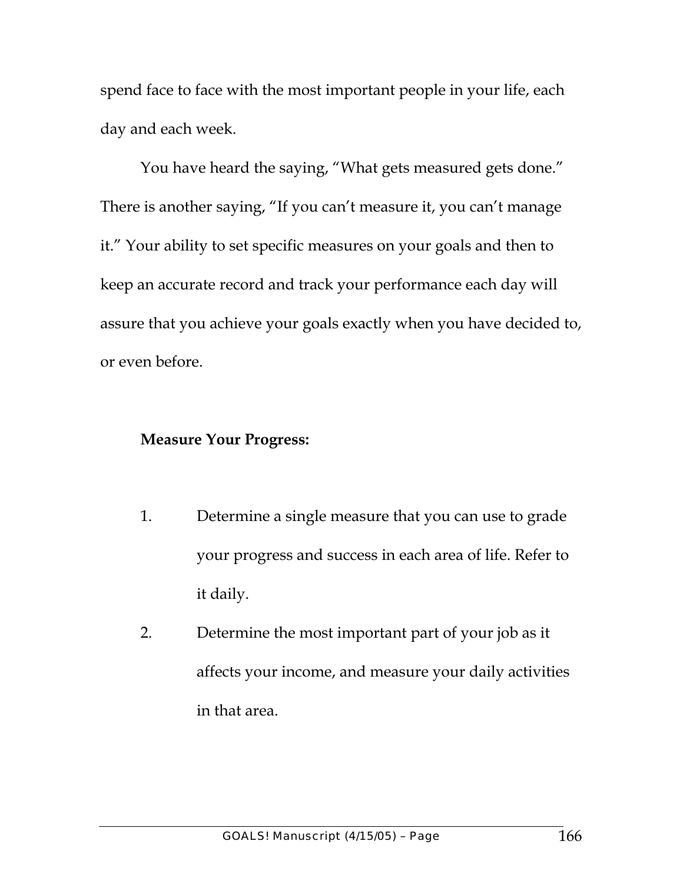spend face to face with the most important people in your life, each day and each week.

You have heard the saying, "What gets measured gets done." There is another saying, "If you can't measure it, you can't manage it." Your ability to set specific measures on your goals and then to keep an accurate record and track your performance each day will assure that you achieve your goals exactly when you have decided to, or even before.

**Measure Your Progress:**

1. Determine a single measure that you can use to grade your progress and success in each area of life. Refer to it daily.
2. Determine the most important part of your job as it affects your income, and measure your daily activities in that area.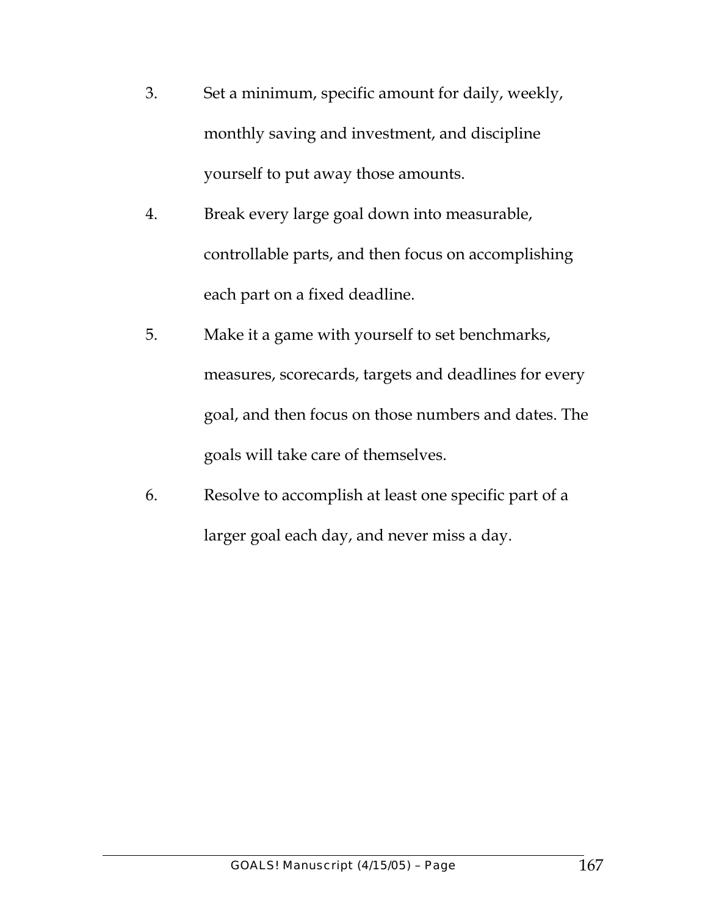3. Set a minimum, specific amount for daily, weekly, monthly saving and investment, and discipline yourself to put away those amounts.
4. Break every large goal down into measurable, controllable parts, and then focus on accomplishing each part on a fixed deadline.
5. Make it a game with yourself to set benchmarks, measures, scorecards, targets and deadlines for every goal, and then focus on those numbers and dates. The goals will take care of themselves.
6. Resolve to accomplish at least one specific part of a larger goal each day, and never miss a day.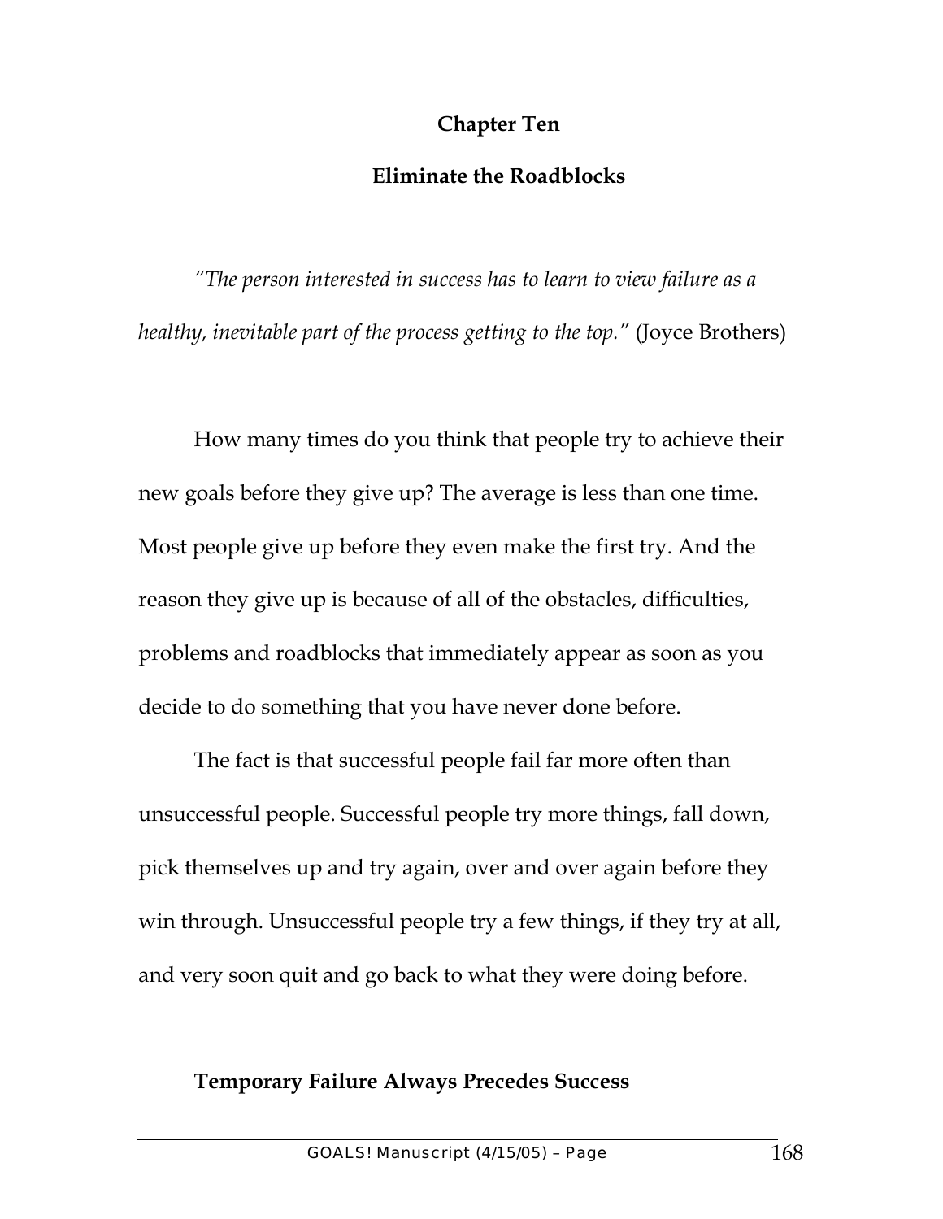# Chapter Ten

## Eliminate the Roadblocks

*"The person interested in success has to learn to view failure as a healthy, inevitable part of the process getting to the top."* (Joyce Brothers)

How many times do you think that people try to achieve their new goals before they give up? The average is less than one time. Most people give up before they even make the first try. And the reason they give up is because of all of the obstacles, difficulties, problems and roadblocks that immediately appear as soon as you decide to do something that you have never done before.

The fact is that successful people fail far more often than unsuccessful people. Successful people try more things, fall down, pick themselves up and try again, over and over again before they win through. Unsuccessful people try a few things, if they try at all, and very soon quit and go back to what they were doing before.

### Temporary Failure Always Precedes Success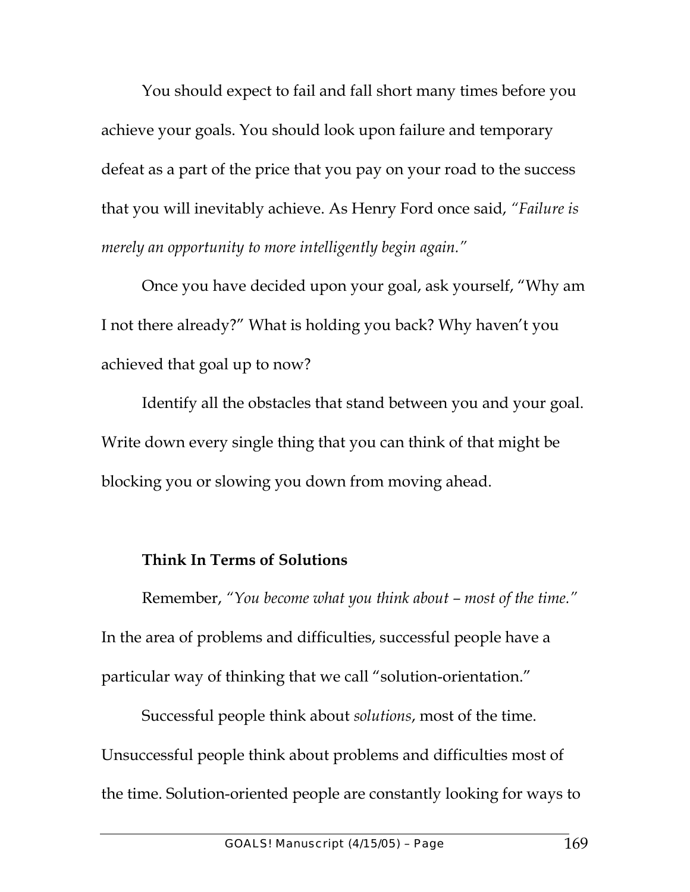You should expect to fail and fall short many times before you achieve your goals. You should look upon failure and temporary defeat as a part of the price that you pay on your road to the success that you will inevitably achieve. As Henry Ford once said, *"Failure is merely an opportunity to more intelligently begin again."*

Once you have decided upon your goal, ask yourself, "Why am I not there already?" What is holding you back? Why haven't you achieved that goal up to now?

Identify all the obstacles that stand between you and your goal. Write down every single thing that you can think of that might be blocking you or slowing you down from moving ahead.

**Think In Terms of Solutions**

Remember, *"You become what you think about – most of the time."* In the area of problems and difficulties, successful people have a particular way of thinking that we call "solution-orientation."

Successful people think about *solutions*, most of the time. Unsuccessful people think about problems and difficulties most of the time. Solution-oriented people are constantly looking for ways to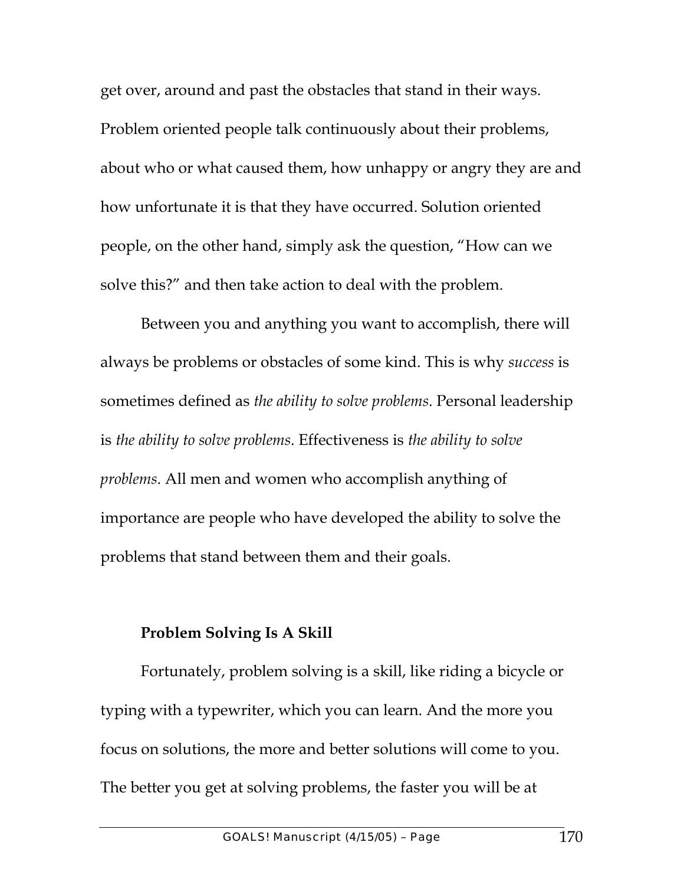get over, around and past the obstacles that stand in their ways. Problem oriented people talk continuously about their problems, about who or what caused them, how unhappy or angry they are and how unfortunate it is that they have occurred. Solution oriented people, on the other hand, simply ask the question, "How can we solve this?" and then take action to deal with the problem.

Between you and anything you want to accomplish, there will always be problems or obstacles of some kind. This is why *success* is sometimes defined as *the ability to solve problems*. Personal leadership is *the ability to solve problems*. Effectiveness is *the ability to solve problems*. All men and women who accomplish anything of importance are people who have developed the ability to solve the problems that stand between them and their goals.

**Problem Solving Is A Skill**

Fortunately, problem solving is a skill, like riding a bicycle or typing with a typewriter, which you can learn. And the more you focus on solutions, the more and better solutions will come to you. The better you get at solving problems, the faster you will be at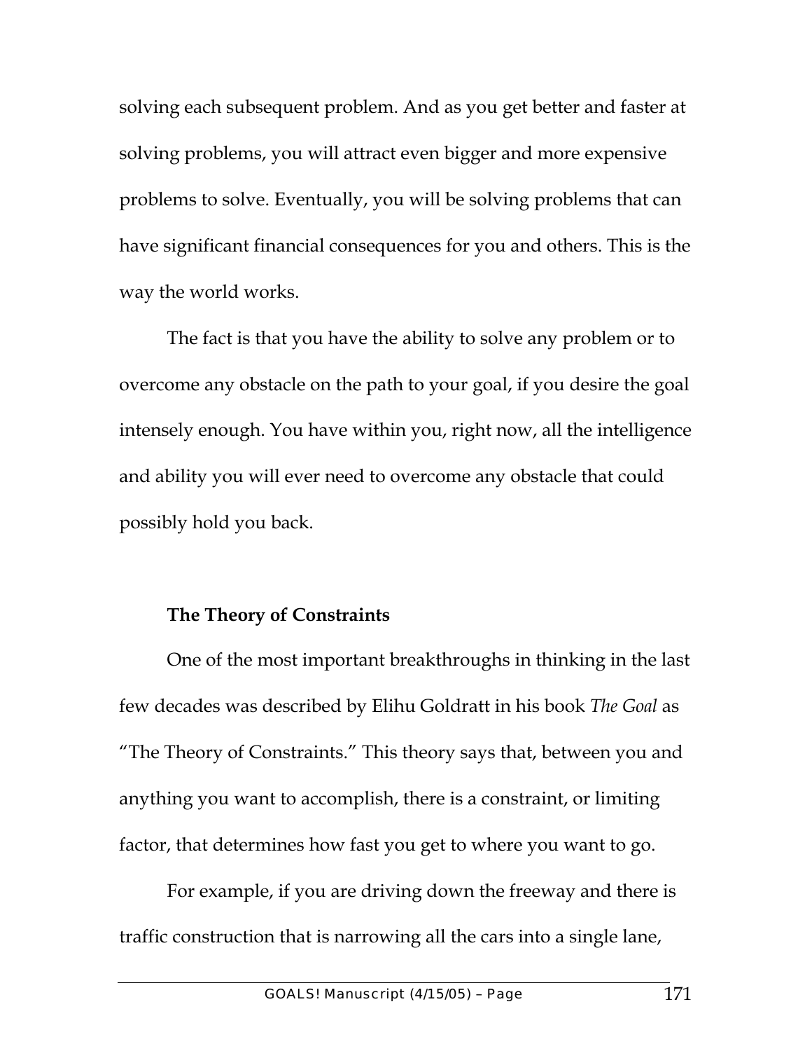solving each subsequent problem. And as you get better and faster at solving problems, you will attract even bigger and more expensive problems to solve. Eventually, you will be solving problems that can have significant financial consequences for you and others. This is the way the world works.

The fact is that you have the ability to solve any problem or to overcome any obstacle on the path to your goal, if you desire the goal intensely enough. You have within you, right now, all the intelligence and ability you will ever need to overcome any obstacle that could possibly hold you back.

**The Theory of Constraints**

One of the most important breakthroughs in thinking in the last few decades was described by Elihu Goldratt in his book *The Goal* as "The Theory of Constraints." This theory says that, between you and anything you want to accomplish, there is a constraint, or limiting factor, that determines how fast you get to where you want to go.

For example, if you are driving down the freeway and there is traffic construction that is narrowing all the cars into a single lane,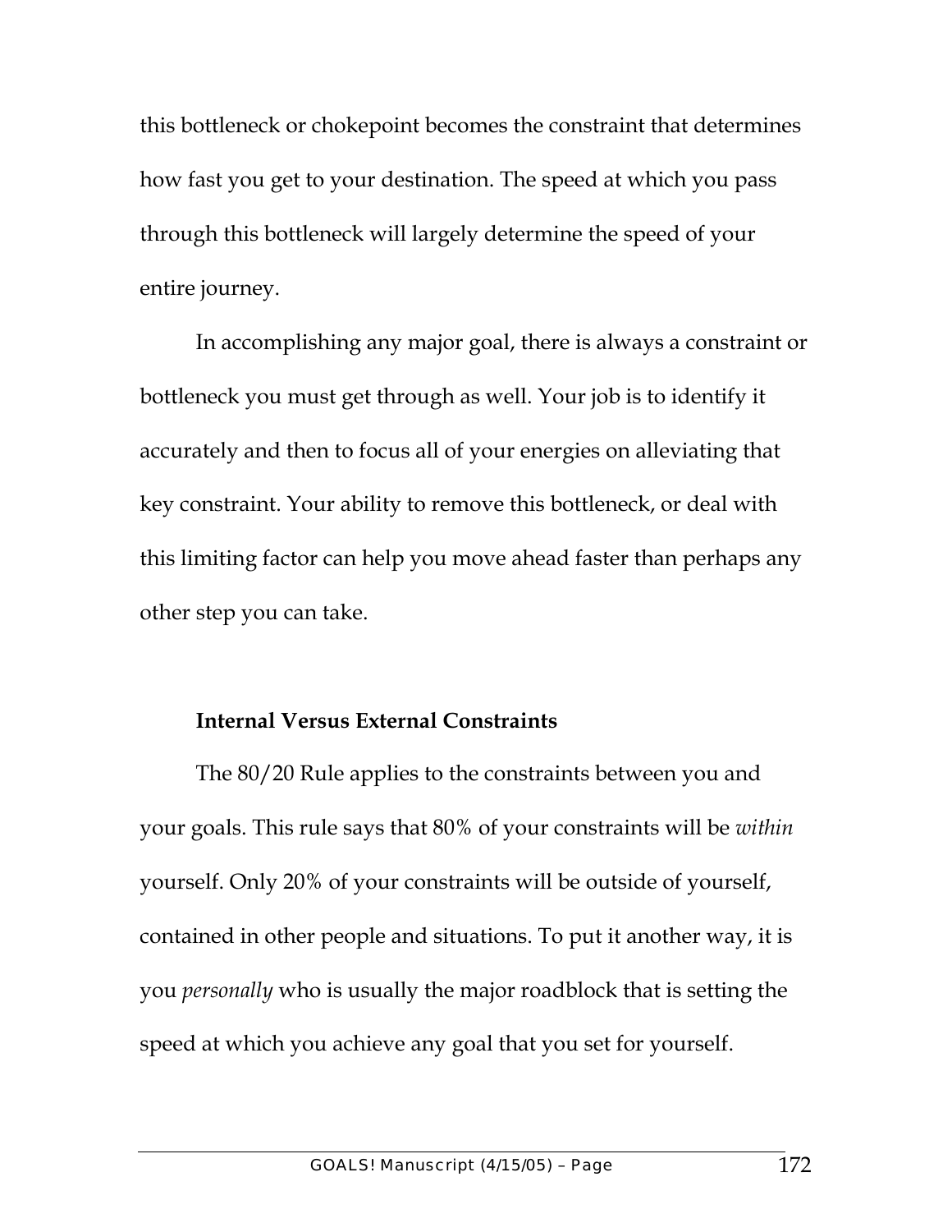this bottleneck or chokepoint becomes the constraint that determines how fast you get to your destination. The speed at which you pass through this bottleneck will largely determine the speed of your entire journey.

In accomplishing any major goal, there is always a constraint or bottleneck you must get through as well. Your job is to identify it accurately and then to focus all of your energies on alleviating that key constraint. Your ability to remove this bottleneck, or deal with this limiting factor can help you move ahead faster than perhaps any other step you can take.

### Internal Versus External Constraints

The 80/20 Rule applies to the constraints between you and your goals. This rule says that 80% of your constraints will be *within* yourself. Only 20% of your constraints will be outside of yourself, contained in other people and situations. To put it another way, it is you *personally* who is usually the major roadblock that is setting the speed at which you achieve any goal that you set for yourself.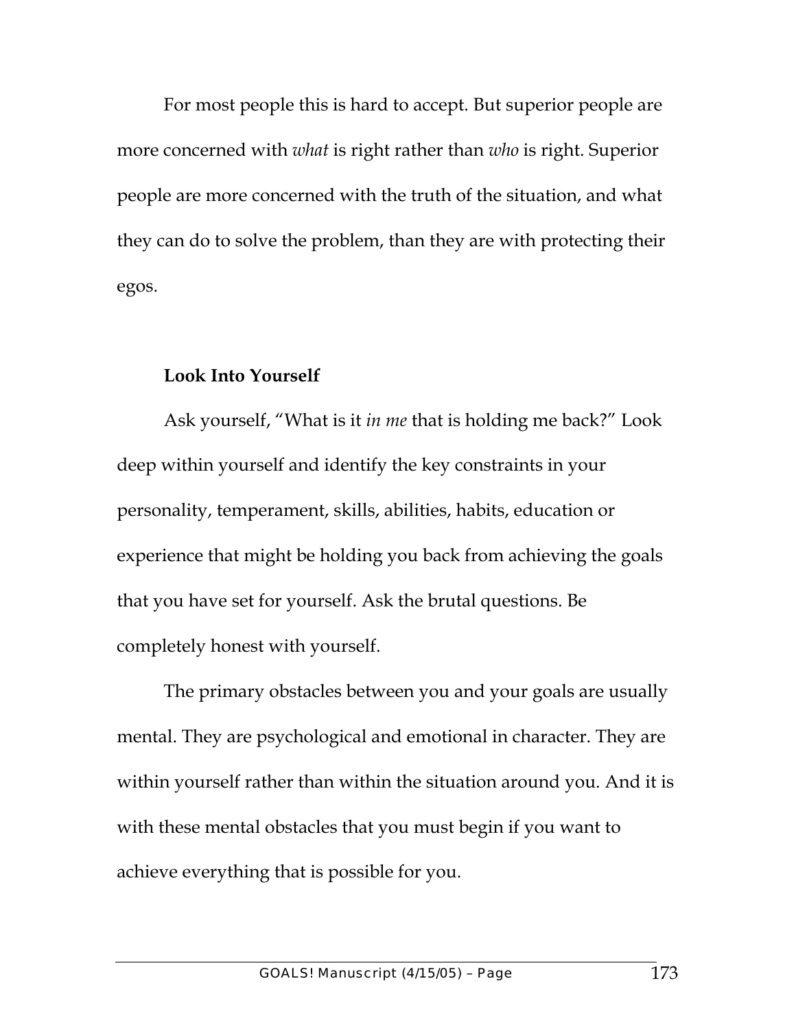For most people this is hard to accept. But superior people are more concerned with *what* is right rather than *who* is right. Superior people are more concerned with the truth of the situation, and what they can do to solve the problem, than they are with protecting their egos.

**Look Into Yourself**

Ask yourself, "What is it *in me* that is holding me back?" Look deep within yourself and identify the key constraints in your personality, temperament, skills, abilities, habits, education or experience that might be holding you back from achieving the goals that you have set for yourself. Ask the brutal questions. Be completely honest with yourself.

The primary obstacles between you and your goals are usually mental. They are psychological and emotional in character. They are within yourself rather than within the situation around you. And it is with these mental obstacles that you must begin if you want to achieve everything that is possible for you.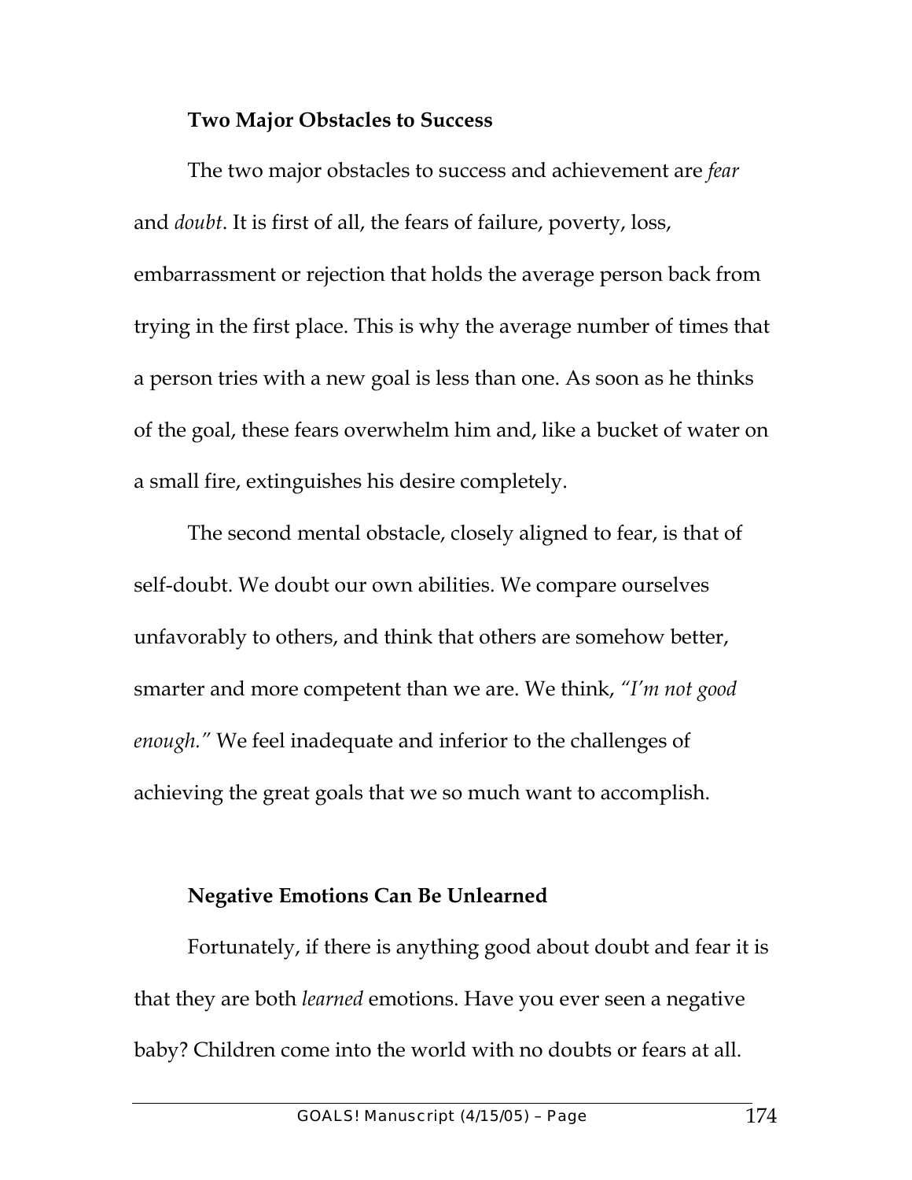### Two Major Obstacles to Success

The two major obstacles to success and achievement are *fear* and *doubt*. It is first of all, the fears of failure, poverty, loss, embarrassment or rejection that holds the average person back from trying in the first place. This is why the average number of times that a person tries with a new goal is less than one. As soon as he thinks of the goal, these fears overwhelm him and, like a bucket of water on a small fire, extinguishes his desire completely.

The second mental obstacle, closely aligned to fear, is that of self-doubt. We doubt our own abilities. We compare ourselves unfavorably to others, and think that others are somehow better, smarter and more competent than we are. We think, *"I'm not good enough."* We feel inadequate and inferior to the challenges of achieving the great goals that we so much want to accomplish.

### Negative Emotions Can Be Unlearned

Fortunately, if there is anything good about doubt and fear it is that they are both *learned* emotions. Have you ever seen a negative baby? Children come into the world with no doubts or fears at all.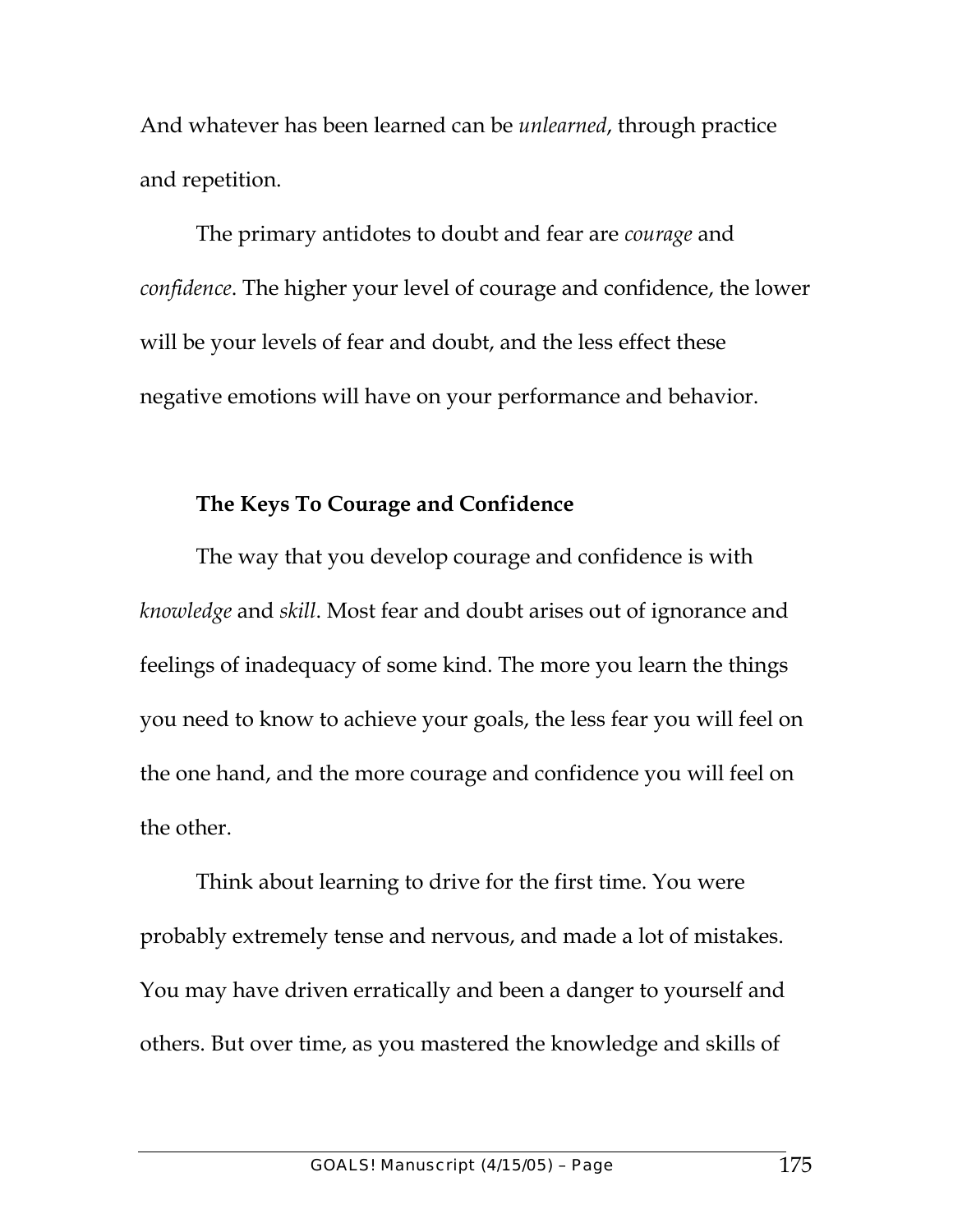And whatever has been learned can be *unlearned*, through practice and repetition.

The primary antidotes to doubt and fear are *courage* and *confidence*. The higher your level of courage and confidence, the lower will be your levels of fear and doubt, and the less effect these negative emotions will have on your performance and behavior.

**The Keys To Courage and Confidence**

The way that you develop courage and confidence is with *knowledge* and *skill*. Most fear and doubt arises out of ignorance and feelings of inadequacy of some kind. The more you learn the things you need to know to achieve your goals, the less fear you will feel on the one hand, and the more courage and confidence you will feel on the other.

Think about learning to drive for the first time. You were probably extremely tense and nervous, and made a lot of mistakes. You may have driven erratically and been a danger to yourself and others. But over time, as you mastered the knowledge and skills of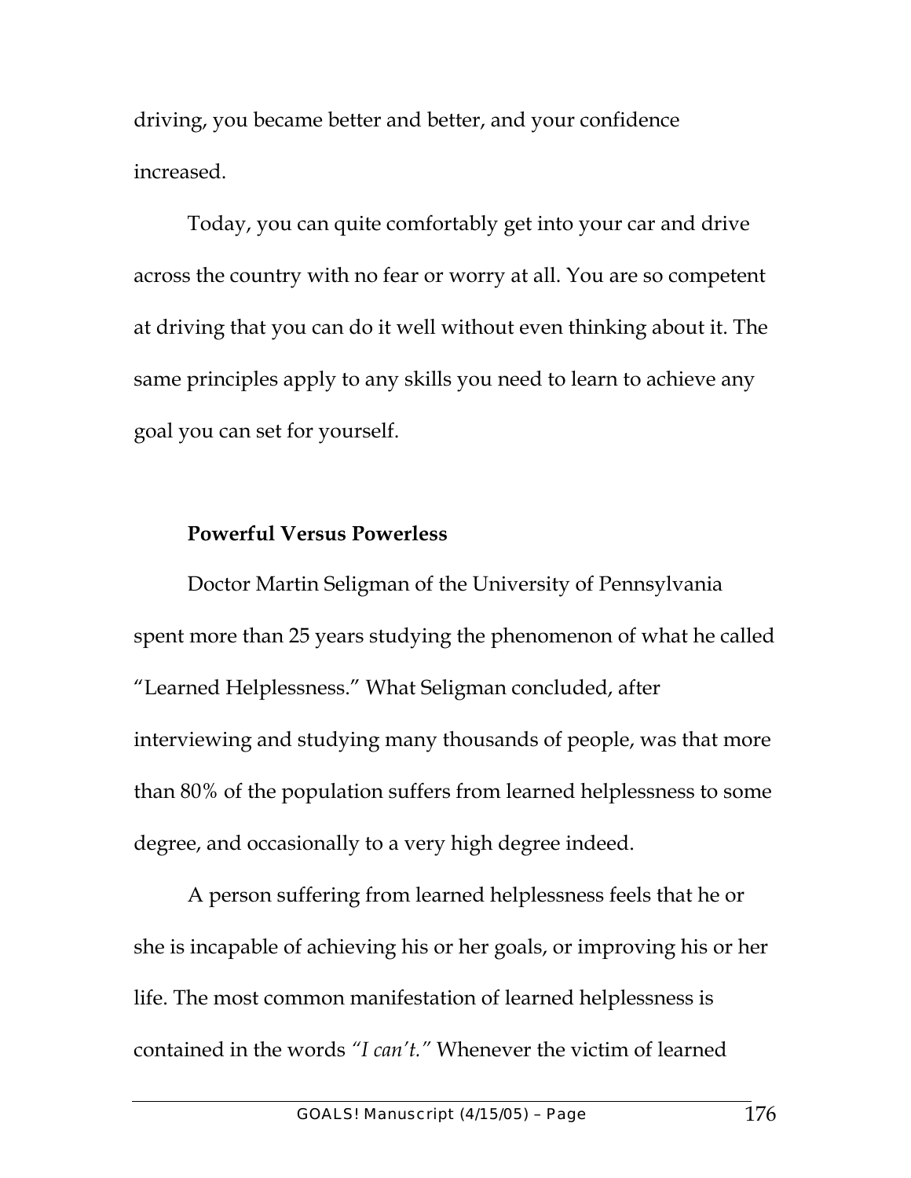driving, you became better and better, and your confidence increased.

Today, you can quite comfortably get into your car and drive across the country with no fear or worry at all. You are so competent at driving that you can do it well without even thinking about it. The same principles apply to any skills you need to learn to achieve any goal you can set for yourself.

**Powerful Versus Powerless**

Doctor Martin Seligman of the University of Pennsylvania spent more than 25 years studying the phenomenon of what he called "Learned Helplessness." What Seligman concluded, after interviewing and studying many thousands of people, was that more than 80% of the population suffers from learned helplessness to some degree, and occasionally to a very high degree indeed.

A person suffering from learned helplessness feels that he or she is incapable of achieving his or her goals, or improving his or her life. The most common manifestation of learned helplessness is contained in the words *"I can't."* Whenever the victim of learned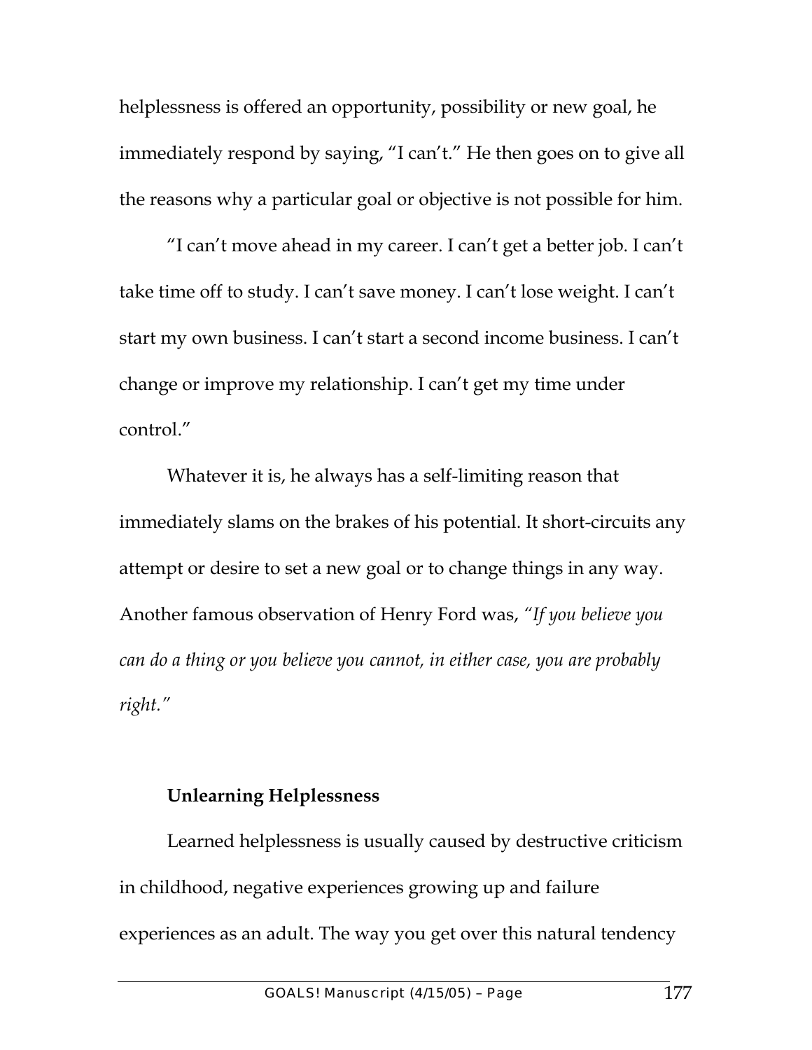helplessness is offered an opportunity, possibility or new goal, he immediately respond by saying, "I can't." He then goes on to give all the reasons why a particular goal or objective is not possible for him.

"I can't move ahead in my career. I can't get a better job. I can't take time off to study. I can't save money. I can't lose weight. I can't start my own business. I can't start a second income business. I can't change or improve my relationship. I can't get my time under control."

Whatever it is, he always has a self-limiting reason that immediately slams on the brakes of his potential. It short-circuits any attempt or desire to set a new goal or to change things in any way. Another famous observation of Henry Ford was, *"If you believe you can do a thing or you believe you cannot, in either case, you are probably right."*

### Unlearning Helplessness

Learned helplessness is usually caused by destructive criticism in childhood, negative experiences growing up and failure experiences as an adult. The way you get over this natural tendency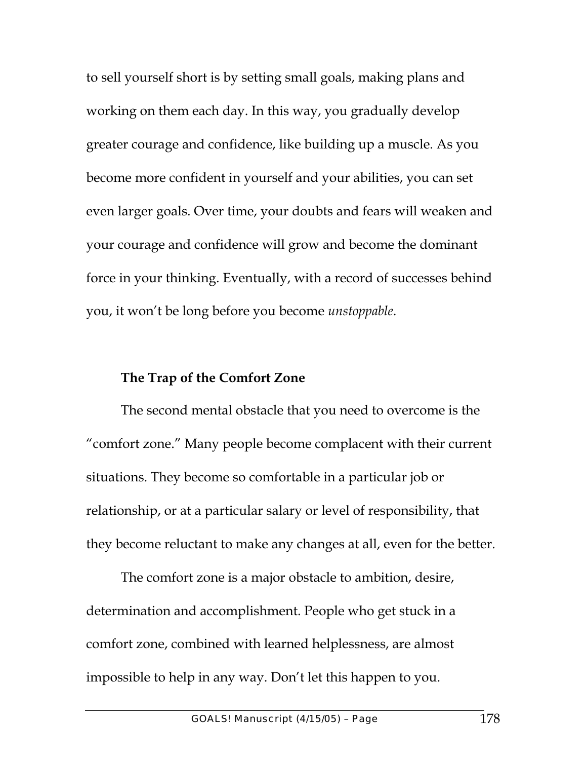to sell yourself short is by setting small goals, making plans and working on them each day. In this way, you gradually develop greater courage and confidence, like building up a muscle. As you become more confident in yourself and your abilities, you can set even larger goals. Over time, your doubts and fears will weaken and your courage and confidence will grow and become the dominant force in your thinking. Eventually, with a record of successes behind you, it won't be long before you become *unstoppable*.

### The Trap of the Comfort Zone

The second mental obstacle that you need to overcome is the "comfort zone." Many people become complacent with their current situations. They become so comfortable in a particular job or relationship, or at a particular salary or level of responsibility, that they become reluctant to make any changes at all, even for the better.

The comfort zone is a major obstacle to ambition, desire, determination and accomplishment. People who get stuck in a comfort zone, combined with learned helplessness, are almost impossible to help in any way. Don't let this happen to you.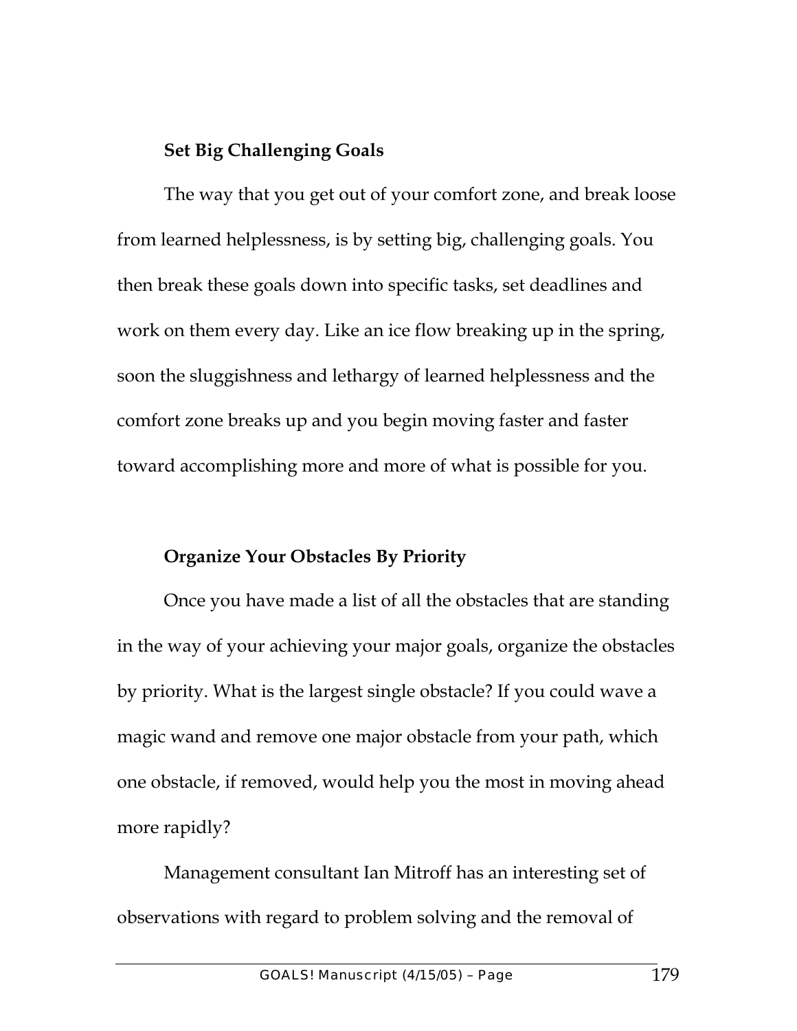### Set Big Challenging Goals

The way that you get out of your comfort zone, and break loose from learned helplessness, is by setting big, challenging goals. You then break these goals down into specific tasks, set deadlines and work on them every day. Like an ice flow breaking up in the spring, soon the sluggishness and lethargy of learned helplessness and the comfort zone breaks up and you begin moving faster and faster toward accomplishing more and more of what is possible for you.

### Organize Your Obstacles By Priority

Once you have made a list of all the obstacles that are standing in the way of your achieving your major goals, organize the obstacles by priority. What is the largest single obstacle? If you could wave a magic wand and remove one major obstacle from your path, which one obstacle, if removed, would help you the most in moving ahead more rapidly?

Management consultant Ian Mitroff has an interesting set of observations with regard to problem solving and the removal of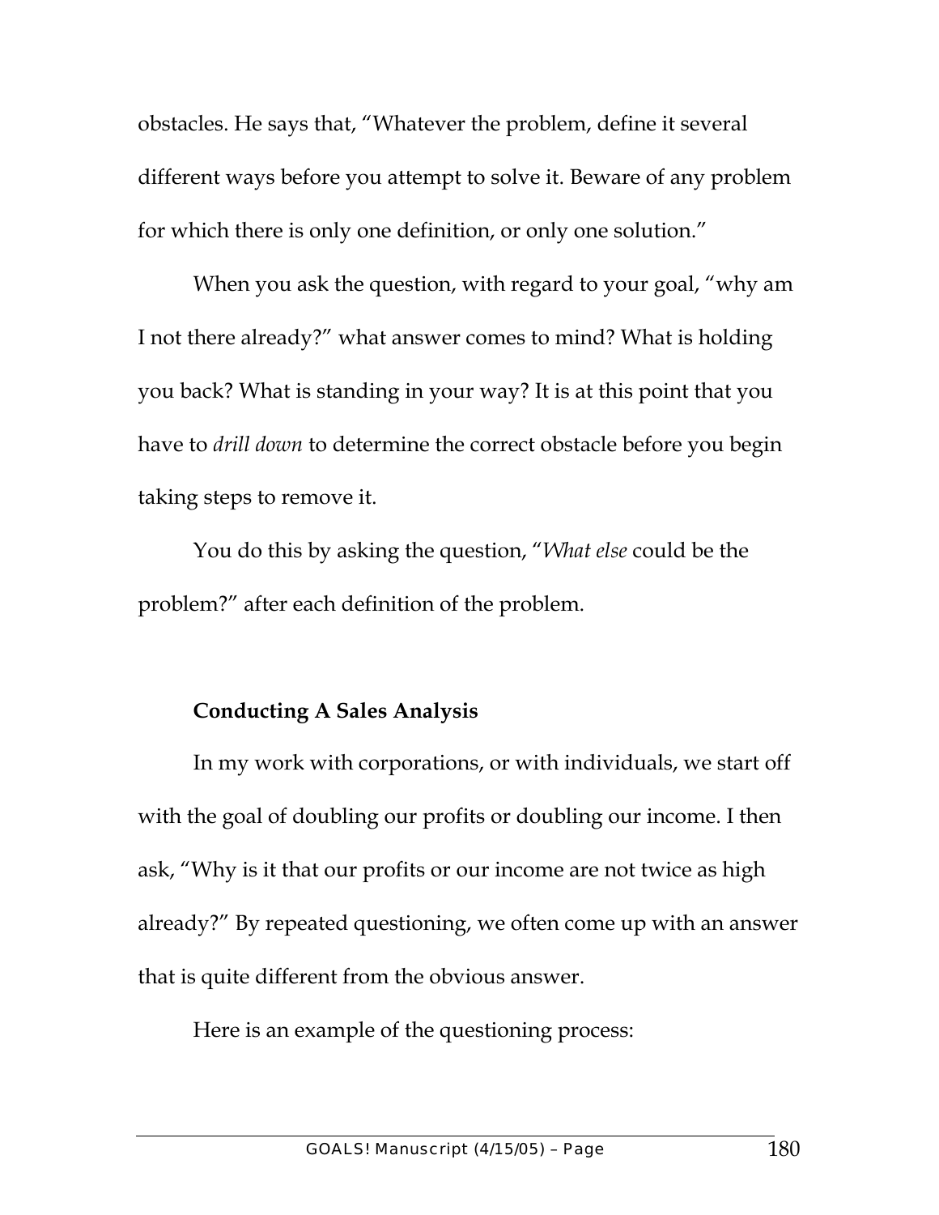obstacles. He says that, "Whatever the problem, define it several different ways before you attempt to solve it. Beware of any problem for which there is only one definition, or only one solution."

When you ask the question, with regard to your goal, "why am I not there already?" what answer comes to mind? What is holding you back? What is standing in your way? It is at this point that you have to *drill down* to determine the correct obstacle before you begin taking steps to remove it.

You do this by asking the question, "*What else* could be the problem?" after each definition of the problem.

**Conducting A Sales Analysis**

In my work with corporations, or with individuals, we start off with the goal of doubling our profits or doubling our income. I then ask, "Why is it that our profits or our income are not twice as high already?" By repeated questioning, we often come up with an answer that is quite different from the obvious answer.

Here is an example of the questioning process: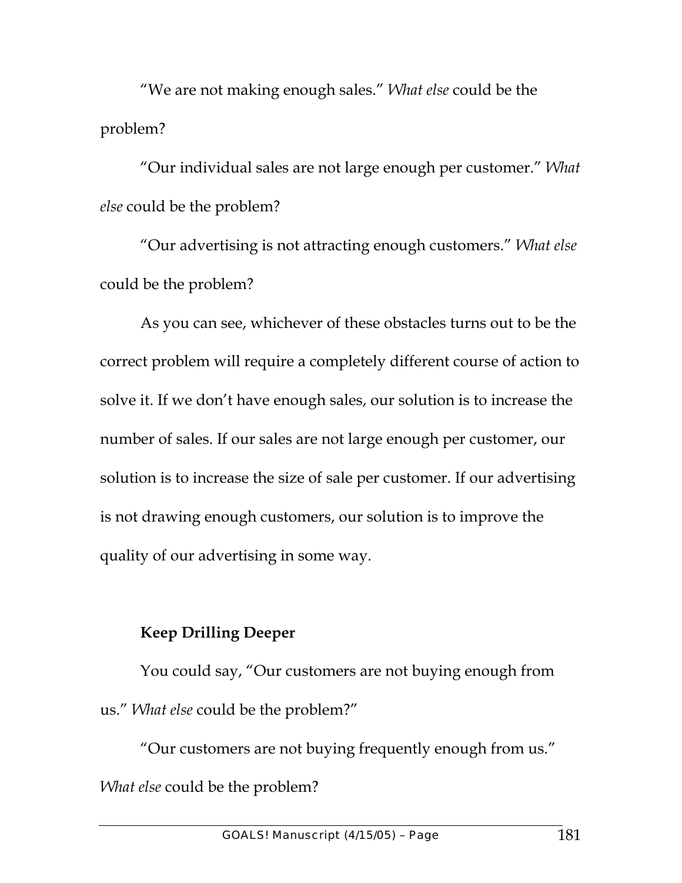"We are not making enough sales." *What else* could be the problem?

"Our individual sales are not large enough per customer." *What else* could be the problem?

"Our advertising is not attracting enough customers." *What else* could be the problem?

As you can see, whichever of these obstacles turns out to be the correct problem will require a completely different course of action to solve it. If we don't have enough sales, our solution is to increase the number of sales. If our sales are not large enough per customer, our solution is to increase the size of sale per customer. If our advertising is not drawing enough customers, our solution is to improve the quality of our advertising in some way.

**Keep Drilling Deeper**

You could say, "Our customers are not buying enough from us." *What else* could be the problem?"

"Our customers are not buying frequently enough from us." *What else* could be the problem?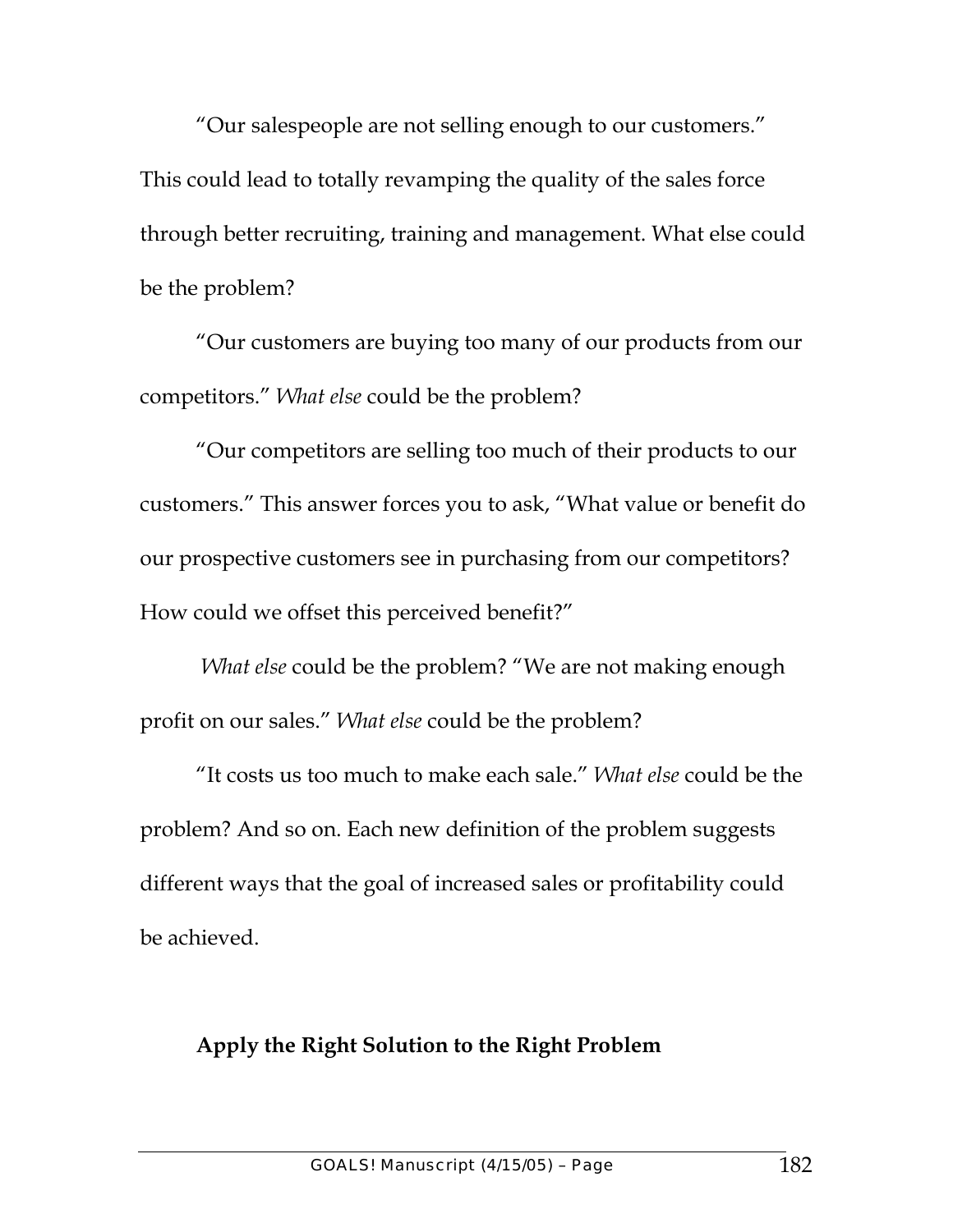"Our salespeople are not selling enough to our customers." This could lead to totally revamping the quality of the sales force through better recruiting, training and management. What else could be the problem?

"Our customers are buying too many of our products from our competitors." *What else* could be the problem?

"Our competitors are selling too much of their products to our customers." This answer forces you to ask, "What value or benefit do our prospective customers see in purchasing from our competitors? How could we offset this perceived benefit?"

*What else* could be the problem? "We are not making enough profit on our sales." *What else* could be the problem?

"It costs us too much to make each sale." *What else* could be the problem? And so on. Each new definition of the problem suggests different ways that the goal of increased sales or profitability could be achieved.

### Apply the Right Solution to the Right Problem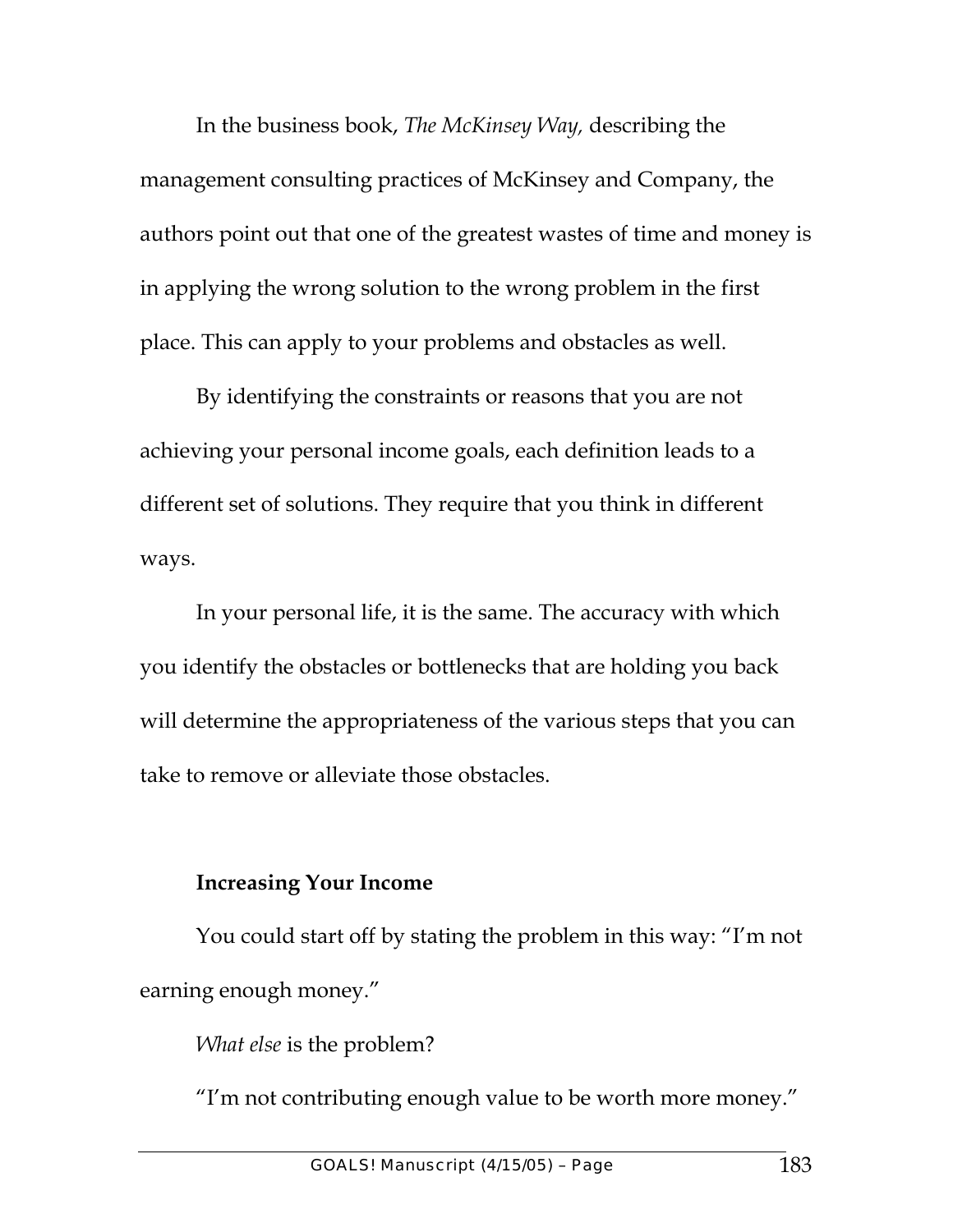In the business book, *The McKinsey Way,* describing the management consulting practices of McKinsey and Company, the authors point out that one of the greatest wastes of time and money is in applying the wrong solution to the wrong problem in the first place. This can apply to your problems and obstacles as well.

By identifying the constraints or reasons that you are not achieving your personal income goals, each definition leads to a different set of solutions. They require that you think in different ways.

In your personal life, it is the same. The accuracy with which you identify the obstacles or bottlenecks that are holding you back will determine the appropriateness of the various steps that you can take to remove or alleviate those obstacles.

**Increasing Your Income**

You could start off by stating the problem in this way: "I'm not earning enough money."

*What else* is the problem?

"I'm not contributing enough value to be worth more money."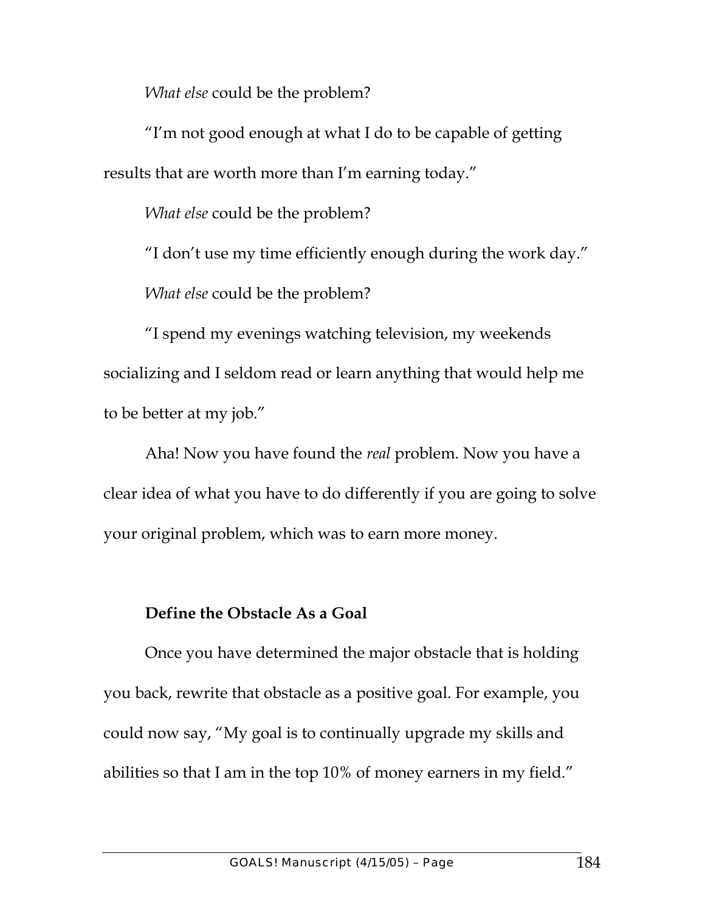*What else* could be the problem?

"I'm not good enough at what I do to be capable of getting results that are worth more than I'm earning today."

*What else* could be the problem?

"I don't use my time efficiently enough during the work day."

*What else* could be the problem?

"I spend my evenings watching television, my weekends socializing and I seldom read or learn anything that would help me to be better at my job."

Aha! Now you have found the *real* problem. Now you have a clear idea of what you have to do differently if you are going to solve your original problem, which was to earn more money.

### Define the Obstacle As a Goal

Once you have determined the major obstacle that is holding you back, rewrite that obstacle as a positive goal. For example, you could now say, "My goal is to continually upgrade my skills and abilities so that I am in the top 10% of money earners in my field."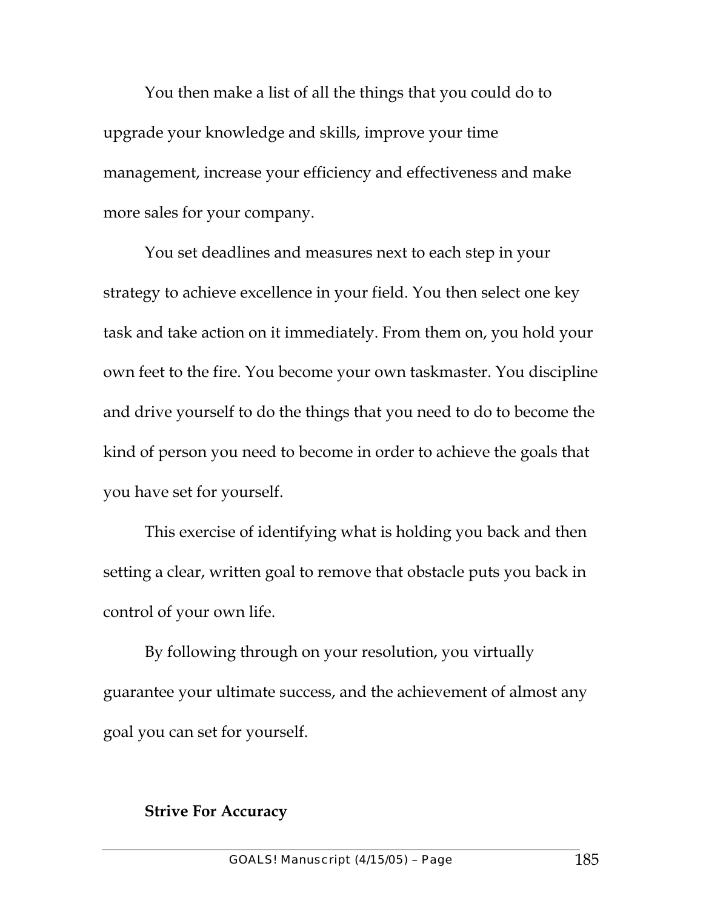You then make a list of all the things that you could do to upgrade your knowledge and skills, improve your time management, increase your efficiency and effectiveness and make more sales for your company.

You set deadlines and measures next to each step in your strategy to achieve excellence in your field. You then select one key task and take action on it immediately. From them on, you hold your own feet to the fire. You become your own taskmaster. You discipline and drive yourself to do the things that you need to do to become the kind of person you need to become in order to achieve the goals that you have set for yourself.

This exercise of identifying what is holding you back and then setting a clear, written goal to remove that obstacle puts you back in control of your own life.

By following through on your resolution, you virtually guarantee your ultimate success, and the achievement of almost any goal you can set for yourself.

**Strive For Accuracy**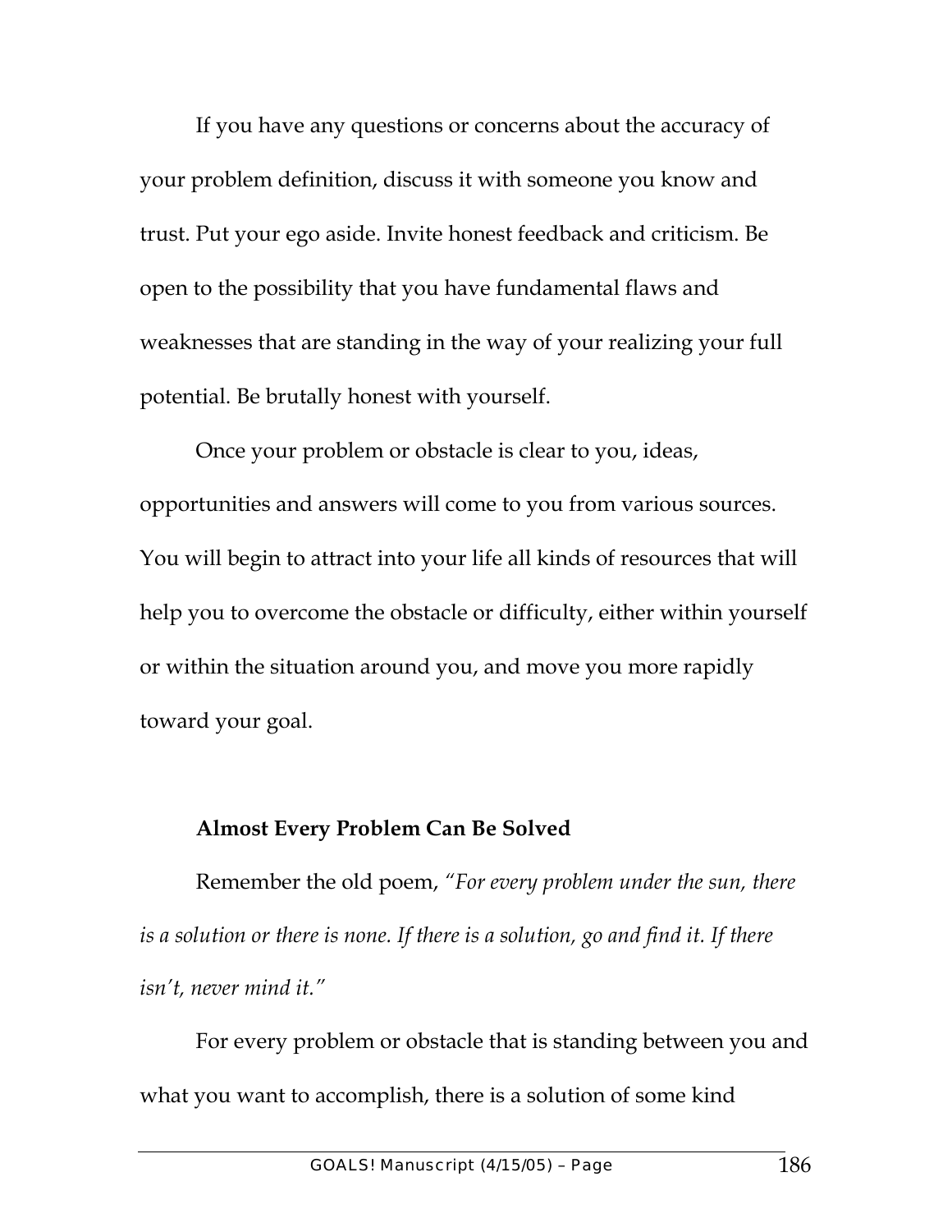If you have any questions or concerns about the accuracy of your problem definition, discuss it with someone you know and trust. Put your ego aside. Invite honest feedback and criticism. Be open to the possibility that you have fundamental flaws and weaknesses that are standing in the way of your realizing your full potential. Be brutally honest with yourself.

Once your problem or obstacle is clear to you, ideas, opportunities and answers will come to you from various sources. You will begin to attract into your life all kinds of resources that will help you to overcome the obstacle or difficulty, either within yourself or within the situation around you, and move you more rapidly toward your goal.

**Almost Every Problem Can Be Solved**

Remember the old poem, *"For every problem under the sun, there is a solution or there is none. If there is a solution, go and find it. If there isn't, never mind it."*

For every problem or obstacle that is standing between you and what you want to accomplish, there is a solution of some kind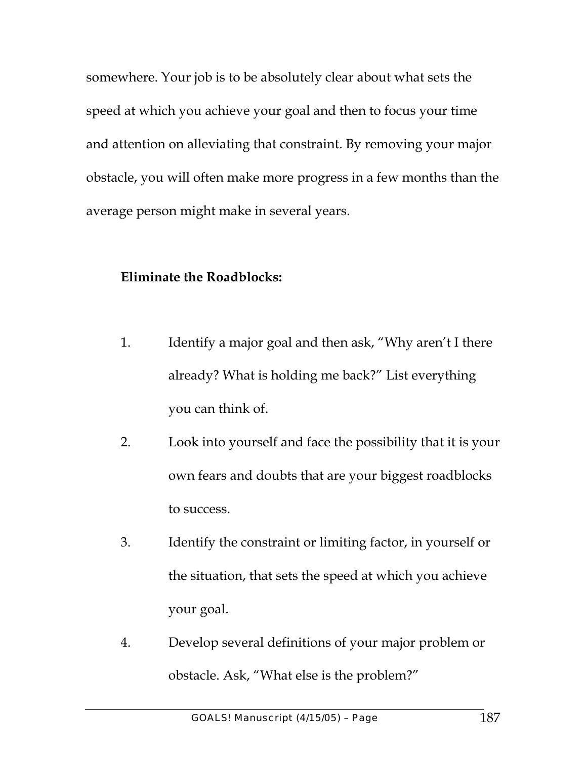somewhere. Your job is to be absolutely clear about what sets the speed at which you achieve your goal and then to focus your time and attention on alleviating that constraint. By removing your major obstacle, you will often make more progress in a few months than the average person might make in several years.

**Eliminate the Roadblocks:**

1. Identify a major goal and then ask, "Why aren't I there already? What is holding me back?" List everything you can think of.
2. Look into yourself and face the possibility that it is your own fears and doubts that are your biggest roadblocks to success.
3. Identify the constraint or limiting factor, in yourself or the situation, that sets the speed at which you achieve your goal.
4. Develop several definitions of your major problem or obstacle. Ask, "What else is the problem?"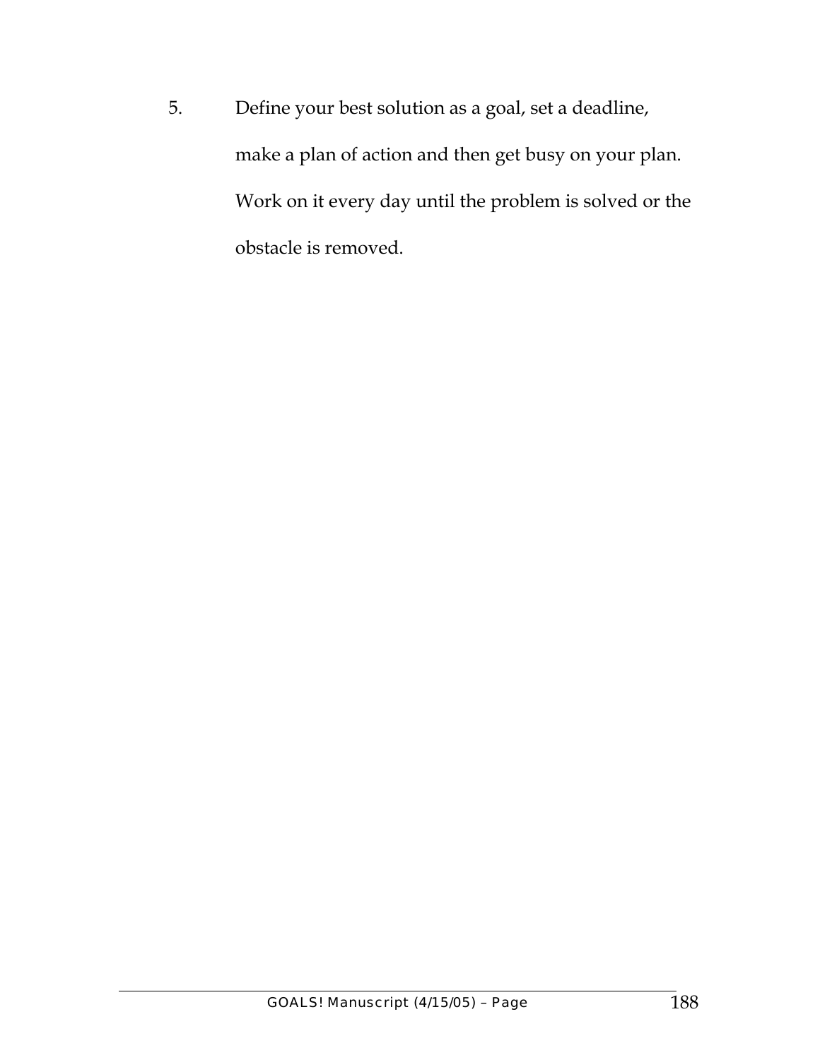5. Define your best solution as a goal, set a deadline, make a plan of action and then get busy on your plan. Work on it every day until the problem is solved or the obstacle is removed.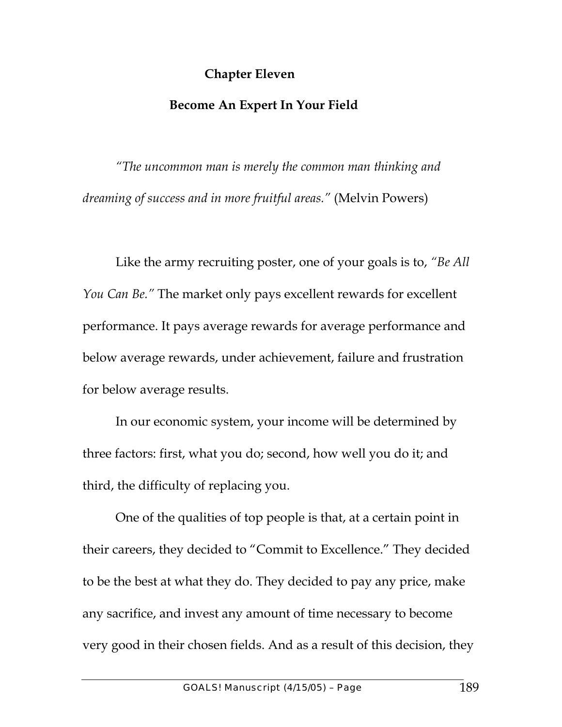# Chapter Eleven

## Become An Expert In Your Field

*"The uncommon man is merely the common man thinking and dreaming of success and in more fruitful areas."* (Melvin Powers)

Like the army recruiting poster, one of your goals is to, *"Be All You Can Be."* The market only pays excellent rewards for excellent performance. It pays average rewards for average performance and below average rewards, under achievement, failure and frustration for below average results.

In our economic system, your income will be determined by three factors: first, what you do; second, how well you do it; and third, the difficulty of replacing you.

One of the qualities of top people is that, at a certain point in their careers, they decided to "Commit to Excellence." They decided to be the best at what they do. They decided to pay any price, make any sacrifice, and invest any amount of time necessary to become very good in their chosen fields. And as a result of this decision, they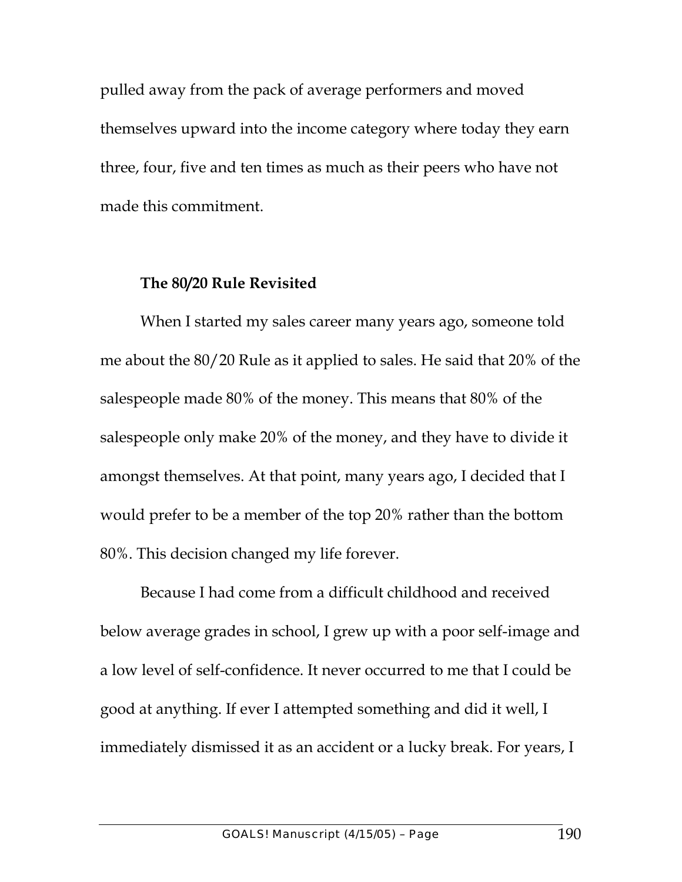pulled away from the pack of average performers and moved themselves upward into the income category where today they earn three, four, five and ten times as much as their peers who have not made this commitment.

### The 80/20 Rule Revisited

When I started my sales career many years ago, someone told me about the 80/20 Rule as it applied to sales. He said that 20% of the salespeople made 80% of the money. This means that 80% of the salespeople only make 20% of the money, and they have to divide it amongst themselves. At that point, many years ago, I decided that I would prefer to be a member of the top 20% rather than the bottom 80%. This decision changed my life forever.

Because I had come from a difficult childhood and received below average grades in school, I grew up with a poor self-image and a low level of self-confidence. It never occurred to me that I could be good at anything. If ever I attempted something and did it well, I immediately dismissed it as an accident or a lucky break. For years, I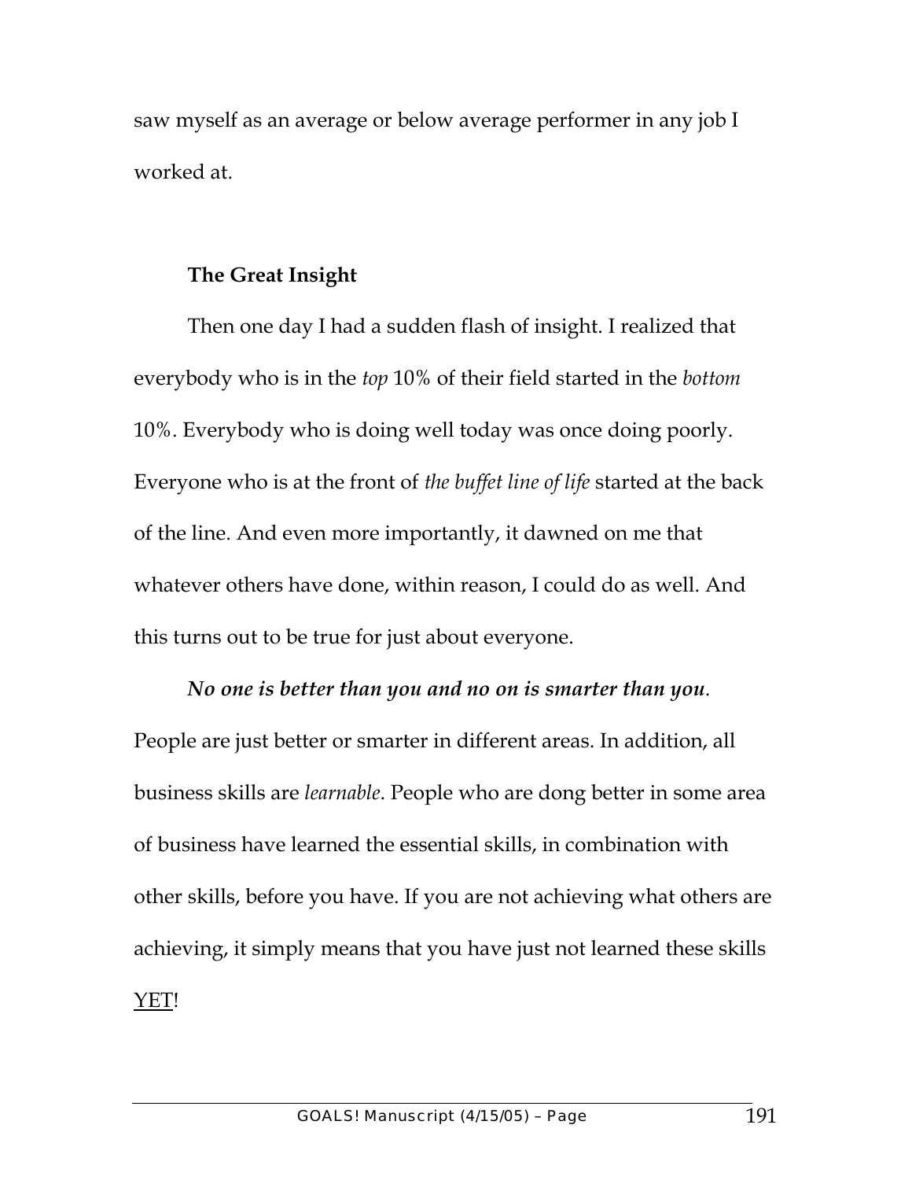saw myself as an average or below average performer in any job I worked at.

### The Great Insight

Then one day I had a sudden flash of insight. I realized that everybody who is in the *top* 10% of their field started in the *bottom* 10%. Everybody who is doing well today was once doing poorly. Everyone who is at the front of *the buffet line of life* started at the back of the line. And even more importantly, it dawned on me that whatever others have done, within reason, I could do as well. And this turns out to be true for just about everyone.

***No one is better than you and no on is smarter than you***. People are just better or smarter in different areas. In addition, all business skills are *learnable*. People who are dong better in some area of business have learned the essential skills, in combination with other skills, before you have. If you are not achieving what others are achieving, it simply means that you have just not learned these skills <u>YET</u>!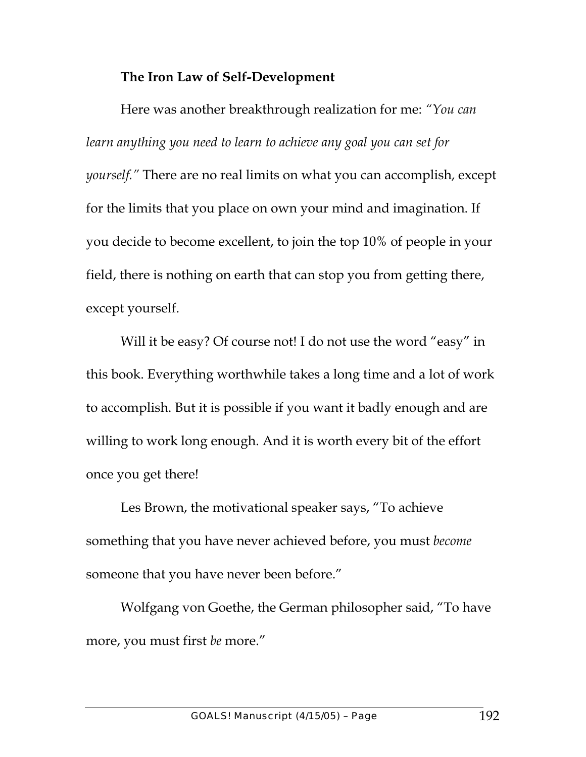**The Iron Law of Self-Development**

Here was another breakthrough realization for me: *"You can learn anything you need to learn to achieve any goal you can set for yourself."* There are no real limits on what you can accomplish, except for the limits that you place on own your mind and imagination. If you decide to become excellent, to join the top 10% of people in your field, there is nothing on earth that can stop you from getting there, except yourself.

Will it be easy? Of course not! I do not use the word "easy" in this book. Everything worthwhile takes a long time and a lot of work to accomplish. But it is possible if you want it badly enough and are willing to work long enough. And it is worth every bit of the effort once you get there!

Les Brown, the motivational speaker says, "To achieve something that you have never achieved before, you must *become* someone that you have never been before."

Wolfgang von Goethe, the German philosopher said, "To have more, you must first *be* more."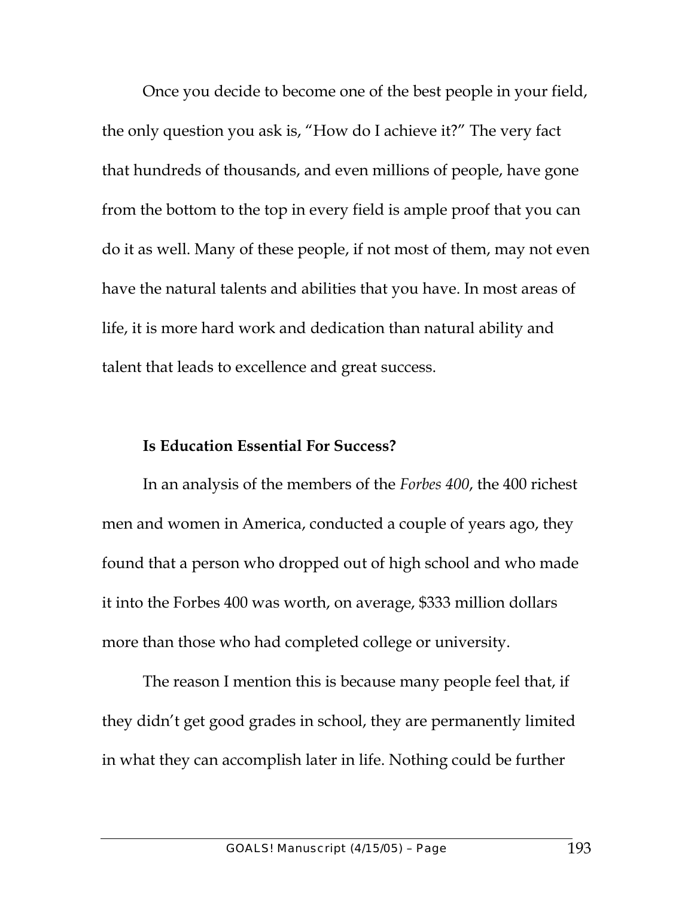Once you decide to become one of the best people in your field, the only question you ask is, "How do I achieve it?" The very fact that hundreds of thousands, and even millions of people, have gone from the bottom to the top in every field is ample proof that you can do it as well. Many of these people, if not most of them, may not even have the natural talents and abilities that you have. In most areas of life, it is more hard work and dedication than natural ability and talent that leads to excellence and great success.

### Is Education Essential For Success?

In an analysis of the members of the *Forbes 400*, the 400 richest men and women in America, conducted a couple of years ago, they found that a person who dropped out of high school and who made it into the Forbes 400 was worth, on average, $333 million dollars more than those who had completed college or university.

The reason I mention this is because many people feel that, if they didn't get good grades in school, they are permanently limited in what they can accomplish later in life. Nothing could be further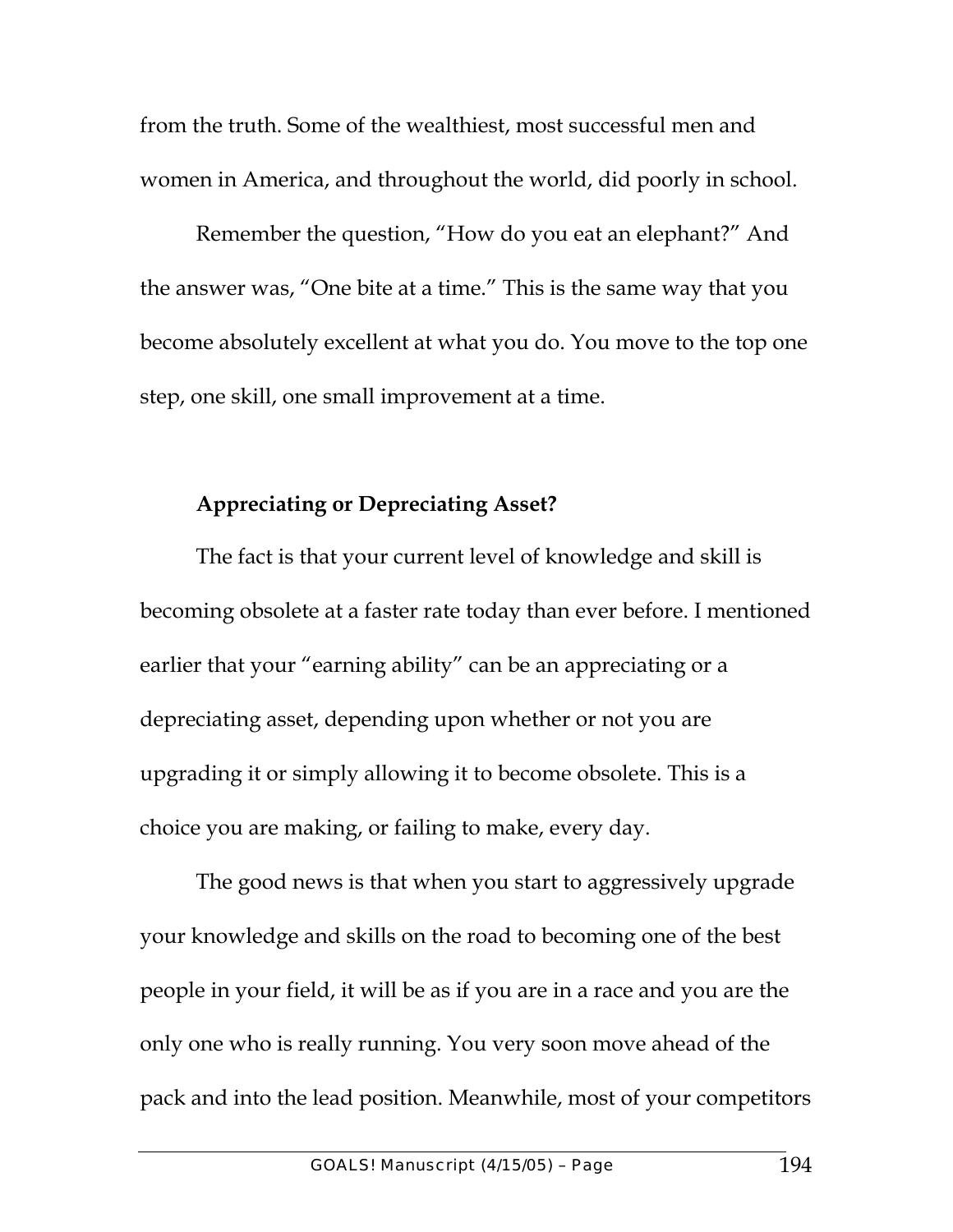from the truth. Some of the wealthiest, most successful men and women in America, and throughout the world, did poorly in school.

Remember the question, "How do you eat an elephant?" And the answer was, "One bite at a time." This is the same way that you become absolutely excellent at what you do. You move to the top one step, one skill, one small improvement at a time.

### Appreciating or Depreciating Asset?

The fact is that your current level of knowledge and skill is becoming obsolete at a faster rate today than ever before. I mentioned earlier that your "earning ability" can be an appreciating or a depreciating asset, depending upon whether or not you are upgrading it or simply allowing it to become obsolete. This is a choice you are making, or failing to make, every day.

The good news is that when you start to aggressively upgrade your knowledge and skills on the road to becoming one of the best people in your field, it will be as if you are in a race and you are the only one who is really running. You very soon move ahead of the pack and into the lead position. Meanwhile, most of your competitors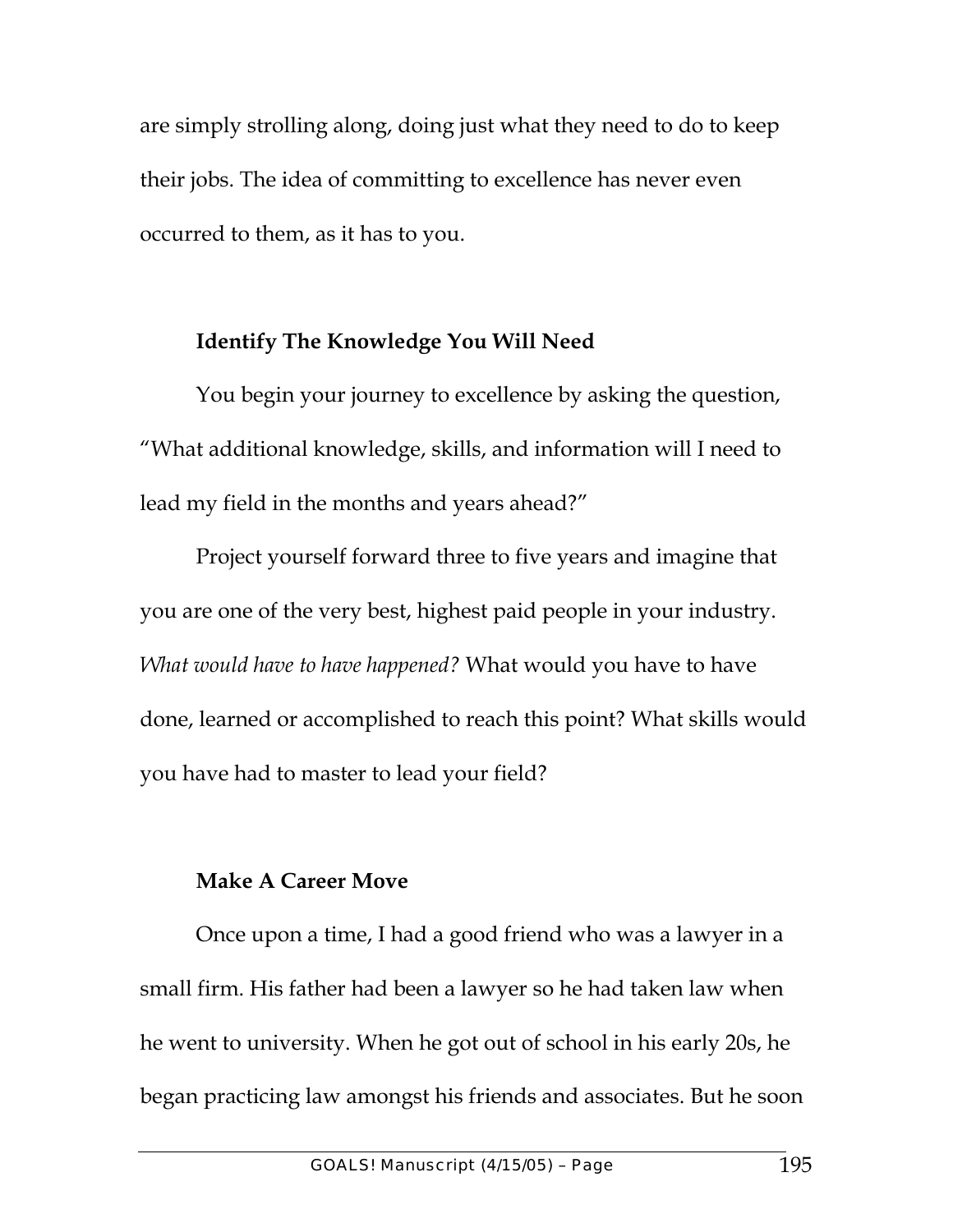are simply strolling along, doing just what they need to do to keep their jobs. The idea of committing to excellence has never even occurred to them, as it has to you.

### Identify The Knowledge You Will Need

You begin your journey to excellence by asking the question, "What additional knowledge, skills, and information will I need to lead my field in the months and years ahead?"

Project yourself forward three to five years and imagine that you are one of the very best, highest paid people in your industry. *What would have to have happened?* What would you have to have done, learned or accomplished to reach this point? What skills would you have had to master to lead your field?

### Make A Career Move

Once upon a time, I had a good friend who was a lawyer in a small firm. His father had been a lawyer so he had taken law when he went to university. When he got out of school in his early 20s, he began practicing law amongst his friends and associates. But he soon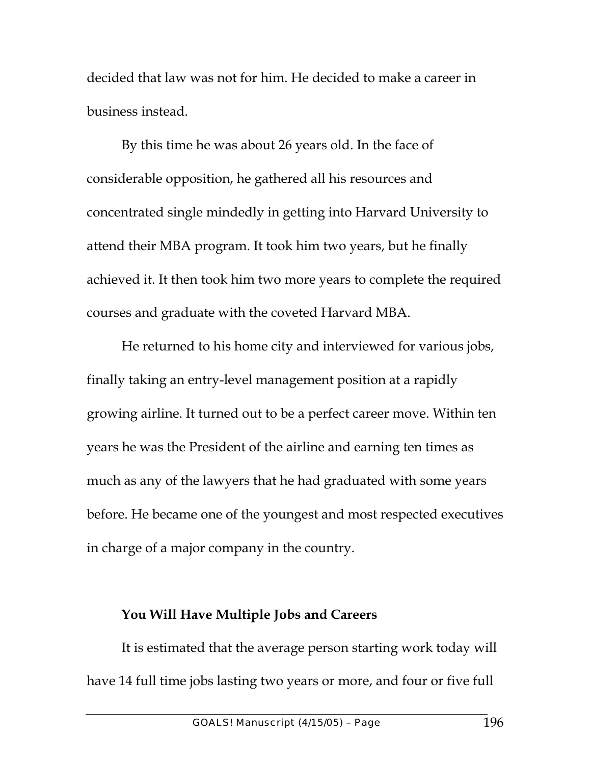decided that law was not for him. He decided to make a career in business instead.

By this time he was about 26 years old. In the face of considerable opposition, he gathered all his resources and concentrated single mindedly in getting into Harvard University to attend their MBA program. It took him two years, but he finally achieved it. It then took him two more years to complete the required courses and graduate with the coveted Harvard MBA.

He returned to his home city and interviewed for various jobs, finally taking an entry-level management position at a rapidly growing airline. It turned out to be a perfect career move. Within ten years he was the President of the airline and earning ten times as much as any of the lawyers that he had graduated with some years before. He became one of the youngest and most respected executives in charge of a major company in the country.

**You Will Have Multiple Jobs and Careers**

It is estimated that the average person starting work today will have 14 full time jobs lasting two years or more, and four or five full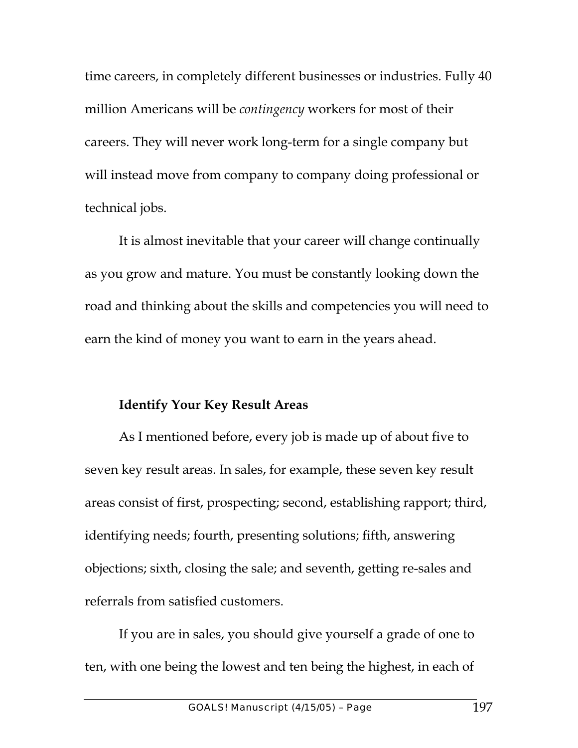time careers, in completely different businesses or industries. Fully 40 million Americans will be *contingency* workers for most of their careers. They will never work long-term for a single company but will instead move from company to company doing professional or technical jobs.

It is almost inevitable that your career will change continually as you grow and mature. You must be constantly looking down the road and thinking about the skills and competencies you will need to earn the kind of money you want to earn in the years ahead.

### Identify Your Key Result Areas

As I mentioned before, every job is made up of about five to seven key result areas. In sales, for example, these seven key result areas consist of first, prospecting; second, establishing rapport; third, identifying needs; fourth, presenting solutions; fifth, answering objections; sixth, closing the sale; and seventh, getting re-sales and referrals from satisfied customers.

If you are in sales, you should give yourself a grade of one to ten, with one being the lowest and ten being the highest, in each of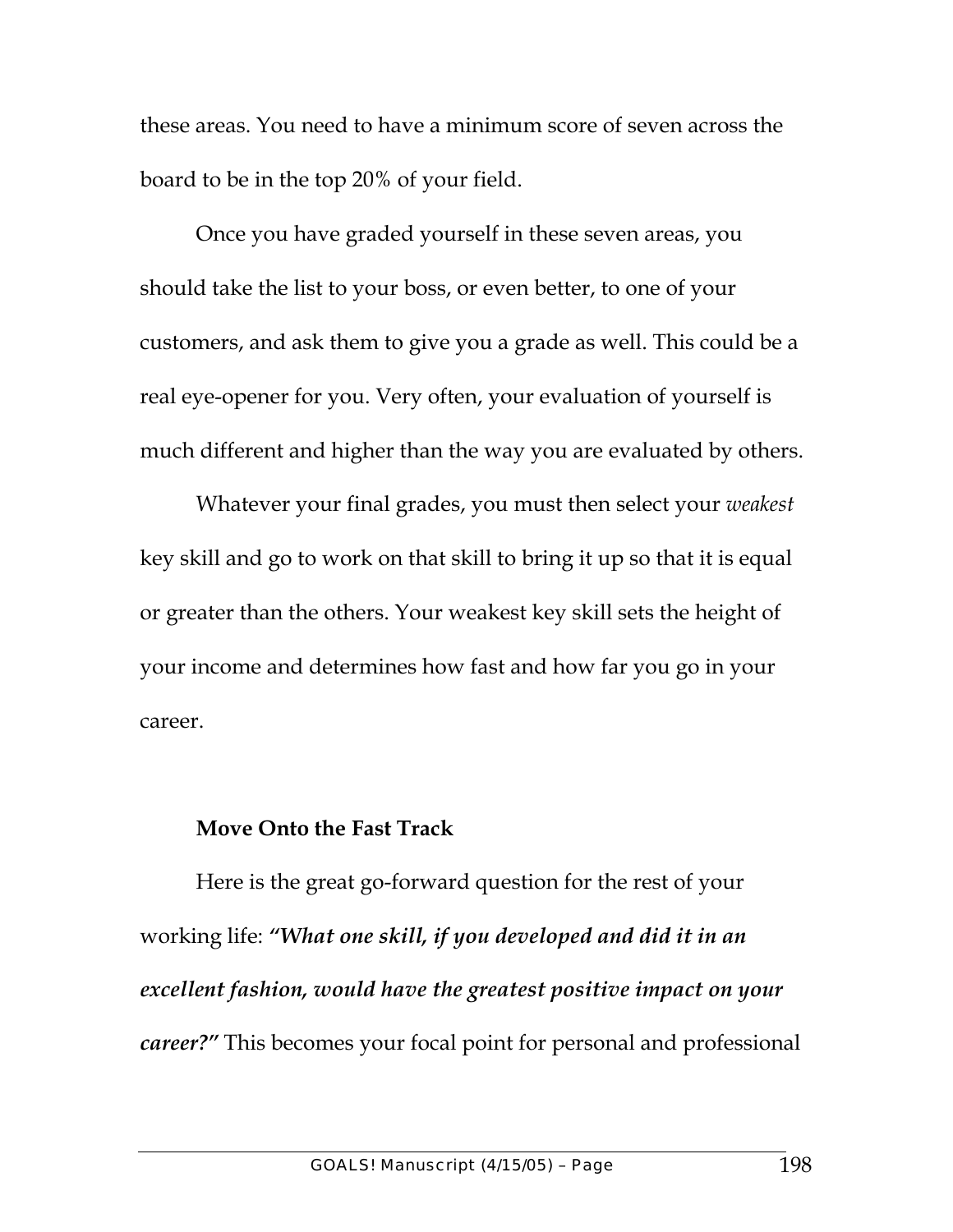these areas. You need to have a minimum score of seven across the board to be in the top 20% of your field.

Once you have graded yourself in these seven areas, you should take the list to your boss, or even better, to one of your customers, and ask them to give you a grade as well. This could be a real eye-opener for you. Very often, your evaluation of yourself is much different and higher than the way you are evaluated by others.

Whatever your final grades, you must then select your *weakest* key skill and go to work on that skill to bring it up so that it is equal or greater than the others. Your weakest key skill sets the height of your income and determines how fast and how far you go in your career.

**Move Onto the Fast Track**

Here is the great go-forward question for the rest of your working life: ***"What one skill, if you developed and did it in an excellent fashion, would have the greatest positive impact on your career?"*** This becomes your focal point for personal and professional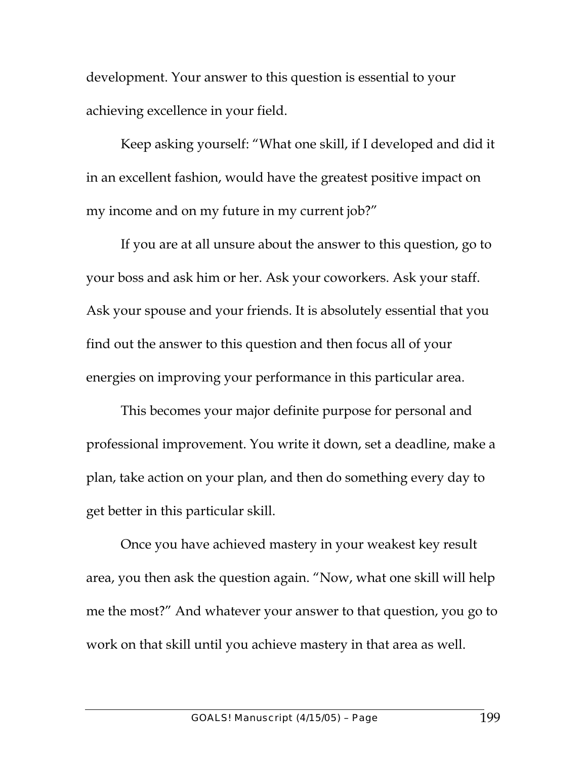development. Your answer to this question is essential to your achieving excellence in your field.

Keep asking yourself: "What one skill, if I developed and did it in an excellent fashion, would have the greatest positive impact on my income and on my future in my current job?"

If you are at all unsure about the answer to this question, go to your boss and ask him or her. Ask your coworkers. Ask your staff. Ask your spouse and your friends. It is absolutely essential that you find out the answer to this question and then focus all of your energies on improving your performance in this particular area.

This becomes your major definite purpose for personal and professional improvement. You write it down, set a deadline, make a plan, take action on your plan, and then do something every day to get better in this particular skill.

Once you have achieved mastery in your weakest key result area, you then ask the question again. "Now, what one skill will help me the most?" And whatever your answer to that question, you go to work on that skill until you achieve mastery in that area as well.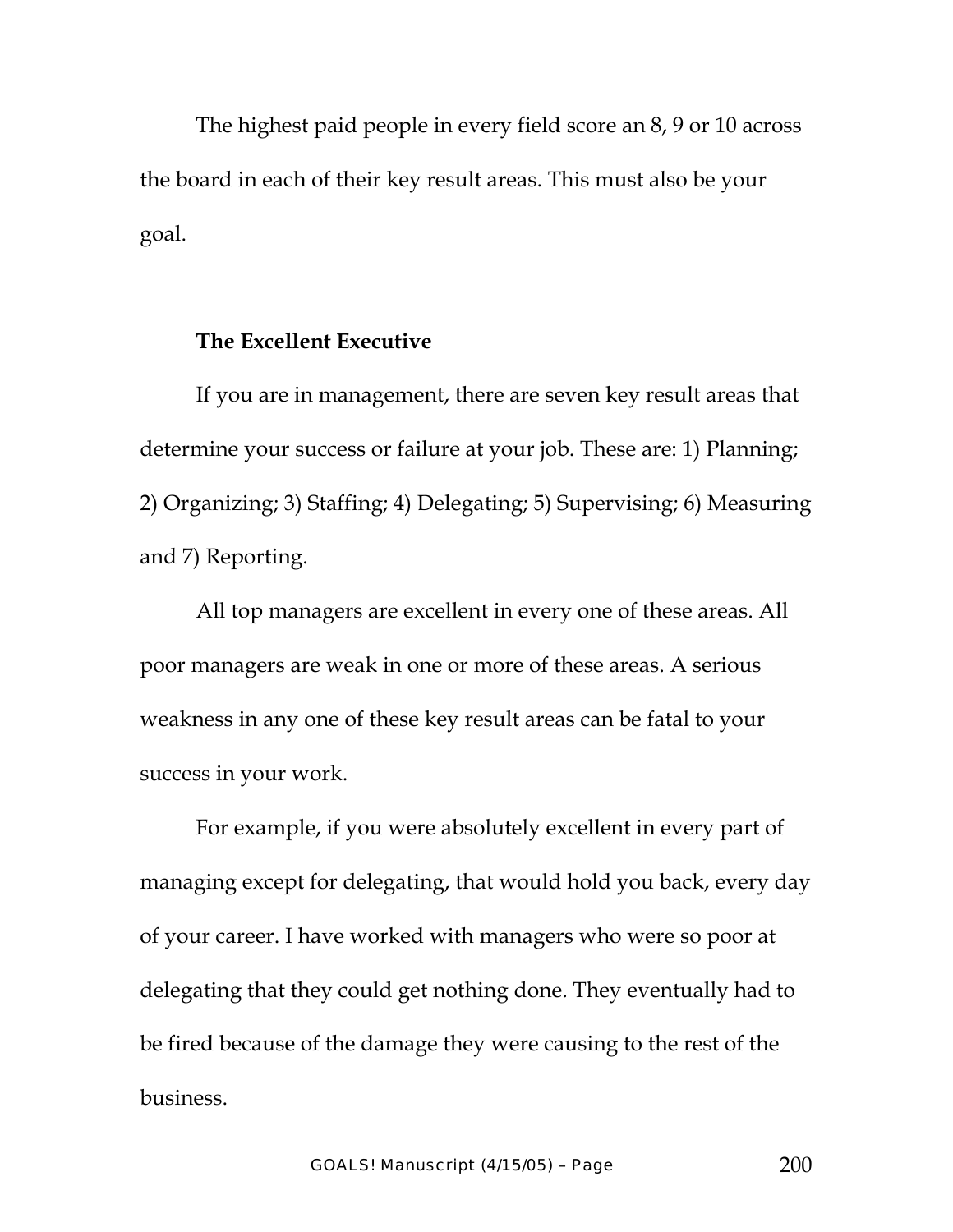The highest paid people in every field score an 8, 9 or 10 across the board in each of their key result areas. This must also be your goal.

**The Excellent Executive**

If you are in management, there are seven key result areas that determine your success or failure at your job. These are: 1) Planning; 2) Organizing; 3) Staffing; 4) Delegating; 5) Supervising; 6) Measuring and 7) Reporting.

All top managers are excellent in every one of these areas. All poor managers are weak in one or more of these areas. A serious weakness in any one of these key result areas can be fatal to your success in your work.

For example, if you were absolutely excellent in every part of managing except for delegating, that would hold you back, every day of your career. I have worked with managers who were so poor at delegating that they could get nothing done. They eventually had to be fired because of the damage they were causing to the rest of the business.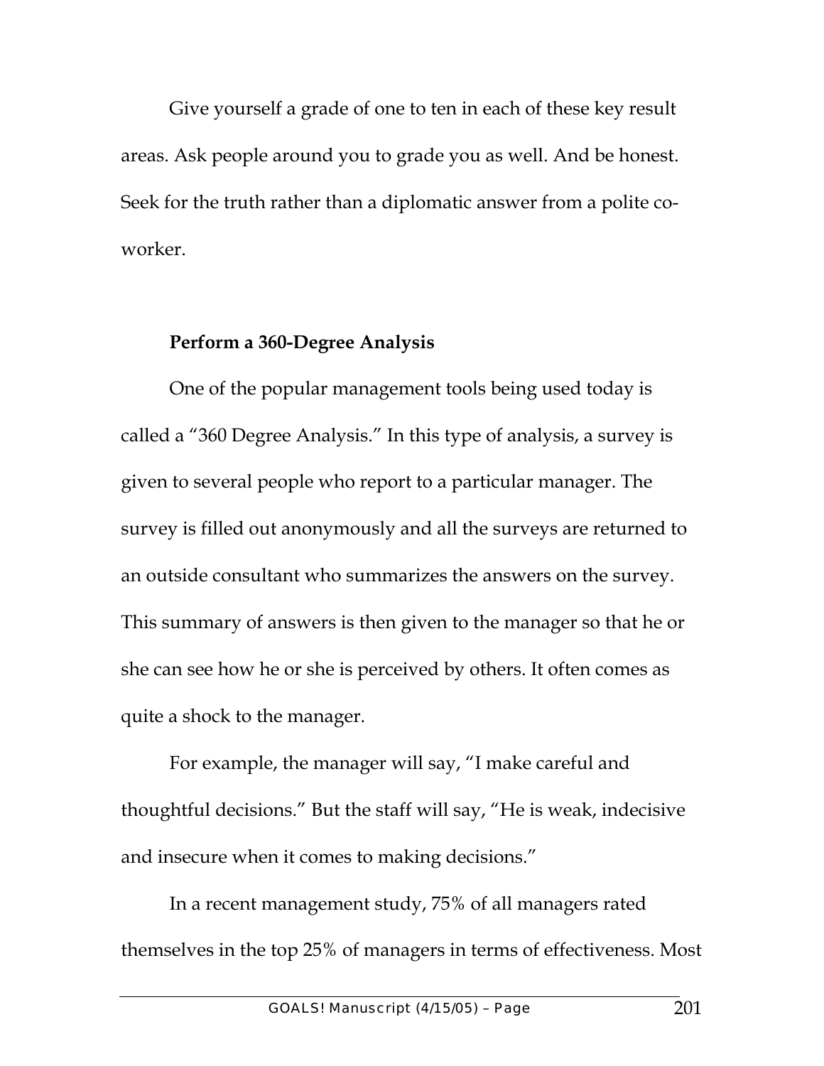Give yourself a grade of one to ten in each of these key result areas. Ask people around you to grade you as well. And be honest. Seek for the truth rather than a diplomatic answer from a polite co-worker.

**Perform a 360-Degree Analysis**

One of the popular management tools being used today is called a "360 Degree Analysis." In this type of analysis, a survey is given to several people who report to a particular manager. The survey is filled out anonymously and all the surveys are returned to an outside consultant who summarizes the answers on the survey. This summary of answers is then given to the manager so that he or she can see how he or she is perceived by others. It often comes as quite a shock to the manager.

For example, the manager will say, "I make careful and thoughtful decisions." But the staff will say, "He is weak, indecisive and insecure when it comes to making decisions."

In a recent management study, 75% of all managers rated themselves in the top 25% of managers in terms of effectiveness. Most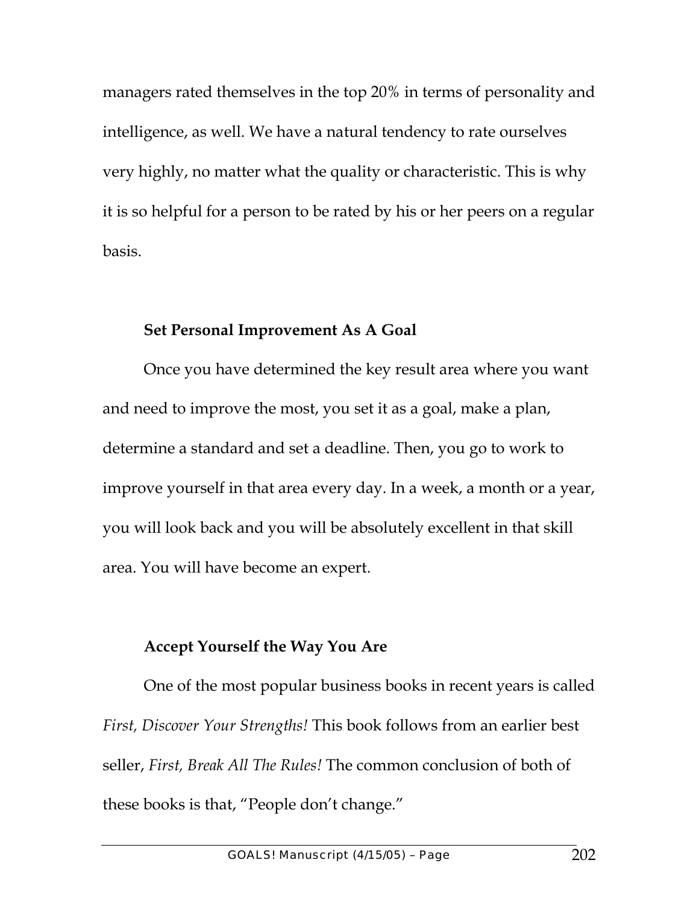managers rated themselves in the top 20% in terms of personality and intelligence, as well. We have a natural tendency to rate ourselves very highly, no matter what the quality or characteristic. This is why it is so helpful for a person to be rated by his or her peers on a regular basis.

**Set Personal Improvement As A Goal**

Once you have determined the key result area where you want and need to improve the most, you set it as a goal, make a plan, determine a standard and set a deadline. Then, you go to work to improve yourself in that area every day. In a week, a month or a year, you will look back and you will be absolutely excellent in that skill area. You will have become an expert.

**Accept Yourself the Way You Are**

One of the most popular business books in recent years is called *First, Discover Your Strengths!* This book follows from an earlier best seller, *First, Break All The Rules!* The common conclusion of both of these books is that, "People don't change."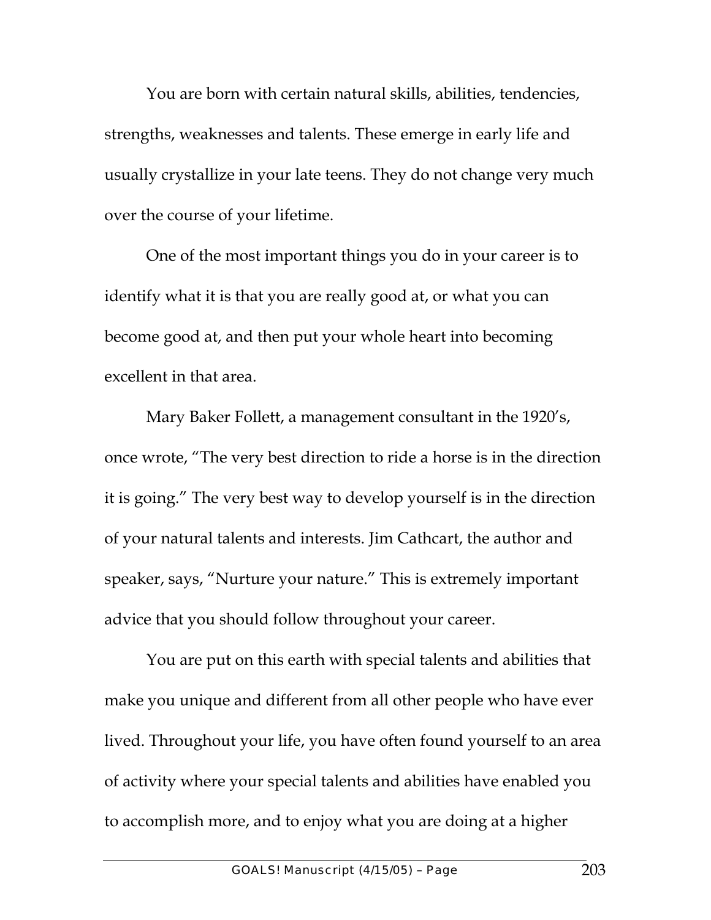You are born with certain natural skills, abilities, tendencies, strengths, weaknesses and talents. These emerge in early life and usually crystallize in your late teens. They do not change very much over the course of your lifetime.

One of the most important things you do in your career is to identify what it is that you are really good at, or what you can become good at, and then put your whole heart into becoming excellent in that area.

Mary Baker Follett, a management consultant in the 1920's, once wrote, "The very best direction to ride a horse is in the direction it is going." The very best way to develop yourself is in the direction of your natural talents and interests. Jim Cathcart, the author and speaker, says, "Nurture your nature." This is extremely important advice that you should follow throughout your career.

You are put on this earth with special talents and abilities that make you unique and different from all other people who have ever lived. Throughout your life, you have often found yourself to an area of activity where your special talents and abilities have enabled you to accomplish more, and to enjoy what you are doing at a higher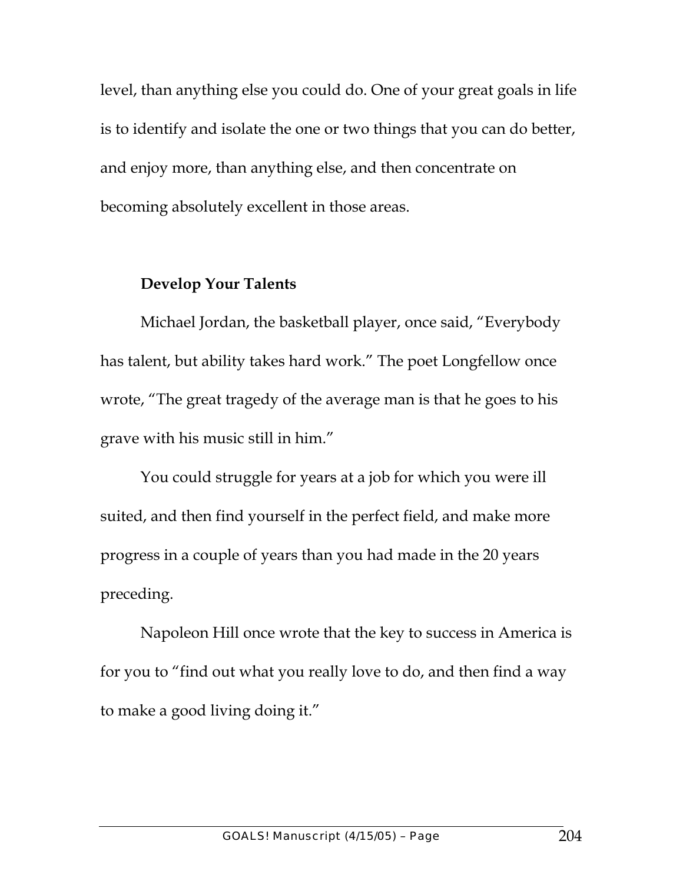level, than anything else you could do. One of your great goals in life is to identify and isolate the one or two things that you can do better, and enjoy more, than anything else, and then concentrate on becoming absolutely excellent in those areas.

### Develop Your Talents

Michael Jordan, the basketball player, once said, “Everybody has talent, but ability takes hard work.” The poet Longfellow once wrote, “The great tragedy of the average man is that he goes to his grave with his music still in him.”

You could struggle for years at a job for which you were ill suited, and then find yourself in the perfect field, and make more progress in a couple of years than you had made in the 20 years preceding.

Napoleon Hill once wrote that the key to success in America is for you to “find out what you really love to do, and then find a way to make a good living doing it.”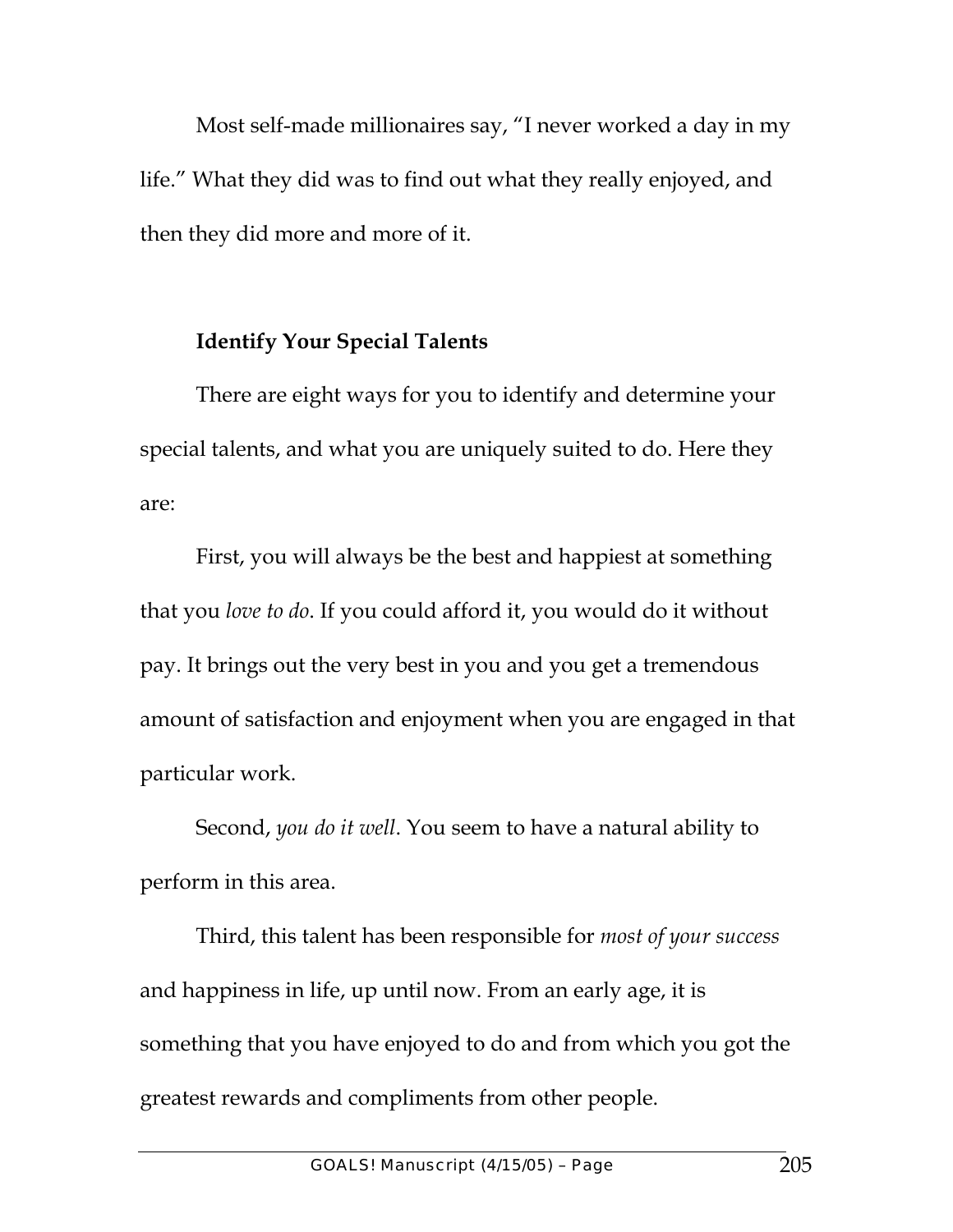Most self-made millionaires say, "I never worked a day in my life." What they did was to find out what they really enjoyed, and then they did more and more of it.

**Identify Your Special Talents**

There are eight ways for you to identify and determine your special talents, and what you are uniquely suited to do. Here they are:

First, you will always be the best and happiest at something that you *love to do*. If you could afford it, you would do it without pay. It brings out the very best in you and you get a tremendous amount of satisfaction and enjoyment when you are engaged in that particular work.

Second, *you do it well*. You seem to have a natural ability to perform in this area.

Third, this talent has been responsible for *most of your success* and happiness in life, up until now. From an early age, it is something that you have enjoyed to do and from which you got the greatest rewards and compliments from other people.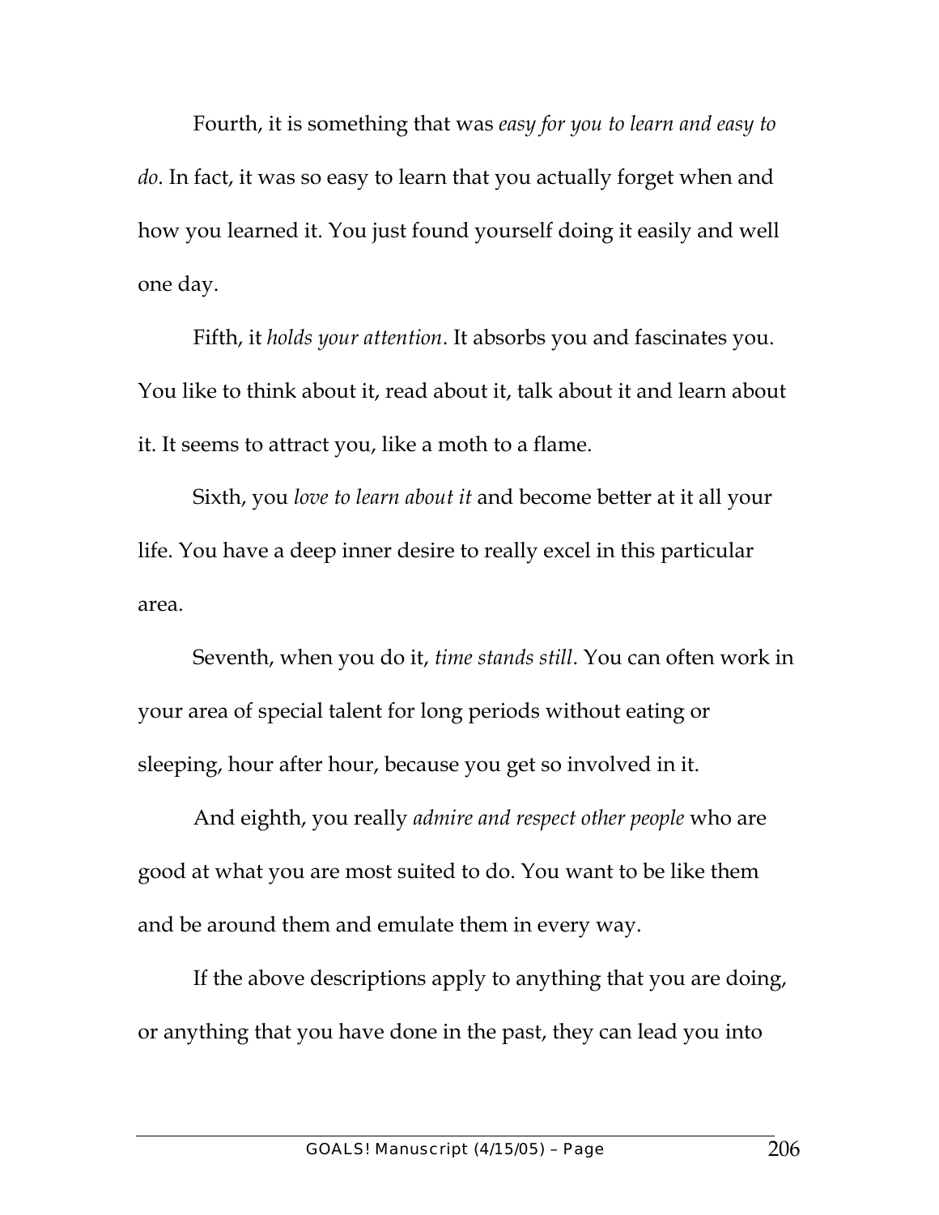Fourth, it is something that was *easy for you to learn and easy to do*. In fact, it was so easy to learn that you actually forget when and how you learned it. You just found yourself doing it easily and well one day.

Fifth, it *holds your attention*. It absorbs you and fascinates you. You like to think about it, read about it, talk about it and learn about it. It seems to attract you, like a moth to a flame.

Sixth, you *love to learn about it* and become better at it all your life. You have a deep inner desire to really excel in this particular area.

Seventh, when you do it, *time stands still*. You can often work in your area of special talent for long periods without eating or sleeping, hour after hour, because you get so involved in it.

And eighth, you really *admire and respect other people* who are good at what you are most suited to do. You want to be like them and be around them and emulate them in every way.

If the above descriptions apply to anything that you are doing, or anything that you have done in the past, they can lead you into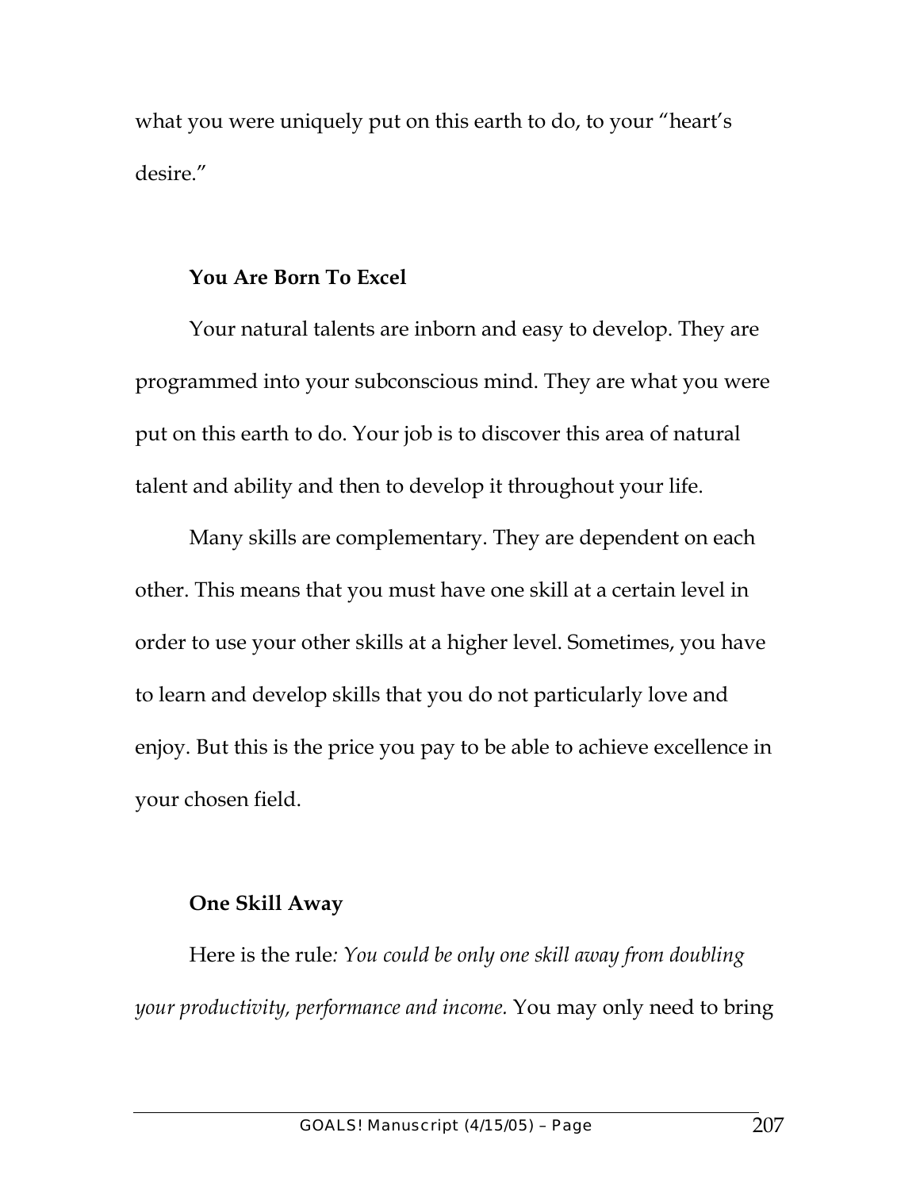what you were uniquely put on this earth to do, to your "heart's desire."

### You Are Born To Excel

Your natural talents are inborn and easy to develop. They are programmed into your subconscious mind. They are what you were put on this earth to do. Your job is to discover this area of natural talent and ability and then to develop it throughout your life.

Many skills are complementary. They are dependent on each other. This means that you must have one skill at a certain level in order to use your other skills at a higher level. Sometimes, you have to learn and develop skills that you do not particularly love and enjoy. But this is the price you pay to be able to achieve excellence in your chosen field.

### One Skill Away

Here is the rule*: You could be only one skill away from doubling your productivity, performance and income.* You may only need to bring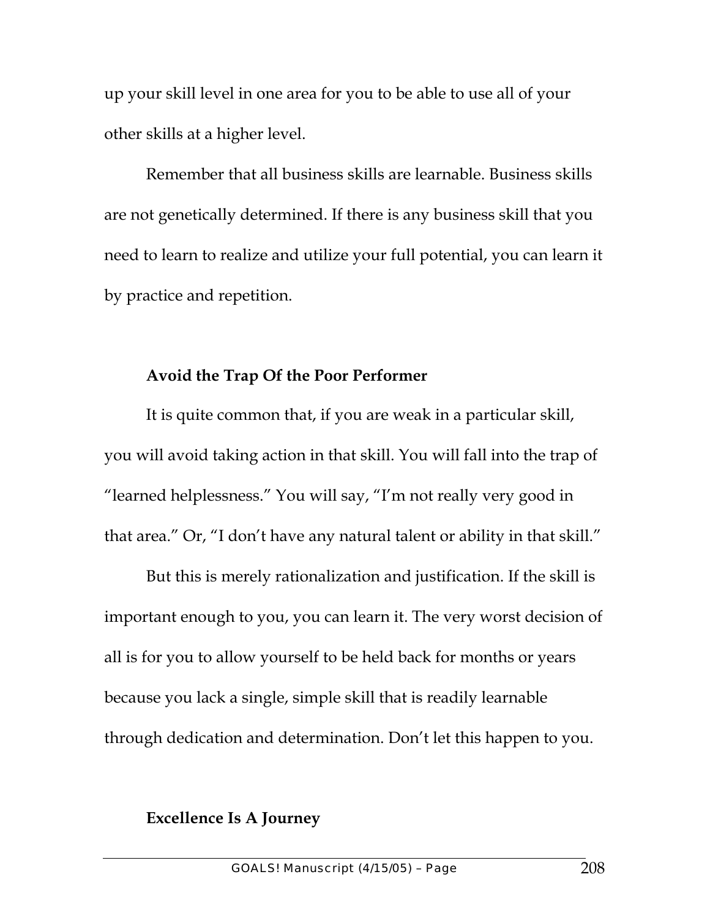up your skill level in one area for you to be able to use all of your other skills at a higher level.

Remember that all business skills are learnable. Business skills are not genetically determined. If there is any business skill that you need to learn to realize and utilize your full potential, you can learn it by practice and repetition.

### Avoid the Trap Of the Poor Performer

It is quite common that, if you are weak in a particular skill, you will avoid taking action in that skill. You will fall into the trap of "learned helplessness." You will say, "I'm not really very good in that area." Or, "I don't have any natural talent or ability in that skill."

But this is merely rationalization and justification. If the skill is important enough to you, you can learn it. The very worst decision of all is for you to allow yourself to be held back for months or years because you lack a single, simple skill that is readily learnable through dedication and determination. Don't let this happen to you.

### Excellence Is A Journey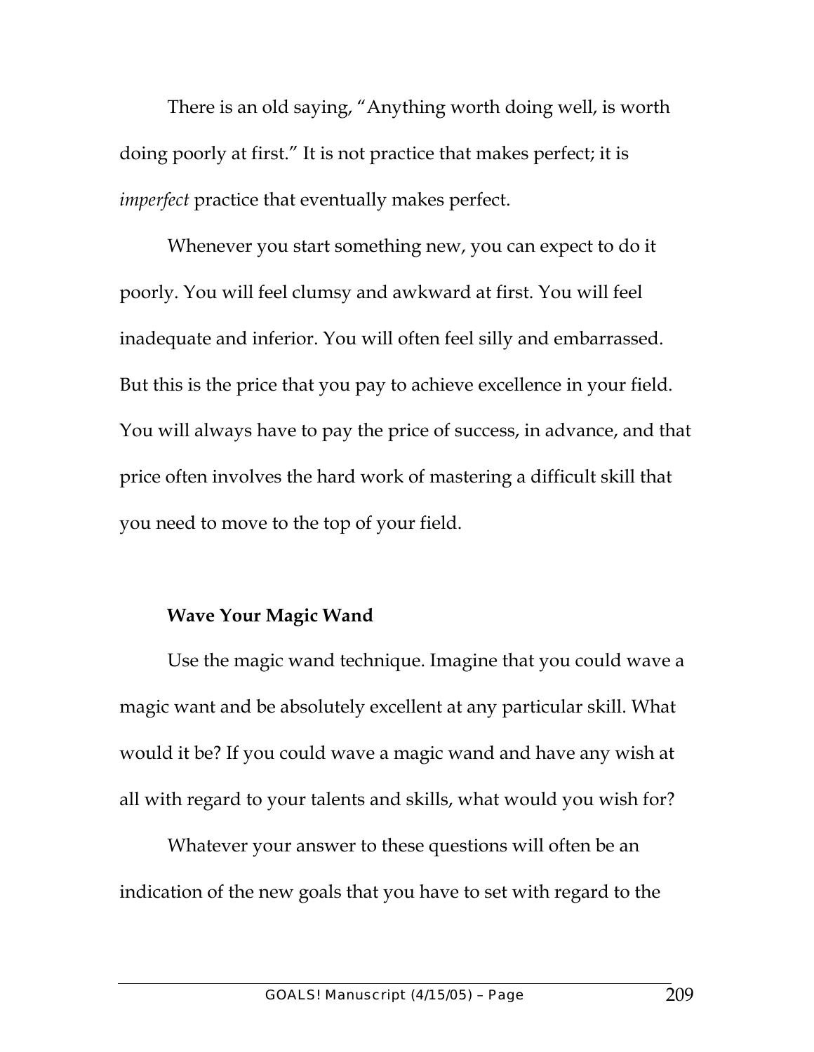There is an old saying, "Anything worth doing well, is worth doing poorly at first." It is not practice that makes perfect; it is *imperfect* practice that eventually makes perfect.

Whenever you start something new, you can expect to do it poorly. You will feel clumsy and awkward at first. You will feel inadequate and inferior. You will often feel silly and embarrassed. But this is the price that you pay to achieve excellence in your field. You will always have to pay the price of success, in advance, and that price often involves the hard work of mastering a difficult skill that you need to move to the top of your field.

**Wave Your Magic Wand**

Use the magic wand technique. Imagine that you could wave a magic want and be absolutely excellent at any particular skill. What would it be? If you could wave a magic wand and have any wish at all with regard to your talents and skills, what would you wish for?

Whatever your answer to these questions will often be an indication of the new goals that you have to set with regard to the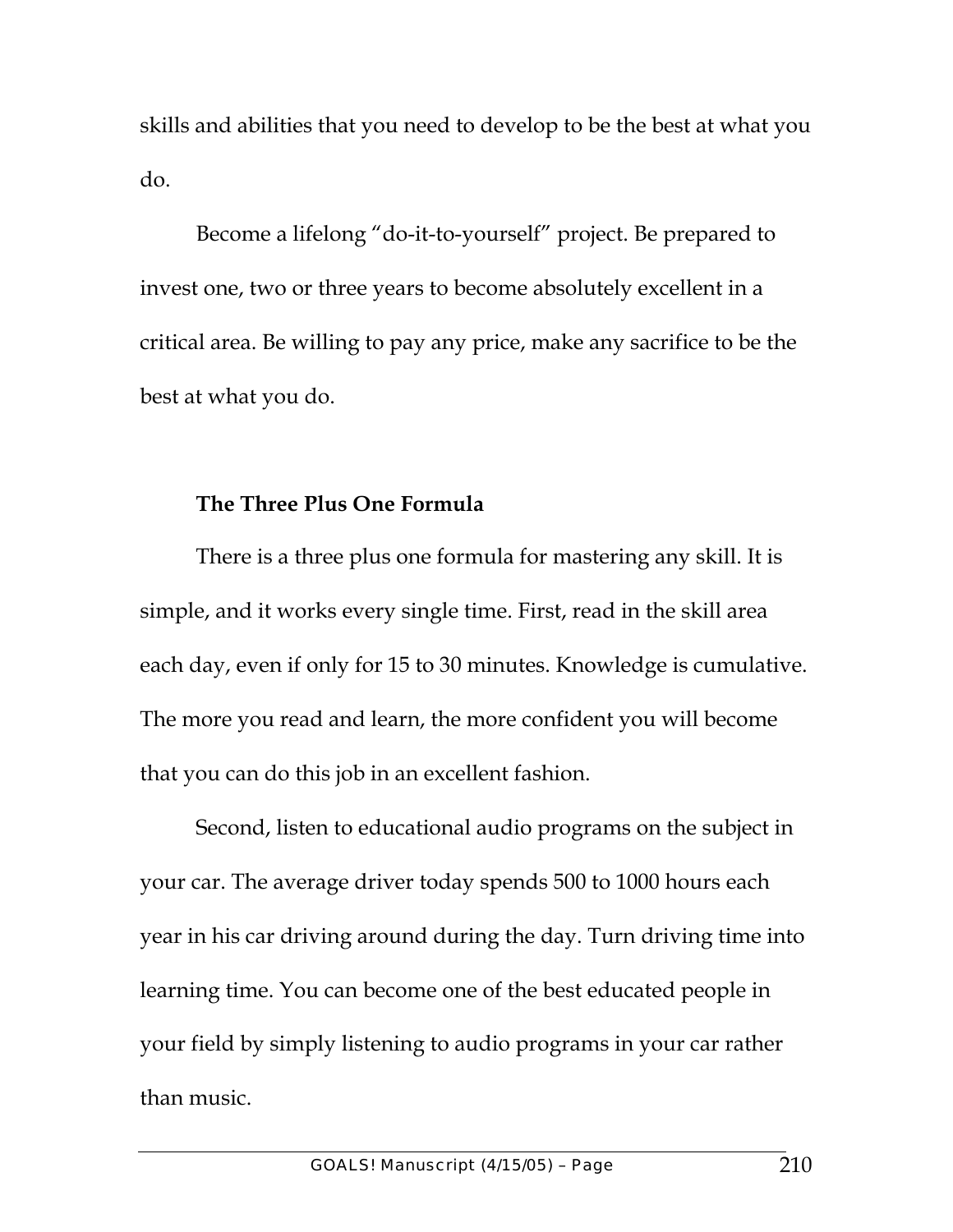skills and abilities that you need to develop to be the best at what you do.

Become a lifelong "do-it-to-yourself" project. Be prepared to invest one, two or three years to become absolutely excellent in a critical area. Be willing to pay any price, make any sacrifice to be the best at what you do.

### The Three Plus One Formula

There is a three plus one formula for mastering any skill. It is simple, and it works every single time. First, read in the skill area each day, even if only for 15 to 30 minutes. Knowledge is cumulative. The more you read and learn, the more confident you will become that you can do this job in an excellent fashion.

Second, listen to educational audio programs on the subject in your car. The average driver today spends 500 to 1000 hours each year in his car driving around during the day. Turn driving time into learning time. You can become one of the best educated people in your field by simply listening to audio programs in your car rather than music.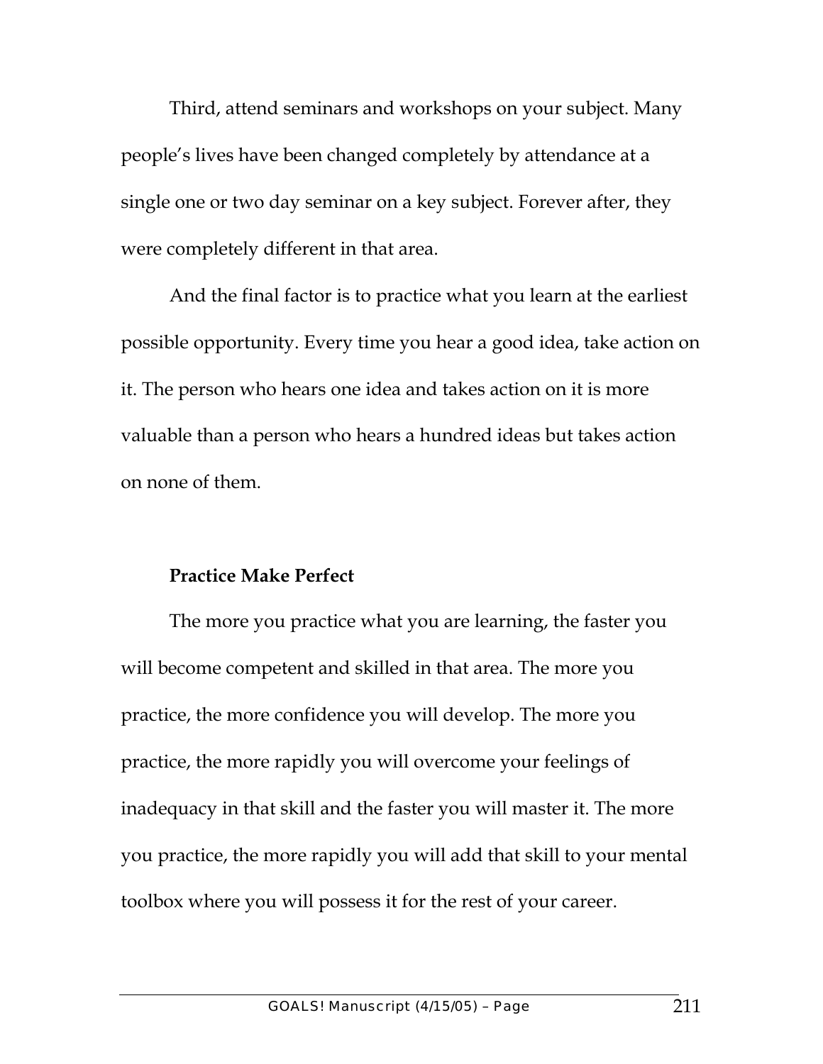Third, attend seminars and workshops on your subject. Many people's lives have been changed completely by attendance at a single one or two day seminar on a key subject. Forever after, they were completely different in that area.

And the final factor is to practice what you learn at the earliest possible opportunity. Every time you hear a good idea, take action on it. The person who hears one idea and takes action on it is more valuable than a person who hears a hundred ideas but takes action on none of them.

**Practice Make Perfect**

The more you practice what you are learning, the faster you will become competent and skilled in that area. The more you practice, the more confidence you will develop. The more you practice, the more rapidly you will overcome your feelings of inadequacy in that skill and the faster you will master it. The more you practice, the more rapidly you will add that skill to your mental toolbox where you will possess it for the rest of your career.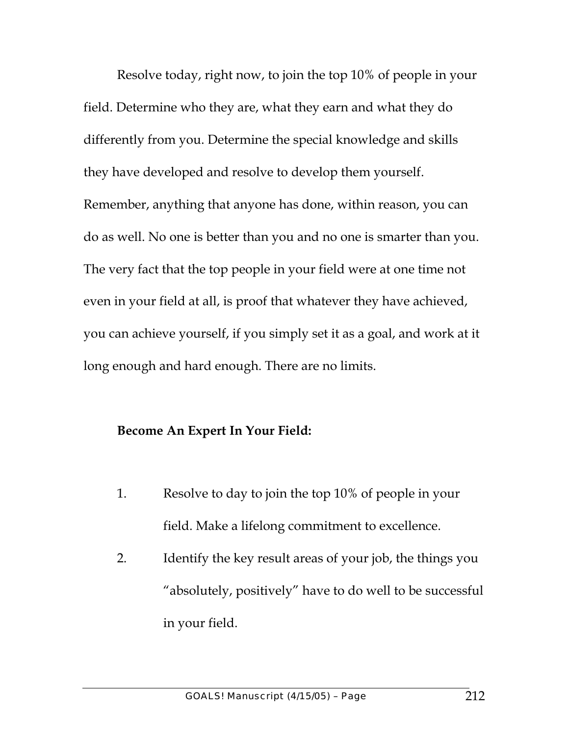Resolve today, right now, to join the top 10% of people in your field. Determine who they are, what they earn and what they do differently from you. Determine the special knowledge and skills they have developed and resolve to develop them yourself. Remember, anything that anyone has done, within reason, you can do as well. No one is better than you and no one is smarter than you. The very fact that the top people in your field were at one time not even in your field at all, is proof that whatever they have achieved, you can achieve yourself, if you simply set it as a goal, and work at it long enough and hard enough. There are no limits.

**Become An Expert In Your Field:**

1. Resolve to day to join the top 10% of people in your field. Make a lifelong commitment to excellence.
2. Identify the key result areas of your job, the things you "absolutely, positively" have to do well to be successful in your field.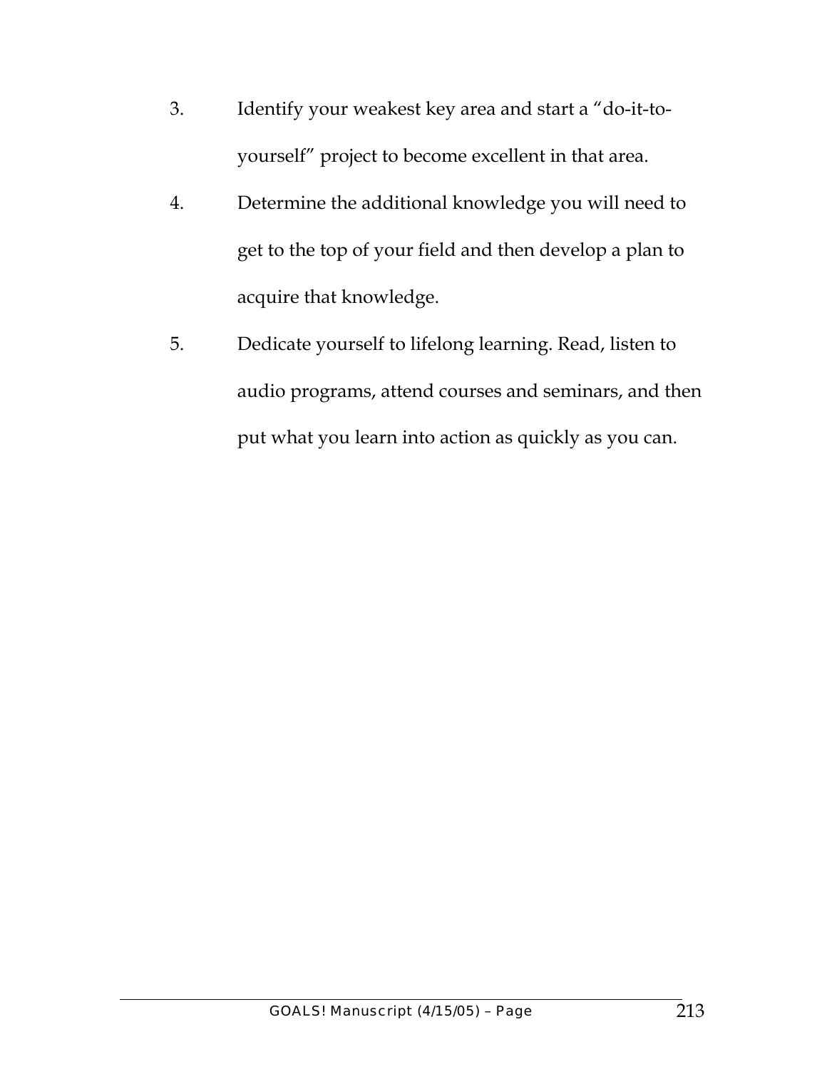3. Identify your weakest key area and start a "do-it-to-yourself" project to become excellent in that area.
4. Determine the additional knowledge you will need to get to the top of your field and then develop a plan to acquire that knowledge.
5. Dedicate yourself to lifelong learning. Read, listen to audio programs, attend courses and seminars, and then put what you learn into action as quickly as you can.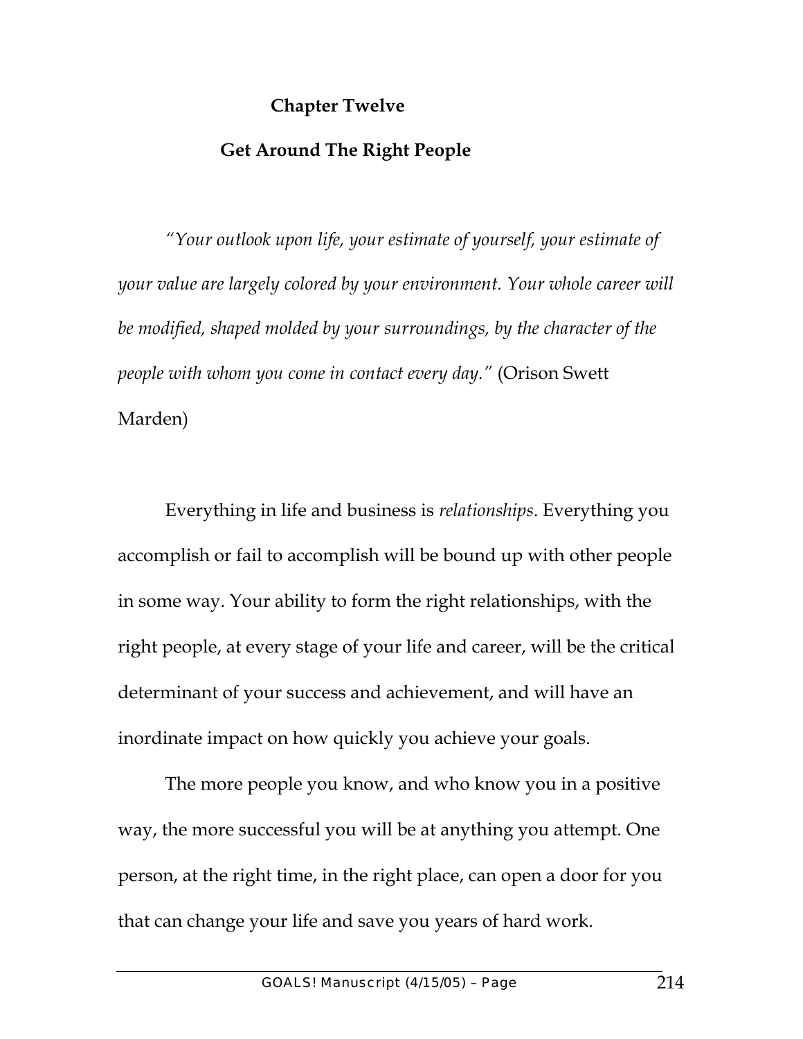# Chapter Twelve

## Get Around The Right People

*"Your outlook upon life, your estimate of yourself, your estimate of your value are largely colored by your environment. Your whole career will be modified, shaped molded by your surroundings, by the character of the people with whom you come in contact every day."* (Orison Swett Marden)

Everything in life and business is *relationships*. Everything you accomplish or fail to accomplish will be bound up with other people in some way. Your ability to form the right relationships, with the right people, at every stage of your life and career, will be the critical determinant of your success and achievement, and will have an inordinate impact on how quickly you achieve your goals.

The more people you know, and who know you in a positive way, the more successful you will be at anything you attempt. One person, at the right time, in the right place, can open a door for you that can change your life and save you years of hard work.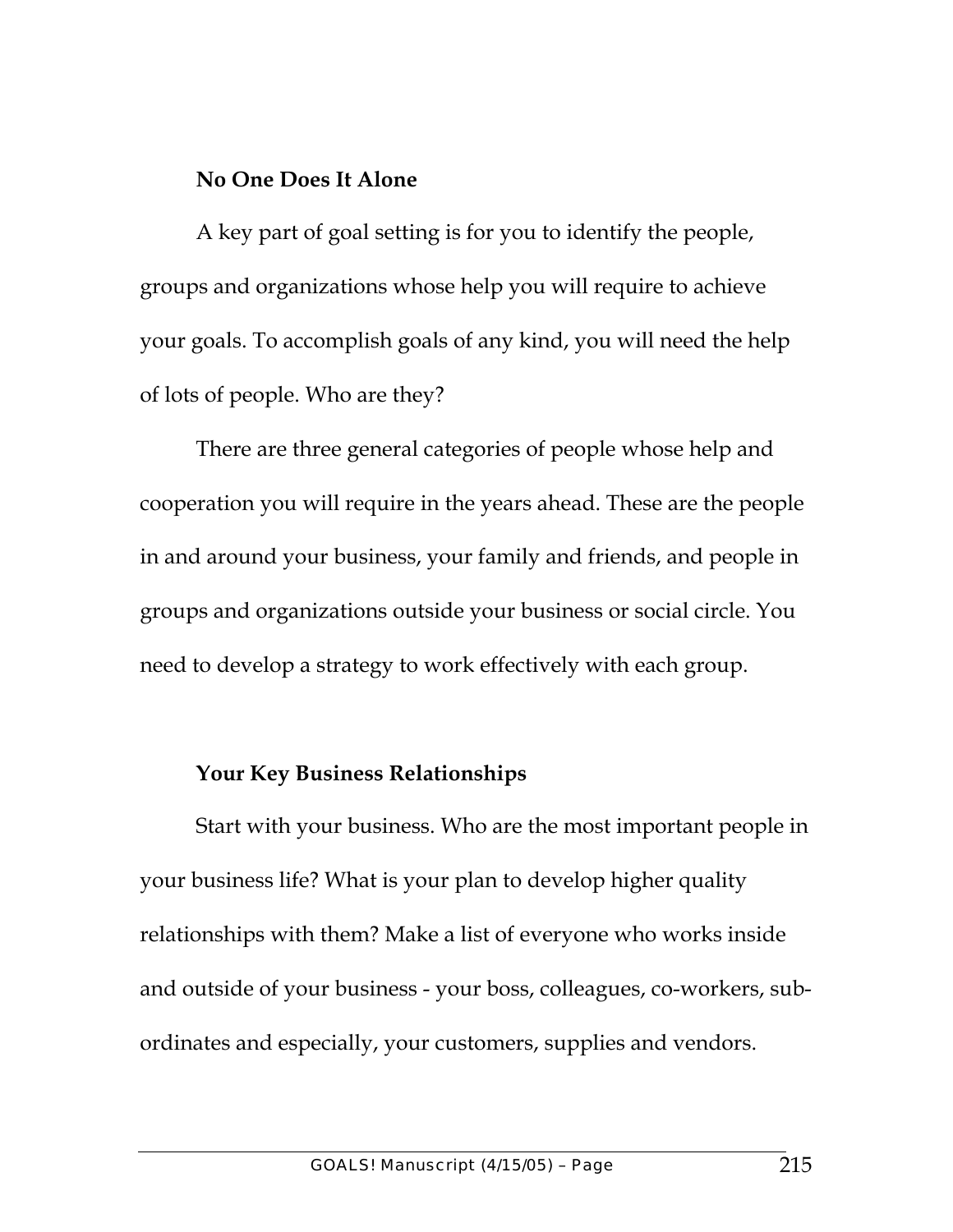**No One Does It Alone**

A key part of goal setting is for you to identify the people, groups and organizations whose help you will require to achieve your goals. To accomplish goals of any kind, you will need the help of lots of people. Who are they?

There are three general categories of people whose help and cooperation you will require in the years ahead. These are the people in and around your business, your family and friends, and people in groups and organizations outside your business or social circle. You need to develop a strategy to work effectively with each group.

**Your Key Business Relationships**

Start with your business. Who are the most important people in your business life? What is your plan to develop higher quality relationships with them? Make a list of everyone who works inside and outside of your business - your boss, colleagues, co-workers, sub-ordinates and especially, your customers, supplies and vendors.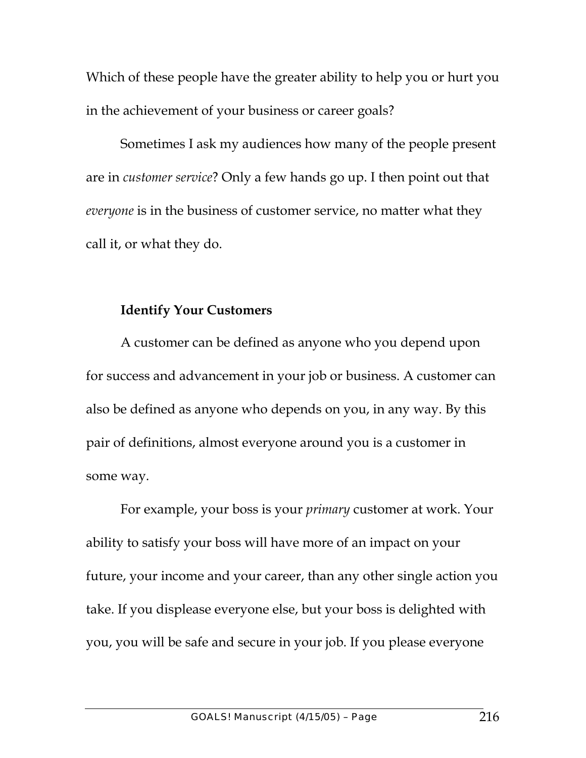Which of these people have the greater ability to help you or hurt you in the achievement of your business or career goals?

Sometimes I ask my audiences how many of the people present are in *customer service*? Only a few hands go up. I then point out that *everyone* is in the business of customer service, no matter what they call it, or what they do.

**Identify Your Customers**

A customer can be defined as anyone who you depend upon for success and advancement in your job or business. A customer can also be defined as anyone who depends on you, in any way. By this pair of definitions, almost everyone around you is a customer in some way.

For example, your boss is your *primary* customer at work. Your ability to satisfy your boss will have more of an impact on your future, your income and your career, than any other single action you take. If you displease everyone else, but your boss is delighted with you, you will be safe and secure in your job. If you please everyone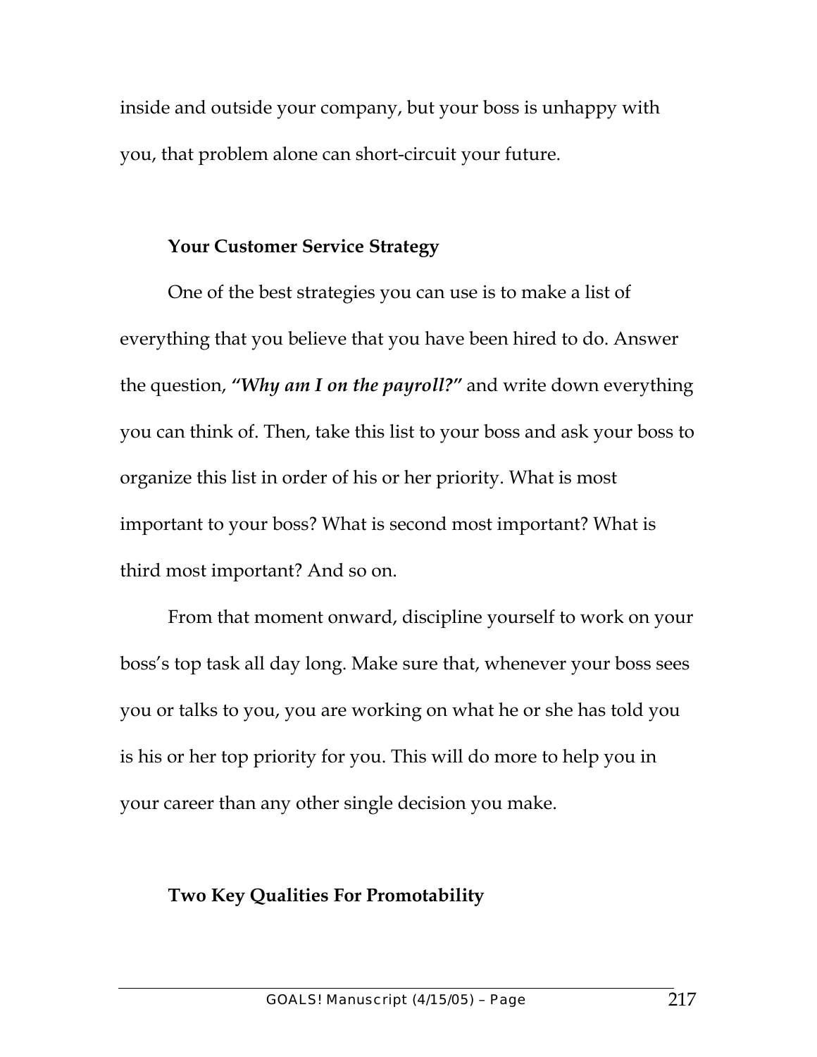inside and outside your company, but your boss is unhappy with you, that problem alone can short-circuit your future.

### Your Customer Service Strategy

One of the best strategies you can use is to make a list of everything that you believe that you have been hired to do. Answer the question, ***"Why am I on the payroll?"*** and write down everything you can think of. Then, take this list to your boss and ask your boss to organize this list in order of his or her priority. What is most important to your boss? What is second most important? What is third most important? And so on.

From that moment onward, discipline yourself to work on your boss's top task all day long. Make sure that, whenever your boss sees you or talks to you, you are working on what he or she has told you is his or her top priority for you. This will do more to help you in your career than any other single decision you make.

### Two Key Qualities For Promotability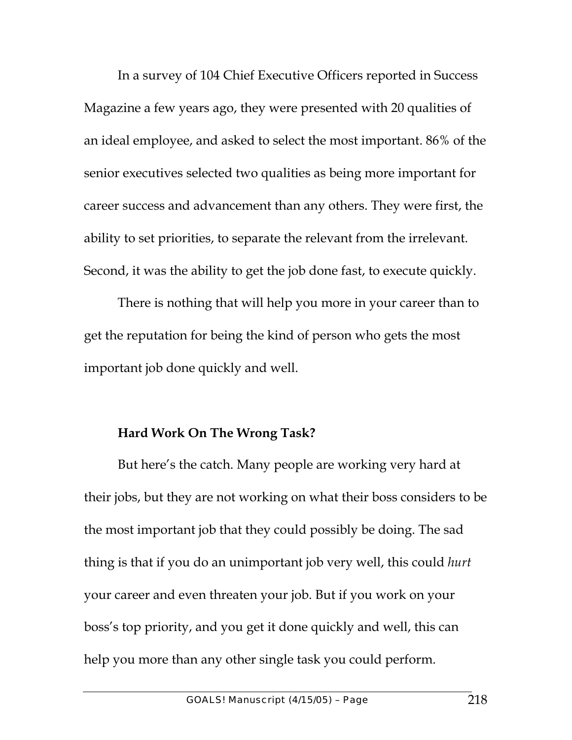In a survey of 104 Chief Executive Officers reported in Success Magazine a few years ago, they were presented with 20 qualities of an ideal employee, and asked to select the most important. 86% of the senior executives selected two qualities as being more important for career success and advancement than any others. They were first, the ability to set priorities, to separate the relevant from the irrelevant. Second, it was the ability to get the job done fast, to execute quickly.

There is nothing that will help you more in your career than to get the reputation for being the kind of person who gets the most important job done quickly and well.

**Hard Work On The Wrong Task?**

But here's the catch. Many people are working very hard at their jobs, but they are not working on what their boss considers to be the most important job that they could possibly be doing. The sad thing is that if you do an unimportant job very well, this could *hurt* your career and even threaten your job. But if you work on your boss's top priority, and you get it done quickly and well, this can help you more than any other single task you could perform.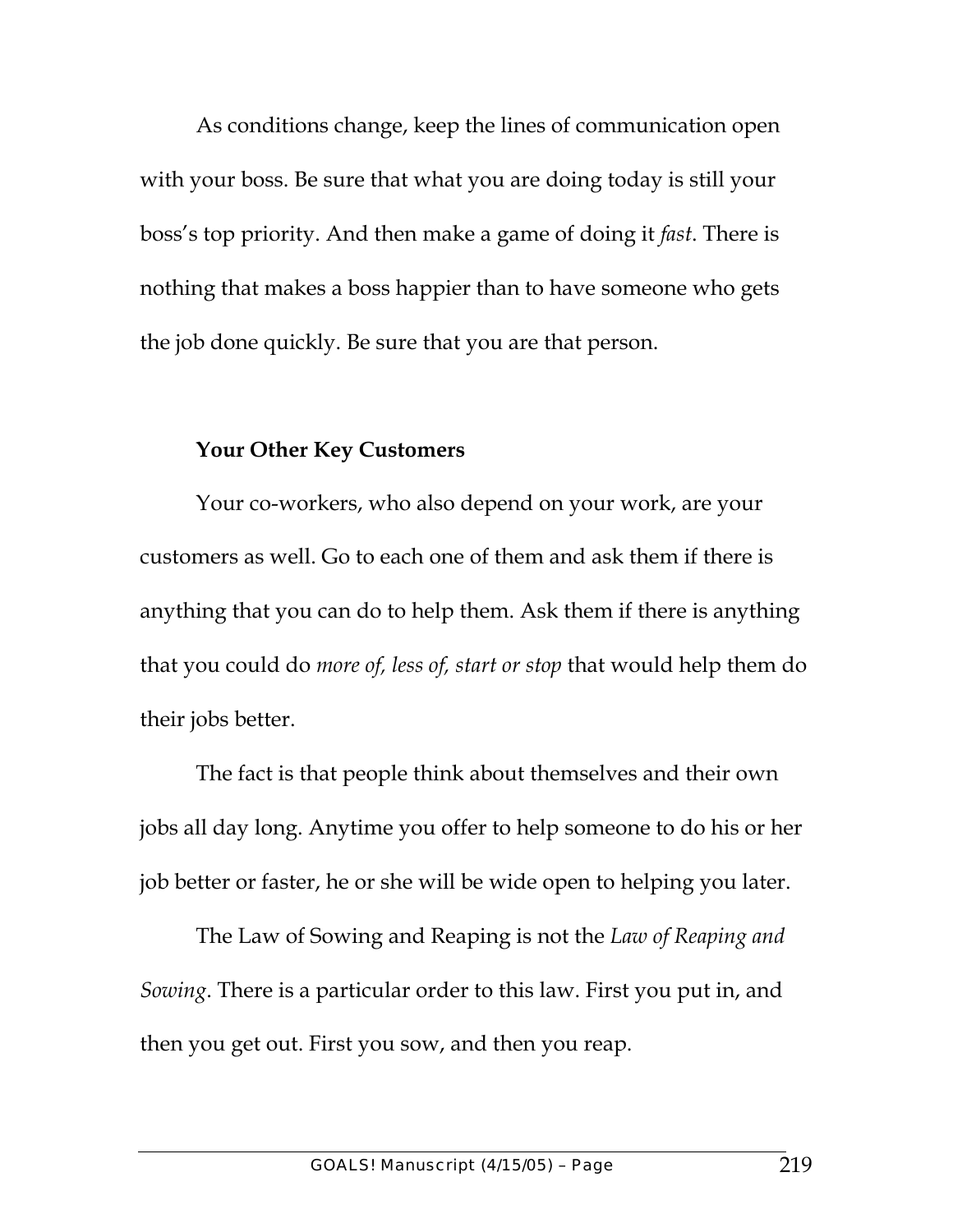As conditions change, keep the lines of communication open with your boss. Be sure that what you are doing today is still your boss's top priority. And then make a game of doing it *fast*. There is nothing that makes a boss happier than to have someone who gets the job done quickly. Be sure that you are that person.

### Your Other Key Customers

Your co-workers, who also depend on your work, are your customers as well. Go to each one of them and ask them if there is anything that you can do to help them. Ask them if there is anything that you could do *more of, less of, start or stop* that would help them do their jobs better.

The fact is that people think about themselves and their own jobs all day long. Anytime you offer to help someone to do his or her job better or faster, he or she will be wide open to helping you later.

The Law of Sowing and Reaping is not the *Law of Reaping and Sowing*. There is a particular order to this law. First you put in, and then you get out. First you sow, and then you reap.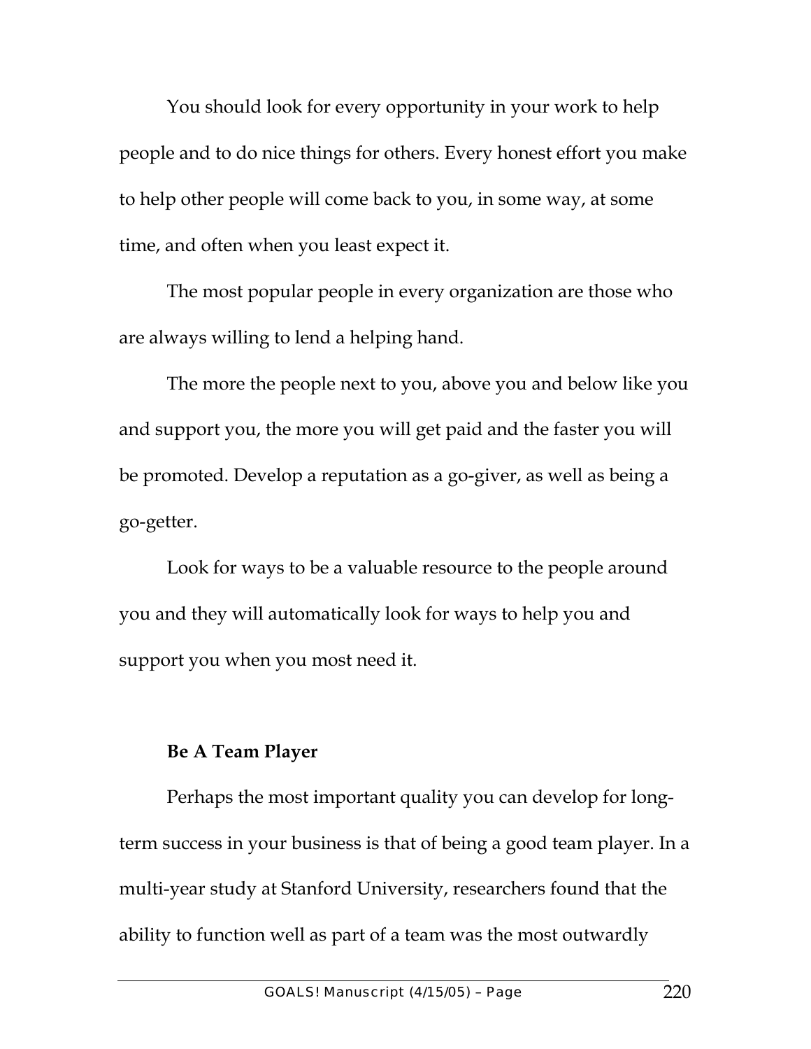You should look for every opportunity in your work to help people and to do nice things for others. Every honest effort you make to help other people will come back to you, in some way, at some time, and often when you least expect it.

The most popular people in every organization are those who are always willing to lend a helping hand.

The more the people next to you, above you and below like you and support you, the more you will get paid and the faster you will be promoted. Develop a reputation as a go-giver, as well as being a go-getter.

Look for ways to be a valuable resource to the people around you and they will automatically look for ways to help you and support you when you most need it.

**Be A Team Player**

Perhaps the most important quality you can develop for long-term success in your business is that of being a good team player. In a multi-year study at Stanford University, researchers found that the ability to function well as part of a team was the most outwardly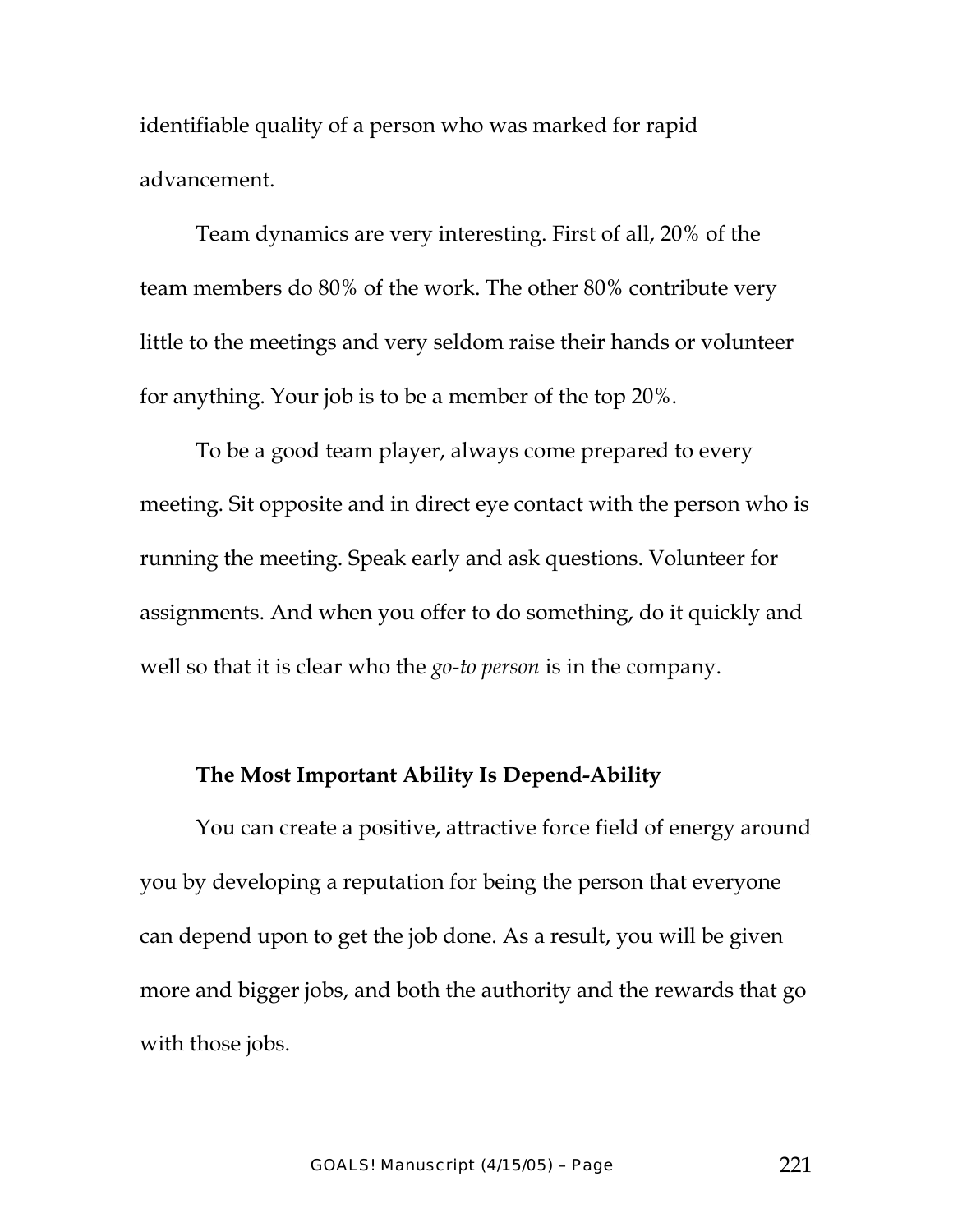identifiable quality of a person who was marked for rapid advancement.

Team dynamics are very interesting. First of all, 20% of the team members do 80% of the work. The other 80% contribute very little to the meetings and very seldom raise their hands or volunteer for anything. Your job is to be a member of the top 20%.

To be a good team player, always come prepared to every meeting. Sit opposite and in direct eye contact with the person who is running the meeting. Speak early and ask questions. Volunteer for assignments. And when you offer to do something, do it quickly and well so that it is clear who the *go-to person* is in the company.

### The Most Important Ability Is Depend-Ability

You can create a positive, attractive force field of energy around you by developing a reputation for being the person that everyone can depend upon to get the job done. As a result, you will be given more and bigger jobs, and both the authority and the rewards that go with those jobs.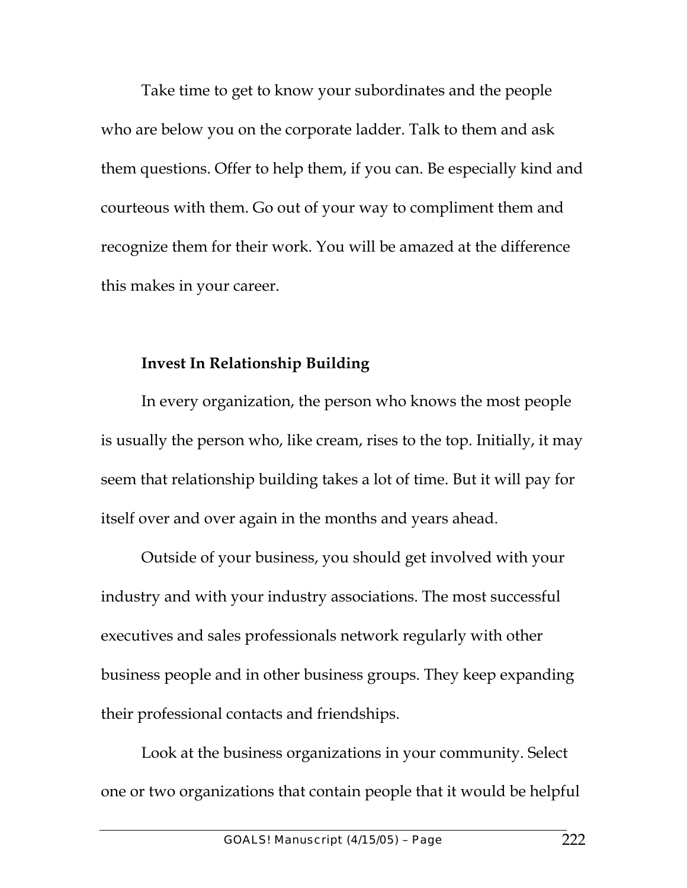Take time to get to know your subordinates and the people who are below you on the corporate ladder. Talk to them and ask them questions. Offer to help them, if you can. Be especially kind and courteous with them. Go out of your way to compliment them and recognize them for their work. You will be amazed at the difference this makes in your career.

**Invest In Relationship Building**

In every organization, the person who knows the most people is usually the person who, like cream, rises to the top. Initially, it may seem that relationship building takes a lot of time. But it will pay for itself over and over again in the months and years ahead.

Outside of your business, you should get involved with your industry and with your industry associations. The most successful executives and sales professionals network regularly with other business people and in other business groups. They keep expanding their professional contacts and friendships.

Look at the business organizations in your community. Select one or two organizations that contain people that it would be helpful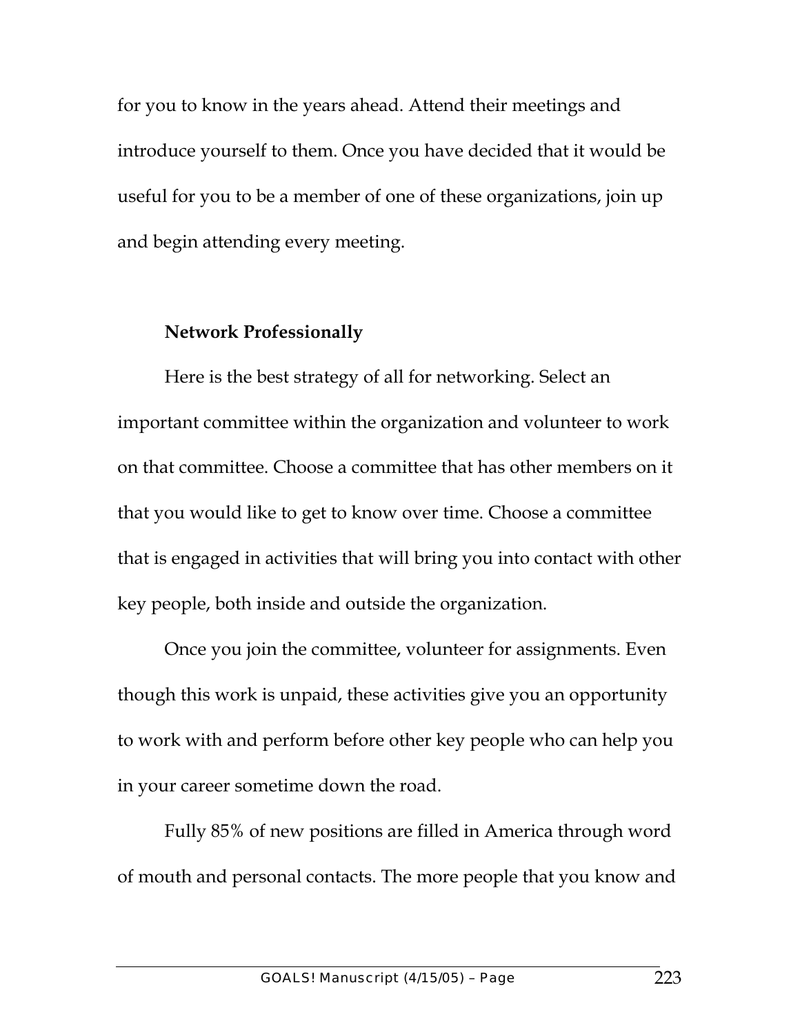for you to know in the years ahead. Attend their meetings and introduce yourself to them. Once you have decided that it would be useful for you to be a member of one of these organizations, join up and begin attending every meeting.

**Network Professionally**

Here is the best strategy of all for networking. Select an important committee within the organization and volunteer to work on that committee. Choose a committee that has other members on it that you would like to get to know over time. Choose a committee that is engaged in activities that will bring you into contact with other key people, both inside and outside the organization.

Once you join the committee, volunteer for assignments. Even though this work is unpaid, these activities give you an opportunity to work with and perform before other key people who can help you in your career sometime down the road.

Fully 85% of new positions are filled in America through word of mouth and personal contacts. The more people that you know and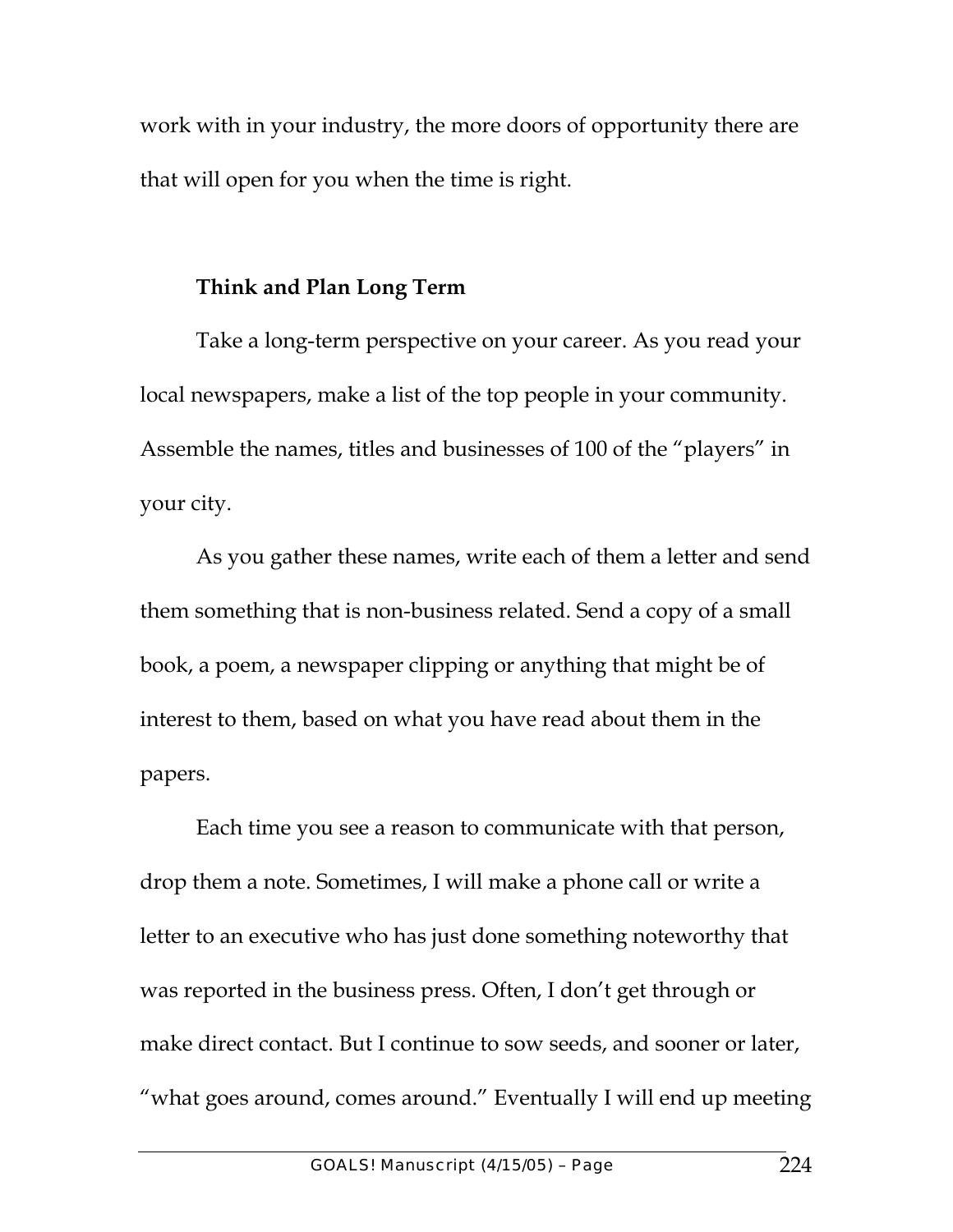work with in your industry, the more doors of opportunity there are that will open for you when the time is right.

**Think and Plan Long Term**

Take a long-term perspective on your career. As you read your local newspapers, make a list of the top people in your community. Assemble the names, titles and businesses of 100 of the "players" in your city.

As you gather these names, write each of them a letter and send them something that is non-business related. Send a copy of a small book, a poem, a newspaper clipping or anything that might be of interest to them, based on what you have read about them in the papers.

Each time you see a reason to communicate with that person, drop them a note. Sometimes, I will make a phone call or write a letter to an executive who has just done something noteworthy that was reported in the business press. Often, I don't get through or make direct contact. But I continue to sow seeds, and sooner or later, "what goes around, comes around." Eventually I will end up meeting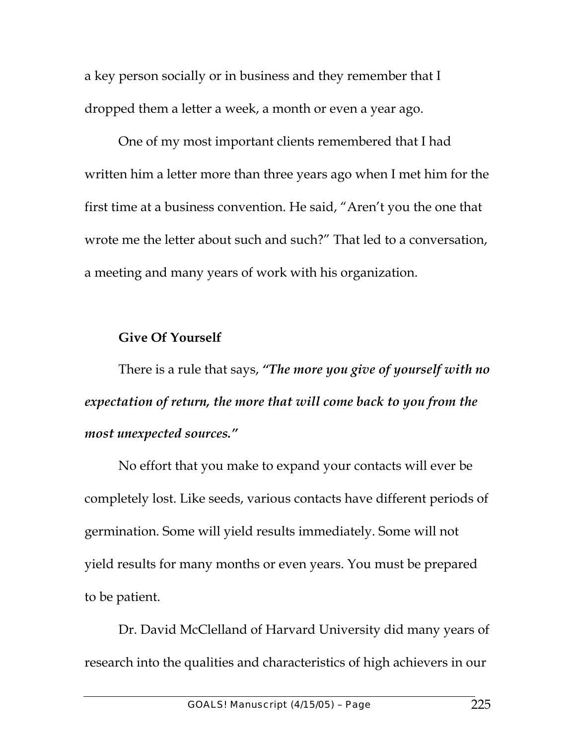a key person socially or in business and they remember that I dropped them a letter a week, a month or even a year ago.

One of my most important clients remembered that I had written him a letter more than three years ago when I met him for the first time at a business convention. He said, "Aren't you the one that wrote me the letter about such and such?" That led to a conversation, a meeting and many years of work with his organization.

### Give Of Yourself

There is a rule that says, ***"The more you give of yourself with no expectation of return, the more that will come back to you from the most unexpected sources."***

No effort that you make to expand your contacts will ever be completely lost. Like seeds, various contacts have different periods of germination. Some will yield results immediately. Some will not yield results for many months or even years. You must be prepared to be patient.

Dr. David McClelland of Harvard University did many years of research into the qualities and characteristics of high achievers in our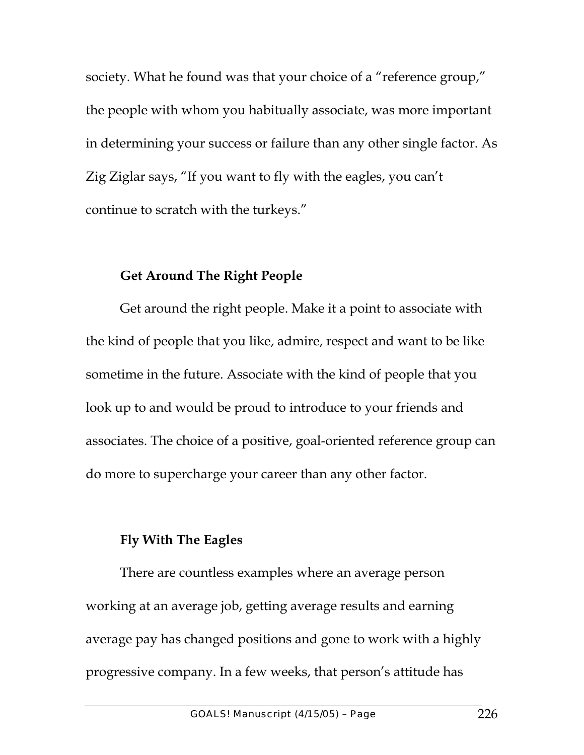society. What he found was that your choice of a "reference group," the people with whom you habitually associate, was more important in determining your success or failure than any other single factor. As Zig Ziglar says, "If you want to fly with the eagles, you can't continue to scratch with the turkeys."

### Get Around The Right People

Get around the right people. Make it a point to associate with the kind of people that you like, admire, respect and want to be like sometime in the future. Associate with the kind of people that you look up to and would be proud to introduce to your friends and associates. The choice of a positive, goal-oriented reference group can do more to supercharge your career than any other factor.

### Fly With The Eagles

There are countless examples where an average person working at an average job, getting average results and earning average pay has changed positions and gone to work with a highly progressive company. In a few weeks, that person's attitude has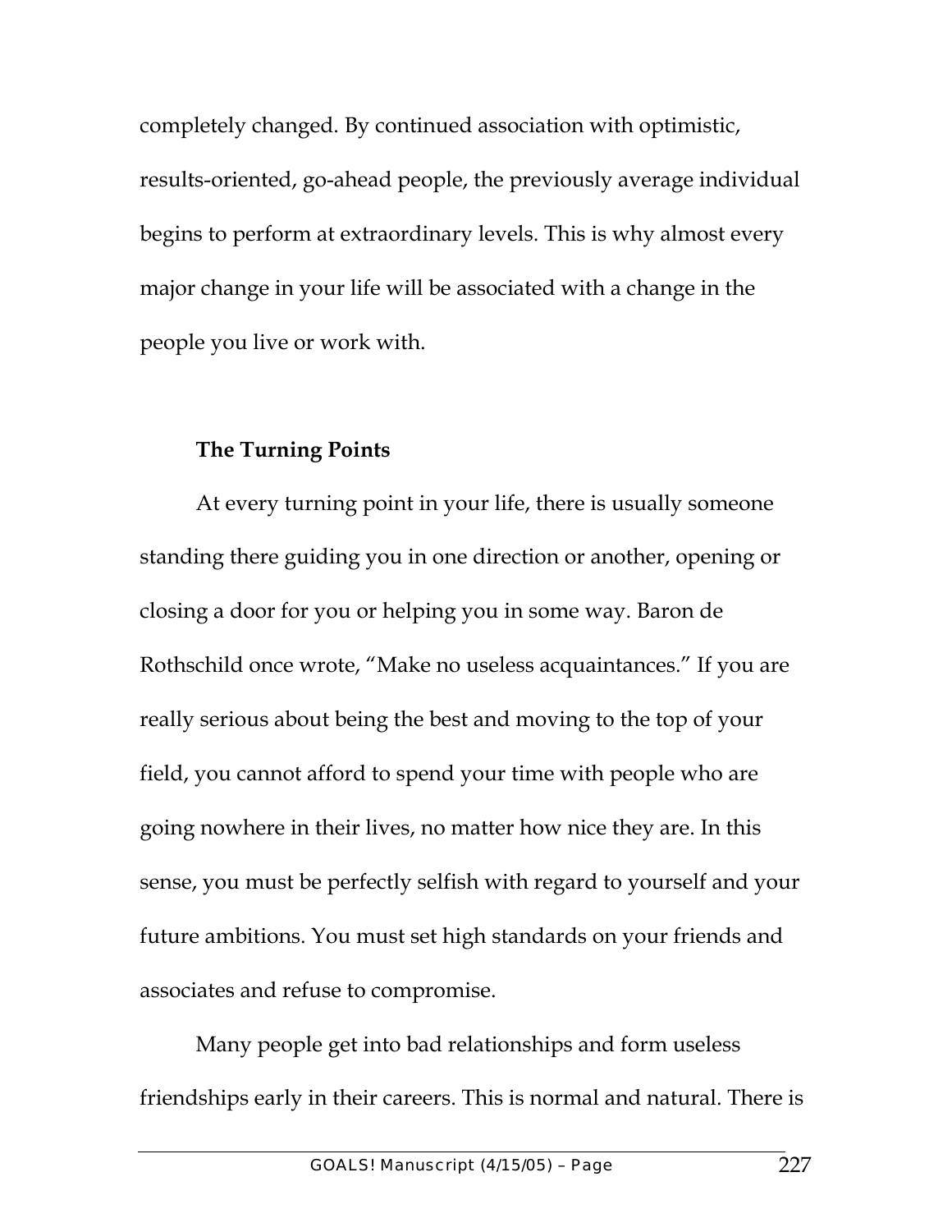completely changed. By continued association with optimistic, results-oriented, go-ahead people, the previously average individual begins to perform at extraordinary levels. This is why almost every major change in your life will be associated with a change in the people you live or work with.

### The Turning Points

At every turning point in your life, there is usually someone standing there guiding you in one direction or another, opening or closing a door for you or helping you in some way. Baron de Rothschild once wrote, "Make no useless acquaintances." If you are really serious about being the best and moving to the top of your field, you cannot afford to spend your time with people who are going nowhere in their lives, no matter how nice they are. In this sense, you must be perfectly selfish with regard to yourself and your future ambitions. You must set high standards on your friends and associates and refuse to compromise.

Many people get into bad relationships and form useless friendships early in their careers. This is normal and natural. There is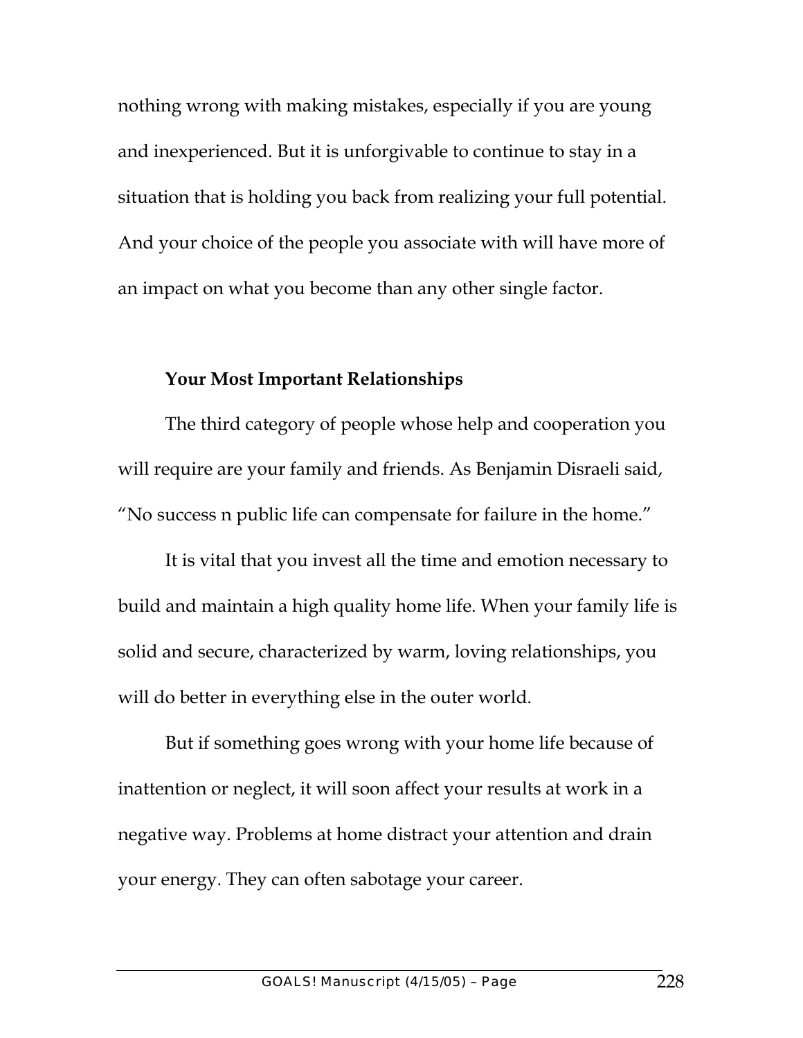nothing wrong with making mistakes, especially if you are young and inexperienced. But it is unforgivable to continue to stay in a situation that is holding you back from realizing your full potential. And your choice of the people you associate with will have more of an impact on what you become than any other single factor.

**Your Most Important Relationships**

The third category of people whose help and cooperation you will require are your family and friends. As Benjamin Disraeli said, "No success n public life can compensate for failure in the home."

It is vital that you invest all the time and emotion necessary to build and maintain a high quality home life. When your family life is solid and secure, characterized by warm, loving relationships, you will do better in everything else in the outer world.

But if something goes wrong with your home life because of inattention or neglect, it will soon affect your results at work in a negative way. Problems at home distract your attention and drain your energy. They can often sabotage your career.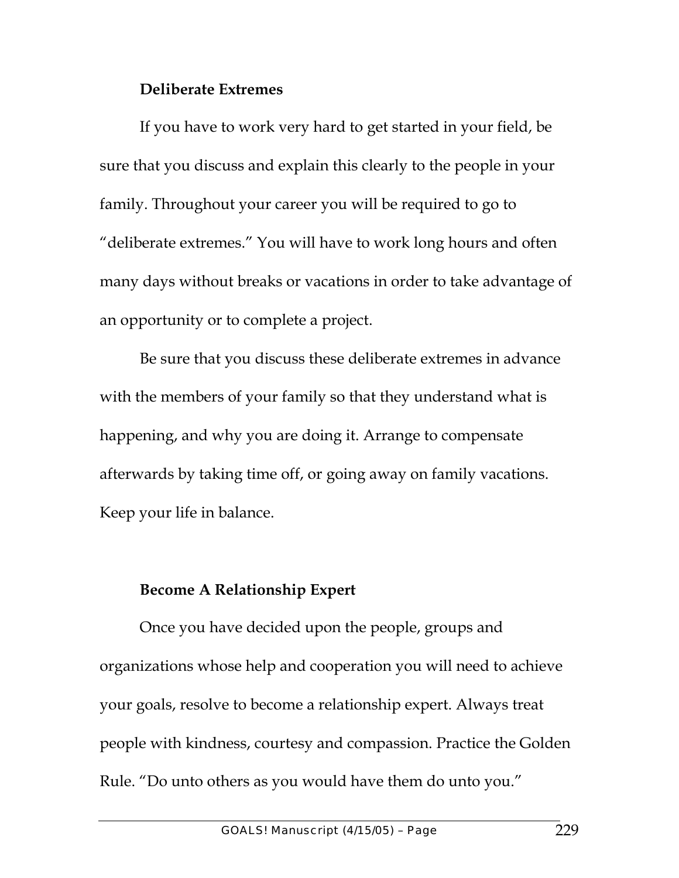**Deliberate Extremes**

If you have to work very hard to get started in your field, be sure that you discuss and explain this clearly to the people in your family. Throughout your career you will be required to go to "deliberate extremes." You will have to work long hours and often many days without breaks or vacations in order to take advantage of an opportunity or to complete a project.

Be sure that you discuss these deliberate extremes in advance with the members of your family so that they understand what is happening, and why you are doing it. Arrange to compensate afterwards by taking time off, or going away on family vacations. Keep your life in balance.

**Become A Relationship Expert**

Once you have decided upon the people, groups and organizations whose help and cooperation you will need to achieve your goals, resolve to become a relationship expert. Always treat people with kindness, courtesy and compassion. Practice the Golden Rule. "Do unto others as you would have them do unto you."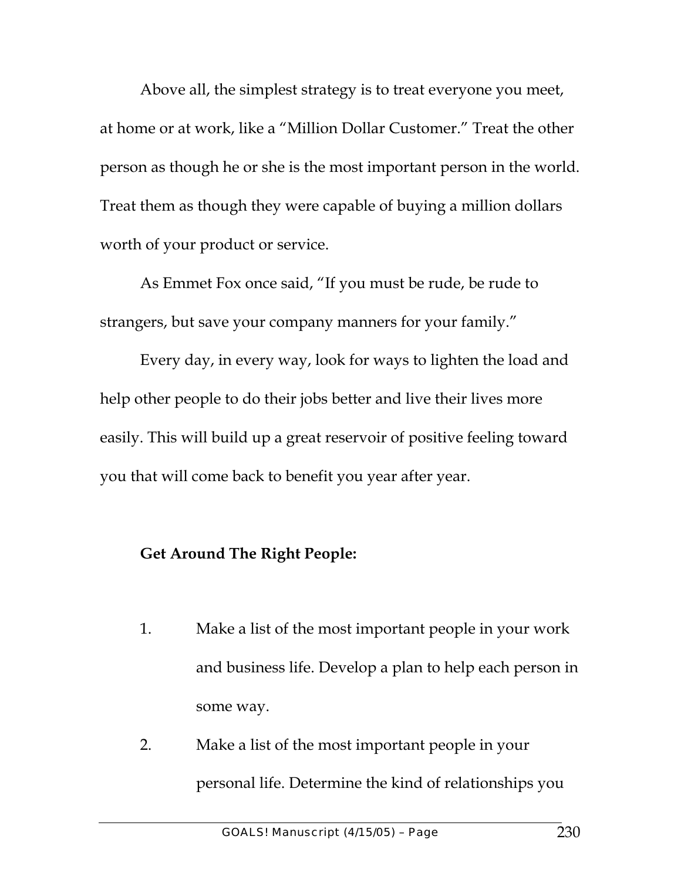Above all, the simplest strategy is to treat everyone you meet, at home or at work, like a "Million Dollar Customer." Treat the other person as though he or she is the most important person in the world. Treat them as though they were capable of buying a million dollars worth of your product or service.

As Emmet Fox once said, "If you must be rude, be rude to strangers, but save your company manners for your family."

Every day, in every way, look for ways to lighten the load and help other people to do their jobs better and live their lives more easily. This will build up a great reservoir of positive feeling toward you that will come back to benefit you year after year.

**Get Around The Right People:**

1. Make a list of the most important people in your work and business life. Develop a plan to help each person in some way.
2. Make a list of the most important people in your personal life. Determine the kind of relationships you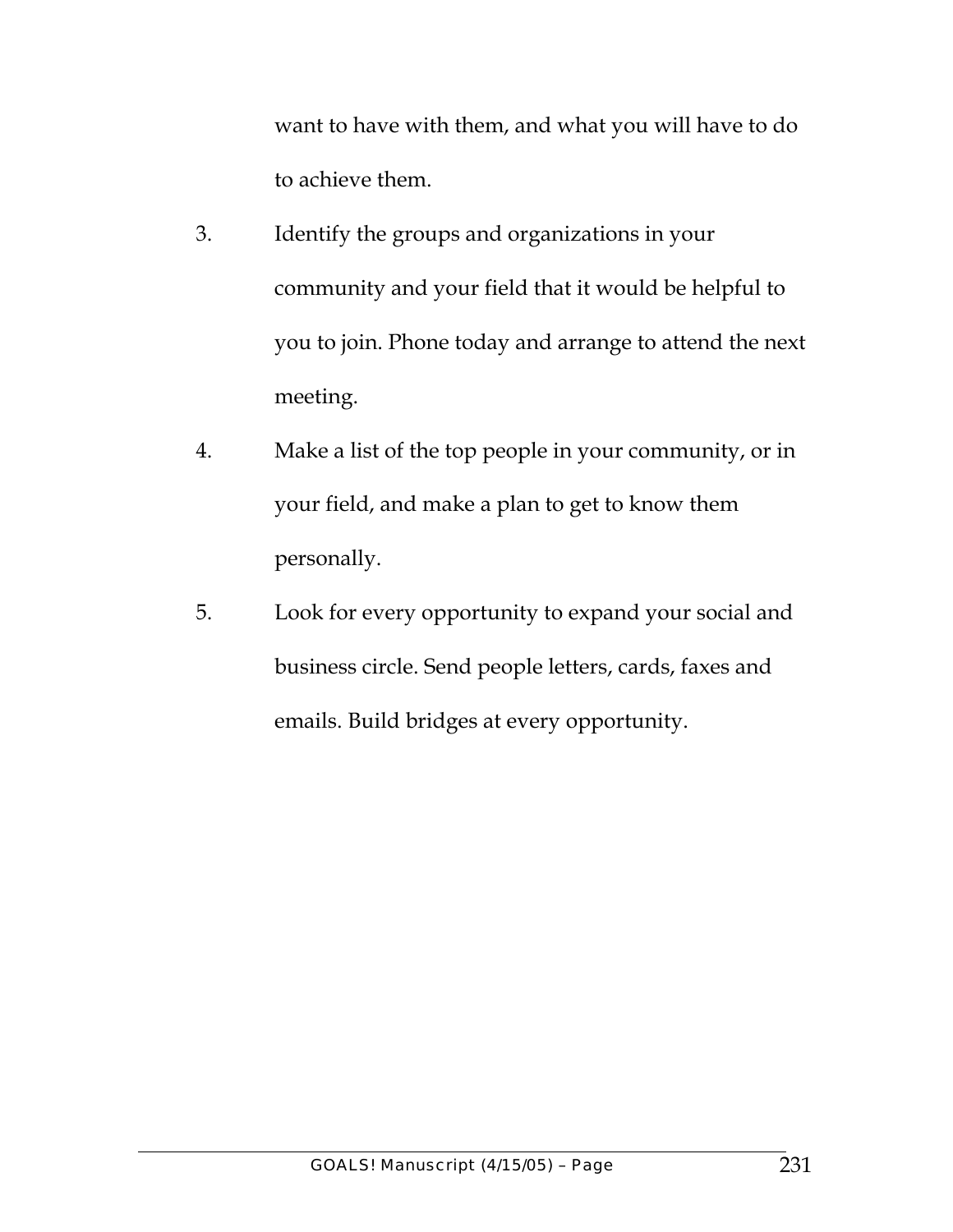want to have with them, and what you will have to do to achieve them.

3. Identify the groups and organizations in your community and your field that it would be helpful to you to join. Phone today and arrange to attend the next meeting.

4. Make a list of the top people in your community, or in your field, and make a plan to get to know them personally.

5. Look for every opportunity to expand your social and business circle. Send people letters, cards, faxes and emails. Build bridges at every opportunity.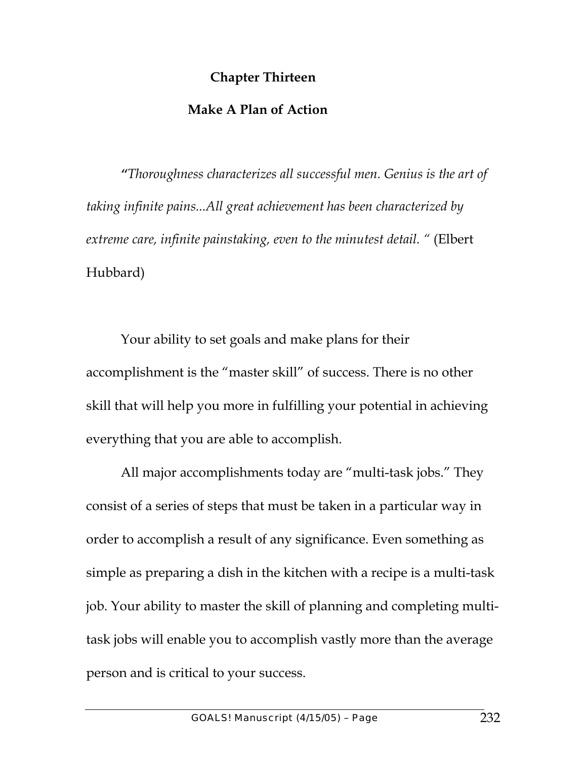## Chapter Thirteen

## Make A Plan of Action

*"Thoroughness characterizes all successful men. Genius is the art of taking infinite pains...All great achievement has been characterized by extreme care, infinite painstaking, even to the minutest detail. "* (Elbert Hubbard)

Your ability to set goals and make plans for their accomplishment is the "master skill" of success. There is no other skill that will help you more in fulfilling your potential in achieving everything that you are able to accomplish.

All major accomplishments today are "multi-task jobs." They consist of a series of steps that must be taken in a particular way in order to accomplish a result of any significance. Even something as simple as preparing a dish in the kitchen with a recipe is a multi-task job. Your ability to master the skill of planning and completing multi-task jobs will enable you to accomplish vastly more than the average person and is critical to your success.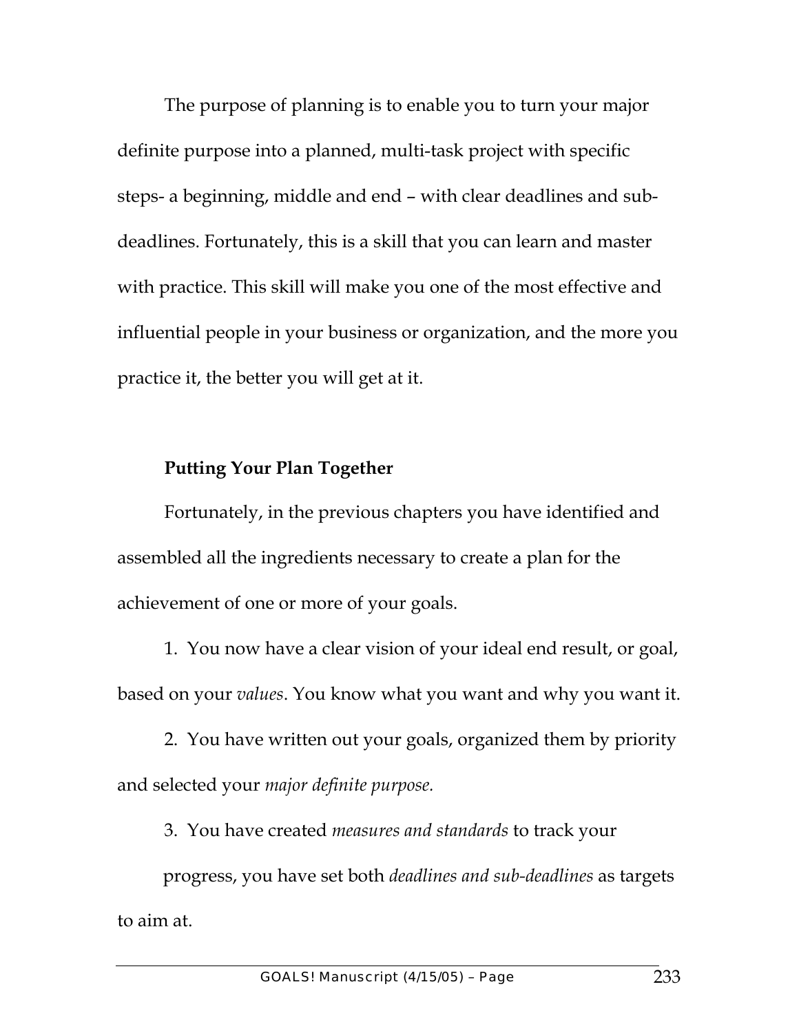The purpose of planning is to enable you to turn your major definite purpose into a planned, multi-task project with specific steps- a beginning, middle and end – with clear deadlines and sub-deadlines. Fortunately, this is a skill that you can learn and master with practice. This skill will make you one of the most effective and influential people in your business or organization, and the more you practice it, the better you will get at it.

**Putting Your Plan Together**

Fortunately, in the previous chapters you have identified and assembled all the ingredients necessary to create a plan for the achievement of one or more of your goals.

1. You now have a clear vision of your ideal end result, or goal, based on your *values*. You know what you want and why you want it.

2. You have written out your goals, organized them by priority and selected your *major definite purpose.*

3. You have created *measures and standards* to track your progress, you have set both *deadlines and sub-deadlines* as targets to aim at.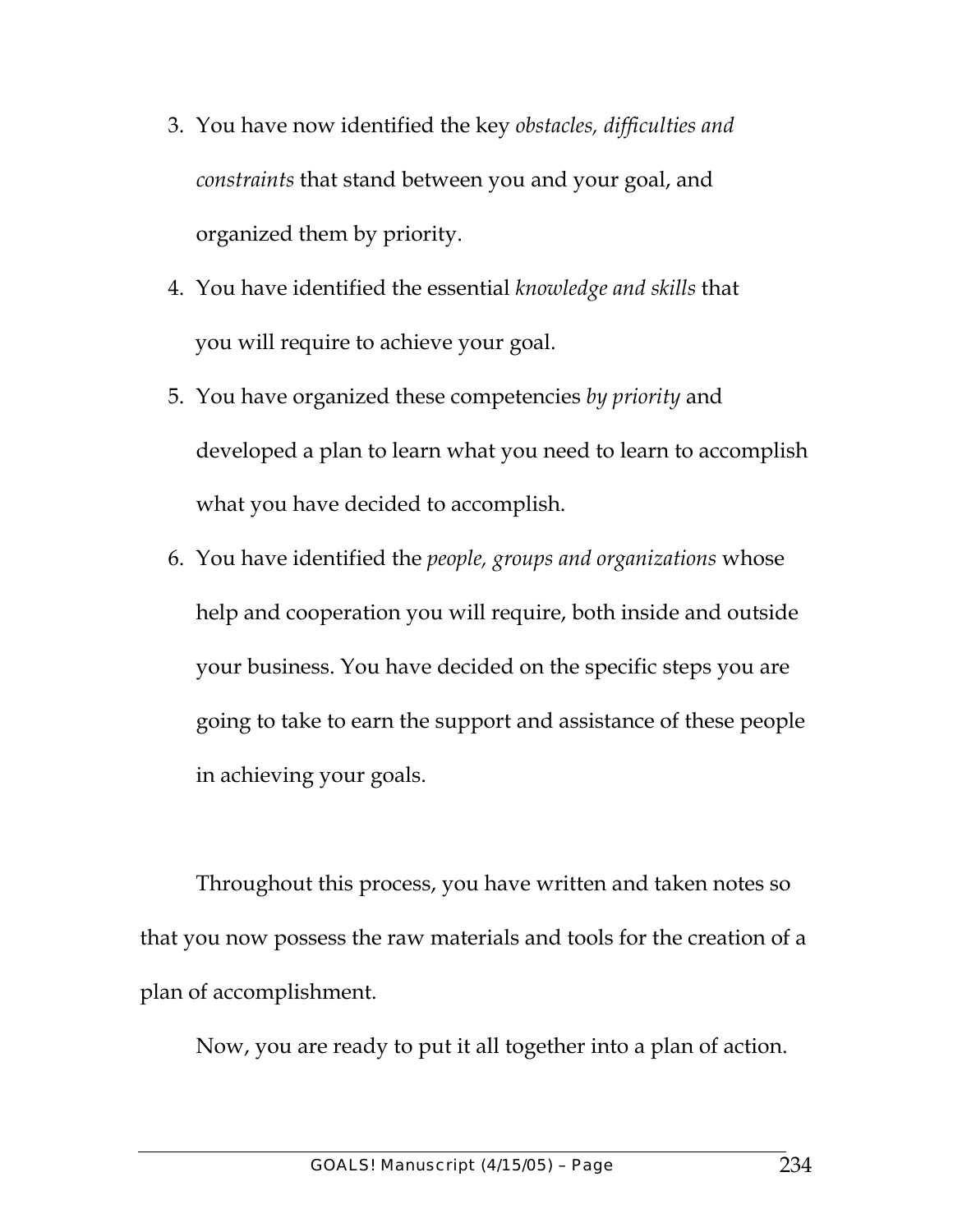3. You have now identified the key *obstacles, difficulties and constraints* that stand between you and your goal, and organized them by priority.
4. You have identified the essential *knowledge and skills* that you will require to achieve your goal.
5. You have organized these competencies *by priority* and developed a plan to learn what you need to learn to accomplish what you have decided to accomplish.
6. You have identified the *people, groups and organizations* whose help and cooperation you will require, both inside and outside your business. You have decided on the specific steps you are going to take to earn the support and assistance of these people in achieving your goals.

Throughout this process, you have written and taken notes so that you now possess the raw materials and tools for the creation of a plan of accomplishment.

Now, you are ready to put it all together into a plan of action.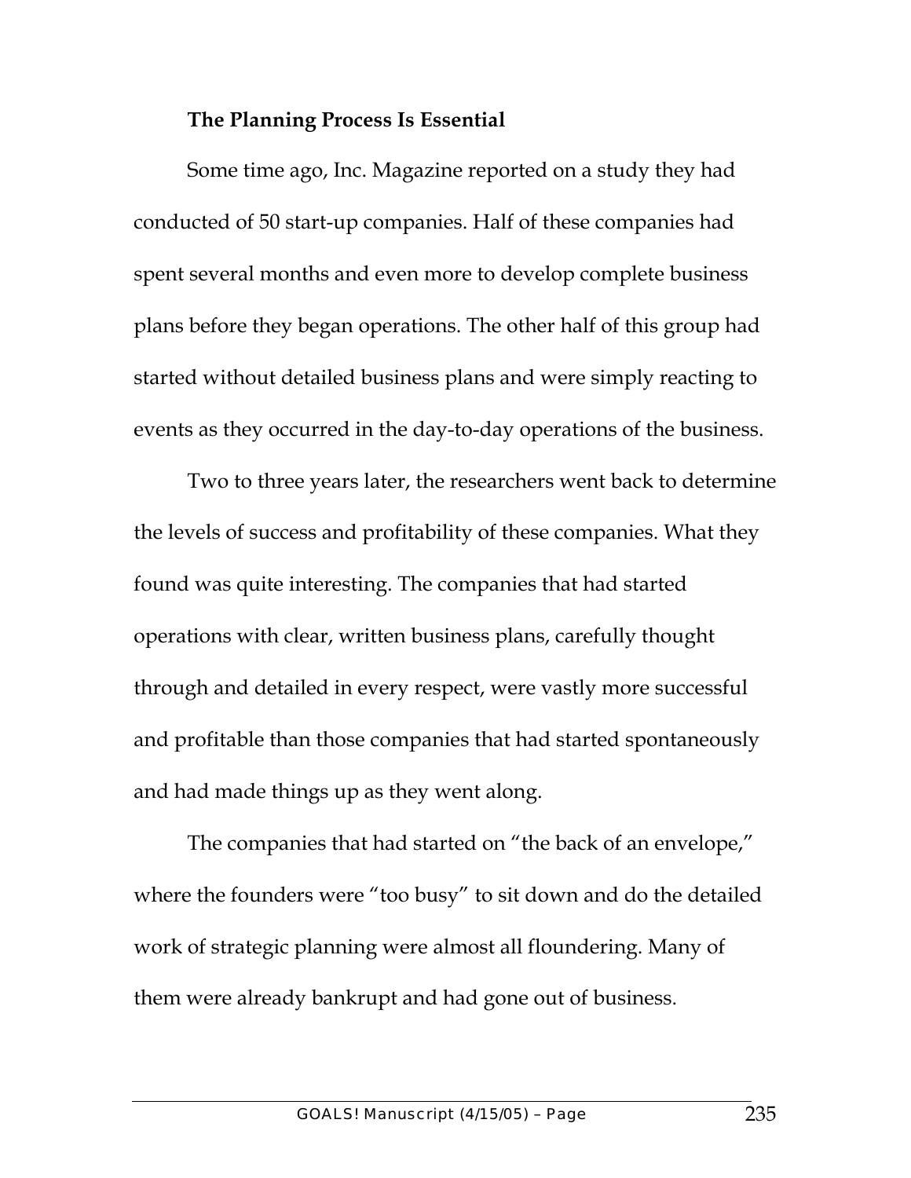**The Planning Process Is Essential**

Some time ago, Inc. Magazine reported on a study they had conducted of 50 start-up companies. Half of these companies had spent several months and even more to develop complete business plans before they began operations. The other half of this group had started without detailed business plans and were simply reacting to events as they occurred in the day-to-day operations of the business.

Two to three years later, the researchers went back to determine the levels of success and profitability of these companies. What they found was quite interesting. The companies that had started operations with clear, written business plans, carefully thought through and detailed in every respect, were vastly more successful and profitable than those companies that had started spontaneously and had made things up as they went along.

The companies that had started on "the back of an envelope," where the founders were "too busy" to sit down and do the detailed work of strategic planning were almost all floundering. Many of them were already bankrupt and had gone out of business.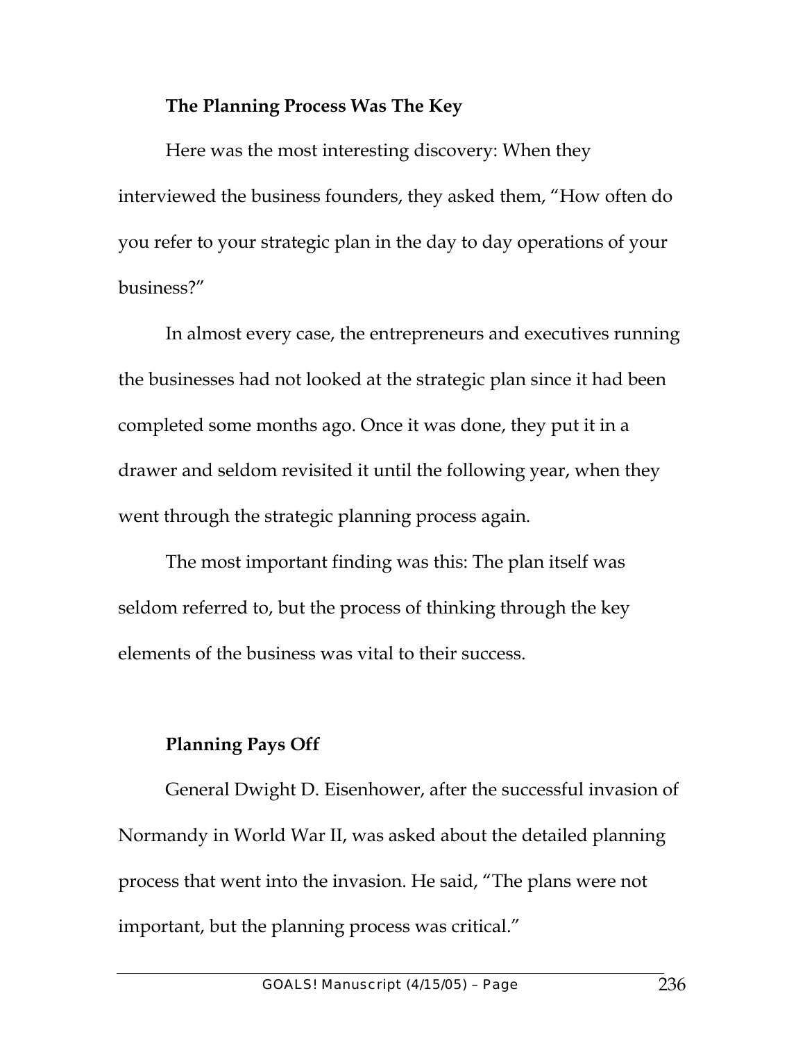**The Planning Process Was The Key**

Here was the most interesting discovery: When they interviewed the business founders, they asked them, "How often do you refer to your strategic plan in the day to day operations of your business?"

In almost every case, the entrepreneurs and executives running the businesses had not looked at the strategic plan since it had been completed some months ago. Once it was done, they put it in a drawer and seldom revisited it until the following year, when they went through the strategic planning process again.

The most important finding was this: The plan itself was seldom referred to, but the process of thinking through the key elements of the business was vital to their success.

**Planning Pays Off**

General Dwight D. Eisenhower, after the successful invasion of Normandy in World War II, was asked about the detailed planning process that went into the invasion. He said, "The plans were not important, but the planning process was critical."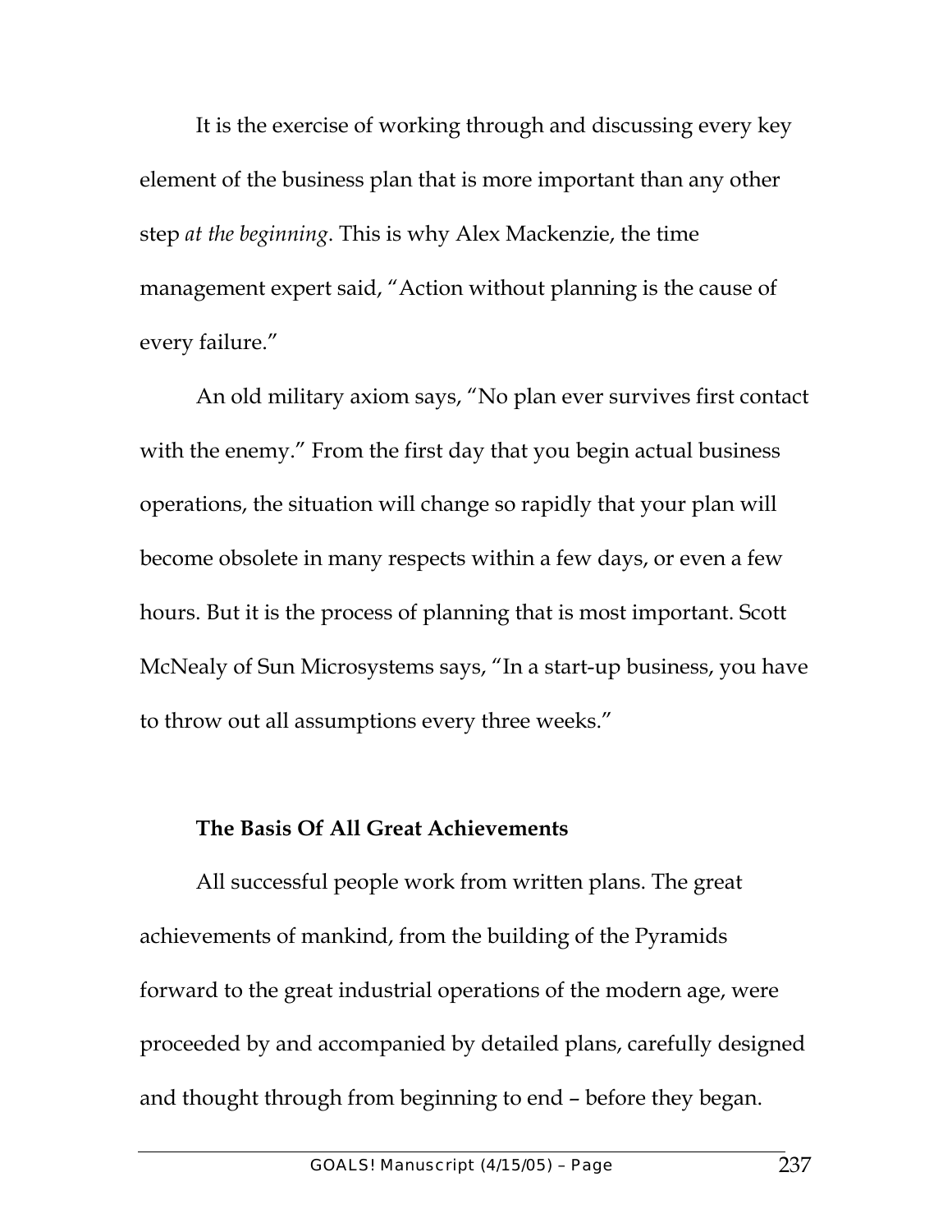It is the exercise of working through and discussing every key element of the business plan that is more important than any other step *at the beginning*. This is why Alex Mackenzie, the time management expert said, "Action without planning is the cause of every failure."

An old military axiom says, "No plan ever survives first contact with the enemy." From the first day that you begin actual business operations, the situation will change so rapidly that your plan will become obsolete in many respects within a few days, or even a few hours. But it is the process of planning that is most important. Scott McNealy of Sun Microsystems says, "In a start-up business, you have to throw out all assumptions every three weeks."

**The Basis Of All Great Achievements**

All successful people work from written plans. The great achievements of mankind, from the building of the Pyramids forward to the great industrial operations of the modern age, were proceeded by and accompanied by detailed plans, carefully designed and thought through from beginning to end – before they began.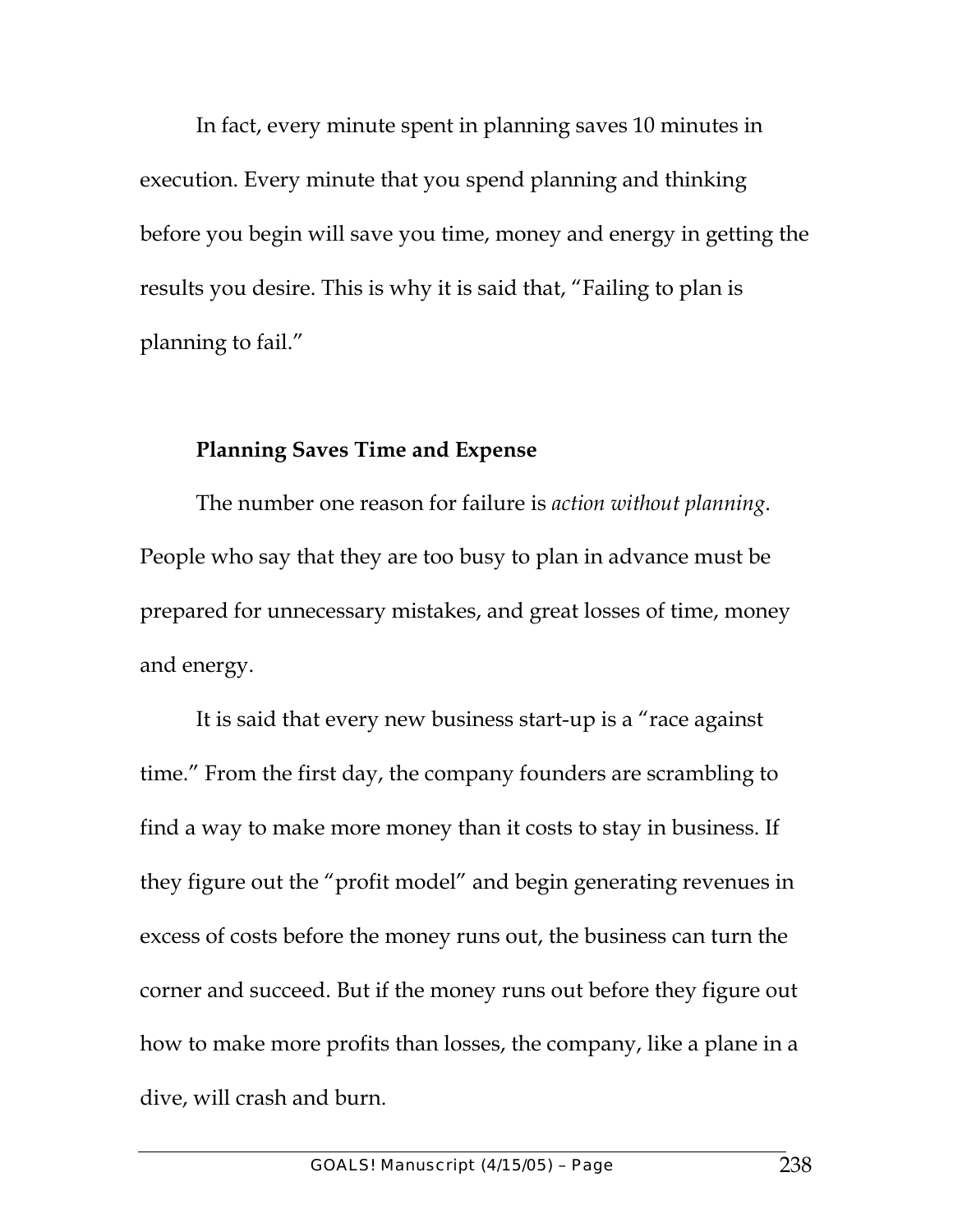In fact, every minute spent in planning saves 10 minutes in execution. Every minute that you spend planning and thinking before you begin will save you time, money and energy in getting the results you desire. This is why it is said that, "Failing to plan is planning to fail."

**Planning Saves Time and Expense**

The number one reason for failure is *action without planning*. People who say that they are too busy to plan in advance must be prepared for unnecessary mistakes, and great losses of time, money and energy.

It is said that every new business start-up is a "race against time." From the first day, the company founders are scrambling to find a way to make more money than it costs to stay in business. If they figure out the "profit model" and begin generating revenues in excess of costs before the money runs out, the business can turn the corner and succeed. But if the money runs out before they figure out how to make more profits than losses, the company, like a plane in a dive, will crash and burn.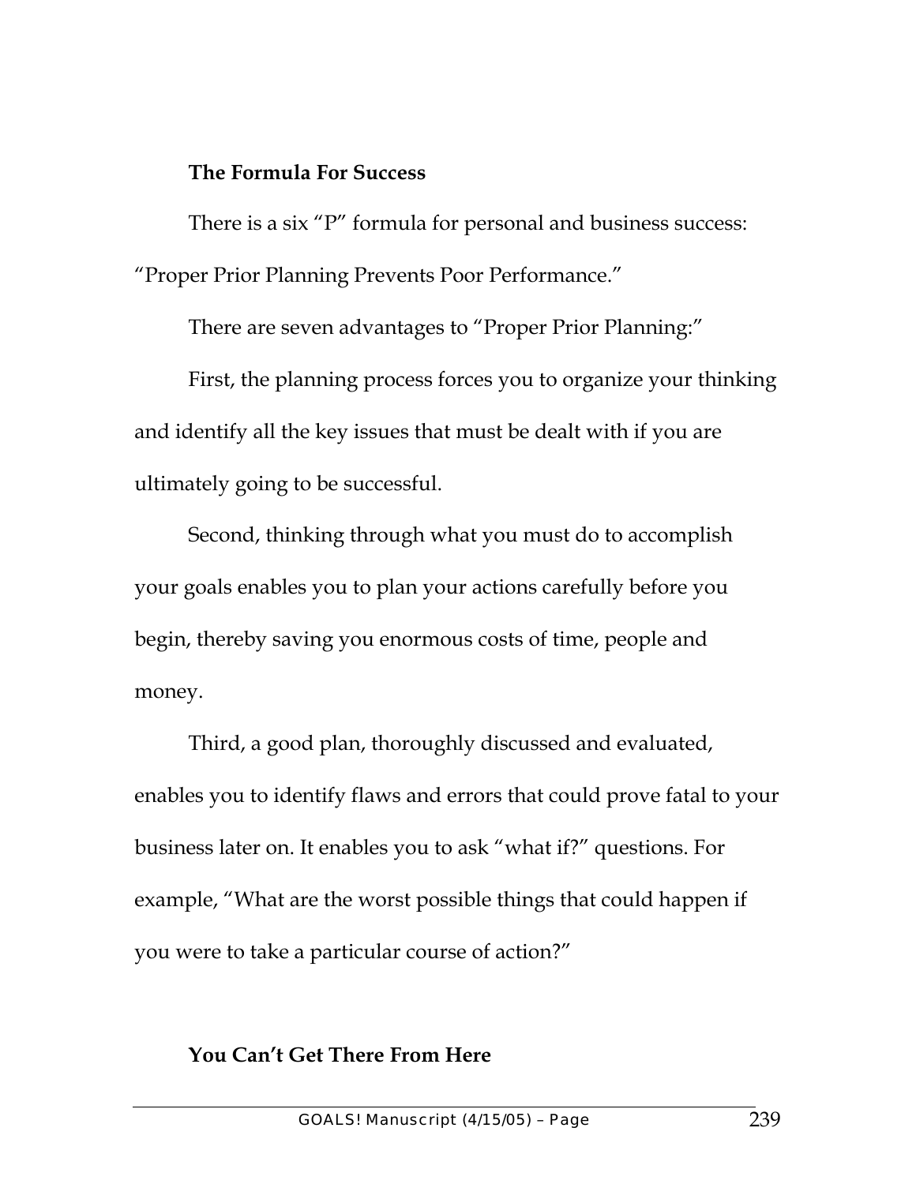### The Formula For Success

There is a six "P" formula for personal and business success: "Proper Prior Planning Prevents Poor Performance."

There are seven advantages to "Proper Prior Planning:"

First, the planning process forces you to organize your thinking and identify all the key issues that must be dealt with if you are ultimately going to be successful.

Second, thinking through what you must do to accomplish your goals enables you to plan your actions carefully before you begin, thereby saving you enormous costs of time, people and money.

Third, a good plan, thoroughly discussed and evaluated, enables you to identify flaws and errors that could prove fatal to your business later on. It enables you to ask "what if?" questions. For example, "What are the worst possible things that could happen if you were to take a particular course of action?"

### You Can't Get There From Here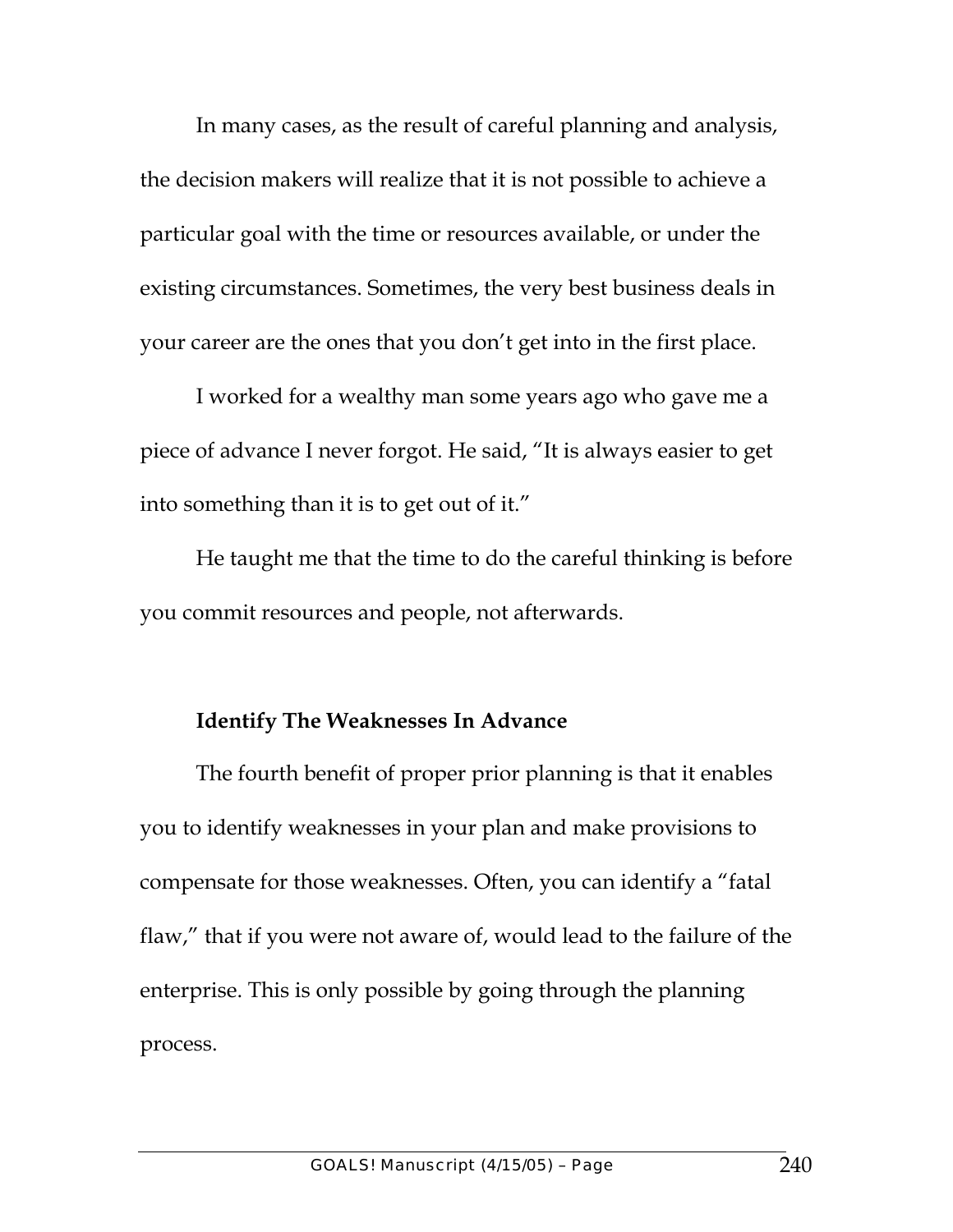In many cases, as the result of careful planning and analysis, the decision makers will realize that it is not possible to achieve a particular goal with the time or resources available, or under the existing circumstances. Sometimes, the very best business deals in your career are the ones that you don't get into in the first place.

I worked for a wealthy man some years ago who gave me a piece of advance I never forgot. He said, "It is always easier to get into something than it is to get out of it."

He taught me that the time to do the careful thinking is before you commit resources and people, not afterwards.

**Identify The Weaknesses In Advance**

The fourth benefit of proper prior planning is that it enables you to identify weaknesses in your plan and make provisions to compensate for those weaknesses. Often, you can identify a "fatal flaw," that if you were not aware of, would lead to the failure of the enterprise. This is only possible by going through the planning process.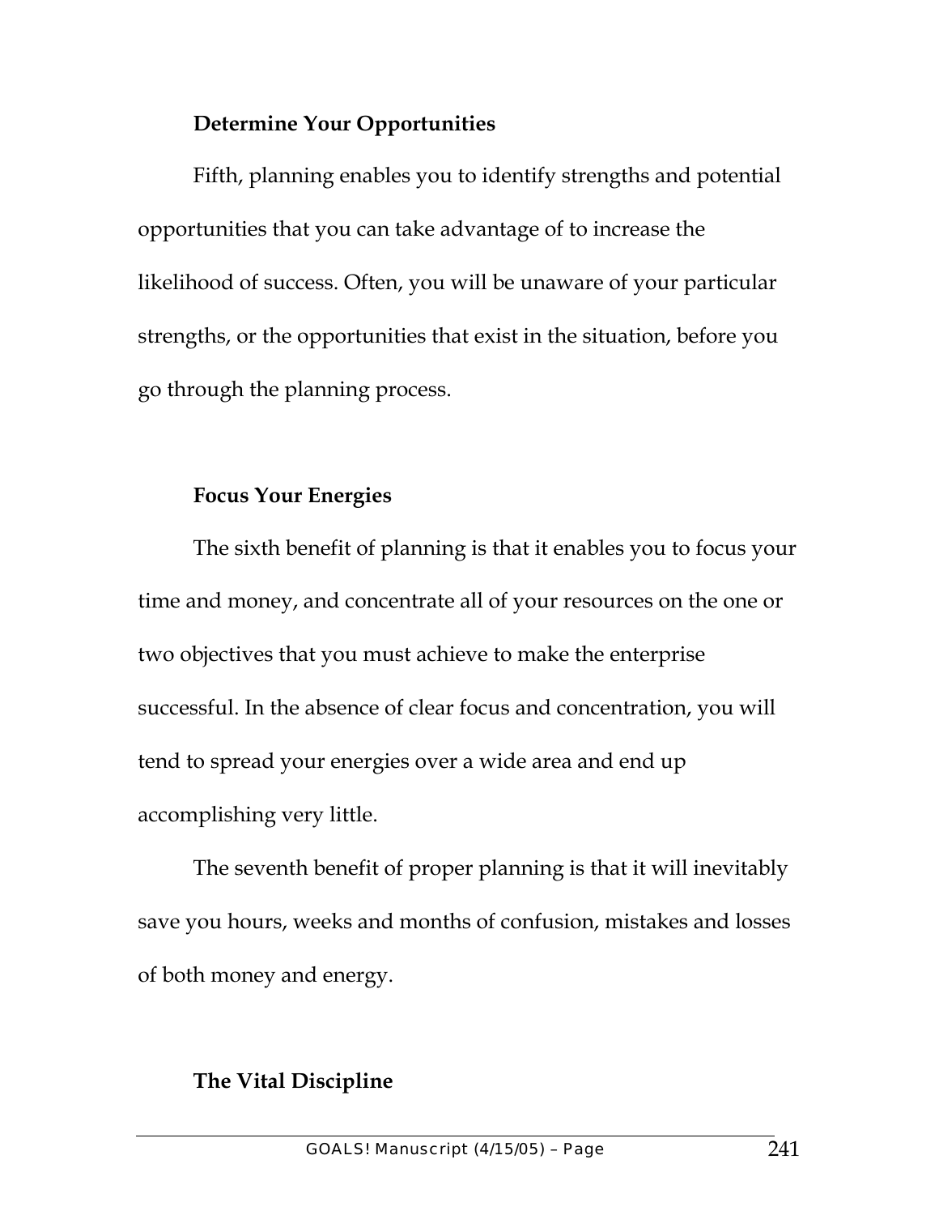### Determine Your Opportunities

Fifth, planning enables you to identify strengths and potential opportunities that you can take advantage of to increase the likelihood of success. Often, you will be unaware of your particular strengths, or the opportunities that exist in the situation, before you go through the planning process.

### Focus Your Energies

The sixth benefit of planning is that it enables you to focus your time and money, and concentrate all of your resources on the one or two objectives that you must achieve to make the enterprise successful. In the absence of clear focus and concentration, you will tend to spread your energies over a wide area and end up accomplishing very little.

The seventh benefit of proper planning is that it will inevitably save you hours, weeks and months of confusion, mistakes and losses of both money and energy.

### The Vital Discipline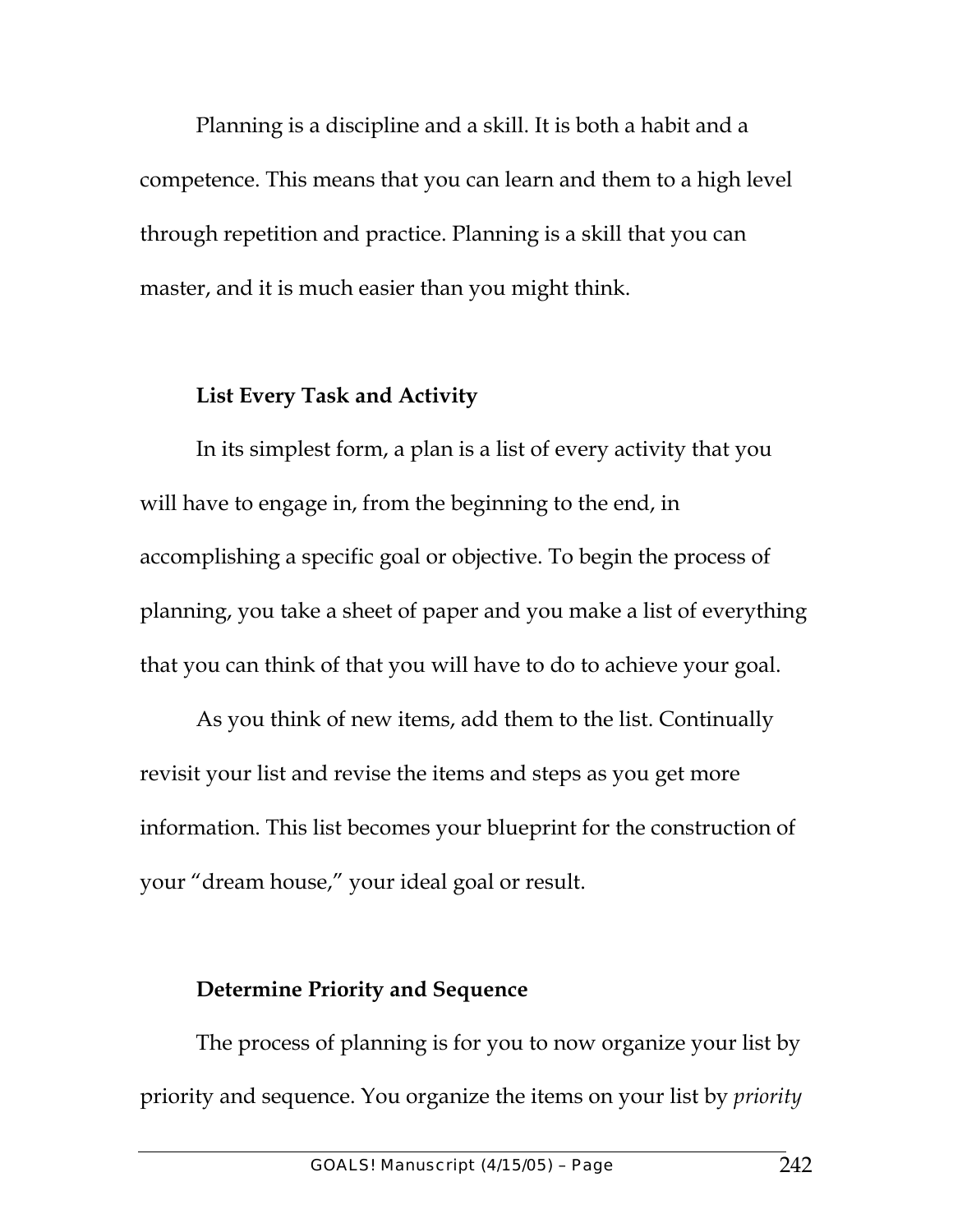Planning is a discipline and a skill. It is both a habit and a competence. This means that you can learn and them to a high level through repetition and practice. Planning is a skill that you can master, and it is much easier than you might think.

**List Every Task and Activity**

In its simplest form, a plan is a list of every activity that you will have to engage in, from the beginning to the end, in accomplishing a specific goal or objective. To begin the process of planning, you take a sheet of paper and you make a list of everything that you can think of that you will have to do to achieve your goal.

As you think of new items, add them to the list. Continually revisit your list and revise the items and steps as you get more information. This list becomes your blueprint for the construction of your "dream house," your ideal goal or result.

**Determine Priority and Sequence**

The process of planning is for you to now organize your list by priority and sequence. You organize the items on your list by *priority*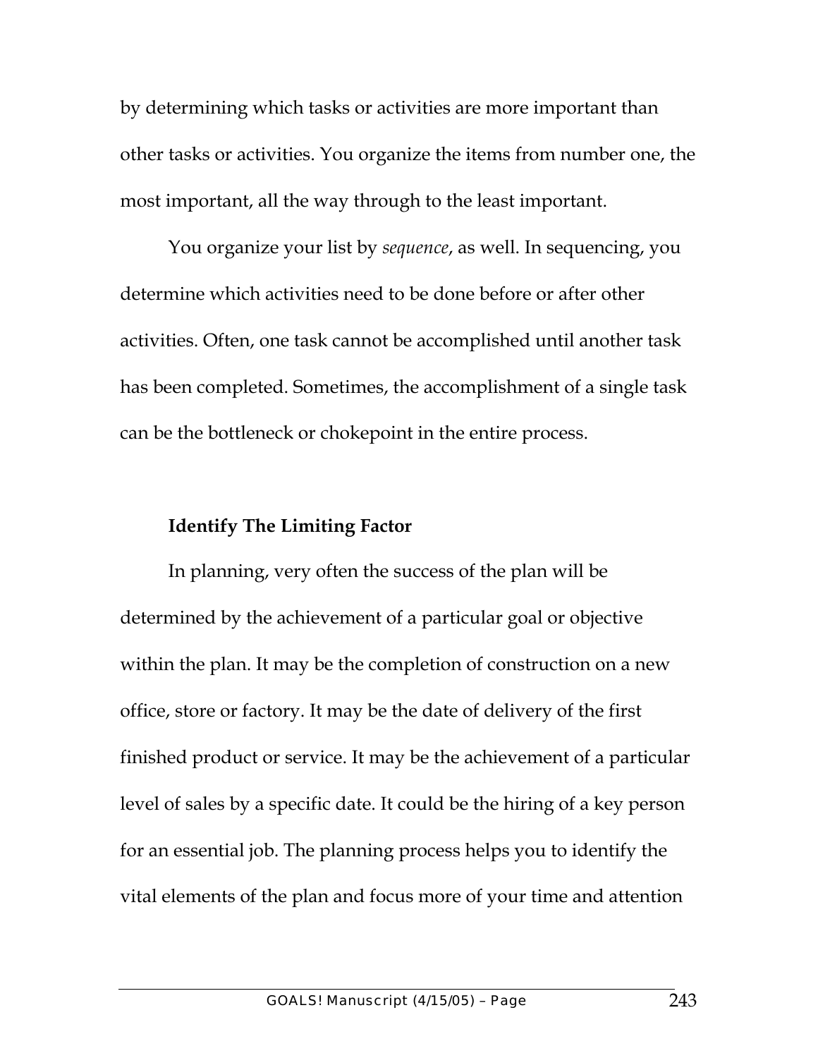by determining which tasks or activities are more important than other tasks or activities. You organize the items from number one, the most important, all the way through to the least important.

You organize your list by *sequence*, as well. In sequencing, you determine which activities need to be done before or after other activities. Often, one task cannot be accomplished until another task has been completed. Sometimes, the accomplishment of a single task can be the bottleneck or chokepoint in the entire process.

**Identify The Limiting Factor**

In planning, very often the success of the plan will be determined by the achievement of a particular goal or objective within the plan. It may be the completion of construction on a new office, store or factory. It may be the date of delivery of the first finished product or service. It may be the achievement of a particular level of sales by a specific date. It could be the hiring of a key person for an essential job. The planning process helps you to identify the vital elements of the plan and focus more of your time and attention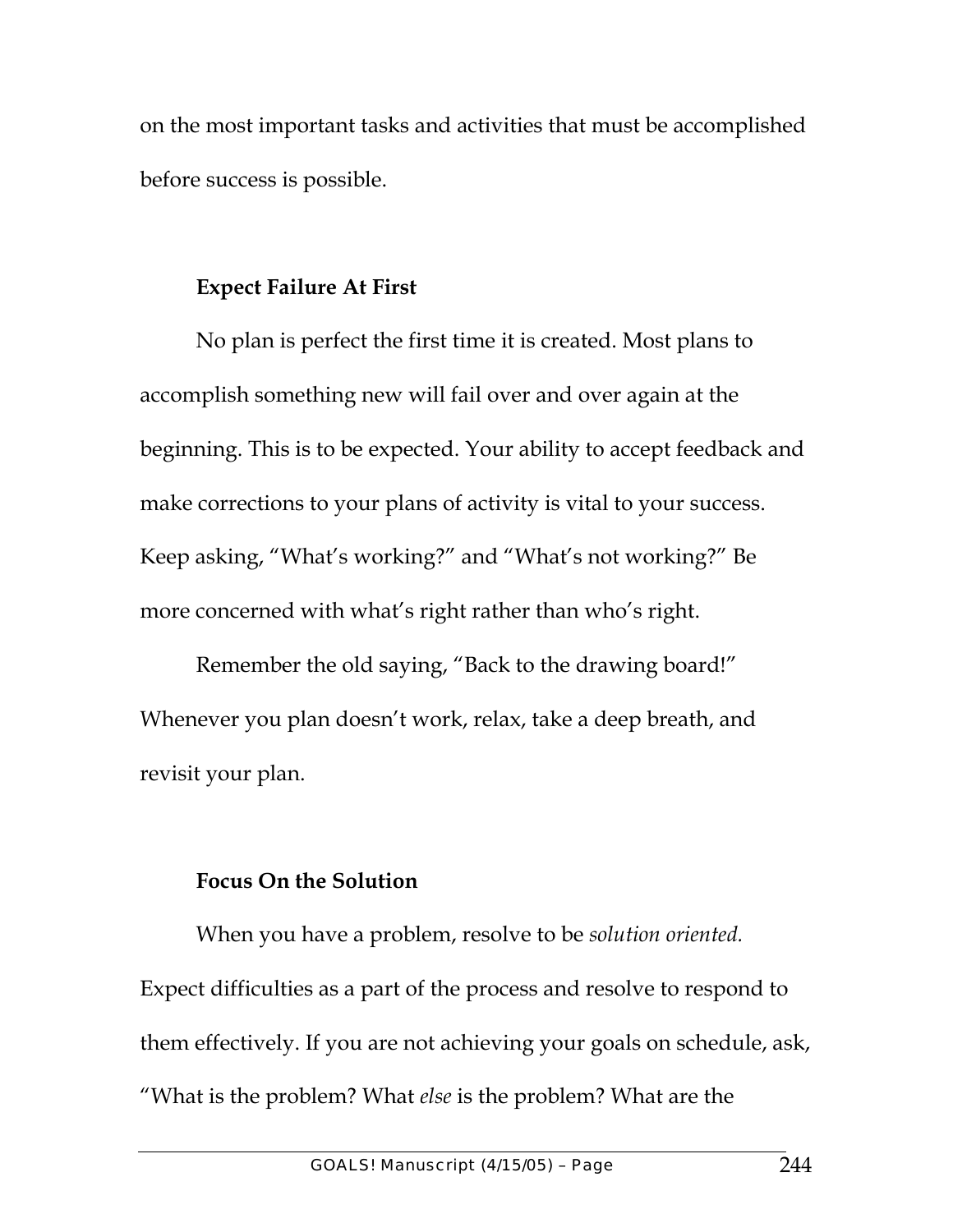on the most important tasks and activities that must be accomplished before success is possible.

**Expect Failure At First**

No plan is perfect the first time it is created. Most plans to accomplish something new will fail over and over again at the beginning. This is to be expected. Your ability to accept feedback and make corrections to your plans of activity is vital to your success. Keep asking, "What's working?" and "What's not working?" Be more concerned with what's right rather than who's right.

Remember the old saying, "Back to the drawing board!" Whenever you plan doesn't work, relax, take a deep breath, and revisit your plan.

**Focus On the Solution**

When you have a problem, resolve to be *solution oriented.* Expect difficulties as a part of the process and resolve to respond to them effectively. If you are not achieving your goals on schedule, ask, "What is the problem? What *else* is the problem? What are the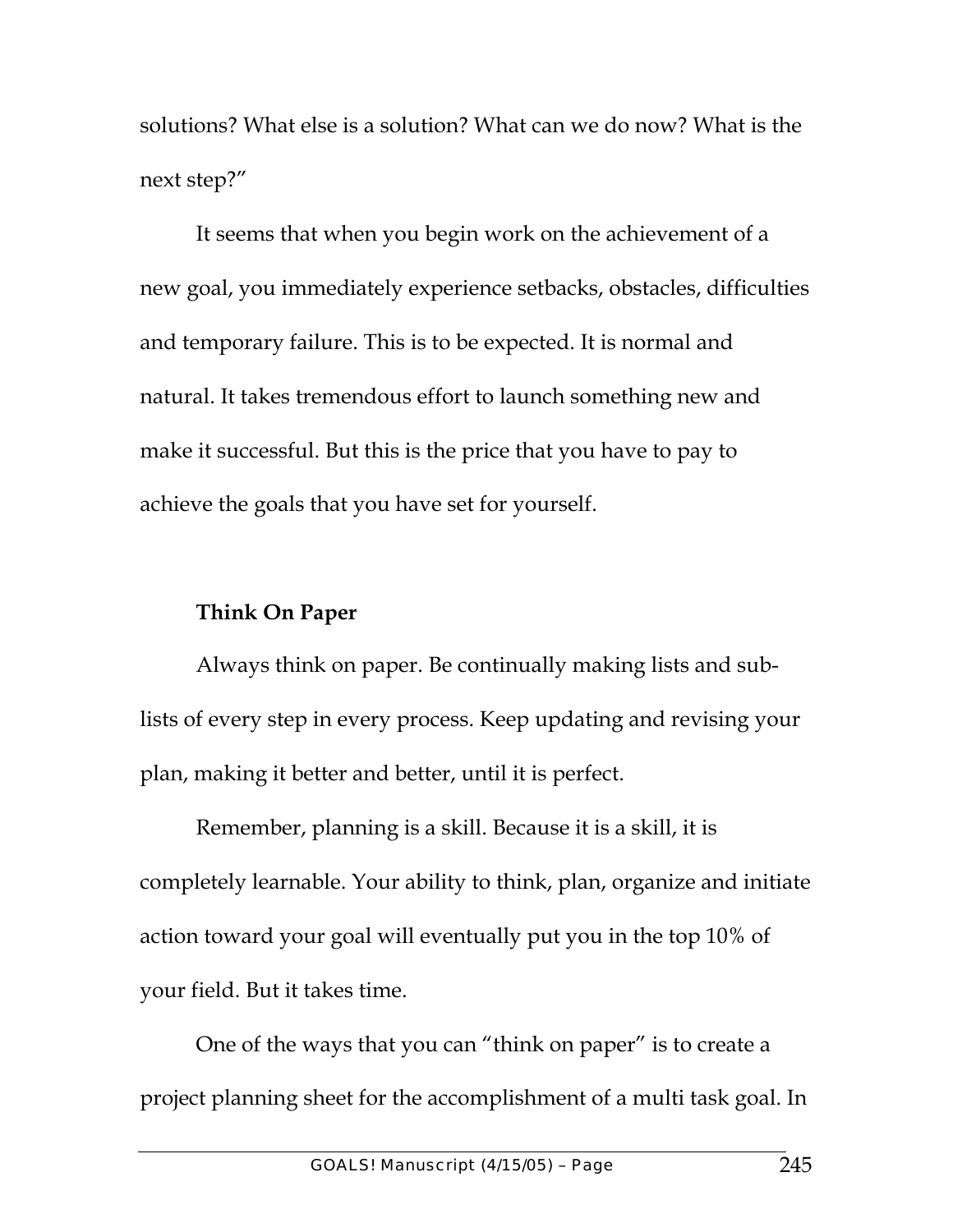solutions? What else is a solution? What can we do now? What is the next step?"

It seems that when you begin work on the achievement of a new goal, you immediately experience setbacks, obstacles, difficulties and temporary failure. This is to be expected. It is normal and natural. It takes tremendous effort to launch something new and make it successful. But this is the price that you have to pay to achieve the goals that you have set for yourself.

**Think On Paper**

Always think on paper. Be continually making lists and sub-lists of every step in every process. Keep updating and revising your plan, making it better and better, until it is perfect.

Remember, planning is a skill. Because it is a skill, it is completely learnable. Your ability to think, plan, organize and initiate action toward your goal will eventually put you in the top 10% of your field. But it takes time.

One of the ways that you can "think on paper" is to create a project planning sheet for the accomplishment of a multi task goal. In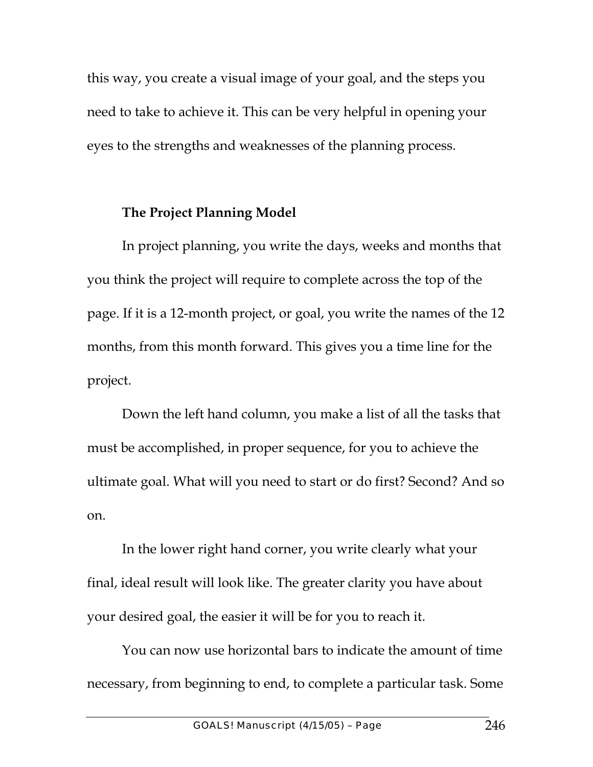this way, you create a visual image of your goal, and the steps you need to take to achieve it. This can be very helpful in opening your eyes to the strengths and weaknesses of the planning process.

**The Project Planning Model**

In project planning, you write the days, weeks and months that you think the project will require to complete across the top of the page. If it is a 12-month project, or goal, you write the names of the 12 months, from this month forward. This gives you a time line for the project.

Down the left hand column, you make a list of all the tasks that must be accomplished, in proper sequence, for you to achieve the ultimate goal. What will you need to start or do first? Second? And so on.

In the lower right hand corner, you write clearly what your final, ideal result will look like. The greater clarity you have about your desired goal, the easier it will be for you to reach it.

You can now use horizontal bars to indicate the amount of time necessary, from beginning to end, to complete a particular task. Some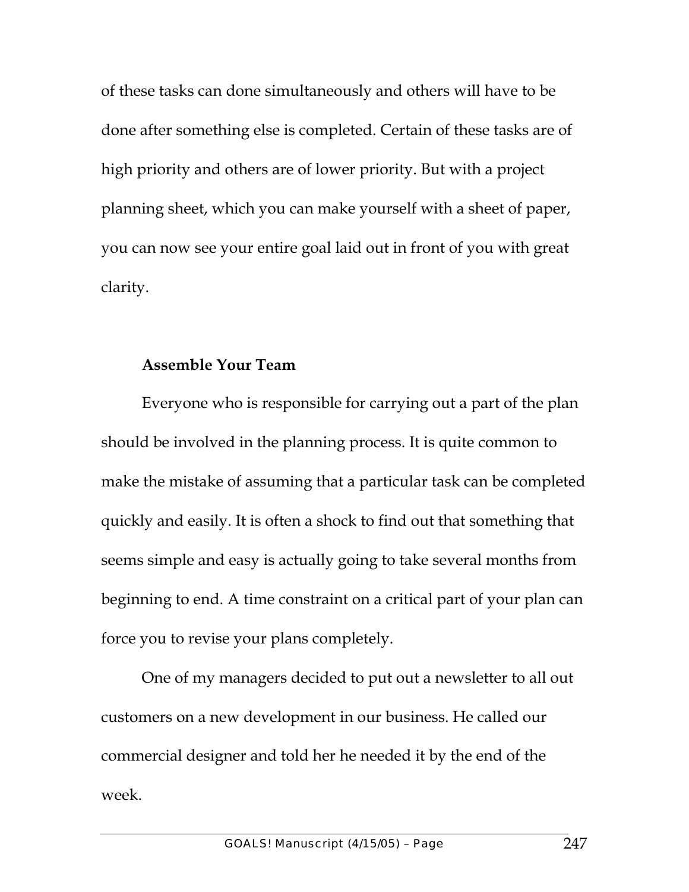of these tasks can done simultaneously and others will have to be done after something else is completed. Certain of these tasks are of high priority and others are of lower priority. But with a project planning sheet, which you can make yourself with a sheet of paper, you can now see your entire goal laid out in front of you with great clarity.

**Assemble Your Team**

Everyone who is responsible for carrying out a part of the plan should be involved in the planning process. It is quite common to make the mistake of assuming that a particular task can be completed quickly and easily. It is often a shock to find out that something that seems simple and easy is actually going to take several months from beginning to end. A time constraint on a critical part of your plan can force you to revise your plans completely.

One of my managers decided to put out a newsletter to all out customers on a new development in our business. He called our commercial designer and told her he needed it by the end of the week.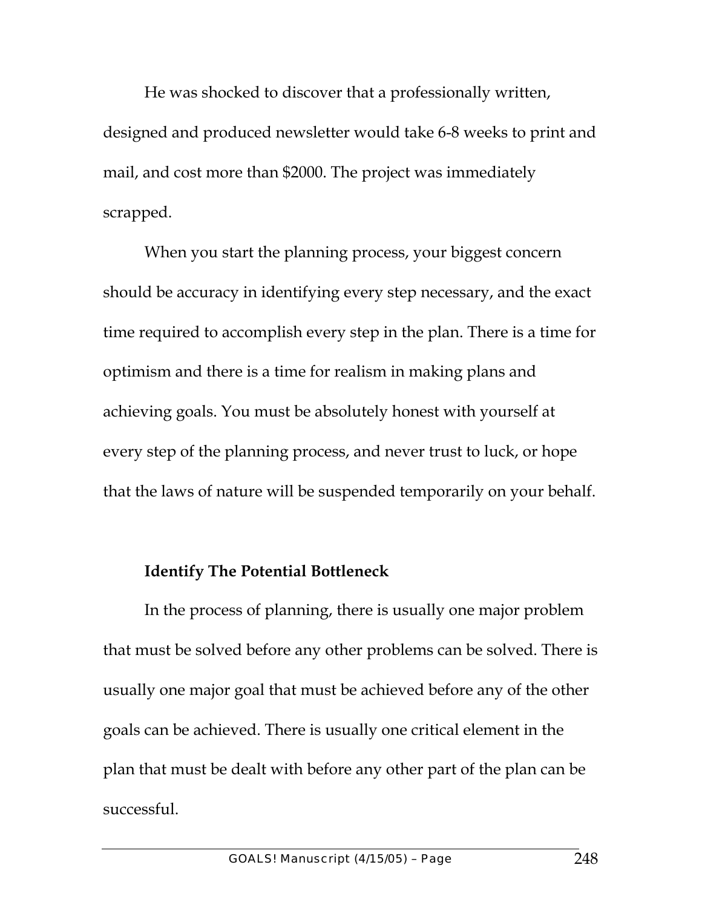He was shocked to discover that a professionally written, designed and produced newsletter would take 6-8 weeks to print and mail, and cost more than $2000. The project was immediately scrapped.

When you start the planning process, your biggest concern should be accuracy in identifying every step necessary, and the exact time required to accomplish every step in the plan. There is a time for optimism and there is a time for realism in making plans and achieving goals. You must be absolutely honest with yourself at every step of the planning process, and never trust to luck, or hope that the laws of nature will be suspended temporarily on your behalf.

**Identify The Potential Bottleneck**

In the process of planning, there is usually one major problem that must be solved before any other problems can be solved. There is usually one major goal that must be achieved before any of the other goals can be achieved. There is usually one critical element in the plan that must be dealt with before any other part of the plan can be successful.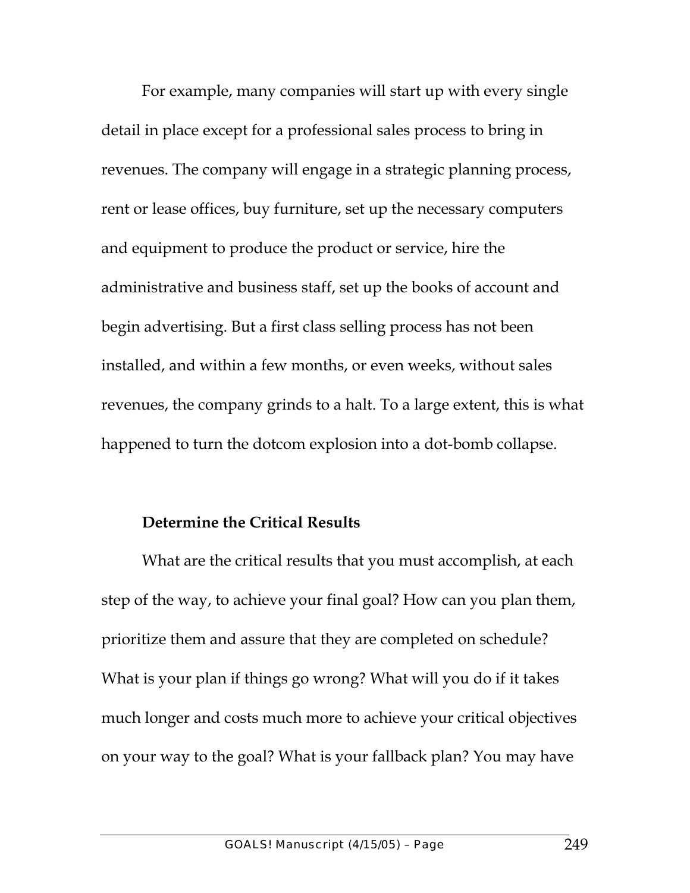For example, many companies will start up with every single detail in place except for a professional sales process to bring in revenues. The company will engage in a strategic planning process, rent or lease offices, buy furniture, set up the necessary computers and equipment to produce the product or service, hire the administrative and business staff, set up the books of account and begin advertising. But a first class selling process has not been installed, and within a few months, or even weeks, without sales revenues, the company grinds to a halt. To a large extent, this is what happened to turn the dotcom explosion into a dot-bomb collapse.

**Determine the Critical Results**

What are the critical results that you must accomplish, at each step of the way, to achieve your final goal? How can you plan them, prioritize them and assure that they are completed on schedule? What is your plan if things go wrong? What will you do if it takes much longer and costs much more to achieve your critical objectives on your way to the goal? What is your fallback plan? You may have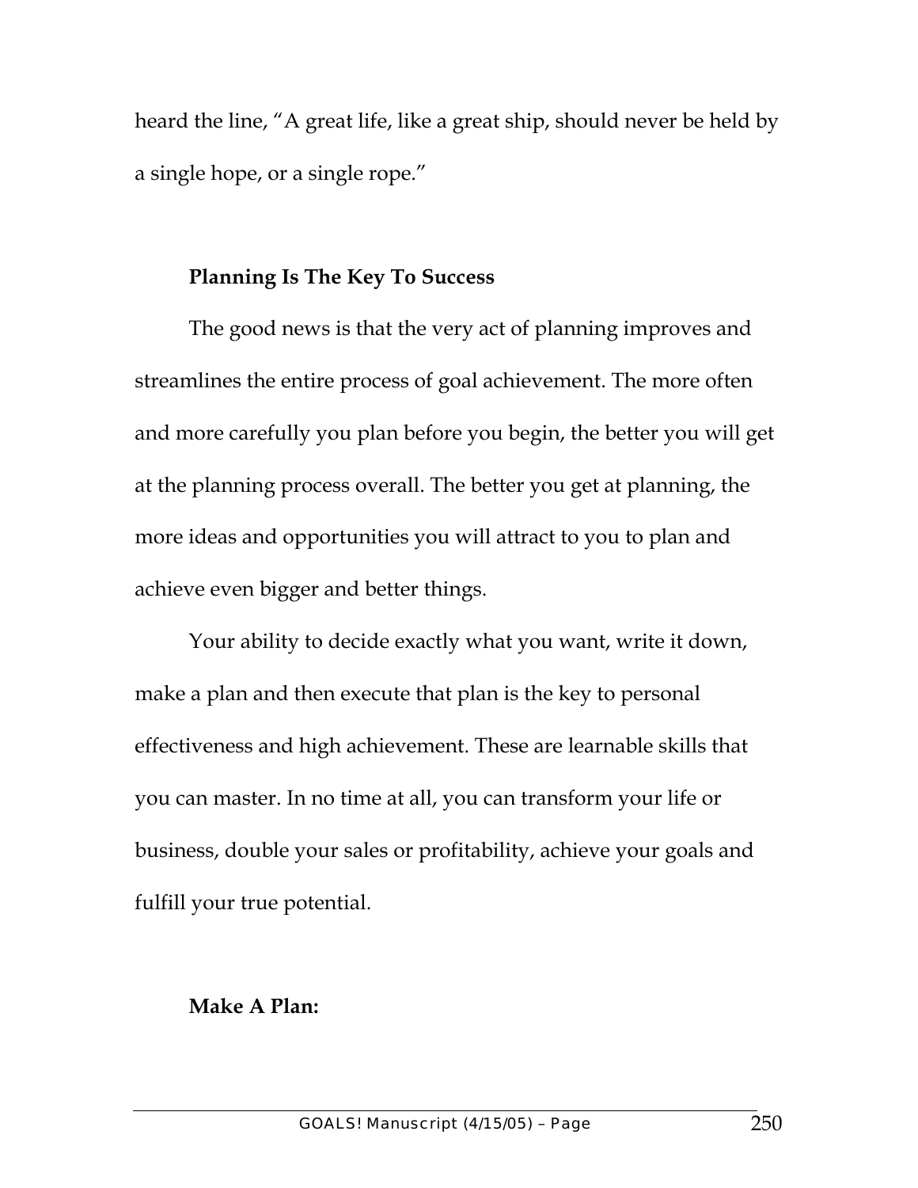heard the line, "A great life, like a great ship, should never be held by a single hope, or a single rope."

**Planning Is The Key To Success**

The good news is that the very act of planning improves and streamlines the entire process of goal achievement. The more often and more carefully you plan before you begin, the better you will get at the planning process overall. The better you get at planning, the more ideas and opportunities you will attract to you to plan and achieve even bigger and better things.

Your ability to decide exactly what you want, write it down, make a plan and then execute that plan is the key to personal effectiveness and high achievement. These are learnable skills that you can master. In no time at all, you can transform your life or business, double your sales or profitability, achieve your goals and fulfill your true potential.

**Make A Plan:**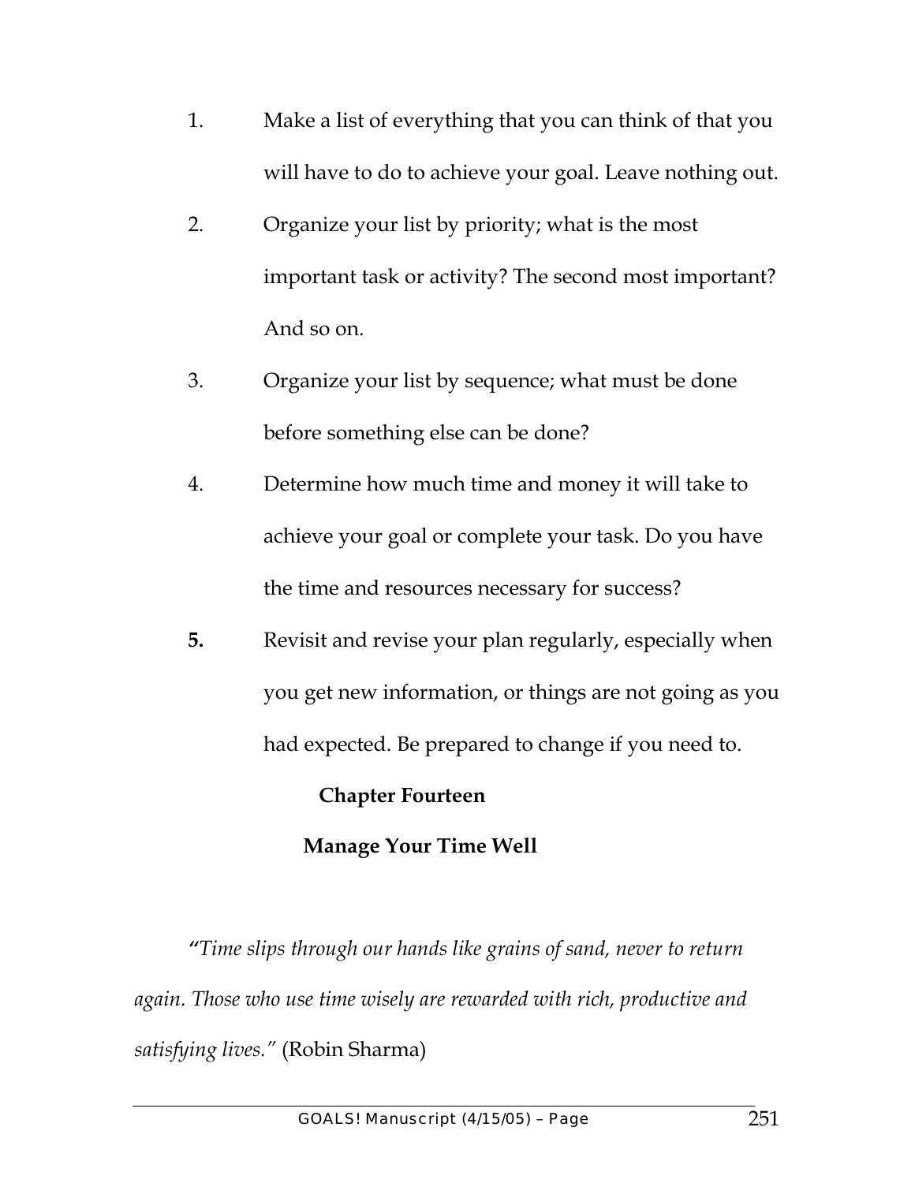1. Make a list of everything that you can think of that you will have to do to achieve your goal. Leave nothing out.
2. Organize your list by priority; what is the most important task or activity? The second most important? And so on.
3. Organize your list by sequence; what must be done before something else can be done?
4. Determine how much time and money it will take to achieve your goal or complete your task. Do you have the time and resources necessary for success?
5. Revisit and revise your plan regularly, especially when you get new information, or things are not going as you had expected. Be prepared to change if you need to.

## Chapter Fourteen

## Manage Your Time Well

*"Time slips through our hands like grains of sand, never to return again. Those who use time wisely are rewarded with rich, productive and satisfying lives."* (Robin Sharma)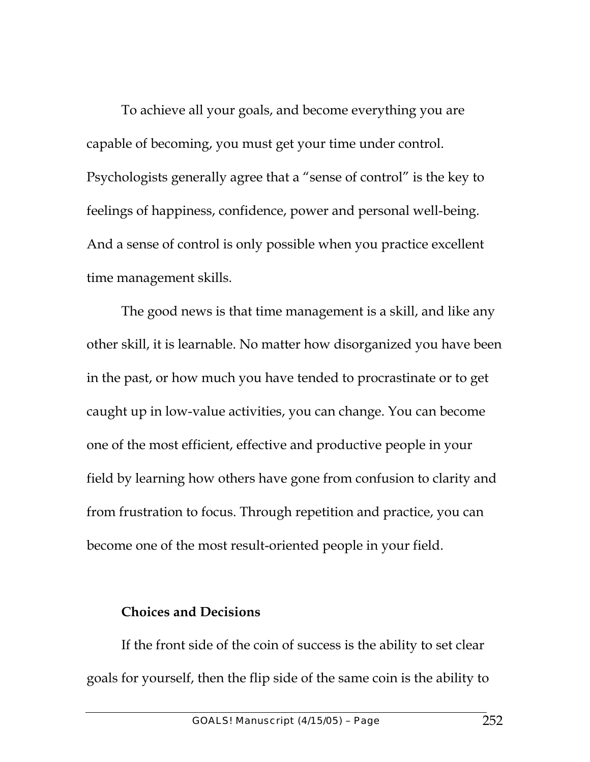To achieve all your goals, and become everything you are capable of becoming, you must get your time under control. Psychologists generally agree that a "sense of control" is the key to feelings of happiness, confidence, power and personal well-being. And a sense of control is only possible when you practice excellent time management skills.

The good news is that time management is a skill, and like any other skill, it is learnable. No matter how disorganized you have been in the past, or how much you have tended to procrastinate or to get caught up in low-value activities, you can change. You can become one of the most efficient, effective and productive people in your field by learning how others have gone from confusion to clarity and from frustration to focus. Through repetition and practice, you can become one of the most result-oriented people in your field.

**Choices and Decisions**

If the front side of the coin of success is the ability to set clear goals for yourself, then the flip side of the same coin is the ability to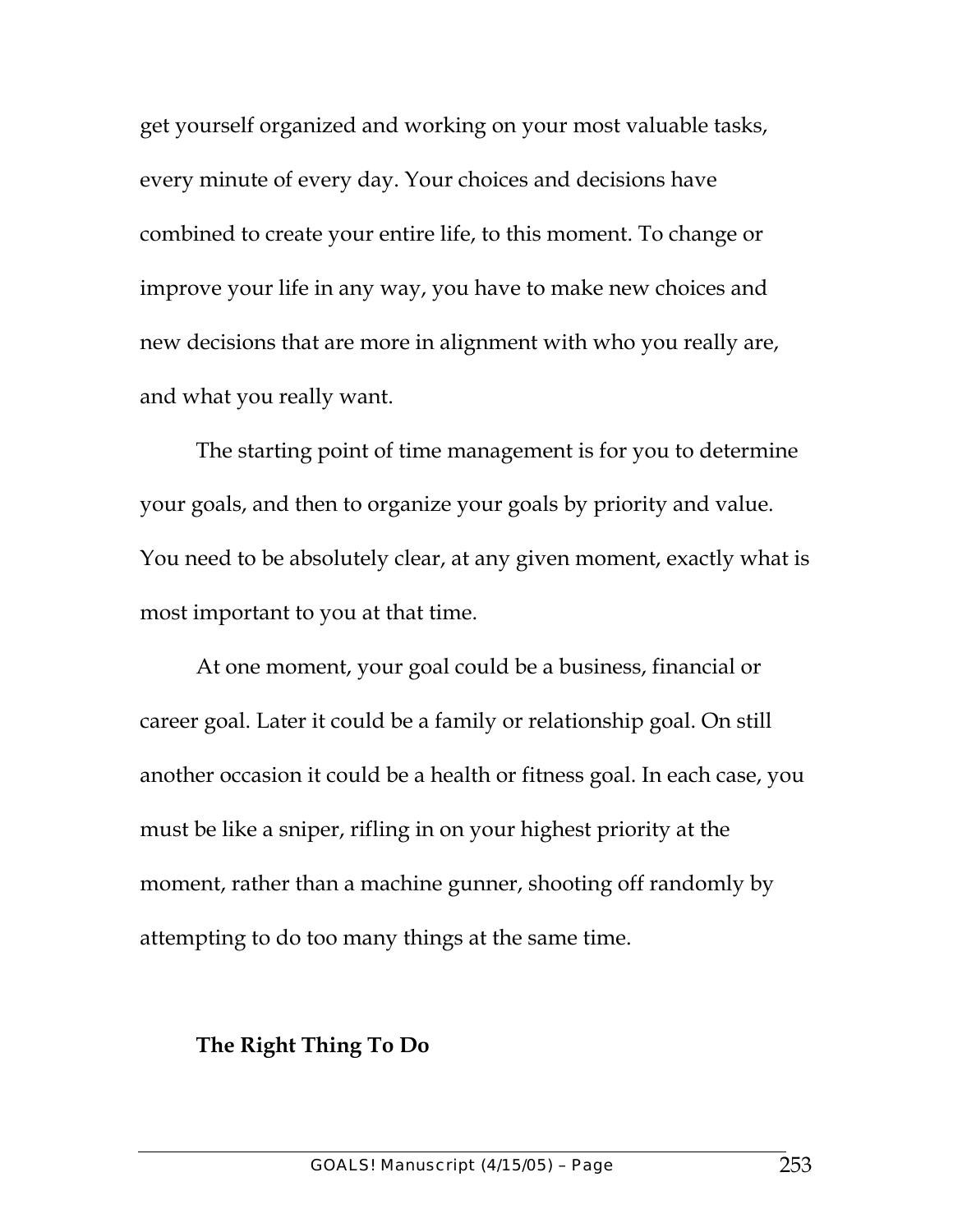get yourself organized and working on your most valuable tasks, every minute of every day. Your choices and decisions have combined to create your entire life, to this moment. To change or improve your life in any way, you have to make new choices and new decisions that are more in alignment with who you really are, and what you really want.

The starting point of time management is for you to determine your goals, and then to organize your goals by priority and value. You need to be absolutely clear, at any given moment, exactly what is most important to you at that time.

At one moment, your goal could be a business, financial or career goal. Later it could be a family or relationship goal. On still another occasion it could be a health or fitness goal. In each case, you must be like a sniper, rifling in on your highest priority at the moment, rather than a machine gunner, shooting off randomly by attempting to do too many things at the same time.

**The Right Thing To Do**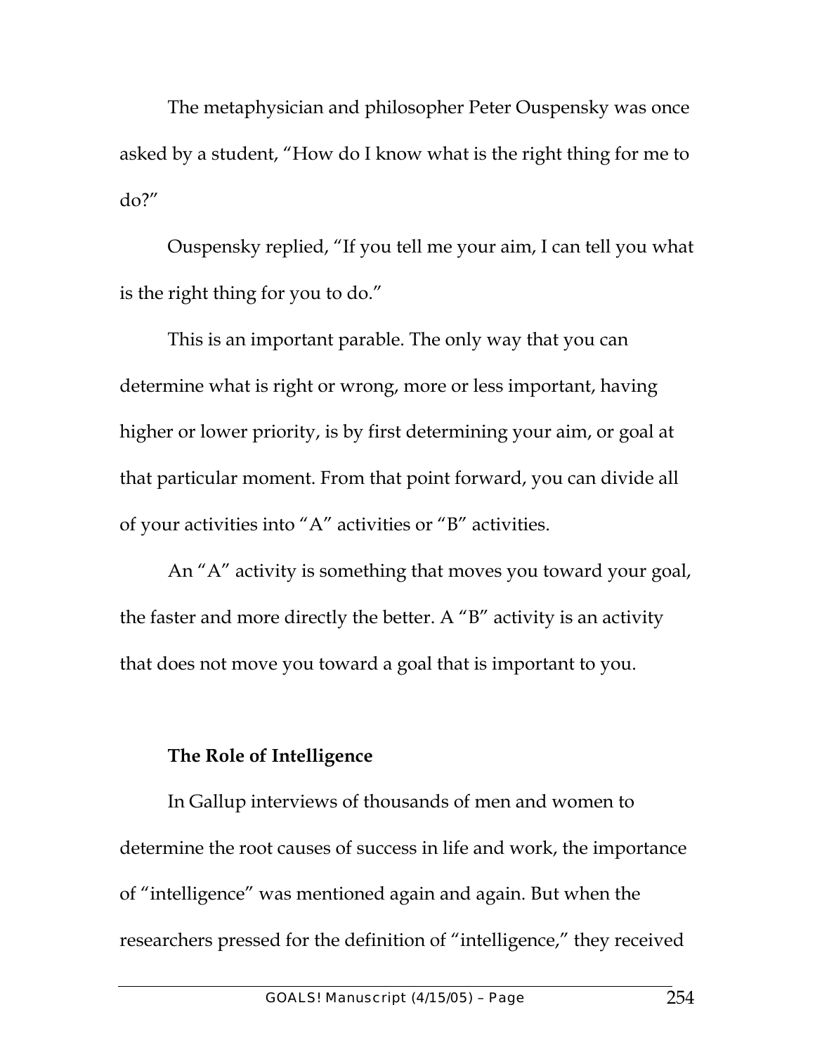The metaphysician and philosopher Peter Ouspensky was once asked by a student, "How do I know what is the right thing for me to do?"

Ouspensky replied, "If you tell me your aim, I can tell you what is the right thing for you to do."

This is an important parable. The only way that you can determine what is right or wrong, more or less important, having higher or lower priority, is by first determining your aim, or goal at that particular moment. From that point forward, you can divide all of your activities into "A" activities or "B" activities.

An "A" activity is something that moves you toward your goal, the faster and more directly the better. A "B" activity is an activity that does not move you toward a goal that is important to you.

**The Role of Intelligence**

In Gallup interviews of thousands of men and women to determine the root causes of success in life and work, the importance of "intelligence" was mentioned again and again. But when the researchers pressed for the definition of "intelligence," they received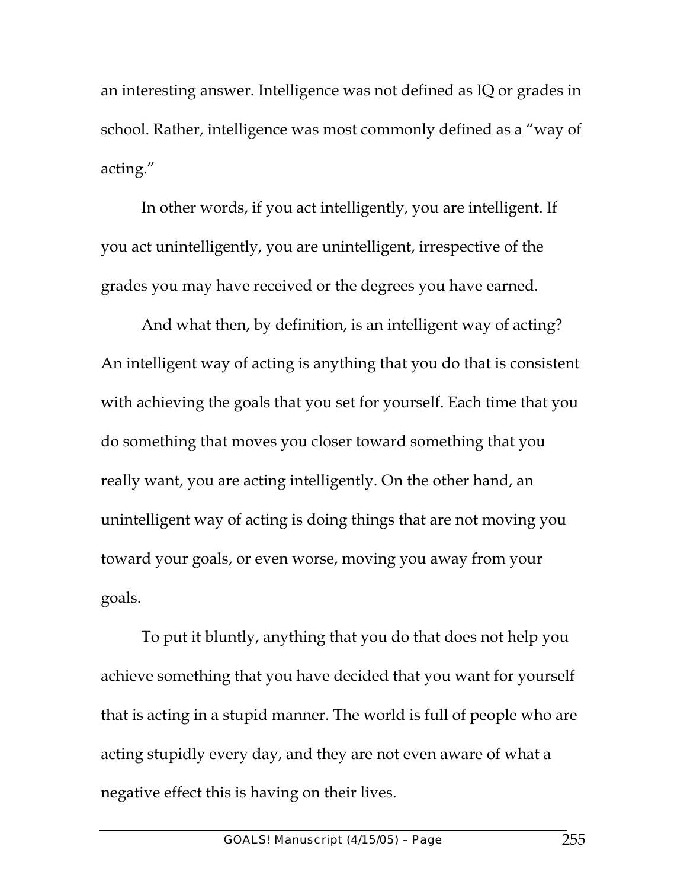an interesting answer. Intelligence was not defined as IQ or grades in school. Rather, intelligence was most commonly defined as a "way of acting."

In other words, if you act intelligently, you are intelligent. If you act unintelligently, you are unintelligent, irrespective of the grades you may have received or the degrees you have earned.

And what then, by definition, is an intelligent way of acting? An intelligent way of acting is anything that you do that is consistent with achieving the goals that you set for yourself. Each time that you do something that moves you closer toward something that you really want, you are acting intelligently. On the other hand, an unintelligent way of acting is doing things that are not moving you toward your goals, or even worse, moving you away from your goals.

To put it bluntly, anything that you do that does not help you achieve something that you have decided that you want for yourself that is acting in a stupid manner. The world is full of people who are acting stupidly every day, and they are not even aware of what a negative effect this is having on their lives.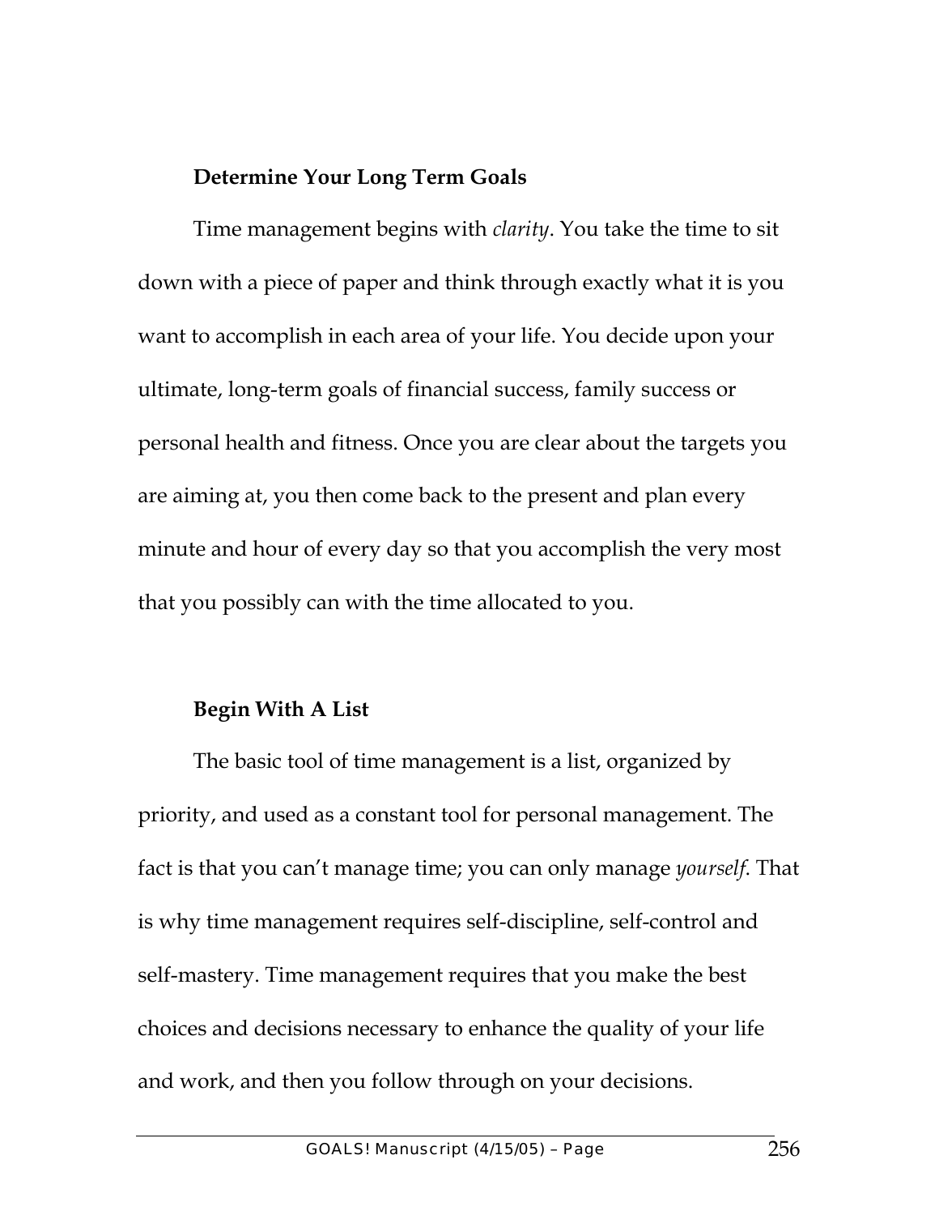### Determine Your Long Term Goals

Time management begins with *clarity*. You take the time to sit down with a piece of paper and think through exactly what it is you want to accomplish in each area of your life. You decide upon your ultimate, long-term goals of financial success, family success or personal health and fitness. Once you are clear about the targets you are aiming at, you then come back to the present and plan every minute and hour of every day so that you accomplish the very most that you possibly can with the time allocated to you.

### Begin With A List

The basic tool of time management is a list, organized by priority, and used as a constant tool for personal management. The fact is that you can't manage time; you can only manage *yourself*. That is why time management requires self-discipline, self-control and self-mastery. Time management requires that you make the best choices and decisions necessary to enhance the quality of your life and work, and then you follow through on your decisions.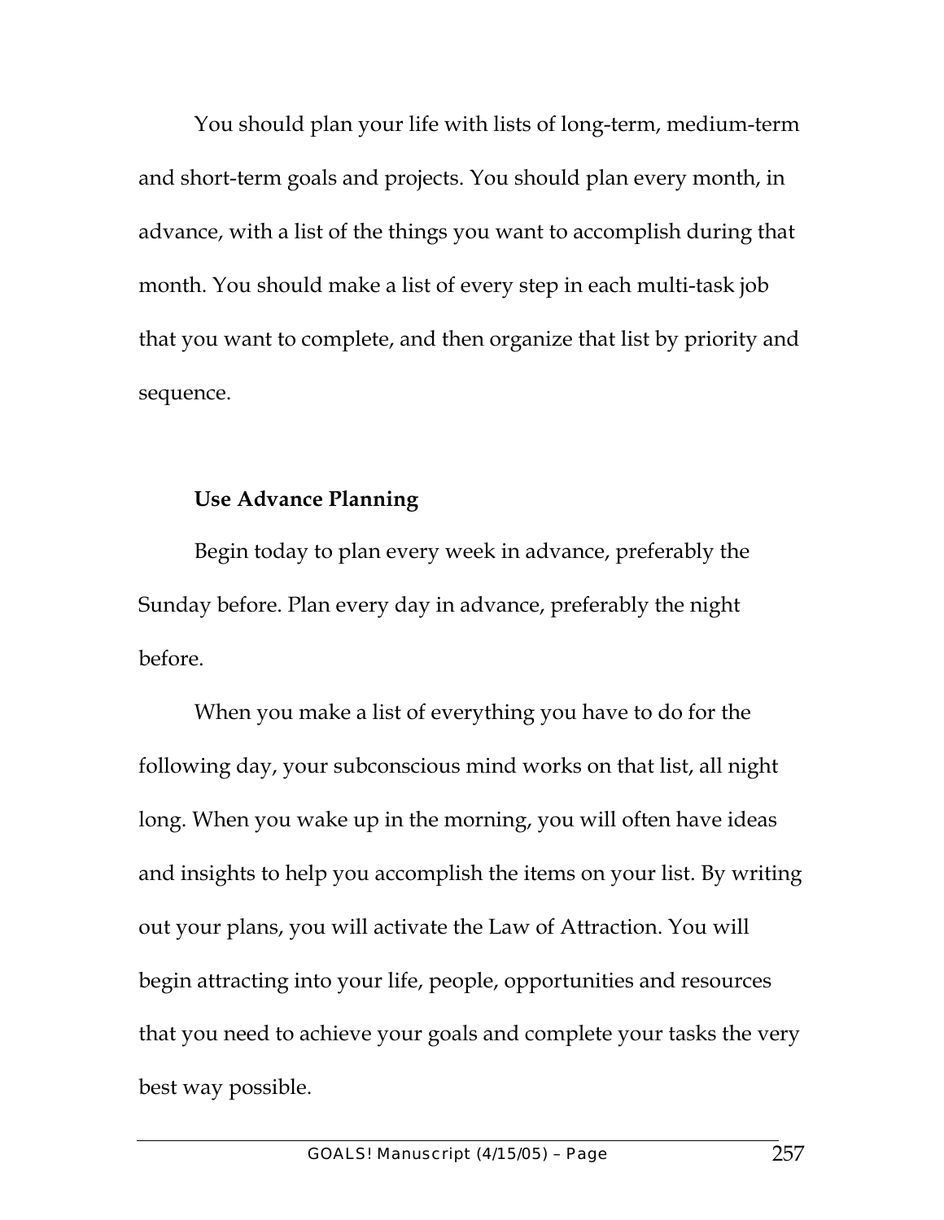You should plan your life with lists of long-term, medium-term and short-term goals and projects. You should plan every month, in advance, with a list of the things you want to accomplish during that month. You should make a list of every step in each multi-task job that you want to complete, and then organize that list by priority and sequence.

**Use Advance Planning**

Begin today to plan every week in advance, preferably the Sunday before. Plan every day in advance, preferably the night before.

When you make a list of everything you have to do for the following day, your subconscious mind works on that list, all night long. When you wake up in the morning, you will often have ideas and insights to help you accomplish the items on your list. By writing out your plans, you will activate the Law of Attraction. You will begin attracting into your life, people, opportunities and resources that you need to achieve your goals and complete your tasks the very best way possible.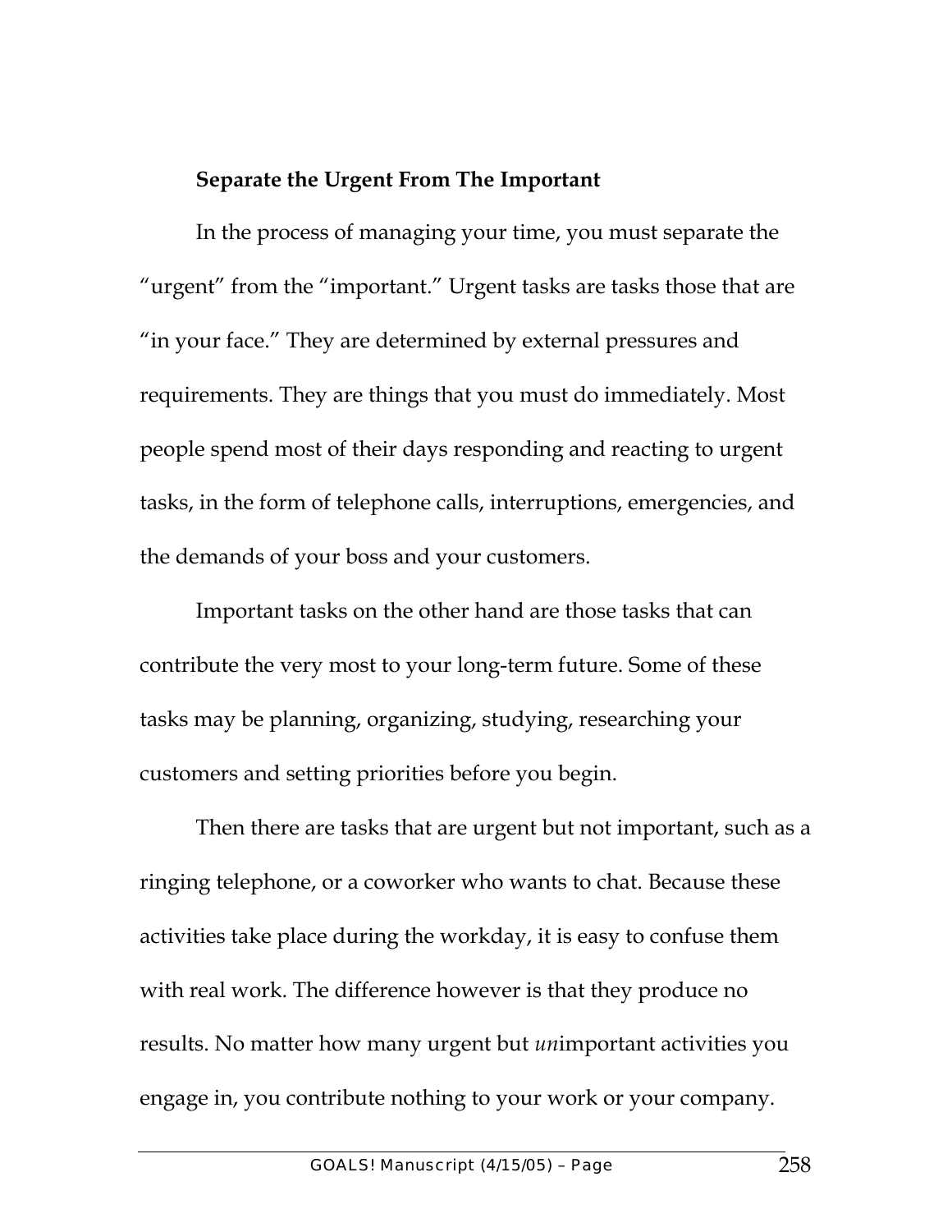**Separate the Urgent From The Important**

In the process of managing your time, you must separate the "urgent" from the "important." Urgent tasks are tasks those that are "in your face." They are determined by external pressures and requirements. They are things that you must do immediately. Most people spend most of their days responding and reacting to urgent tasks, in the form of telephone calls, interruptions, emergencies, and the demands of your boss and your customers.

Important tasks on the other hand are those tasks that can contribute the very most to your long-term future. Some of these tasks may be planning, organizing, studying, researching your customers and setting priorities before you begin.

Then there are tasks that are urgent but not important, such as a ringing telephone, or a coworker who wants to chat. Because these activities take place during the workday, it is easy to confuse them with real work. The difference however is that they produce no results. No matter how many urgent but *un*important activities you engage in, you contribute nothing to your work or your company.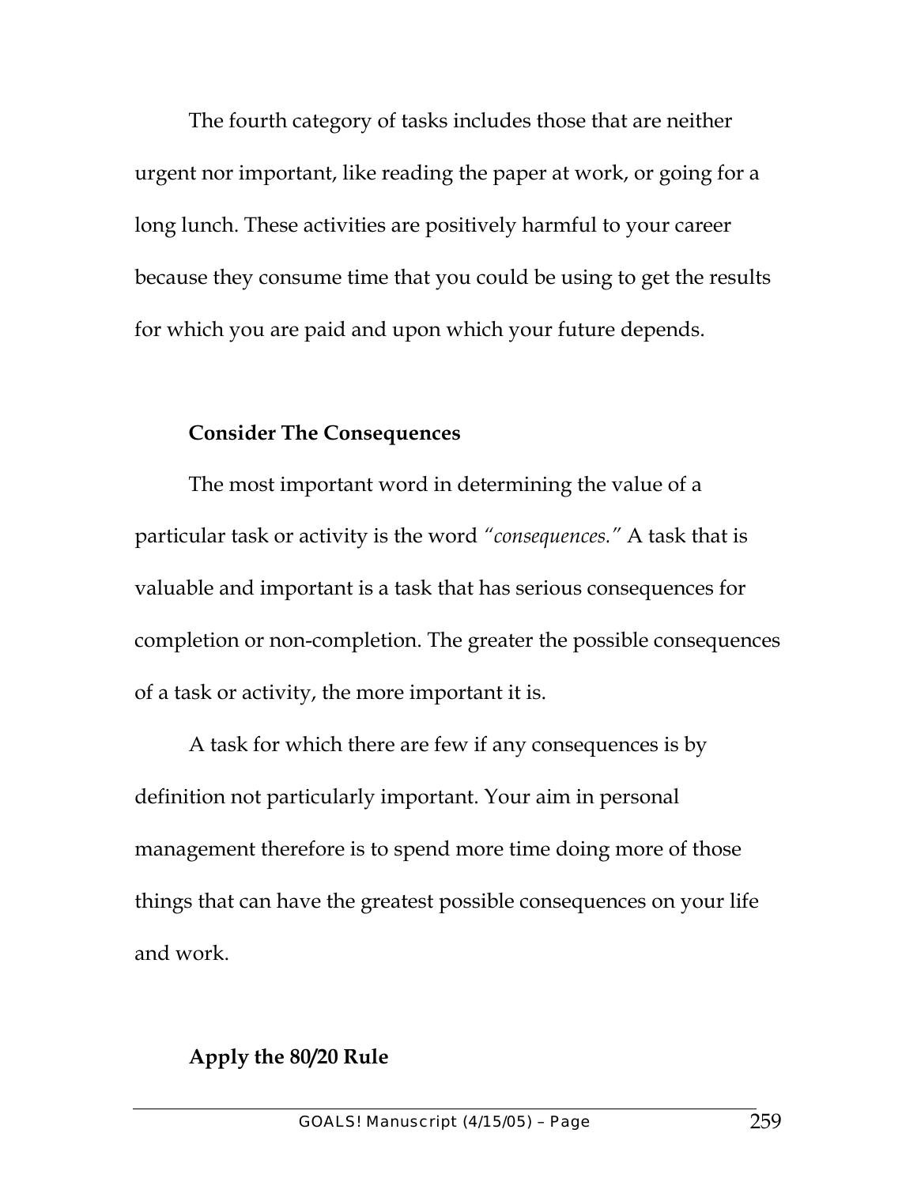The fourth category of tasks includes those that are neither urgent nor important, like reading the paper at work, or going for a long lunch. These activities are positively harmful to your career because they consume time that you could be using to get the results for which you are paid and upon which your future depends.

### Consider The Consequences

The most important word in determining the value of a particular task or activity is the word *"consequences."* A task that is valuable and important is a task that has serious consequences for completion or non-completion. The greater the possible consequences of a task or activity, the more important it is.

A task for which there are few if any consequences is by definition not particularly important. Your aim in personal management therefore is to spend more time doing more of those things that can have the greatest possible consequences on your life and work.

### Apply the 80/20 Rule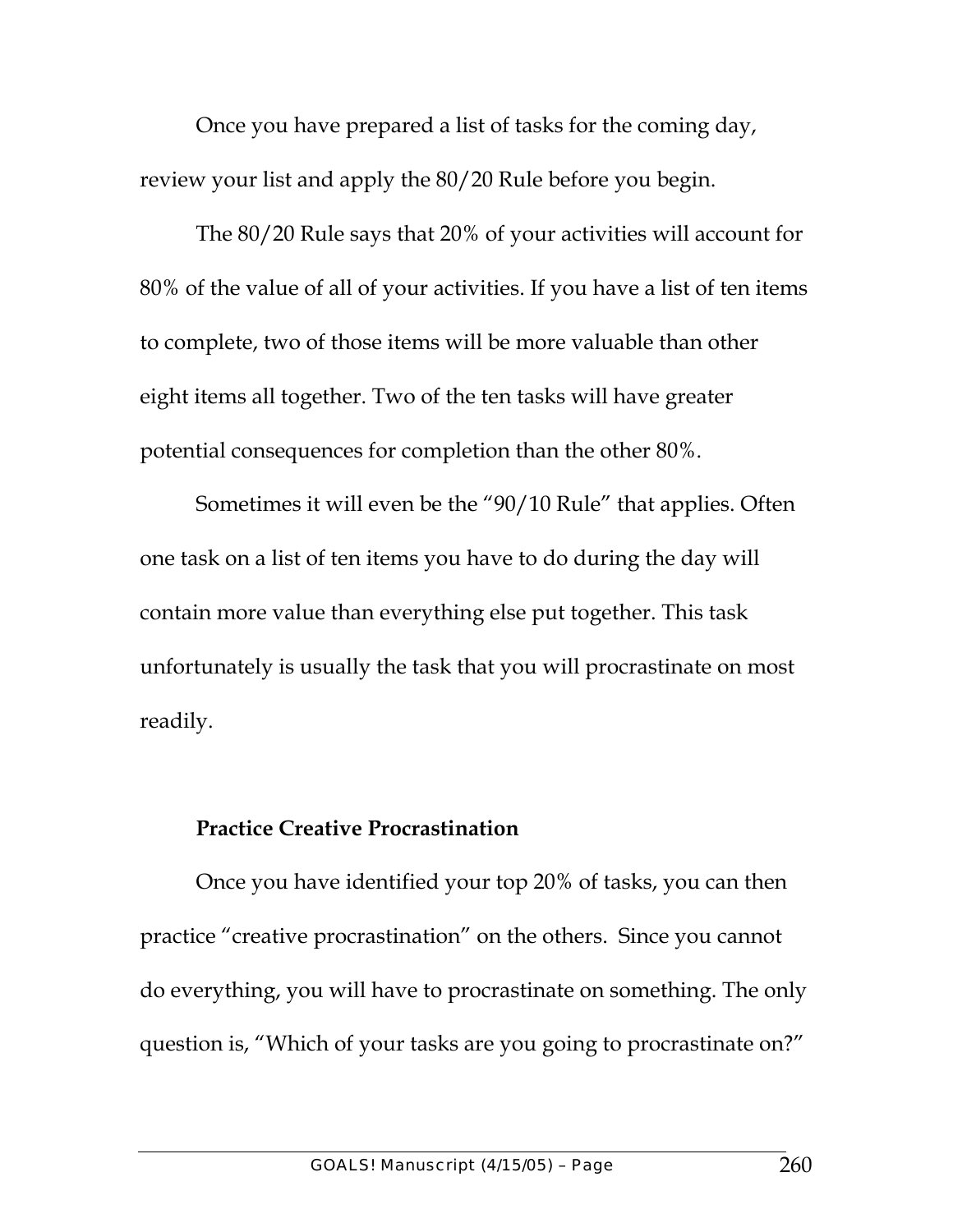Once you have prepared a list of tasks for the coming day, review your list and apply the 80/20 Rule before you begin.

The 80/20 Rule says that 20% of your activities will account for 80% of the value of all of your activities. If you have a list of ten items to complete, two of those items will be more valuable than other eight items all together. Two of the ten tasks will have greater potential consequences for completion than the other 80%.

Sometimes it will even be the "90/10 Rule" that applies. Often one task on a list of ten items you have to do during the day will contain more value than everything else put together. This task unfortunately is usually the task that you will procrastinate on most readily.

**Practice Creative Procrastination**

Once you have identified your top 20% of tasks, you can then practice "creative procrastination" on the others. Since you cannot do everything, you will have to procrastinate on something. The only question is, "Which of your tasks are you going to procrastinate on?"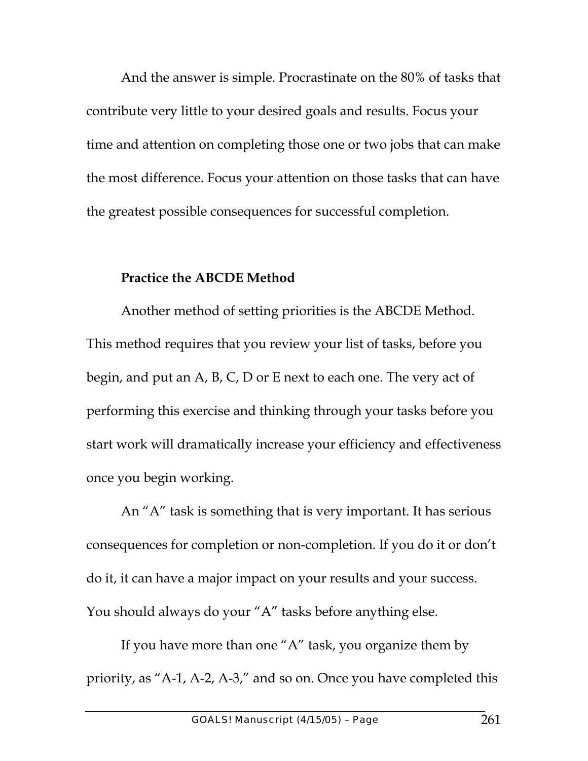And the answer is simple. Procrastinate on the 80% of tasks that contribute very little to your desired goals and results. Focus your time and attention on completing those one or two jobs that can make the most difference. Focus your attention on those tasks that can have the greatest possible consequences for successful completion.

**Practice the ABCDE Method**

Another method of setting priorities is the ABCDE Method. This method requires that you review your list of tasks, before you begin, and put an A, B, C, D or E next to each one. The very act of performing this exercise and thinking through your tasks before you start work will dramatically increase your efficiency and effectiveness once you begin working.

An "A" task is something that is very important. It has serious consequences for completion or non-completion. If you do it or don't do it, it can have a major impact on your results and your success. You should always do your "A" tasks before anything else.

If you have more than one "A" task, you organize them by priority, as "A-1, A-2, A-3," and so on. Once you have completed this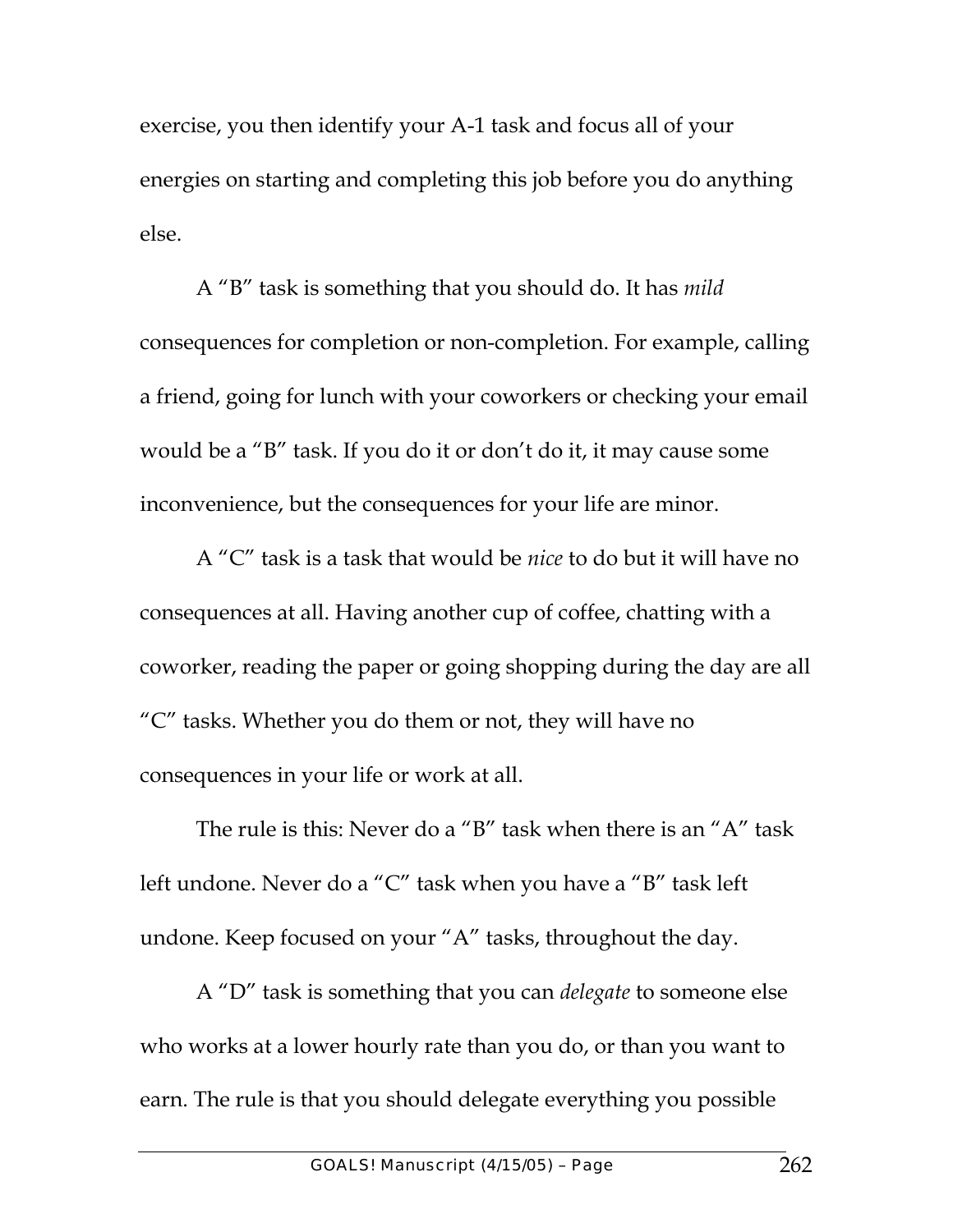exercise, you then identify your A-1 task and focus all of your energies on starting and completing this job before you do anything else.

A "B" task is something that you should do. It has *mild* consequences for completion or non-completion. For example, calling a friend, going for lunch with your coworkers or checking your email would be a "B" task. If you do it or don't do it, it may cause some inconvenience, but the consequences for your life are minor.

A "C" task is a task that would be *nice* to do but it will have no consequences at all. Having another cup of coffee, chatting with a coworker, reading the paper or going shopping during the day are all "C" tasks. Whether you do them or not, they will have no consequences in your life or work at all.

The rule is this: Never do a "B" task when there is an "A" task left undone. Never do a "C" task when you have a "B" task left undone. Keep focused on your "A" tasks, throughout the day.

A "D" task is something that you can *delegate* to someone else who works at a lower hourly rate than you do, or than you want to earn. The rule is that you should delegate everything you possible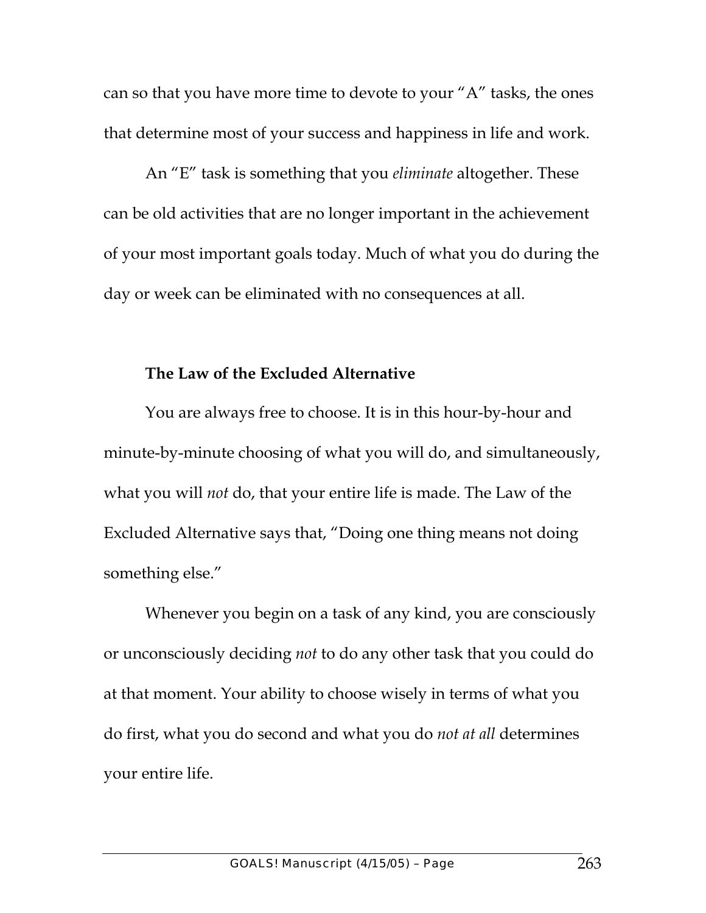can so that you have more time to devote to your "A" tasks, the ones that determine most of your success and happiness in life and work.

An "E" task is something that you *eliminate* altogether. These can be old activities that are no longer important in the achievement of your most important goals today. Much of what you do during the day or week can be eliminated with no consequences at all.

**The Law of the Excluded Alternative**

You are always free to choose. It is in this hour-by-hour and minute-by-minute choosing of what you will do, and simultaneously, what you will *not* do, that your entire life is made. The Law of the Excluded Alternative says that, "Doing one thing means not doing something else."

Whenever you begin on a task of any kind, you are consciously or unconsciously deciding *not* to do any other task that you could do at that moment. Your ability to choose wisely in terms of what you do first, what you do second and what you do *not at all* determines your entire life.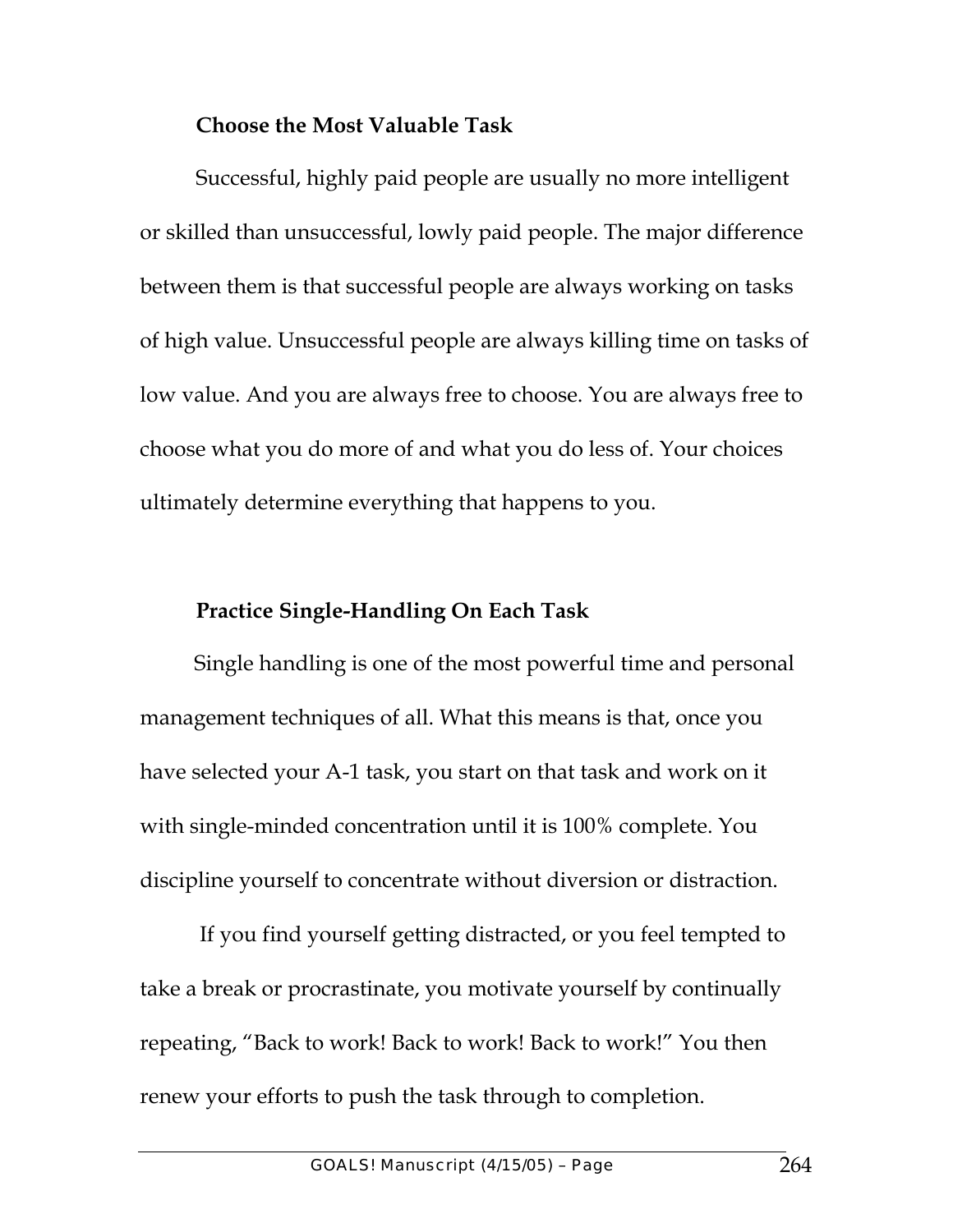### Choose the Most Valuable Task

Successful, highly paid people are usually no more intelligent or skilled than unsuccessful, lowly paid people. The major difference between them is that successful people are always working on tasks of high value. Unsuccessful people are always killing time on tasks of low value. And you are always free to choose. You are always free to choose what you do more of and what you do less of. Your choices ultimately determine everything that happens to you.

### Practice Single-Handling On Each Task

Single handling is one of the most powerful time and personal management techniques of all. What this means is that, once you have selected your A-1 task, you start on that task and work on it with single-minded concentration until it is 100% complete. You discipline yourself to concentrate without diversion or distraction.

If you find yourself getting distracted, or you feel tempted to take a break or procrastinate, you motivate yourself by continually repeating, "Back to work! Back to work! Back to work!" You then renew your efforts to push the task through to completion.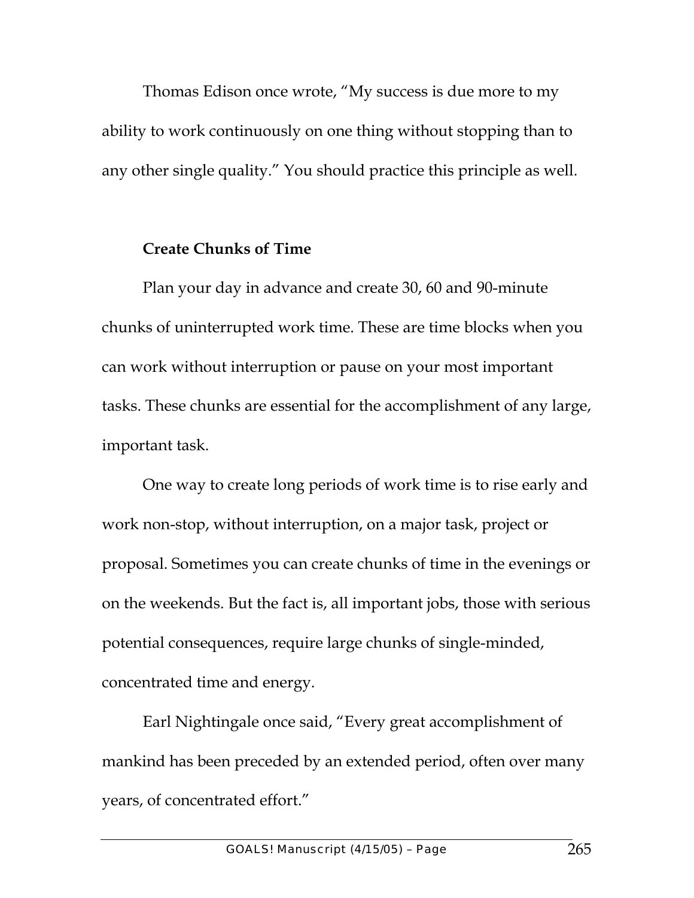Thomas Edison once wrote, “My success is due more to my ability to work continuously on one thing without stopping than to any other single quality.” You should practice this principle as well.

**Create Chunks of Time**

Plan your day in advance and create 30, 60 and 90-minute chunks of uninterrupted work time. These are time blocks when you can work without interruption or pause on your most important tasks. These chunks are essential for the accomplishment of any large, important task.

One way to create long periods of work time is to rise early and work non-stop, without interruption, on a major task, project or proposal. Sometimes you can create chunks of time in the evenings or on the weekends. But the fact is, all important jobs, those with serious potential consequences, require large chunks of single-minded, concentrated time and energy.

Earl Nightingale once said, “Every great accomplishment of mankind has been preceded by an extended period, often over many years, of concentrated effort.”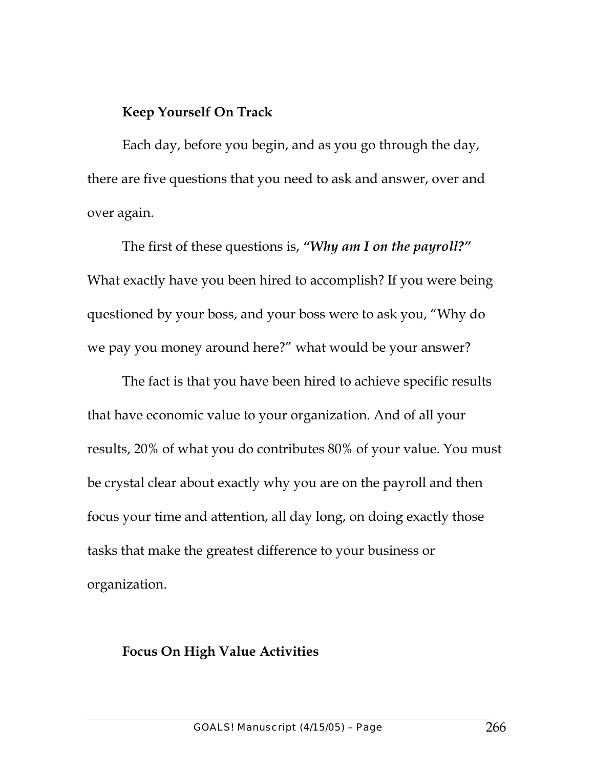**Keep Yourself On Track**

Each day, before you begin, and as you go through the day, there are five questions that you need to ask and answer, over and over again.

The first of these questions is, ***"Why am I on the payroll?"*** What exactly have you been hired to accomplish? If you were being questioned by your boss, and your boss were to ask you, "Why do we pay you money around here?" what would be your answer?

The fact is that you have been hired to achieve specific results that have economic value to your organization. And of all your results, 20% of what you do contributes 80% of your value. You must be crystal clear about exactly why you are on the payroll and then focus your time and attention, all day long, on doing exactly those tasks that make the greatest difference to your business or organization.

**Focus On High Value Activities**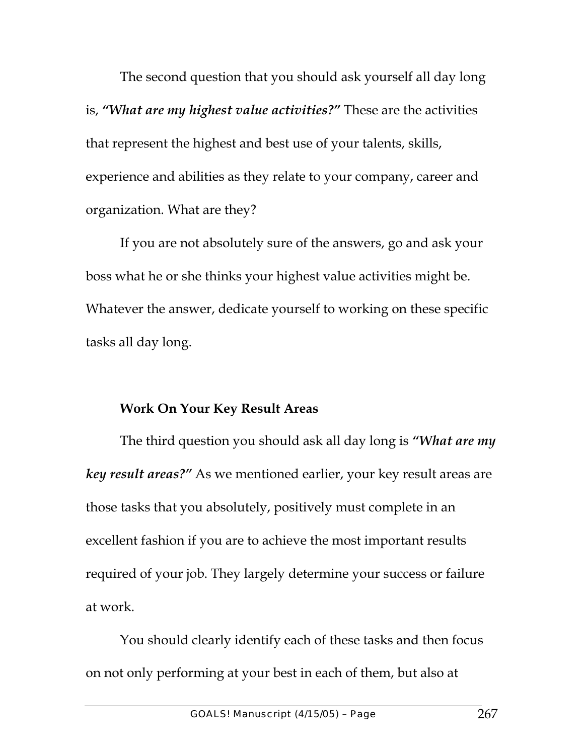The second question that you should ask yourself all day long is, ***"What are my highest value activities?"*** These are the activities that represent the highest and best use of your talents, skills, experience and abilities as they relate to your company, career and organization. What are they?

If you are not absolutely sure of the answers, go and ask your boss what he or she thinks your highest value activities might be. Whatever the answer, dedicate yourself to working on these specific tasks all day long.

**Work On Your Key Result Areas**

The third question you should ask all day long is ***"What are my key result areas?"*** As we mentioned earlier, your key result areas are those tasks that you absolutely, positively must complete in an excellent fashion if you are to achieve the most important results required of your job. They largely determine your success or failure at work.

You should clearly identify each of these tasks and then focus on not only performing at your best in each of them, but also at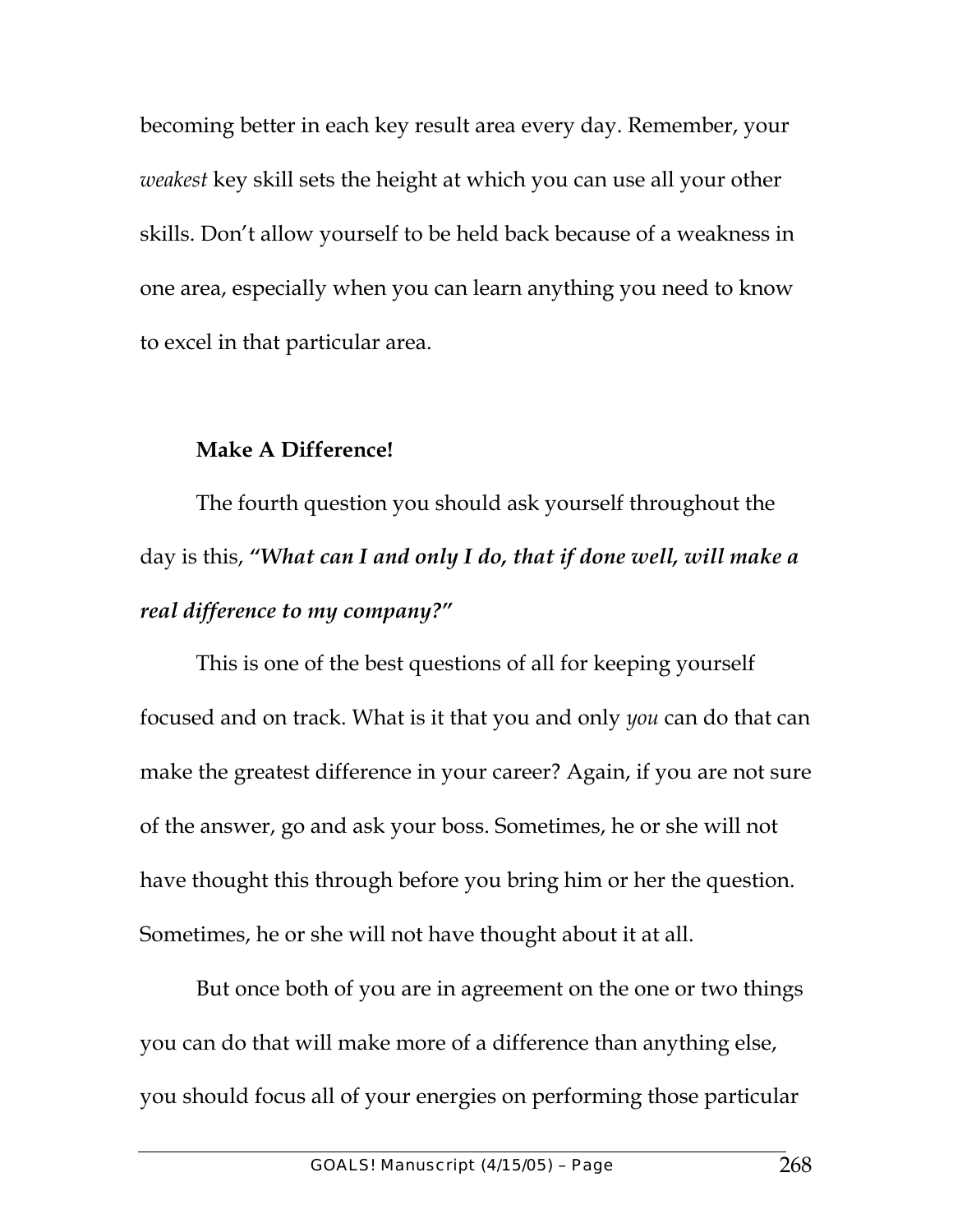becoming better in each key result area every day. Remember, your *weakest* key skill sets the height at which you can use all your other skills. Don't allow yourself to be held back because of a weakness in one area, especially when you can learn anything you need to know to excel in that particular area.

**Make A Difference!**

The fourth question you should ask yourself throughout the day is this, ***"What can I and only I do, that if done well, will make a real difference to my company?"***

This is one of the best questions of all for keeping yourself focused and on track. What is it that you and only *you* can do that can make the greatest difference in your career? Again, if you are not sure of the answer, go and ask your boss. Sometimes, he or she will not have thought this through before you bring him or her the question. Sometimes, he or she will not have thought about it at all.

But once both of you are in agreement on the one or two things you can do that will make more of a difference than anything else, you should focus all of your energies on performing those particular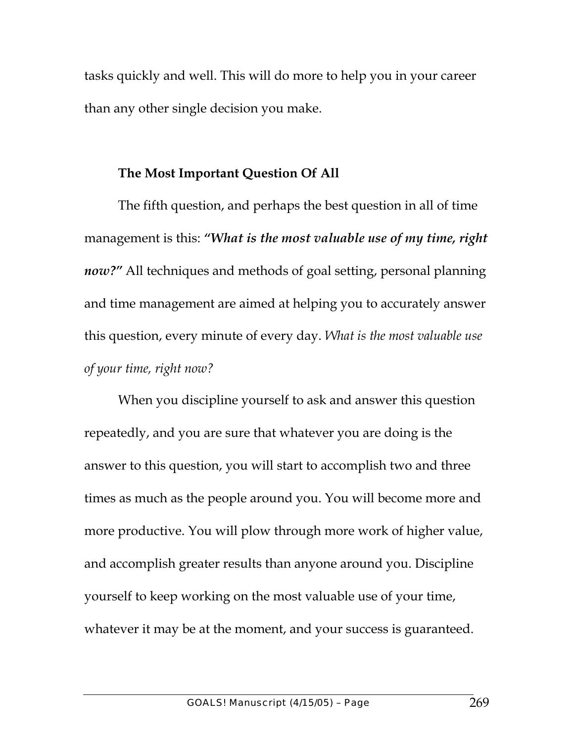tasks quickly and well. This will do more to help you in your career than any other single decision you make.

### The Most Important Question Of All

The fifth question, and perhaps the best question in all of time management is this: ***"What is the most valuable use of my time, right now?"*** All techniques and methods of goal setting, personal planning and time management are aimed at helping you to accurately answer this question, every minute of every day. *What is the most valuable use of your time, right now?*

When you discipline yourself to ask and answer this question repeatedly, and you are sure that whatever you are doing is the answer to this question, you will start to accomplish two and three times as much as the people around you. You will become more and more productive. You will plow through more work of higher value, and accomplish greater results than anyone around you. Discipline yourself to keep working on the most valuable use of your time, whatever it may be at the moment, and your success is guaranteed.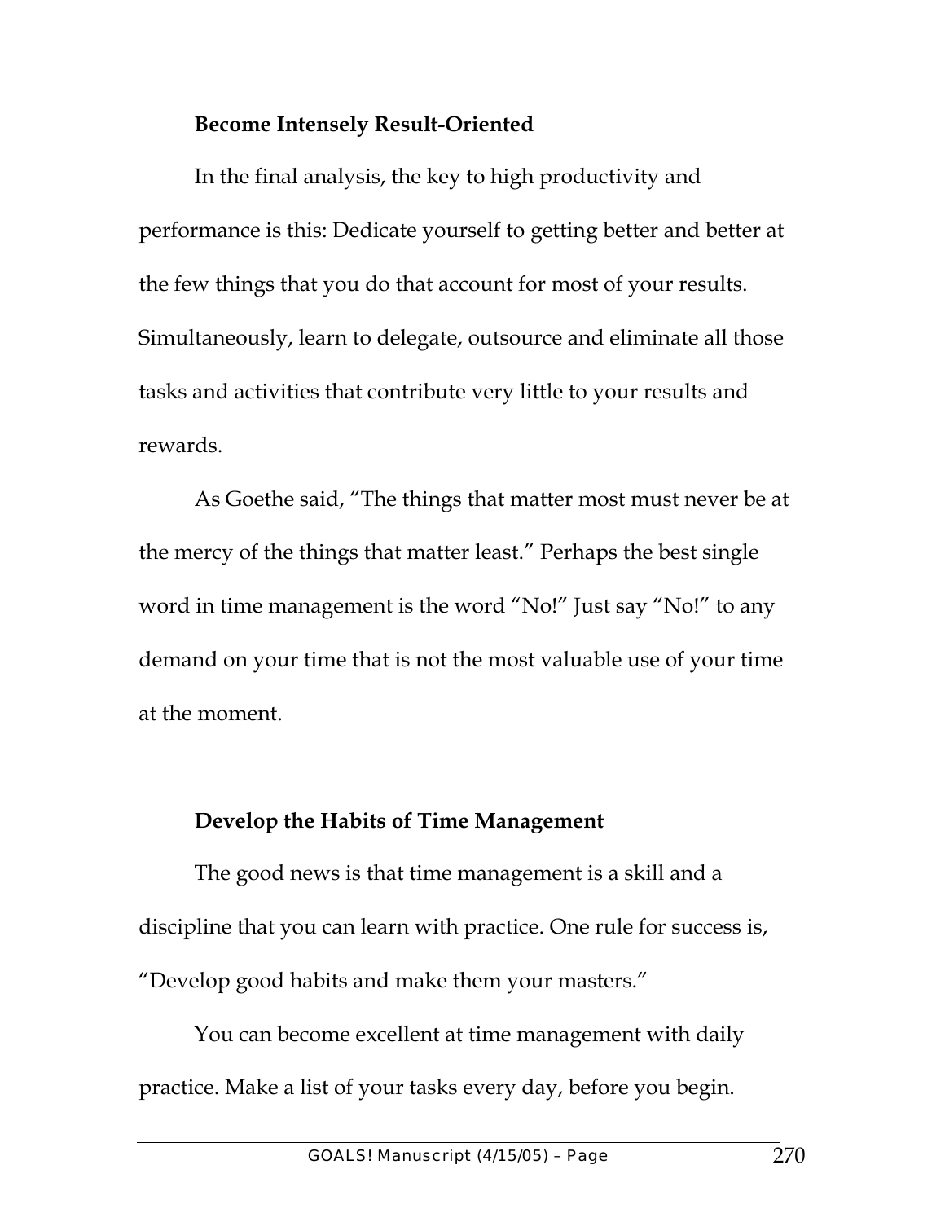### Become Intensely Result-Oriented

In the final analysis, the key to high productivity and performance is this: Dedicate yourself to getting better and better at the few things that you do that account for most of your results. Simultaneously, learn to delegate, outsource and eliminate all those tasks and activities that contribute very little to your results and rewards.

As Goethe said, "The things that matter most must never be at the mercy of the things that matter least." Perhaps the best single word in time management is the word "No!" Just say "No!" to any demand on your time that is not the most valuable use of your time at the moment.

### Develop the Habits of Time Management

The good news is that time management is a skill and a discipline that you can learn with practice. One rule for success is, "Develop good habits and make them your masters."

You can become excellent at time management with daily practice. Make a list of your tasks every day, before you begin.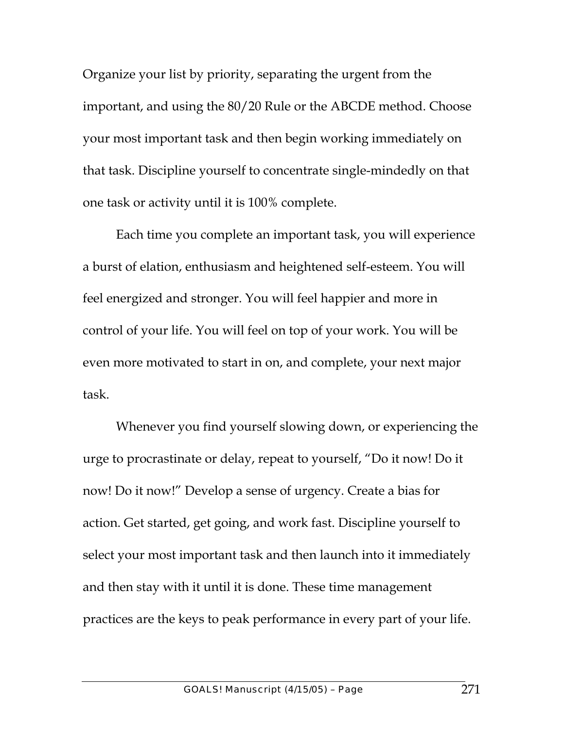Organize your list by priority, separating the urgent from the important, and using the 80/20 Rule or the ABCDE method. Choose your most important task and then begin working immediately on that task. Discipline yourself to concentrate single-mindedly on that one task or activity until it is 100% complete.

Each time you complete an important task, you will experience a burst of elation, enthusiasm and heightened self-esteem. You will feel energized and stronger. You will feel happier and more in control of your life. You will feel on top of your work. You will be even more motivated to start in on, and complete, your next major task.

Whenever you find yourself slowing down, or experiencing the urge to procrastinate or delay, repeat to yourself, "Do it now! Do it now! Do it now!" Develop a sense of urgency. Create a bias for action. Get started, get going, and work fast. Discipline yourself to select your most important task and then launch into it immediately and then stay with it until it is done. These time management practices are the keys to peak performance in every part of your life.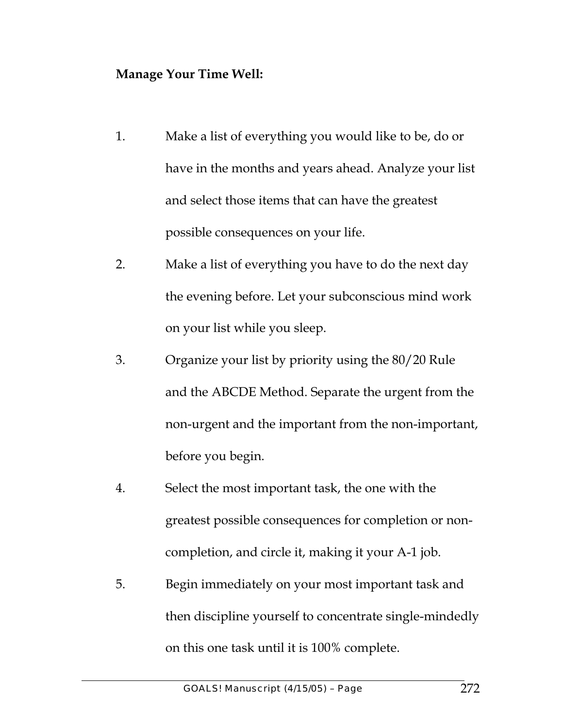**Manage Your Time Well:**

1. Make a list of everything you would like to be, do or have in the months and years ahead. Analyze your list and select those items that can have the greatest possible consequences on your life.
2. Make a list of everything you have to do the next day the evening before. Let your subconscious mind work on your list while you sleep.
3. Organize your list by priority using the 80/20 Rule and the ABCDE Method. Separate the urgent from the non-urgent and the important from the non-important, before you begin.
4. Select the most important task, the one with the greatest possible consequences for completion or non-completion, and circle it, making it your A-1 job.
5. Begin immediately on your most important task and then discipline yourself to concentrate single-mindedly on this one task until it is 100% complete.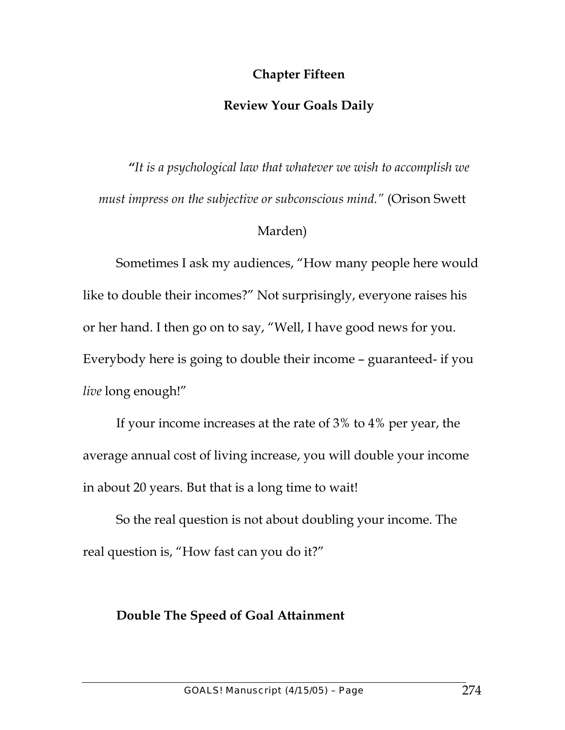# Chapter Fifteen

## Review Your Goals Daily

*"It is a psychological law that whatever we wish to accomplish we must impress on the subjective or subconscious mind."* (Orison Swett Marden)

Sometimes I ask my audiences, "How many people here would like to double their incomes?" Not surprisingly, everyone raises his or her hand. I then go on to say, "Well, I have good news for you. Everybody here is going to double their income – guaranteed- if you *live* long enough!"

If your income increases at the rate of 3% to 4% per year, the average annual cost of living increase, you will double your income in about 20 years. But that is a long time to wait!

So the real question is not about doubling your income. The real question is, "How fast can you do it?"

### Double The Speed of Goal Attainment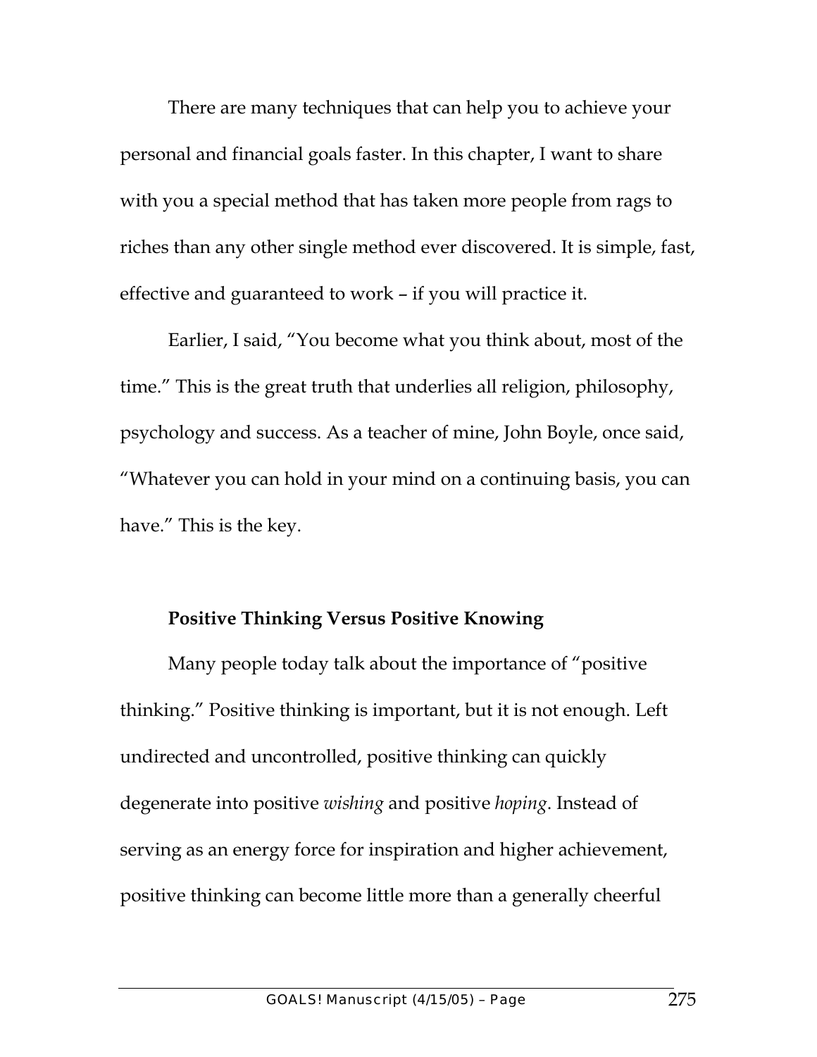There are many techniques that can help you to achieve your personal and financial goals faster. In this chapter, I want to share with you a special method that has taken more people from rags to riches than any other single method ever discovered. It is simple, fast, effective and guaranteed to work – if you will practice it.

Earlier, I said, "You become what you think about, most of the time." This is the great truth that underlies all religion, philosophy, psychology and success. As a teacher of mine, John Boyle, once said, "Whatever you can hold in your mind on a continuing basis, you can have." This is the key.

**Positive Thinking Versus Positive Knowing**

Many people today talk about the importance of "positive thinking." Positive thinking is important, but it is not enough. Left undirected and uncontrolled, positive thinking can quickly degenerate into positive *wishing* and positive *hoping*. Instead of serving as an energy force for inspiration and higher achievement, positive thinking can become little more than a generally cheerful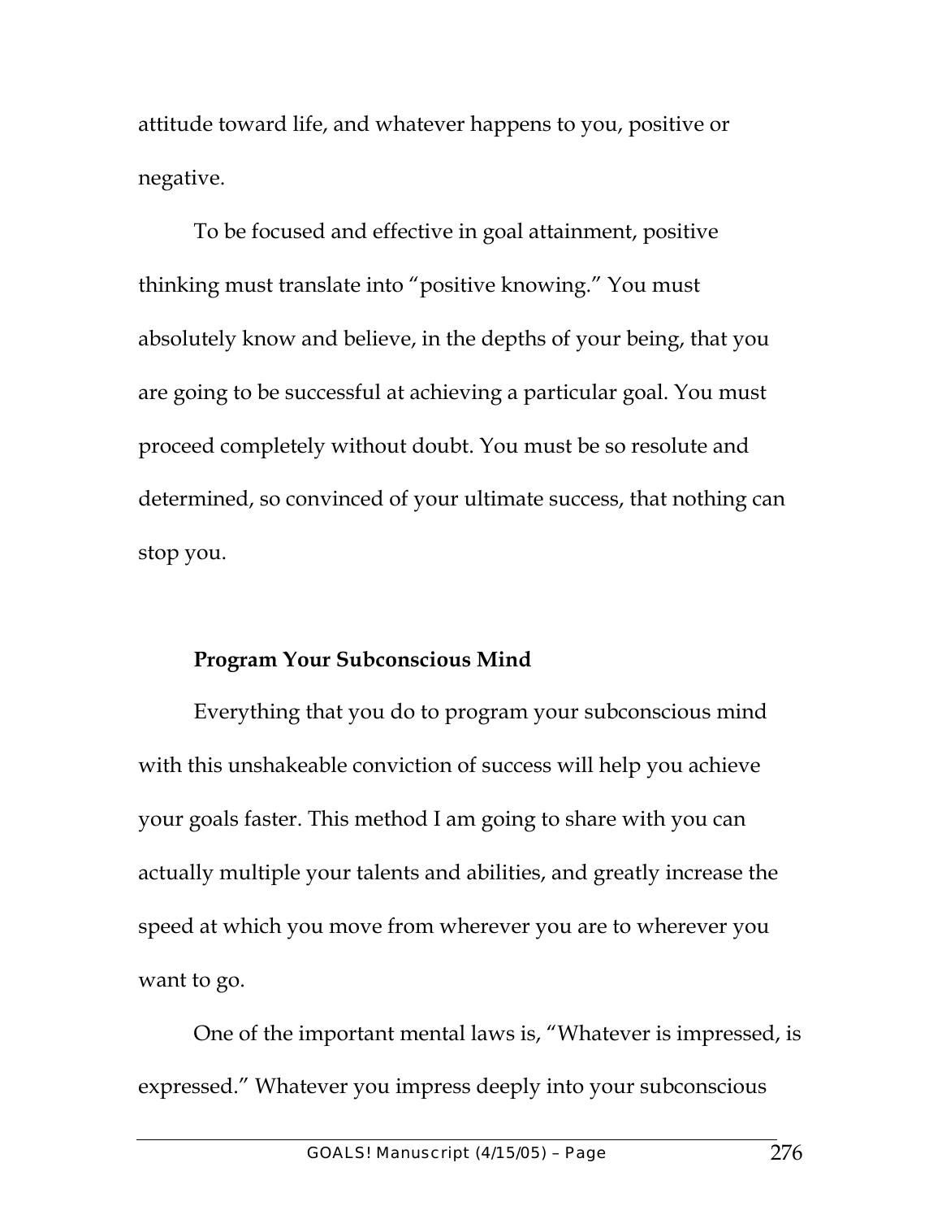attitude toward life, and whatever happens to you, positive or negative.

To be focused and effective in goal attainment, positive thinking must translate into "positive knowing." You must absolutely know and believe, in the depths of your being, that you are going to be successful at achieving a particular goal. You must proceed completely without doubt. You must be so resolute and determined, so convinced of your ultimate success, that nothing can stop you.

### Program Your Subconscious Mind

Everything that you do to program your subconscious mind with this unshakeable conviction of success will help you achieve your goals faster. This method I am going to share with you can actually multiple your talents and abilities, and greatly increase the speed at which you move from wherever you are to wherever you want to go.

One of the important mental laws is, "Whatever is impressed, is expressed." Whatever you impress deeply into your subconscious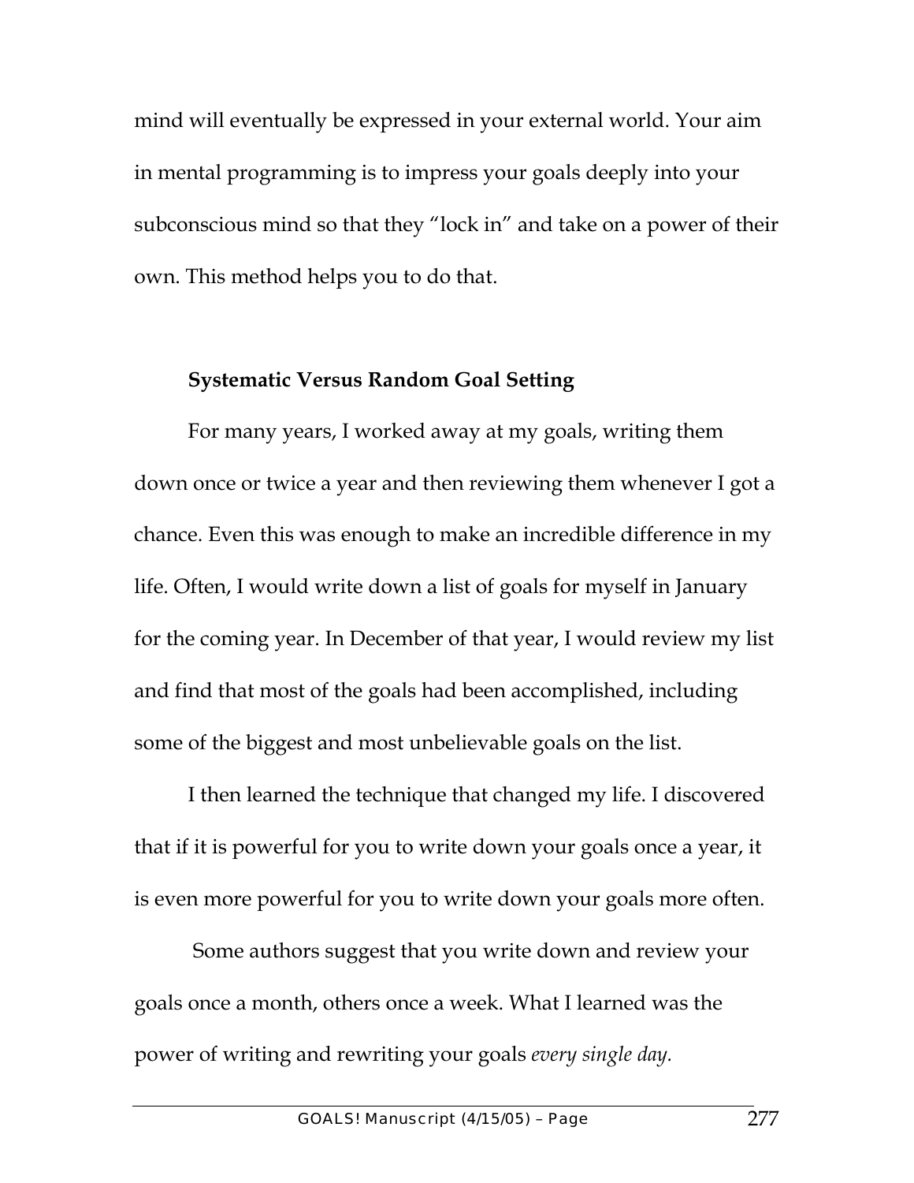mind will eventually be expressed in your external world. Your aim in mental programming is to impress your goals deeply into your subconscious mind so that they "lock in" and take on a power of their own. This method helps you to do that.

**Systematic Versus Random Goal Setting**

For many years, I worked away at my goals, writing them down once or twice a year and then reviewing them whenever I got a chance. Even this was enough to make an incredible difference in my life. Often, I would write down a list of goals for myself in January for the coming year. In December of that year, I would review my list and find that most of the goals had been accomplished, including some of the biggest and most unbelievable goals on the list.

I then learned the technique that changed my life. I discovered that if it is powerful for you to write down your goals once a year, it is even more powerful for you to write down your goals more often.

Some authors suggest that you write down and review your goals once a month, others once a week. What I learned was the power of writing and rewriting your goals *every single day.*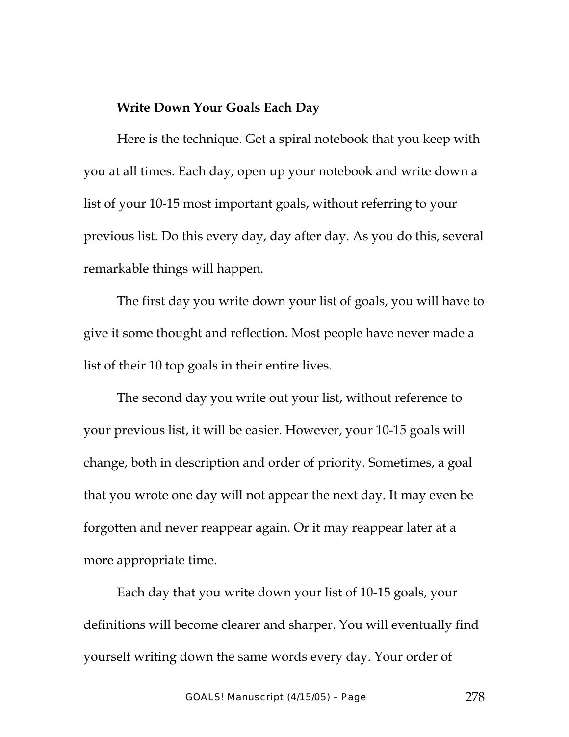### Write Down Your Goals Each Day

Here is the technique. Get a spiral notebook that you keep with you at all times. Each day, open up your notebook and write down a list of your 10-15 most important goals, without referring to your previous list. Do this every day, day after day. As you do this, several remarkable things will happen.

The first day you write down your list of goals, you will have to give it some thought and reflection. Most people have never made a list of their 10 top goals in their entire lives.

The second day you write out your list, without reference to your previous list, it will be easier. However, your 10-15 goals will change, both in description and order of priority. Sometimes, a goal that you wrote one day will not appear the next day. It may even be forgotten and never reappear again. Or it may reappear later at a more appropriate time.

Each day that you write down your list of 10-15 goals, your definitions will become clearer and sharper. You will eventually find yourself writing down the same words every day. Your order of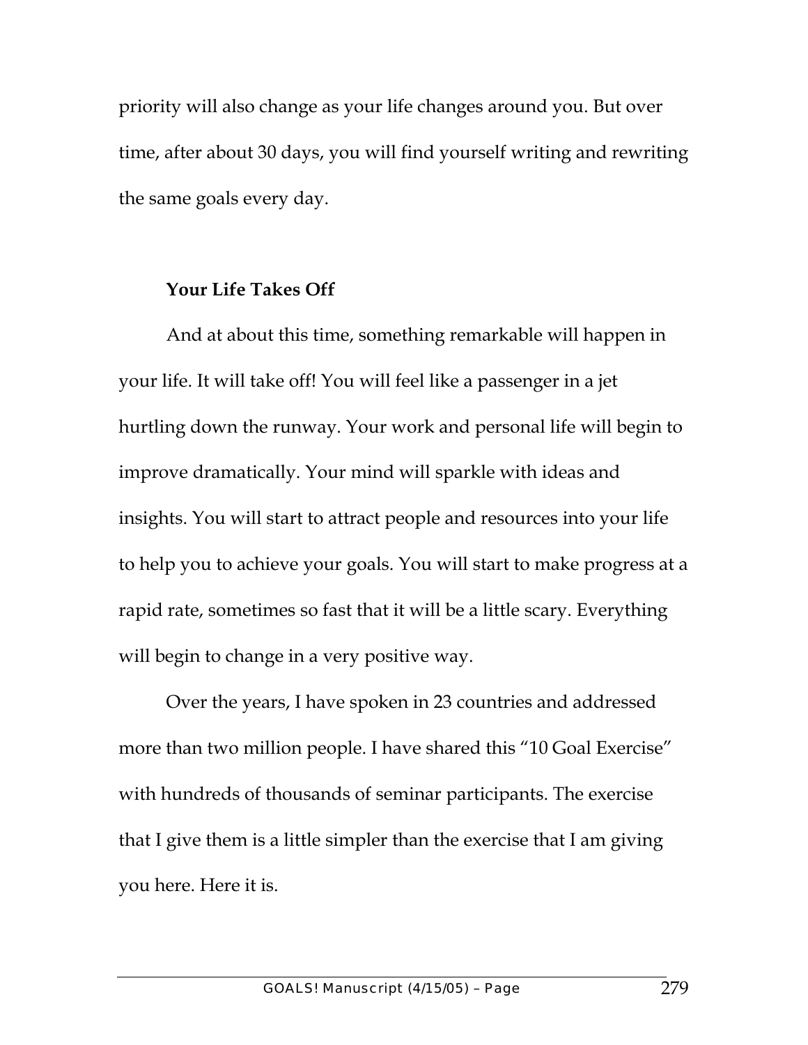priority will also change as your life changes around you. But over time, after about 30 days, you will find yourself writing and rewriting the same goals every day.

### Your Life Takes Off

And at about this time, something remarkable will happen in your life. It will take off! You will feel like a passenger in a jet hurtling down the runway. Your work and personal life will begin to improve dramatically. Your mind will sparkle with ideas and insights. You will start to attract people and resources into your life to help you to achieve your goals. You will start to make progress at a rapid rate, sometimes so fast that it will be a little scary. Everything will begin to change in a very positive way.

Over the years, I have spoken in 23 countries and addressed more than two million people. I have shared this "10 Goal Exercise" with hundreds of thousands of seminar participants. The exercise that I give them is a little simpler than the exercise that I am giving you here. Here it is.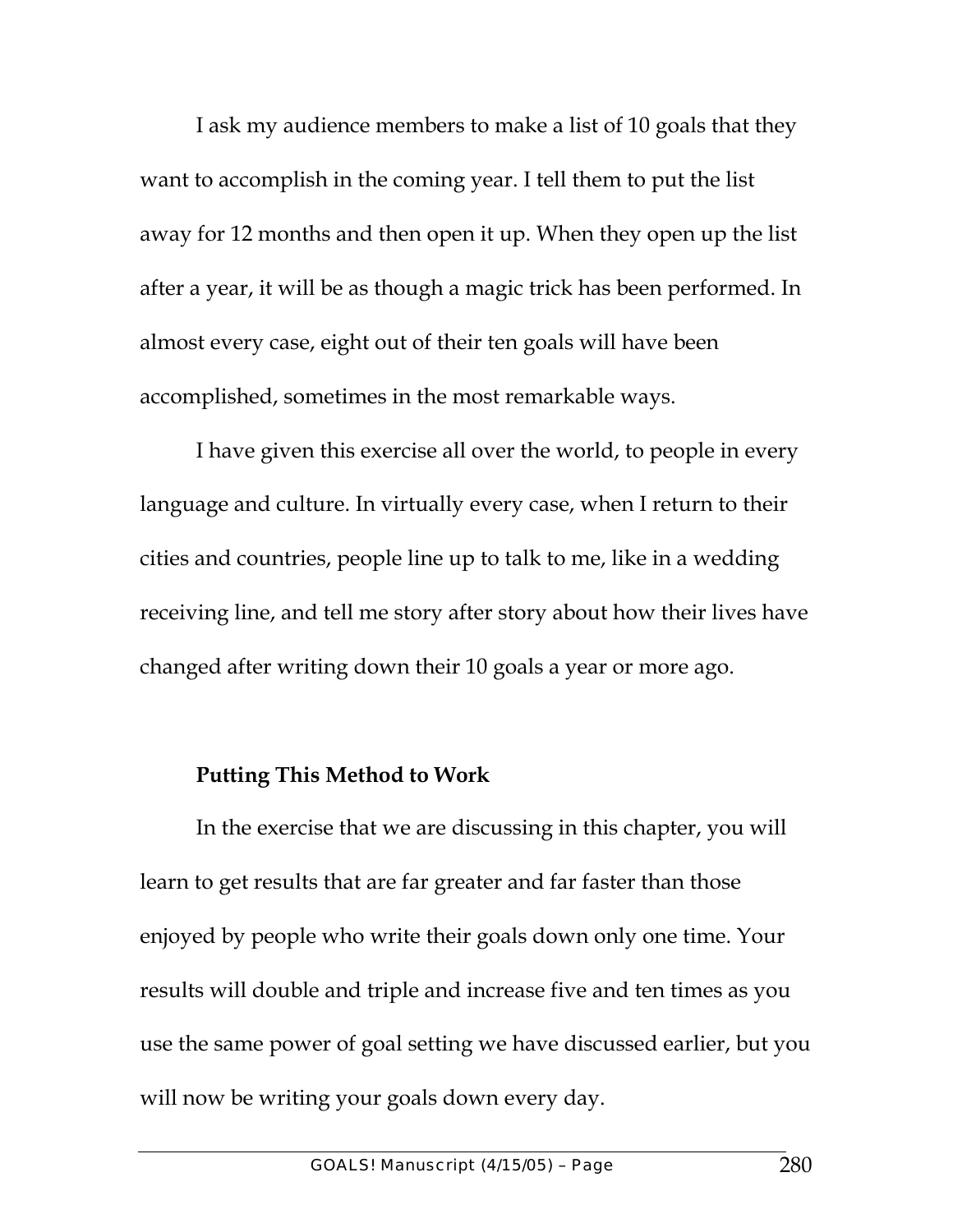I ask my audience members to make a list of 10 goals that they want to accomplish in the coming year. I tell them to put the list away for 12 months and then open it up. When they open up the list after a year, it will be as though a magic trick has been performed. In almost every case, eight out of their ten goals will have been accomplished, sometimes in the most remarkable ways.

I have given this exercise all over the world, to people in every language and culture. In virtually every case, when I return to their cities and countries, people line up to talk to me, like in a wedding receiving line, and tell me story after story about how their lives have changed after writing down their 10 goals a year or more ago.

### Putting This Method to Work

In the exercise that we are discussing in this chapter, you will learn to get results that are far greater and far faster than those enjoyed by people who write their goals down only one time. Your results will double and triple and increase five and ten times as you use the same power of goal setting we have discussed earlier, but you will now be writing your goals down every day.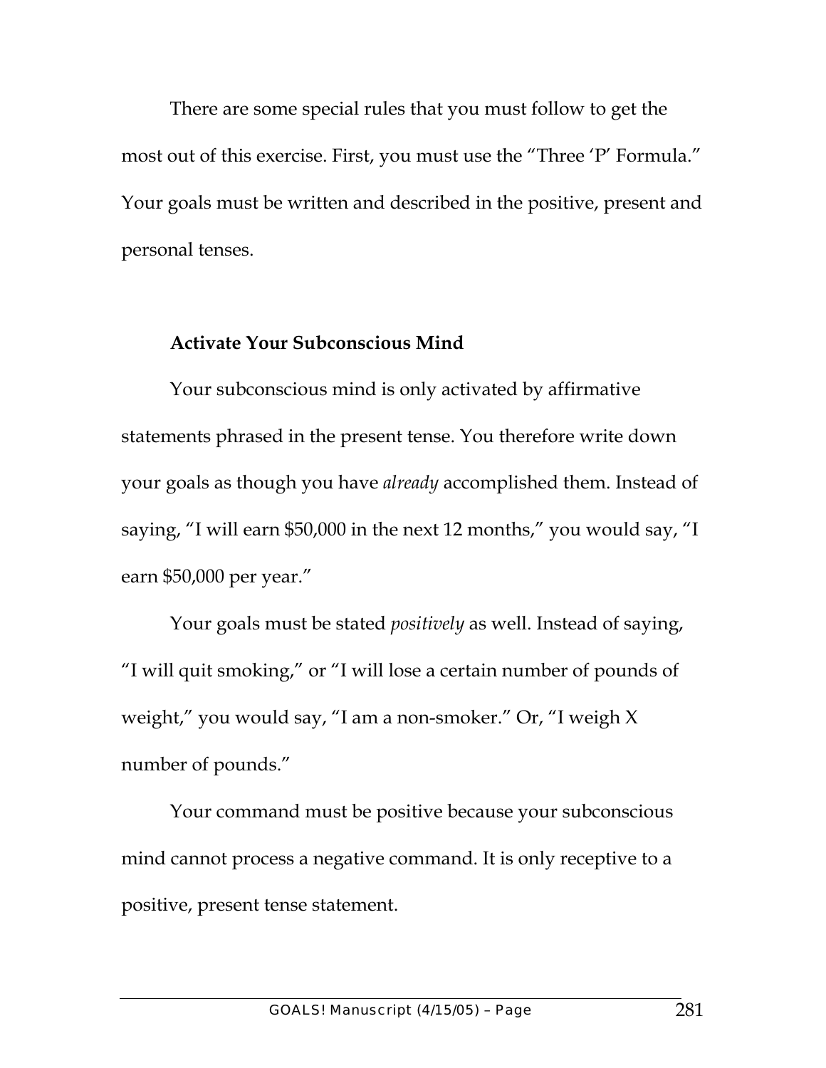There are some special rules that you must follow to get the most out of this exercise. First, you must use the "Three 'P' Formula." Your goals must be written and described in the positive, present and personal tenses.

**Activate Your Subconscious Mind**

Your subconscious mind is only activated by affirmative statements phrased in the present tense. You therefore write down your goals as though you have *already* accomplished them. Instead of saying, "I will earn $50,000 in the next 12 months," you would say, "I earn $50,000 per year."

Your goals must be stated *positively* as well. Instead of saying, "I will quit smoking," or "I will lose a certain number of pounds of weight," you would say, "I am a non-smoker." Or, "I weigh X number of pounds."

Your command must be positive because your subconscious mind cannot process a negative command. It is only receptive to a positive, present tense statement.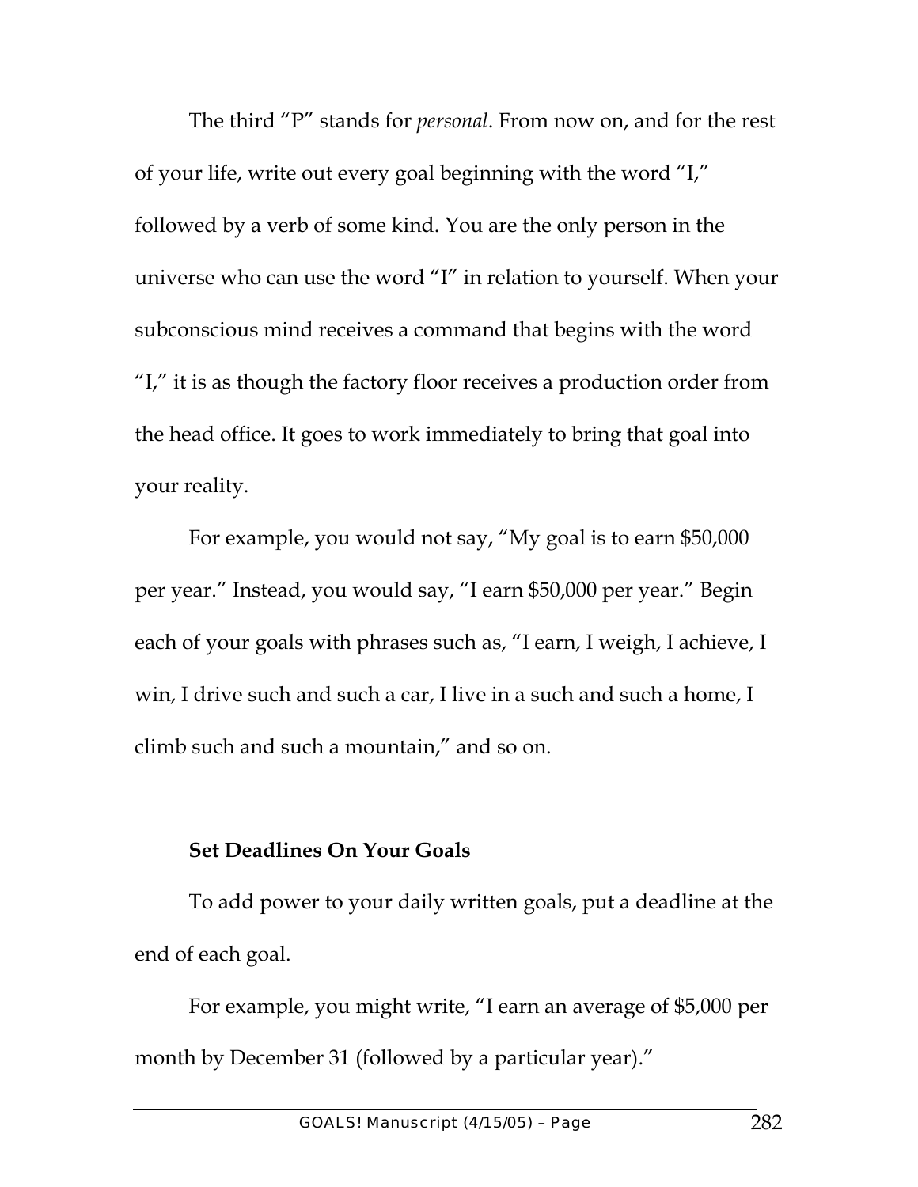The third "P" stands for *personal*. From now on, and for the rest of your life, write out every goal beginning with the word "I," followed by a verb of some kind. You are the only person in the universe who can use the word "I" in relation to yourself. When your subconscious mind receives a command that begins with the word "I," it is as though the factory floor receives a production order from the head office. It goes to work immediately to bring that goal into your reality.

For example, you would not say, "My goal is to earn $50,000 per year." Instead, you would say, "I earn $50,000 per year." Begin each of your goals with phrases such as, "I earn, I weigh, I achieve, I win, I drive such and such a car, I live in a such and such a home, I climb such and such a mountain," and so on.

**Set Deadlines On Your Goals**

To add power to your daily written goals, put a deadline at the end of each goal.

For example, you might write, "I earn an average of $5,000 per month by December 31 (followed by a particular year)."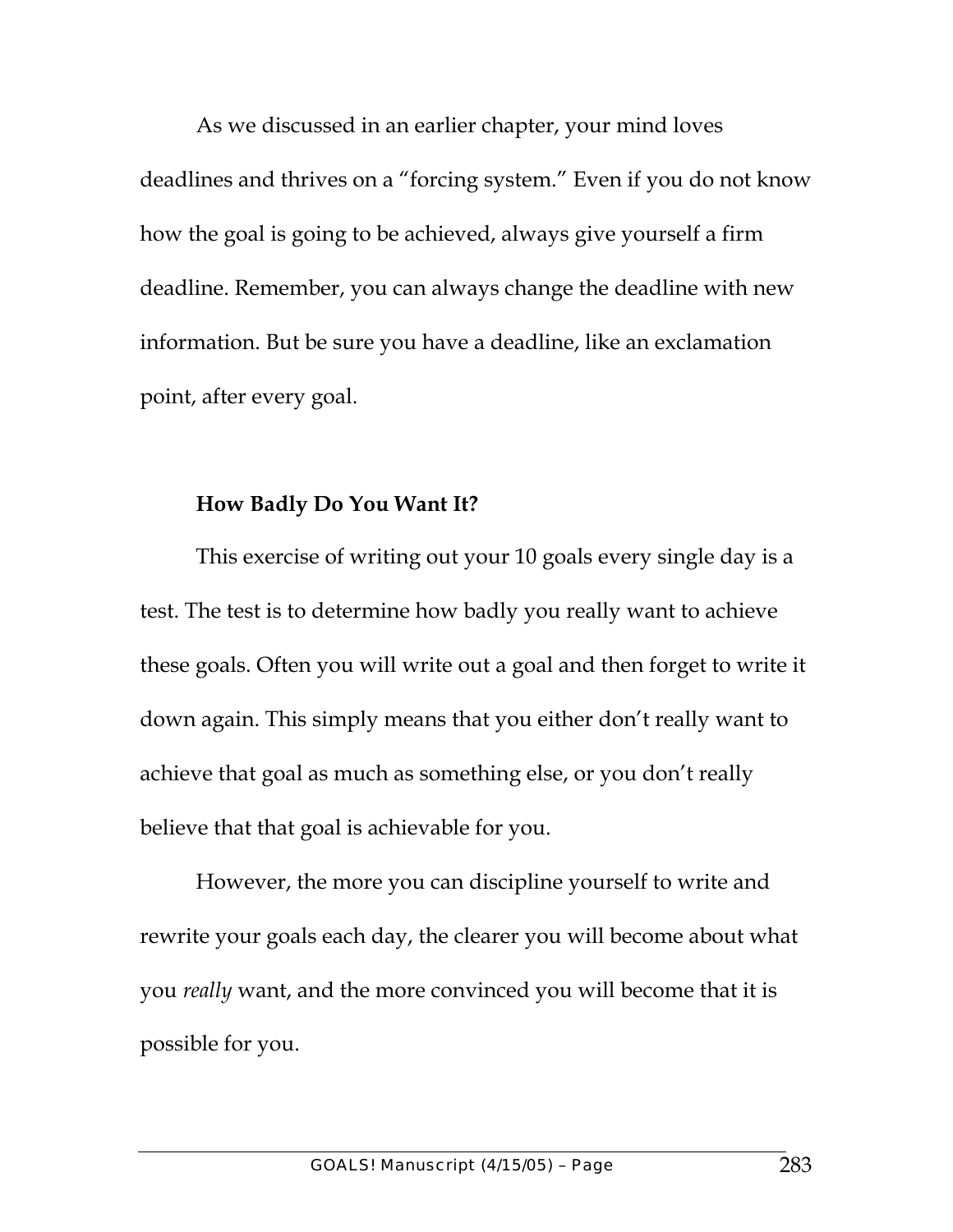As we discussed in an earlier chapter, your mind loves deadlines and thrives on a "forcing system." Even if you do not know how the goal is going to be achieved, always give yourself a firm deadline. Remember, you can always change the deadline with new information. But be sure you have a deadline, like an exclamation point, after every goal.

**How Badly Do You Want It?**

This exercise of writing out your 10 goals every single day is a test. The test is to determine how badly you really want to achieve these goals. Often you will write out a goal and then forget to write it down again. This simply means that you either don't really want to achieve that goal as much as something else, or you don't really believe that that goal is achievable for you.

However, the more you can discipline yourself to write and rewrite your goals each day, the clearer you will become about what you *really* want, and the more convinced you will become that it is possible for you.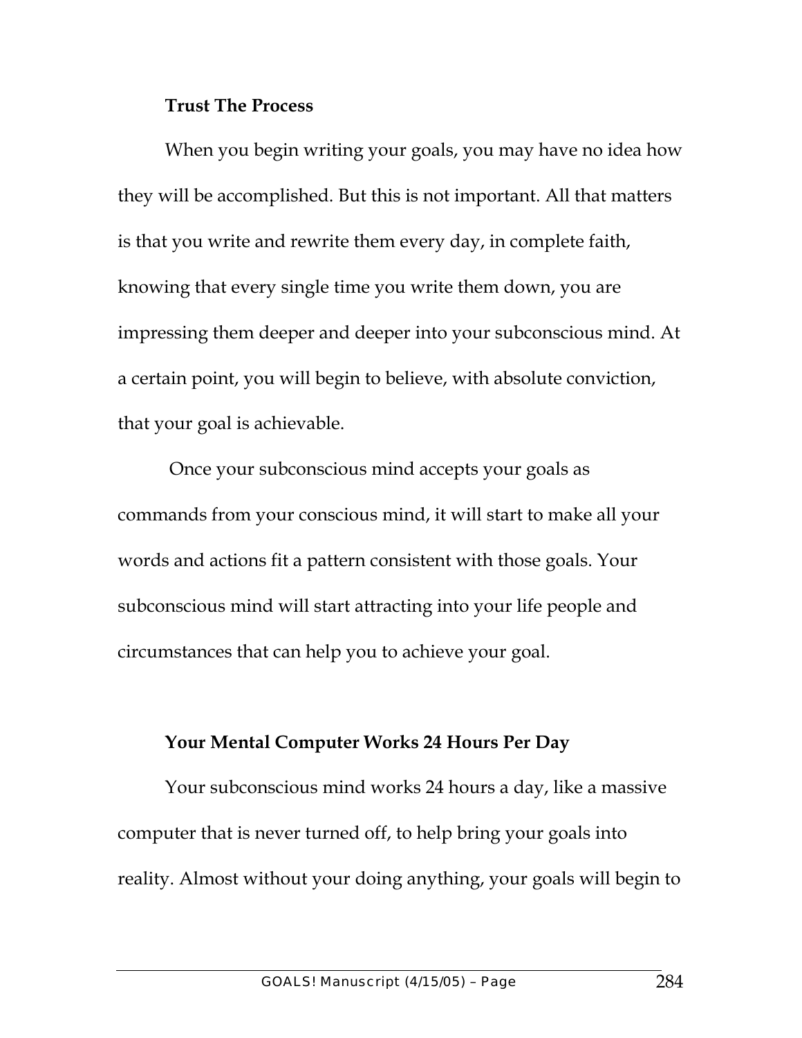**Trust The Process**

When you begin writing your goals, you may have no idea how they will be accomplished. But this is not important. All that matters is that you write and rewrite them every day, in complete faith, knowing that every single time you write them down, you are impressing them deeper and deeper into your subconscious mind. At a certain point, you will begin to believe, with absolute conviction, that your goal is achievable.

Once your subconscious mind accepts your goals as commands from your conscious mind, it will start to make all your words and actions fit a pattern consistent with those goals. Your subconscious mind will start attracting into your life people and circumstances that can help you to achieve your goal.

**Your Mental Computer Works 24 Hours Per Day**

Your subconscious mind works 24 hours a day, like a massive computer that is never turned off, to help bring your goals into reality. Almost without your doing anything, your goals will begin to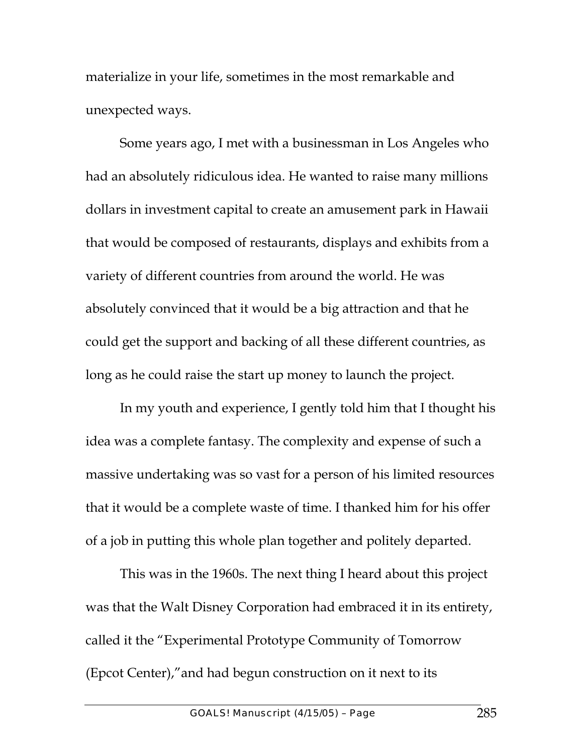materialize in your life, sometimes in the most remarkable and unexpected ways.

Some years ago, I met with a businessman in Los Angeles who had an absolutely ridiculous idea. He wanted to raise many millions dollars in investment capital to create an amusement park in Hawaii that would be composed of restaurants, displays and exhibits from a variety of different countries from around the world. He was absolutely convinced that it would be a big attraction and that he could get the support and backing of all these different countries, as long as he could raise the start up money to launch the project.

In my youth and experience, I gently told him that I thought his idea was a complete fantasy. The complexity and expense of such a massive undertaking was so vast for a person of his limited resources that it would be a complete waste of time. I thanked him for his offer of a job in putting this whole plan together and politely departed.

This was in the 1960s. The next thing I heard about this project was that the Walt Disney Corporation had embraced it in its entirety, called it the "Experimental Prototype Community of Tomorrow (Epcot Center),"and had begun construction on it next to its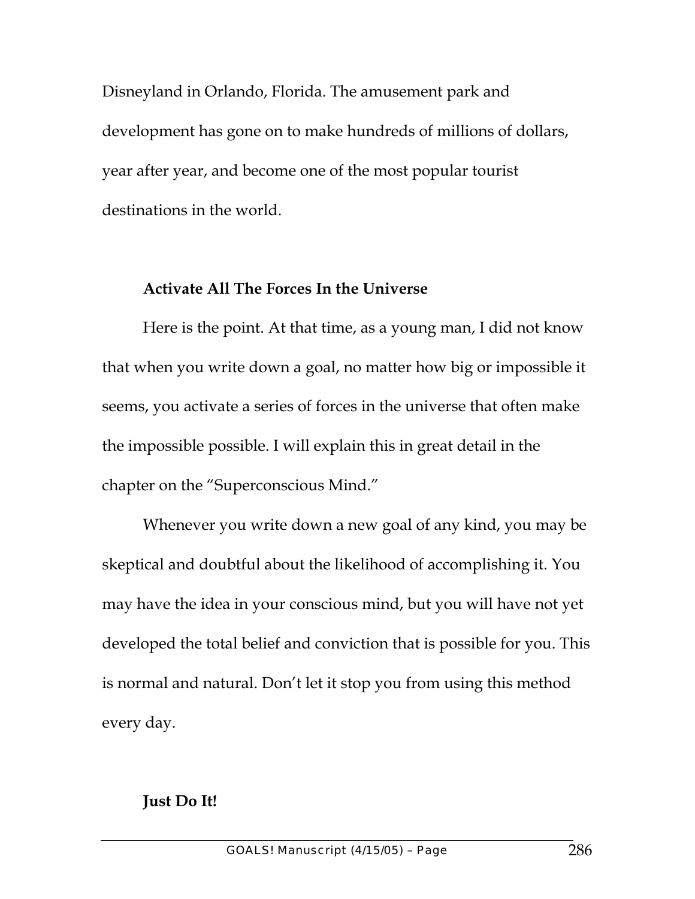Disneyland in Orlando, Florida. The amusement park and development has gone on to make hundreds of millions of dollars, year after year, and become one of the most popular tourist destinations in the world.

**Activate All The Forces In the Universe**

Here is the point. At that time, as a young man, I did not know that when you write down a goal, no matter how big or impossible it seems, you activate a series of forces in the universe that often make the impossible possible. I will explain this in great detail in the chapter on the "Superconscious Mind."

Whenever you write down a new goal of any kind, you may be skeptical and doubtful about the likelihood of accomplishing it. You may have the idea in your conscious mind, but you will have not yet developed the total belief and conviction that is possible for you. This is normal and natural. Don't let it stop you from using this method every day.

**Just Do It!**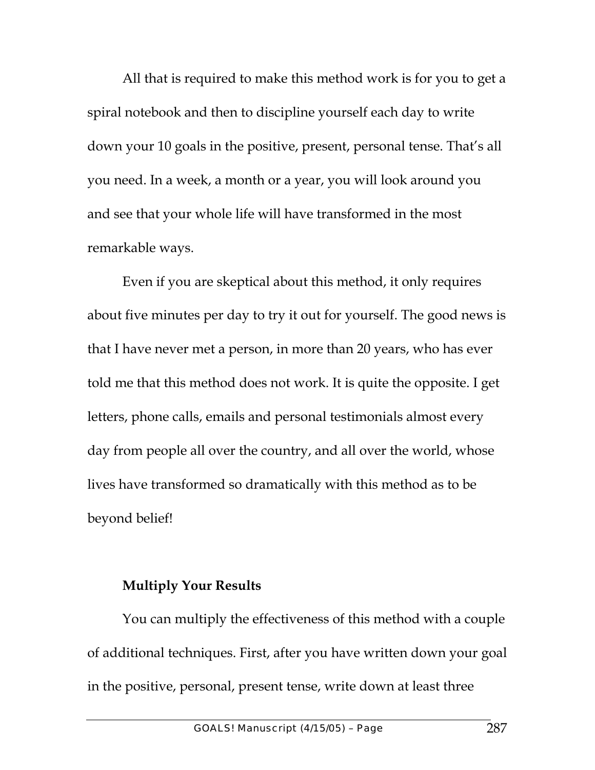All that is required to make this method work is for you to get a spiral notebook and then to discipline yourself each day to write down your 10 goals in the positive, present, personal tense. That's all you need. In a week, a month or a year, you will look around you and see that your whole life will have transformed in the most remarkable ways.

Even if you are skeptical about this method, it only requires about five minutes per day to try it out for yourself. The good news is that I have never met a person, in more than 20 years, who has ever told me that this method does not work. It is quite the opposite. I get letters, phone calls, emails and personal testimonials almost every day from people all over the country, and all over the world, whose lives have transformed so dramatically with this method as to be beyond belief!

**Multiply Your Results**

You can multiply the effectiveness of this method with a couple of additional techniques. First, after you have written down your goal in the positive, personal, present tense, write down at least three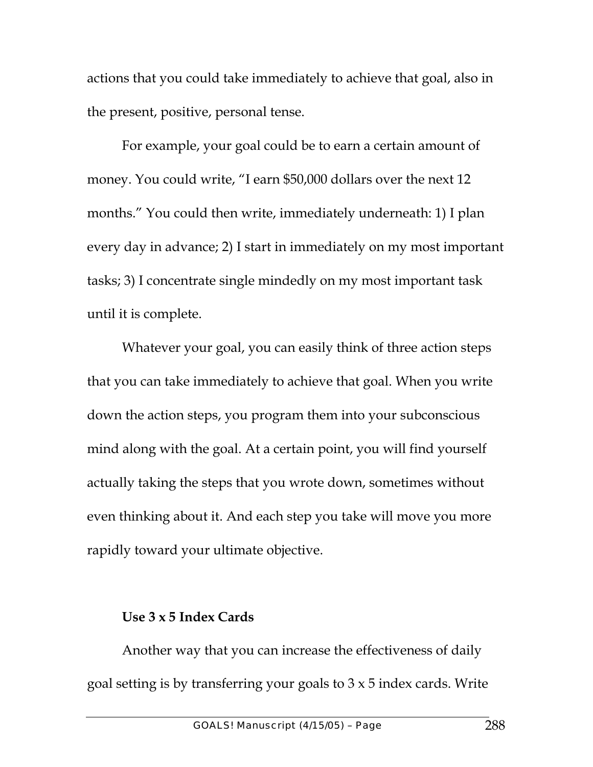actions that you could take immediately to achieve that goal, also in the present, positive, personal tense.

For example, your goal could be to earn a certain amount of money. You could write, "I earn $50,000 dollars over the next 12 months." You could then write, immediately underneath: 1) I plan every day in advance; 2) I start in immediately on my most important tasks; 3) I concentrate single mindedly on my most important task until it is complete.

Whatever your goal, you can easily think of three action steps that you can take immediately to achieve that goal. When you write down the action steps, you program them into your subconscious mind along with the goal. At a certain point, you will find yourself actually taking the steps that you wrote down, sometimes without even thinking about it. And each step you take will move you more rapidly toward your ultimate objective.

### Use 3 x 5 Index Cards

Another way that you can increase the effectiveness of daily goal setting is by transferring your goals to 3 x 5 index cards. Write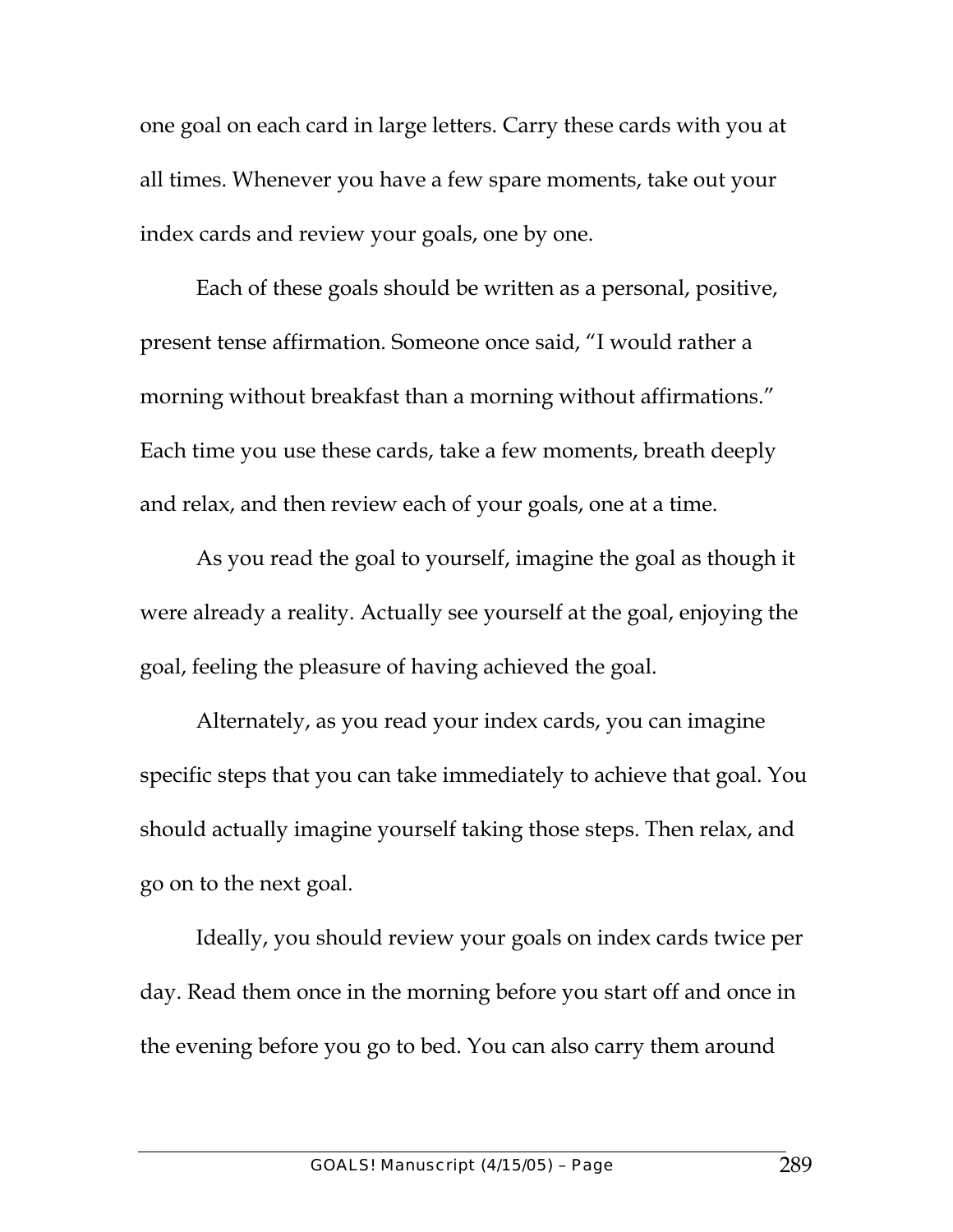one goal on each card in large letters. Carry these cards with you at all times. Whenever you have a few spare moments, take out your index cards and review your goals, one by one.

Each of these goals should be written as a personal, positive, present tense affirmation. Someone once said, "I would rather a morning without breakfast than a morning without affirmations." Each time you use these cards, take a few moments, breath deeply and relax, and then review each of your goals, one at a time.

As you read the goal to yourself, imagine the goal as though it were already a reality. Actually see yourself at the goal, enjoying the goal, feeling the pleasure of having achieved the goal.

Alternately, as you read your index cards, you can imagine specific steps that you can take immediately to achieve that goal. You should actually imagine yourself taking those steps. Then relax, and go on to the next goal.

Ideally, you should review your goals on index cards twice per day. Read them once in the morning before you start off and once in the evening before you go to bed. You can also carry them around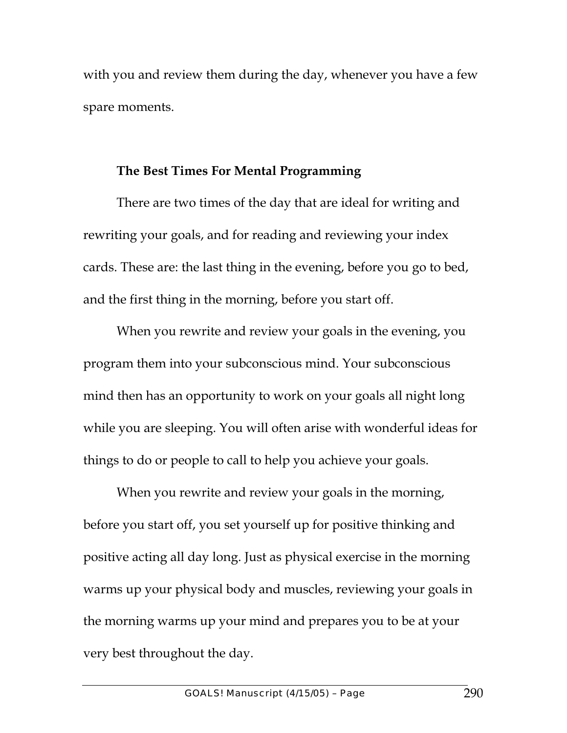with you and review them during the day, whenever you have a few spare moments.

**The Best Times For Mental Programming**

There are two times of the day that are ideal for writing and rewriting your goals, and for reading and reviewing your index cards. These are: the last thing in the evening, before you go to bed, and the first thing in the morning, before you start off.

When you rewrite and review your goals in the evening, you program them into your subconscious mind. Your subconscious mind then has an opportunity to work on your goals all night long while you are sleeping. You will often arise with wonderful ideas for things to do or people to call to help you achieve your goals.

When you rewrite and review your goals in the morning, before you start off, you set yourself up for positive thinking and positive acting all day long. Just as physical exercise in the morning warms up your physical body and muscles, reviewing your goals in the morning warms up your mind and prepares you to be at your very best throughout the day.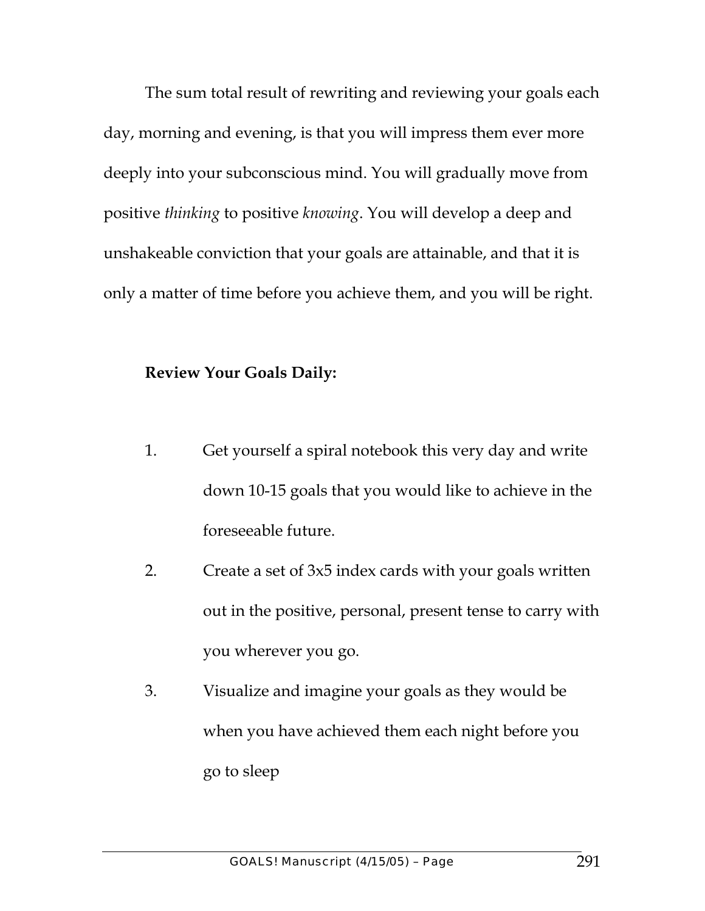The sum total result of rewriting and reviewing your goals each day, morning and evening, is that you will impress them ever more deeply into your subconscious mind. You will gradually move from positive *thinking* to positive *knowing*. You will develop a deep and unshakeable conviction that your goals are attainable, and that it is only a matter of time before you achieve them, and you will be right.

**Review Your Goals Daily:**

1. Get yourself a spiral notebook this very day and write down 10-15 goals that you would like to achieve in the foreseeable future.
2. Create a set of 3x5 index cards with your goals written out in the positive, personal, present tense to carry with you wherever you go.
3. Visualize and imagine your goals as they would be when you have achieved them each night before you go to sleep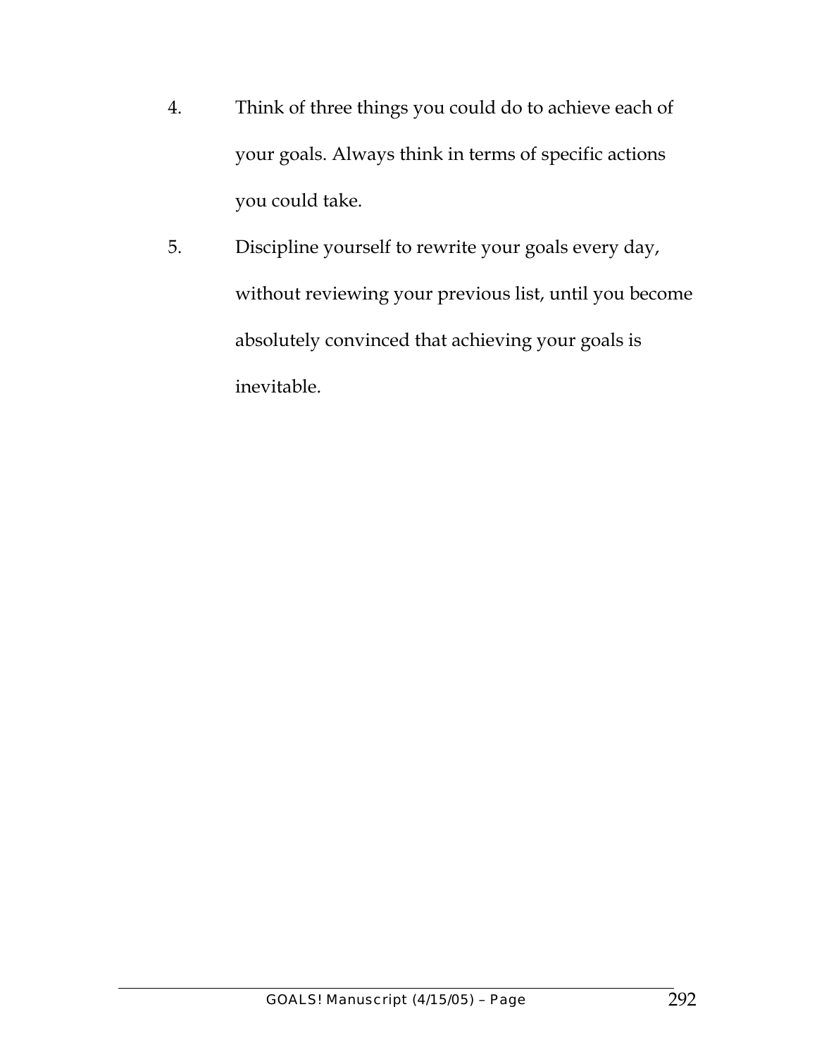4. Think of three things you could do to achieve each of your goals. Always think in terms of specific actions you could take.
5. Discipline yourself to rewrite your goals every day, without reviewing your previous list, until you become absolutely convinced that achieving your goals is inevitable.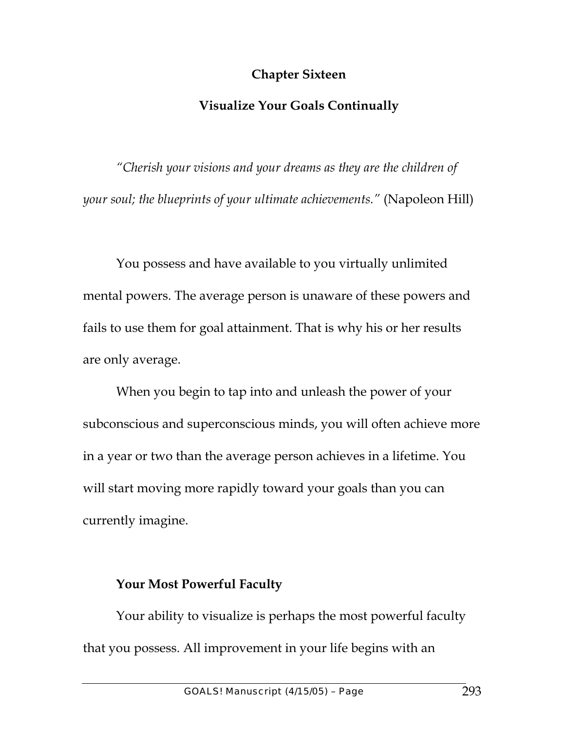# Chapter Sixteen

## Visualize Your Goals Continually

*"Cherish your visions and your dreams as they are the children of your soul; the blueprints of your ultimate achievements."* (Napoleon Hill)

You possess and have available to you virtually unlimited mental powers. The average person is unaware of these powers and fails to use them for goal attainment. That is why his or her results are only average.

When you begin to tap into and unleash the power of your subconscious and superconscious minds, you will often achieve more in a year or two than the average person achieves in a lifetime. You will start moving more rapidly toward your goals than you can currently imagine.

### Your Most Powerful Faculty

Your ability to visualize is perhaps the most powerful faculty that you possess. All improvement in your life begins with an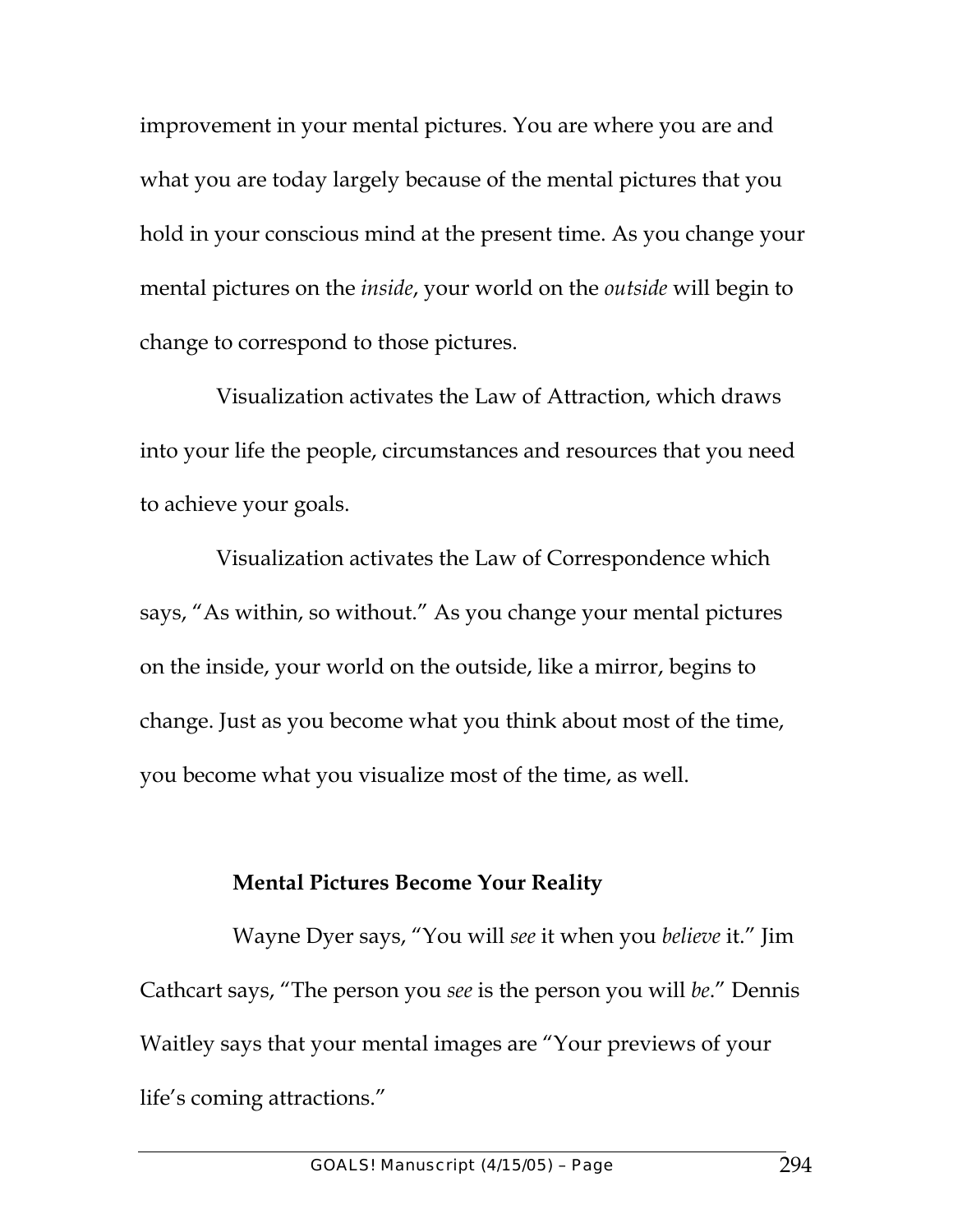improvement in your mental pictures. You are where you are and what you are today largely because of the mental pictures that you hold in your conscious mind at the present time. As you change your mental pictures on the *inside*, your world on the *outside* will begin to change to correspond to those pictures.

Visualization activates the Law of Attraction, which draws into your life the people, circumstances and resources that you need to achieve your goals.

Visualization activates the Law of Correspondence which says, "As within, so without." As you change your mental pictures on the inside, your world on the outside, like a mirror, begins to change. Just as you become what you think about most of the time, you become what you visualize most of the time, as well.

**Mental Pictures Become Your Reality**

Wayne Dyer says, "You will *see* it when you *believe* it." Jim Cathcart says, "The person you *see* is the person you will *be*." Dennis Waitley says that your mental images are "Your previews of your life's coming attractions."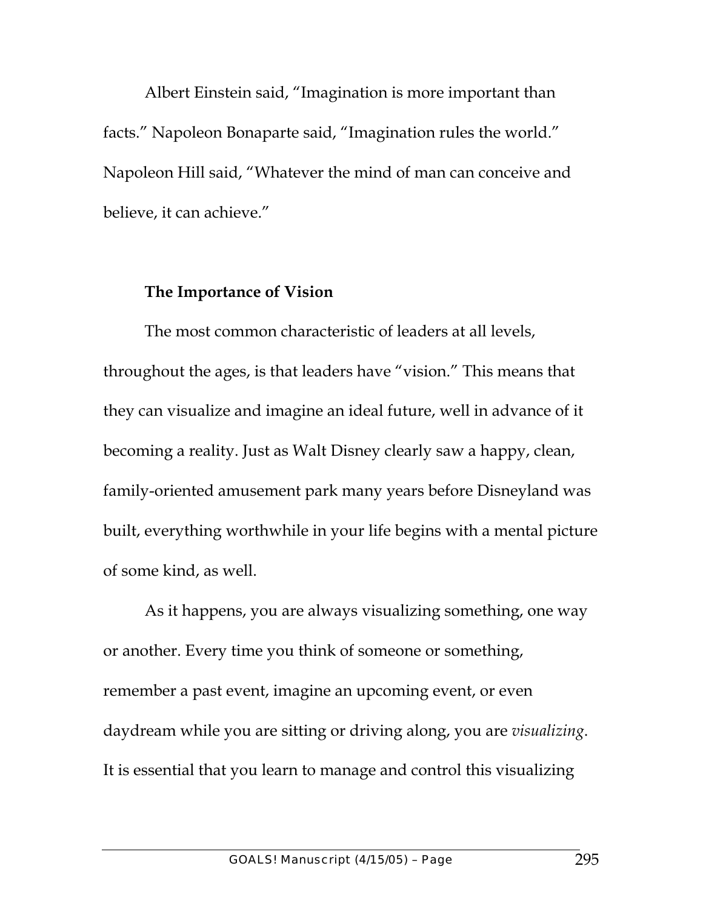Albert Einstein said, “Imagination is more important than facts.” Napoleon Bonaparte said, “Imagination rules the world.” Napoleon Hill said, “Whatever the mind of man can conceive and believe, it can achieve.”

**The Importance of Vision**

The most common characteristic of leaders at all levels, throughout the ages, is that leaders have “vision.” This means that they can visualize and imagine an ideal future, well in advance of it becoming a reality. Just as Walt Disney clearly saw a happy, clean, family-oriented amusement park many years before Disneyland was built, everything worthwhile in your life begins with a mental picture of some kind, as well.

As it happens, you are always visualizing something, one way or another. Every time you think of someone or something, remember a past event, imagine an upcoming event, or even daydream while you are sitting or driving along, you are *visualizing*. It is essential that you learn to manage and control this visualizing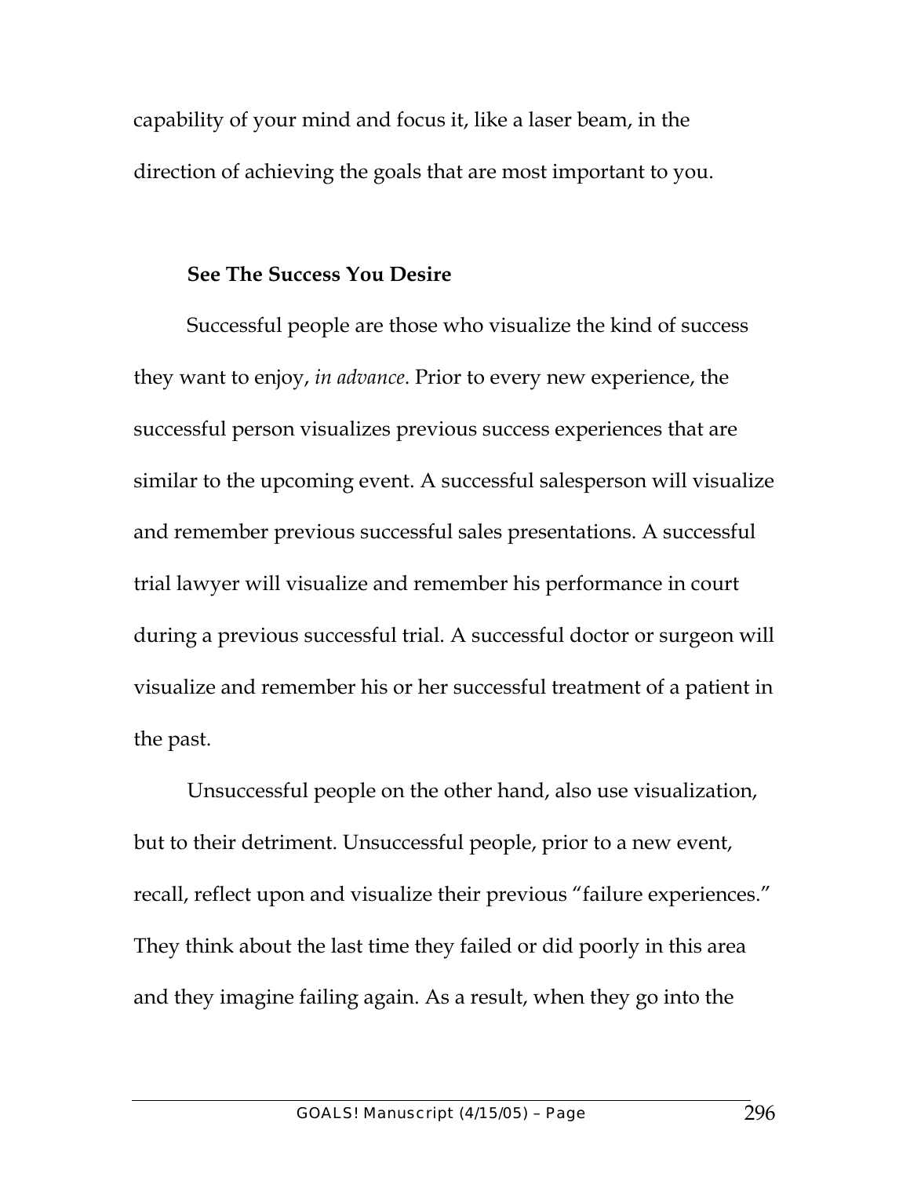capability of your mind and focus it, like a laser beam, in the direction of achieving the goals that are most important to you.

### See The Success You Desire

Successful people are those who visualize the kind of success they want to enjoy, *in advance*. Prior to every new experience, the successful person visualizes previous success experiences that are similar to the upcoming event. A successful salesperson will visualize and remember previous successful sales presentations. A successful trial lawyer will visualize and remember his performance in court during a previous successful trial. A successful doctor or surgeon will visualize and remember his or her successful treatment of a patient in the past.

Unsuccessful people on the other hand, also use visualization, but to their detriment. Unsuccessful people, prior to a new event, recall, reflect upon and visualize their previous "failure experiences." They think about the last time they failed or did poorly in this area and they imagine failing again. As a result, when they go into the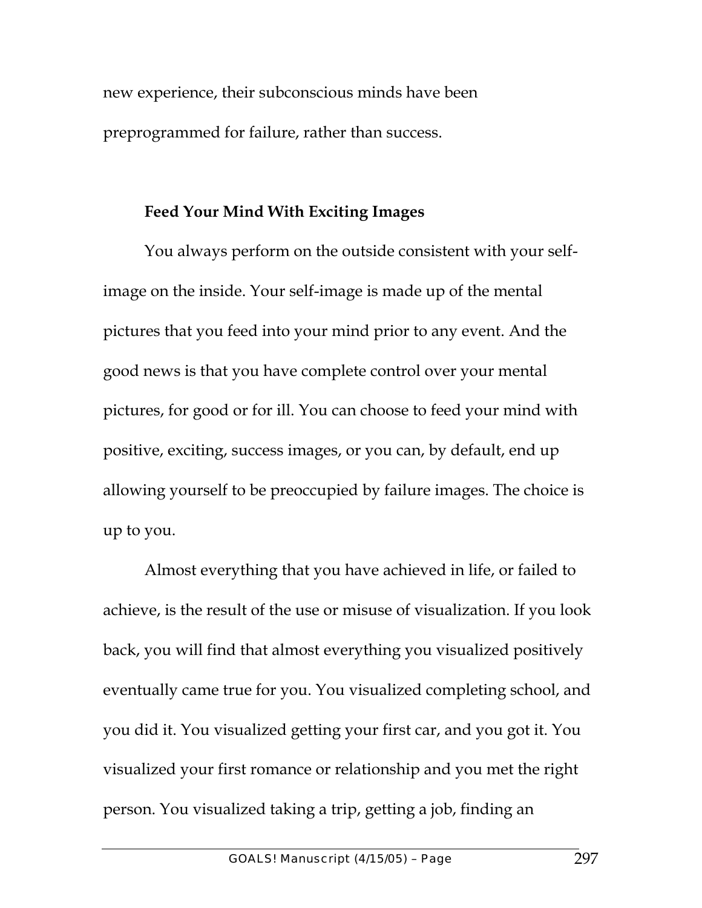new experience, their subconscious minds have been preprogrammed for failure, rather than success.

**Feed Your Mind With Exciting Images**

You always perform on the outside consistent with your self-image on the inside. Your self-image is made up of the mental pictures that you feed into your mind prior to any event. And the good news is that you have complete control over your mental pictures, for good or for ill. You can choose to feed your mind with positive, exciting, success images, or you can, by default, end up allowing yourself to be preoccupied by failure images. The choice is up to you.

Almost everything that you have achieved in life, or failed to achieve, is the result of the use or misuse of visualization. If you look back, you will find that almost everything you visualized positively eventually came true for you. You visualized completing school, and you did it. You visualized getting your first car, and you got it. You visualized your first romance or relationship and you met the right person. You visualized taking a trip, getting a job, finding an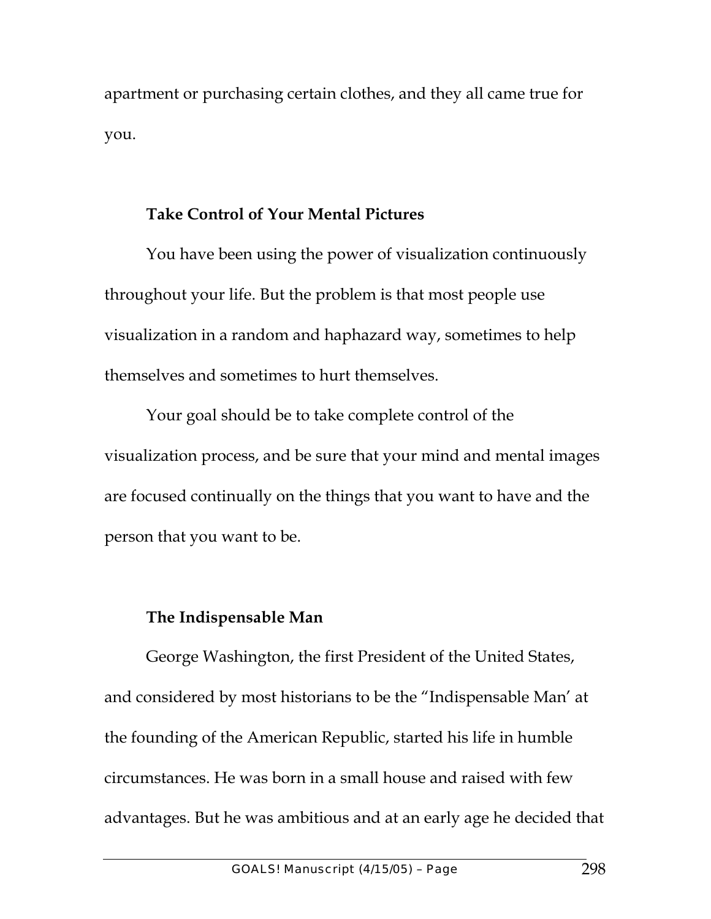apartment or purchasing certain clothes, and they all came true for you.

### Take Control of Your Mental Pictures

You have been using the power of visualization continuously throughout your life. But the problem is that most people use visualization in a random and haphazard way, sometimes to help themselves and sometimes to hurt themselves.

Your goal should be to take complete control of the visualization process, and be sure that your mind and mental images are focused continually on the things that you want to have and the person that you want to be.

### The Indispensable Man

George Washington, the first President of the United States, and considered by most historians to be the "Indispensable Man' at the founding of the American Republic, started his life in humble circumstances. He was born in a small house and raised with few advantages. But he was ambitious and at an early age he decided that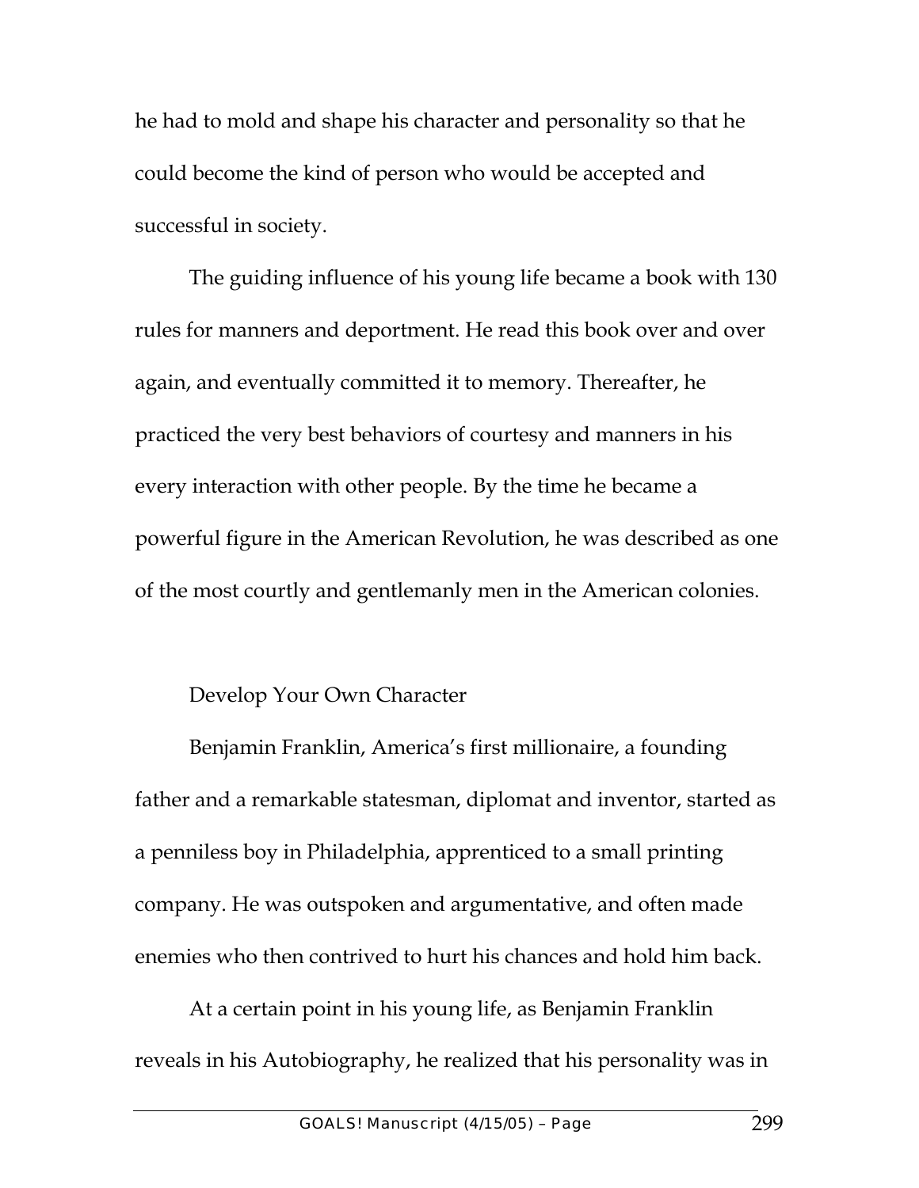he had to mold and shape his character and personality so that he could become the kind of person who would be accepted and successful in society.

The guiding influence of his young life became a book with 130 rules for manners and deportment. He read this book over and over again, and eventually committed it to memory. Thereafter, he practiced the very best behaviors of courtesy and manners in his every interaction with other people. By the time he became a powerful figure in the American Revolution, he was described as one of the most courtly and gentlemanly men in the American colonies.

## Develop Your Own Character

Benjamin Franklin, America's first millionaire, a founding father and a remarkable statesman, diplomat and inventor, started as a penniless boy in Philadelphia, apprenticed to a small printing company. He was outspoken and argumentative, and often made enemies who then contrived to hurt his chances and hold him back.

At a certain point in his young life, as Benjamin Franklin reveals in his Autobiography, he realized that his personality was in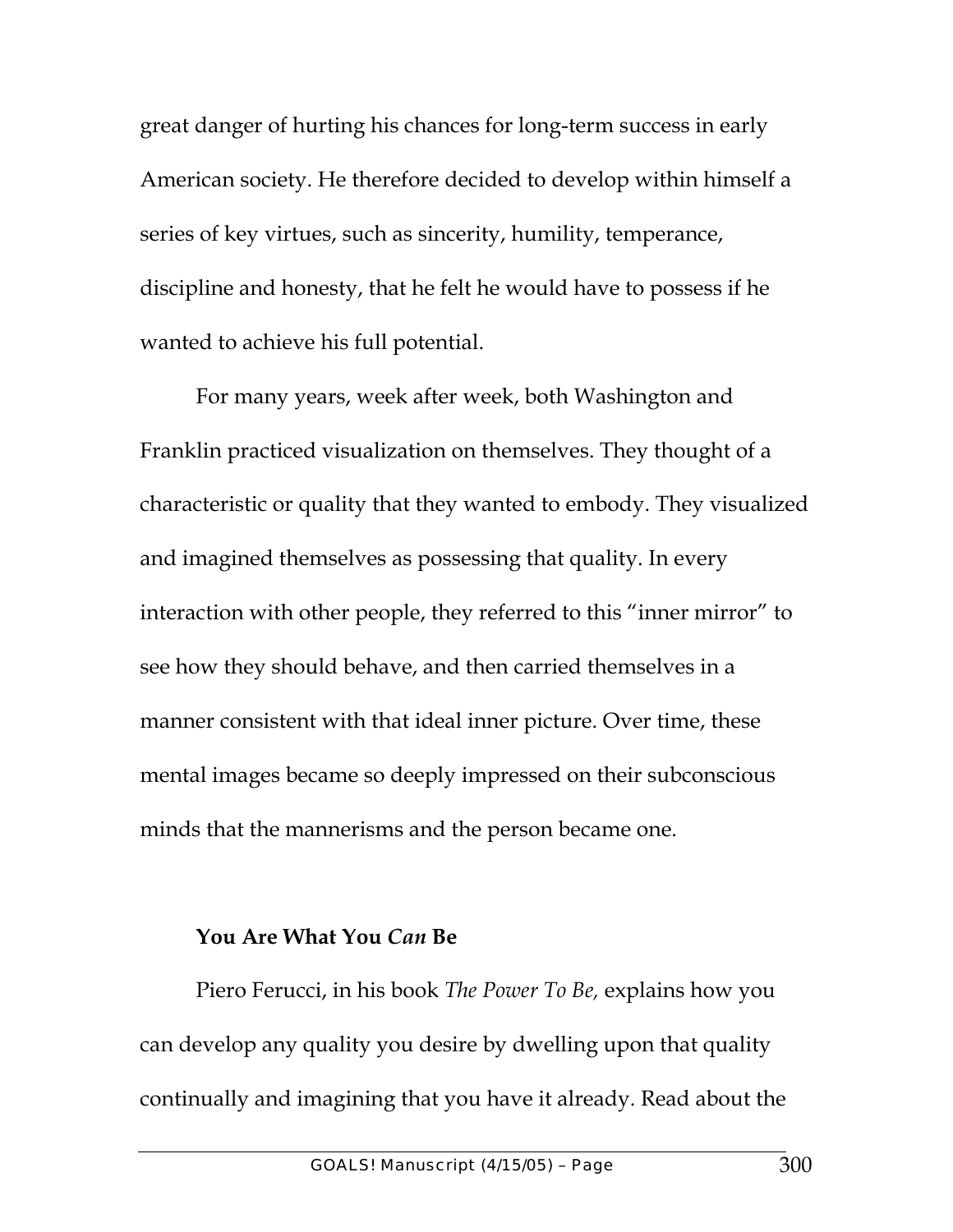great danger of hurting his chances for long-term success in early American society. He therefore decided to develop within himself a series of key virtues, such as sincerity, humility, temperance, discipline and honesty, that he felt he would have to possess if he wanted to achieve his full potential.

For many years, week after week, both Washington and Franklin practiced visualization on themselves. They thought of a characteristic or quality that they wanted to embody. They visualized and imagined themselves as possessing that quality. In every interaction with other people, they referred to this "inner mirror" to see how they should behave, and then carried themselves in a manner consistent with that ideal inner picture. Over time, these mental images became so deeply impressed on their subconscious minds that the mannerisms and the person became one.

### You Are What You *Can* Be

Piero Ferucci, in his book *The Power To Be,* explains how you can develop any quality you desire by dwelling upon that quality continually and imagining that you have it already. Read about the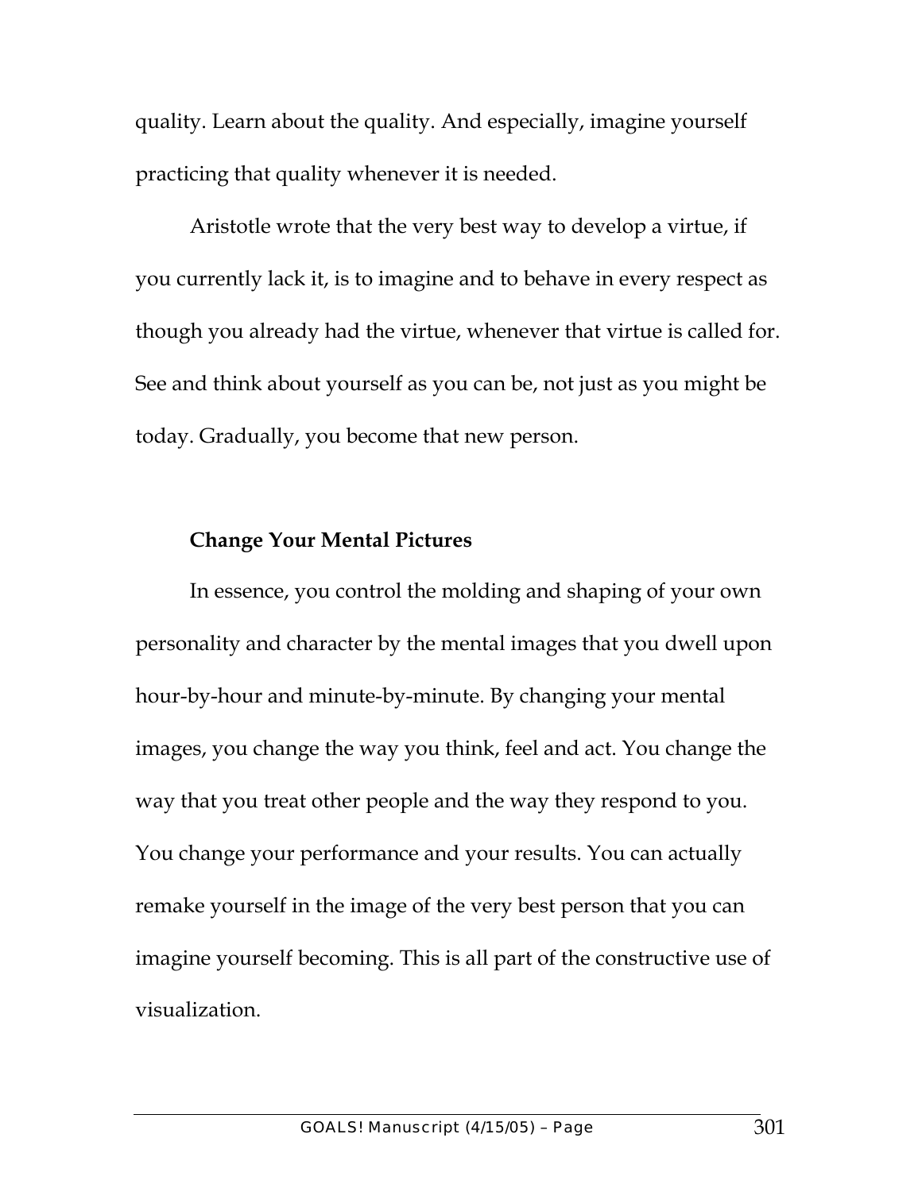quality. Learn about the quality. And especially, imagine yourself practicing that quality whenever it is needed.

Aristotle wrote that the very best way to develop a virtue, if you currently lack it, is to imagine and to behave in every respect as though you already had the virtue, whenever that virtue is called for. See and think about yourself as you can be, not just as you might be today. Gradually, you become that new person.

### Change Your Mental Pictures

In essence, you control the molding and shaping of your own personality and character by the mental images that you dwell upon hour-by-hour and minute-by-minute. By changing your mental images, you change the way you think, feel and act. You change the way that you treat other people and the way they respond to you. You change your performance and your results. You can actually remake yourself in the image of the very best person that you can imagine yourself becoming. This is all part of the constructive use of visualization.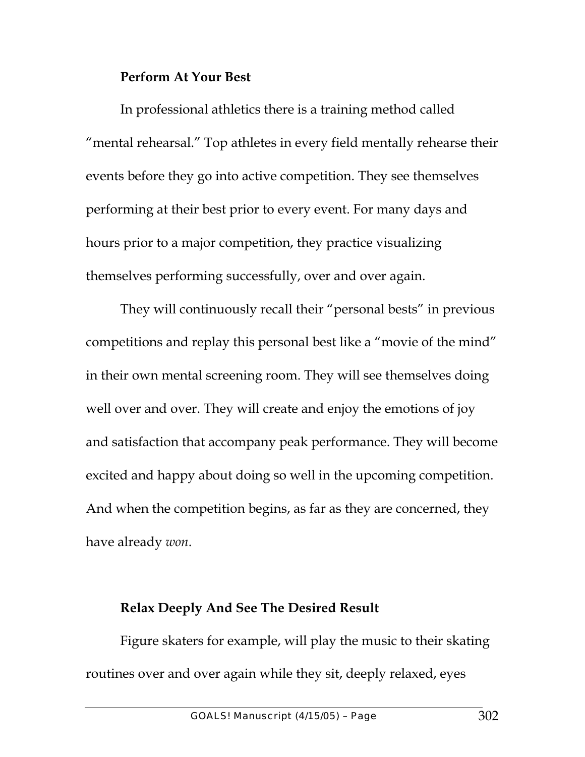### Perform At Your Best

In professional athletics there is a training method called "mental rehearsal." Top athletes in every field mentally rehearse their events before they go into active competition. They see themselves performing at their best prior to every event. For many days and hours prior to a major competition, they practice visualizing themselves performing successfully, over and over again.

They will continuously recall their "personal bests" in previous competitions and replay this personal best like a "movie of the mind" in their own mental screening room. They will see themselves doing well over and over. They will create and enjoy the emotions of joy and satisfaction that accompany peak performance. They will become excited and happy about doing so well in the upcoming competition. And when the competition begins, as far as they are concerned, they have already *won*.

### Relax Deeply And See The Desired Result

Figure skaters for example, will play the music to their skating routines over and over again while they sit, deeply relaxed, eyes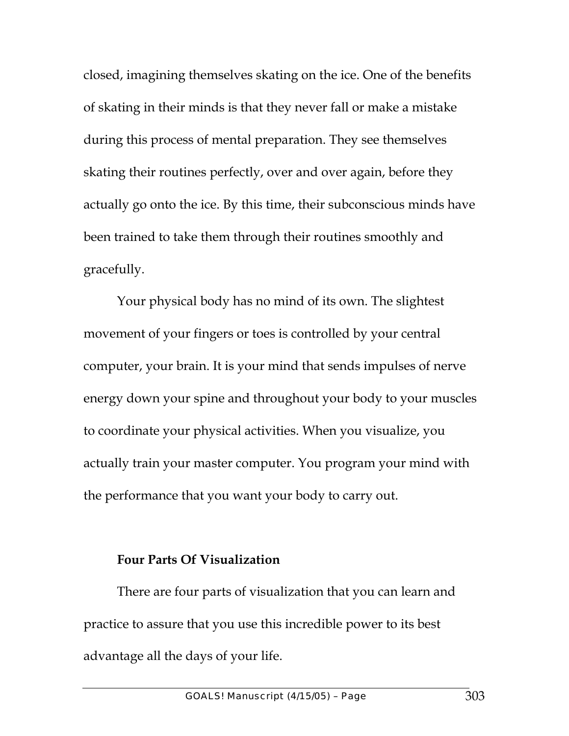closed, imagining themselves skating on the ice. One of the benefits of skating in their minds is that they never fall or make a mistake during this process of mental preparation. They see themselves skating their routines perfectly, over and over again, before they actually go onto the ice. By this time, their subconscious minds have been trained to take them through their routines smoothly and gracefully.

Your physical body has no mind of its own. The slightest movement of your fingers or toes is controlled by your central computer, your brain. It is your mind that sends impulses of nerve energy down your spine and throughout your body to your muscles to coordinate your physical activities. When you visualize, you actually train your master computer. You program your mind with the performance that you want your body to carry out.

### Four Parts Of Visualization

There are four parts of visualization that you can learn and practice to assure that you use this incredible power to its best advantage all the days of your life.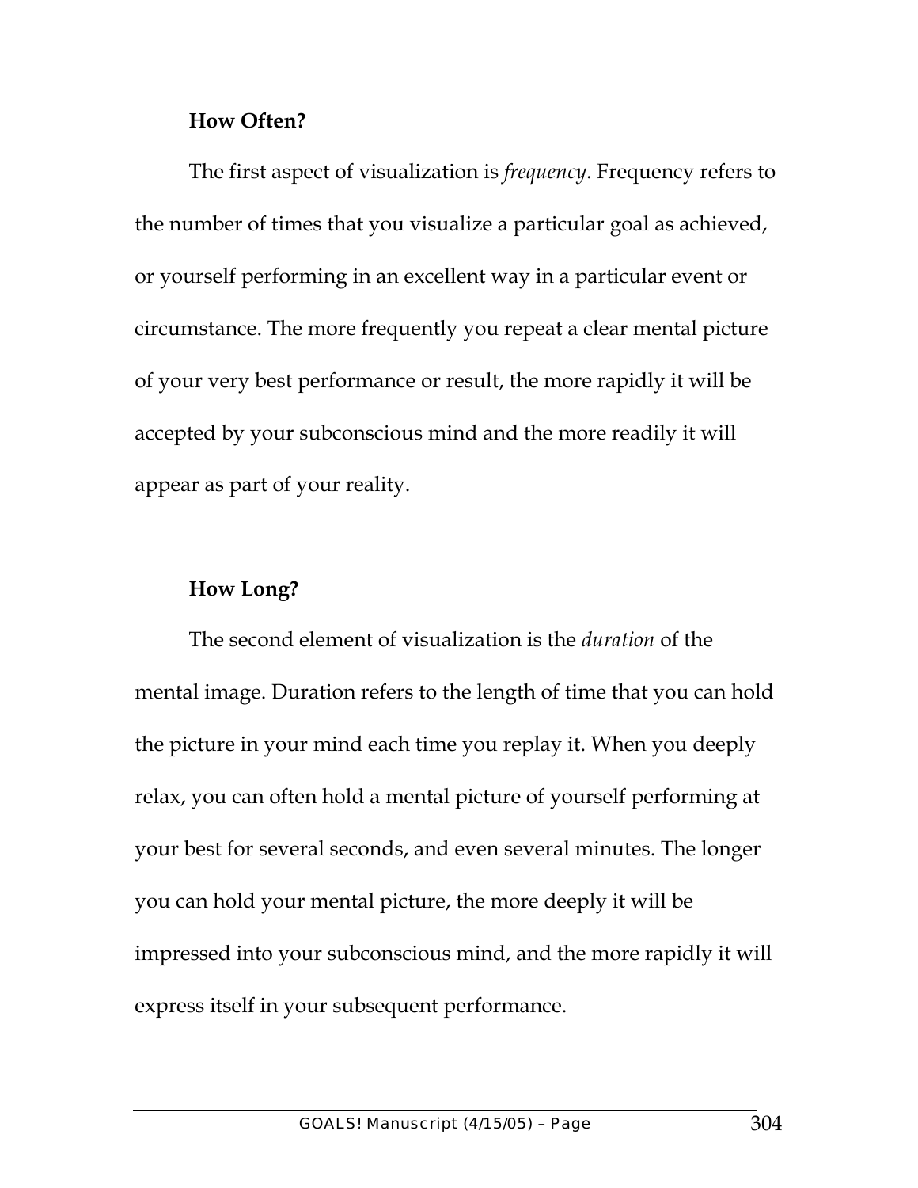**How Often?**

The first aspect of visualization is *frequency*. Frequency refers to the number of times that you visualize a particular goal as achieved, or yourself performing in an excellent way in a particular event or circumstance. The more frequently you repeat a clear mental picture of your very best performance or result, the more rapidly it will be accepted by your subconscious mind and the more readily it will appear as part of your reality.

**How Long?**

The second element of visualization is the *duration* of the mental image. Duration refers to the length of time that you can hold the picture in your mind each time you replay it. When you deeply relax, you can often hold a mental picture of yourself performing at your best for several seconds, and even several minutes. The longer you can hold your mental picture, the more deeply it will be impressed into your subconscious mind, and the more rapidly it will express itself in your subsequent performance.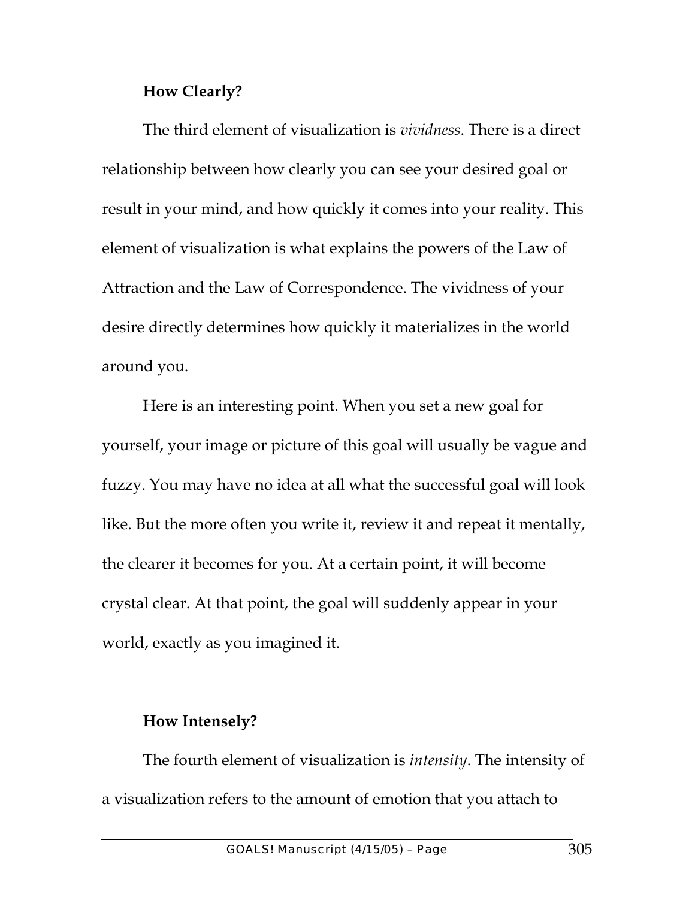### How Clearly?

The third element of visualization is *vividness*. There is a direct relationship between how clearly you can see your desired goal or result in your mind, and how quickly it comes into your reality. This element of visualization is what explains the powers of the Law of Attraction and the Law of Correspondence. The vividness of your desire directly determines how quickly it materializes in the world around you.

Here is an interesting point. When you set a new goal for yourself, your image or picture of this goal will usually be vague and fuzzy. You may have no idea at all what the successful goal will look like. But the more often you write it, review it and repeat it mentally, the clearer it becomes for you. At a certain point, it will become crystal clear. At that point, the goal will suddenly appear in your world, exactly as you imagined it.

### How Intensely?

The fourth element of visualization is *intensity*. The intensity of a visualization refers to the amount of emotion that you attach to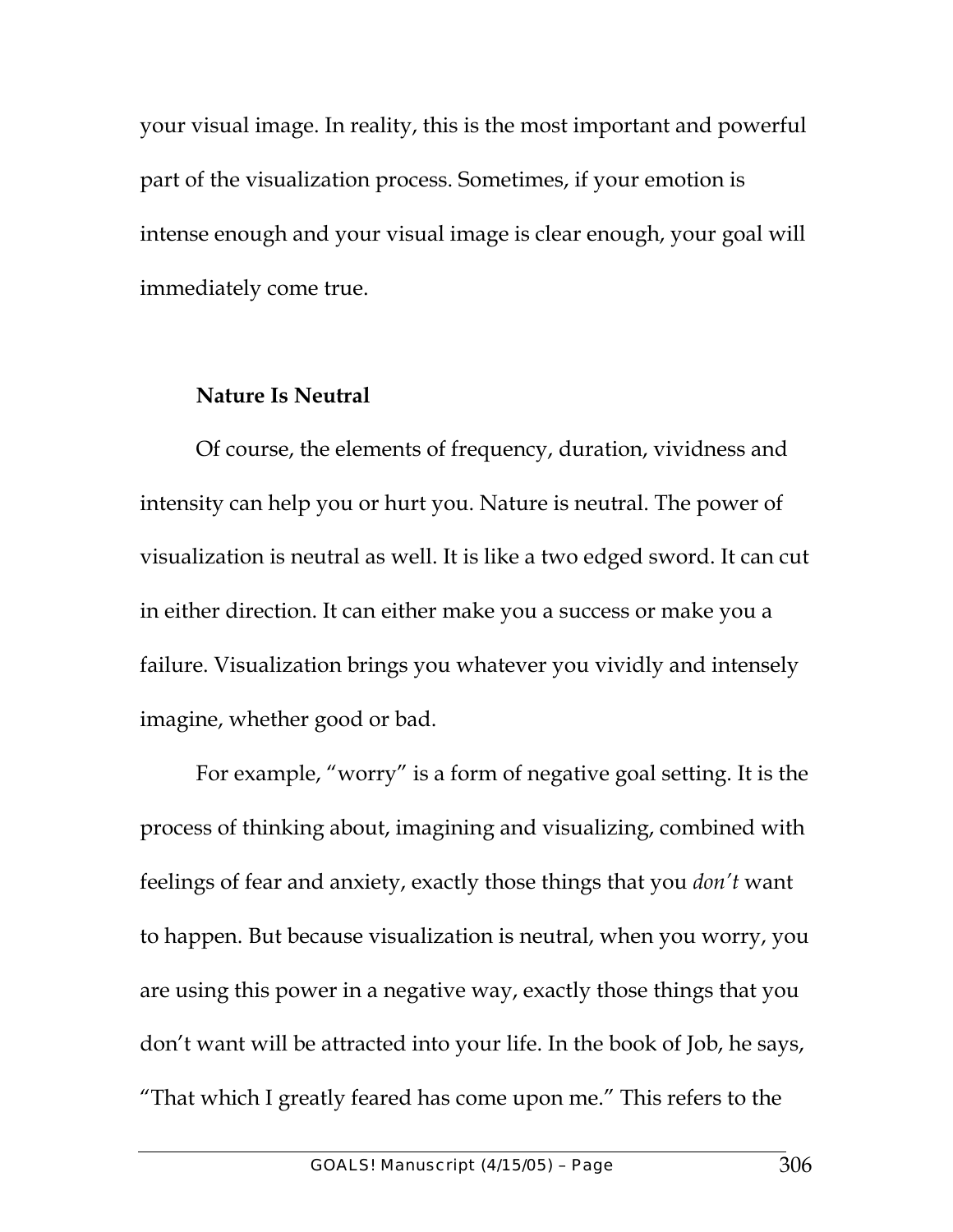your visual image. In reality, this is the most important and powerful part of the visualization process. Sometimes, if your emotion is intense enough and your visual image is clear enough, your goal will immediately come true.

**Nature Is Neutral**

Of course, the elements of frequency, duration, vividness and intensity can help you or hurt you. Nature is neutral. The power of visualization is neutral as well. It is like a two edged sword. It can cut in either direction. It can either make you a success or make you a failure. Visualization brings you whatever you vividly and intensely imagine, whether good or bad.

For example, "worry" is a form of negative goal setting. It is the process of thinking about, imagining and visualizing, combined with feelings of fear and anxiety, exactly those things that you *don't* want to happen. But because visualization is neutral, when you worry, you are using this power in a negative way, exactly those things that you don't want will be attracted into your life. In the book of Job, he says, "That which I greatly feared has come upon me." This refers to the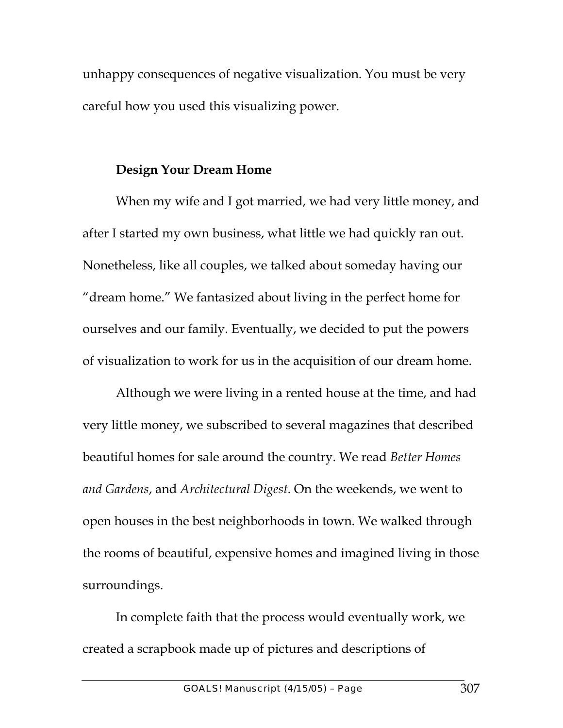unhappy consequences of negative visualization. You must be very careful how you used this visualizing power.

**Design Your Dream Home**

When my wife and I got married, we had very little money, and after I started my own business, what little we had quickly ran out. Nonetheless, like all couples, we talked about someday having our "dream home." We fantasized about living in the perfect home for ourselves and our family. Eventually, we decided to put the powers of visualization to work for us in the acquisition of our dream home.

Although we were living in a rented house at the time, and had very little money, we subscribed to several magazines that described beautiful homes for sale around the country. We read *Better Homes and Gardens*, and *Architectural Digest*. On the weekends, we went to open houses in the best neighborhoods in town. We walked through the rooms of beautiful, expensive homes and imagined living in those surroundings.

In complete faith that the process would eventually work, we created a scrapbook made up of pictures and descriptions of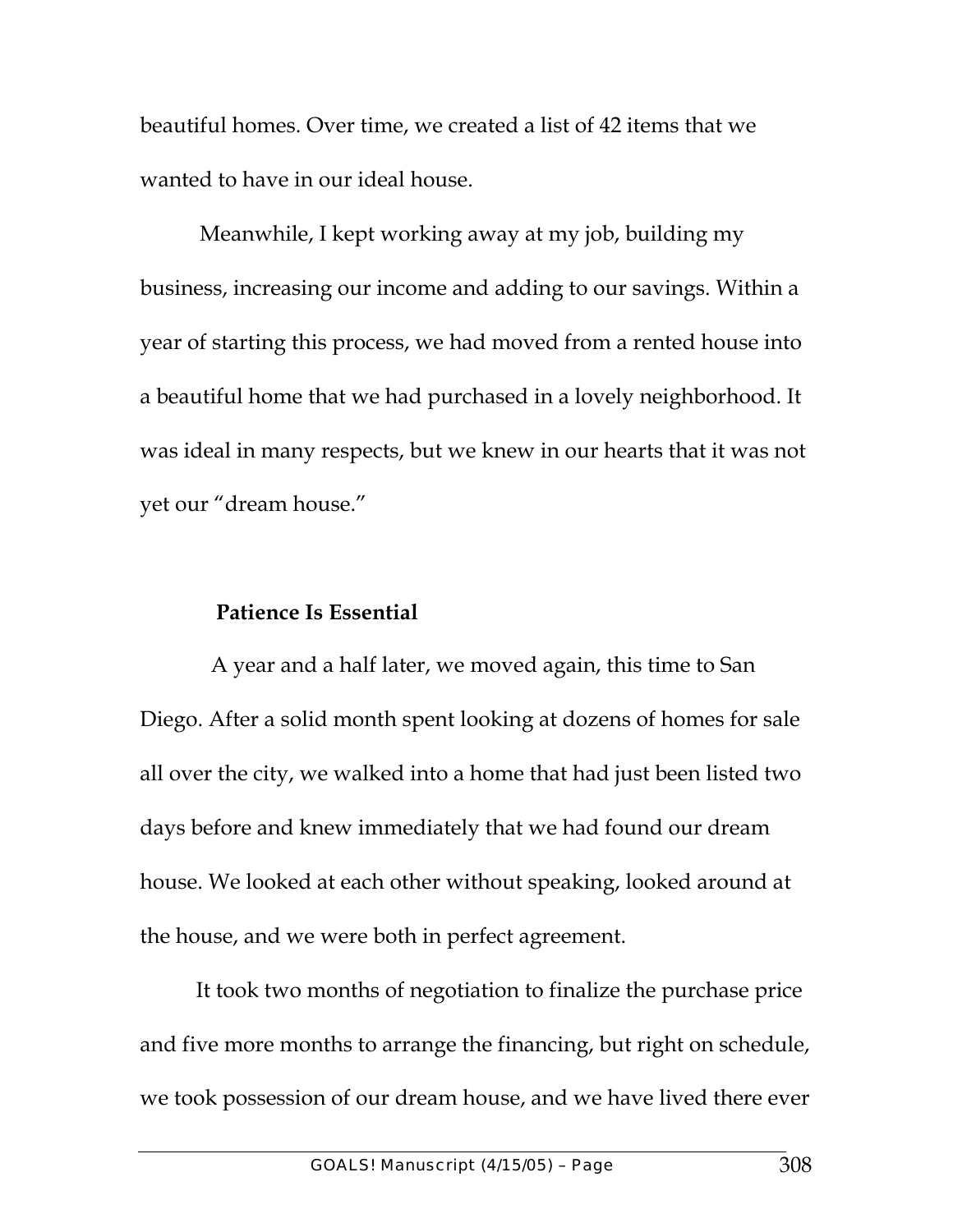beautiful homes. Over time, we created a list of 42 items that we wanted to have in our ideal house.

Meanwhile, I kept working away at my job, building my business, increasing our income and adding to our savings. Within a year of starting this process, we had moved from a rented house into a beautiful home that we had purchased in a lovely neighborhood. It was ideal in many respects, but we knew in our hearts that it was not yet our "dream house."

**Patience Is Essential**

A year and a half later, we moved again, this time to San Diego. After a solid month spent looking at dozens of homes for sale all over the city, we walked into a home that had just been listed two days before and knew immediately that we had found our dream house. We looked at each other without speaking, looked around at the house, and we were both in perfect agreement.

It took two months of negotiation to finalize the purchase price and five more months to arrange the financing, but right on schedule, we took possession of our dream house, and we have lived there ever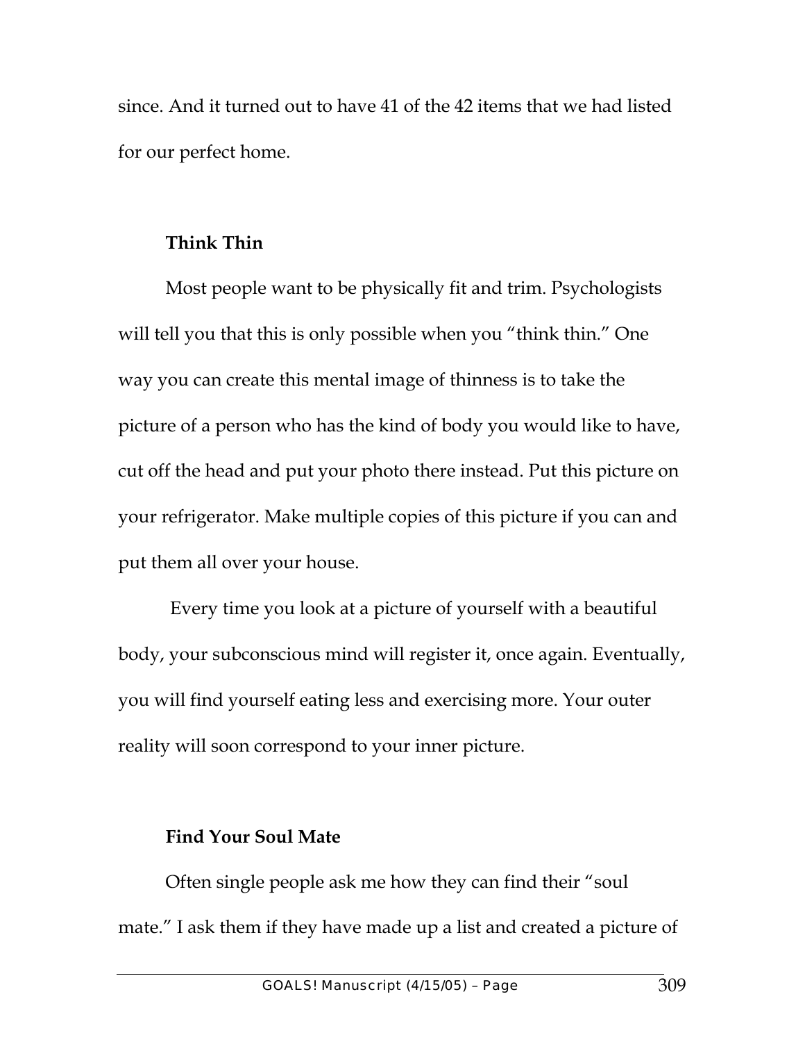since. And it turned out to have 41 of the 42 items that we had listed for our perfect home.

### Think Thin

Most people want to be physically fit and trim. Psychologists will tell you that this is only possible when you "think thin." One way you can create this mental image of thinness is to take the picture of a person who has the kind of body you would like to have, cut off the head and put your photo there instead. Put this picture on your refrigerator. Make multiple copies of this picture if you can and put them all over your house.

Every time you look at a picture of yourself with a beautiful body, your subconscious mind will register it, once again. Eventually, you will find yourself eating less and exercising more. Your outer reality will soon correspond to your inner picture.

### Find Your Soul Mate

Often single people ask me how they can find their "soul mate." I ask them if they have made up a list and created a picture of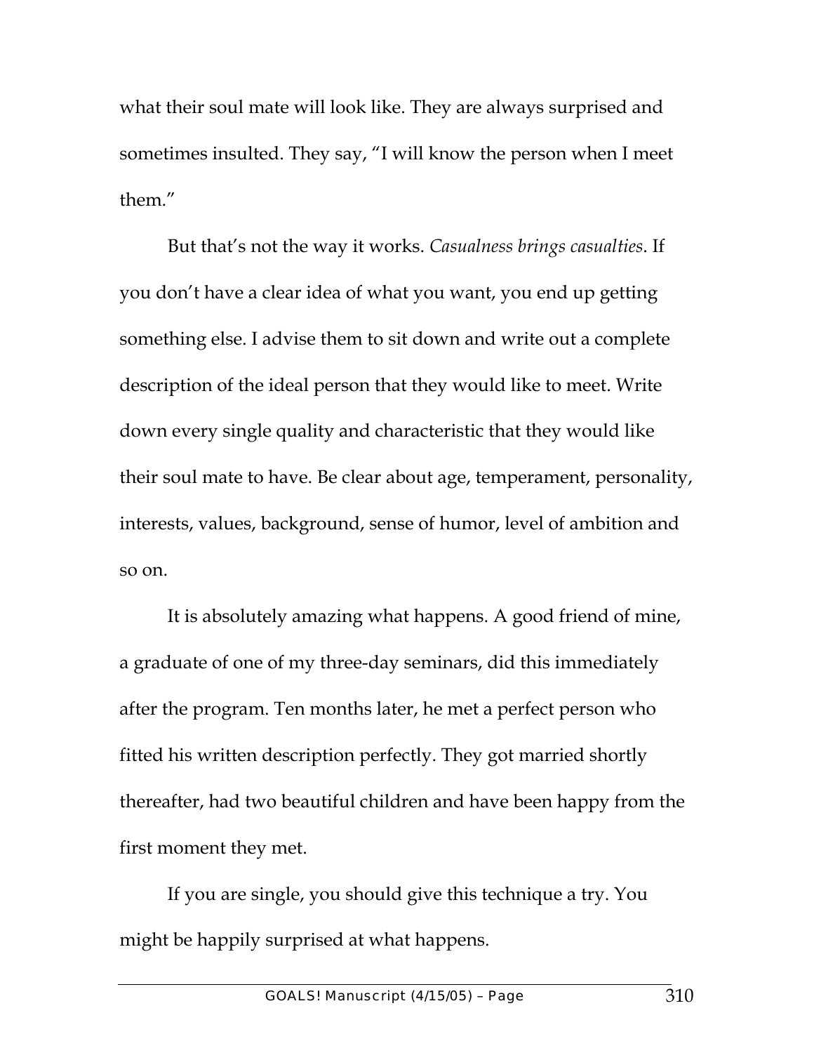what their soul mate will look like. They are always surprised and sometimes insulted. They say, "I will know the person when I meet them."

But that's not the way it works. *Casualness brings casualties*. If you don't have a clear idea of what you want, you end up getting something else. I advise them to sit down and write out a complete description of the ideal person that they would like to meet. Write down every single quality and characteristic that they would like their soul mate to have. Be clear about age, temperament, personality, interests, values, background, sense of humor, level of ambition and so on.

It is absolutely amazing what happens. A good friend of mine, a graduate of one of my three-day seminars, did this immediately after the program. Ten months later, he met a perfect person who fitted his written description perfectly. They got married shortly thereafter, had two beautiful children and have been happy from the first moment they met.

If you are single, you should give this technique a try. You might be happily surprised at what happens.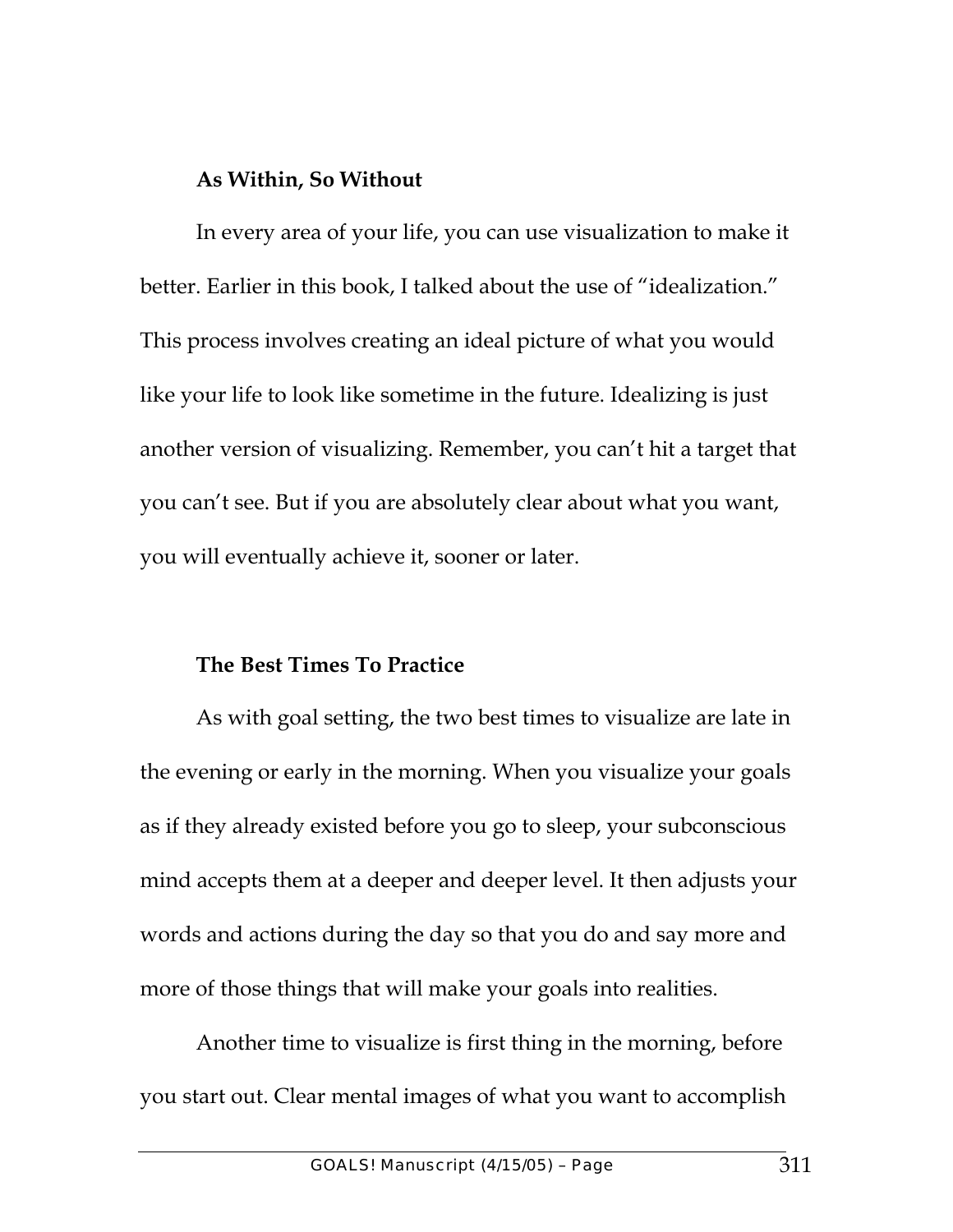### As Within, So Without

In every area of your life, you can use visualization to make it better. Earlier in this book, I talked about the use of "idealization." This process involves creating an ideal picture of what you would like your life to look like sometime in the future. Idealizing is just another version of visualizing. Remember, you can't hit a target that you can't see. But if you are absolutely clear about what you want, you will eventually achieve it, sooner or later.

### The Best Times To Practice

As with goal setting, the two best times to visualize are late in the evening or early in the morning. When you visualize your goals as if they already existed before you go to sleep, your subconscious mind accepts them at a deeper and deeper level. It then adjusts your words and actions during the day so that you do and say more and more of those things that will make your goals into realities.

Another time to visualize is first thing in the morning, before you start out. Clear mental images of what you want to accomplish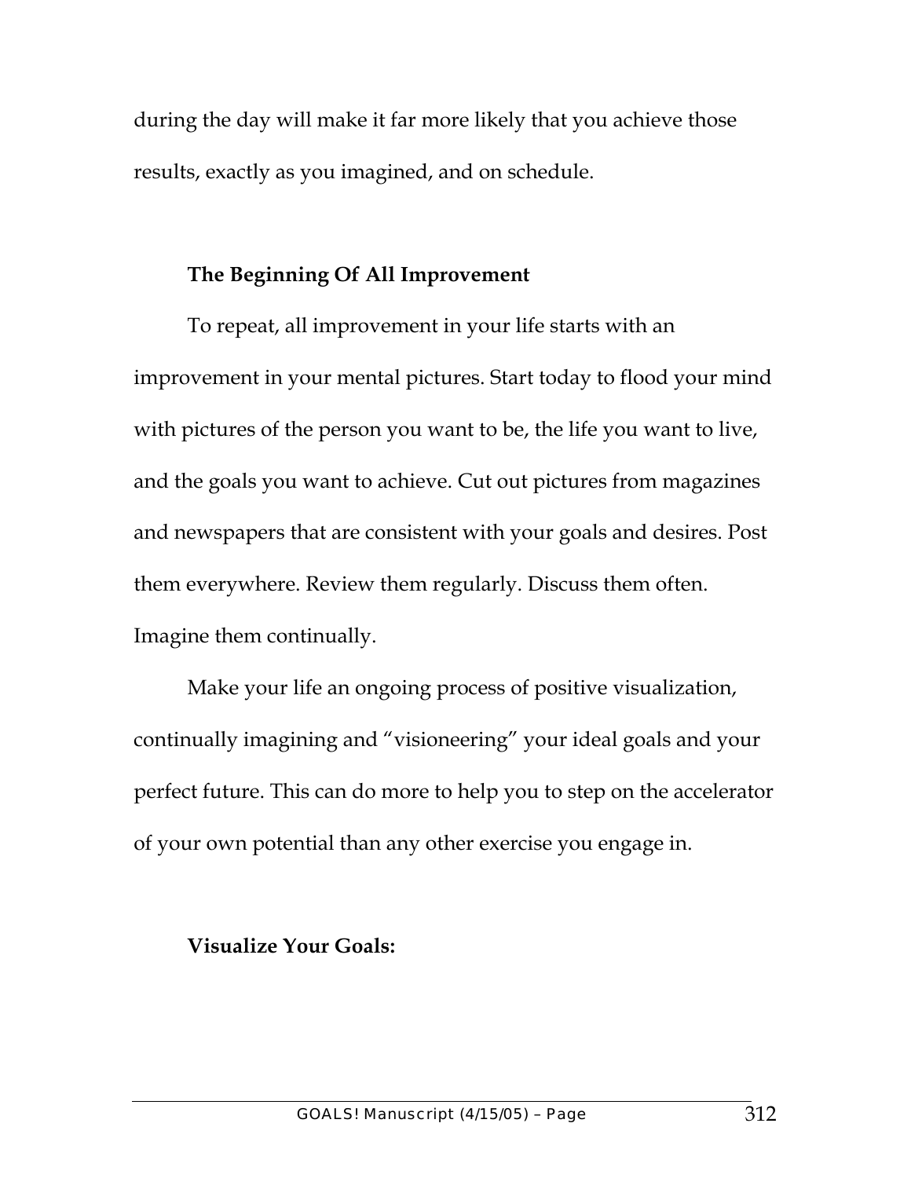during the day will make it far more likely that you achieve those results, exactly as you imagined, and on schedule.

### The Beginning Of All Improvement

To repeat, all improvement in your life starts with an improvement in your mental pictures. Start today to flood your mind with pictures of the person you want to be, the life you want to live, and the goals you want to achieve. Cut out pictures from magazines and newspapers that are consistent with your goals and desires. Post them everywhere. Review them regularly. Discuss them often. Imagine them continually.

Make your life an ongoing process of positive visualization, continually imagining and "visioneering" your ideal goals and your perfect future. This can do more to help you to step on the accelerator of your own potential than any other exercise you engage in.

### Visualize Your Goals: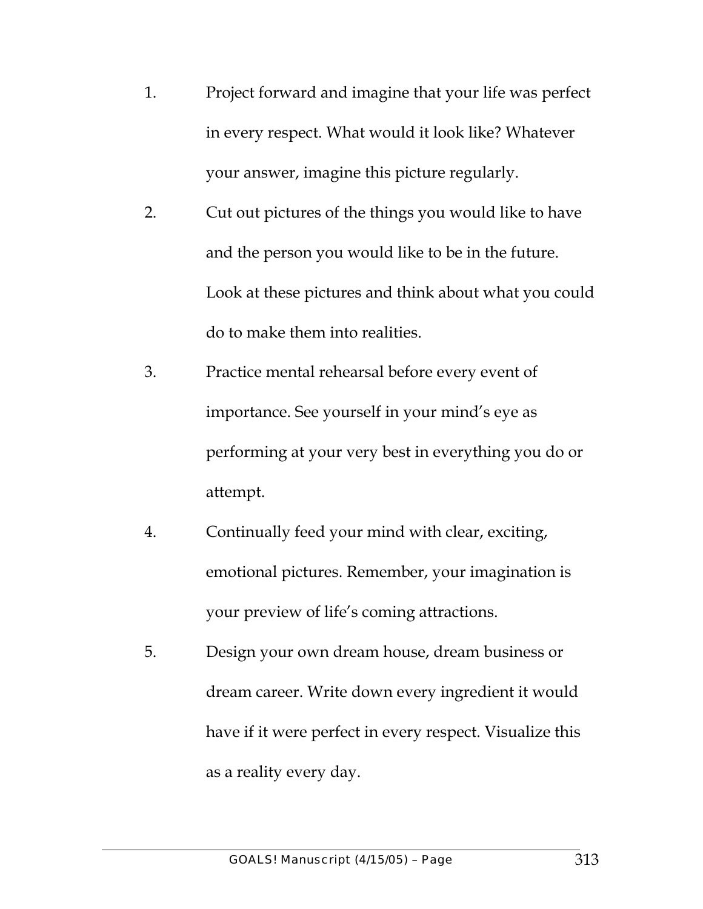1. Project forward and imagine that your life was perfect in every respect. What would it look like? Whatever your answer, imagine this picture regularly.
2. Cut out pictures of the things you would like to have and the person you would like to be in the future. Look at these pictures and think about what you could do to make them into realities.
3. Practice mental rehearsal before every event of importance. See yourself in your mind's eye as performing at your very best in everything you do or attempt.
4. Continually feed your mind with clear, exciting, emotional pictures. Remember, your imagination is your preview of life's coming attractions.
5. Design your own dream house, dream business or dream career. Write down every ingredient it would have if it were perfect in every respect. Visualize this as a reality every day.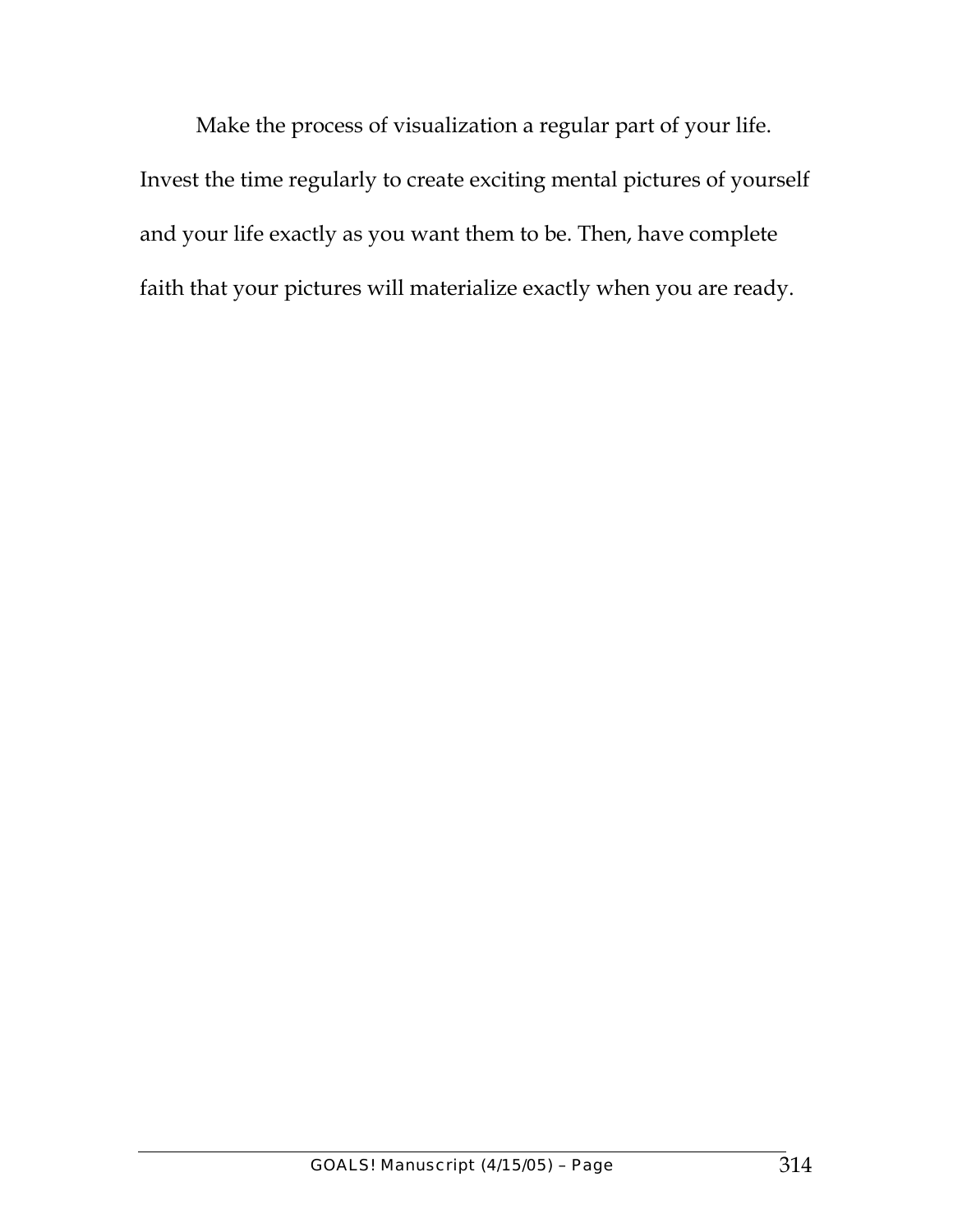Make the process of visualization a regular part of your life. Invest the time regularly to create exciting mental pictures of yourself and your life exactly as you want them to be. Then, have complete faith that your pictures will materialize exactly when you are ready.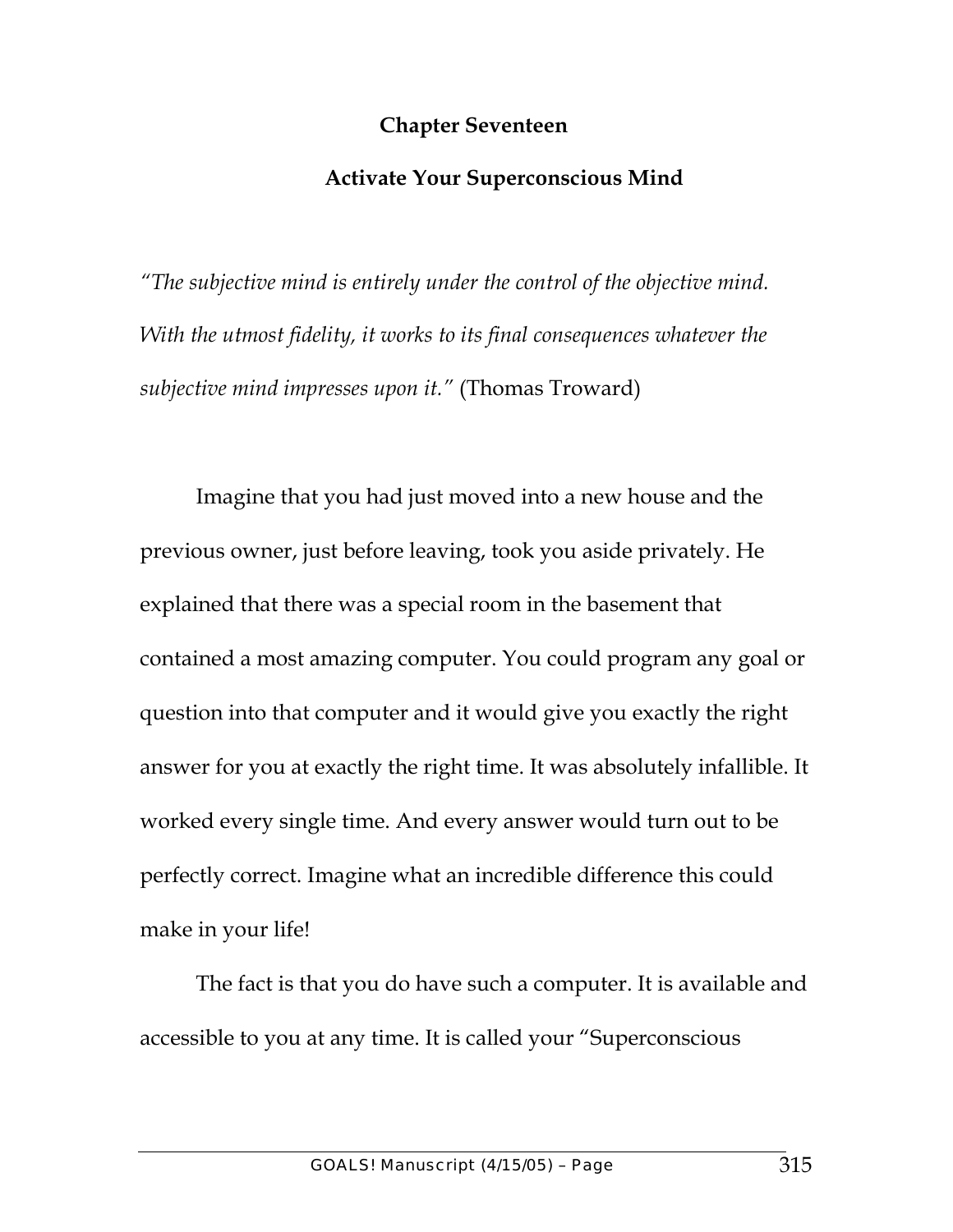## Chapter Seventeen

## Activate Your Superconscious Mind

*"The subjective mind is entirely under the control of the objective mind. With the utmost fidelity, it works to its final consequences whatever the subjective mind impresses upon it."* (Thomas Troward)

Imagine that you had just moved into a new house and the previous owner, just before leaving, took you aside privately. He explained that there was a special room in the basement that contained a most amazing computer. You could program any goal or question into that computer and it would give you exactly the right answer for you at exactly the right time. It was absolutely infallible. It worked every single time. And every answer would turn out to be perfectly correct. Imagine what an incredible difference this could make in your life!

The fact is that you do have such a computer. It is available and accessible to you at any time. It is called your "Superconscious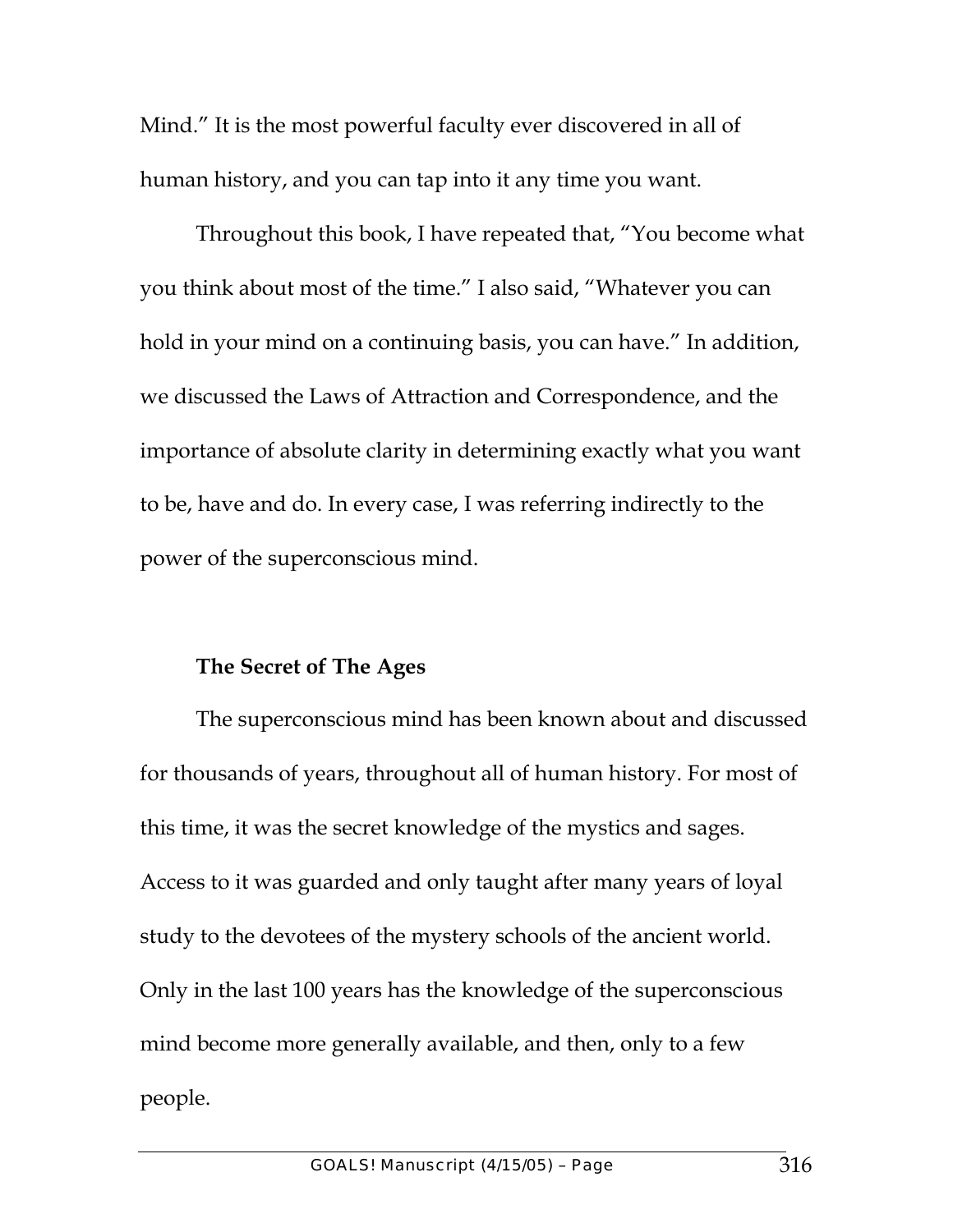Mind." It is the most powerful faculty ever discovered in all of human history, and you can tap into it any time you want.

Throughout this book, I have repeated that, "You become what you think about most of the time." I also said, "Whatever you can hold in your mind on a continuing basis, you can have." In addition, we discussed the Laws of Attraction and Correspondence, and the importance of absolute clarity in determining exactly what you want to be, have and do. In every case, I was referring indirectly to the power of the superconscious mind.

**The Secret of The Ages**

The superconscious mind has been known about and discussed for thousands of years, throughout all of human history. For most of this time, it was the secret knowledge of the mystics and sages. Access to it was guarded and only taught after many years of loyal study to the devotees of the mystery schools of the ancient world. Only in the last 100 years has the knowledge of the superconscious mind become more generally available, and then, only to a few people.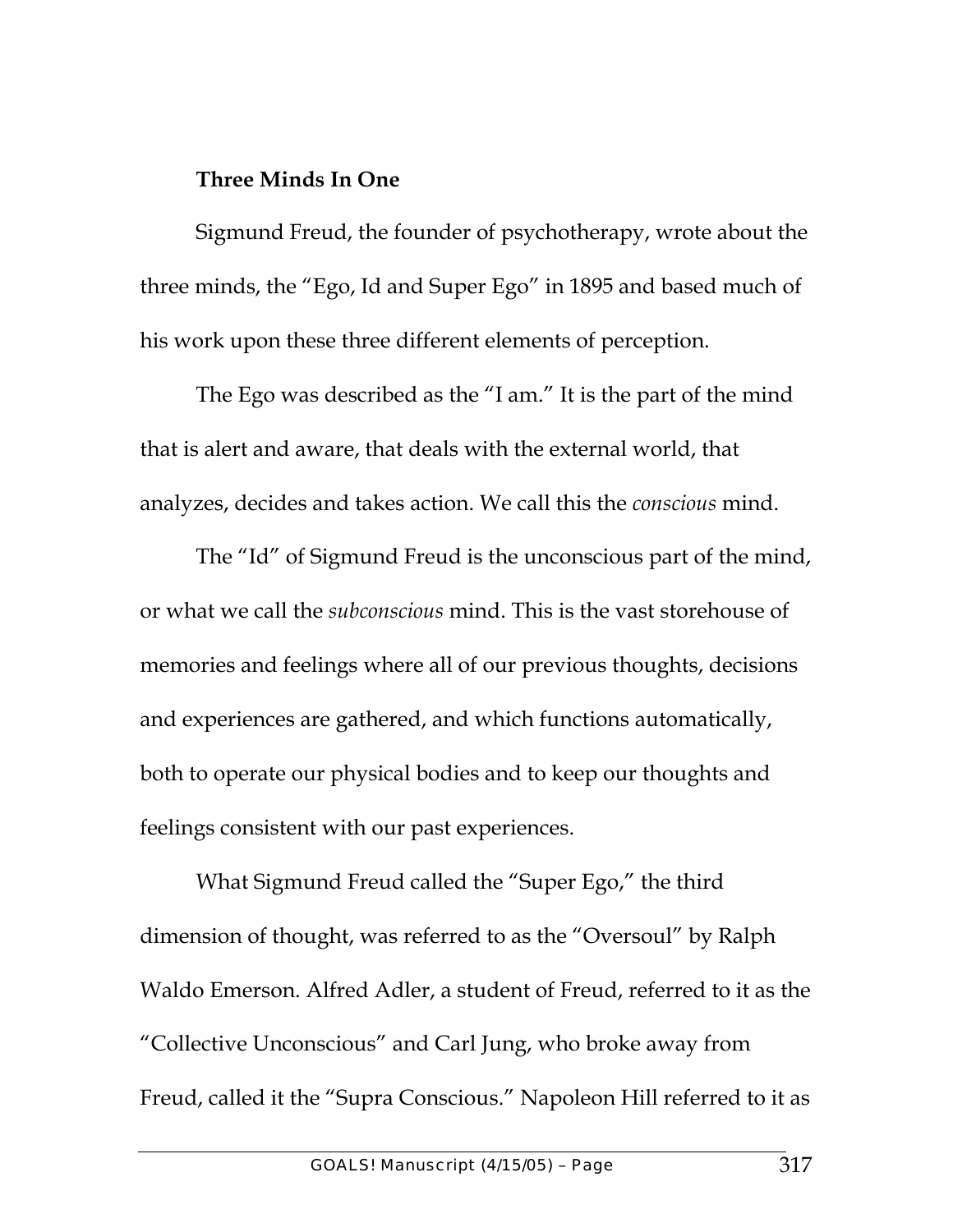**Three Minds In One**

Sigmund Freud, the founder of psychotherapy, wrote about the three minds, the "Ego, Id and Super Ego" in 1895 and based much of his work upon these three different elements of perception.

The Ego was described as the "I am." It is the part of the mind that is alert and aware, that deals with the external world, that analyzes, decides and takes action. We call this the *conscious* mind.

The "Id" of Sigmund Freud is the unconscious part of the mind, or what we call the *subconscious* mind. This is the vast storehouse of memories and feelings where all of our previous thoughts, decisions and experiences are gathered, and which functions automatically, both to operate our physical bodies and to keep our thoughts and feelings consistent with our past experiences.

What Sigmund Freud called the "Super Ego," the third dimension of thought, was referred to as the "Oversoul" by Ralph Waldo Emerson. Alfred Adler, a student of Freud, referred to it as the "Collective Unconscious" and Carl Jung, who broke away from Freud, called it the "Supra Conscious." Napoleon Hill referred to it as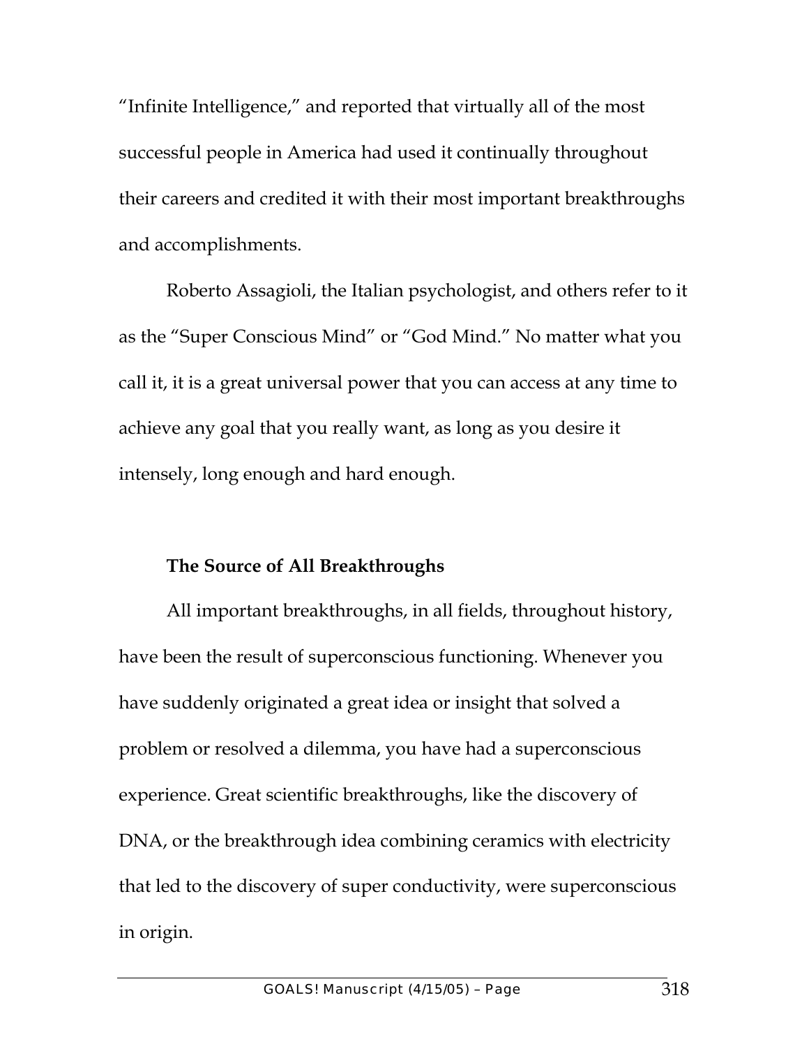"Infinite Intelligence," and reported that virtually all of the most successful people in America had used it continually throughout their careers and credited it with their most important breakthroughs and accomplishments.

Roberto Assagioli, the Italian psychologist, and others refer to it as the "Super Conscious Mind" or "God Mind." No matter what you call it, it is a great universal power that you can access at any time to achieve any goal that you really want, as long as you desire it intensely, long enough and hard enough.

**The Source of All Breakthroughs**

All important breakthroughs, in all fields, throughout history, have been the result of superconscious functioning. Whenever you have suddenly originated a great idea or insight that solved a problem or resolved a dilemma, you have had a superconscious experience. Great scientific breakthroughs, like the discovery of DNA, or the breakthrough idea combining ceramics with electricity that led to the discovery of super conductivity, were superconscious in origin.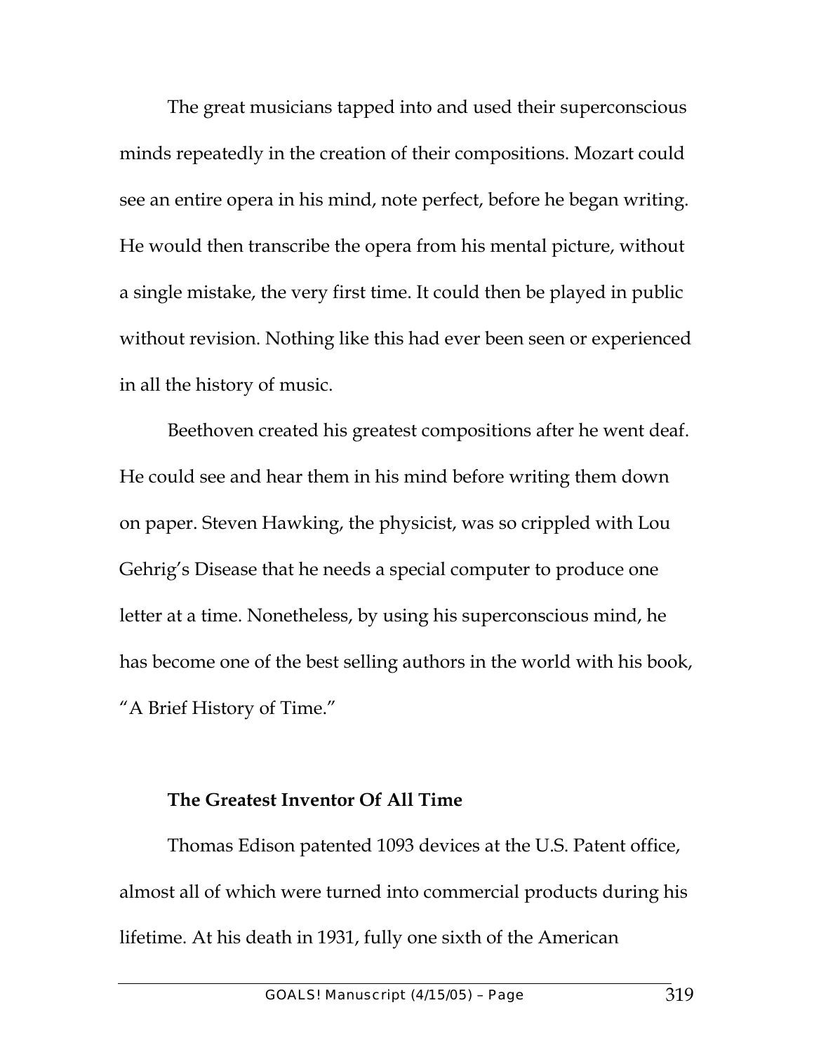The great musicians tapped into and used their superconscious minds repeatedly in the creation of their compositions. Mozart could see an entire opera in his mind, note perfect, before he began writing. He would then transcribe the opera from his mental picture, without a single mistake, the very first time. It could then be played in public without revision. Nothing like this had ever been seen or experienced in all the history of music.

Beethoven created his greatest compositions after he went deaf. He could see and hear them in his mind before writing them down on paper. Steven Hawking, the physicist, was so crippled with Lou Gehrig's Disease that he needs a special computer to produce one letter at a time. Nonetheless, by using his superconscious mind, he has become one of the best selling authors in the world with his book, "A Brief History of Time."

**The Greatest Inventor Of All Time**

Thomas Edison patented 1093 devices at the U.S. Patent office, almost all of which were turned into commercial products during his lifetime. At his death in 1931, fully one sixth of the American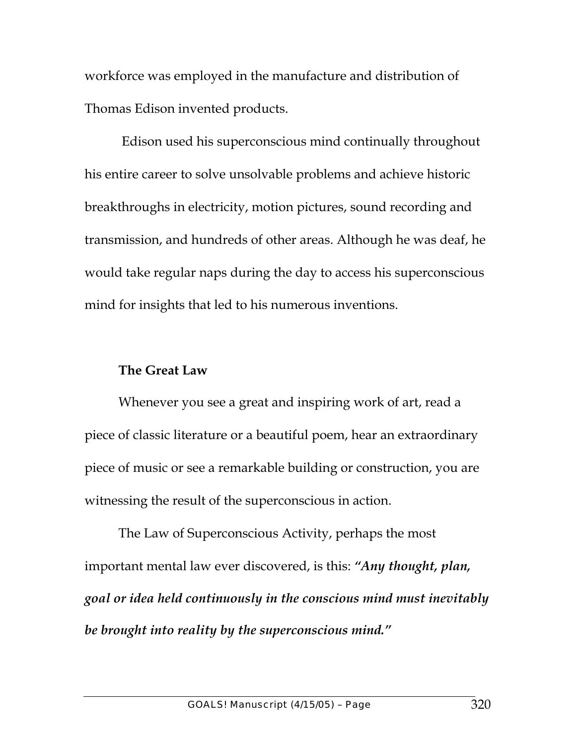workforce was employed in the manufacture and distribution of Thomas Edison invented products.

Edison used his superconscious mind continually throughout his entire career to solve unsolvable problems and achieve historic breakthroughs in electricity, motion pictures, sound recording and transmission, and hundreds of other areas. Although he was deaf, he would take regular naps during the day to access his superconscious mind for insights that led to his numerous inventions.

**The Great Law**

Whenever you see a great and inspiring work of art, read a piece of classic literature or a beautiful poem, hear an extraordinary piece of music or see a remarkable building or construction, you are witnessing the result of the superconscious in action.

The Law of Superconscious Activity, perhaps the most important mental law ever discovered, is this: ***"Any thought, plan, goal or idea held continuously in the conscious mind must inevitably be brought into reality by the superconscious mind."***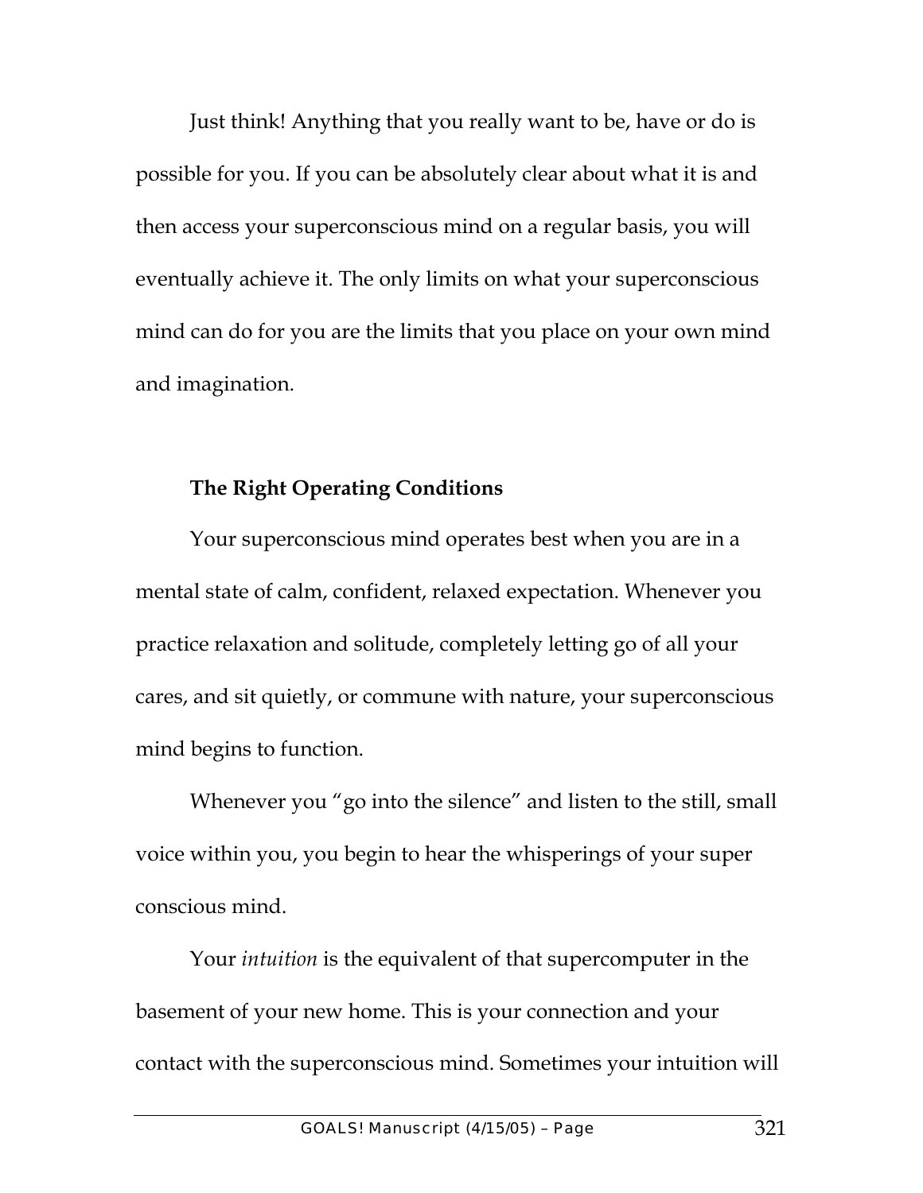Just think! Anything that you really want to be, have or do is possible for you. If you can be absolutely clear about what it is and then access your superconscious mind on a regular basis, you will eventually achieve it. The only limits on what your superconscious mind can do for you are the limits that you place on your own mind and imagination.

**The Right Operating Conditions**

Your superconscious mind operates best when you are in a mental state of calm, confident, relaxed expectation. Whenever you practice relaxation and solitude, completely letting go of all your cares, and sit quietly, or commune with nature, your superconscious mind begins to function.

Whenever you "go into the silence" and listen to the still, small voice within you, you begin to hear the whisperings of your super conscious mind.

Your *intuition* is the equivalent of that supercomputer in the basement of your new home. This is your connection and your contact with the superconscious mind. Sometimes your intuition will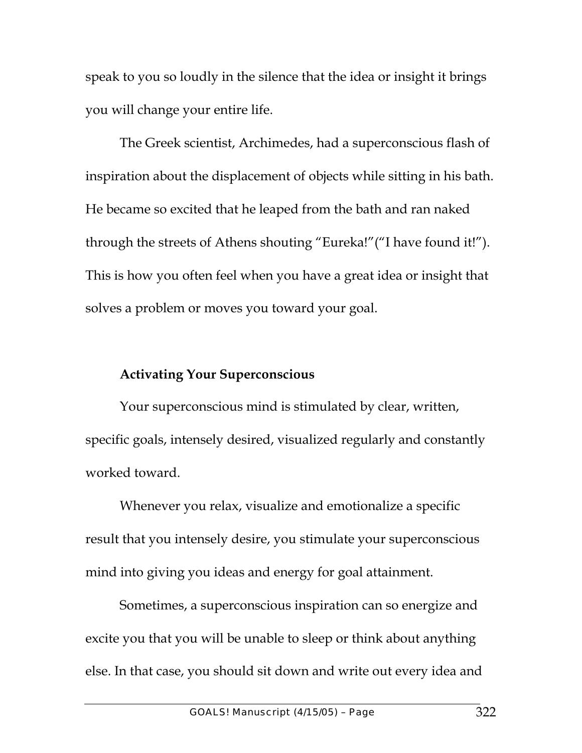speak to you so loudly in the silence that the idea or insight it brings you will change your entire life.

The Greek scientist, Archimedes, had a superconscious flash of inspiration about the displacement of objects while sitting in his bath. He became so excited that he leaped from the bath and ran naked through the streets of Athens shouting "Eureka!"("I have found it!"). This is how you often feel when you have a great idea or insight that solves a problem or moves you toward your goal.

**Activating Your Superconscious**

Your superconscious mind is stimulated by clear, written, specific goals, intensely desired, visualized regularly and constantly worked toward.

Whenever you relax, visualize and emotionalize a specific result that you intensely desire, you stimulate your superconscious mind into giving you ideas and energy for goal attainment.

Sometimes, a superconscious inspiration can so energize and excite you that you will be unable to sleep or think about anything else. In that case, you should sit down and write out every idea and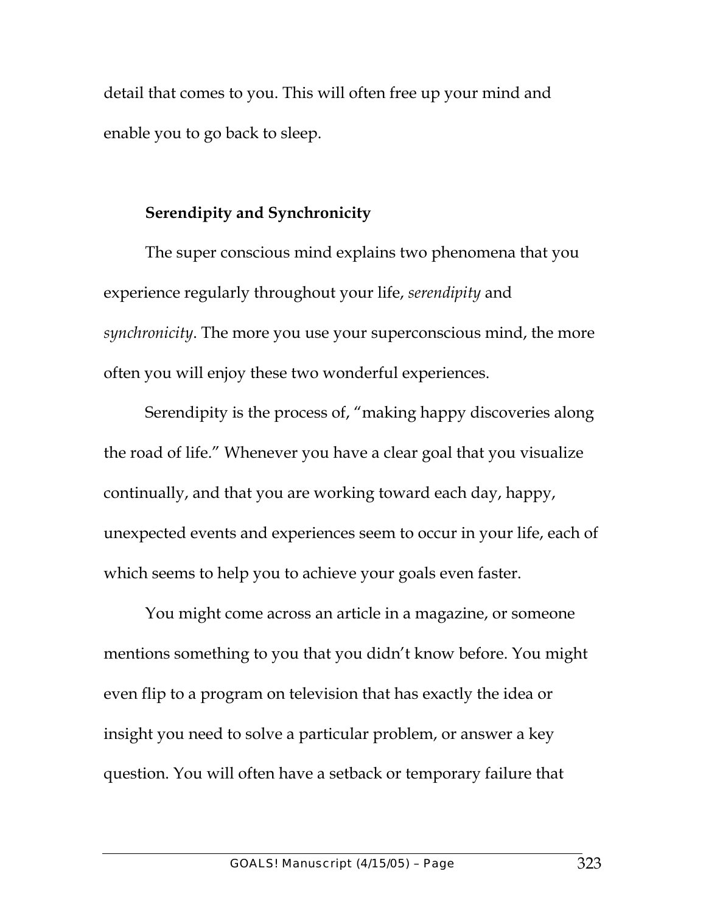detail that comes to you. This will often free up your mind and enable you to go back to sleep.

### Serendipity and Synchronicity

The super conscious mind explains two phenomena that you experience regularly throughout your life, *serendipity* and *synchronicity*. The more you use your superconscious mind, the more often you will enjoy these two wonderful experiences.

Serendipity is the process of, "making happy discoveries along the road of life." Whenever you have a clear goal that you visualize continually, and that you are working toward each day, happy, unexpected events and experiences seem to occur in your life, each of which seems to help you to achieve your goals even faster.

You might come across an article in a magazine, or someone mentions something to you that you didn't know before. You might even flip to a program on television that has exactly the idea or insight you need to solve a particular problem, or answer a key question. You will often have a setback or temporary failure that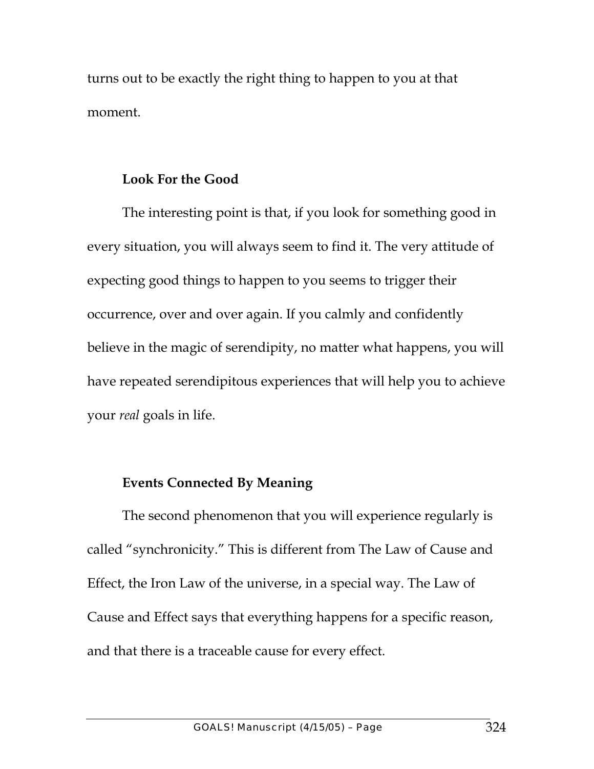turns out to be exactly the right thing to happen to you at that moment.

### Look For the Good

The interesting point is that, if you look for something good in every situation, you will always seem to find it. The very attitude of expecting good things to happen to you seems to trigger their occurrence, over and over again. If you calmly and confidently believe in the magic of serendipity, no matter what happens, you will have repeated serendipitous experiences that will help you to achieve your *real* goals in life.

### Events Connected By Meaning

The second phenomenon that you will experience regularly is called "synchronicity." This is different from The Law of Cause and Effect, the Iron Law of the universe, in a special way. The Law of Cause and Effect says that everything happens for a specific reason, and that there is a traceable cause for every effect.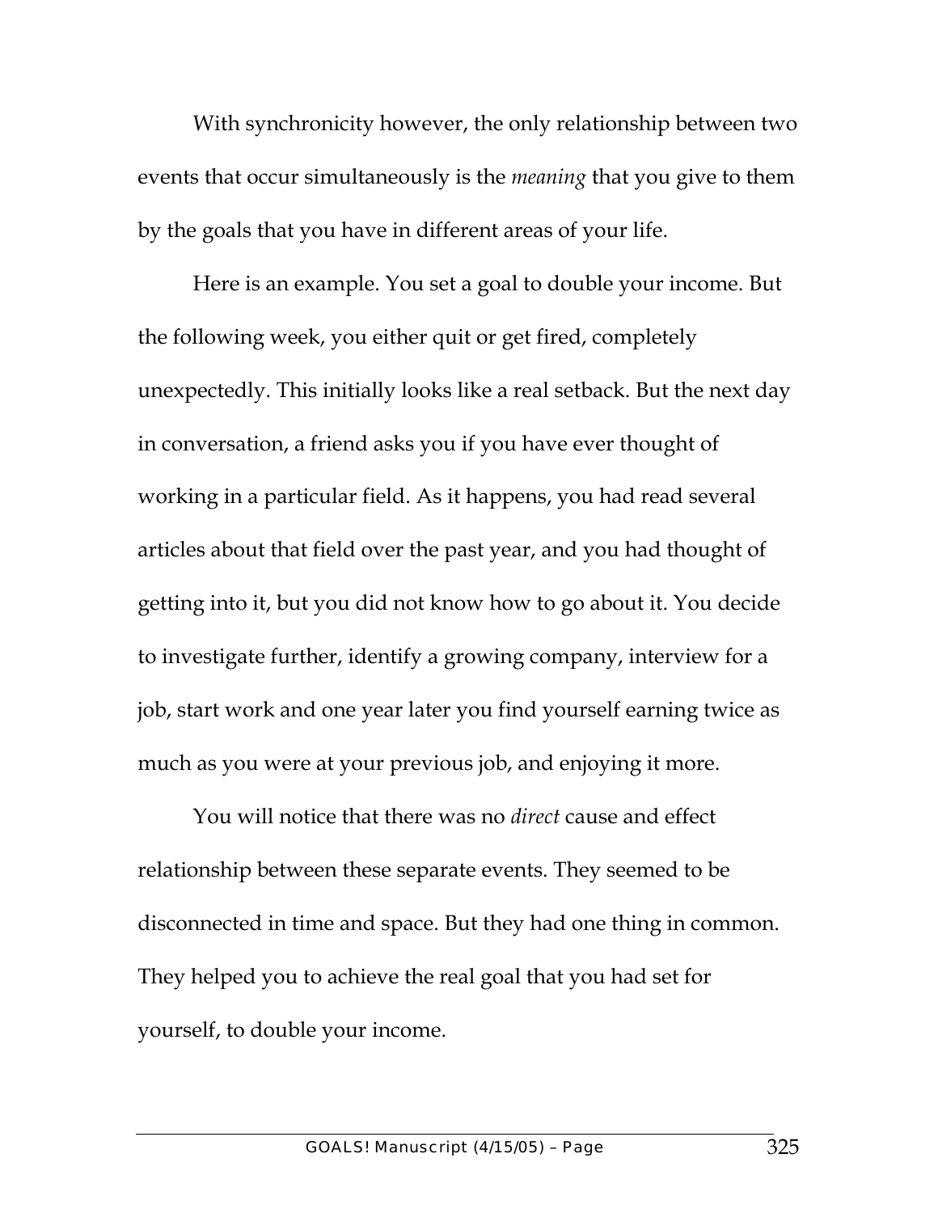With synchronicity however, the only relationship between two events that occur simultaneously is the *meaning* that you give to them by the goals that you have in different areas of your life.

Here is an example. You set a goal to double your income. But the following week, you either quit or get fired, completely unexpectedly. This initially looks like a real setback. But the next day in conversation, a friend asks you if you have ever thought of working in a particular field. As it happens, you had read several articles about that field over the past year, and you had thought of getting into it, but you did not know how to go about it. You decide to investigate further, identify a growing company, interview for a job, start work and one year later you find yourself earning twice as much as you were at your previous job, and enjoying it more.

You will notice that there was no *direct* cause and effect relationship between these separate events. They seemed to be disconnected in time and space. But they had one thing in common. They helped you to achieve the real goal that you had set for yourself, to double your income.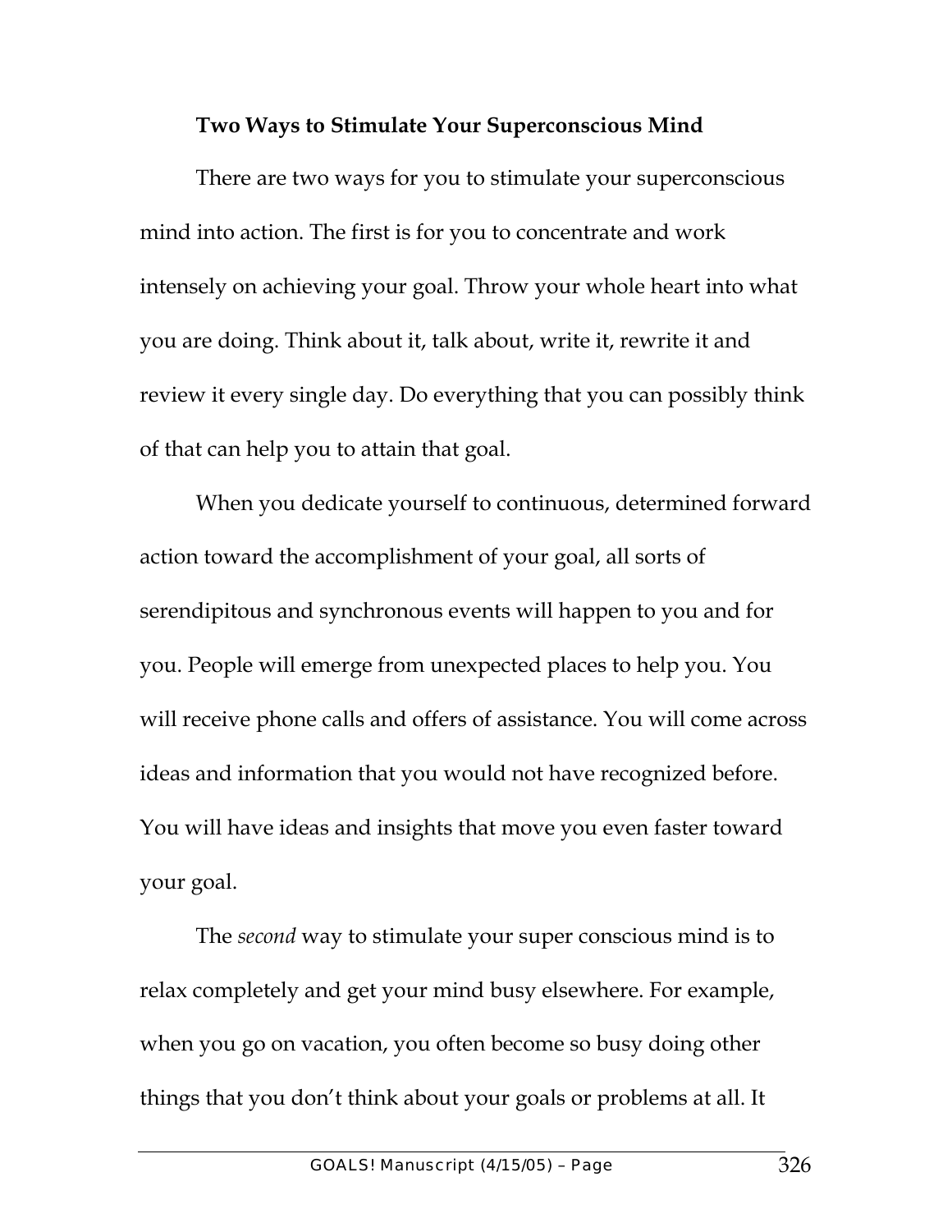**Two Ways to Stimulate Your Superconscious Mind**

There are two ways for you to stimulate your superconscious mind into action. The first is for you to concentrate and work intensely on achieving your goal. Throw your whole heart into what you are doing. Think about it, talk about, write it, rewrite it and review it every single day. Do everything that you can possibly think of that can help you to attain that goal.

When you dedicate yourself to continuous, determined forward action toward the accomplishment of your goal, all sorts of serendipitous and synchronous events will happen to you and for you. People will emerge from unexpected places to help you. You will receive phone calls and offers of assistance. You will come across ideas and information that you would not have recognized before. You will have ideas and insights that move you even faster toward your goal.

The *second* way to stimulate your super conscious mind is to relax completely and get your mind busy elsewhere. For example, when you go on vacation, you often become so busy doing other things that you don't think about your goals or problems at all. It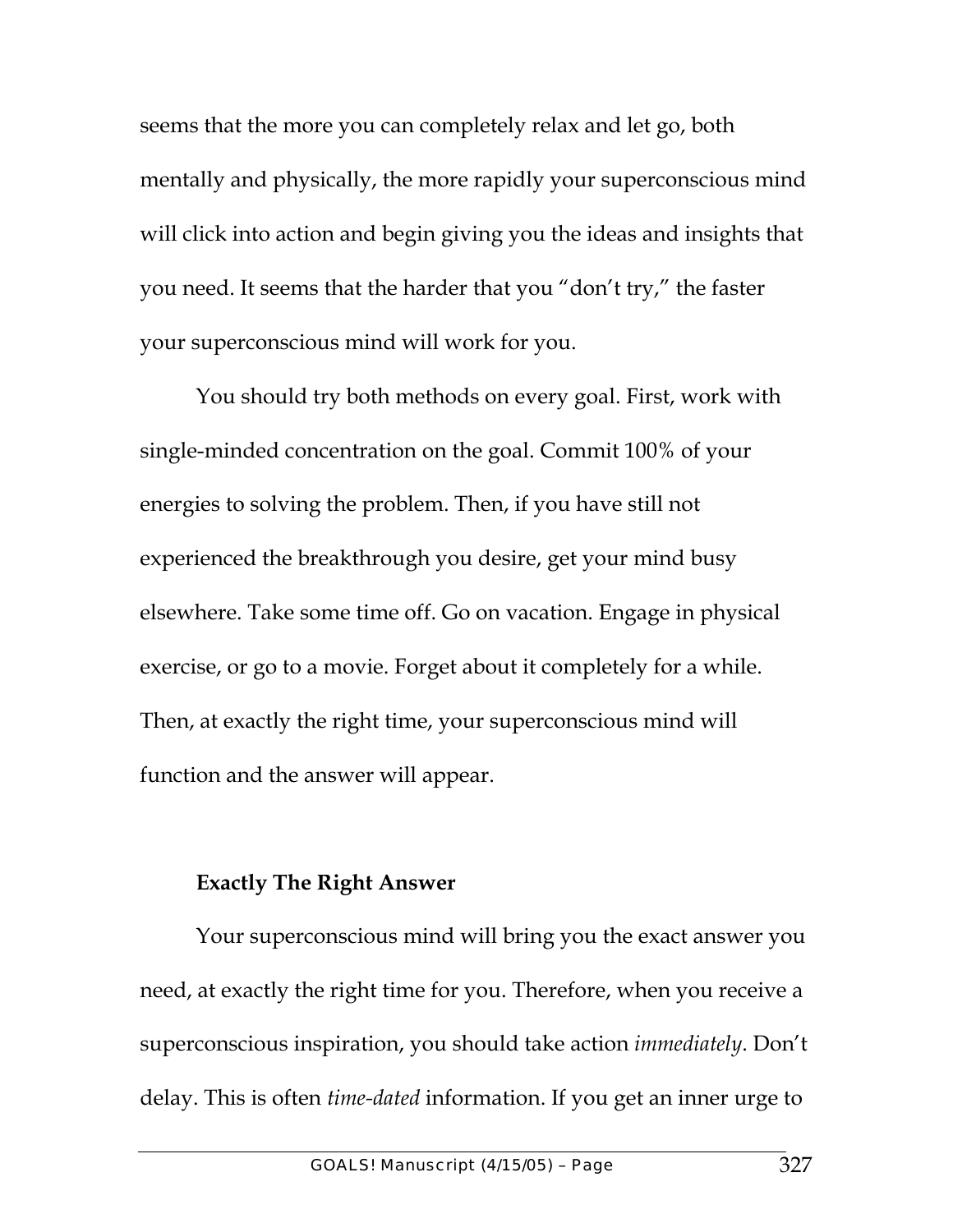seems that the more you can completely relax and let go, both mentally and physically, the more rapidly your superconscious mind will click into action and begin giving you the ideas and insights that you need. It seems that the harder that you "don't try," the faster your superconscious mind will work for you.

You should try both methods on every goal. First, work with single-minded concentration on the goal. Commit 100% of your energies to solving the problem. Then, if you have still not experienced the breakthrough you desire, get your mind busy elsewhere. Take some time off. Go on vacation. Engage in physical exercise, or go to a movie. Forget about it completely for a while. Then, at exactly the right time, your superconscious mind will function and the answer will appear.

### Exactly The Right Answer

Your superconscious mind will bring you the exact answer you need, at exactly the right time for you. Therefore, when you receive a superconscious inspiration, you should take action *immediately*. Don't delay. This is often *time-dated* information. If you get an inner urge to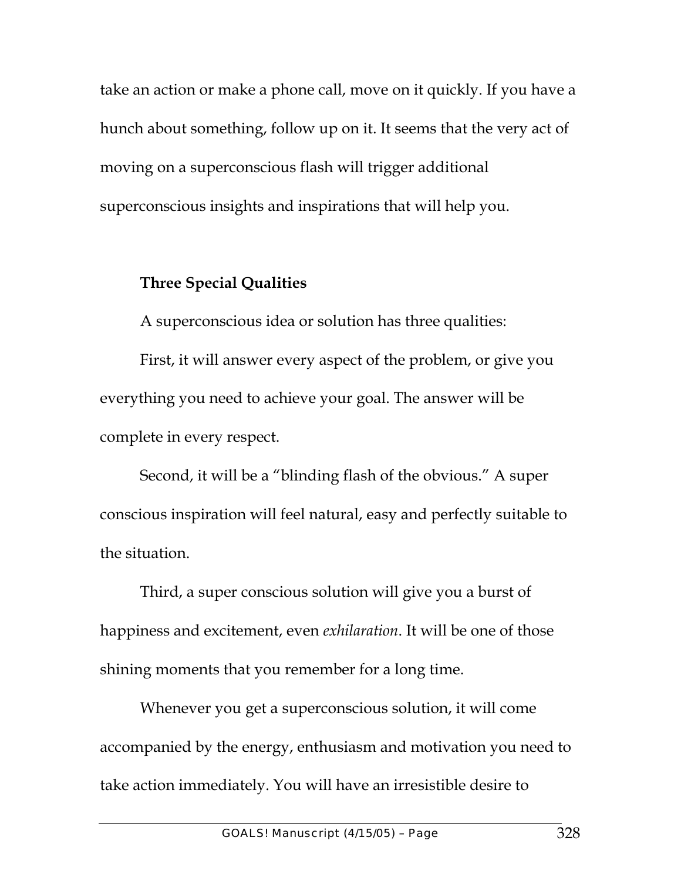take an action or make a phone call, move on it quickly. If you have a hunch about something, follow up on it. It seems that the very act of moving on a superconscious flash will trigger additional superconscious insights and inspirations that will help you.

### Three Special Qualities

A superconscious idea or solution has three qualities:

First, it will answer every aspect of the problem, or give you everything you need to achieve your goal. The answer will be complete in every respect.

Second, it will be a "blinding flash of the obvious." A super conscious inspiration will feel natural, easy and perfectly suitable to the situation.

Third, a super conscious solution will give you a burst of happiness and excitement, even *exhilaration*. It will be one of those shining moments that you remember for a long time.

Whenever you get a superconscious solution, it will come accompanied by the energy, enthusiasm and motivation you need to take action immediately. You will have an irresistible desire to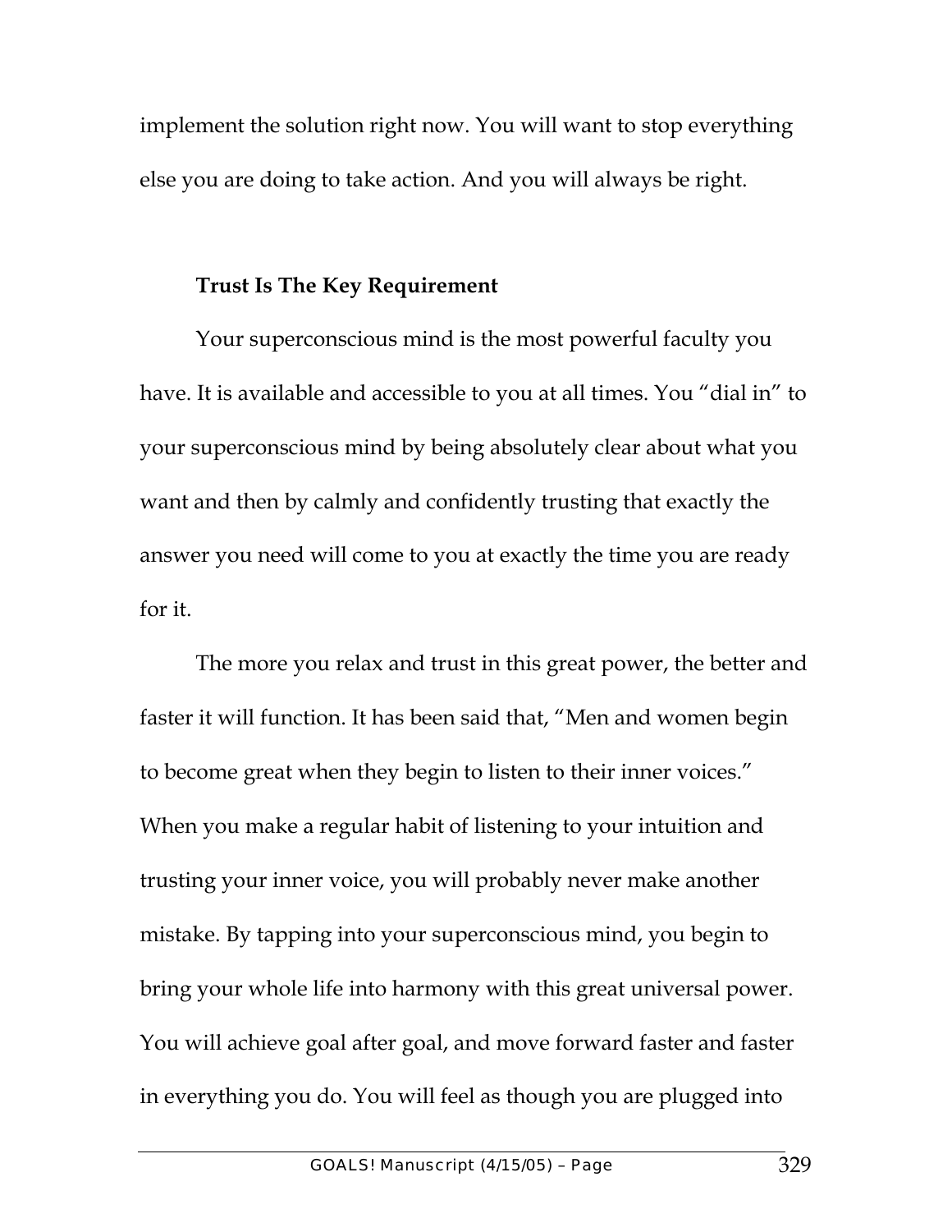implement the solution right now. You will want to stop everything else you are doing to take action. And you will always be right.

**Trust Is The Key Requirement**

Your superconscious mind is the most powerful faculty you have. It is available and accessible to you at all times. You "dial in" to your superconscious mind by being absolutely clear about what you want and then by calmly and confidently trusting that exactly the answer you need will come to you at exactly the time you are ready for it.

The more you relax and trust in this great power, the better and faster it will function. It has been said that, "Men and women begin to become great when they begin to listen to their inner voices." When you make a regular habit of listening to your intuition and trusting your inner voice, you will probably never make another mistake. By tapping into your superconscious mind, you begin to bring your whole life into harmony with this great universal power. You will achieve goal after goal, and move forward faster and faster in everything you do. You will feel as though you are plugged into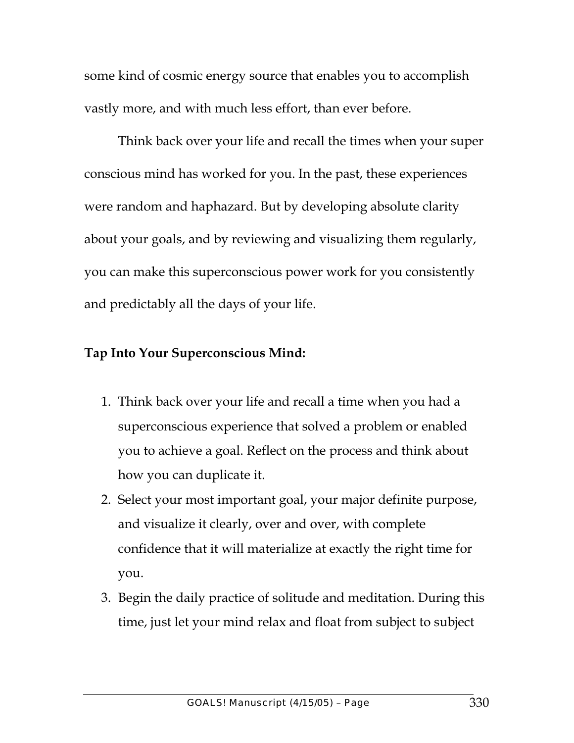some kind of cosmic energy source that enables you to accomplish vastly more, and with much less effort, than ever before.

Think back over your life and recall the times when your super conscious mind has worked for you. In the past, these experiences were random and haphazard. But by developing absolute clarity about your goals, and by reviewing and visualizing them regularly, you can make this superconscious power work for you consistently and predictably all the days of your life.

**Tap Into Your Superconscious Mind:**

1. Think back over your life and recall a time when you had a superconscious experience that solved a problem or enabled you to achieve a goal. Reflect on the process and think about how you can duplicate it.
2. Select your most important goal, your major definite purpose, and visualize it clearly, over and over, with complete confidence that it will materialize at exactly the right time for you.
3. Begin the daily practice of solitude and meditation. During this time, just let your mind relax and float from subject to subject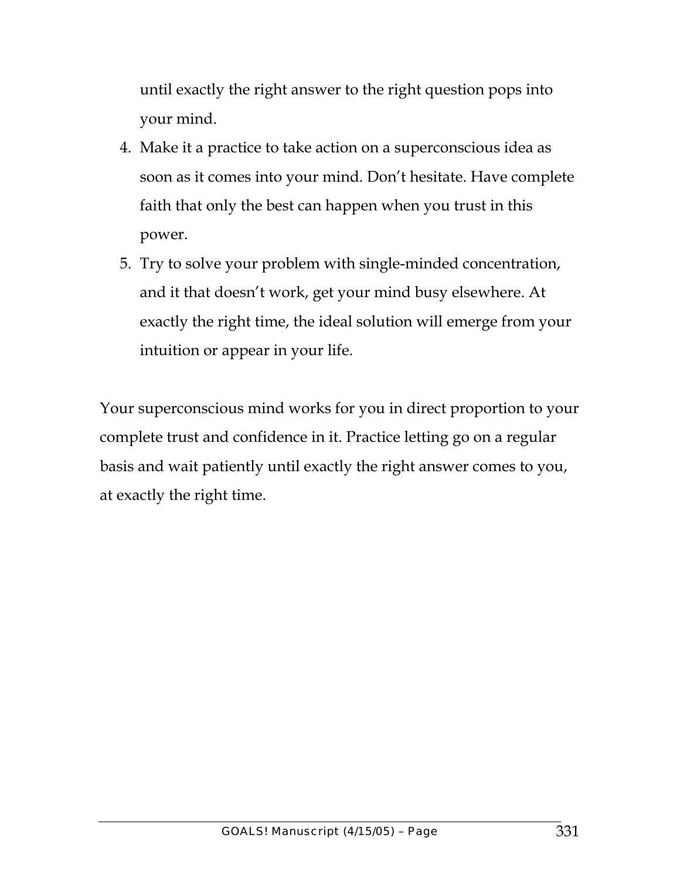until exactly the right answer to the right question pops into your mind.

4. Make it a practice to take action on a superconscious idea as soon as it comes into your mind. Don't hesitate. Have complete faith that only the best can happen when you trust in this power.
5. Try to solve your problem with single-minded concentration, and it that doesn't work, get your mind busy elsewhere. At exactly the right time, the ideal solution will emerge from your intuition or appear in your life.

Your superconscious mind works for you in direct proportion to your complete trust and confidence in it. Practice letting go on a regular basis and wait patiently until exactly the right answer comes to you, at exactly the right time.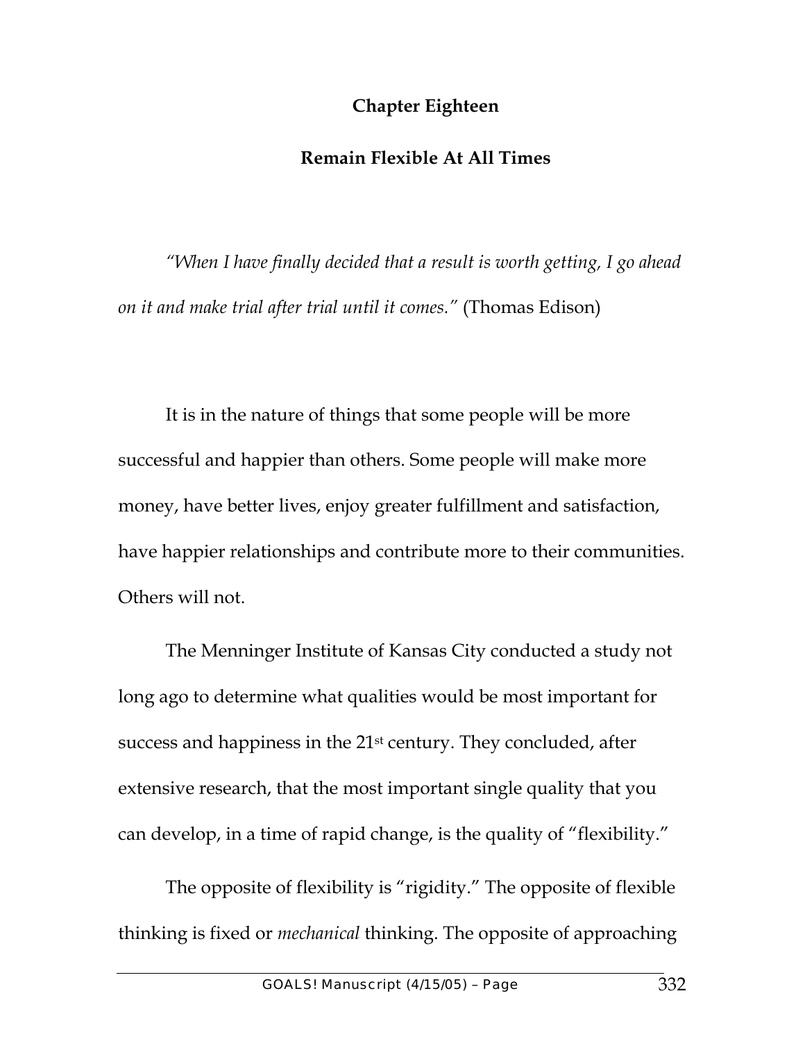## Chapter Eighteen

## Remain Flexible At All Times

*"When I have finally decided that a result is worth getting, I go ahead on it and make trial after trial until it comes."* (Thomas Edison)

It is in the nature of things that some people will be more successful and happier than others. Some people will make more money, have better lives, enjoy greater fulfillment and satisfaction, have happier relationships and contribute more to their communities. Others will not.

The Menninger Institute of Kansas City conducted a study not long ago to determine what qualities would be most important for success and happiness in the 21st century. They concluded, after extensive research, that the most important single quality that you can develop, in a time of rapid change, is the quality of "flexibility."

The opposite of flexibility is "rigidity." The opposite of flexible thinking is fixed or *mechanical* thinking. The opposite of approaching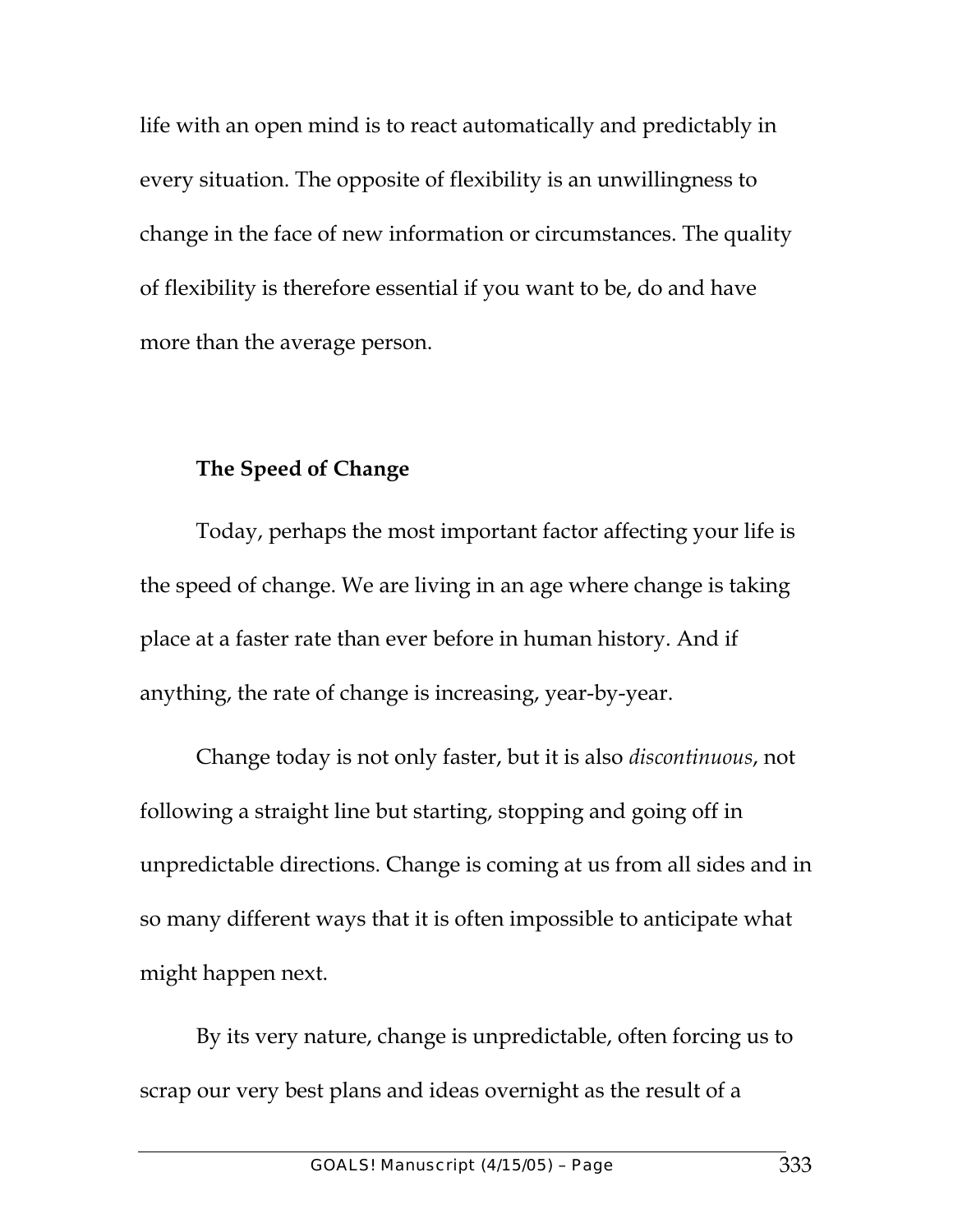life with an open mind is to react automatically and predictably in every situation. The opposite of flexibility is an unwillingness to change in the face of new information or circumstances. The quality of flexibility is therefore essential if you want to be, do and have more than the average person.

### The Speed of Change

Today, perhaps the most important factor affecting your life is the speed of change. We are living in an age where change is taking place at a faster rate than ever before in human history. And if anything, the rate of change is increasing, year-by-year.

Change today is not only faster, but it is also *discontinuous*, not following a straight line but starting, stopping and going off in unpredictable directions. Change is coming at us from all sides and in so many different ways that it is often impossible to anticipate what might happen next.

By its very nature, change is unpredictable, often forcing us to scrap our very best plans and ideas overnight as the result of a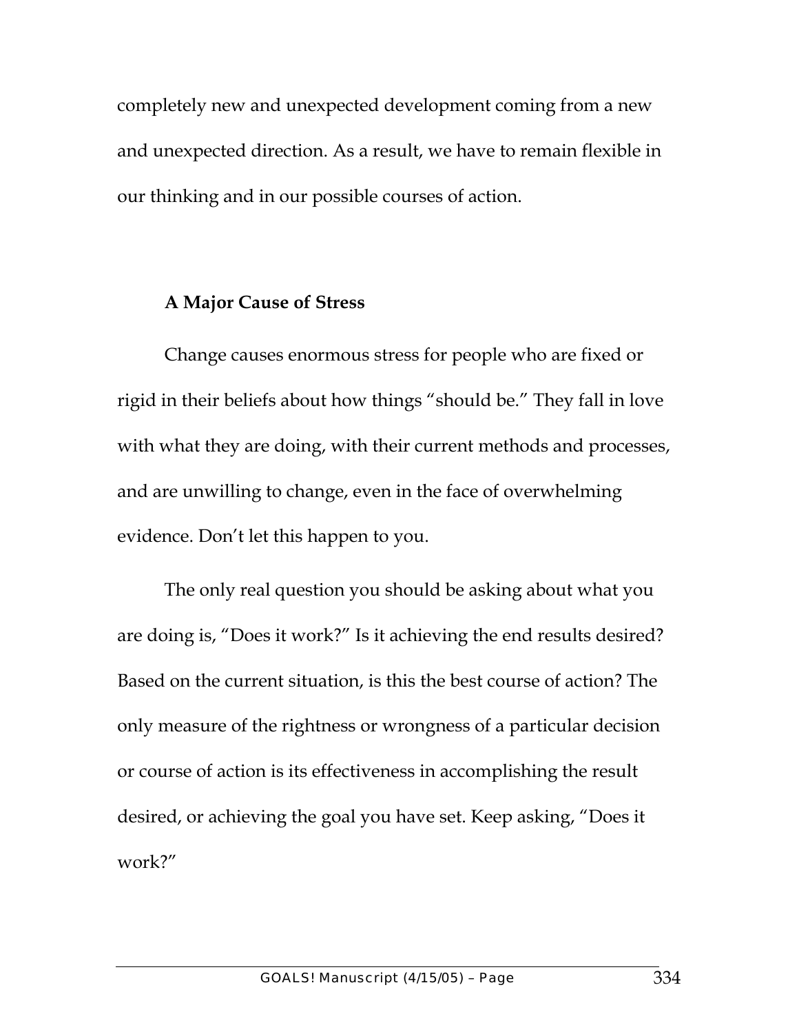completely new and unexpected development coming from a new and unexpected direction. As a result, we have to remain flexible in our thinking and in our possible courses of action.

### A Major Cause of Stress

Change causes enormous stress for people who are fixed or rigid in their beliefs about how things "should be." They fall in love with what they are doing, with their current methods and processes, and are unwilling to change, even in the face of overwhelming evidence. Don't let this happen to you.

The only real question you should be asking about what you are doing is, "Does it work?" Is it achieving the end results desired? Based on the current situation, is this the best course of action? The only measure of the rightness or wrongness of a particular decision or course of action is its effectiveness in accomplishing the result desired, or achieving the goal you have set. Keep asking, "Does it work?"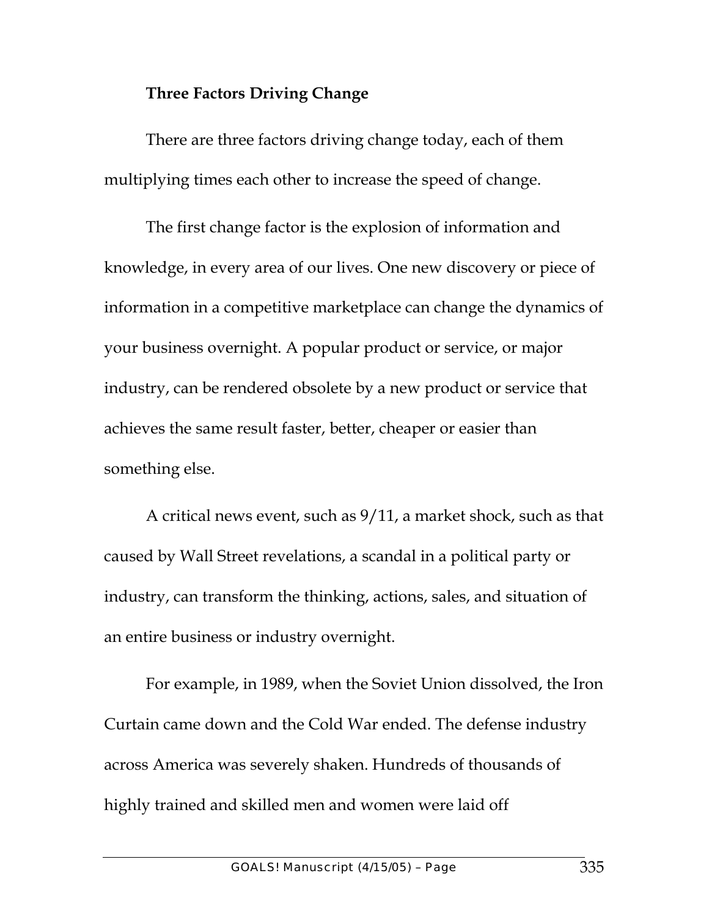**Three Factors Driving Change**

There are three factors driving change today, each of them multiplying times each other to increase the speed of change.

The first change factor is the explosion of information and knowledge, in every area of our lives. One new discovery or piece of information in a competitive marketplace can change the dynamics of your business overnight. A popular product or service, or major industry, can be rendered obsolete by a new product or service that achieves the same result faster, better, cheaper or easier than something else.

A critical news event, such as 9/11, a market shock, such as that caused by Wall Street revelations, a scandal in a political party or industry, can transform the thinking, actions, sales, and situation of an entire business or industry overnight.

For example, in 1989, when the Soviet Union dissolved, the Iron Curtain came down and the Cold War ended. The defense industry across America was severely shaken. Hundreds of thousands of highly trained and skilled men and women were laid off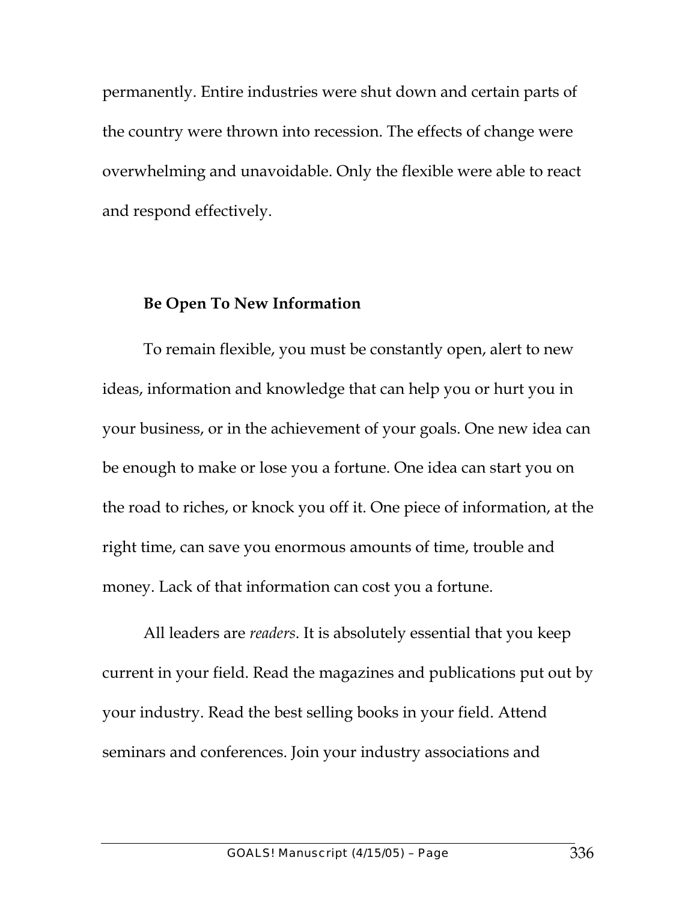permanently. Entire industries were shut down and certain parts of the country were thrown into recession. The effects of change were overwhelming and unavoidable. Only the flexible were able to react and respond effectively.

**Be Open To New Information**

To remain flexible, you must be constantly open, alert to new ideas, information and knowledge that can help you or hurt you in your business, or in the achievement of your goals. One new idea can be enough to make or lose you a fortune. One idea can start you on the road to riches, or knock you off it. One piece of information, at the right time, can save you enormous amounts of time, trouble and money. Lack of that information can cost you a fortune.

All leaders are *readers*. It is absolutely essential that you keep current in your field. Read the magazines and publications put out by your industry. Read the best selling books in your field. Attend seminars and conferences. Join your industry associations and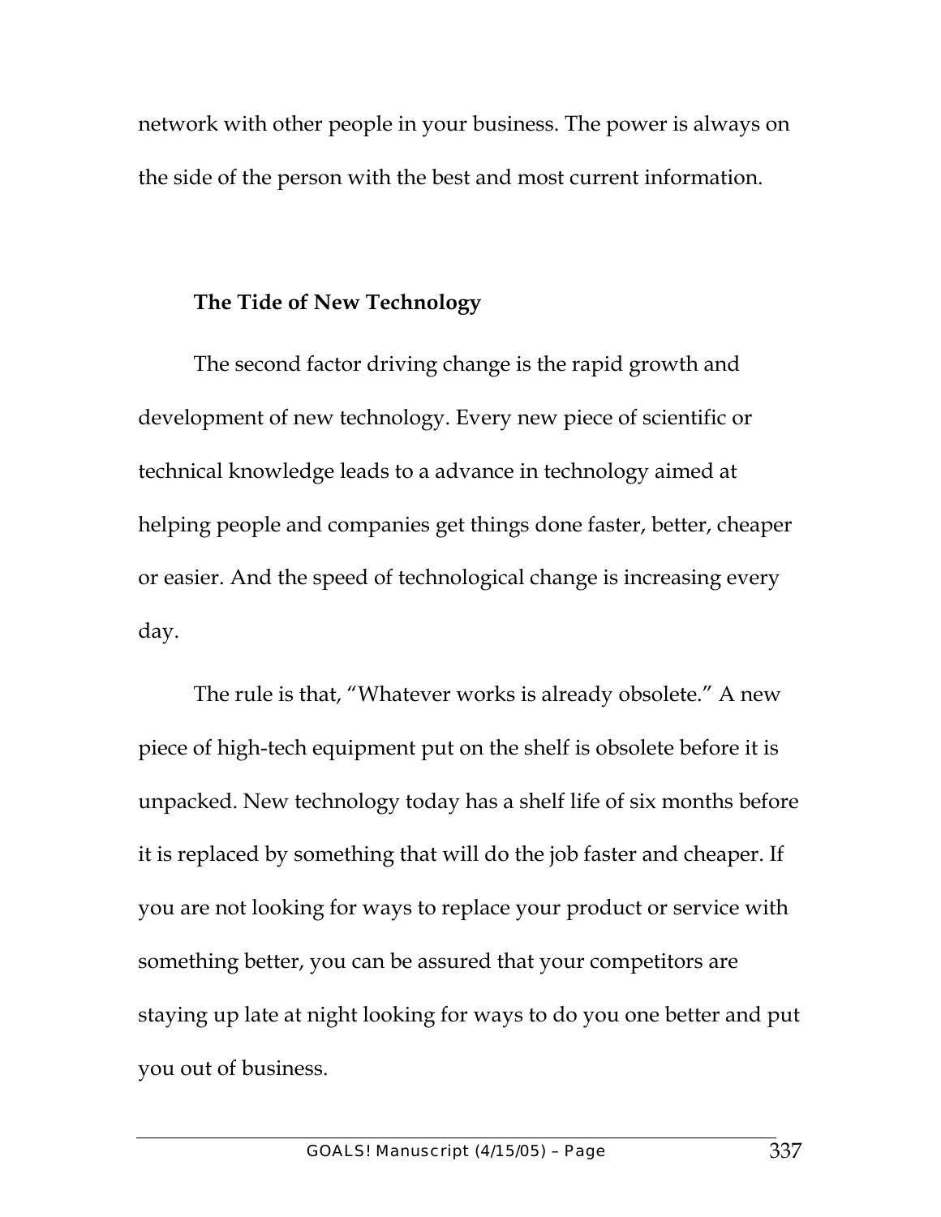network with other people in your business. The power is always on the side of the person with the best and most current information.

### The Tide of New Technology

The second factor driving change is the rapid growth and development of new technology. Every new piece of scientific or technical knowledge leads to a advance in technology aimed at helping people and companies get things done faster, better, cheaper or easier. And the speed of technological change is increasing every day.

The rule is that, "Whatever works is already obsolete." A new piece of high-tech equipment put on the shelf is obsolete before it is unpacked. New technology today has a shelf life of six months before it is replaced by something that will do the job faster and cheaper. If you are not looking for ways to replace your product or service with something better, you can be assured that your competitors are staying up late at night looking for ways to do you one better and put you out of business.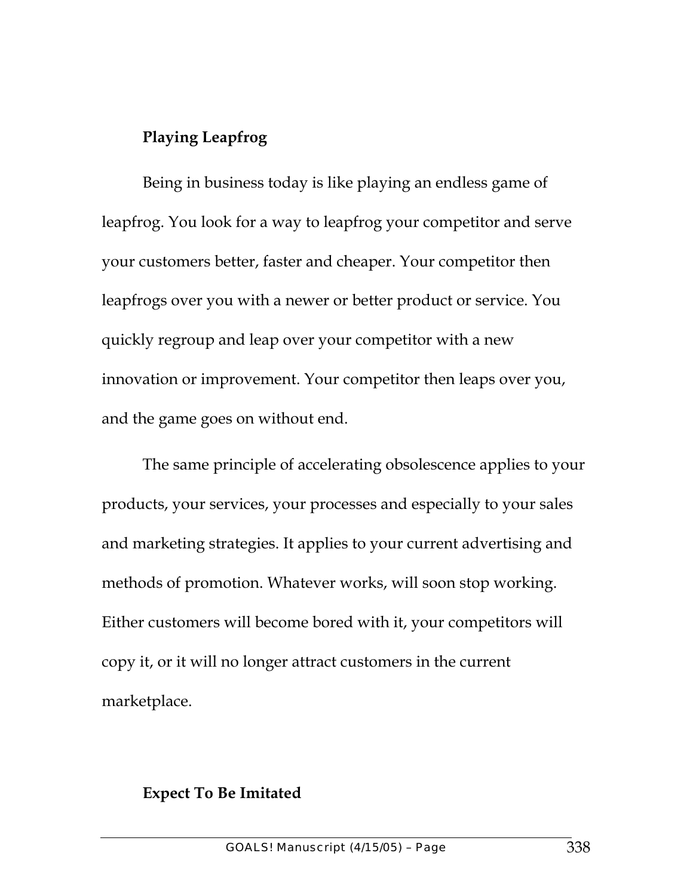**Playing Leapfrog**

Being in business today is like playing an endless game of leapfrog. You look for a way to leapfrog your competitor and serve your customers better, faster and cheaper. Your competitor then leapfrogs over you with a newer or better product or service. You quickly regroup and leap over your competitor with a new innovation or improvement. Your competitor then leaps over you, and the game goes on without end.

The same principle of accelerating obsolescence applies to your products, your services, your processes and especially to your sales and marketing strategies. It applies to your current advertising and methods of promotion. Whatever works, will soon stop working. Either customers will become bored with it, your competitors will copy it, or it will no longer attract customers in the current marketplace.

**Expect To Be Imitated**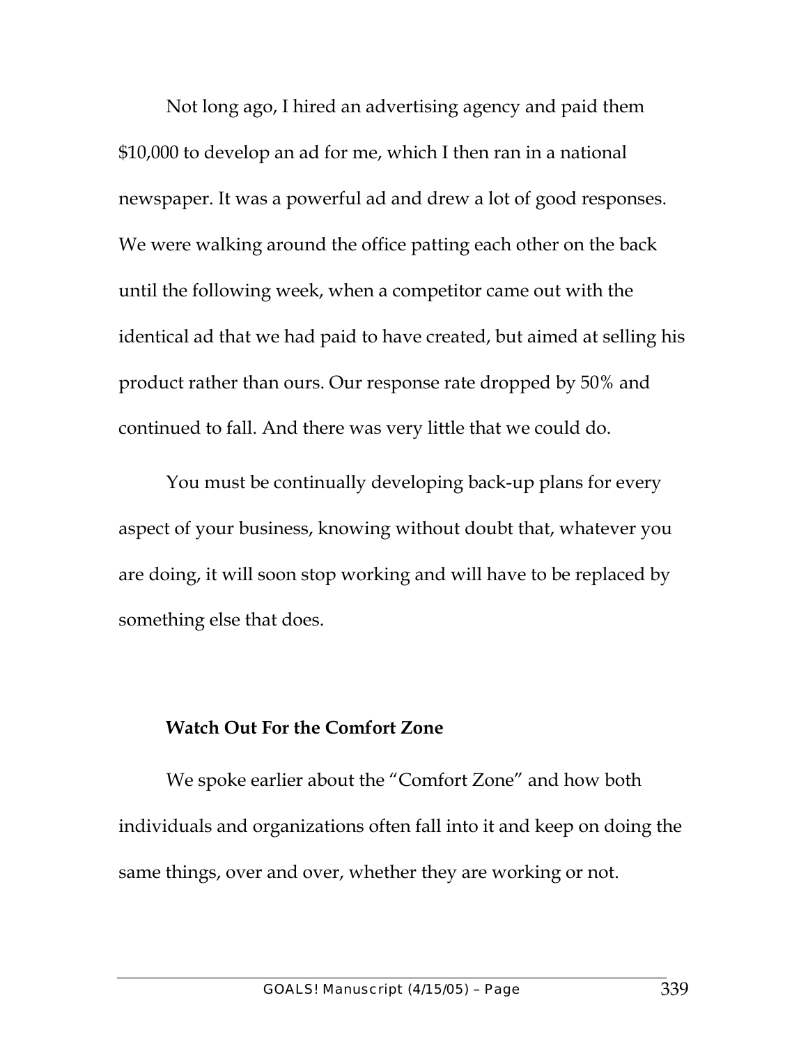Not long ago, I hired an advertising agency and paid them $10,000 to develop an ad for me, which I then ran in a national newspaper. It was a powerful ad and drew a lot of good responses. We were walking around the office patting each other on the back until the following week, when a competitor came out with the identical ad that we had paid to have created, but aimed at selling his product rather than ours. Our response rate dropped by 50% and continued to fall. And there was very little that we could do.

You must be continually developing back-up plans for every aspect of your business, knowing without doubt that, whatever you are doing, it will soon stop working and will have to be replaced by something else that does.

**Watch Out For the Comfort Zone**

We spoke earlier about the "Comfort Zone" and how both individuals and organizations often fall into it and keep on doing the same things, over and over, whether they are working or not.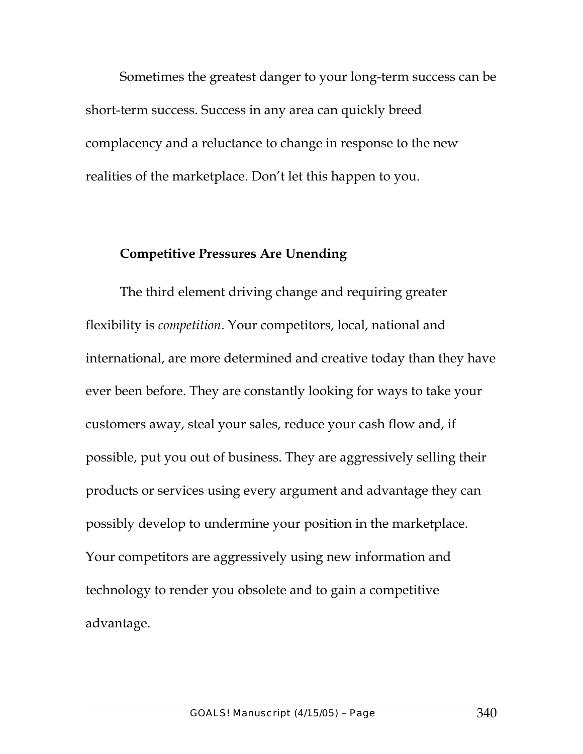Sometimes the greatest danger to your long-term success can be short-term success. Success in any area can quickly breed complacency and a reluctance to change in response to the new realities of the marketplace. Don't let this happen to you.

### Competitive Pressures Are Unending

The third element driving change and requiring greater flexibility is *competition*. Your competitors, local, national and international, are more determined and creative today than they have ever been before. They are constantly looking for ways to take your customers away, steal your sales, reduce your cash flow and, if possible, put you out of business. They are aggressively selling their products or services using every argument and advantage they can possibly develop to undermine your position in the marketplace. Your competitors are aggressively using new information and technology to render you obsolete and to gain a competitive advantage.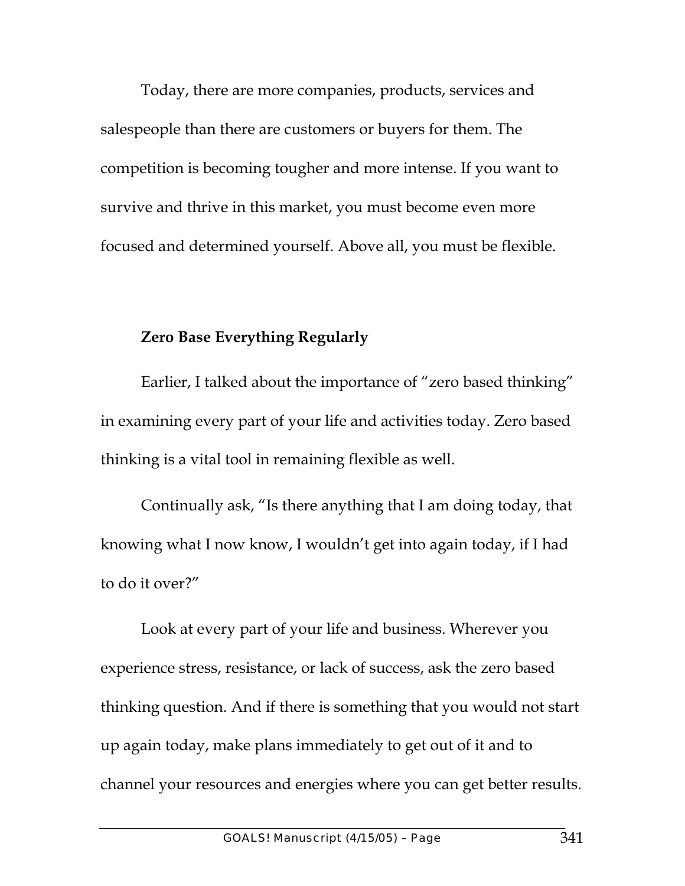Today, there are more companies, products, services and salespeople than there are customers or buyers for them. The competition is becoming tougher and more intense. If you want to survive and thrive in this market, you must become even more focused and determined yourself. Above all, you must be flexible.

**Zero Base Everything Regularly**

Earlier, I talked about the importance of "zero based thinking" in examining every part of your life and activities today. Zero based thinking is a vital tool in remaining flexible as well.

Continually ask, "Is there anything that I am doing today, that knowing what I now know, I wouldn't get into again today, if I had to do it over?"

Look at every part of your life and business. Wherever you experience stress, resistance, or lack of success, ask the zero based thinking question. And if there is something that you would not start up again today, make plans immediately to get out of it and to channel your resources and energies where you can get better results.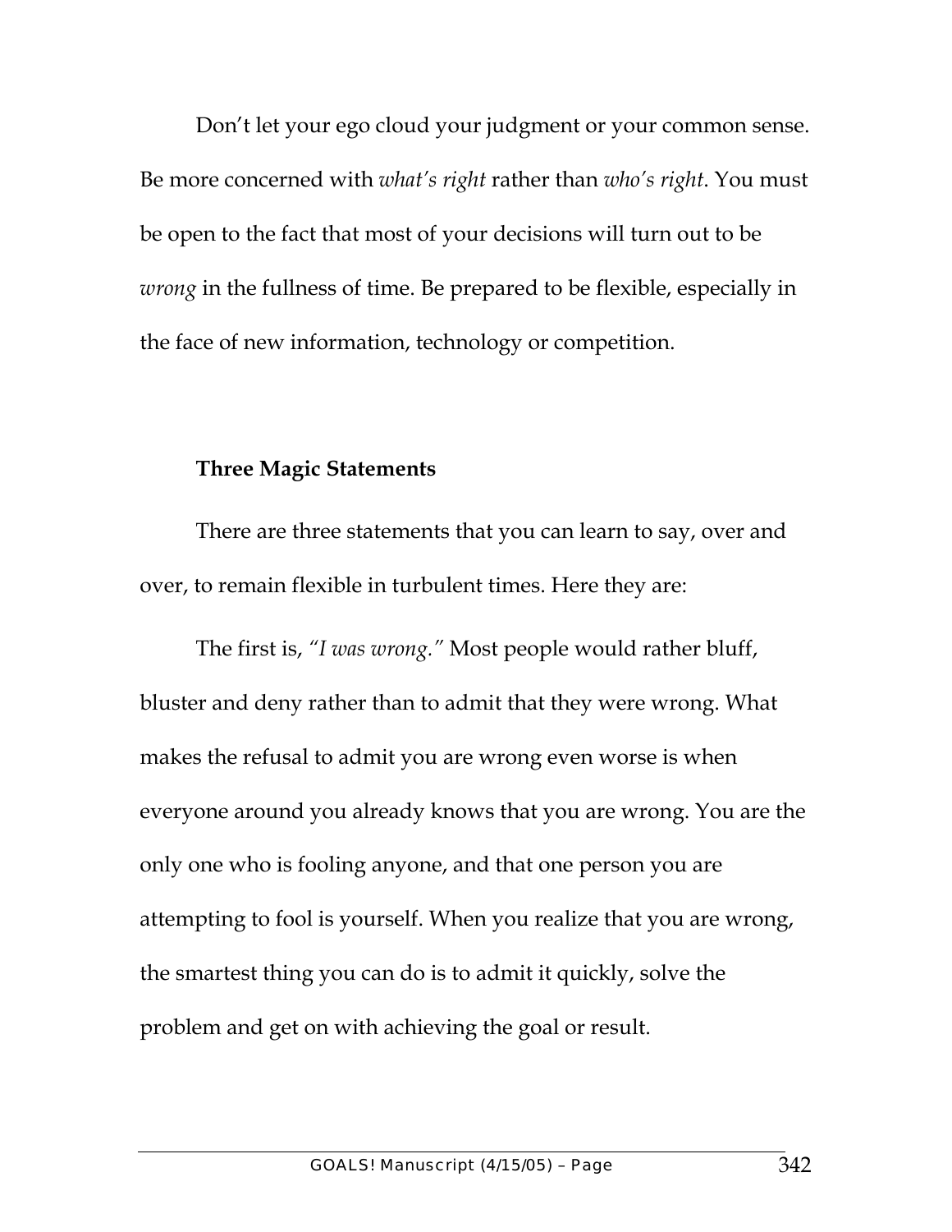Don't let your ego cloud your judgment or your common sense. Be more concerned with *what's right* rather than *who's right*. You must be open to the fact that most of your decisions will turn out to be *wrong* in the fullness of time. Be prepared to be flexible, especially in the face of new information, technology or competition.

**Three Magic Statements**

There are three statements that you can learn to say, over and over, to remain flexible in turbulent times. Here they are:

The first is, *"I was wrong."* Most people would rather bluff, bluster and deny rather than to admit that they were wrong. What makes the refusal to admit you are wrong even worse is when everyone around you already knows that you are wrong. You are the only one who is fooling anyone, and that one person you are attempting to fool is yourself. When you realize that you are wrong, the smartest thing you can do is to admit it quickly, solve the problem and get on with achieving the goal or result.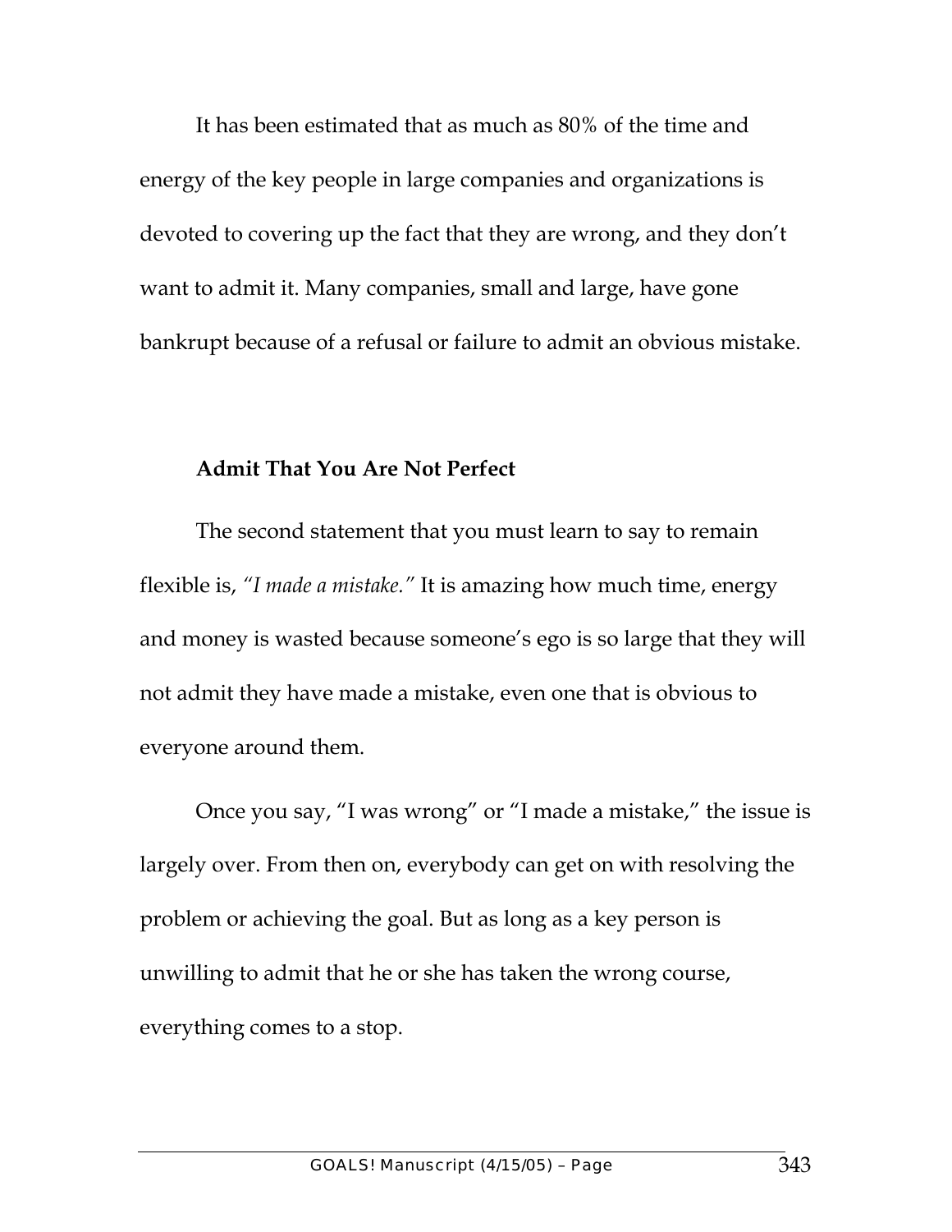It has been estimated that as much as 80% of the time and energy of the key people in large companies and organizations is devoted to covering up the fact that they are wrong, and they don't want to admit it. Many companies, small and large, have gone bankrupt because of a refusal or failure to admit an obvious mistake.

### Admit That You Are Not Perfect

The second statement that you must learn to say to remain flexible is, *"I made a mistake."* It is amazing how much time, energy and money is wasted because someone's ego is so large that they will not admit they have made a mistake, even one that is obvious to everyone around them.

Once you say, "I was wrong" or "I made a mistake," the issue is largely over. From then on, everybody can get on with resolving the problem or achieving the goal. But as long as a key person is unwilling to admit that he or she has taken the wrong course, everything comes to a stop.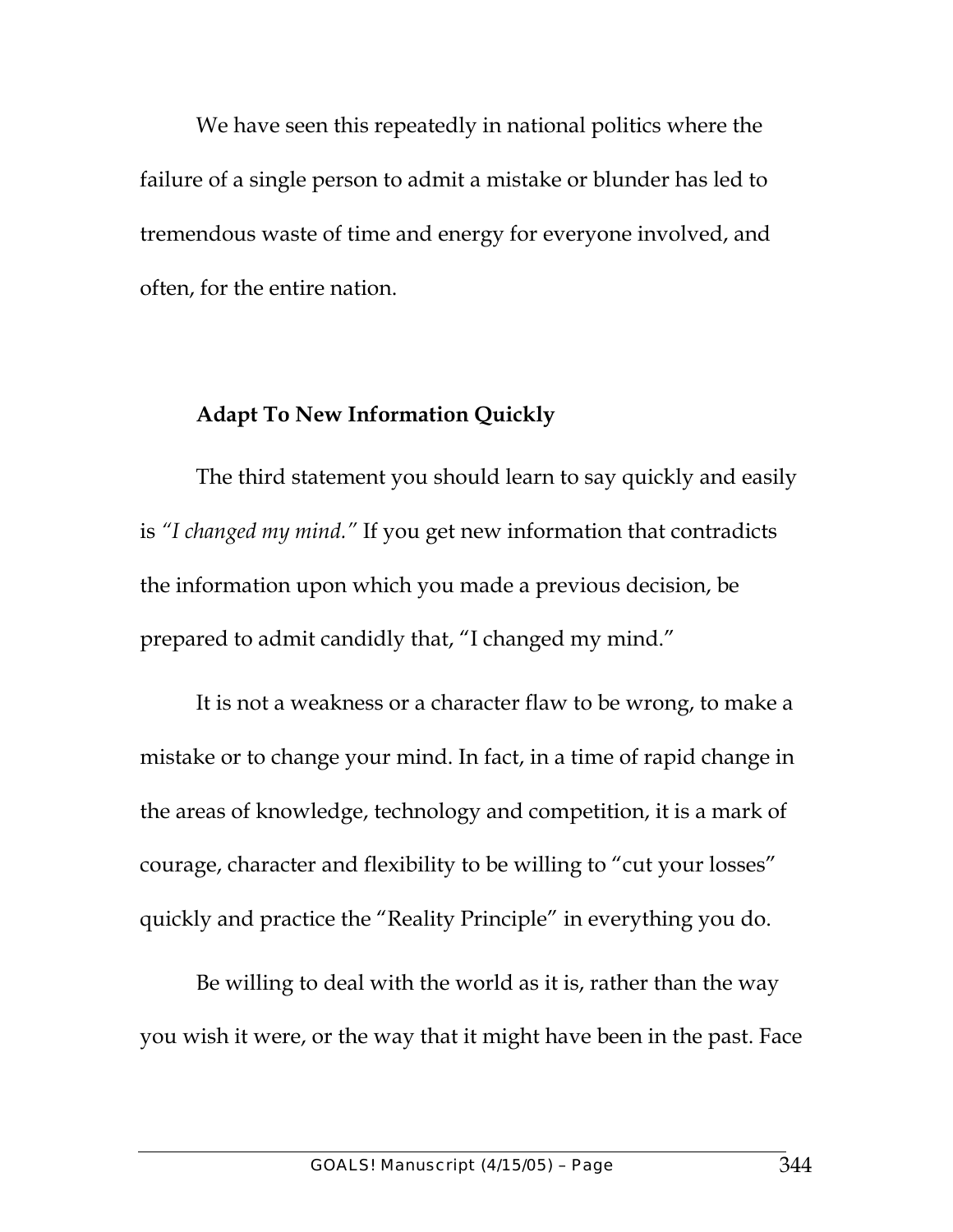We have seen this repeatedly in national politics where the failure of a single person to admit a mistake or blunder has led to tremendous waste of time and energy for everyone involved, and often, for the entire nation.

**Adapt To New Information Quickly**

The third statement you should learn to say quickly and easily is *"I changed my mind."* If you get new information that contradicts the information upon which you made a previous decision, be prepared to admit candidly that, "I changed my mind."

It is not a weakness or a character flaw to be wrong, to make a mistake or to change your mind. In fact, in a time of rapid change in the areas of knowledge, technology and competition, it is a mark of courage, character and flexibility to be willing to "cut your losses" quickly and practice the "Reality Principle" in everything you do.

Be willing to deal with the world as it is, rather than the way you wish it were, or the way that it might have been in the past. Face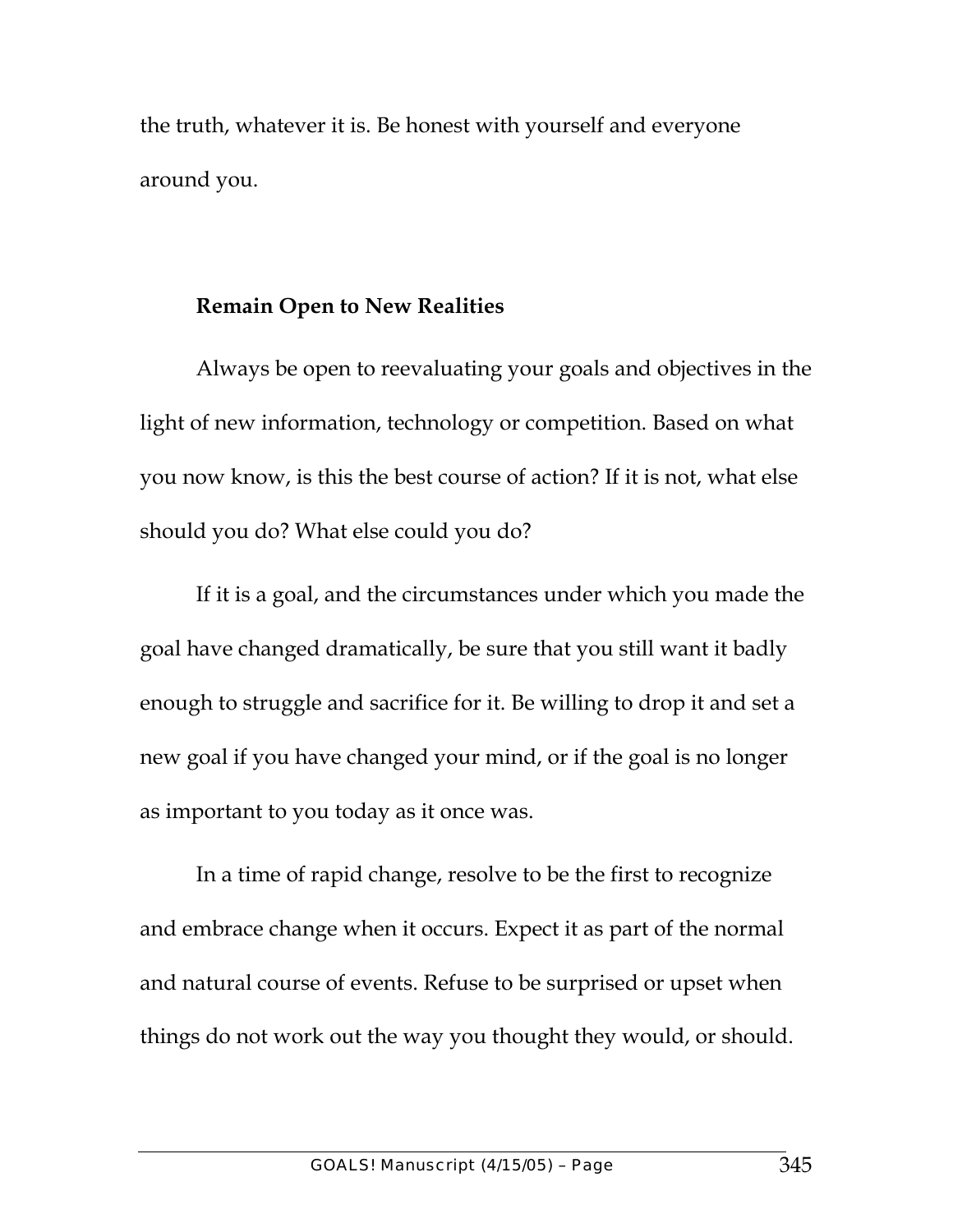the truth, whatever it is. Be honest with yourself and everyone around you.

**Remain Open to New Realities**

Always be open to reevaluating your goals and objectives in the light of new information, technology or competition. Based on what you now know, is this the best course of action? If it is not, what else should you do? What else could you do?

If it is a goal, and the circumstances under which you made the goal have changed dramatically, be sure that you still want it badly enough to struggle and sacrifice for it. Be willing to drop it and set a new goal if you have changed your mind, or if the goal is no longer as important to you today as it once was.

In a time of rapid change, resolve to be the first to recognize and embrace change when it occurs. Expect it as part of the normal and natural course of events. Refuse to be surprised or upset when things do not work out the way you thought they would, or should.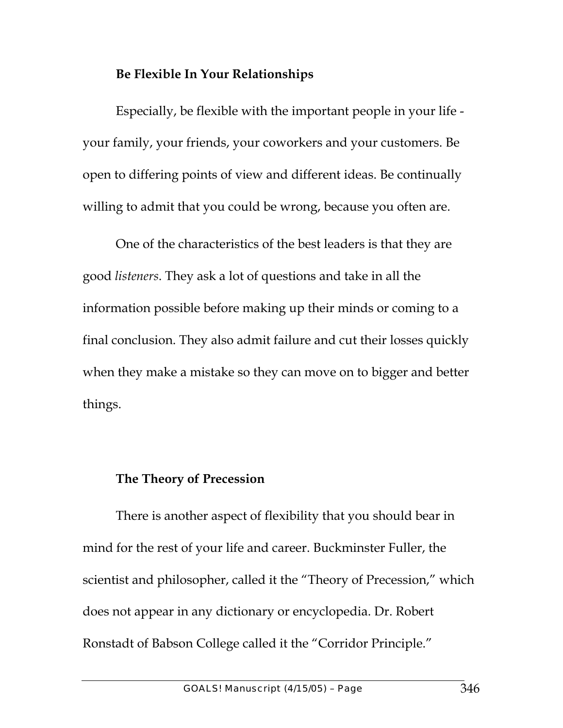### Be Flexible In Your Relationships

Especially, be flexible with the important people in your life - your family, your friends, your coworkers and your customers. Be open to differing points of view and different ideas. Be continually willing to admit that you could be wrong, because you often are.

One of the characteristics of the best leaders is that they are good *listeners*. They ask a lot of questions and take in all the information possible before making up their minds or coming to a final conclusion. They also admit failure and cut their losses quickly when they make a mistake so they can move on to bigger and better things.

### The Theory of Precession

There is another aspect of flexibility that you should bear in mind for the rest of your life and career. Buckminster Fuller, the scientist and philosopher, called it the "Theory of Precession," which does not appear in any dictionary or encyclopedia. Dr. Robert Ronstadt of Babson College called it the "Corridor Principle."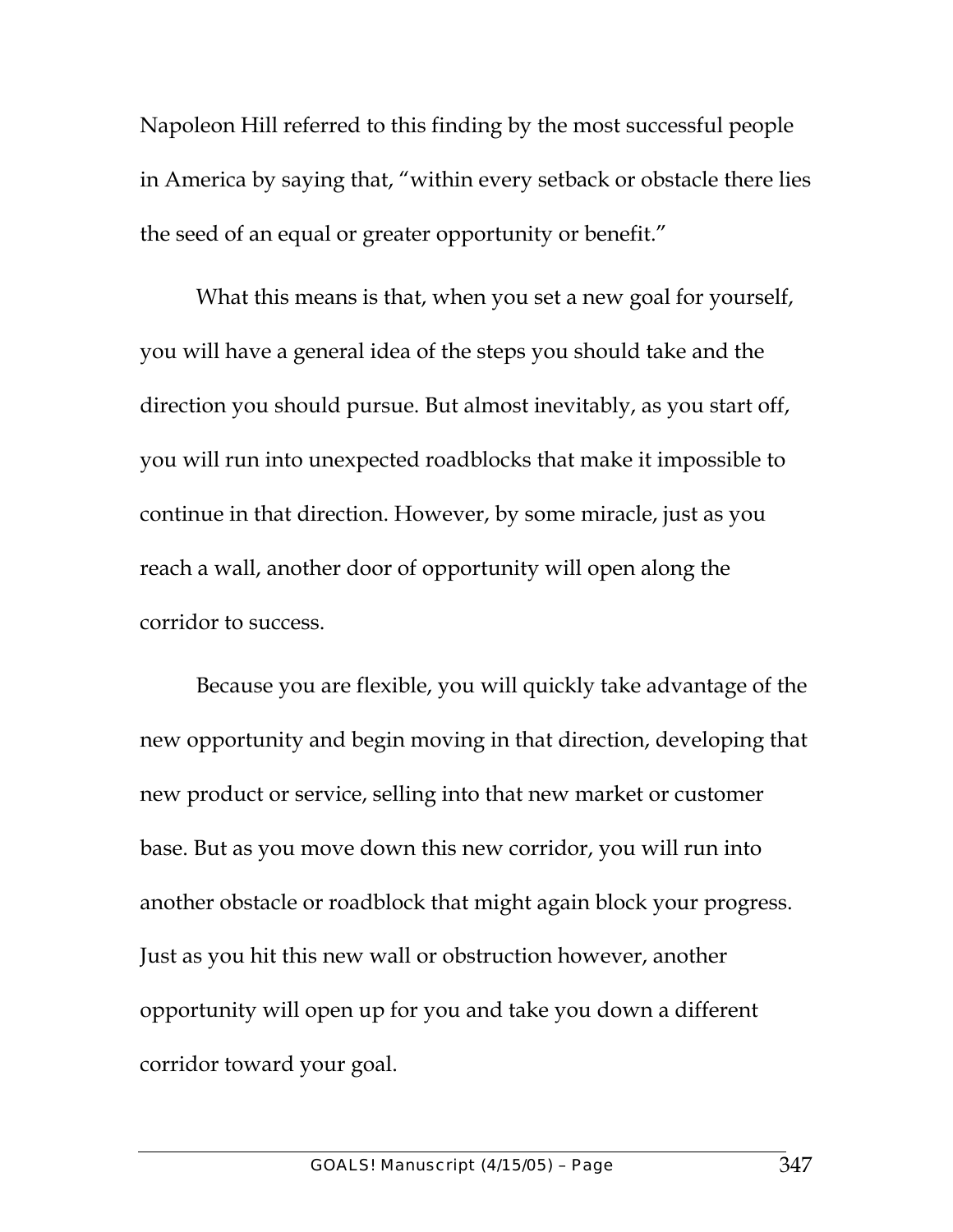Napoleon Hill referred to this finding by the most successful people in America by saying that, "within every setback or obstacle there lies the seed of an equal or greater opportunity or benefit."

What this means is that, when you set a new goal for yourself, you will have a general idea of the steps you should take and the direction you should pursue. But almost inevitably, as you start off, you will run into unexpected roadblocks that make it impossible to continue in that direction. However, by some miracle, just as you reach a wall, another door of opportunity will open along the corridor to success.

Because you are flexible, you will quickly take advantage of the new opportunity and begin moving in that direction, developing that new product or service, selling into that new market or customer base. But as you move down this new corridor, you will run into another obstacle or roadblock that might again block your progress. Just as you hit this new wall or obstruction however, another opportunity will open up for you and take you down a different corridor toward your goal.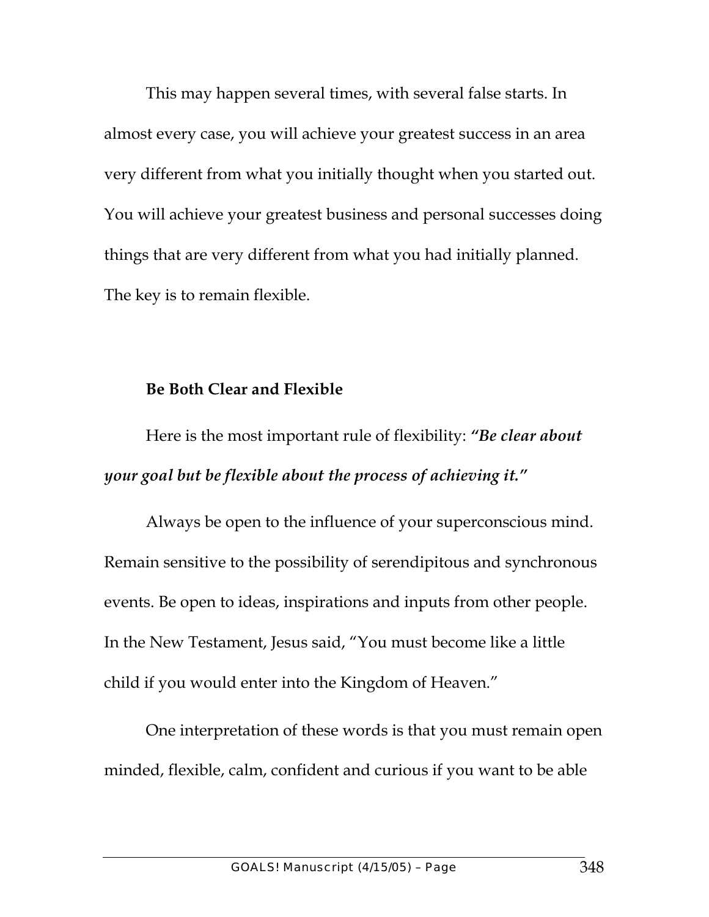This may happen several times, with several false starts. In almost every case, you will achieve your greatest success in an area very different from what you initially thought when you started out. You will achieve your greatest business and personal successes doing things that are very different from what you had initially planned. The key is to remain flexible.

### Be Both Clear and Flexible

Here is the most important rule of flexibility: ***"Be clear about your goal but be flexible about the process of achieving it."***

Always be open to the influence of your superconscious mind. Remain sensitive to the possibility of serendipitous and synchronous events. Be open to ideas, inspirations and inputs from other people. In the New Testament, Jesus said, "You must become like a little child if you would enter into the Kingdom of Heaven."

One interpretation of these words is that you must remain open minded, flexible, calm, confident and curious if you want to be able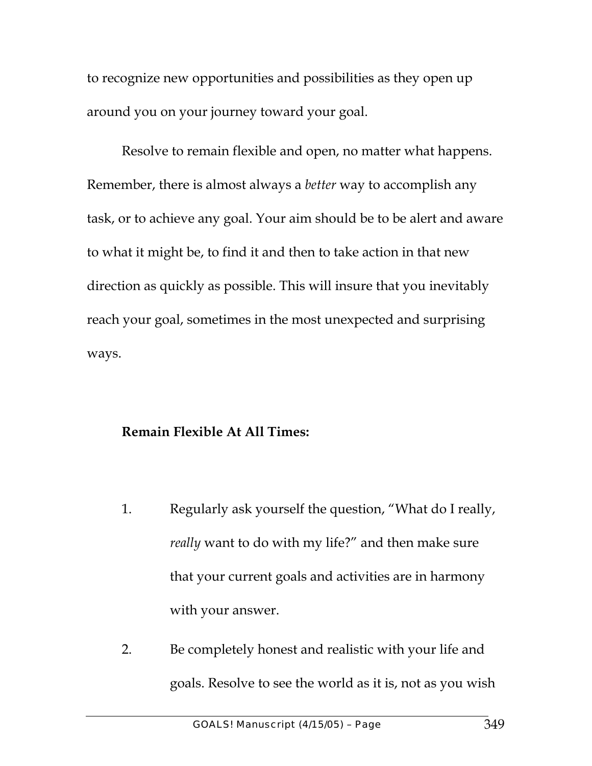to recognize new opportunities and possibilities as they open up around you on your journey toward your goal.

Resolve to remain flexible and open, no matter what happens. Remember, there is almost always a *better* way to accomplish any task, or to achieve any goal. Your aim should be to be alert and aware to what it might be, to find it and then to take action in that new direction as quickly as possible. This will insure that you inevitably reach your goal, sometimes in the most unexpected and surprising ways.

**Remain Flexible At All Times:**

1. Regularly ask yourself the question, "What do I really, *really* want to do with my life?" and then make sure that your current goals and activities are in harmony with your answer.

2. Be completely honest and realistic with your life and goals. Resolve to see the world as it is, not as you wish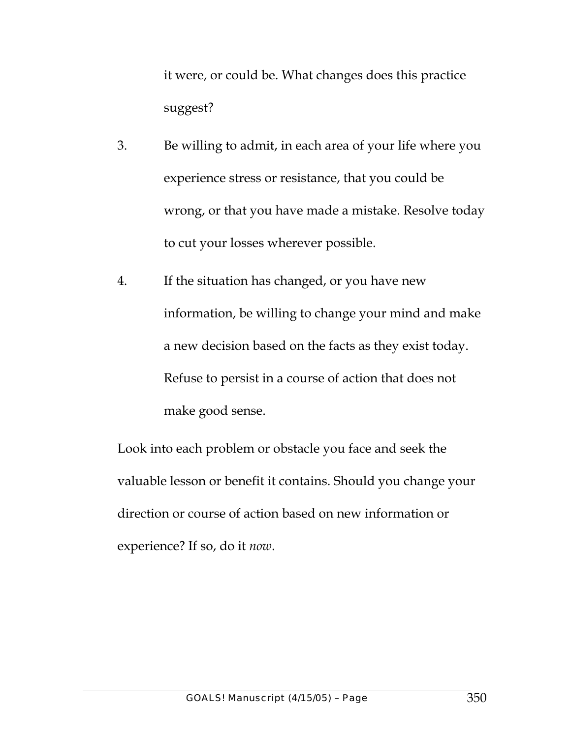it were, or could be. What changes does this practice suggest?

3. Be willing to admit, in each area of your life where you experience stress or resistance, that you could be wrong, or that you have made a mistake. Resolve today to cut your losses wherever possible.

4. If the situation has changed, or you have new information, be willing to change your mind and make a new decision based on the facts as they exist today. Refuse to persist in a course of action that does not make good sense.

Look into each problem or obstacle you face and seek the valuable lesson or benefit it contains. Should you change your direction or course of action based on new information or experience? If so, do it *now*.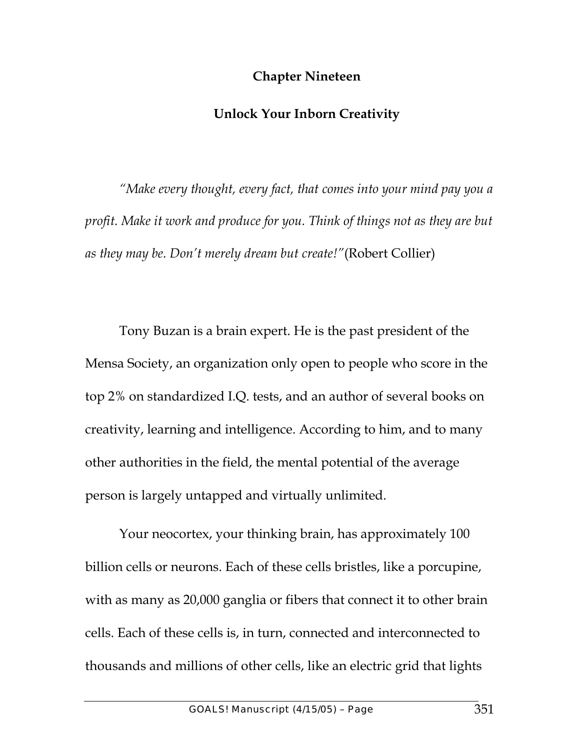# Chapter Nineteen

## Unlock Your Inborn Creativity

*"Make every thought, every fact, that comes into your mind pay you a profit. Make it work and produce for you. Think of things not as they are but as they may be. Don't merely dream but create!"*(Robert Collier)

Tony Buzan is a brain expert. He is the past president of the Mensa Society, an organization only open to people who score in the top 2% on standardized I.Q. tests, and an author of several books on creativity, learning and intelligence. According to him, and to many other authorities in the field, the mental potential of the average person is largely untapped and virtually unlimited.

Your neocortex, your thinking brain, has approximately 100 billion cells or neurons. Each of these cells bristles, like a porcupine, with as many as 20,000 ganglia or fibers that connect it to other brain cells. Each of these cells is, in turn, connected and interconnected to thousands and millions of other cells, like an electric grid that lights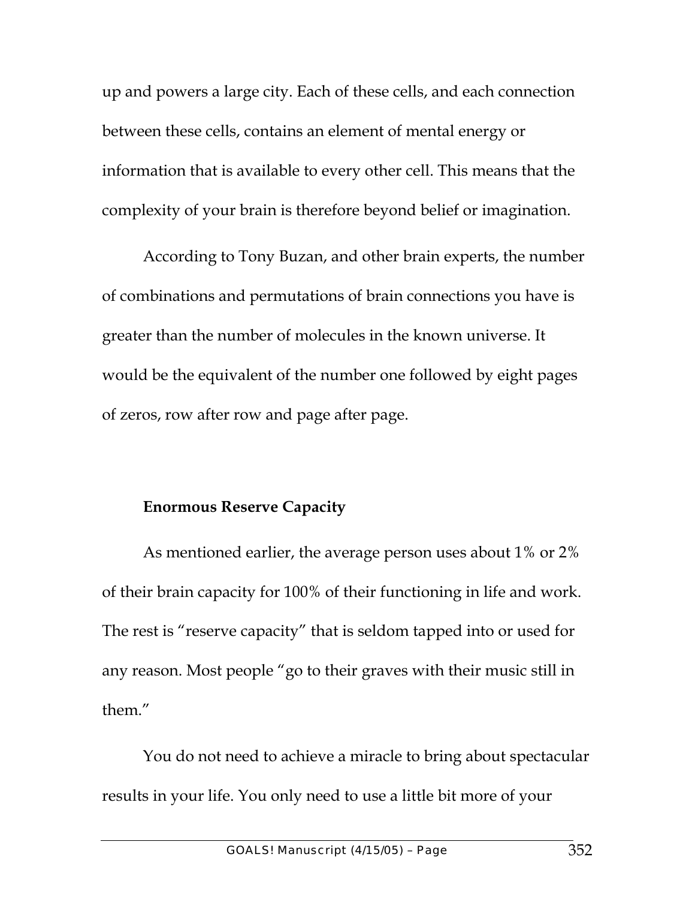up and powers a large city. Each of these cells, and each connection between these cells, contains an element of mental energy or information that is available to every other cell. This means that the complexity of your brain is therefore beyond belief or imagination.

According to Tony Buzan, and other brain experts, the number of combinations and permutations of brain connections you have is greater than the number of molecules in the known universe. It would be the equivalent of the number one followed by eight pages of zeros, row after row and page after page.

**Enormous Reserve Capacity**

As mentioned earlier, the average person uses about 1% or 2% of their brain capacity for 100% of their functioning in life and work. The rest is "reserve capacity" that is seldom tapped into or used for any reason. Most people "go to their graves with their music still in them."

You do not need to achieve a miracle to bring about spectacular results in your life. You only need to use a little bit more of your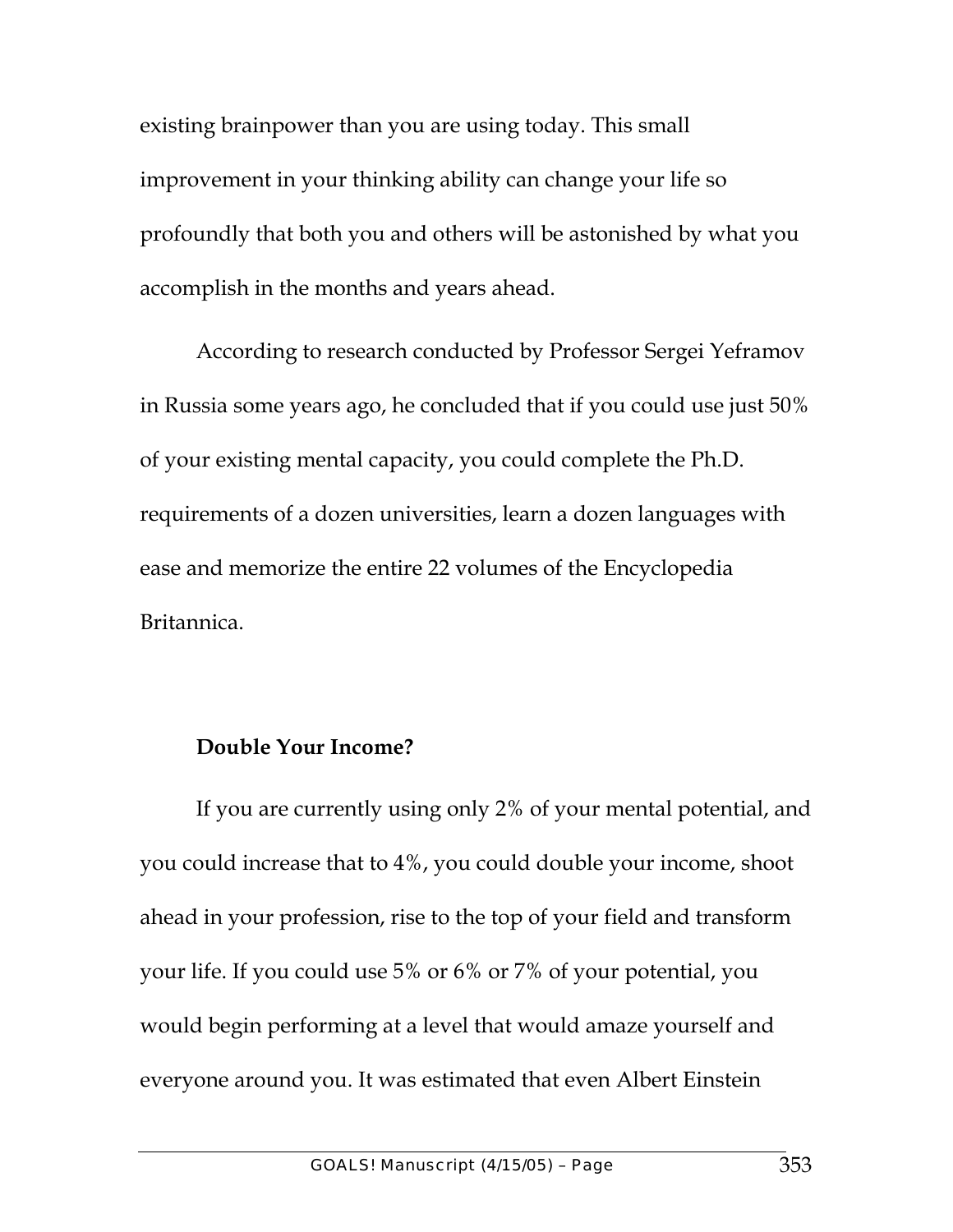existing brainpower than you are using today. This small improvement in your thinking ability can change your life so profoundly that both you and others will be astonished by what you accomplish in the months and years ahead.

According to research conducted by Professor Sergei Yeframov in Russia some years ago, he concluded that if you could use just 50% of your existing mental capacity, you could complete the Ph.D. requirements of a dozen universities, learn a dozen languages with ease and memorize the entire 22 volumes of the Encyclopedia Britannica.

**Double Your Income?**

If you are currently using only 2% of your mental potential, and you could increase that to 4%, you could double your income, shoot ahead in your profession, rise to the top of your field and transform your life. If you could use 5% or 6% or 7% of your potential, you would begin performing at a level that would amaze yourself and everyone around you. It was estimated that even Albert Einstein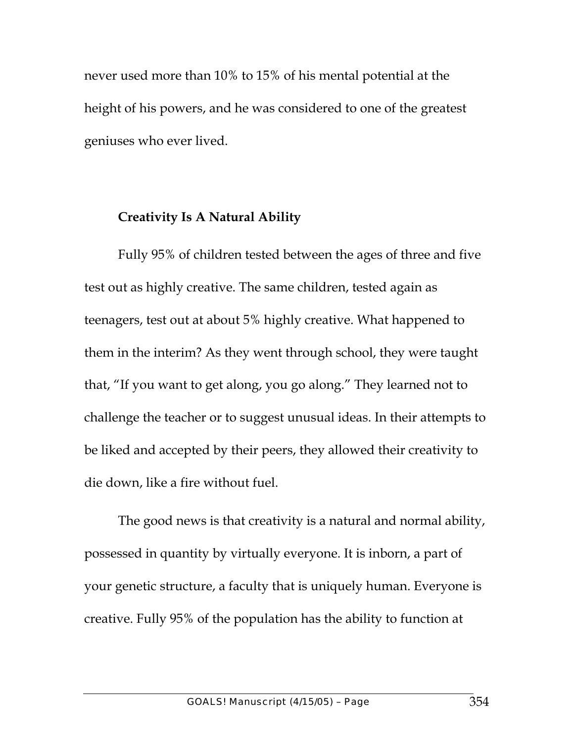never used more than 10% to 15% of his mental potential at the height of his powers, and he was considered to one of the greatest geniuses who ever lived.

## Creativity Is A Natural Ability

Fully 95% of children tested between the ages of three and five test out as highly creative. The same children, tested again as teenagers, test out at about 5% highly creative. What happened to them in the interim? As they went through school, they were taught that, "If you want to get along, you go along." They learned not to challenge the teacher or to suggest unusual ideas. In their attempts to be liked and accepted by their peers, they allowed their creativity to die down, like a fire without fuel.

The good news is that creativity is a natural and normal ability, possessed in quantity by virtually everyone. It is inborn, a part of your genetic structure, a faculty that is uniquely human. Everyone is creative. Fully 95% of the population has the ability to function at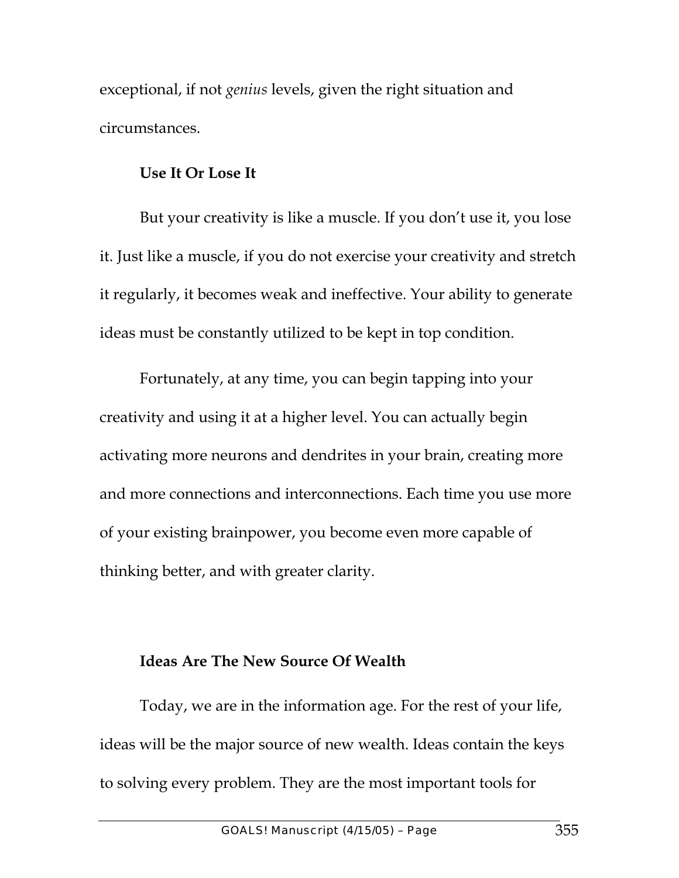exceptional, if not *genius* levels, given the right situation and circumstances.

### Use It Or Lose It

But your creativity is like a muscle. If you don't use it, you lose it. Just like a muscle, if you do not exercise your creativity and stretch it regularly, it becomes weak and ineffective. Your ability to generate ideas must be constantly utilized to be kept in top condition.

Fortunately, at any time, you can begin tapping into your creativity and using it at a higher level. You can actually begin activating more neurons and dendrites in your brain, creating more and more connections and interconnections. Each time you use more of your existing brainpower, you become even more capable of thinking better, and with greater clarity.

### Ideas Are The New Source Of Wealth

Today, we are in the information age. For the rest of your life, ideas will be the major source of new wealth. Ideas contain the keys to solving every problem. They are the most important tools for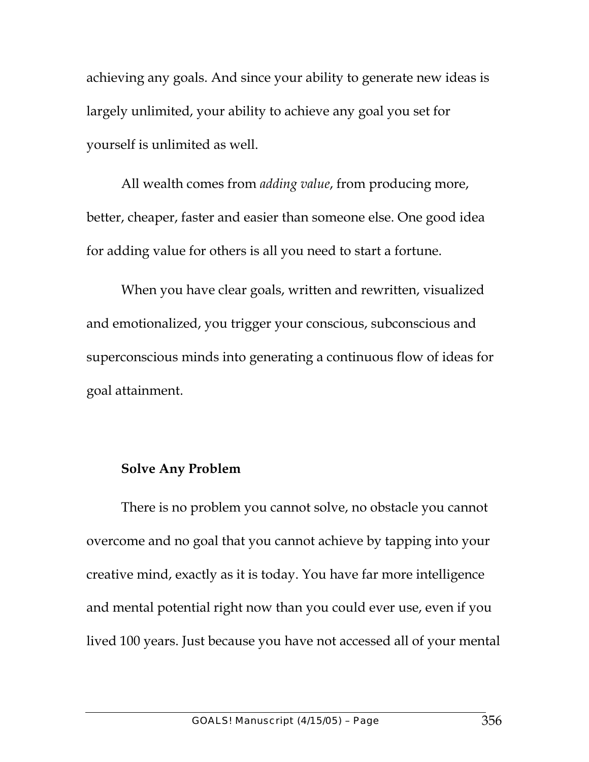achieving any goals. And since your ability to generate new ideas is largely unlimited, your ability to achieve any goal you set for yourself is unlimited as well.

All wealth comes from *adding value*, from producing more, better, cheaper, faster and easier than someone else. One good idea for adding value for others is all you need to start a fortune.

When you have clear goals, written and rewritten, visualized and emotionalized, you trigger your conscious, subconscious and superconscious minds into generating a continuous flow of ideas for goal attainment.

**Solve Any Problem**

There is no problem you cannot solve, no obstacle you cannot overcome and no goal that you cannot achieve by tapping into your creative mind, exactly as it is today. You have far more intelligence and mental potential right now than you could ever use, even if you lived 100 years. Just because you have not accessed all of your mental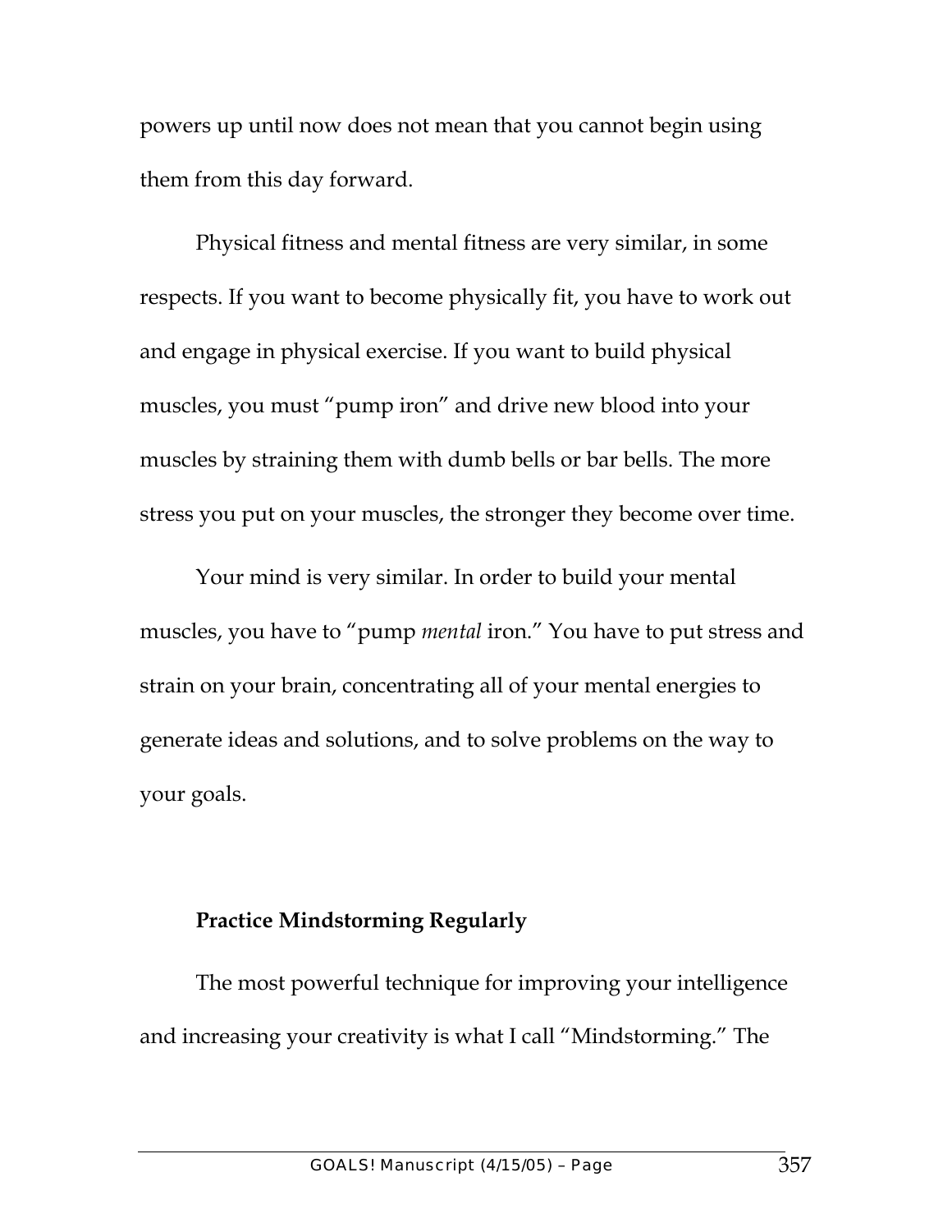powers up until now does not mean that you cannot begin using them from this day forward.

Physical fitness and mental fitness are very similar, in some respects. If you want to become physically fit, you have to work out and engage in physical exercise. If you want to build physical muscles, you must "pump iron" and drive new blood into your muscles by straining them with dumb bells or bar bells. The more stress you put on your muscles, the stronger they become over time.

Your mind is very similar. In order to build your mental muscles, you have to "pump *mental* iron." You have to put stress and strain on your brain, concentrating all of your mental energies to generate ideas and solutions, and to solve problems on the way to your goals.

**Practice Mindstorming Regularly**

The most powerful technique for improving your intelligence and increasing your creativity is what I call "Mindstorming." The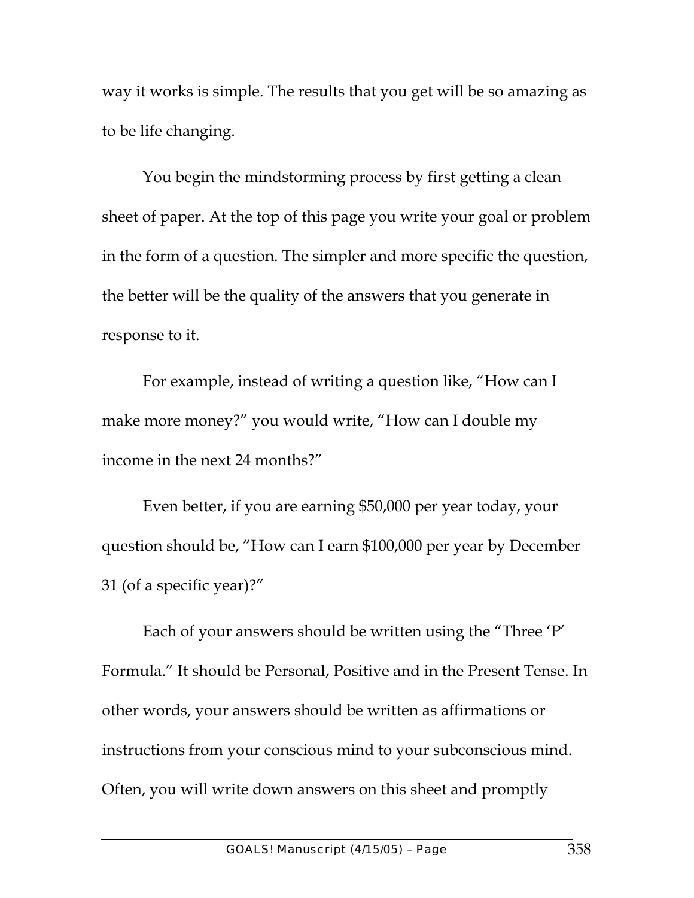way it works is simple. The results that you get will be so amazing as to be life changing.

You begin the mindstorming process by first getting a clean sheet of paper. At the top of this page you write your goal or problem in the form of a question. The simpler and more specific the question, the better will be the quality of the answers that you generate in response to it.

For example, instead of writing a question like, "How can I make more money?" you would write, "How can I double my income in the next 24 months?"

Even better, if you are earning $50,000 per year today, your question should be, "How can I earn $100,000 per year by December 31 (of a specific year)?"

Each of your answers should be written using the "Three 'P' Formula." It should be Personal, Positive and in the Present Tense. In other words, your answers should be written as affirmations or instructions from your conscious mind to your subconscious mind. Often, you will write down answers on this sheet and promptly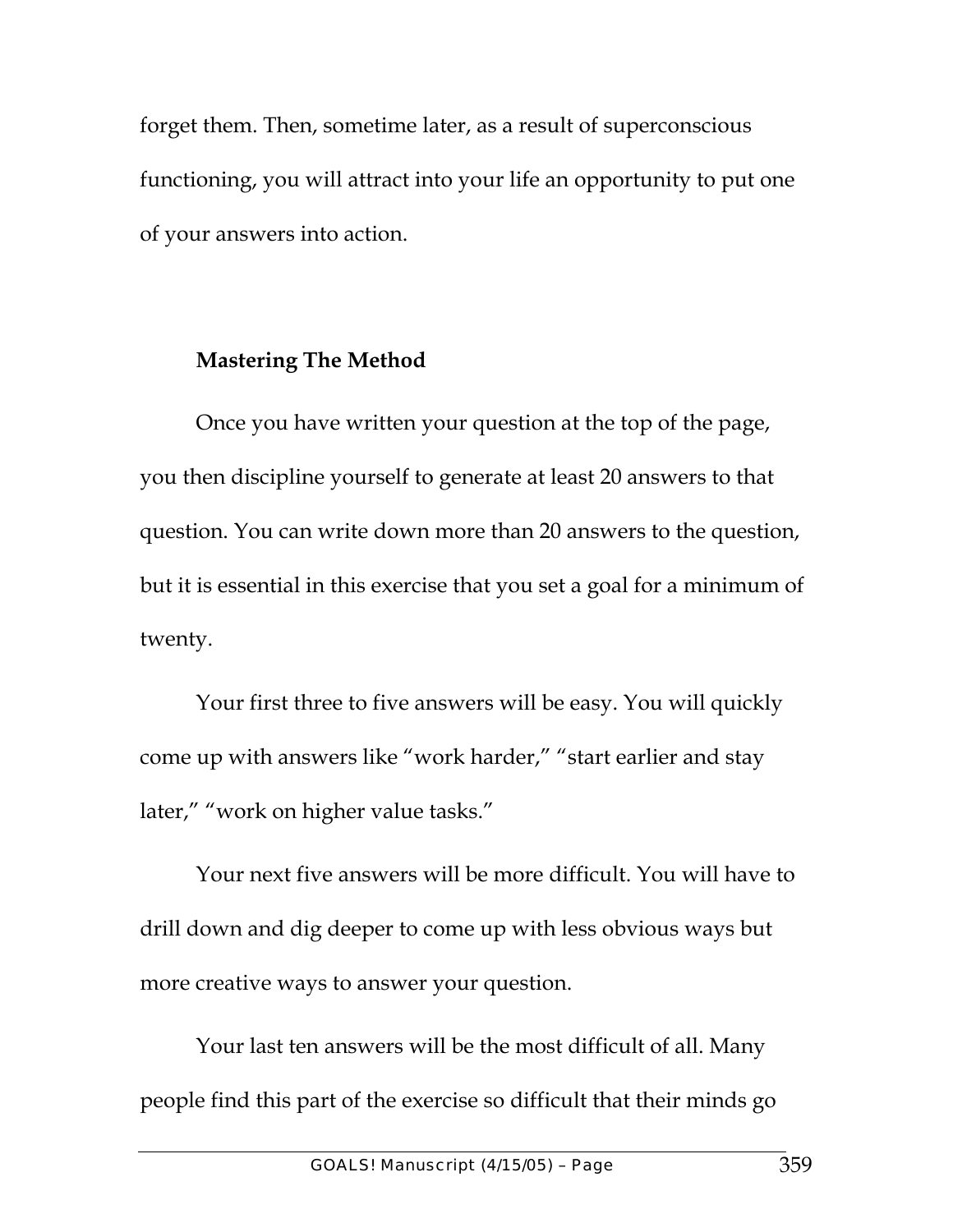forget them. Then, sometime later, as a result of superconscious functioning, you will attract into your life an opportunity to put one of your answers into action.

### Mastering The Method

Once you have written your question at the top of the page, you then discipline yourself to generate at least 20 answers to that question. You can write down more than 20 answers to the question, but it is essential in this exercise that you set a goal for a minimum of twenty.

Your first three to five answers will be easy. You will quickly come up with answers like "work harder," "start earlier and stay later," "work on higher value tasks."

Your next five answers will be more difficult. You will have to drill down and dig deeper to come up with less obvious ways but more creative ways to answer your question.

Your last ten answers will be the most difficult of all. Many people find this part of the exercise so difficult that their minds go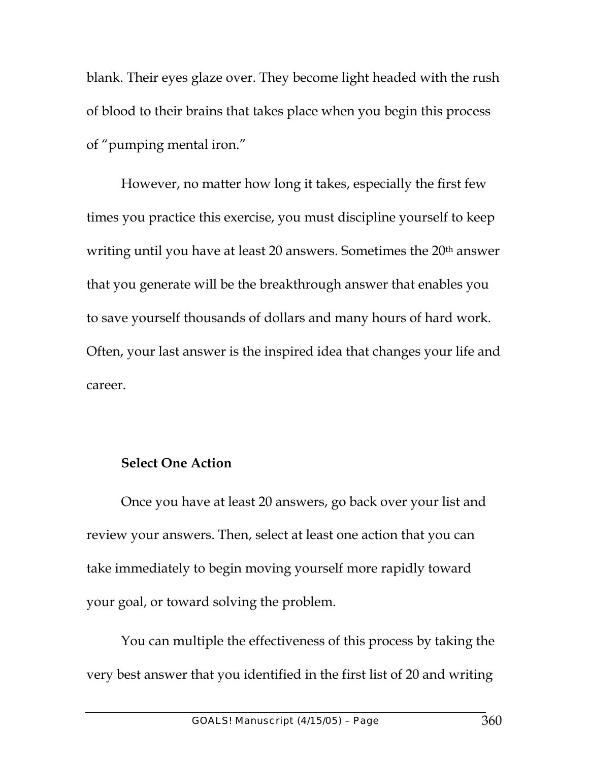blank. Their eyes glaze over. They become light headed with the rush of blood to their brains that takes place when you begin this process of "pumping mental iron."

However, no matter how long it takes, especially the first few times you practice this exercise, you must discipline yourself to keep writing until you have at least 20 answers. Sometimes the 20th answer that you generate will be the breakthrough answer that enables you to save yourself thousands of dollars and many hours of hard work. Often, your last answer is the inspired idea that changes your life and career.

**Select One Action**

Once you have at least 20 answers, go back over your list and review your answers. Then, select at least one action that you can take immediately to begin moving yourself more rapidly toward your goal, or toward solving the problem.

You can multiple the effectiveness of this process by taking the very best answer that you identified in the first list of 20 and writing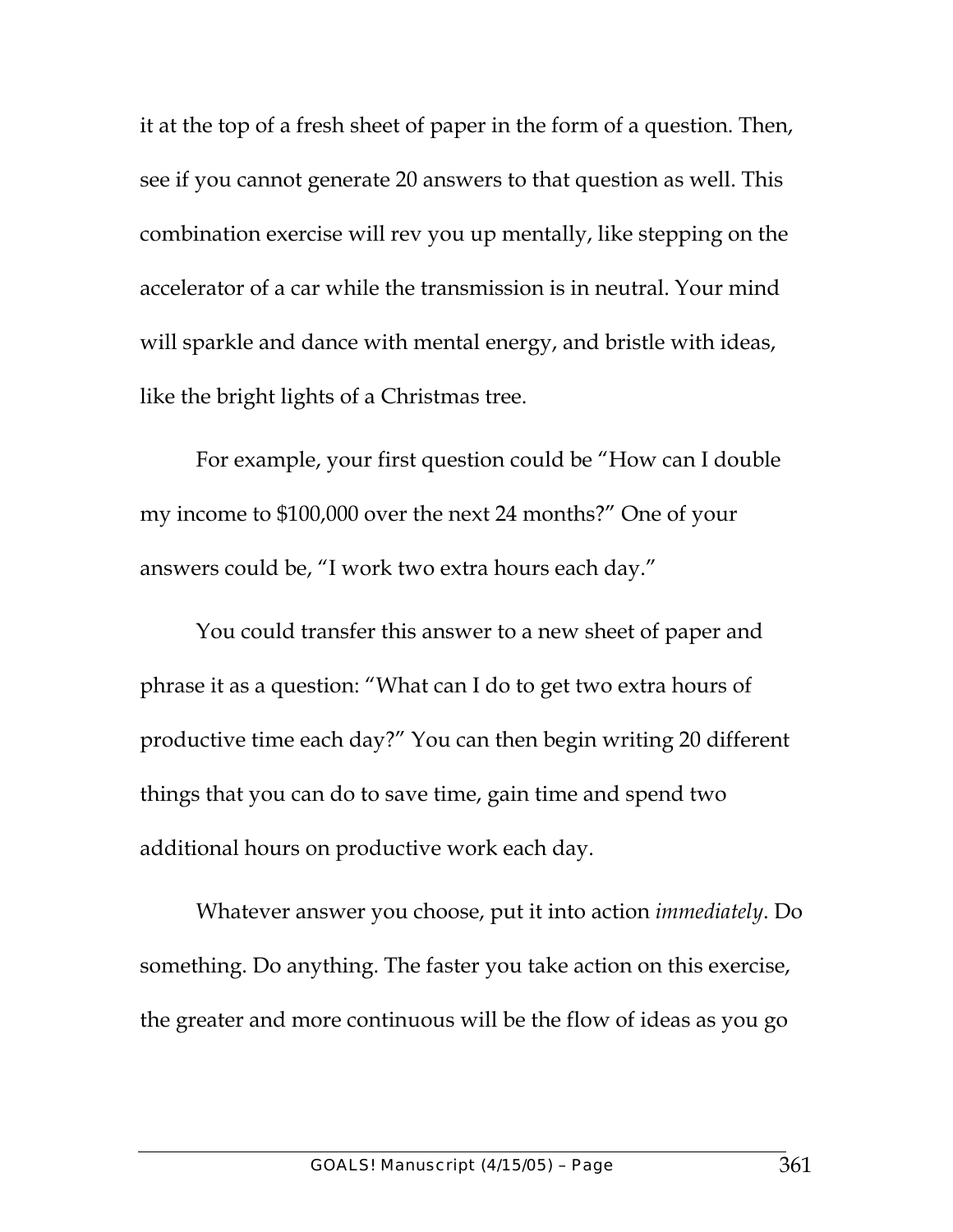it at the top of a fresh sheet of paper in the form of a question. Then, see if you cannot generate 20 answers to that question as well. This combination exercise will rev you up mentally, like stepping on the accelerator of a car while the transmission is in neutral. Your mind will sparkle and dance with mental energy, and bristle with ideas, like the bright lights of a Christmas tree.

For example, your first question could be "How can I double my income to $100,000 over the next 24 months?" One of your answers could be, "I work two extra hours each day."

You could transfer this answer to a new sheet of paper and phrase it as a question: "What can I do to get two extra hours of productive time each day?" You can then begin writing 20 different things that you can do to save time, gain time and spend two additional hours on productive work each day.

Whatever answer you choose, put it into action *immediately*. Do something. Do anything. The faster you take action on this exercise, the greater and more continuous will be the flow of ideas as you go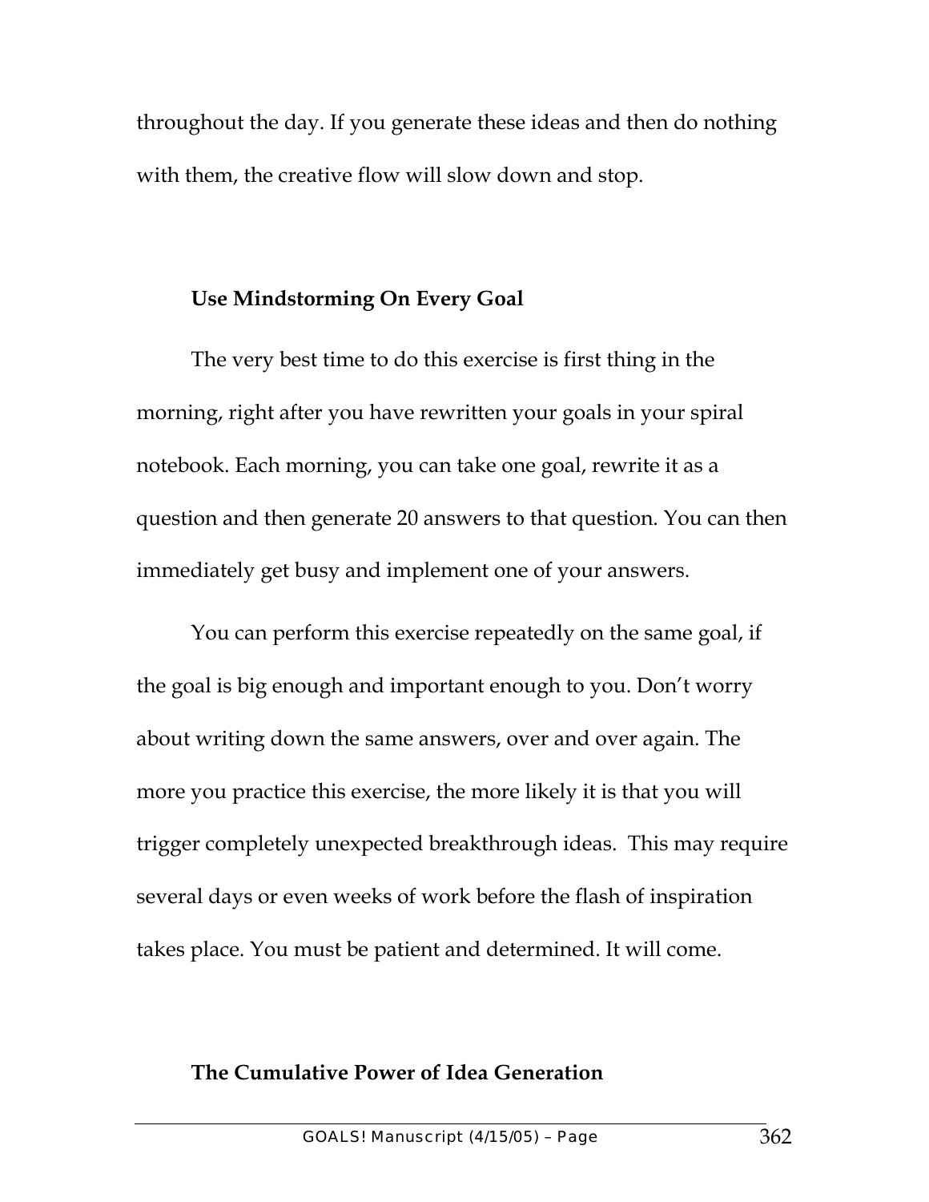throughout the day. If you generate these ideas and then do nothing with them, the creative flow will slow down and stop.

### Use Mindstorming On Every Goal

The very best time to do this exercise is first thing in the morning, right after you have rewritten your goals in your spiral notebook. Each morning, you can take one goal, rewrite it as a question and then generate 20 answers to that question. You can then immediately get busy and implement one of your answers.

You can perform this exercise repeatedly on the same goal, if the goal is big enough and important enough to you. Don't worry about writing down the same answers, over and over again. The more you practice this exercise, the more likely it is that you will trigger completely unexpected breakthrough ideas. This may require several days or even weeks of work before the flash of inspiration takes place. You must be patient and determined. It will come.

### The Cumulative Power of Idea Generation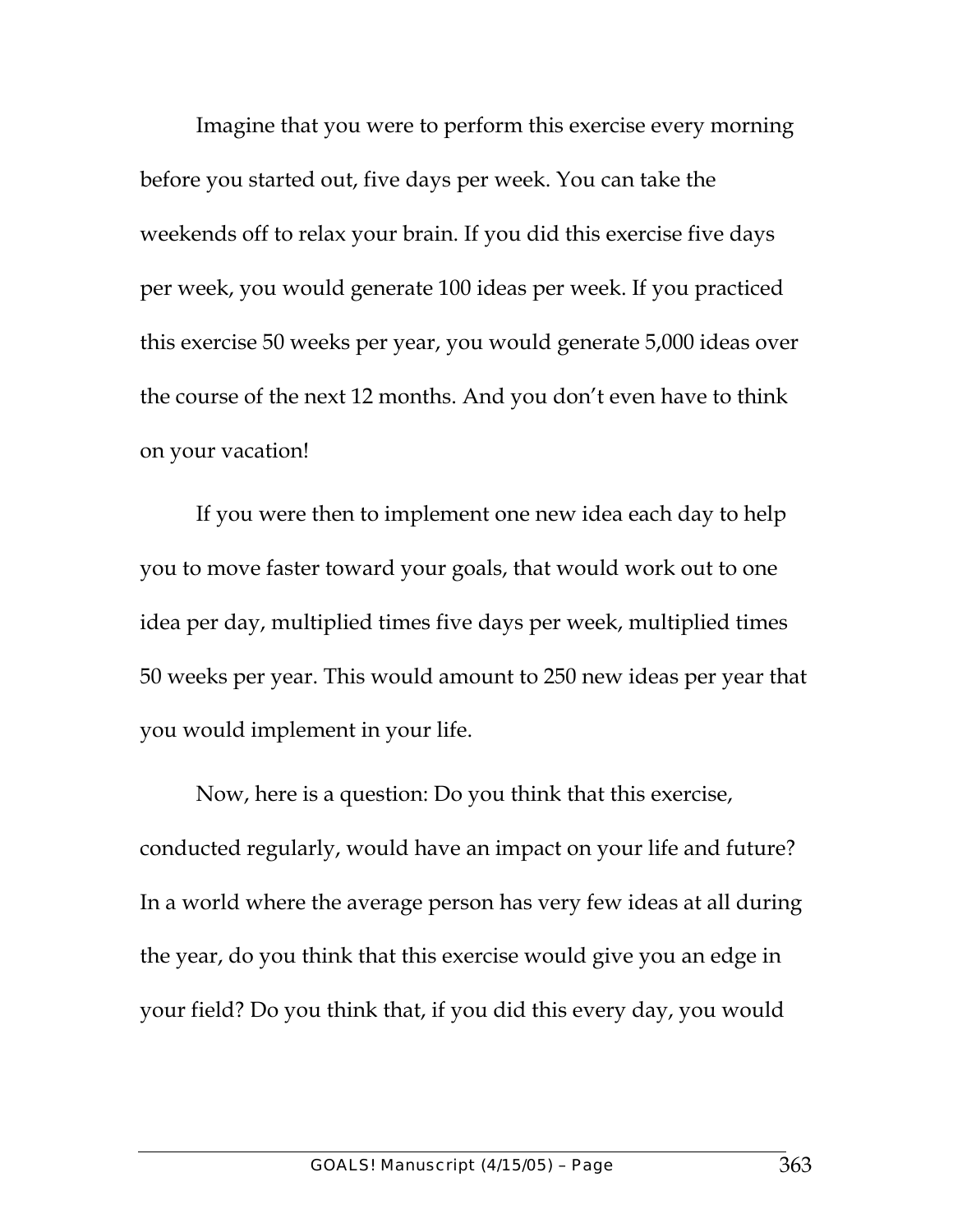Imagine that you were to perform this exercise every morning before you started out, five days per week. You can take the weekends off to relax your brain. If you did this exercise five days per week, you would generate 100 ideas per week. If you practiced this exercise 50 weeks per year, you would generate 5,000 ideas over the course of the next 12 months. And you don't even have to think on your vacation!

If you were then to implement one new idea each day to help you to move faster toward your goals, that would work out to one idea per day, multiplied times five days per week, multiplied times 50 weeks per year. This would amount to 250 new ideas per year that you would implement in your life.

Now, here is a question: Do you think that this exercise, conducted regularly, would have an impact on your life and future? In a world where the average person has very few ideas at all during the year, do you think that this exercise would give you an edge in your field? Do you think that, if you did this every day, you would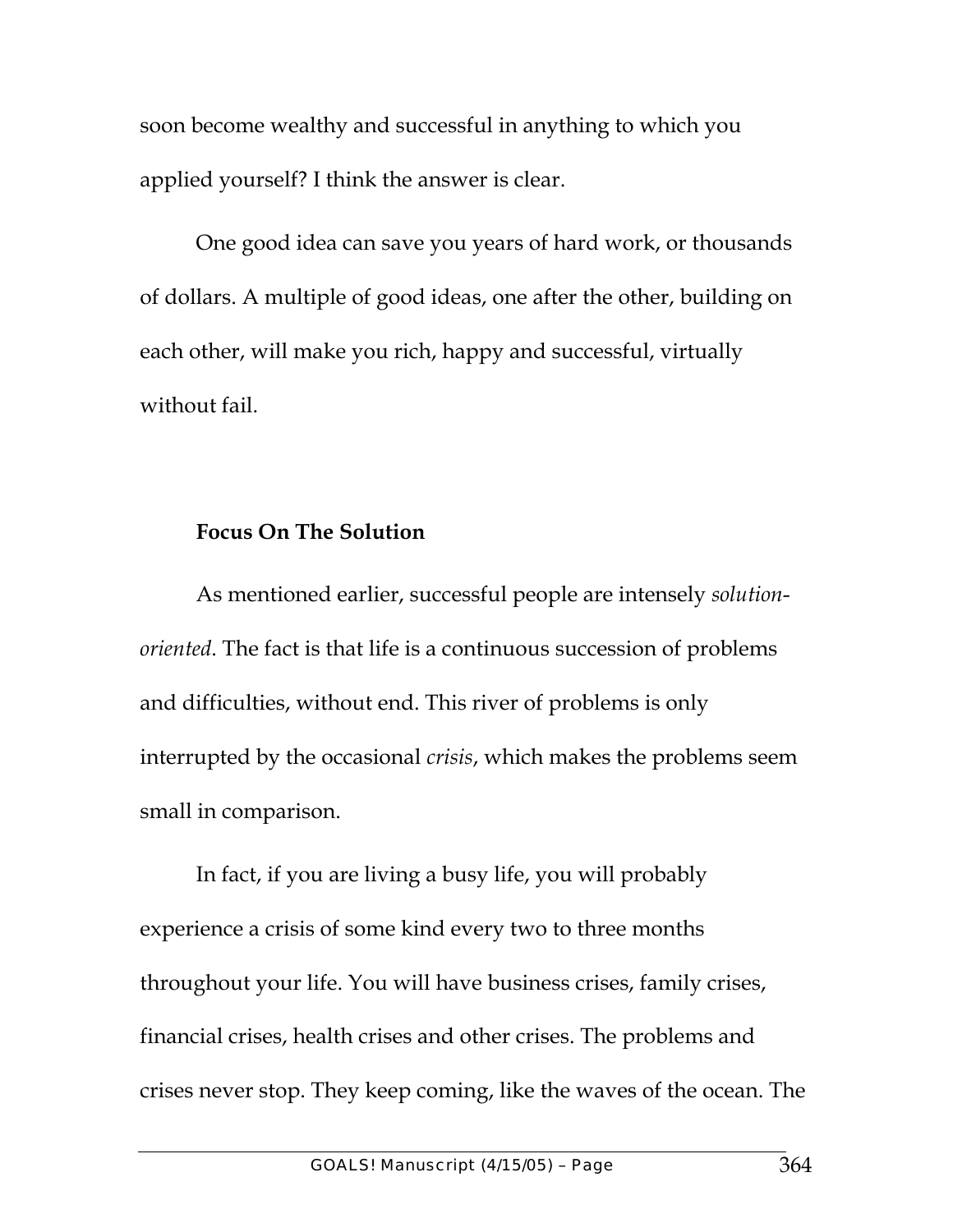soon become wealthy and successful in anything to which you applied yourself? I think the answer is clear.

One good idea can save you years of hard work, or thousands of dollars. A multiple of good ideas, one after the other, building on each other, will make you rich, happy and successful, virtually without fail.

**Focus On The Solution**

As mentioned earlier, successful people are intensely *solution-oriented*. The fact is that life is a continuous succession of problems and difficulties, without end. This river of problems is only interrupted by the occasional *crisis*, which makes the problems seem small in comparison.

In fact, if you are living a busy life, you will probably experience a crisis of some kind every two to three months throughout your life. You will have business crises, family crises, financial crises, health crises and other crises. The problems and crises never stop. They keep coming, like the waves of the ocean. The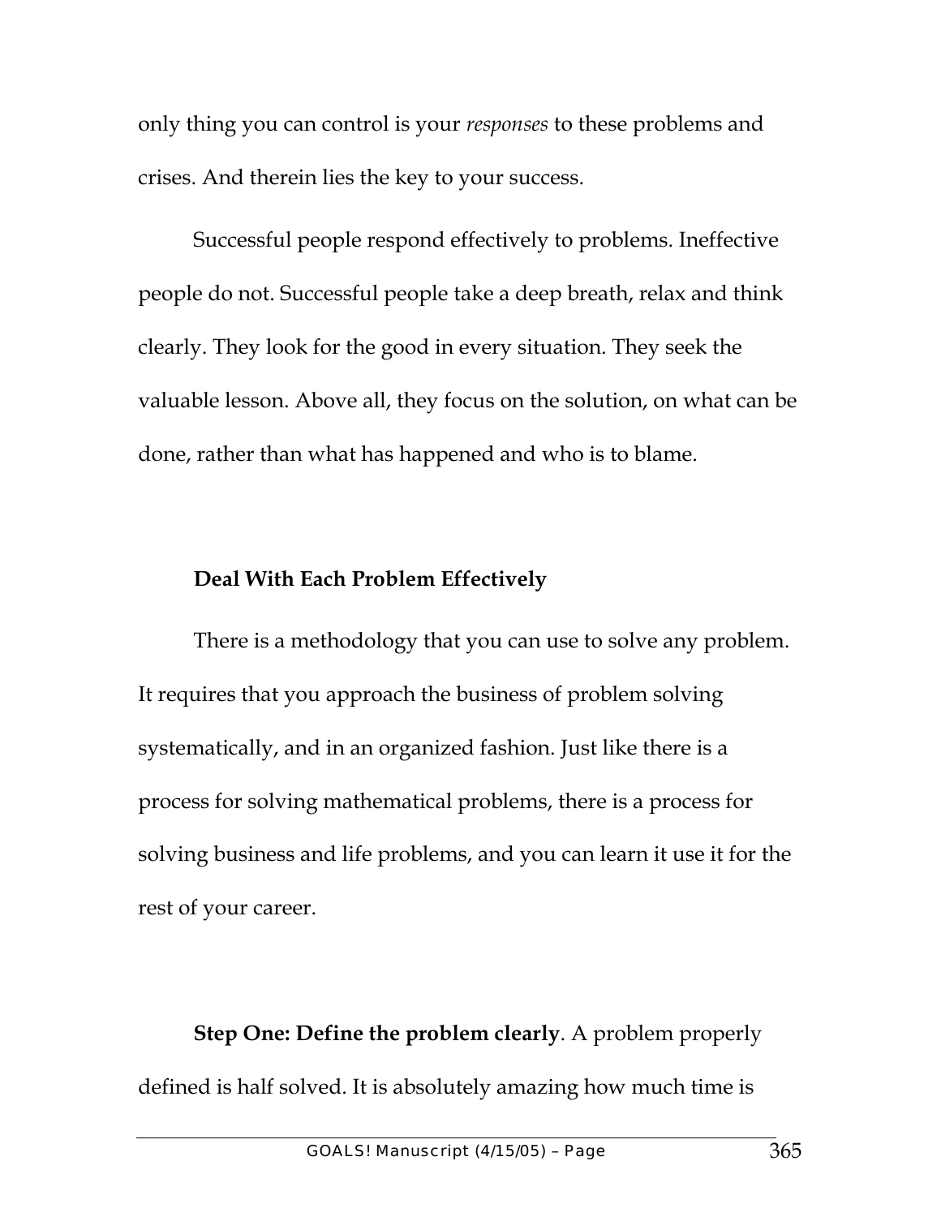only thing you can control is your *responses* to these problems and crises. And therein lies the key to your success.

Successful people respond effectively to problems. Ineffective people do not. Successful people take a deep breath, relax and think clearly. They look for the good in every situation. They seek the valuable lesson. Above all, they focus on the solution, on what can be done, rather than what has happened and who is to blame.

### Deal With Each Problem Effectively

There is a methodology that you can use to solve any problem. It requires that you approach the business of problem solving systematically, and in an organized fashion. Just like there is a process for solving mathematical problems, there is a process for solving business and life problems, and you can learn it use it for the rest of your career.

**Step One: Define the problem clearly**. A problem properly defined is half solved. It is absolutely amazing how much time is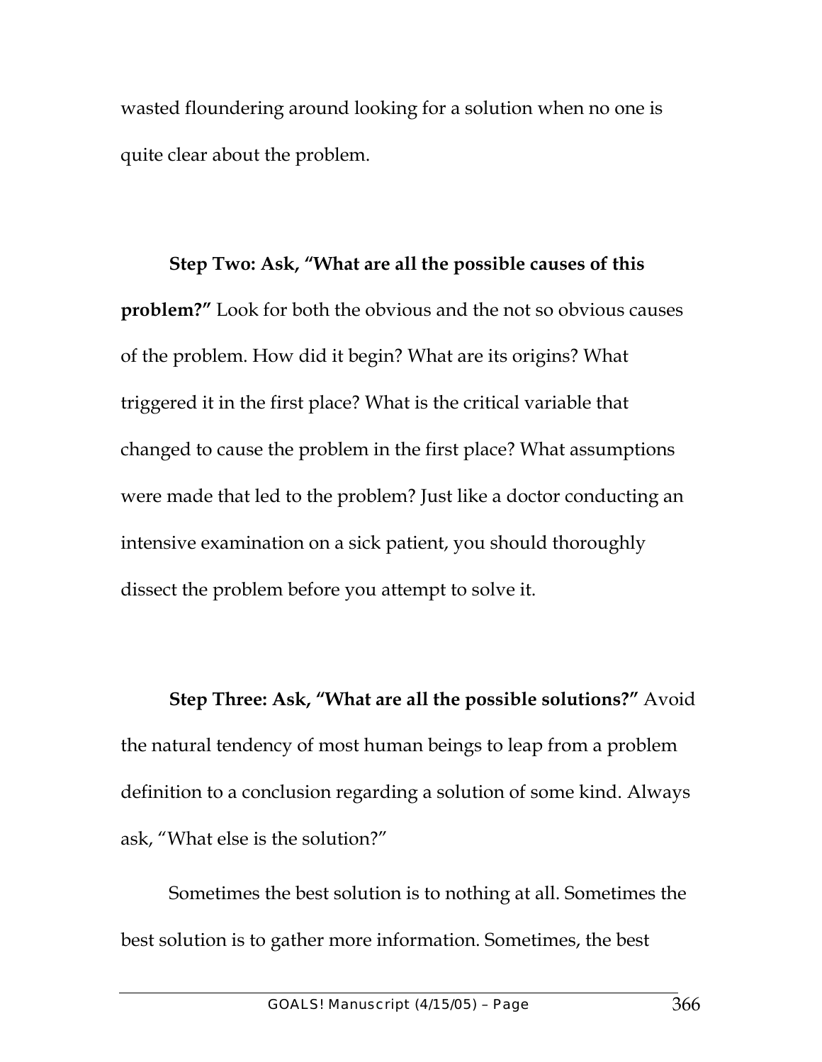wasted floundering around looking for a solution when no one is quite clear about the problem.

**Step Two: Ask, "What are all the possible causes of this problem?"** Look for both the obvious and the not so obvious causes of the problem. How did it begin? What are its origins? What triggered it in the first place? What is the critical variable that changed to cause the problem in the first place? What assumptions were made that led to the problem? Just like a doctor conducting an intensive examination on a sick patient, you should thoroughly dissect the problem before you attempt to solve it.

**Step Three: Ask, "What are all the possible solutions?"** Avoid the natural tendency of most human beings to leap from a problem definition to a conclusion regarding a solution of some kind. Always ask, "What else is the solution?"

Sometimes the best solution is to nothing at all. Sometimes the best solution is to gather more information. Sometimes, the best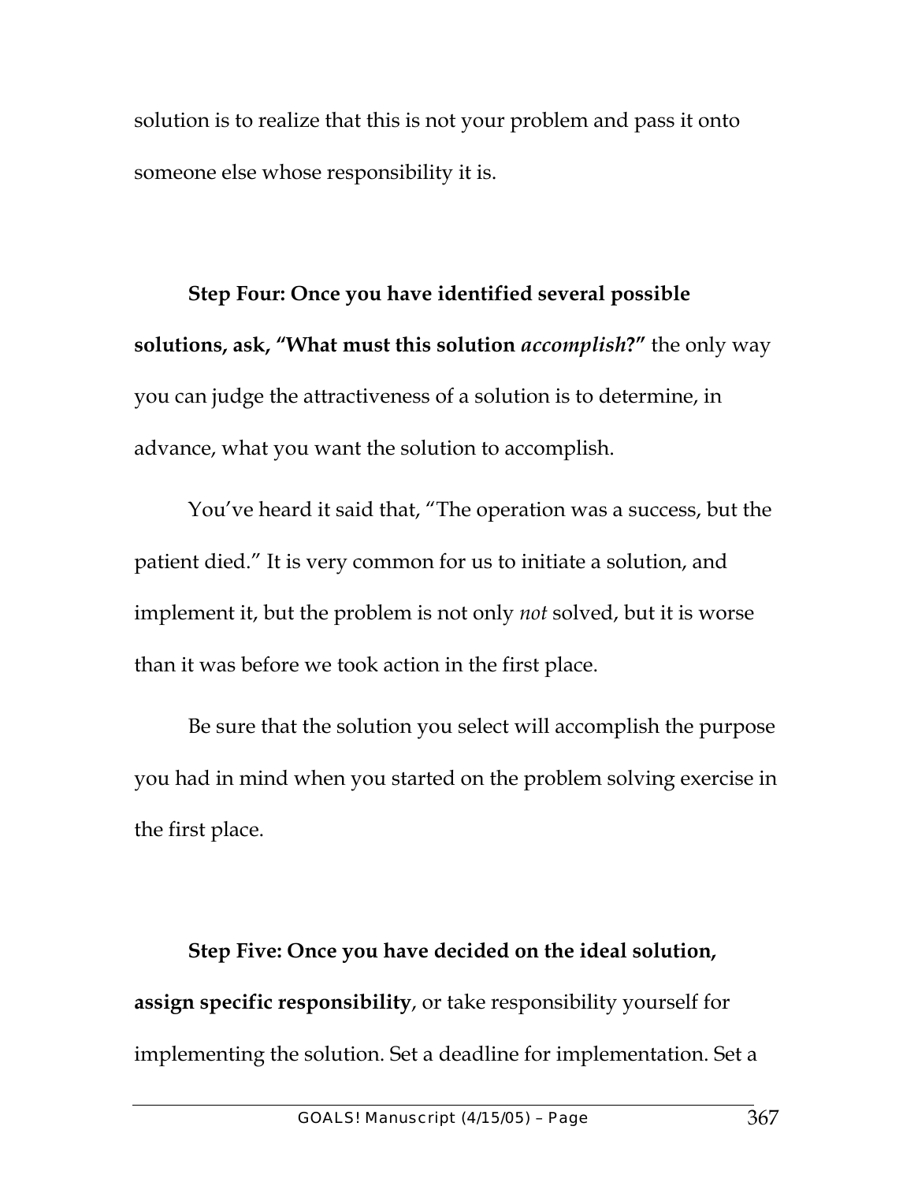solution is to realize that this is not your problem and pass it onto someone else whose responsibility it is.

**Step Four: Once you have identified several possible solutions, ask, "What must this solution *accomplish*?"** the only way you can judge the attractiveness of a solution is to determine, in advance, what you want the solution to accomplish.

You've heard it said that, "The operation was a success, but the patient died." It is very common for us to initiate a solution, and implement it, but the problem is not only *not* solved, but it is worse than it was before we took action in the first place.

Be sure that the solution you select will accomplish the purpose you had in mind when you started on the problem solving exercise in the first place.

**Step Five: Once you have decided on the ideal solution, assign specific responsibility**, or take responsibility yourself for implementing the solution. Set a deadline for implementation. Set a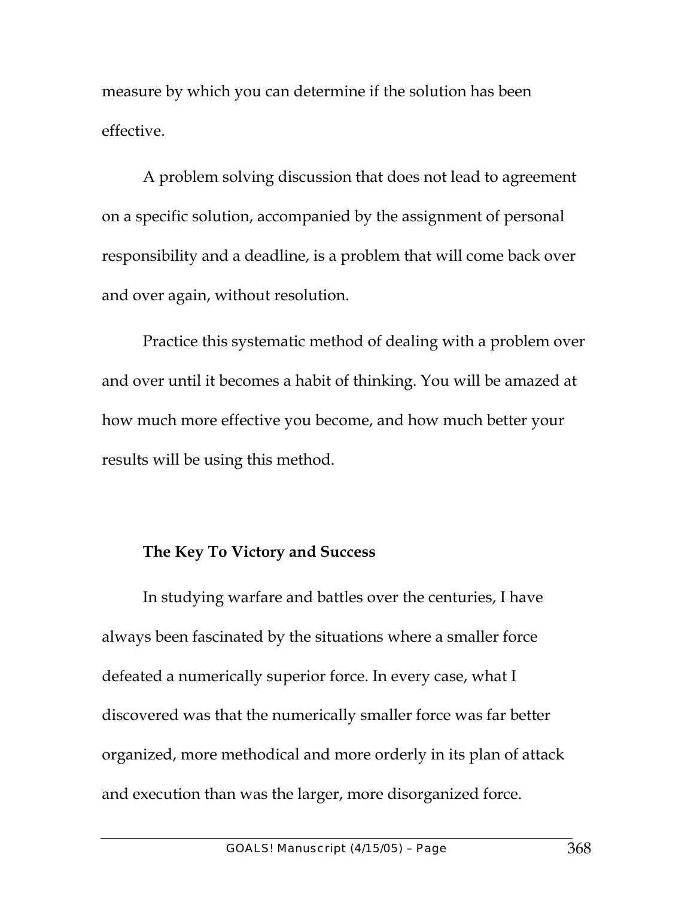measure by which you can determine if the solution has been effective.

A problem solving discussion that does not lead to agreement on a specific solution, accompanied by the assignment of personal responsibility and a deadline, is a problem that will come back over and over again, without resolution.

Practice this systematic method of dealing with a problem over and over until it becomes a habit of thinking. You will be amazed at how much more effective you become, and how much better your results will be using this method.

**The Key To Victory and Success**

In studying warfare and battles over the centuries, I have always been fascinated by the situations where a smaller force defeated a numerically superior force. In every case, what I discovered was that the numerically smaller force was far better organized, more methodical and more orderly in its plan of attack and execution than was the larger, more disorganized force.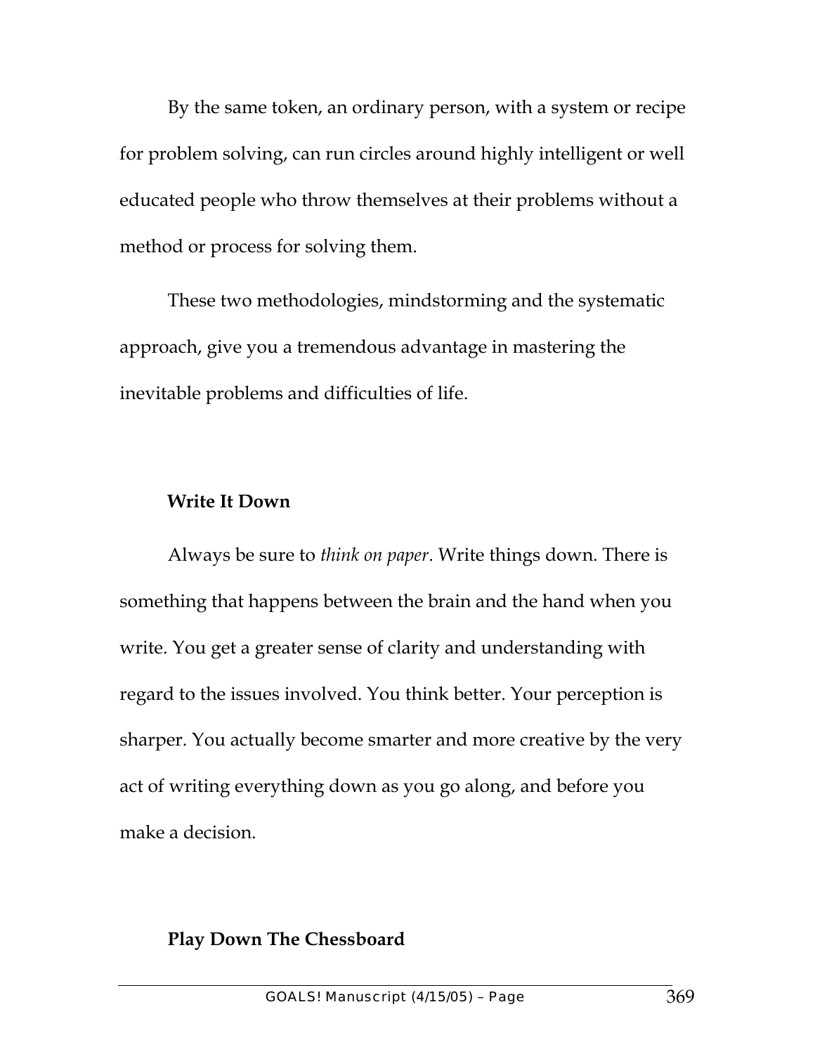By the same token, an ordinary person, with a system or recipe for problem solving, can run circles around highly intelligent or well educated people who throw themselves at their problems without a method or process for solving them.

These two methodologies, mindstorming and the systematic approach, give you a tremendous advantage in mastering the inevitable problems and difficulties of life.

### Write It Down

Always be sure to *think on paper*. Write things down. There is something that happens between the brain and the hand when you write. You get a greater sense of clarity and understanding with regard to the issues involved. You think better. Your perception is sharper. You actually become smarter and more creative by the very act of writing everything down as you go along, and before you make a decision.

### Play Down The Chessboard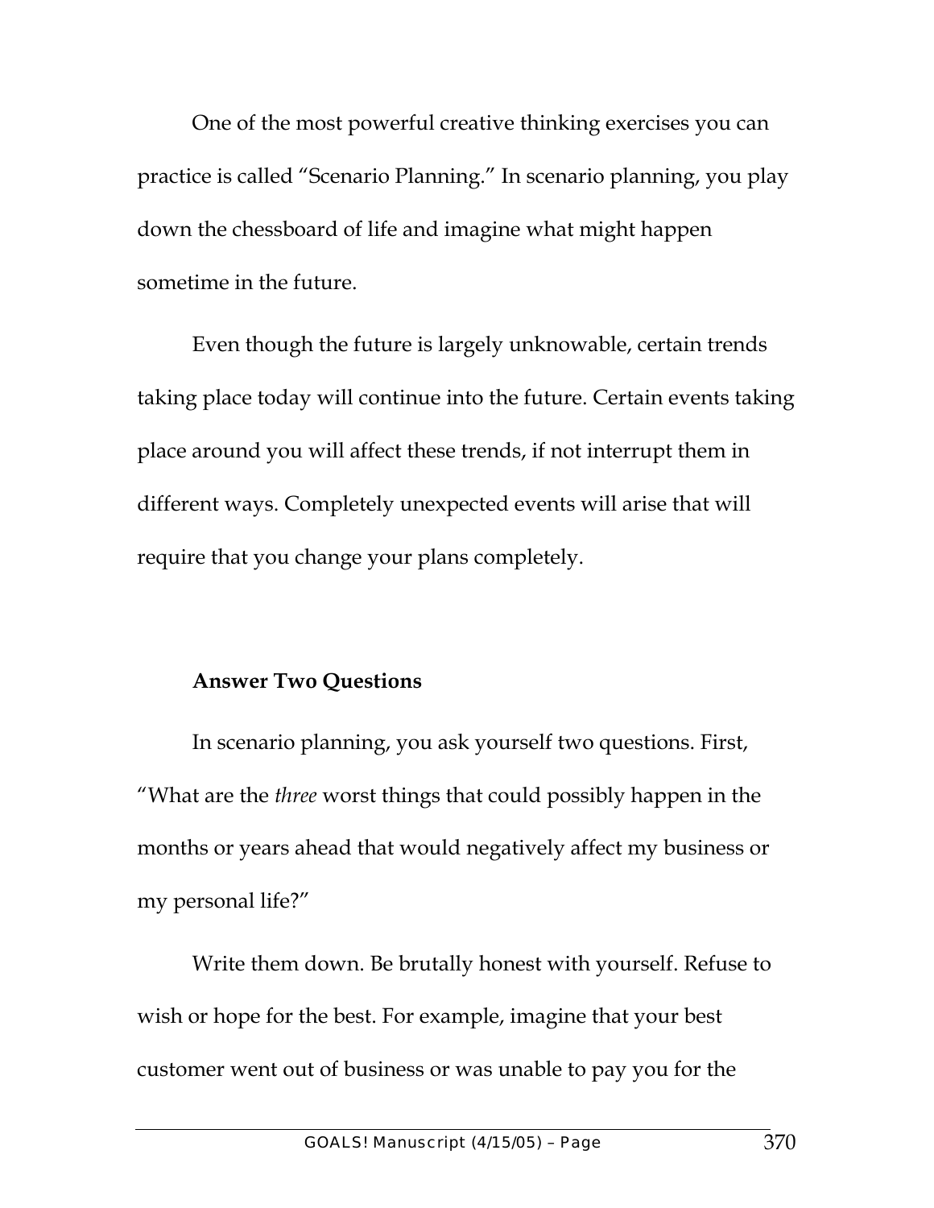One of the most powerful creative thinking exercises you can practice is called "Scenario Planning." In scenario planning, you play down the chessboard of life and imagine what might happen sometime in the future.

Even though the future is largely unknowable, certain trends taking place today will continue into the future. Certain events taking place around you will affect these trends, if not interrupt them in different ways. Completely unexpected events will arise that will require that you change your plans completely.

**Answer Two Questions**

In scenario planning, you ask yourself two questions. First, "What are the *three* worst things that could possibly happen in the months or years ahead that would negatively affect my business or my personal life?"

Write them down. Be brutally honest with yourself. Refuse to wish or hope for the best. For example, imagine that your best customer went out of business or was unable to pay you for the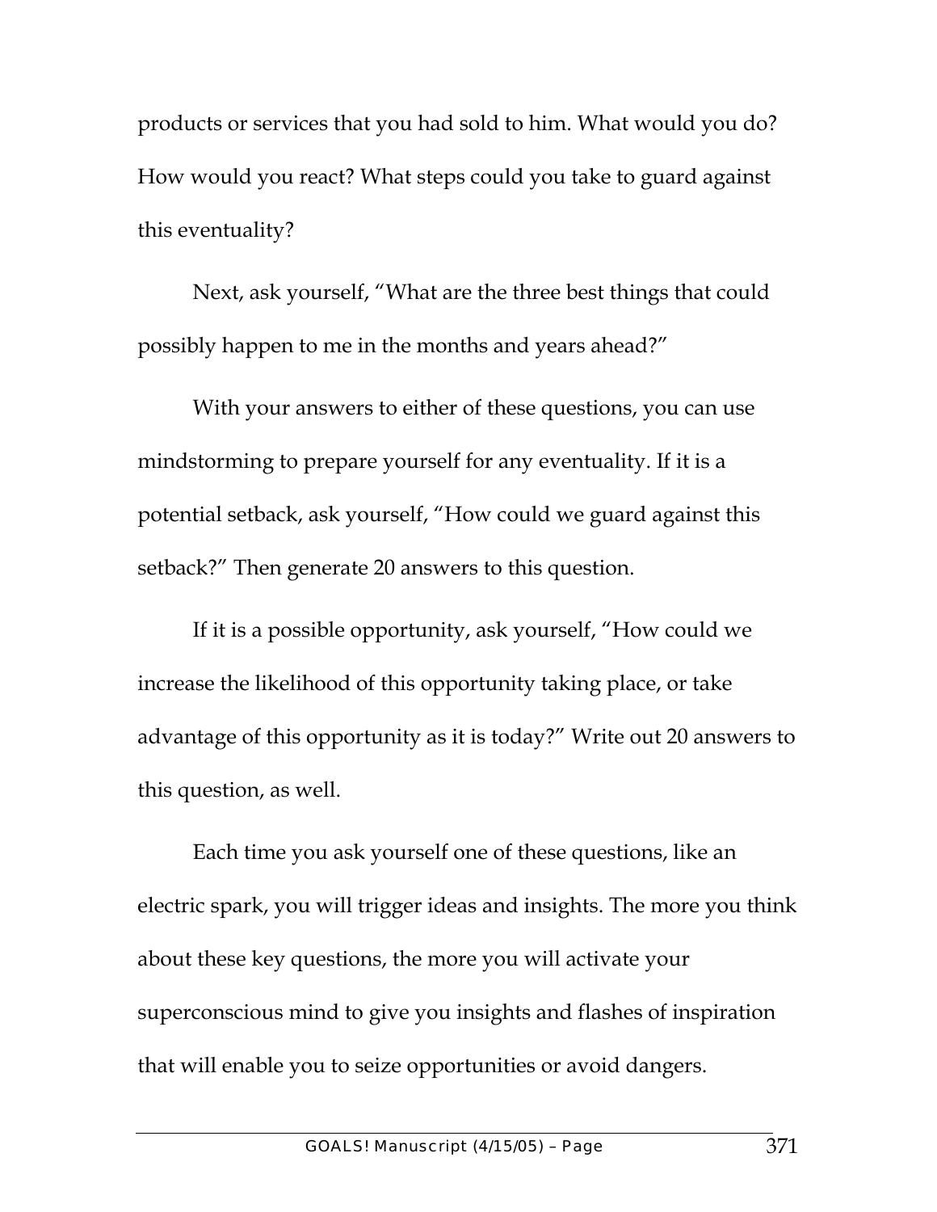products or services that you had sold to him. What would you do? How would you react? What steps could you take to guard against this eventuality?

Next, ask yourself, "What are the three best things that could possibly happen to me in the months and years ahead?"

With your answers to either of these questions, you can use mindstorming to prepare yourself for any eventuality. If it is a potential setback, ask yourself, "How could we guard against this setback?" Then generate 20 answers to this question.

If it is a possible opportunity, ask yourself, "How could we increase the likelihood of this opportunity taking place, or take advantage of this opportunity as it is today?" Write out 20 answers to this question, as well.

Each time you ask yourself one of these questions, like an electric spark, you will trigger ideas and insights. The more you think about these key questions, the more you will activate your superconscious mind to give you insights and flashes of inspiration that will enable you to seize opportunities or avoid dangers.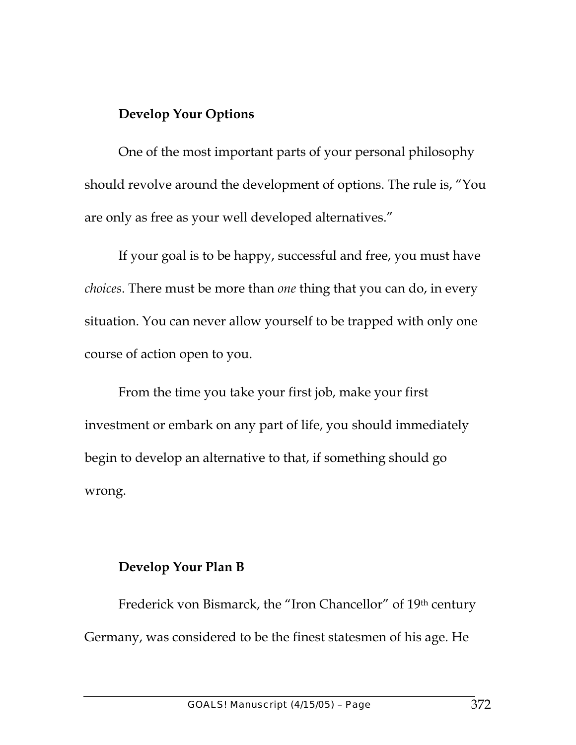### Develop Your Options

One of the most important parts of your personal philosophy should revolve around the development of options. The rule is, "You are only as free as your well developed alternatives."

If your goal is to be happy, successful and free, you must have *choices*. There must be more than *one* thing that you can do, in every situation. You can never allow yourself to be trapped with only one course of action open to you.

From the time you take your first job, make your first investment or embark on any part of life, you should immediately begin to develop an alternative to that, if something should go wrong.

### Develop Your Plan B

Frederick von Bismarck, the "Iron Chancellor" of 19th century Germany, was considered to be the finest statesmen of his age. He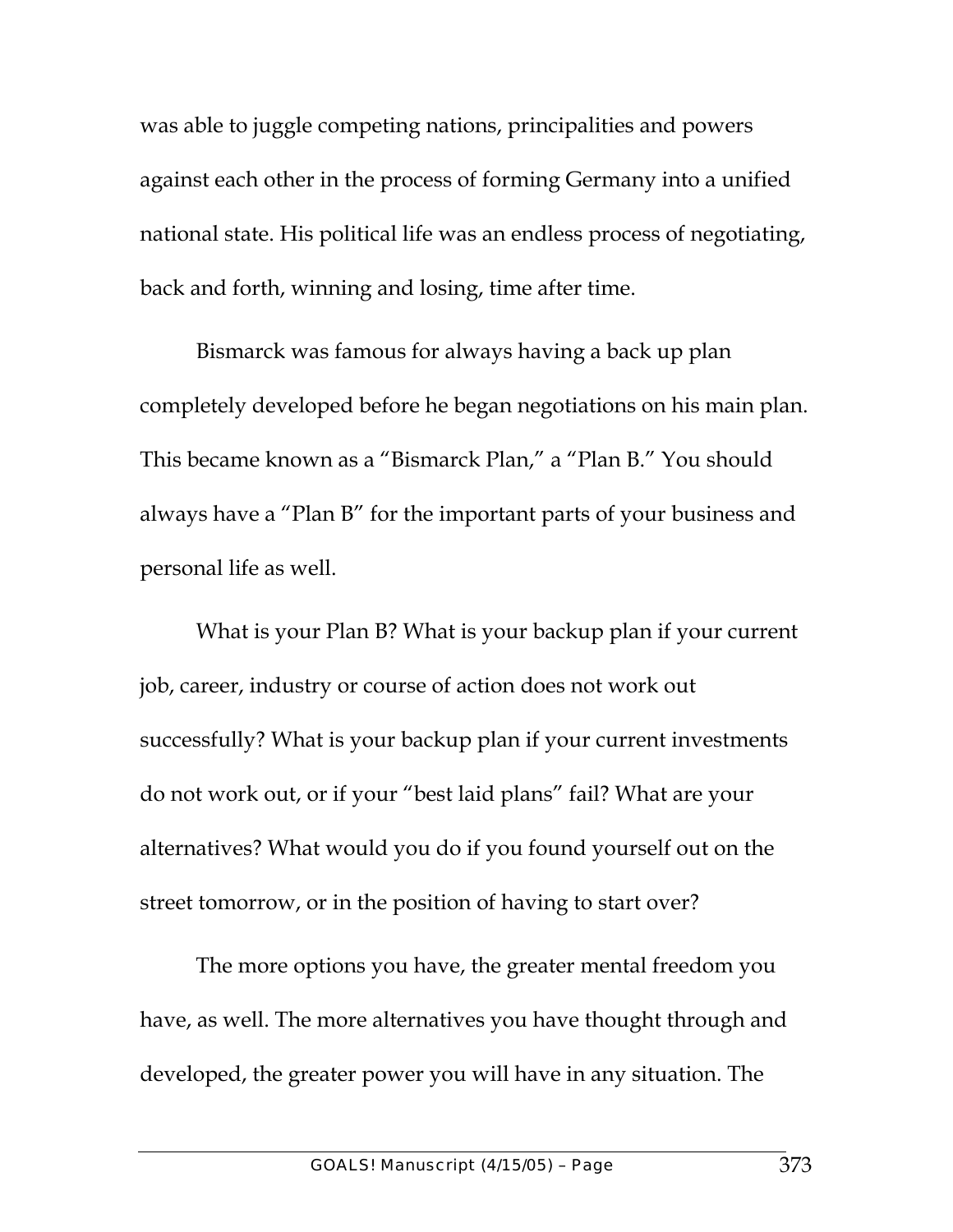was able to juggle competing nations, principalities and powers against each other in the process of forming Germany into a unified national state. His political life was an endless process of negotiating, back and forth, winning and losing, time after time.

Bismarck was famous for always having a back up plan completely developed before he began negotiations on his main plan. This became known as a "Bismarck Plan," a "Plan B." You should always have a "Plan B" for the important parts of your business and personal life as well.

What is your Plan B? What is your backup plan if your current job, career, industry or course of action does not work out successfully? What is your backup plan if your current investments do not work out, or if your "best laid plans" fail? What are your alternatives? What would you do if you found yourself out on the street tomorrow, or in the position of having to start over?

The more options you have, the greater mental freedom you have, as well. The more alternatives you have thought through and developed, the greater power you will have in any situation. The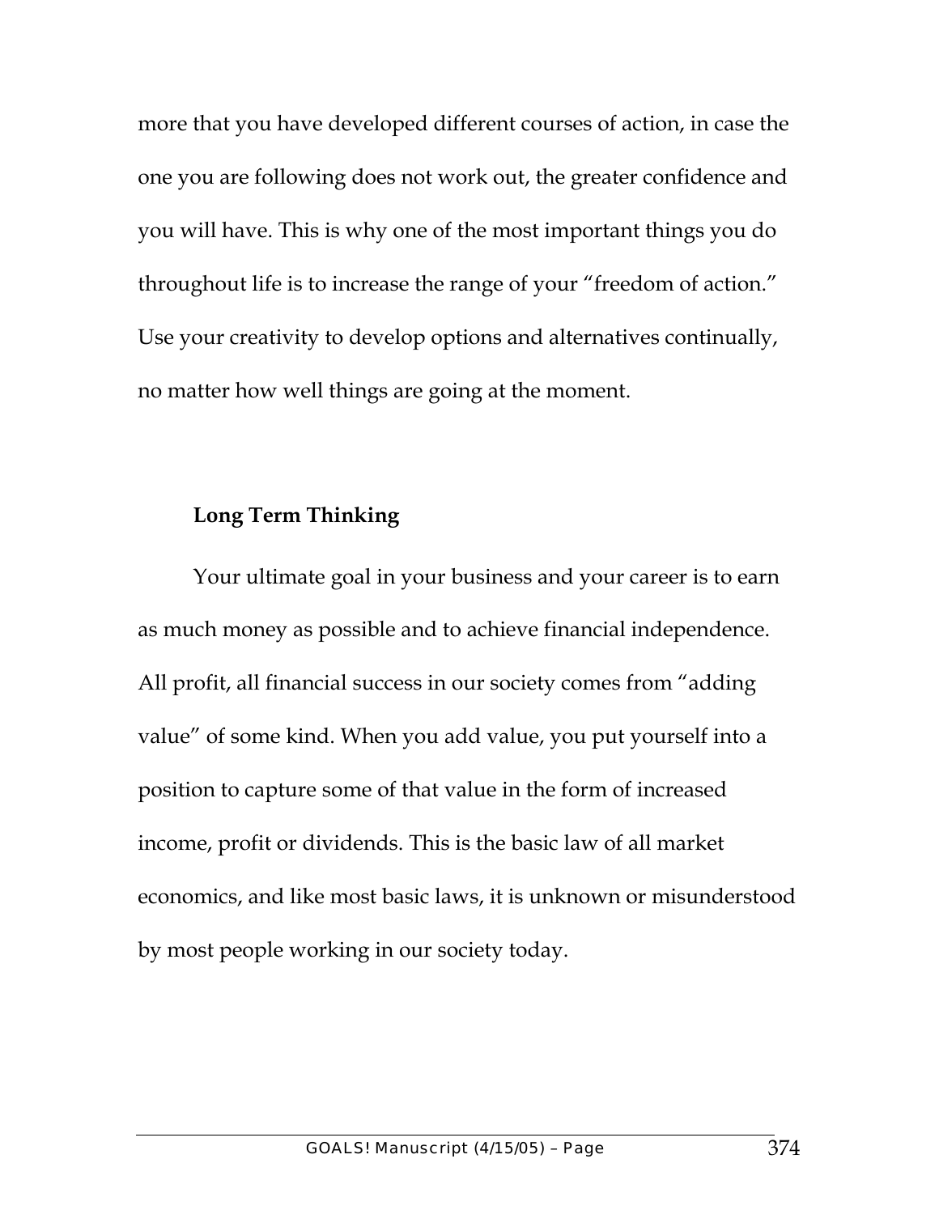more that you have developed different courses of action, in case the one you are following does not work out, the greater confidence and you will have. This is why one of the most important things you do throughout life is to increase the range of your "freedom of action." Use your creativity to develop options and alternatives continually, no matter how well things are going at the moment.

**Long Term Thinking**

Your ultimate goal in your business and your career is to earn as much money as possible and to achieve financial independence. All profit, all financial success in our society comes from "adding value" of some kind. When you add value, you put yourself into a position to capture some of that value in the form of increased income, profit or dividends. This is the basic law of all market economics, and like most basic laws, it is unknown or misunderstood by most people working in our society today.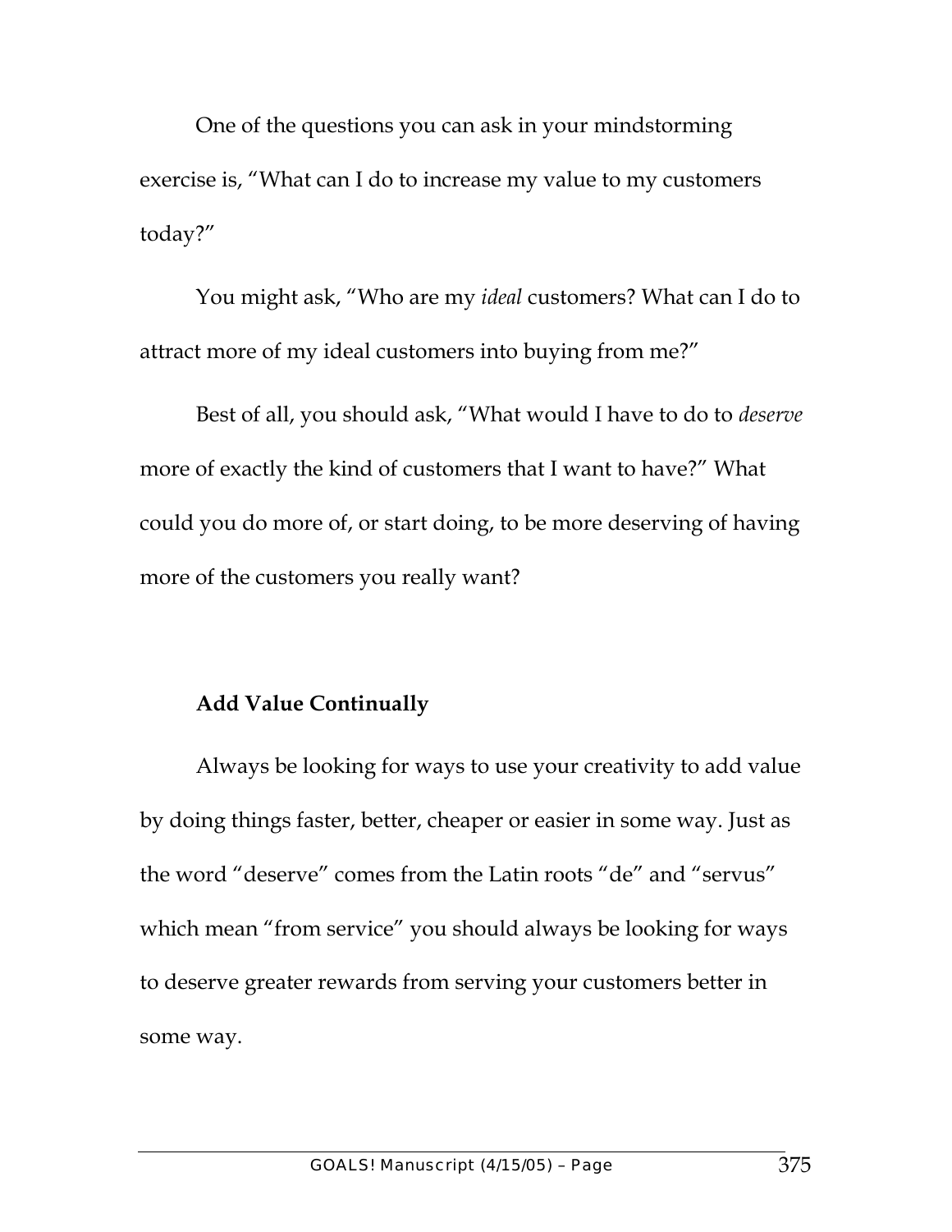One of the questions you can ask in your mindstorming exercise is, "What can I do to increase my value to my customers today?"

You might ask, "Who are my *ideal* customers? What can I do to attract more of my ideal customers into buying from me?"

Best of all, you should ask, "What would I have to do to *deserve* more of exactly the kind of customers that I want to have?" What could you do more of, or start doing, to be more deserving of having more of the customers you really want?

**Add Value Continually**

Always be looking for ways to use your creativity to add value by doing things faster, better, cheaper or easier in some way. Just as the word "deserve" comes from the Latin roots "de" and "servus" which mean "from service" you should always be looking for ways to deserve greater rewards from serving your customers better in some way.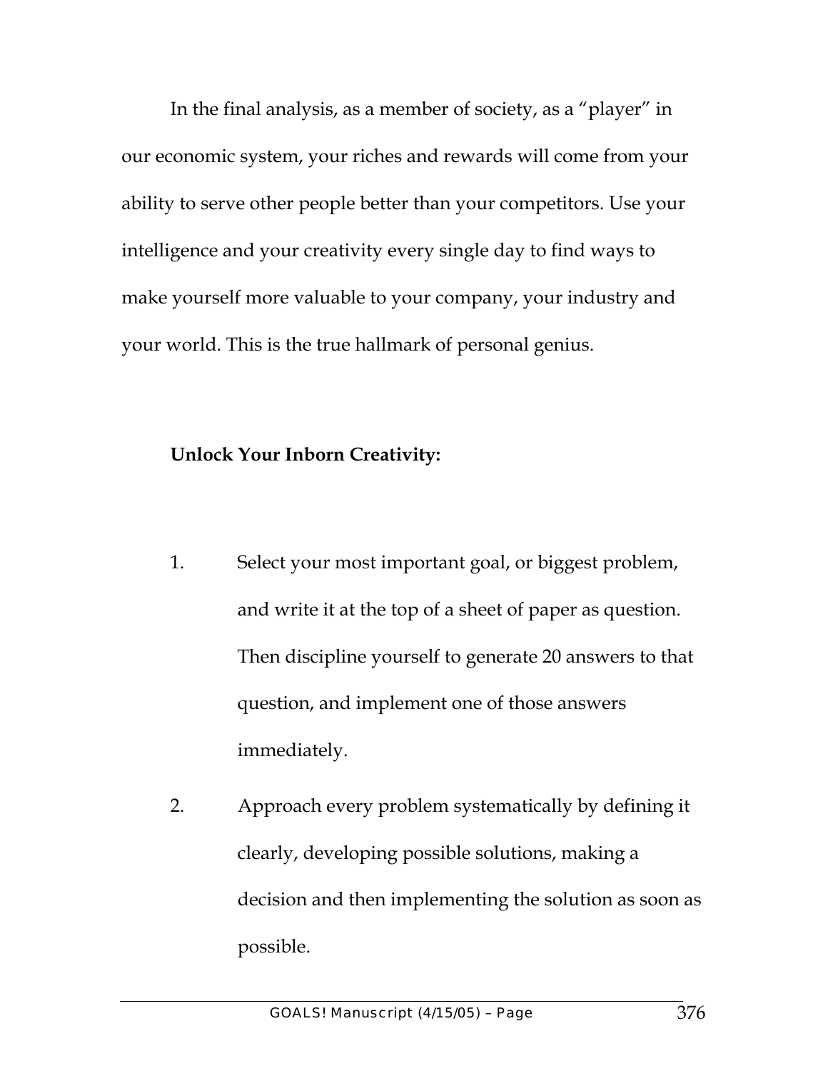In the final analysis, as a member of society, as a "player" in our economic system, your riches and rewards will come from your ability to serve other people better than your competitors. Use your intelligence and your creativity every single day to find ways to make yourself more valuable to your company, your industry and your world. This is the true hallmark of personal genius.

**Unlock Your Inborn Creativity:**

1. Select your most important goal, or biggest problem, and write it at the top of a sheet of paper as question. Then discipline yourself to generate 20 answers to that question, and implement one of those answers immediately.

2. Approach every problem systematically by defining it clearly, developing possible solutions, making a decision and then implementing the solution as soon as possible.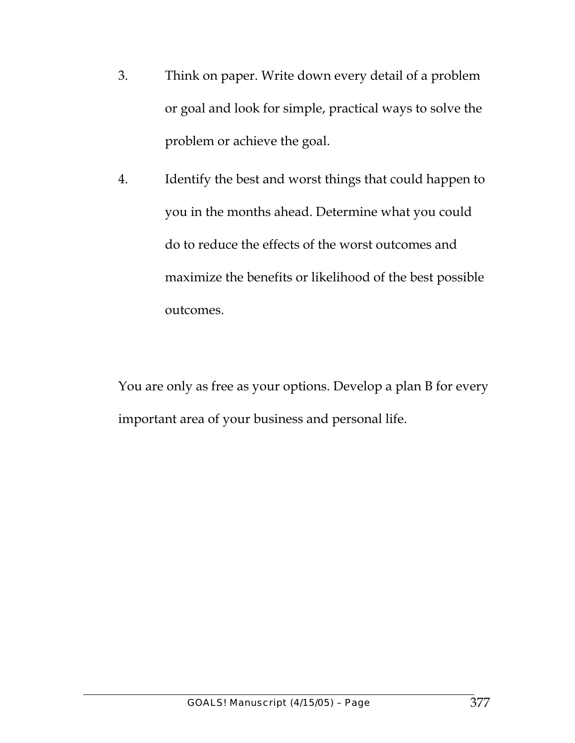3. Think on paper. Write down every detail of a problem or goal and look for simple, practical ways to solve the problem or achieve the goal.

4. Identify the best and worst things that could happen to you in the months ahead. Determine what you could do to reduce the effects of the worst outcomes and maximize the benefits or likelihood of the best possible outcomes.

You are only as free as your options. Develop a plan B for every important area of your business and personal life.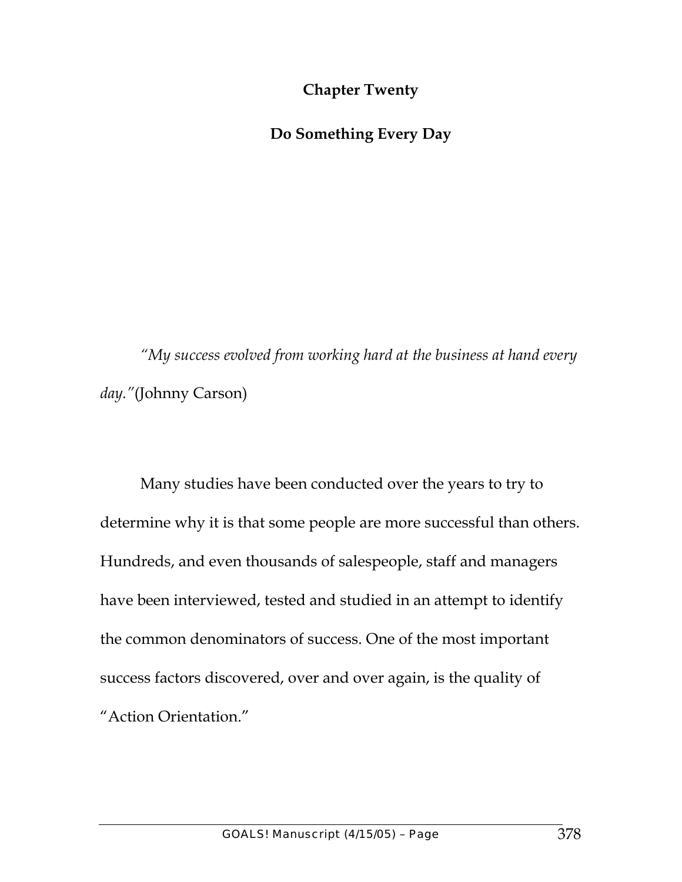# Chapter Twenty

## Do Something Every Day

*"My success evolved from working hard at the business at hand every day."*(Johnny Carson)

Many studies have been conducted over the years to try to determine why it is that some people are more successful than others. Hundreds, and even thousands of salespeople, staff and managers have been interviewed, tested and studied in an attempt to identify the common denominators of success. One of the most important success factors discovered, over and over again, is the quality of "Action Orientation."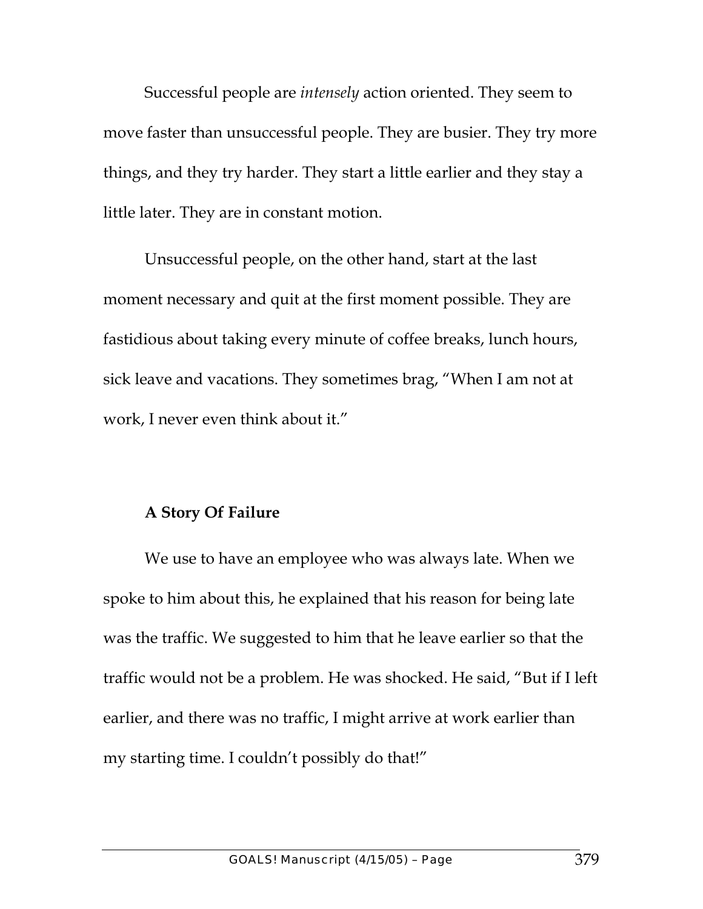Successful people are *intensely* action oriented. They seem to move faster than unsuccessful people. They are busier. They try more things, and they try harder. They start a little earlier and they stay a little later. They are in constant motion.

Unsuccessful people, on the other hand, start at the last moment necessary and quit at the first moment possible. They are fastidious about taking every minute of coffee breaks, lunch hours, sick leave and vacations. They sometimes brag, "When I am not at work, I never even think about it."

### A Story Of Failure

We use to have an employee who was always late. When we spoke to him about this, he explained that his reason for being late was the traffic. We suggested to him that he leave earlier so that the traffic would not be a problem. He was shocked. He said, "But if I left earlier, and there was no traffic, I might arrive at work earlier than my starting time. I couldn't possibly do that!"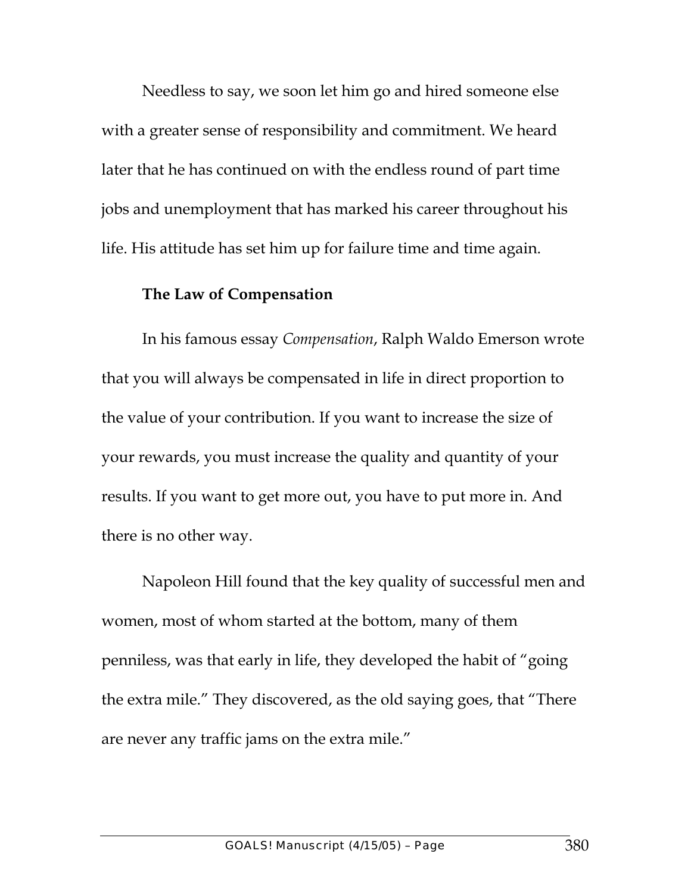Needless to say, we soon let him go and hired someone else with a greater sense of responsibility and commitment. We heard later that he has continued on with the endless round of part time jobs and unemployment that has marked his career throughout his life. His attitude has set him up for failure time and time again.

**The Law of Compensation**

In his famous essay *Compensation*, Ralph Waldo Emerson wrote that you will always be compensated in life in direct proportion to the value of your contribution. If you want to increase the size of your rewards, you must increase the quality and quantity of your results. If you want to get more out, you have to put more in. And there is no other way.

Napoleon Hill found that the key quality of successful men and women, most of whom started at the bottom, many of them penniless, was that early in life, they developed the habit of "going the extra mile." They discovered, as the old saying goes, that "There are never any traffic jams on the extra mile."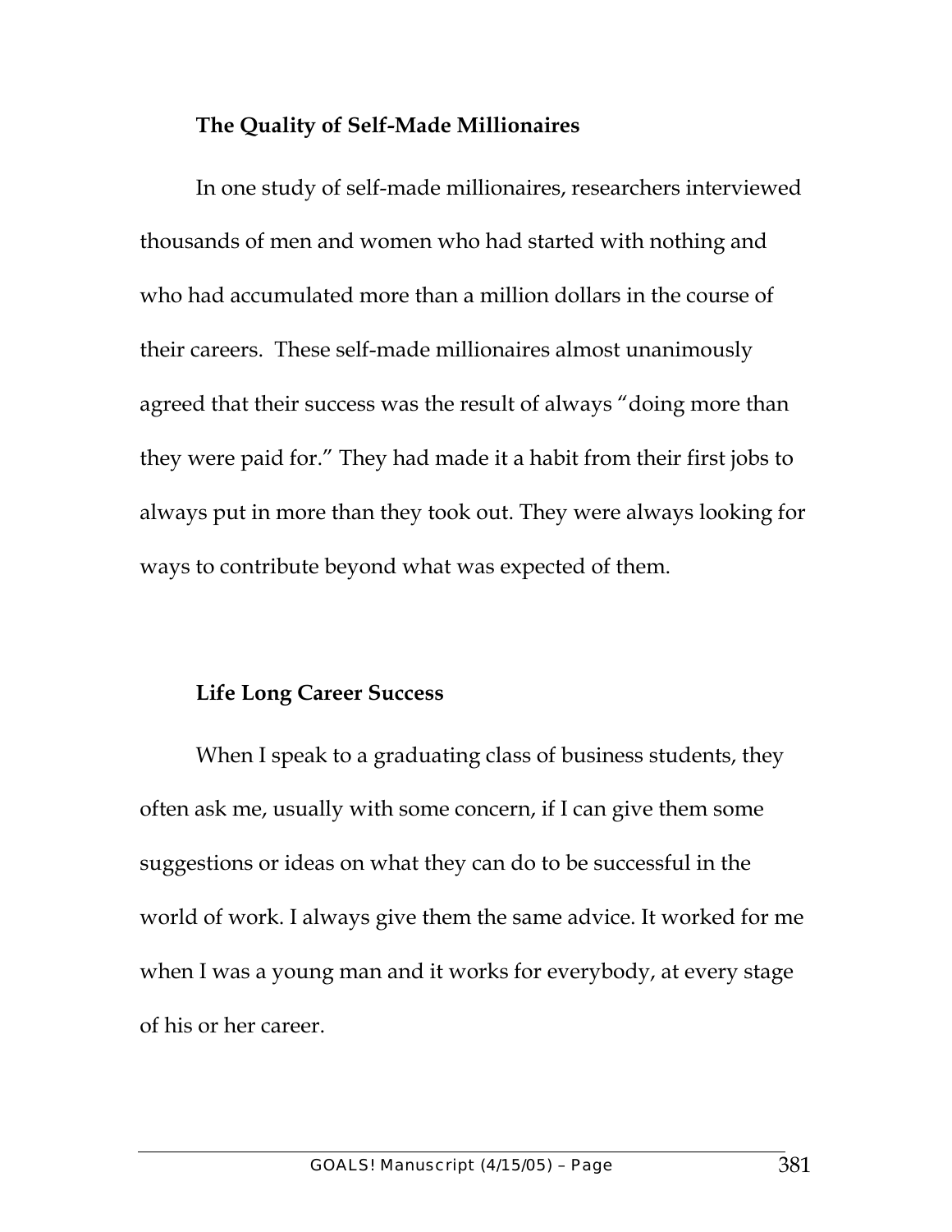### The Quality of Self-Made Millionaires

In one study of self-made millionaires, researchers interviewed thousands of men and women who had started with nothing and who had accumulated more than a million dollars in the course of their careers. These self-made millionaires almost unanimously agreed that their success was the result of always "doing more than they were paid for." They had made it a habit from their first jobs to always put in more than they took out. They were always looking for ways to contribute beyond what was expected of them.

### Life Long Career Success

When I speak to a graduating class of business students, they often ask me, usually with some concern, if I can give them some suggestions or ideas on what they can do to be successful in the world of work. I always give them the same advice. It worked for me when I was a young man and it works for everybody, at every stage of his or her career.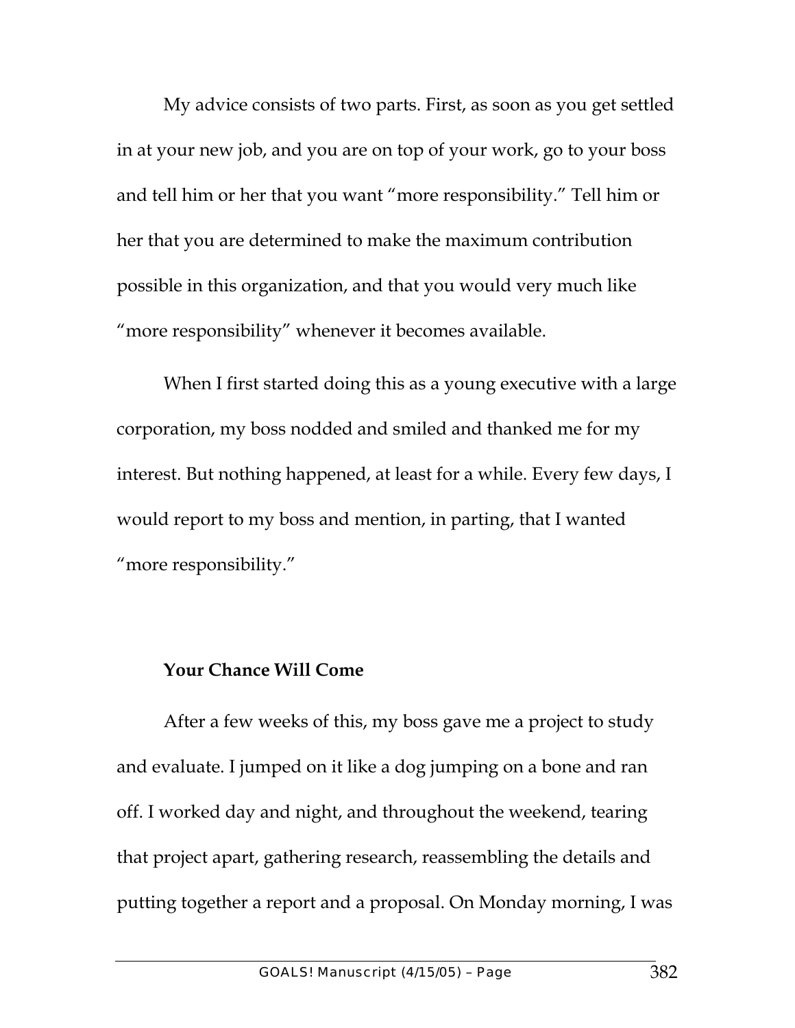My advice consists of two parts. First, as soon as you get settled in at your new job, and you are on top of your work, go to your boss and tell him or her that you want "more responsibility." Tell him or her that you are determined to make the maximum contribution possible in this organization, and that you would very much like "more responsibility" whenever it becomes available.

When I first started doing this as a young executive with a large corporation, my boss nodded and smiled and thanked me for my interest. But nothing happened, at least for a while. Every few days, I would report to my boss and mention, in parting, that I wanted "more responsibility."

### Your Chance Will Come

After a few weeks of this, my boss gave me a project to study and evaluate. I jumped on it like a dog jumping on a bone and ran off. I worked day and night, and throughout the weekend, tearing that project apart, gathering research, reassembling the details and putting together a report and a proposal. On Monday morning, I was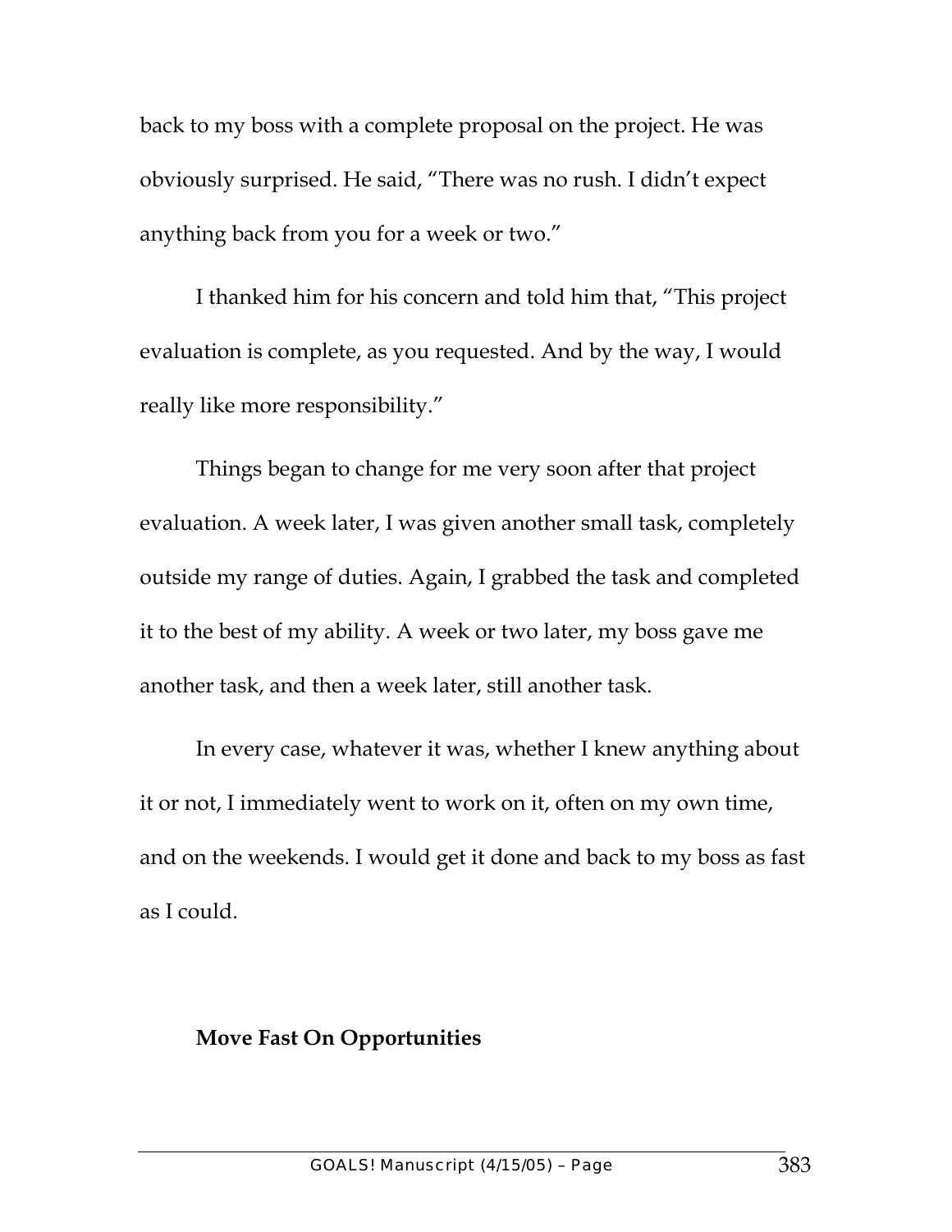back to my boss with a complete proposal on the project. He was obviously surprised. He said, "There was no rush. I didn't expect anything back from you for a week or two."

I thanked him for his concern and told him that, "This project evaluation is complete, as you requested. And by the way, I would really like more responsibility."

Things began to change for me very soon after that project evaluation. A week later, I was given another small task, completely outside my range of duties. Again, I grabbed the task and completed it to the best of my ability. A week or two later, my boss gave me another task, and then a week later, still another task.

In every case, whatever it was, whether I knew anything about it or not, I immediately went to work on it, often on my own time, and on the weekends. I would get it done and back to my boss as fast as I could.

**Move Fast On Opportunities**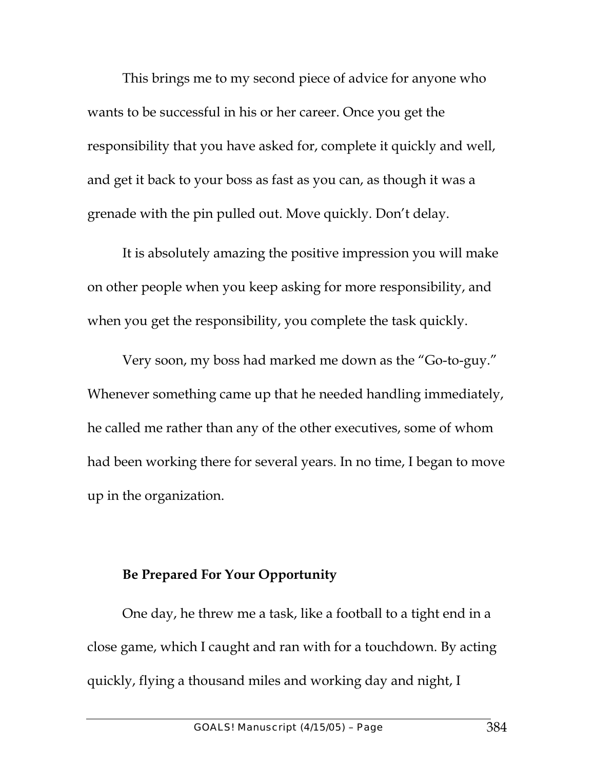This brings me to my second piece of advice for anyone who wants to be successful in his or her career. Once you get the responsibility that you have asked for, complete it quickly and well, and get it back to your boss as fast as you can, as though it was a grenade with the pin pulled out. Move quickly. Don't delay.

It is absolutely amazing the positive impression you will make on other people when you keep asking for more responsibility, and when you get the responsibility, you complete the task quickly.

Very soon, my boss had marked me down as the "Go-to-guy." Whenever something came up that he needed handling immediately, he called me rather than any of the other executives, some of whom had been working there for several years. In no time, I began to move up in the organization.

**Be Prepared For Your Opportunity**

One day, he threw me a task, like a football to a tight end in a close game, which I caught and ran with for a touchdown. By acting quickly, flying a thousand miles and working day and night, I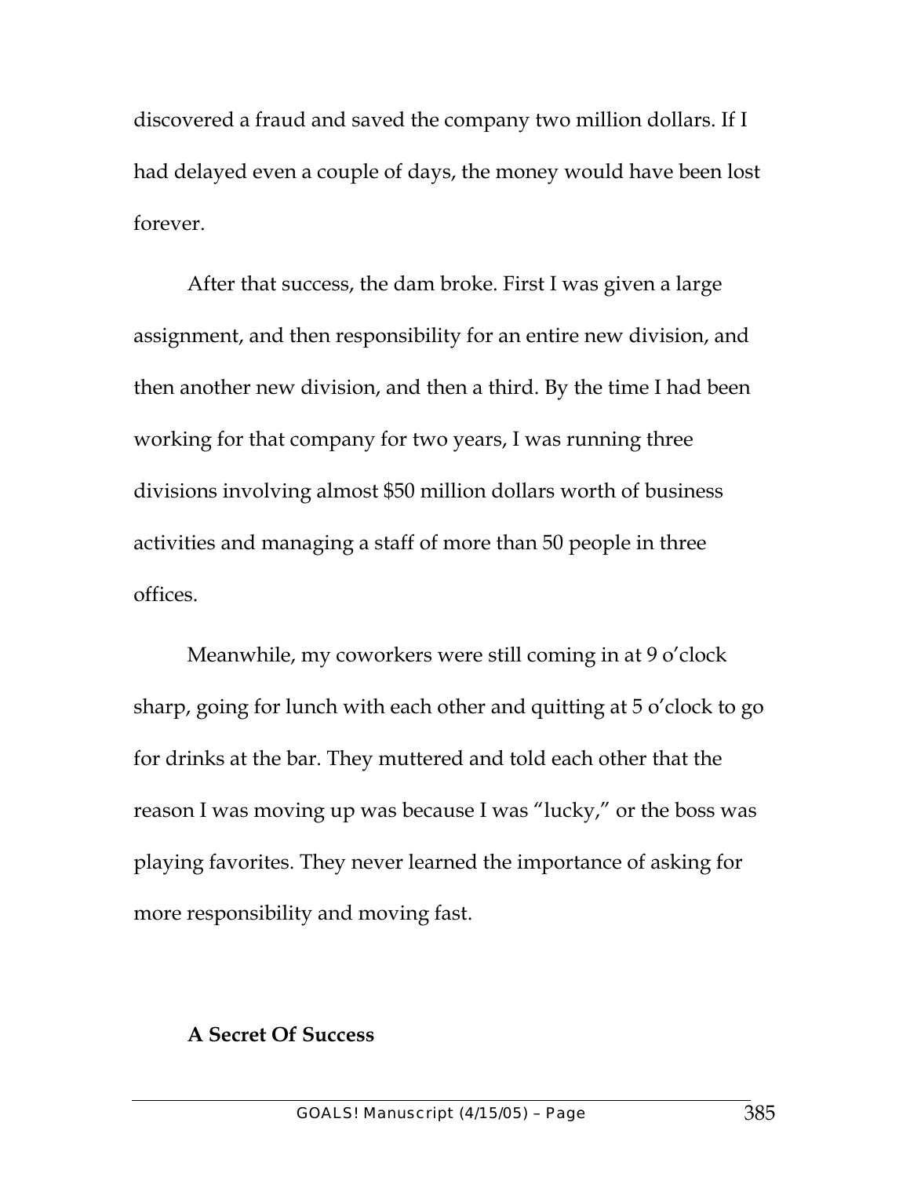discovered a fraud and saved the company two million dollars. If I had delayed even a couple of days, the money would have been lost forever.

After that success, the dam broke. First I was given a large assignment, and then responsibility for an entire new division, and then another new division, and then a third. By the time I had been working for that company for two years, I was running three divisions involving almost $50 million dollars worth of business activities and managing a staff of more than 50 people in three offices.

Meanwhile, my coworkers were still coming in at 9 o'clock sharp, going for lunch with each other and quitting at 5 o'clock to go for drinks at the bar. They muttered and told each other that the reason I was moving up was because I was "lucky," or the boss was playing favorites. They never learned the importance of asking for more responsibility and moving fast.

**A Secret Of Success**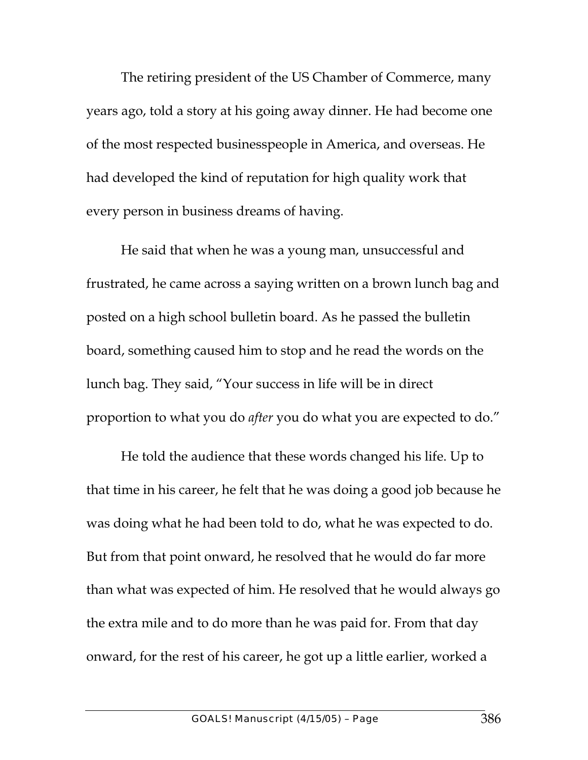The retiring president of the US Chamber of Commerce, many years ago, told a story at his going away dinner. He had become one of the most respected businesspeople in America, and overseas. He had developed the kind of reputation for high quality work that every person in business dreams of having.

He said that when he was a young man, unsuccessful and frustrated, he came across a saying written on a brown lunch bag and posted on a high school bulletin board. As he passed the bulletin board, something caused him to stop and he read the words on the lunch bag. They said, "Your success in life will be in direct proportion to what you do *after* you do what you are expected to do."

He told the audience that these words changed his life. Up to that time in his career, he felt that he was doing a good job because he was doing what he had been told to do, what he was expected to do. But from that point onward, he resolved that he would do far more than what was expected of him. He resolved that he would always go the extra mile and to do more than he was paid for. From that day onward, for the rest of his career, he got up a little earlier, worked a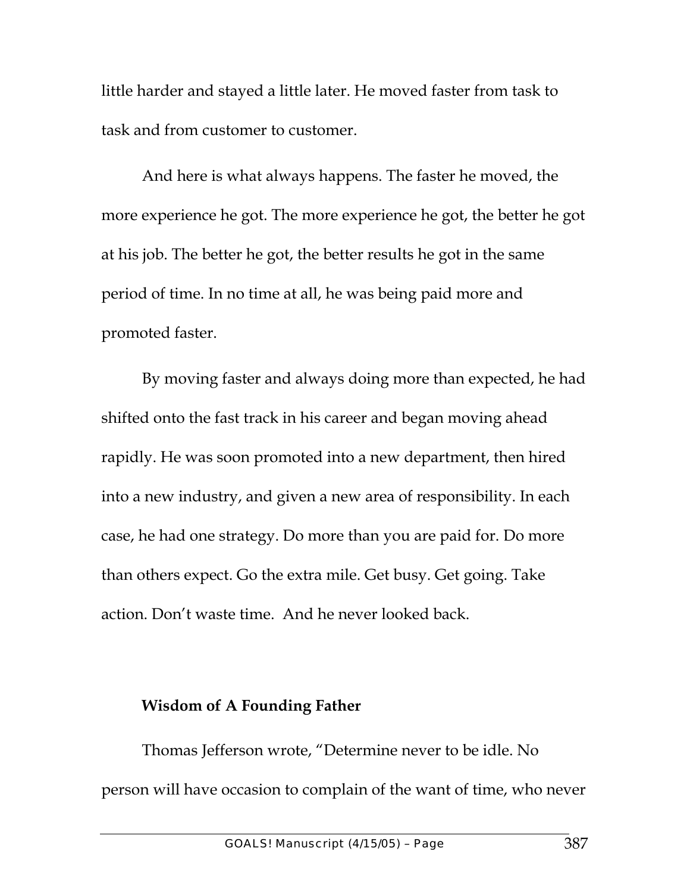little harder and stayed a little later. He moved faster from task to task and from customer to customer.

And here is what always happens. The faster he moved, the more experience he got. The more experience he got, the better he got at his job. The better he got, the better results he got in the same period of time. In no time at all, he was being paid more and promoted faster.

By moving faster and always doing more than expected, he had shifted onto the fast track in his career and began moving ahead rapidly. He was soon promoted into a new department, then hired into a new industry, and given a new area of responsibility. In each case, he had one strategy. Do more than you are paid for. Do more than others expect. Go the extra mile. Get busy. Get going. Take action. Don't waste time.  And he never looked back.

**Wisdom of A Founding Father**

Thomas Jefferson wrote, "Determine never to be idle. No person will have occasion to complain of the want of time, who never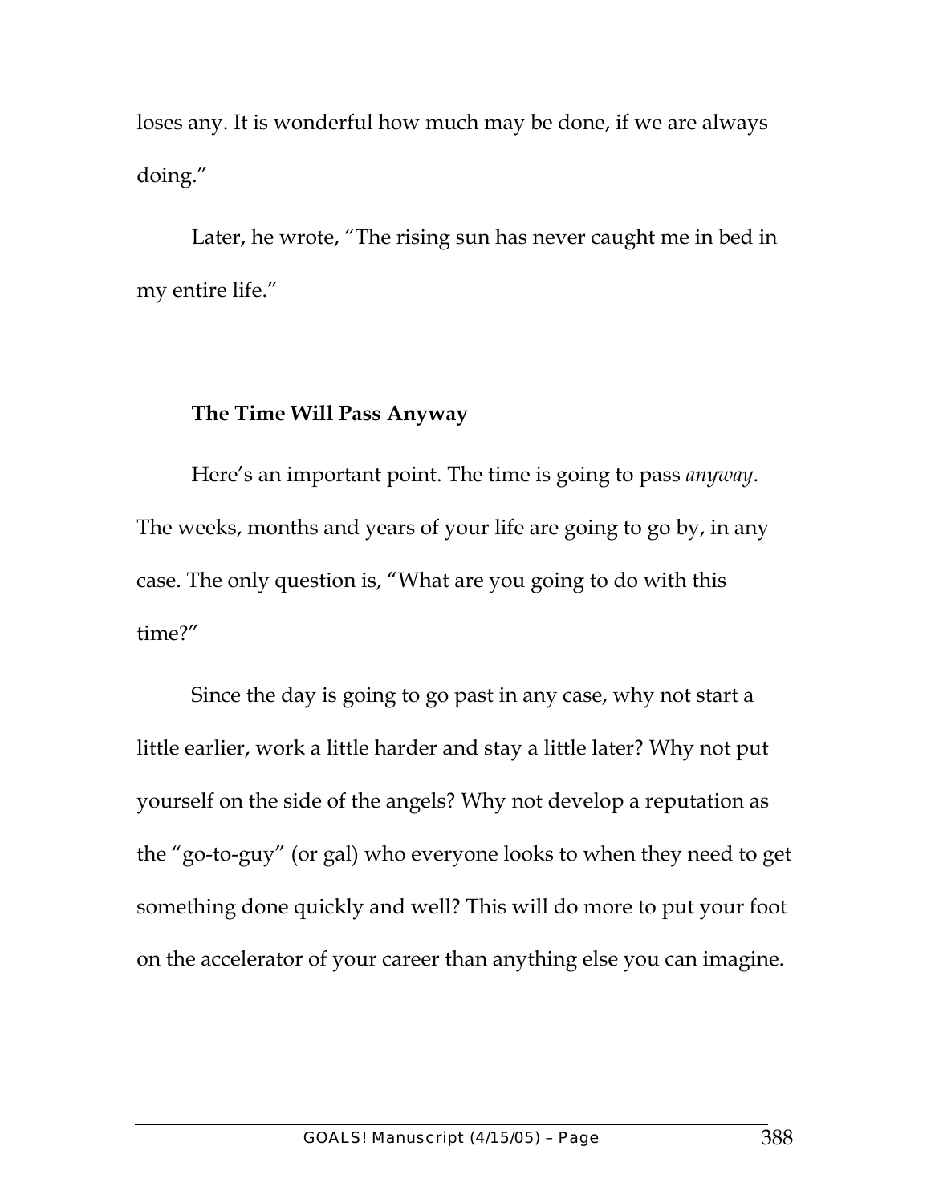loses any. It is wonderful how much may be done, if we are always doing."

Later, he wrote, "The rising sun has never caught me in bed in my entire life."

**The Time Will Pass Anyway**

Here's an important point. The time is going to pass *anyway*. The weeks, months and years of your life are going to go by, in any case. The only question is, "What are you going to do with this time?"

Since the day is going to go past in any case, why not start a little earlier, work a little harder and stay a little later? Why not put yourself on the side of the angels? Why not develop a reputation as the "go-to-guy" (or gal) who everyone looks to when they need to get something done quickly and well? This will do more to put your foot on the accelerator of your career than anything else you can imagine.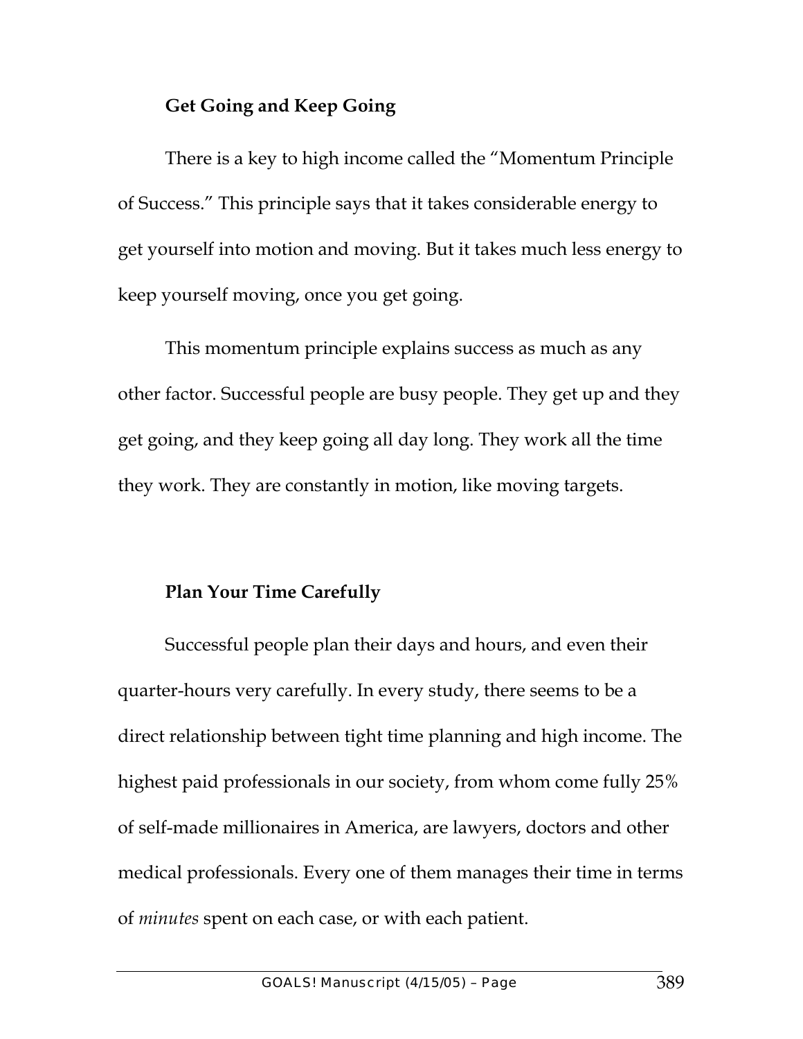### Get Going and Keep Going

There is a key to high income called the "Momentum Principle of Success." This principle says that it takes considerable energy to get yourself into motion and moving. But it takes much less energy to keep yourself moving, once you get going.

This momentum principle explains success as much as any other factor. Successful people are busy people. They get up and they get going, and they keep going all day long. They work all the time they work. They are constantly in motion, like moving targets.

### Plan Your Time Carefully

Successful people plan their days and hours, and even their quarter-hours very carefully. In every study, there seems to be a direct relationship between tight time planning and high income. The highest paid professionals in our society, from whom come fully 25% of self-made millionaires in America, are lawyers, doctors and other medical professionals. Every one of them manages their time in terms of *minutes* spent on each case, or with each patient.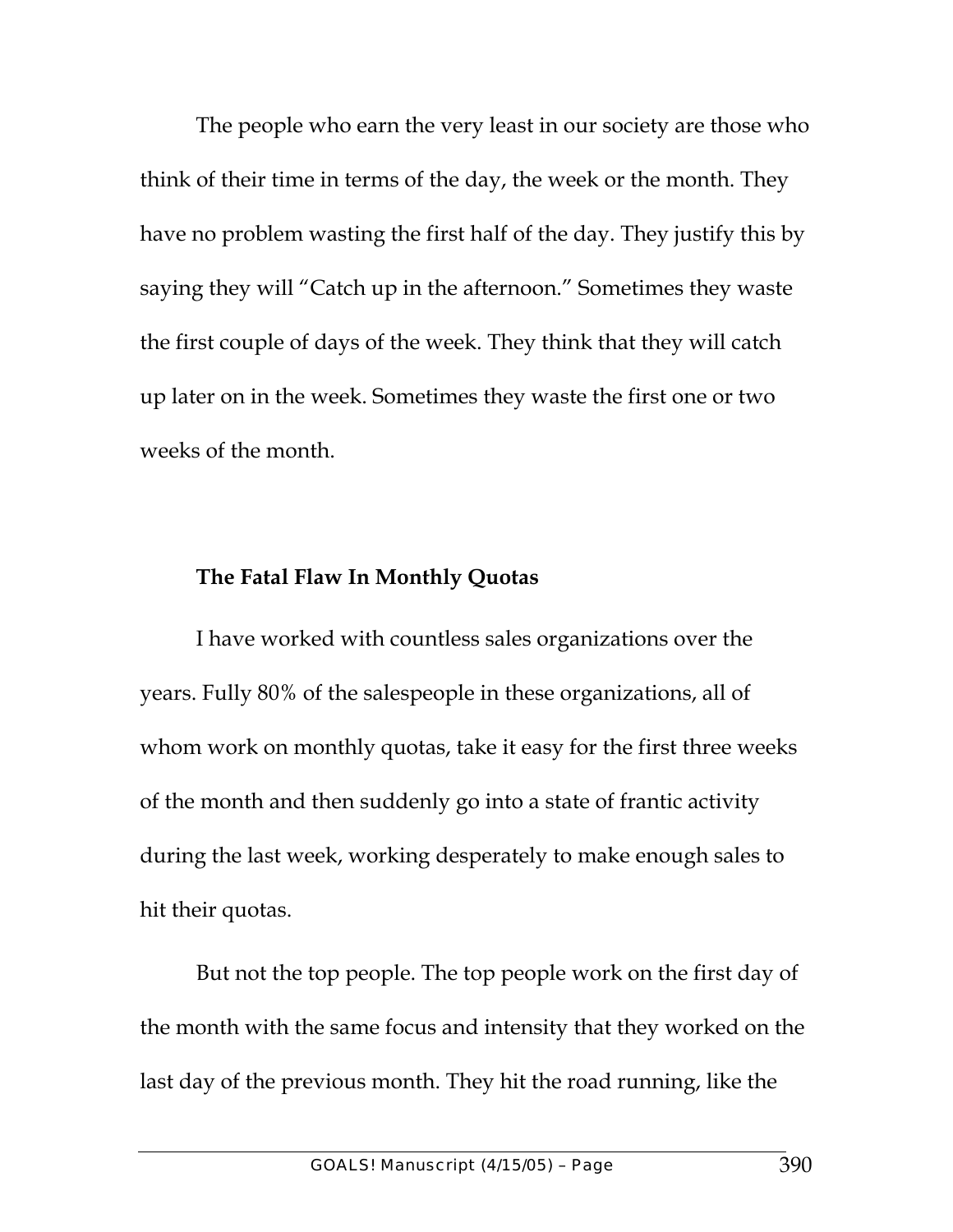The people who earn the very least in our society are those who think of their time in terms of the day, the week or the month. They have no problem wasting the first half of the day. They justify this by saying they will "Catch up in the afternoon." Sometimes they waste the first couple of days of the week. They think that they will catch up later on in the week. Sometimes they waste the first one or two weeks of the month.

### The Fatal Flaw In Monthly Quotas

I have worked with countless sales organizations over the years. Fully 80% of the salespeople in these organizations, all of whom work on monthly quotas, take it easy for the first three weeks of the month and then suddenly go into a state of frantic activity during the last week, working desperately to make enough sales to hit their quotas.

But not the top people. The top people work on the first day of the month with the same focus and intensity that they worked on the last day of the previous month. They hit the road running, like the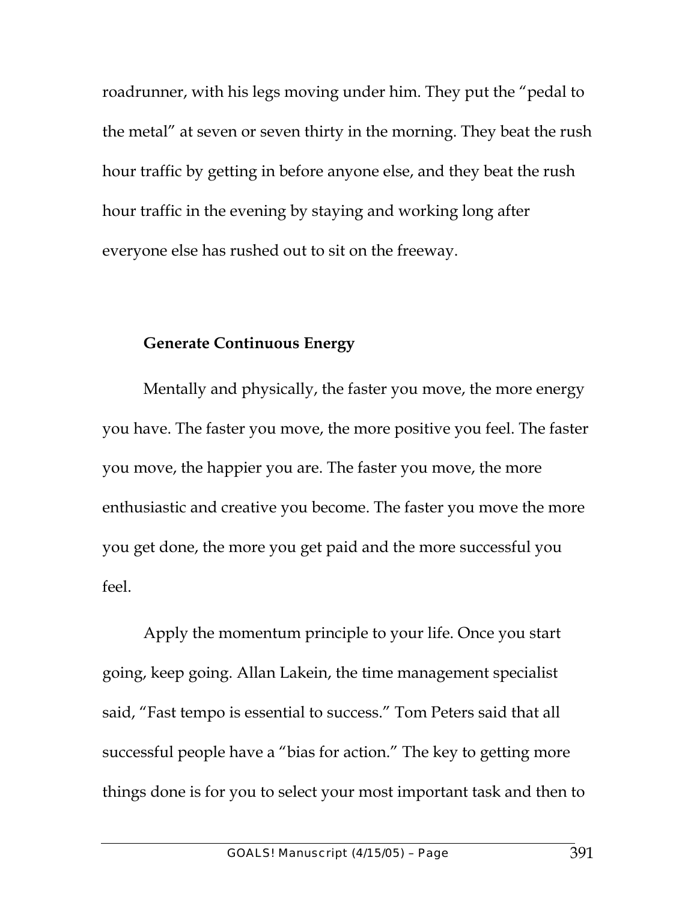roadrunner, with his legs moving under him. They put the "pedal to the metal" at seven or seven thirty in the morning. They beat the rush hour traffic by getting in before anyone else, and they beat the rush hour traffic in the evening by staying and working long after everyone else has rushed out to sit on the freeway.

**Generate Continuous Energy**

Mentally and physically, the faster you move, the more energy you have. The faster you move, the more positive you feel. The faster you move, the happier you are. The faster you move, the more enthusiastic and creative you become. The faster you move the more you get done, the more you get paid and the more successful you feel.

Apply the momentum principle to your life. Once you start going, keep going. Allan Lakein, the time management specialist said, "Fast tempo is essential to success." Tom Peters said that all successful people have a "bias for action." The key to getting more things done is for you to select your most important task and then to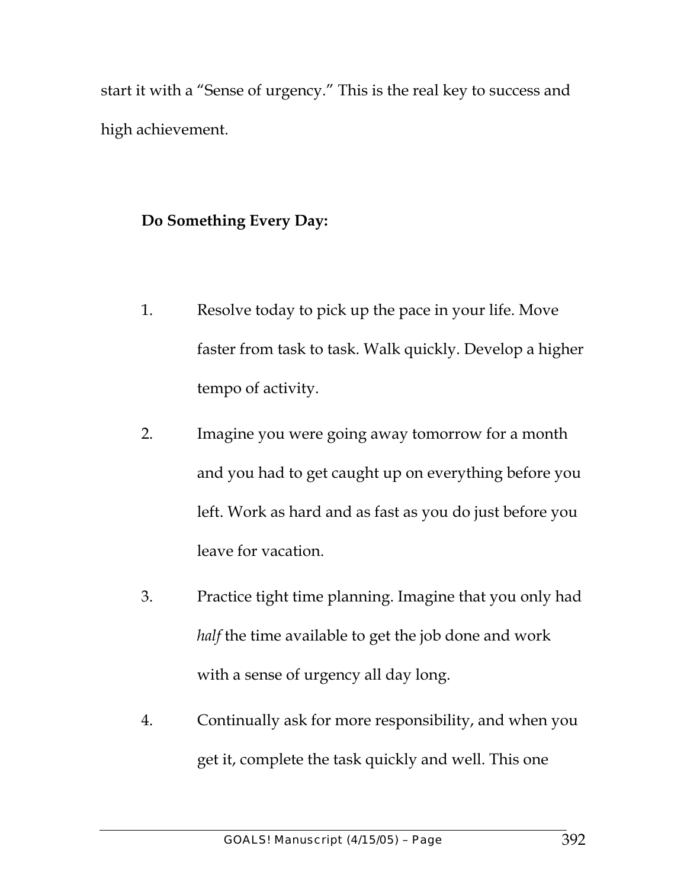start it with a "Sense of urgency." This is the real key to success and high achievement.

**Do Something Every Day:**

1. Resolve today to pick up the pace in your life. Move faster from task to task. Walk quickly. Develop a higher tempo of activity.

2. Imagine you were going away tomorrow for a month and you had to get caught up on everything before you left. Work as hard and as fast as you do just before you leave for vacation.

3. Practice tight time planning. Imagine that you only had *half* the time available to get the job done and work with a sense of urgency all day long.

4. Continually ask for more responsibility, and when you get it, complete the task quickly and well. This one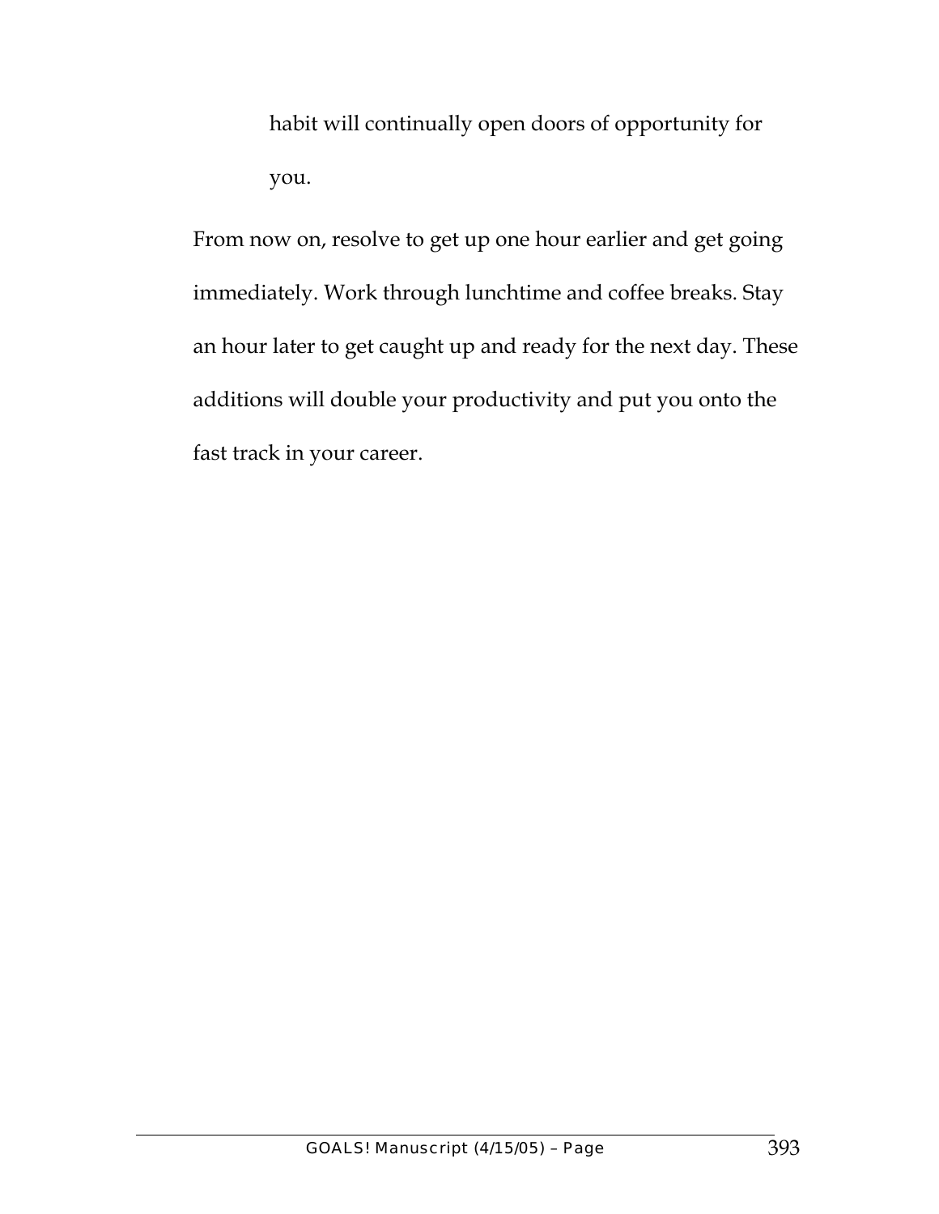> habit will continually open doors of opportunity for you.

From now on, resolve to get up one hour earlier and get going immediately. Work through lunchtime and coffee breaks. Stay an hour later to get caught up and ready for the next day. These additions will double your productivity and put you onto the fast track in your career.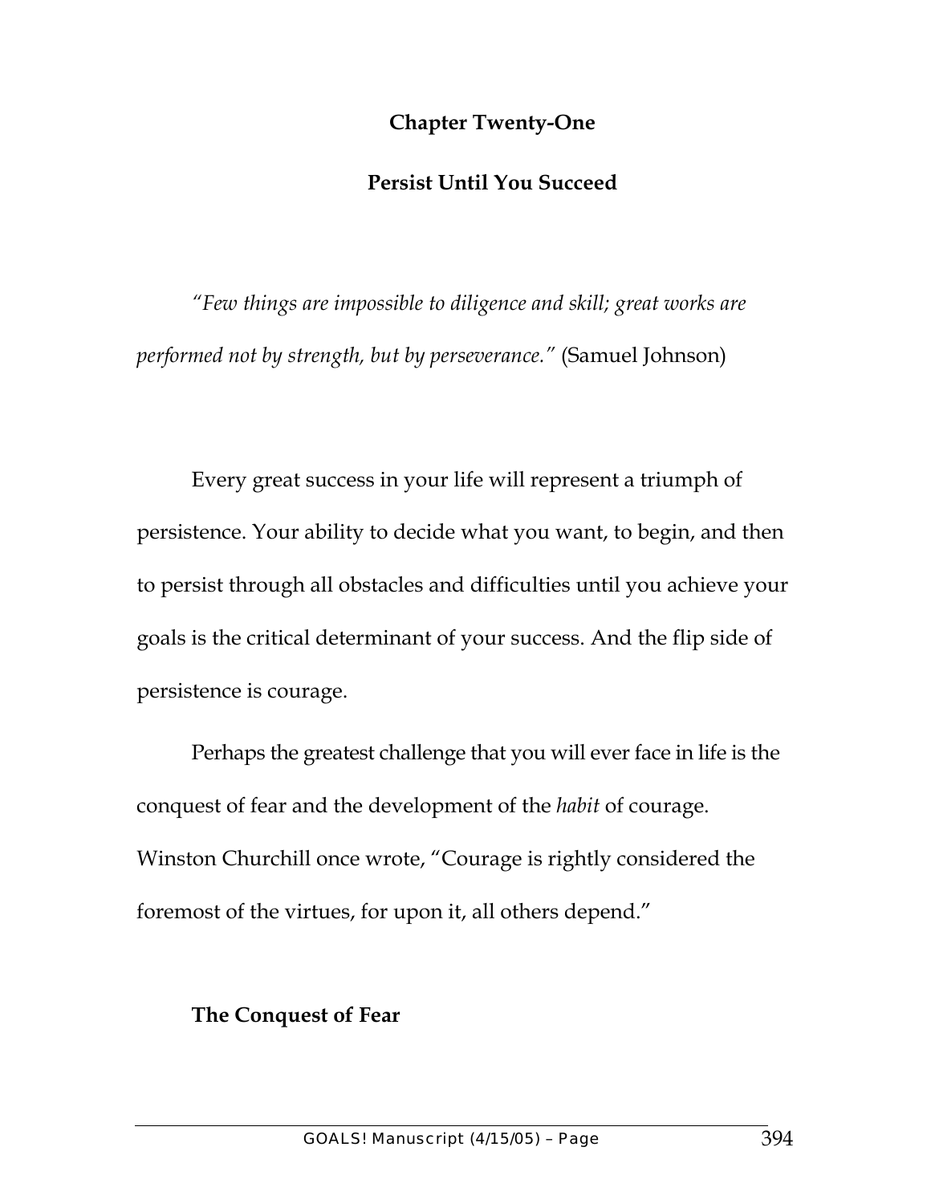## Chapter Twenty-One

## Persist Until You Succeed

*"Few things are impossible to diligence and skill; great works are performed not by strength, but by perseverance."* (Samuel Johnson)

Every great success in your life will represent a triumph of persistence. Your ability to decide what you want, to begin, and then to persist through all obstacles and difficulties until you achieve your goals is the critical determinant of your success. And the flip side of persistence is courage.

Perhaps the greatest challenge that you will ever face in life is the conquest of fear and the development of the *habit* of courage. Winston Churchill once wrote, "Courage is rightly considered the foremost of the virtues, for upon it, all others depend."

### The Conquest of Fear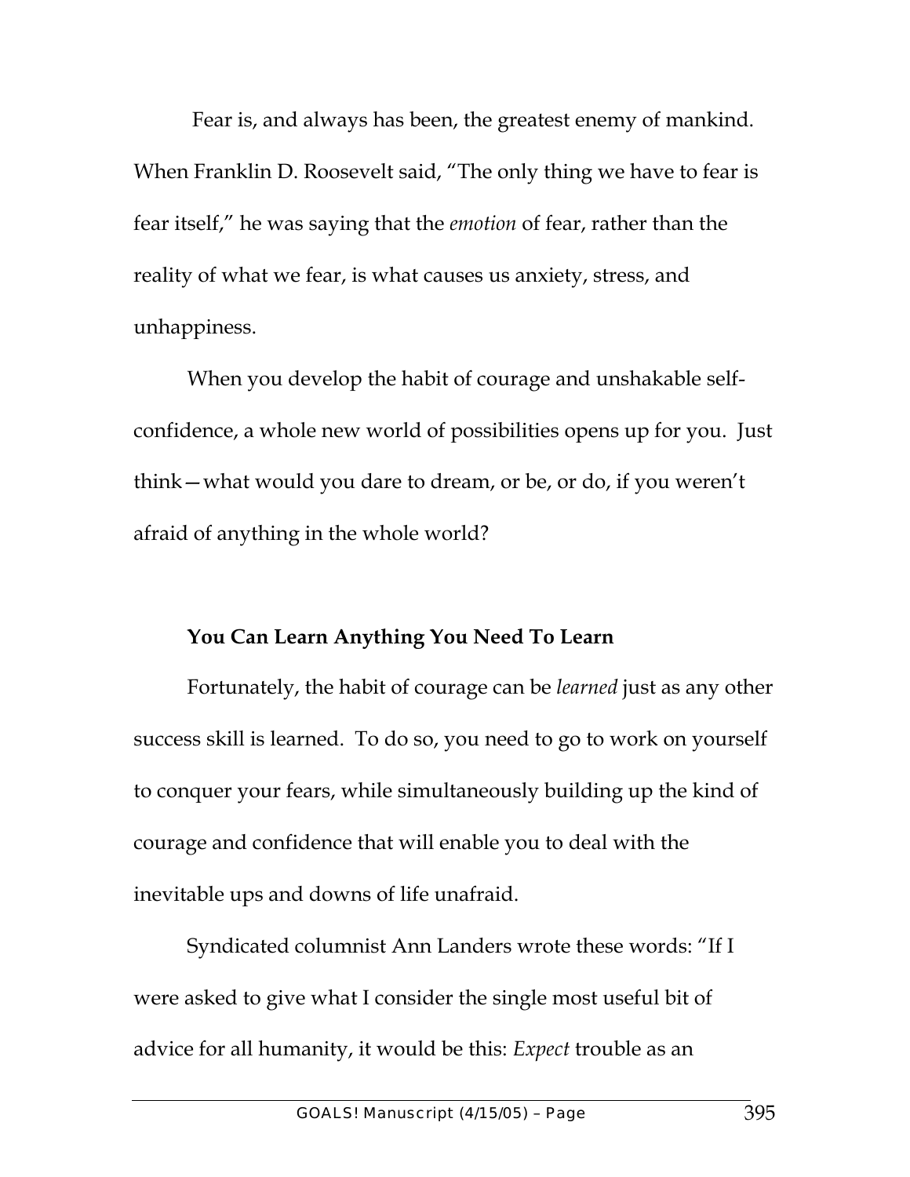Fear is, and always has been, the greatest enemy of mankind. When Franklin D. Roosevelt said, "The only thing we have to fear is fear itself," he was saying that the *emotion* of fear, rather than the reality of what we fear, is what causes us anxiety, stress, and unhappiness.

When you develop the habit of courage and unshakable self-confidence, a whole new world of possibilities opens up for you. Just think—what would you dare to dream, or be, or do, if you weren't afraid of anything in the whole world?

**You Can Learn Anything You Need To Learn**

Fortunately, the habit of courage can be *learned* just as any other success skill is learned. To do so, you need to go to work on yourself to conquer your fears, while simultaneously building up the kind of courage and confidence that will enable you to deal with the inevitable ups and downs of life unafraid.

Syndicated columnist Ann Landers wrote these words: "If I were asked to give what I consider the single most useful bit of advice for all humanity, it would be this: *Expect* trouble as an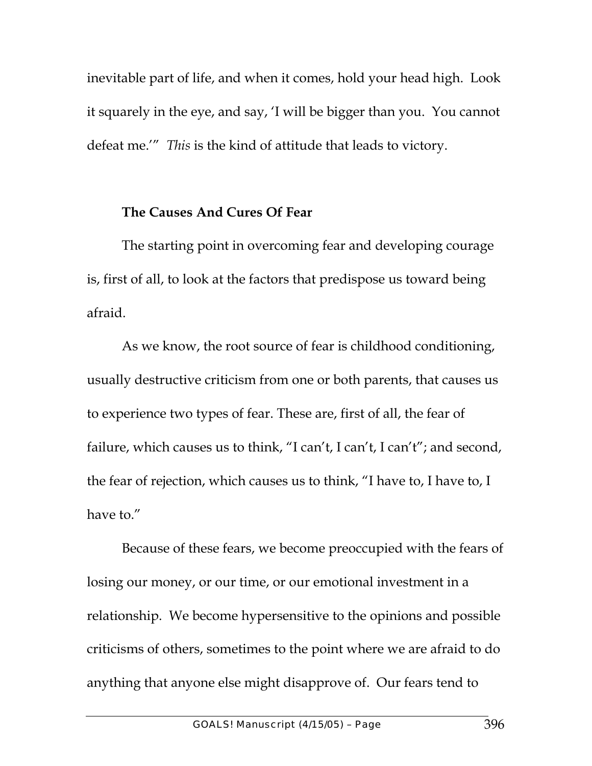inevitable part of life, and when it comes, hold your head high. Look it squarely in the eye, and say, 'I will be bigger than you. You cannot defeat me.'" *This* is the kind of attitude that leads to victory.

### The Causes And Cures Of Fear

The starting point in overcoming fear and developing courage is, first of all, to look at the factors that predispose us toward being afraid.

As we know, the root source of fear is childhood conditioning, usually destructive criticism from one or both parents, that causes us to experience two types of fear. These are, first of all, the fear of failure, which causes us to think, "I can't, I can't, I can't"; and second, the fear of rejection, which causes us to think, "I have to, I have to, I have to."

Because of these fears, we become preoccupied with the fears of losing our money, or our time, or our emotional investment in a relationship. We become hypersensitive to the opinions and possible criticisms of others, sometimes to the point where we are afraid to do anything that anyone else might disapprove of. Our fears tend to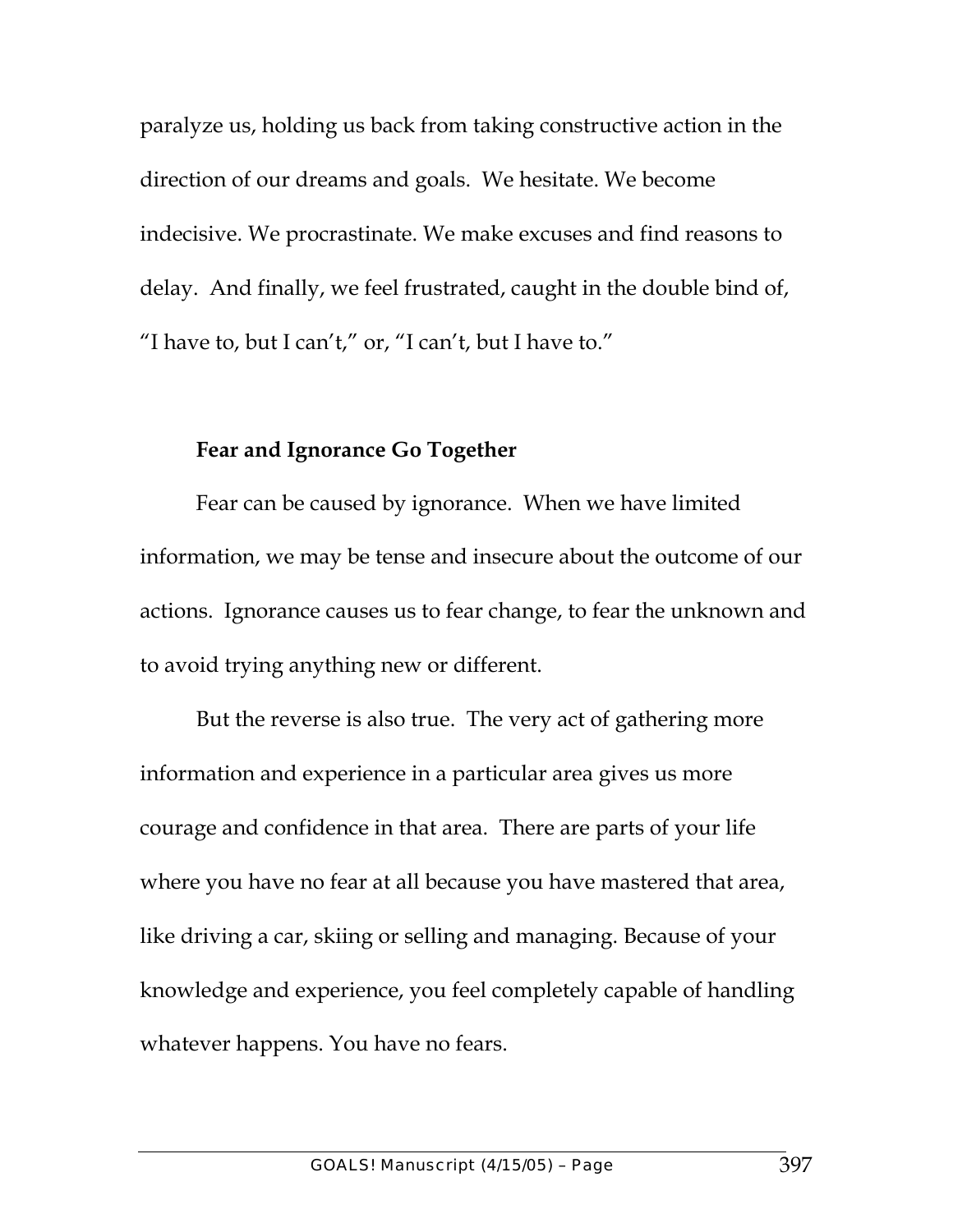paralyze us, holding us back from taking constructive action in the direction of our dreams and goals. We hesitate. We become indecisive. We procrastinate. We make excuses and find reasons to delay. And finally, we feel frustrated, caught in the double bind of, "I have to, but I can't," or, "I can't, but I have to."

**Fear and Ignorance Go Together**

Fear can be caused by ignorance. When we have limited information, we may be tense and insecure about the outcome of our actions. Ignorance causes us to fear change, to fear the unknown and to avoid trying anything new or different.

But the reverse is also true. The very act of gathering more information and experience in a particular area gives us more courage and confidence in that area. There are parts of your life where you have no fear at all because you have mastered that area, like driving a car, skiing or selling and managing. Because of your knowledge and experience, you feel completely capable of handling whatever happens. You have no fears.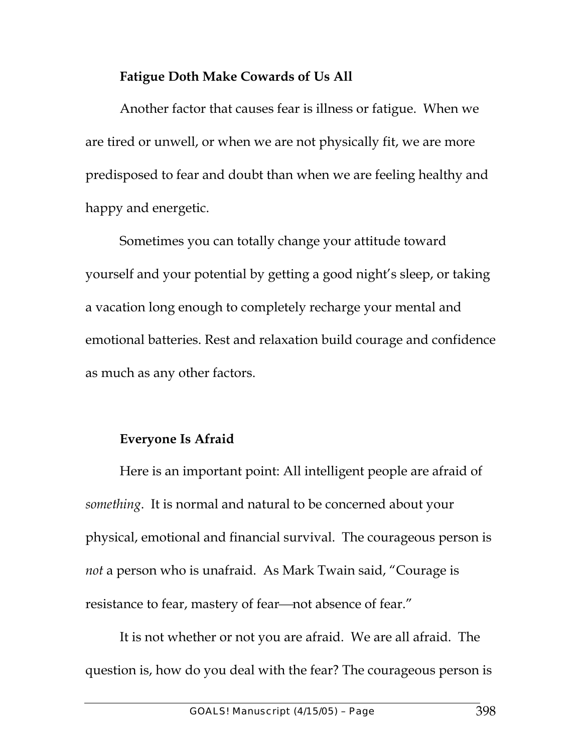### Fatigue Doth Make Cowards of Us All

Another factor that causes fear is illness or fatigue. When we are tired or unwell, or when we are not physically fit, we are more predisposed to fear and doubt than when we are feeling healthy and happy and energetic.

Sometimes you can totally change your attitude toward yourself and your potential by getting a good night's sleep, or taking a vacation long enough to completely recharge your mental and emotional batteries. Rest and relaxation build courage and confidence as much as any other factors.

### Everyone Is Afraid

Here is an important point: All intelligent people are afraid of *something*. It is normal and natural to be concerned about your physical, emotional and financial survival. The courageous person is *not* a person who is unafraid. As Mark Twain said, "Courage is resistance to fear, mastery of fear—not absence of fear."

It is not whether or not you are afraid. We are all afraid. The question is, how do you deal with the fear? The courageous person is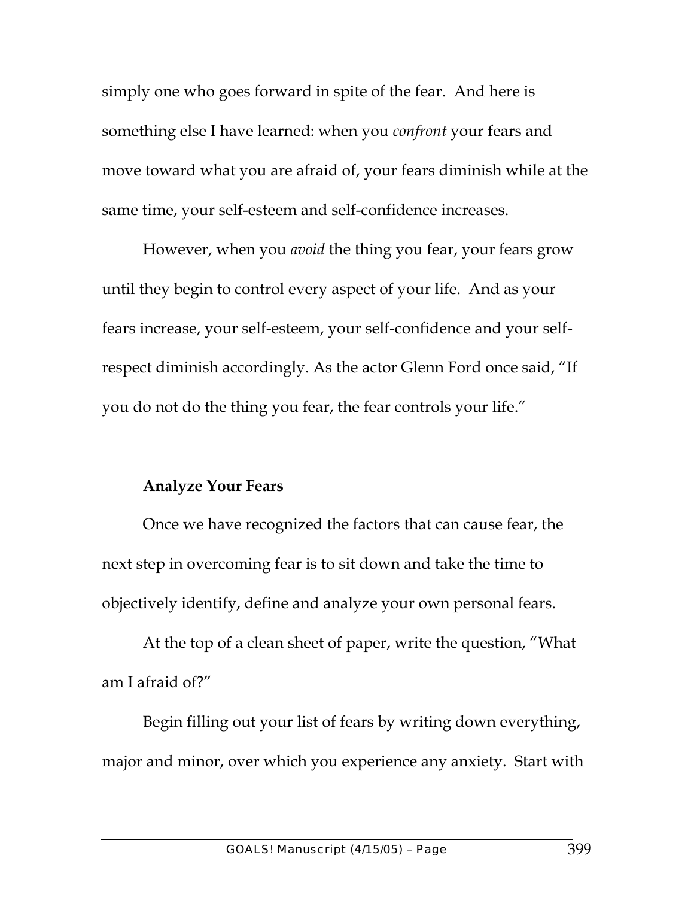simply one who goes forward in spite of the fear. And here is something else I have learned: when you *confront* your fears and move toward what you are afraid of, your fears diminish while at the same time, your self-esteem and self-confidence increases.

However, when you *avoid* the thing you fear, your fears grow until they begin to control every aspect of your life. And as your fears increase, your self-esteem, your self-confidence and your self-respect diminish accordingly. As the actor Glenn Ford once said, "If you do not do the thing you fear, the fear controls your life."

**Analyze Your Fears**

Once we have recognized the factors that can cause fear, the next step in overcoming fear is to sit down and take the time to objectively identify, define and analyze your own personal fears.

At the top of a clean sheet of paper, write the question, "What am I afraid of?"

Begin filling out your list of fears by writing down everything, major and minor, over which you experience any anxiety. Start with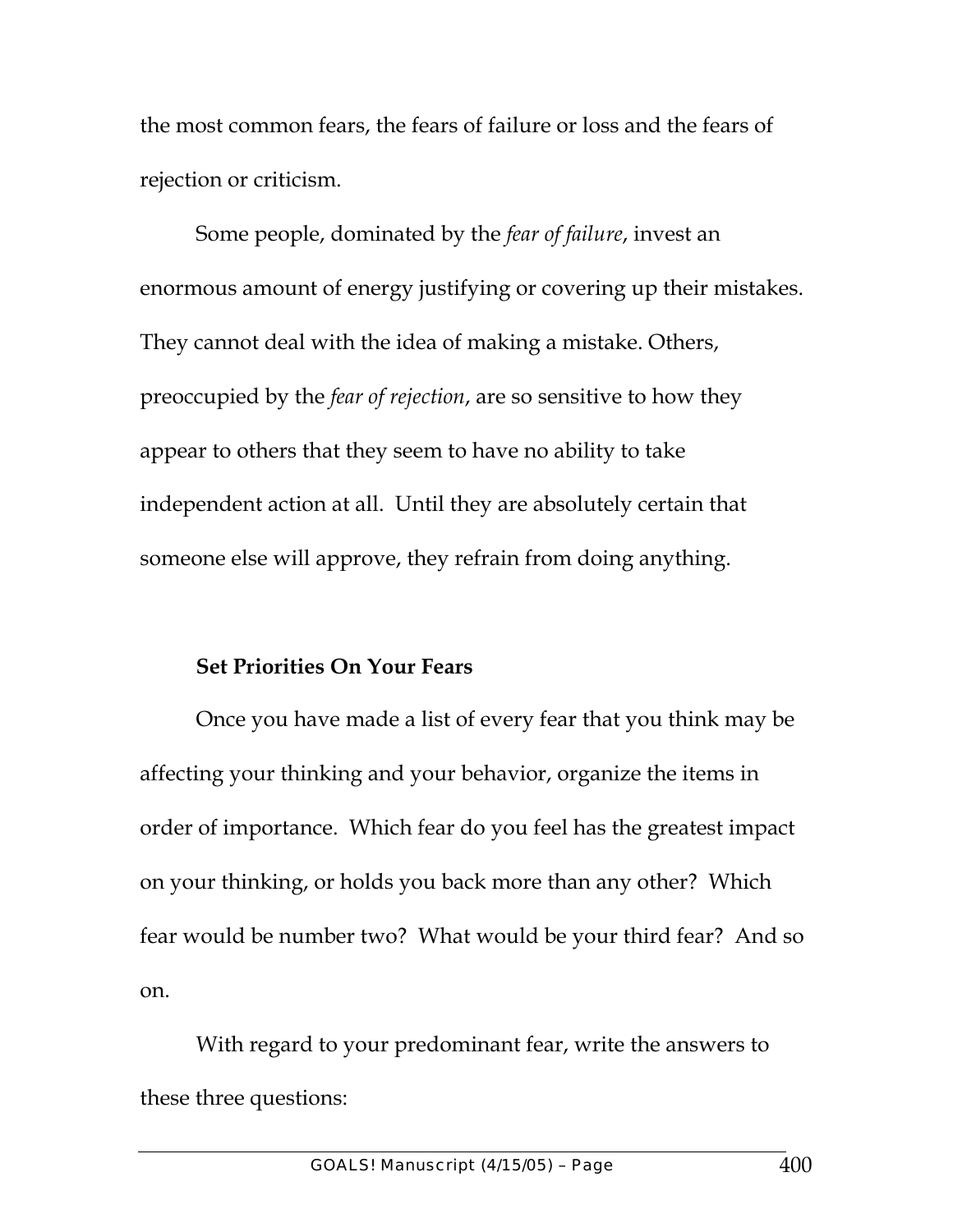the most common fears, the fears of failure or loss and the fears of rejection or criticism.

Some people, dominated by the *fear of failure*, invest an enormous amount of energy justifying or covering up their mistakes. They cannot deal with the idea of making a mistake. Others, preoccupied by the *fear of rejection*, are so sensitive to how they appear to others that they seem to have no ability to take independent action at all. Until they are absolutely certain that someone else will approve, they refrain from doing anything.

### Set Priorities On Your Fears

Once you have made a list of every fear that you think may be affecting your thinking and your behavior, organize the items in order of importance. Which fear do you feel has the greatest impact on your thinking, or holds you back more than any other? Which fear would be number two? What would be your third fear? And so on.

With regard to your predominant fear, write the answers to these three questions: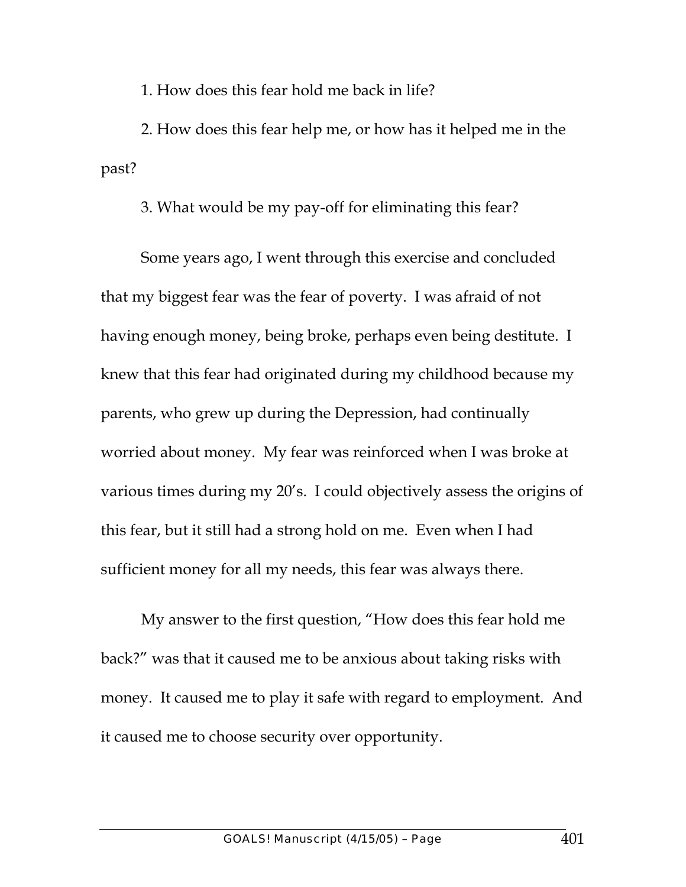1. How does this fear hold me back in life?

2. How does this fear help me, or how has it helped me in the past?

3. What would be my pay-off for eliminating this fear?

Some years ago, I went through this exercise and concluded that my biggest fear was the fear of poverty. I was afraid of not having enough money, being broke, perhaps even being destitute. I knew that this fear had originated during my childhood because my parents, who grew up during the Depression, had continually worried about money. My fear was reinforced when I was broke at various times during my 20's. I could objectively assess the origins of this fear, but it still had a strong hold on me. Even when I had sufficient money for all my needs, this fear was always there.

My answer to the first question, "How does this fear hold me back?" was that it caused me to be anxious about taking risks with money. It caused me to play it safe with regard to employment. And it caused me to choose security over opportunity.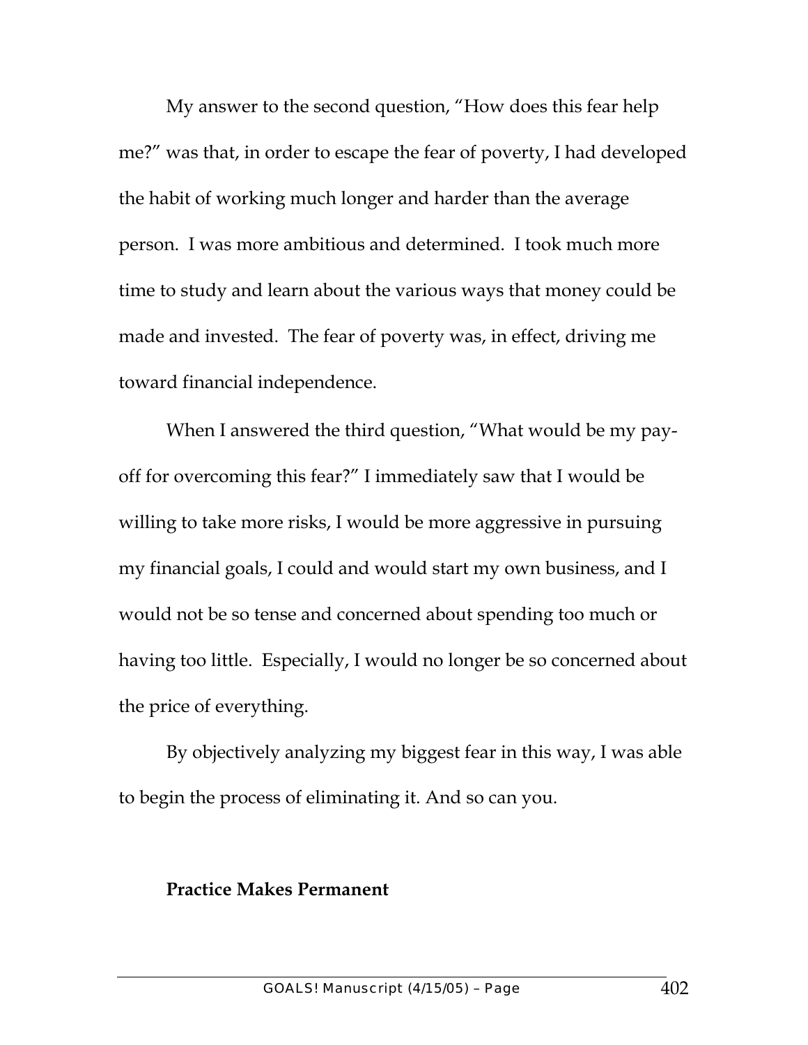My answer to the second question, "How does this fear help me?" was that, in order to escape the fear of poverty, I had developed the habit of working much longer and harder than the average person. I was more ambitious and determined. I took much more time to study and learn about the various ways that money could be made and invested. The fear of poverty was, in effect, driving me toward financial independence.

When I answered the third question, "What would be my pay-off for overcoming this fear?" I immediately saw that I would be willing to take more risks, I would be more aggressive in pursuing my financial goals, I could and would start my own business, and I would not be so tense and concerned about spending too much or having too little. Especially, I would no longer be so concerned about the price of everything.

By objectively analyzing my biggest fear in this way, I was able to begin the process of eliminating it. And so can you.

**Practice Makes Permanent**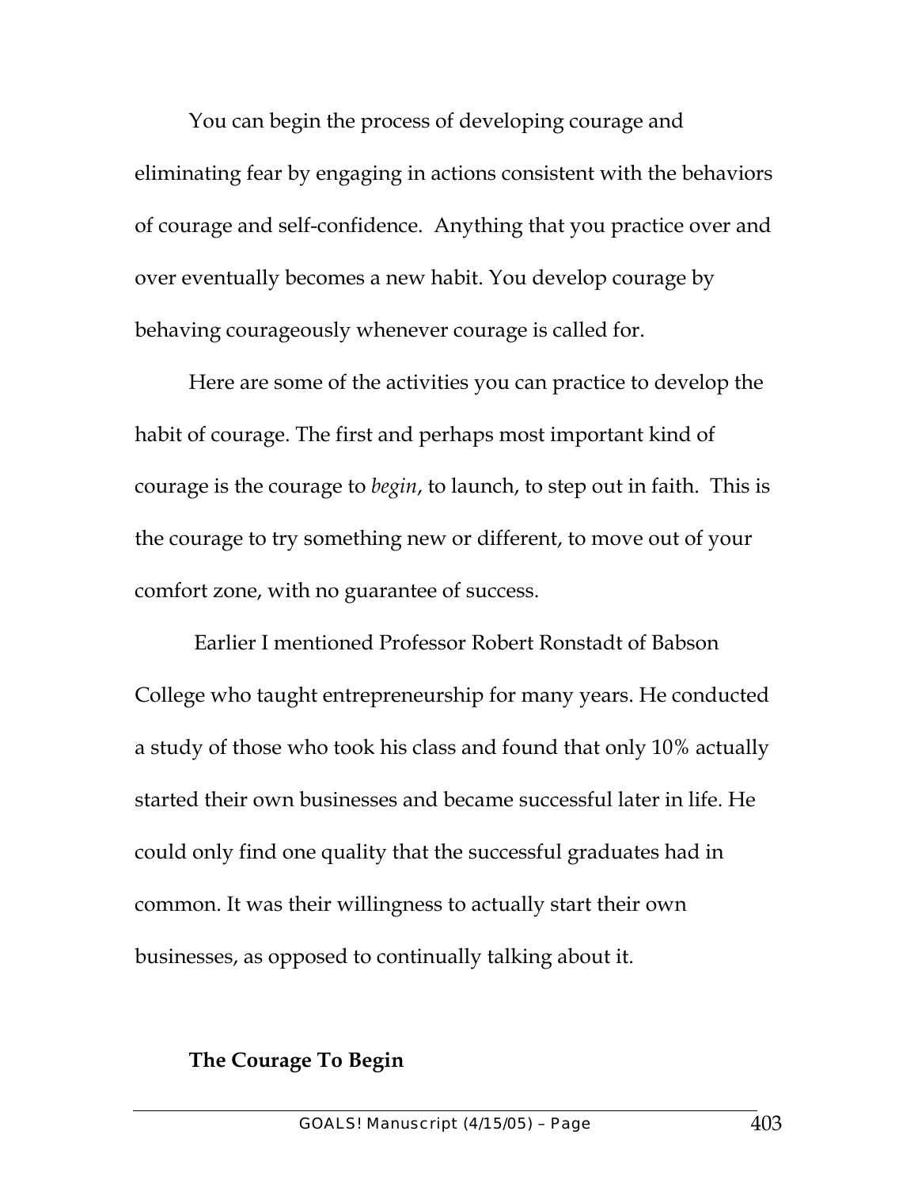You can begin the process of developing courage and eliminating fear by engaging in actions consistent with the behaviors of courage and self-confidence. Anything that you practice over and over eventually becomes a new habit. You develop courage by behaving courageously whenever courage is called for.

Here are some of the activities you can practice to develop the habit of courage. The first and perhaps most important kind of courage is the courage to *begin*, to launch, to step out in faith. This is the courage to try something new or different, to move out of your comfort zone, with no guarantee of success.

Earlier I mentioned Professor Robert Ronstadt of Babson College who taught entrepreneurship for many years. He conducted a study of those who took his class and found that only 10% actually started their own businesses and became successful later in life. He could only find one quality that the successful graduates had in common. It was their willingness to actually start their own businesses, as opposed to continually talking about it.

**The Courage To Begin**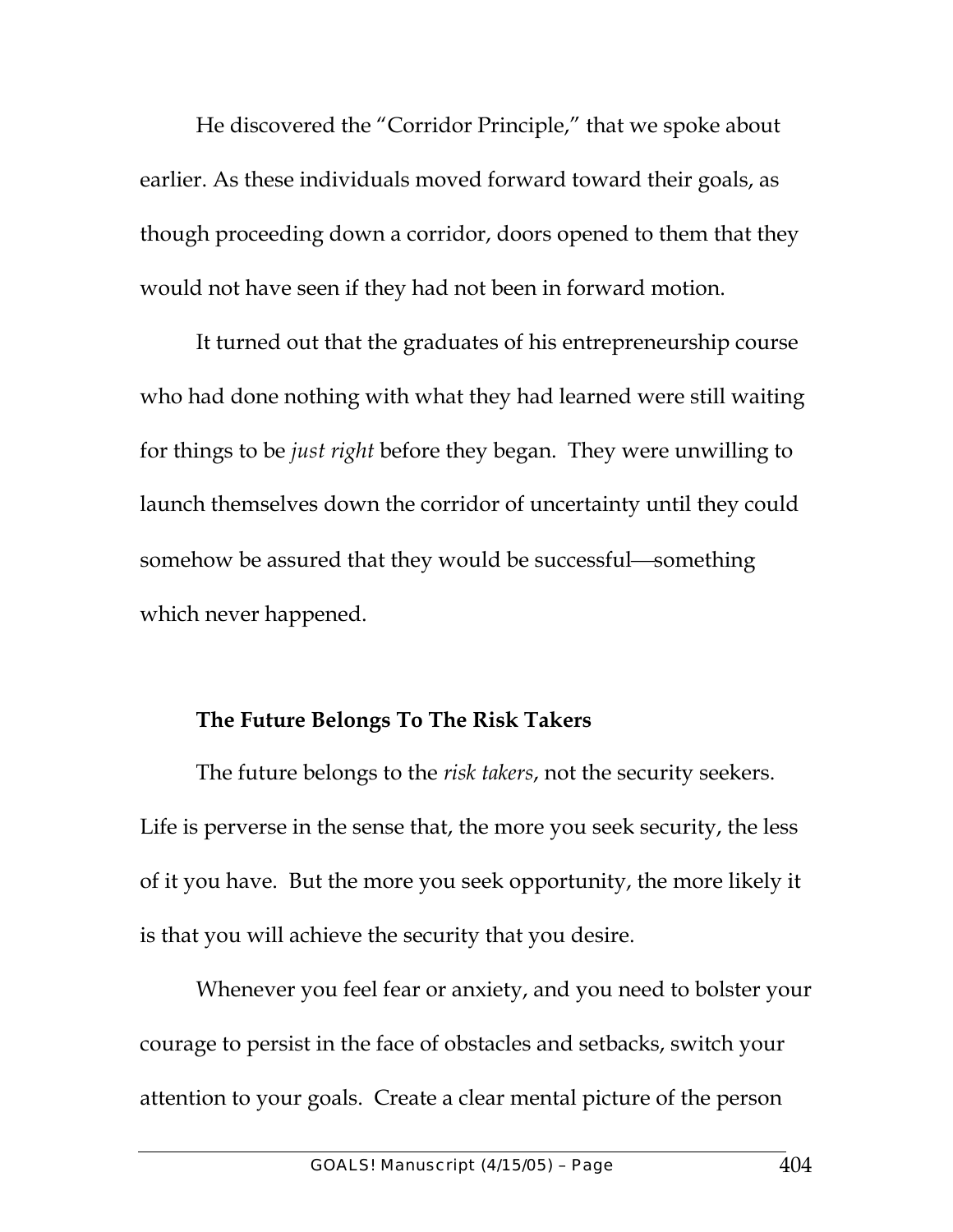He discovered the "Corridor Principle," that we spoke about earlier. As these individuals moved forward toward their goals, as though proceeding down a corridor, doors opened to them that they would not have seen if they had not been in forward motion.

It turned out that the graduates of his entrepreneurship course who had done nothing with what they had learned were still waiting for things to be *just right* before they began. They were unwilling to launch themselves down the corridor of uncertainty until they could somehow be assured that they would be successful—something which never happened.

**The Future Belongs To The Risk Takers**

The future belongs to the *risk takers*, not the security seekers. Life is perverse in the sense that, the more you seek security, the less of it you have. But the more you seek opportunity, the more likely it is that you will achieve the security that you desire.

Whenever you feel fear or anxiety, and you need to bolster your courage to persist in the face of obstacles and setbacks, switch your attention to your goals. Create a clear mental picture of the person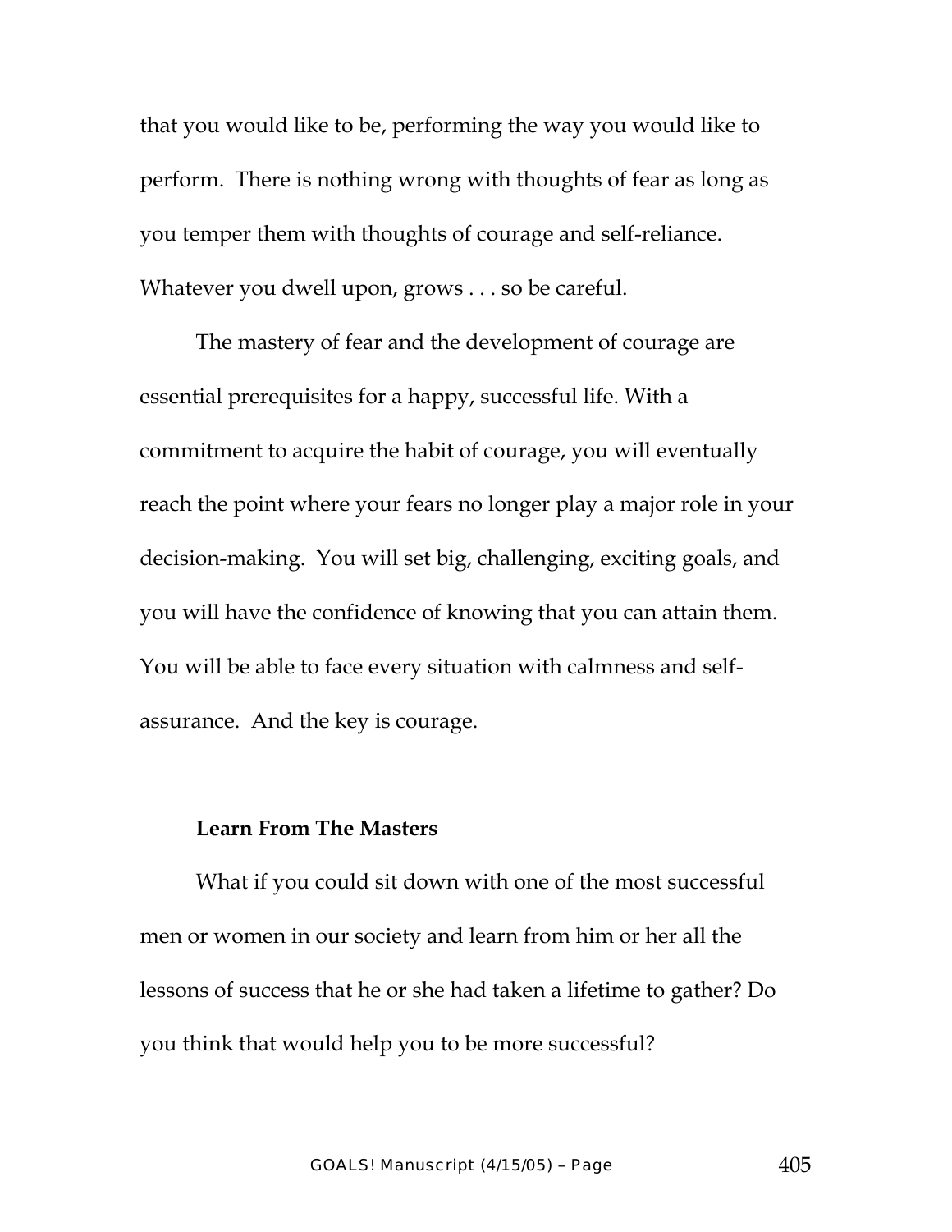that you would like to be, performing the way you would like to perform. There is nothing wrong with thoughts of fear as long as you temper them with thoughts of courage and self-reliance. Whatever you dwell upon, grows . . . so be careful.

The mastery of fear and the development of courage are essential prerequisites for a happy, successful life. With a commitment to acquire the habit of courage, you will eventually reach the point where your fears no longer play a major role in your decision-making. You will set big, challenging, exciting goals, and you will have the confidence of knowing that you can attain them. You will be able to face every situation with calmness and self-assurance. And the key is courage.

**Learn From The Masters**

What if you could sit down with one of the most successful men or women in our society and learn from him or her all the lessons of success that he or she had taken a lifetime to gather? Do you think that would help you to be more successful?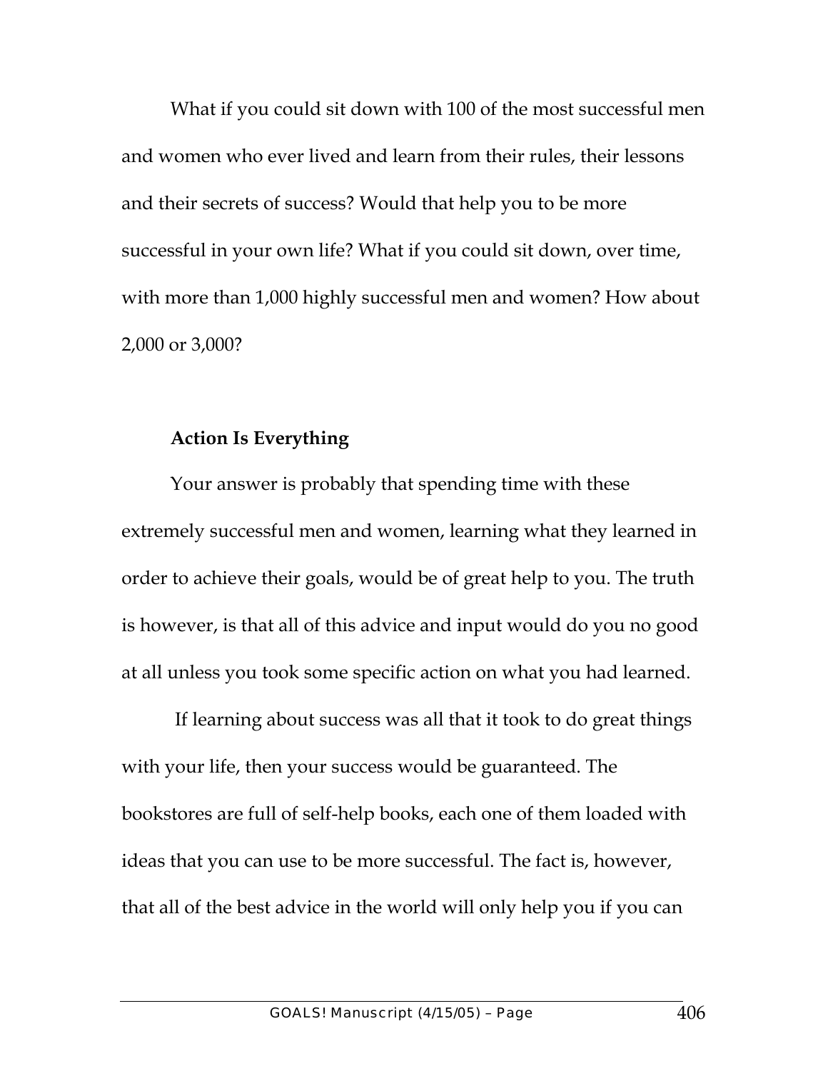What if you could sit down with 100 of the most successful men and women who ever lived and learn from their rules, their lessons and their secrets of success? Would that help you to be more successful in your own life? What if you could sit down, over time, with more than 1,000 highly successful men and women? How about 2,000 or 3,000?

**Action Is Everything**

Your answer is probably that spending time with these extremely successful men and women, learning what they learned in order to achieve their goals, would be of great help to you. The truth is however, is that all of this advice and input would do you no good at all unless you took some specific action on what you had learned.

If learning about success was all that it took to do great things with your life, then your success would be guaranteed. The bookstores are full of self-help books, each one of them loaded with ideas that you can use to be more successful. The fact is, however, that all of the best advice in the world will only help you if you can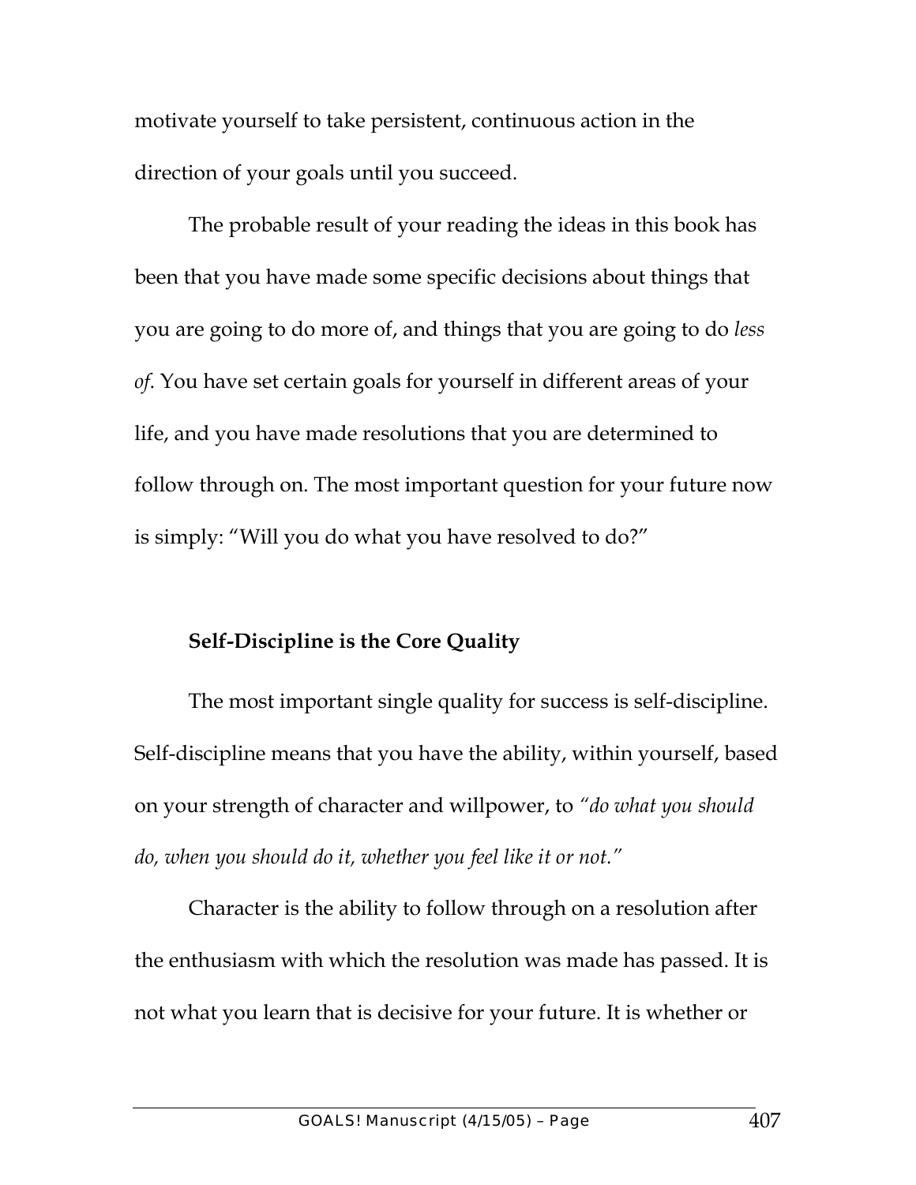motivate yourself to take persistent, continuous action in the direction of your goals until you succeed.

The probable result of your reading the ideas in this book has been that you have made some specific decisions about things that you are going to do more of, and things that you are going to do *less of*. You have set certain goals for yourself in different areas of your life, and you have made resolutions that you are determined to follow through on. The most important question for your future now is simply: "Will you do what you have resolved to do?"

**Self-Discipline is the Core Quality**

The most important single quality for success is self-discipline. Self-discipline means that you have the ability, within yourself, based on your strength of character and willpower, to *"do what you should do, when you should do it, whether you feel like it or not."*

Character is the ability to follow through on a resolution after the enthusiasm with which the resolution was made has passed. It is not what you learn that is decisive for your future. It is whether or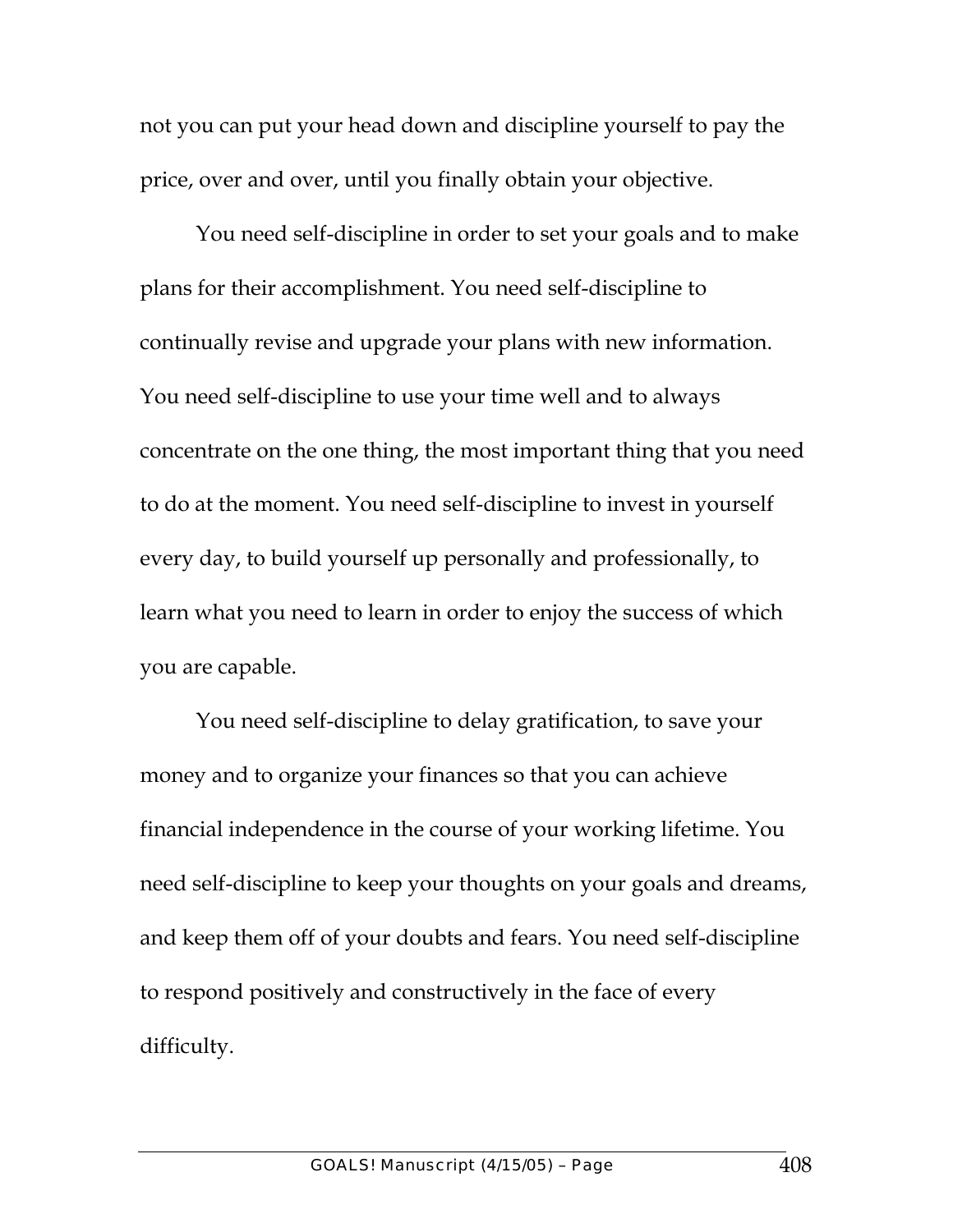not you can put your head down and discipline yourself to pay the price, over and over, until you finally obtain your objective.

You need self-discipline in order to set your goals and to make plans for their accomplishment. You need self-discipline to continually revise and upgrade your plans with new information. You need self-discipline to use your time well and to always concentrate on the one thing, the most important thing that you need to do at the moment. You need self-discipline to invest in yourself every day, to build yourself up personally and professionally, to learn what you need to learn in order to enjoy the success of which you are capable.

You need self-discipline to delay gratification, to save your money and to organize your finances so that you can achieve financial independence in the course of your working lifetime. You need self-discipline to keep your thoughts on your goals and dreams, and keep them off of your doubts and fears. You need self-discipline to respond positively and constructively in the face of every difficulty.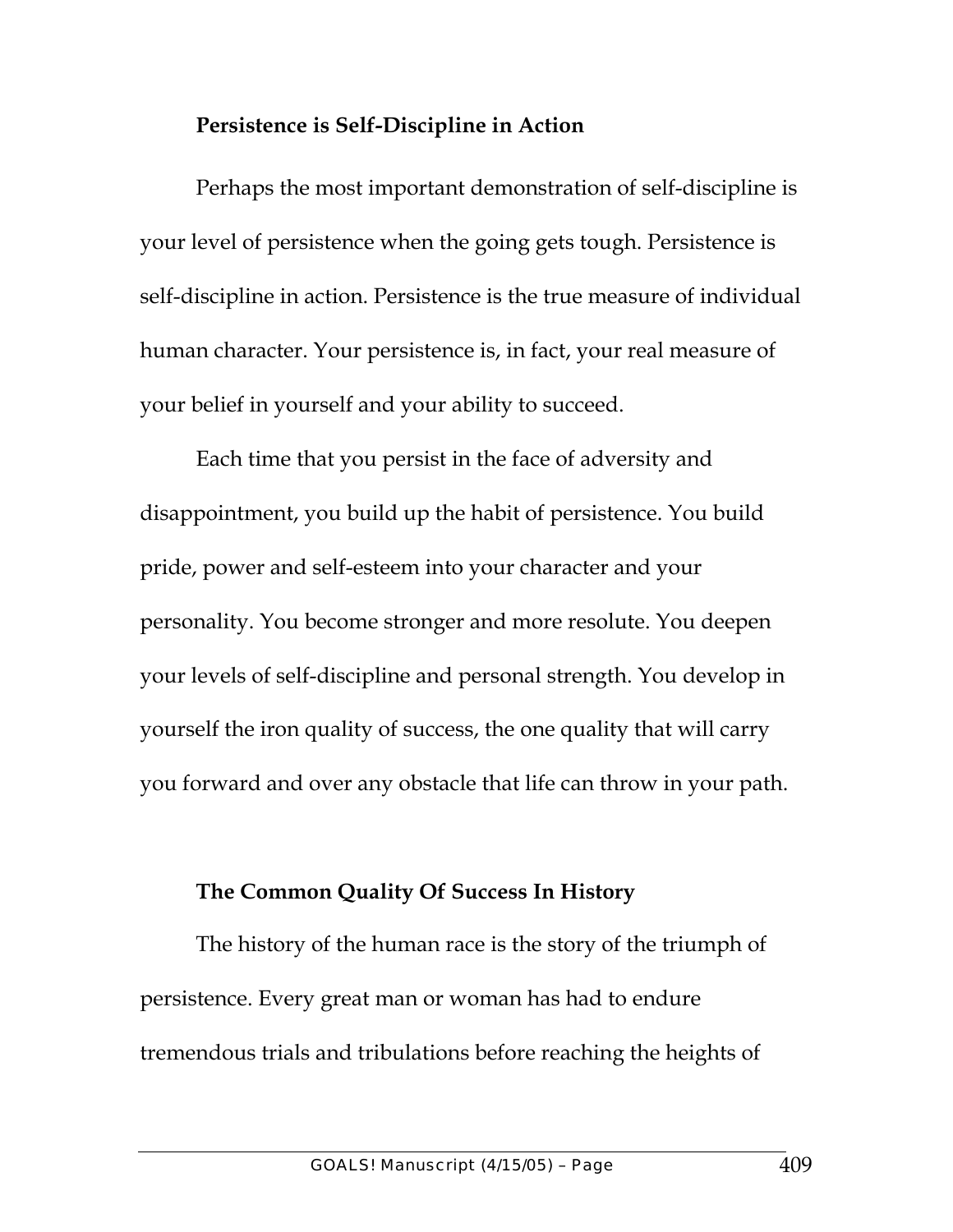### Persistence is Self-Discipline in Action

Perhaps the most important demonstration of self-discipline is your level of persistence when the going gets tough. Persistence is self-discipline in action. Persistence is the true measure of individual human character. Your persistence is, in fact, your real measure of your belief in yourself and your ability to succeed.

Each time that you persist in the face of adversity and disappointment, you build up the habit of persistence. You build pride, power and self-esteem into your character and your personality. You become stronger and more resolute. You deepen your levels of self-discipline and personal strength. You develop in yourself the iron quality of success, the one quality that will carry you forward and over any obstacle that life can throw in your path.

### The Common Quality Of Success In History

The history of the human race is the story of the triumph of persistence. Every great man or woman has had to endure tremendous trials and tribulations before reaching the heights of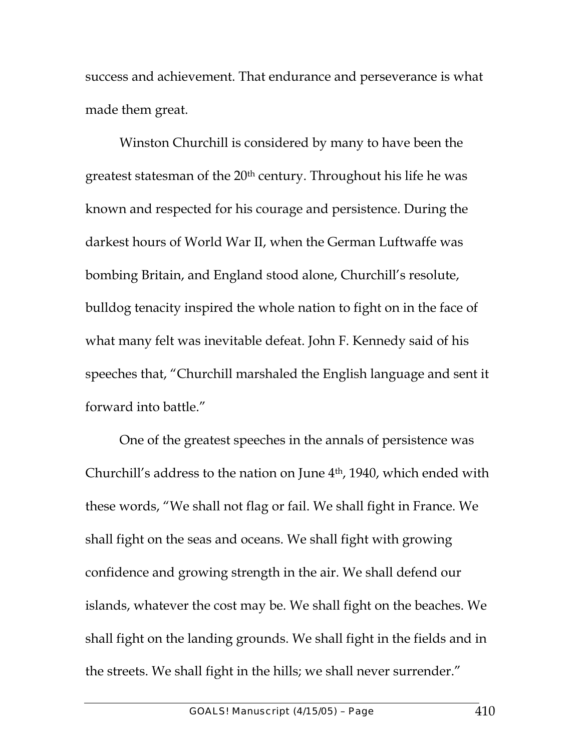success and achievement. That endurance and perseverance is what made them great.

Winston Churchill is considered by many to have been the greatest statesman of the 20th century. Throughout his life he was known and respected for his courage and persistence. During the darkest hours of World War II, when the German Luftwaffe was bombing Britain, and England stood alone, Churchill's resolute, bulldog tenacity inspired the whole nation to fight on in the face of what many felt was inevitable defeat. John F. Kennedy said of his speeches that, "Churchill marshaled the English language and sent it forward into battle."

One of the greatest speeches in the annals of persistence was Churchill's address to the nation on June 4th, 1940, which ended with these words, "We shall not flag or fail. We shall fight in France. We shall fight on the seas and oceans. We shall fight with growing confidence and growing strength in the air. We shall defend our islands, whatever the cost may be. We shall fight on the beaches. We shall fight on the landing grounds. We shall fight in the fields and in the streets. We shall fight in the hills; we shall never surrender."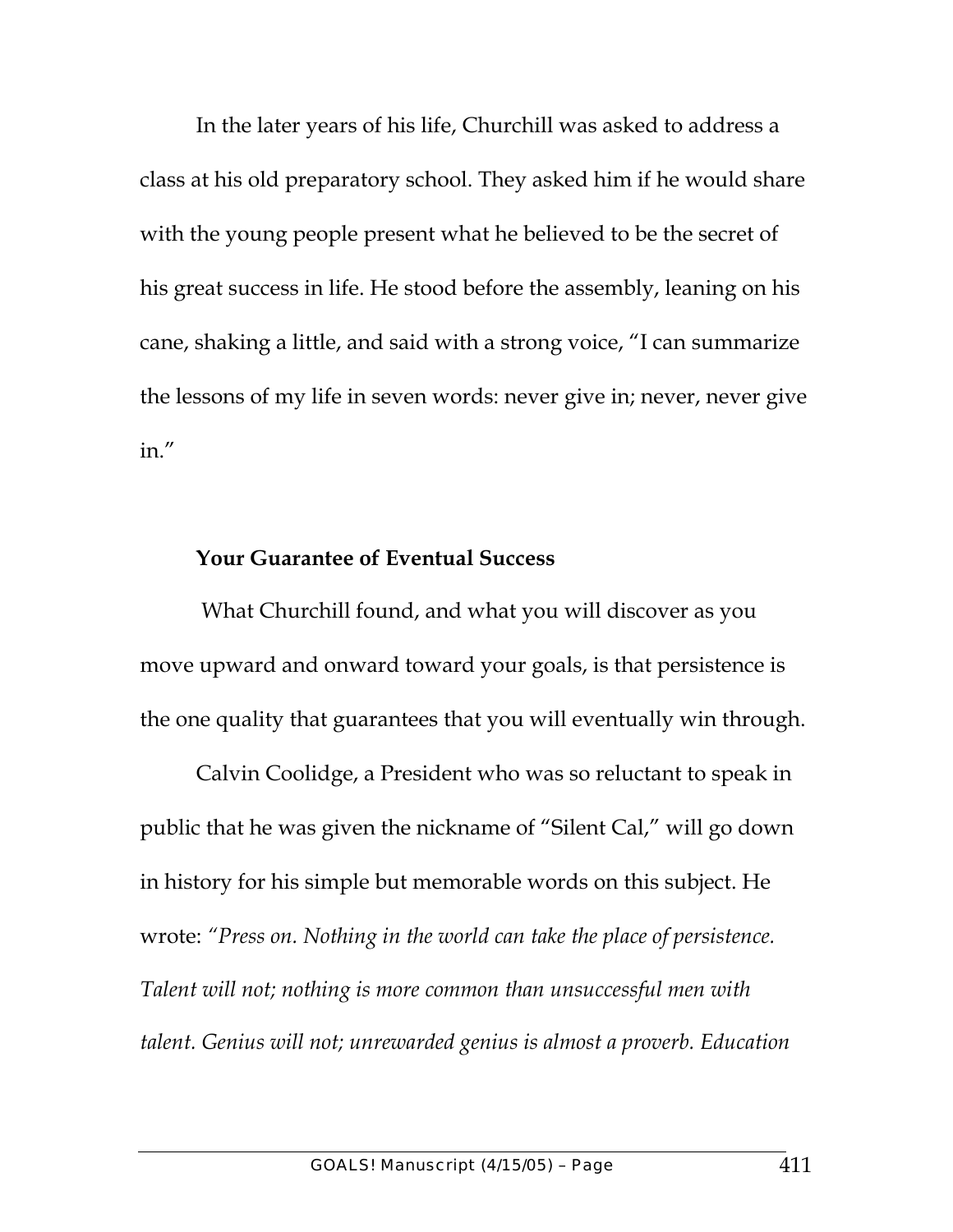In the later years of his life, Churchill was asked to address a class at his old preparatory school. They asked him if he would share with the young people present what he believed to be the secret of his great success in life. He stood before the assembly, leaning on his cane, shaking a little, and said with a strong voice, "I can summarize the lessons of my life in seven words: never give in; never, never give in."

**Your Guarantee of Eventual Success**

What Churchill found, and what you will discover as you move upward and onward toward your goals, is that persistence is the one quality that guarantees that you will eventually win through.

Calvin Coolidge, a President who was so reluctant to speak in public that he was given the nickname of "Silent Cal," will go down in history for his simple but memorable words on this subject. He wrote: *"Press on. Nothing in the world can take the place of persistence. Talent will not; nothing is more common than unsuccessful men with talent. Genius will not; unrewarded genius is almost a proverb. Education*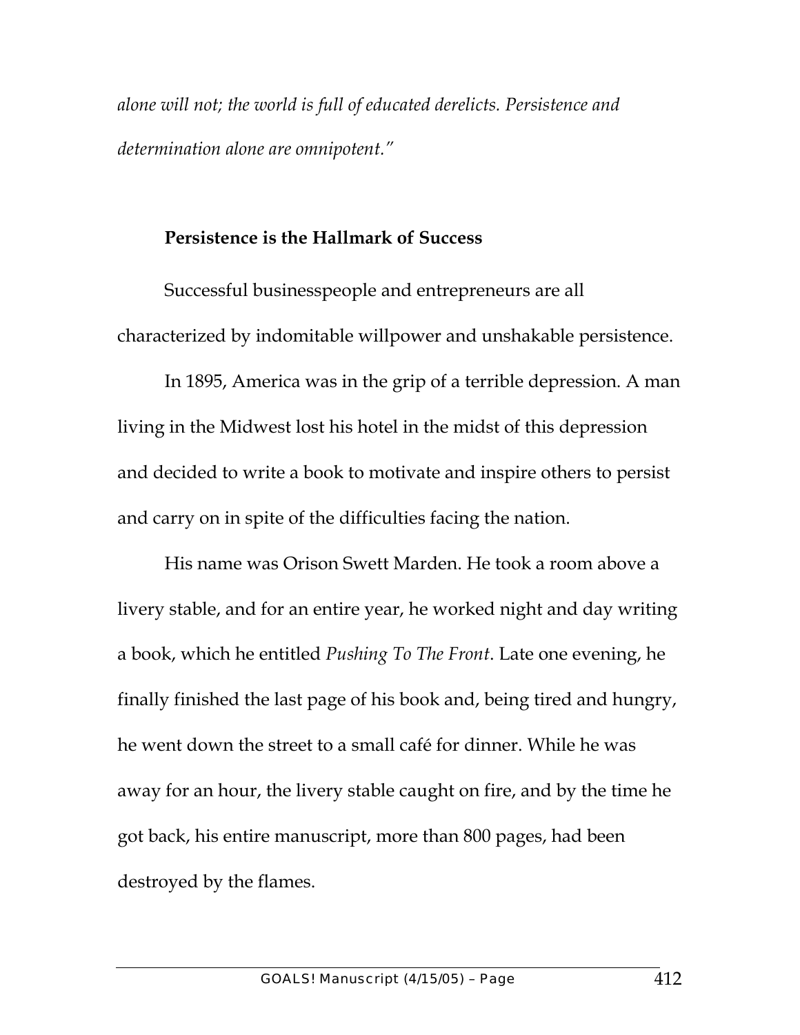*alone will not; the world is full of educated derelicts. Persistence and determination alone are omnipotent."*

**Persistence is the Hallmark of Success**

Successful businesspeople and entrepreneurs are all characterized by indomitable willpower and unshakable persistence.

In 1895, America was in the grip of a terrible depression. A man living in the Midwest lost his hotel in the midst of this depression and decided to write a book to motivate and inspire others to persist and carry on in spite of the difficulties facing the nation.

His name was Orison Swett Marden. He took a room above a livery stable, and for an entire year, he worked night and day writing a book, which he entitled *Pushing To The Front*. Late one evening, he finally finished the last page of his book and, being tired and hungry, he went down the street to a small café for dinner. While he was away for an hour, the livery stable caught on fire, and by the time he got back, his entire manuscript, more than 800 pages, had been destroyed by the flames.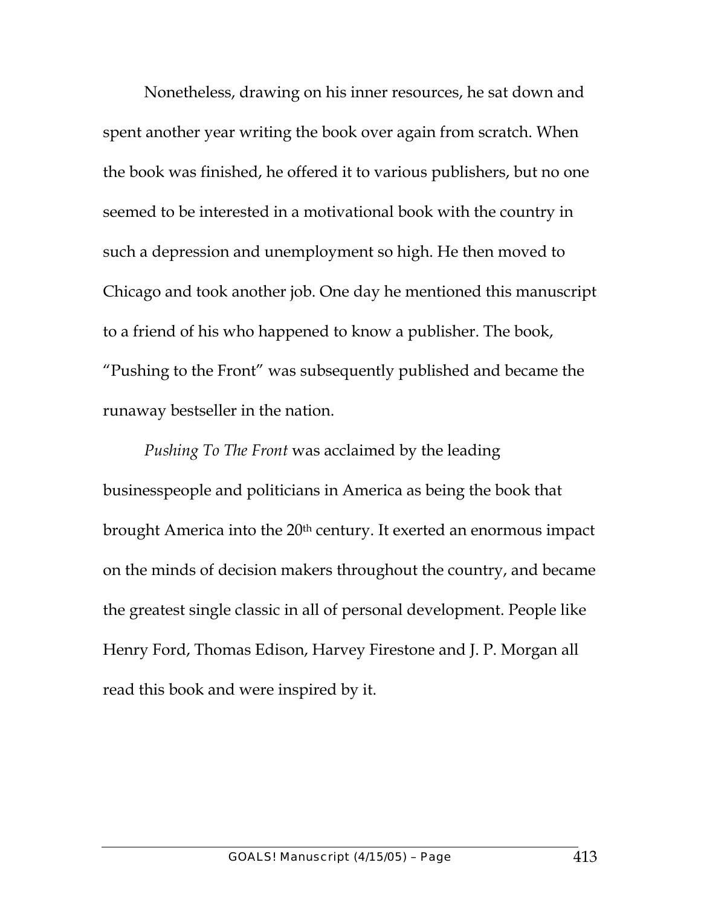Nonetheless, drawing on his inner resources, he sat down and spent another year writing the book over again from scratch. When the book was finished, he offered it to various publishers, but no one seemed to be interested in a motivational book with the country in such a depression and unemployment so high. He then moved to Chicago and took another job. One day he mentioned this manuscript to a friend of his who happened to know a publisher. The book, "Pushing to the Front" was subsequently published and became the runaway bestseller in the nation.

*Pushing To The Front* was acclaimed by the leading businesspeople and politicians in America as being the book that brought America into the 20th century. It exerted an enormous impact on the minds of decision makers throughout the country, and became the greatest single classic in all of personal development. People like Henry Ford, Thomas Edison, Harvey Firestone and J. P. Morgan all read this book and were inspired by it.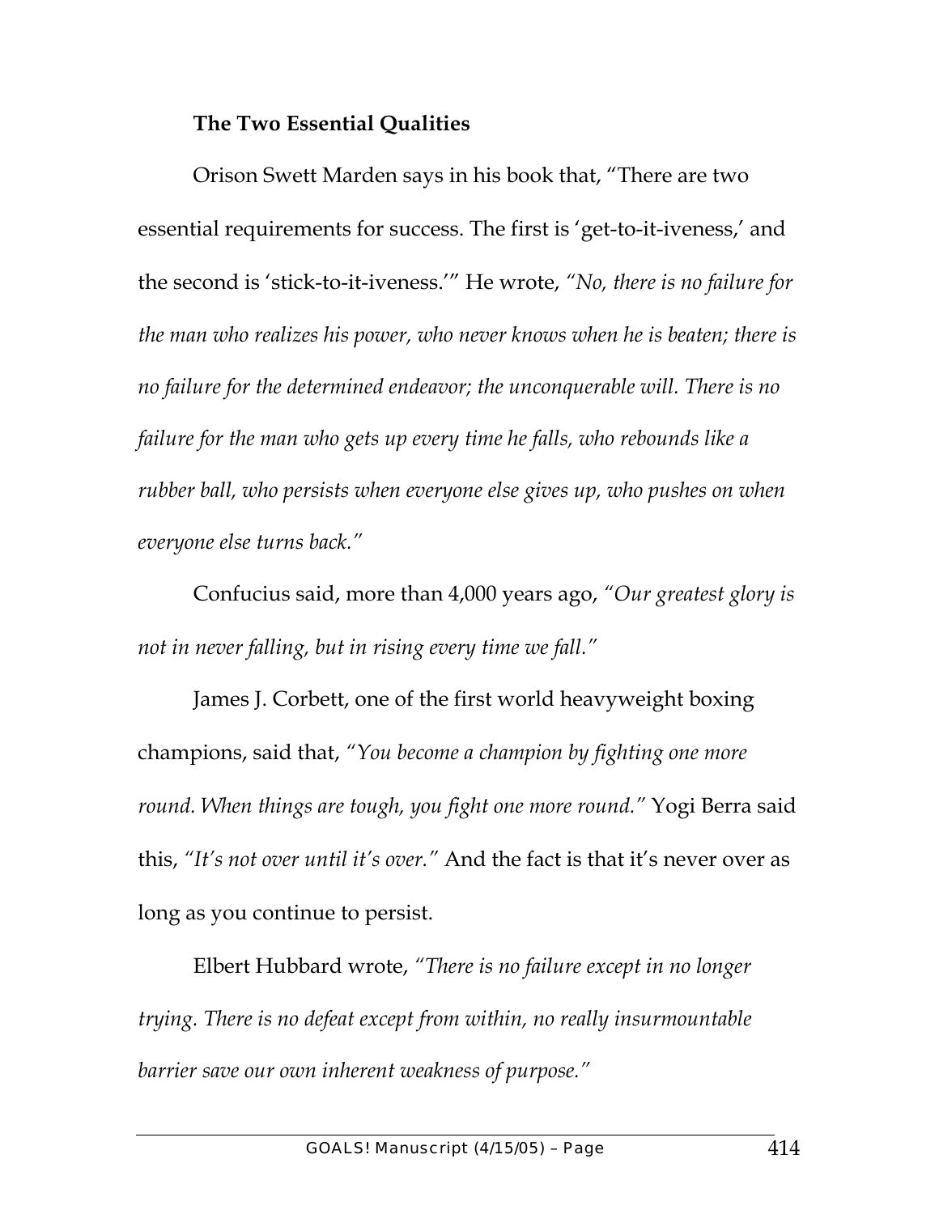**The Two Essential Qualities**

Orison Swett Marden says in his book that, "There are two essential requirements for success. The first is 'get-to-it-iveness,' and the second is 'stick-to-it-iveness.'" He wrote, *"No, there is no failure for the man who realizes his power, who never knows when he is beaten; there is no failure for the determined endeavor; the unconquerable will. There is no failure for the man who gets up every time he falls, who rebounds like a rubber ball, who persists when everyone else gives up, who pushes on when everyone else turns back."*

Confucius said, more than 4,000 years ago, *"Our greatest glory is not in never falling, but in rising every time we fall."*

James J. Corbett, one of the first world heavyweight boxing champions, said that, *"You become a champion by fighting one more round. When things are tough, you fight one more round."* Yogi Berra said this, *"It's not over until it's over."* And the fact is that it's never over as long as you continue to persist.

Elbert Hubbard wrote, *"There is no failure except in no longer trying. There is no defeat except from within, no really insurmountable barrier save our own inherent weakness of purpose."*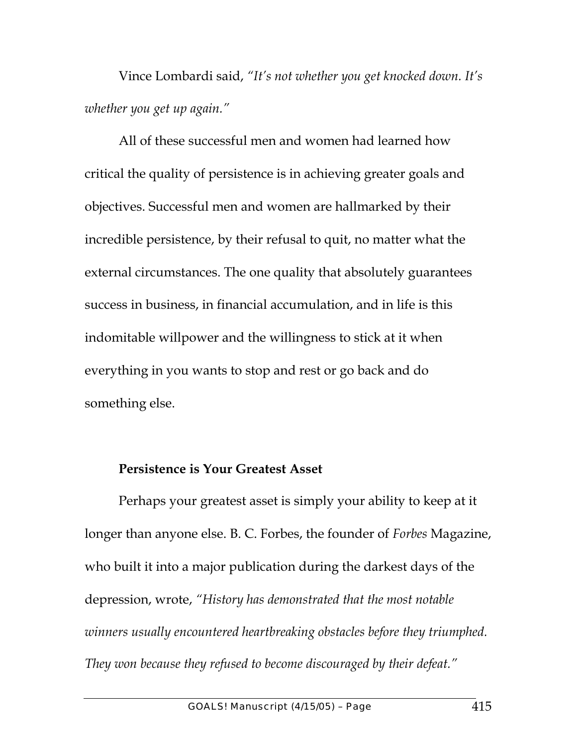Vince Lombardi said, *"It's not whether you get knocked down. It's whether you get up again."*

All of these successful men and women had learned how critical the quality of persistence is in achieving greater goals and objectives. Successful men and women are hallmarked by their incredible persistence, by their refusal to quit, no matter what the external circumstances. The one quality that absolutely guarantees success in business, in financial accumulation, and in life is this indomitable willpower and the willingness to stick at it when everything in you wants to stop and rest or go back and do something else.

**Persistence is Your Greatest Asset**

Perhaps your greatest asset is simply your ability to keep at it longer than anyone else. B. C. Forbes, the founder of *Forbes* Magazine, who built it into a major publication during the darkest days of the depression, wrote, *"History has demonstrated that the most notable winners usually encountered heartbreaking obstacles before they triumphed. They won because they refused to become discouraged by their defeat."*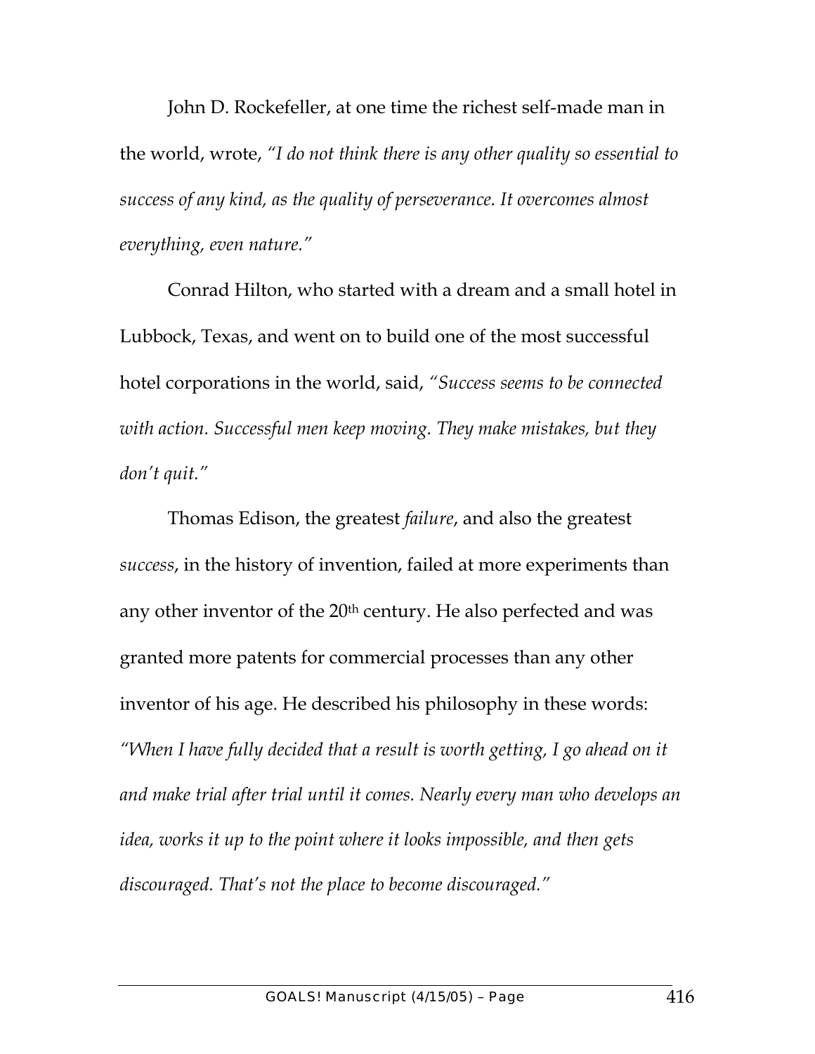John D. Rockefeller, at one time the richest self-made man in the world, wrote, *"I do not think there is any other quality so essential to success of any kind, as the quality of perseverance. It overcomes almost everything, even nature."*

Conrad Hilton, who started with a dream and a small hotel in Lubbock, Texas, and went on to build one of the most successful hotel corporations in the world, said, *"Success seems to be connected with action. Successful men keep moving. They make mistakes, but they don't quit."*

Thomas Edison, the greatest *failure*, and also the greatest *success*, in the history of invention, failed at more experiments than any other inventor of the 20th century. He also perfected and was granted more patents for commercial processes than any other inventor of his age. He described his philosophy in these words: *"When I have fully decided that a result is worth getting, I go ahead on it and make trial after trial until it comes. Nearly every man who develops an idea, works it up to the point where it looks impossible, and then gets discouraged. That's not the place to become discouraged."*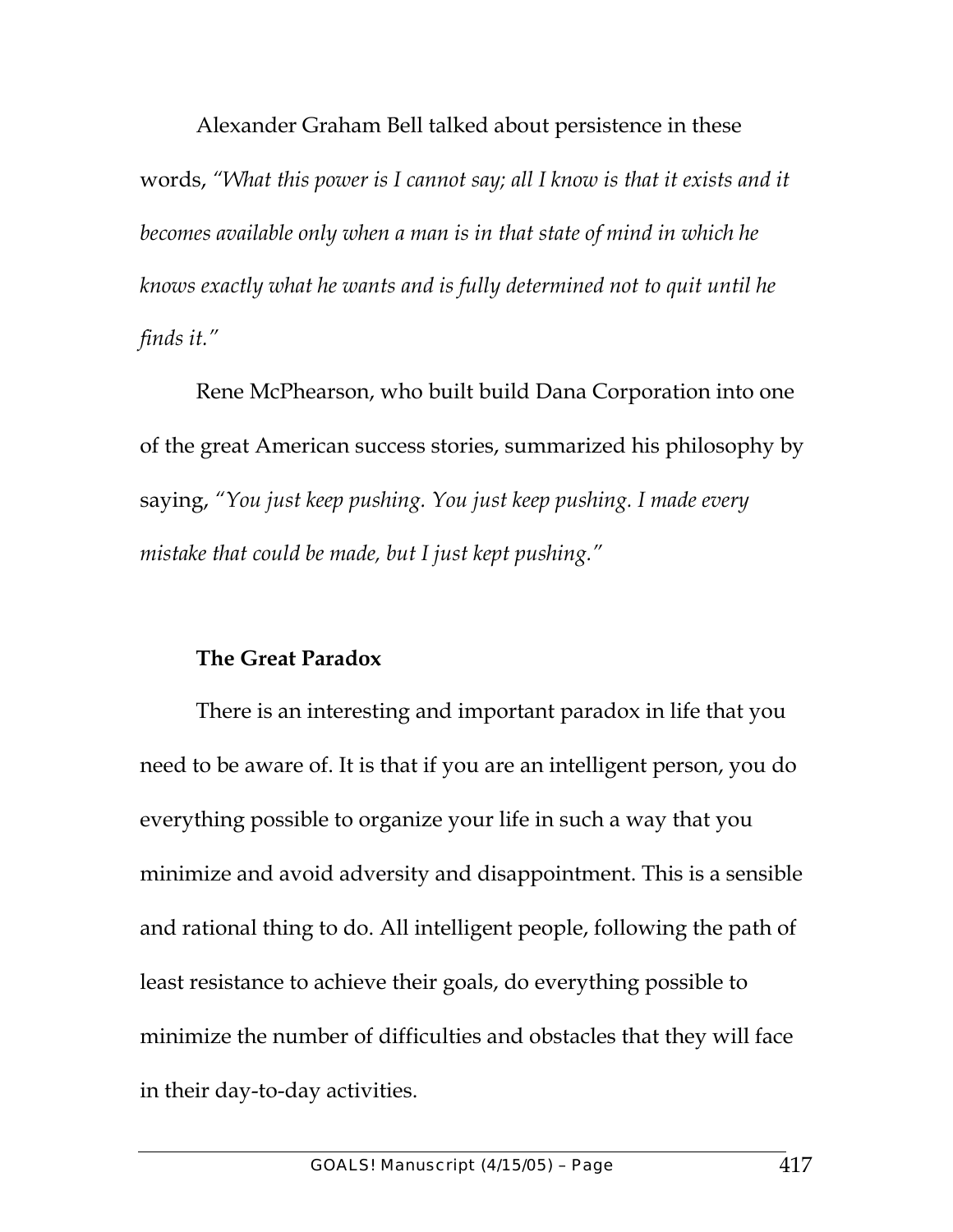Alexander Graham Bell talked about persistence in these words, *"What this power is I cannot say; all I know is that it exists and it becomes available only when a man is in that state of mind in which he knows exactly what he wants and is fully determined not to quit until he finds it."*

Rene McPhearson, who built build Dana Corporation into one of the great American success stories, summarized his philosophy by saying, *"You just keep pushing. You just keep pushing. I made every mistake that could be made, but I just kept pushing."*

**The Great Paradox**

There is an interesting and important paradox in life that you need to be aware of. It is that if you are an intelligent person, you do everything possible to organize your life in such a way that you minimize and avoid adversity and disappointment. This is a sensible and rational thing to do. All intelligent people, following the path of least resistance to achieve their goals, do everything possible to minimize the number of difficulties and obstacles that they will face in their day-to-day activities.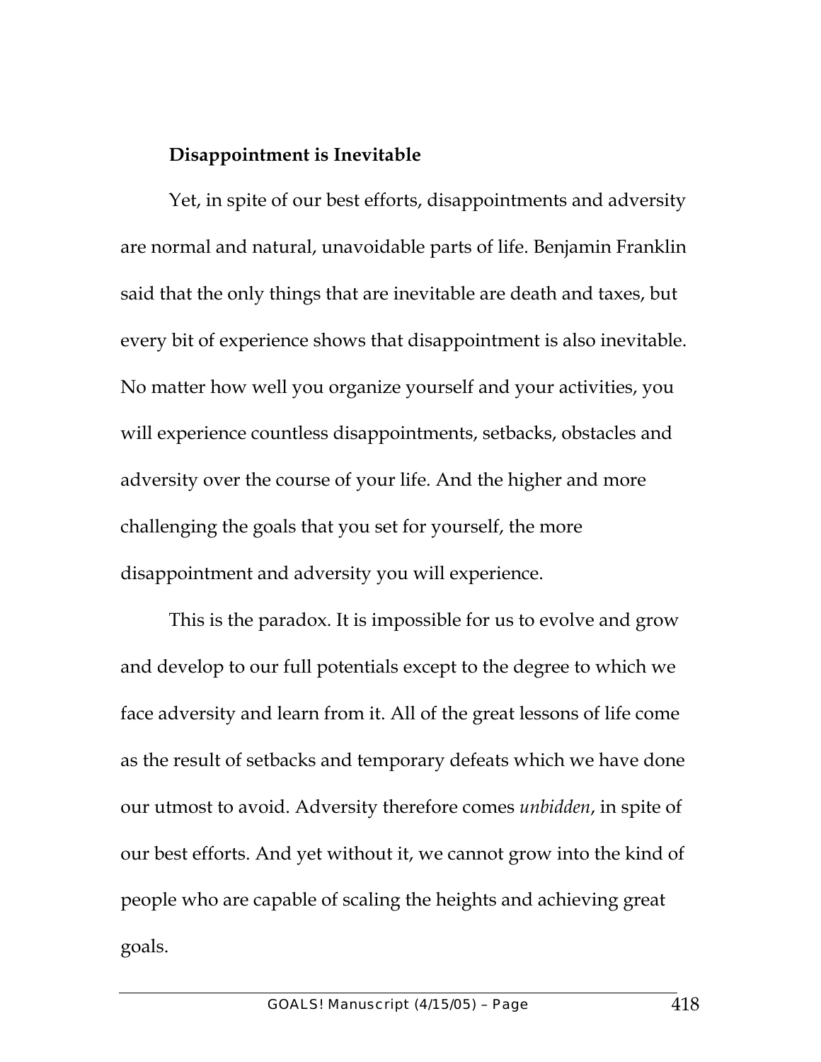**Disappointment is Inevitable**

Yet, in spite of our best efforts, disappointments and adversity are normal and natural, unavoidable parts of life. Benjamin Franklin said that the only things that are inevitable are death and taxes, but every bit of experience shows that disappointment is also inevitable. No matter how well you organize yourself and your activities, you will experience countless disappointments, setbacks, obstacles and adversity over the course of your life. And the higher and more challenging the goals that you set for yourself, the more disappointment and adversity you will experience.

This is the paradox. It is impossible for us to evolve and grow and develop to our full potentials except to the degree to which we face adversity and learn from it. All of the great lessons of life come as the result of setbacks and temporary defeats which we have done our utmost to avoid. Adversity therefore comes *unbidden*, in spite of our best efforts. And yet without it, we cannot grow into the kind of people who are capable of scaling the heights and achieving great goals.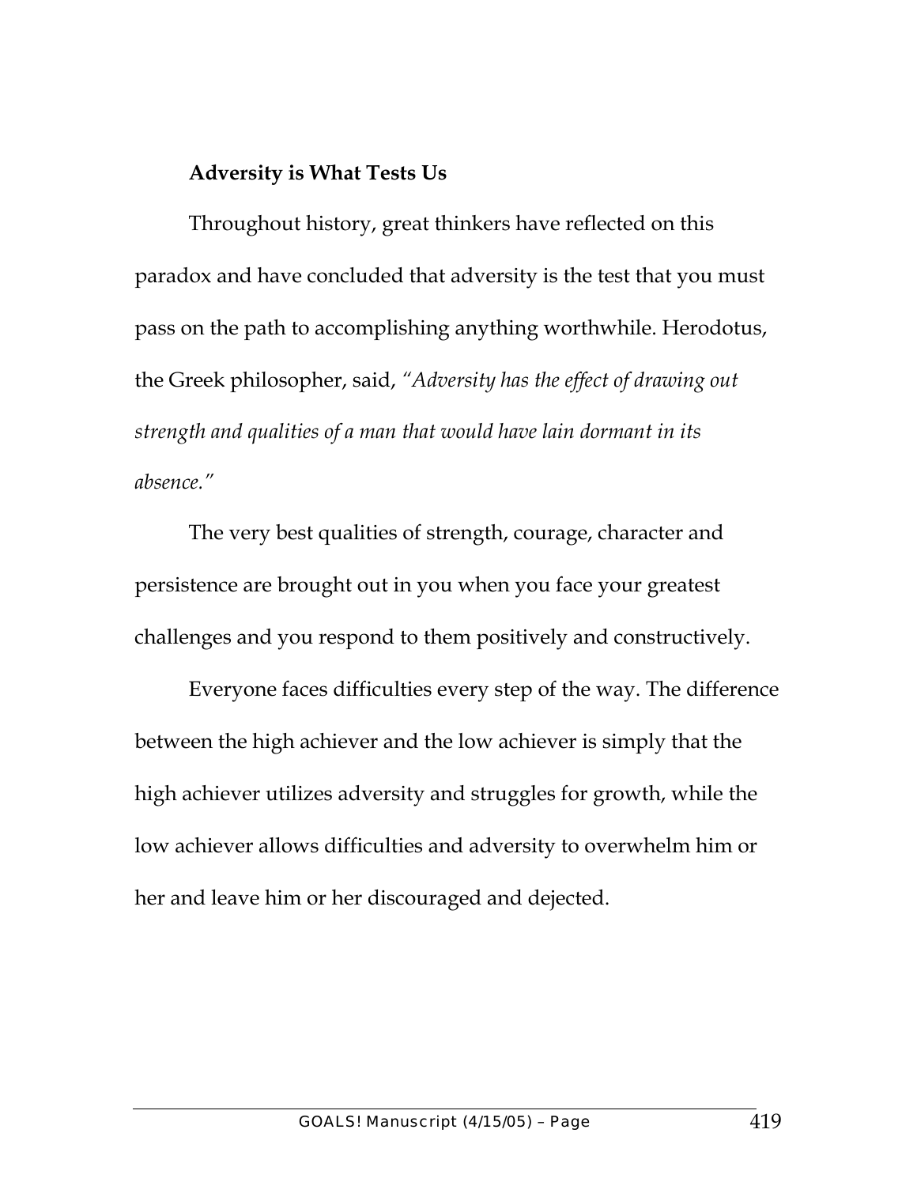**Adversity is What Tests Us**

Throughout history, great thinkers have reflected on this paradox and have concluded that adversity is the test that you must pass on the path to accomplishing anything worthwhile. Herodotus, the Greek philosopher, said, *"Adversity has the effect of drawing out strength and qualities of a man that would have lain dormant in its absence."*

The very best qualities of strength, courage, character and persistence are brought out in you when you face your greatest challenges and you respond to them positively and constructively.

Everyone faces difficulties every step of the way. The difference between the high achiever and the low achiever is simply that the high achiever utilizes adversity and struggles for growth, while the low achiever allows difficulties and adversity to overwhelm him or her and leave him or her discouraged and dejected.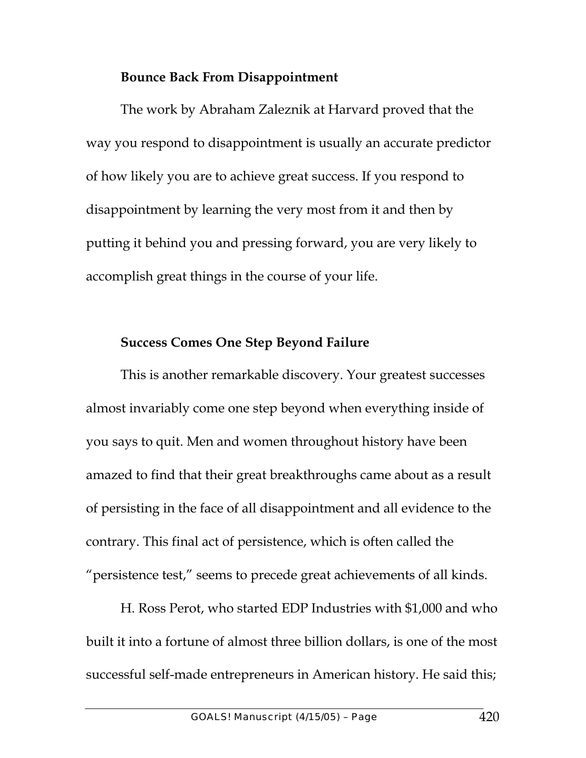**Bounce Back From Disappointment**

The work by Abraham Zaleznik at Harvard proved that the way you respond to disappointment is usually an accurate predictor of how likely you are to achieve great success. If you respond to disappointment by learning the very most from it and then by putting it behind you and pressing forward, you are very likely to accomplish great things in the course of your life.

**Success Comes One Step Beyond Failure**

This is another remarkable discovery. Your greatest successes almost invariably come one step beyond when everything inside of you says to quit. Men and women throughout history have been amazed to find that their great breakthroughs came about as a result of persisting in the face of all disappointment and all evidence to the contrary. This final act of persistence, which is often called the "persistence test," seems to precede great achievements of all kinds.

H. Ross Perot, who started EDP Industries with $1,000 and who built it into a fortune of almost three billion dollars, is one of the most successful self-made entrepreneurs in American history. He said this;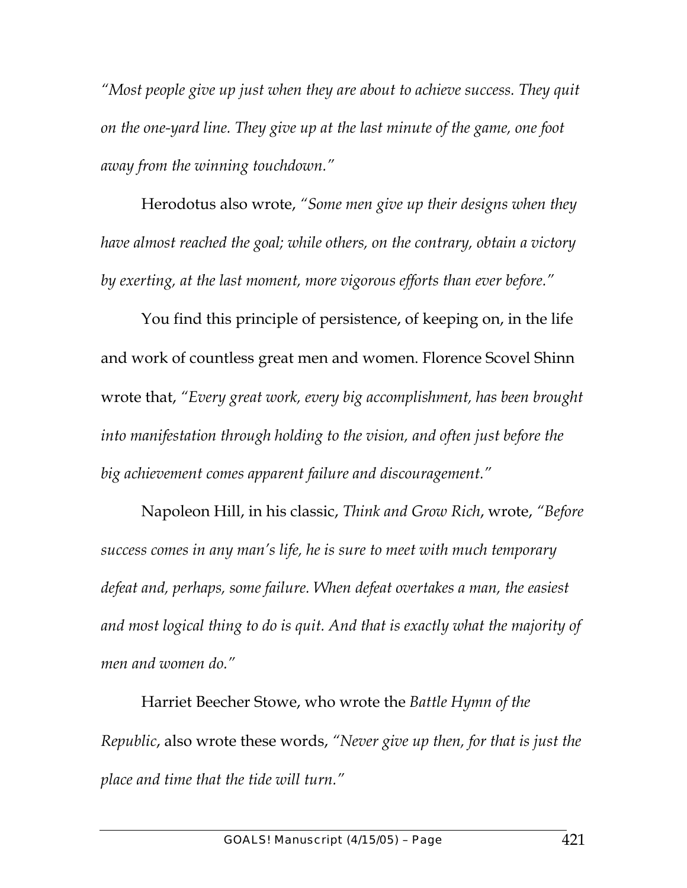*"Most people give up just when they are about to achieve success. They quit on the one-yard line. They give up at the last minute of the game, one foot away from the winning touchdown."*

Herodotus also wrote, *"Some men give up their designs when they have almost reached the goal; while others, on the contrary, obtain a victory by exerting, at the last moment, more vigorous efforts than ever before."*

You find this principle of persistence, of keeping on, in the life and work of countless great men and women. Florence Scovel Shinn wrote that, *"Every great work, every big accomplishment, has been brought into manifestation through holding to the vision, and often just before the big achievement comes apparent failure and discouragement."*

Napoleon Hill, in his classic, *Think and Grow Rich*, wrote, *"Before success comes in any man's life, he is sure to meet with much temporary defeat and, perhaps, some failure. When defeat overtakes a man, the easiest and most logical thing to do is quit. And that is exactly what the majority of men and women do."*

Harriet Beecher Stowe, who wrote the *Battle Hymn of the Republic*, also wrote these words, *"Never give up then, for that is just the place and time that the tide will turn."*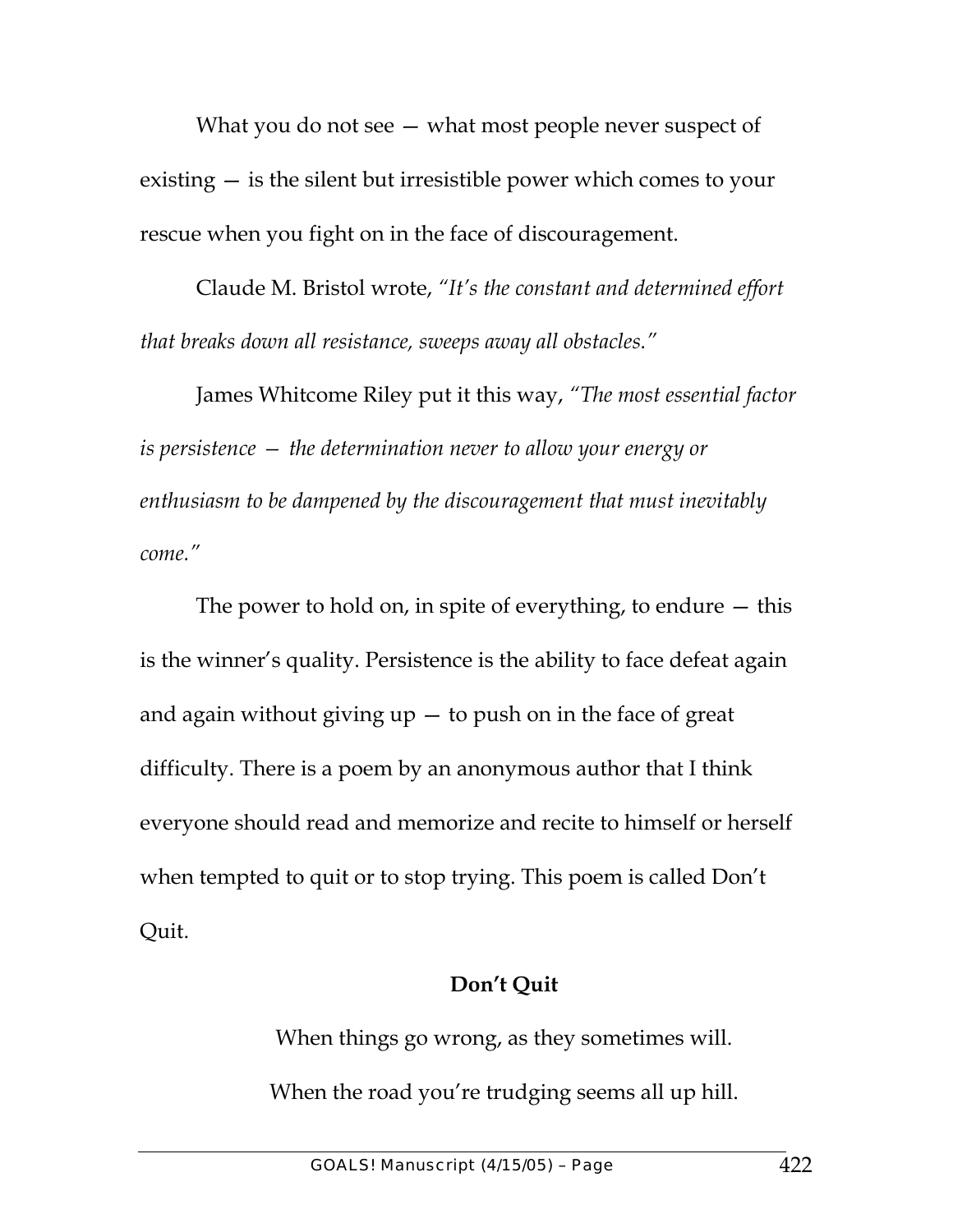What you do not see — what most people never suspect of existing — is the silent but irresistible power which comes to your rescue when you fight on in the face of discouragement.

Claude M. Bristol wrote, *"It's the constant and determined effort that breaks down all resistance, sweeps away all obstacles."*

James Whitcome Riley put it this way, *"The most essential factor is persistence — the determination never to allow your energy or enthusiasm to be dampened by the discouragement that must inevitably come."*

The power to hold on, in spite of everything, to endure — this is the winner's quality. Persistence is the ability to face defeat again and again without giving up — to push on in the face of great difficulty. There is a poem by an anonymous author that I think everyone should read and memorize and recite to himself or herself when tempted to quit or to stop trying. This poem is called Don't Quit.

**Don't Quit**

When things go wrong, as they sometimes will.

When the road you're trudging seems all up hill.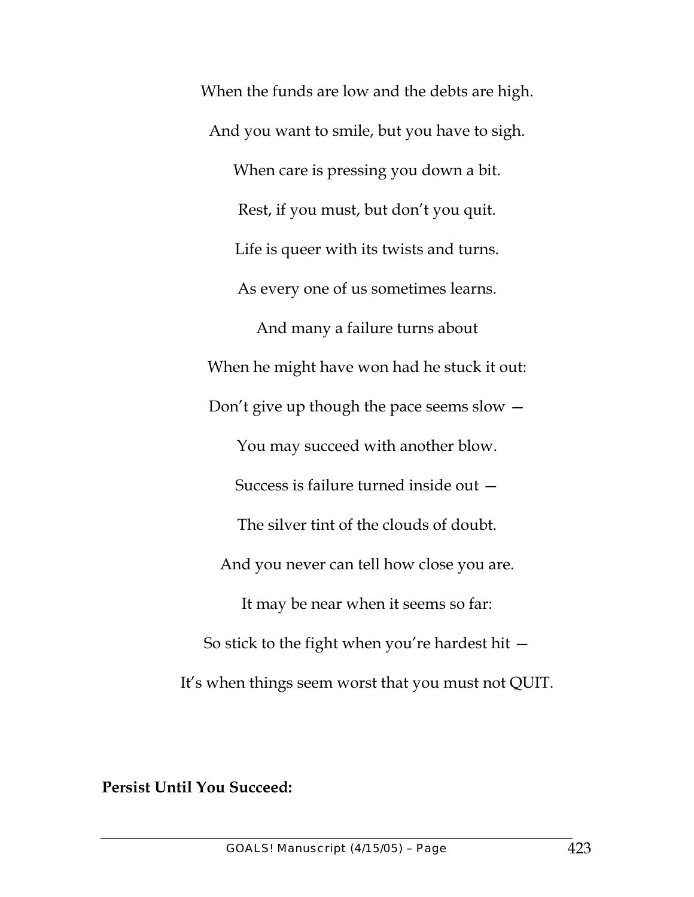When the funds are low and the debts are high.

And you want to smile, but you have to sigh.

When care is pressing you down a bit.

Rest, if you must, but don't you quit.

Life is queer with its twists and turns.

As every one of us sometimes learns.

And many a failure turns about

When he might have won had he stuck it out:

Don't give up though the pace seems slow —

You may succeed with another blow.

Success is failure turned inside out —

The silver tint of the clouds of doubt.

And you never can tell how close you are.

It may be near when it seems so far:

So stick to the fight when you're hardest hit —

It's when things seem worst that you must not QUIT.

**Persist Until You Succeed:**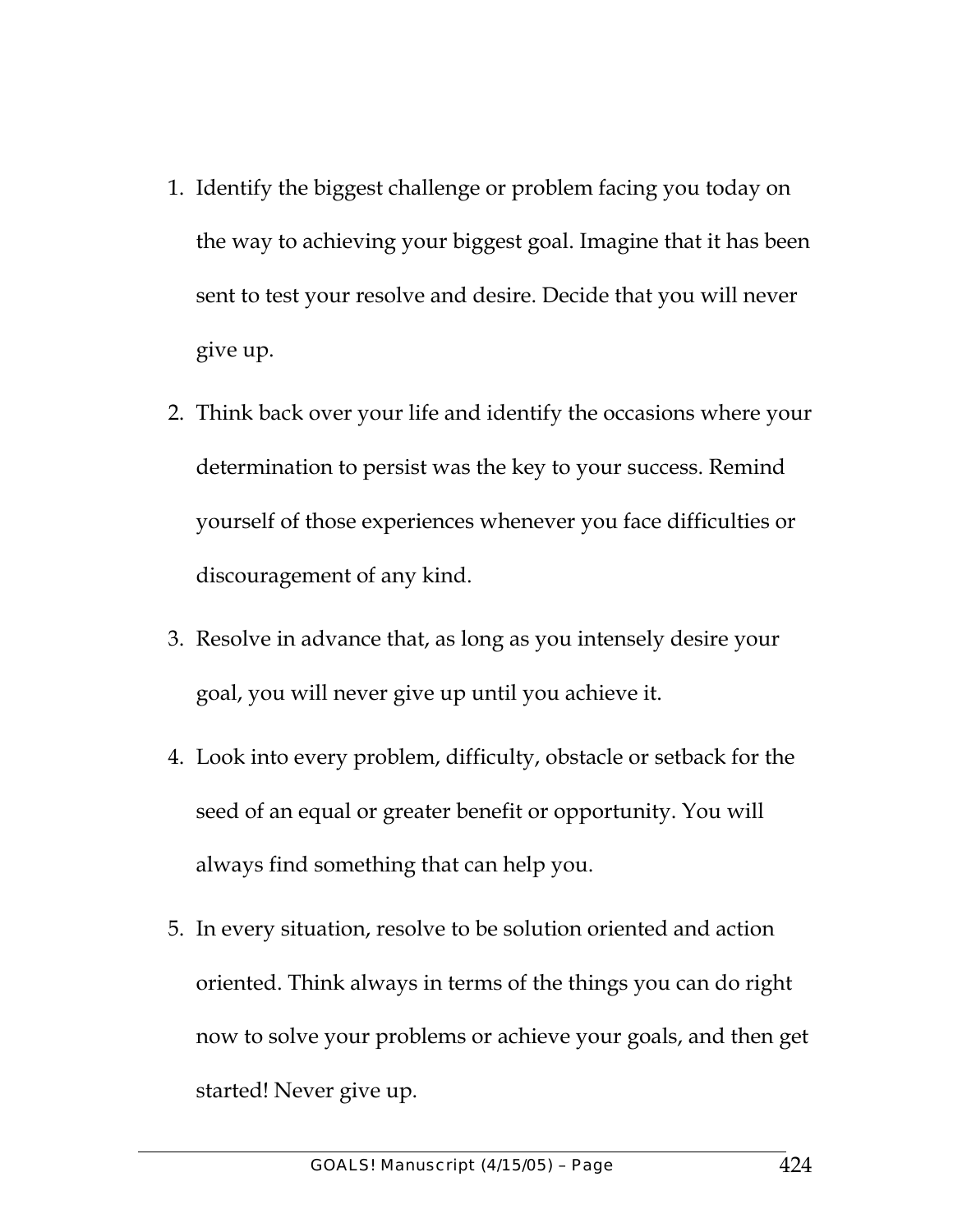1. Identify the biggest challenge or problem facing you today on the way to achieving your biggest goal. Imagine that it has been sent to test your resolve and desire. Decide that you will never give up.

2. Think back over your life and identify the occasions where your determination to persist was the key to your success. Remind yourself of those experiences whenever you face difficulties or discouragement of any kind.

3. Resolve in advance that, as long as you intensely desire your goal, you will never give up until you achieve it.

4. Look into every problem, difficulty, obstacle or setback for the seed of an equal or greater benefit or opportunity. You will always find something that can help you.

5. In every situation, resolve to be solution oriented and action oriented. Think always in terms of the things you can do right now to solve your problems or achieve your goals, and then get started! Never give up.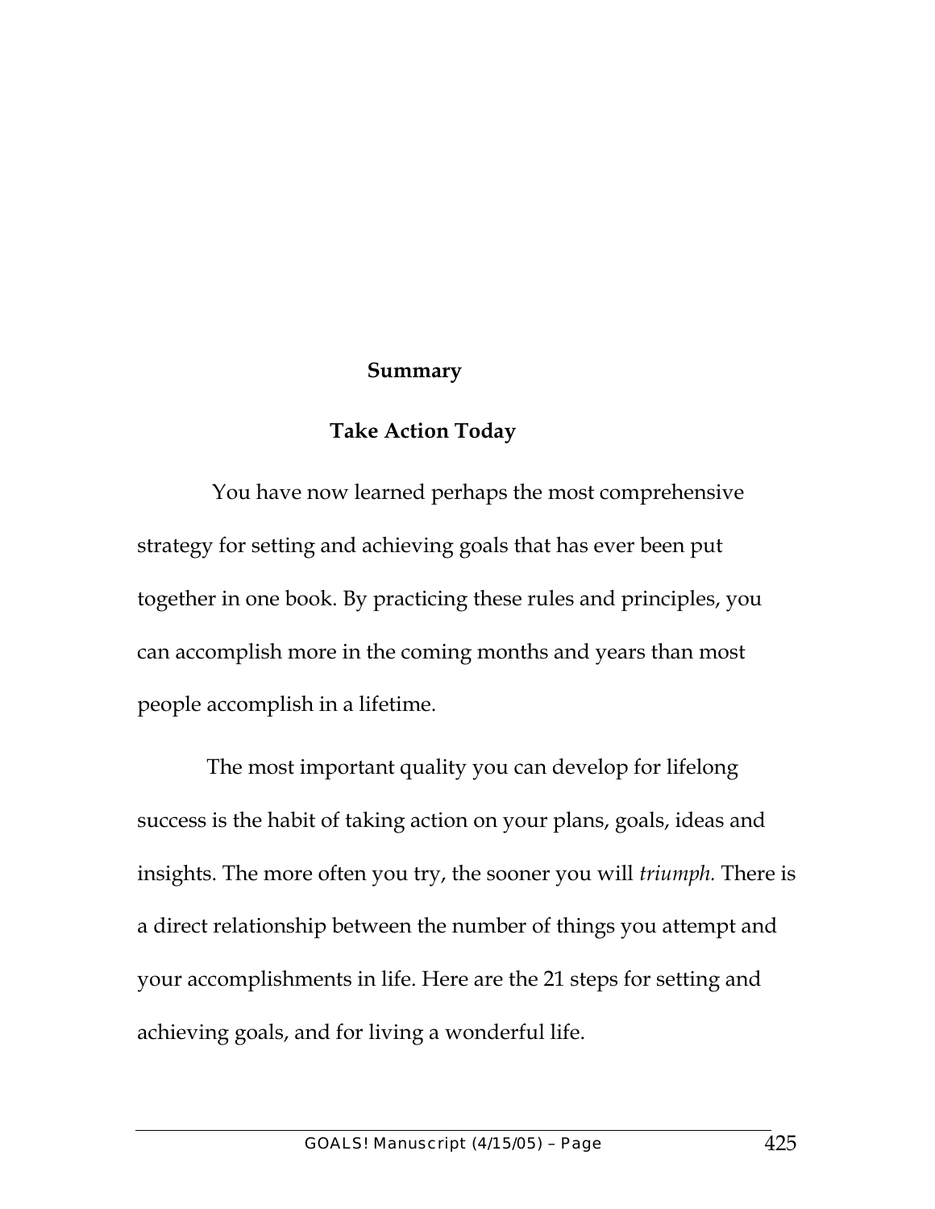## Summary

### Take Action Today

You have now learned perhaps the most comprehensive strategy for setting and achieving goals that has ever been put together in one book. By practicing these rules and principles, you can accomplish more in the coming months and years than most people accomplish in a lifetime.

The most important quality you can develop for lifelong success is the habit of taking action on your plans, goals, ideas and insights. The more often you try, the sooner you will *triumph.* There is a direct relationship between the number of things you attempt and your accomplishments in life. Here are the 21 steps for setting and achieving goals, and for living a wonderful life.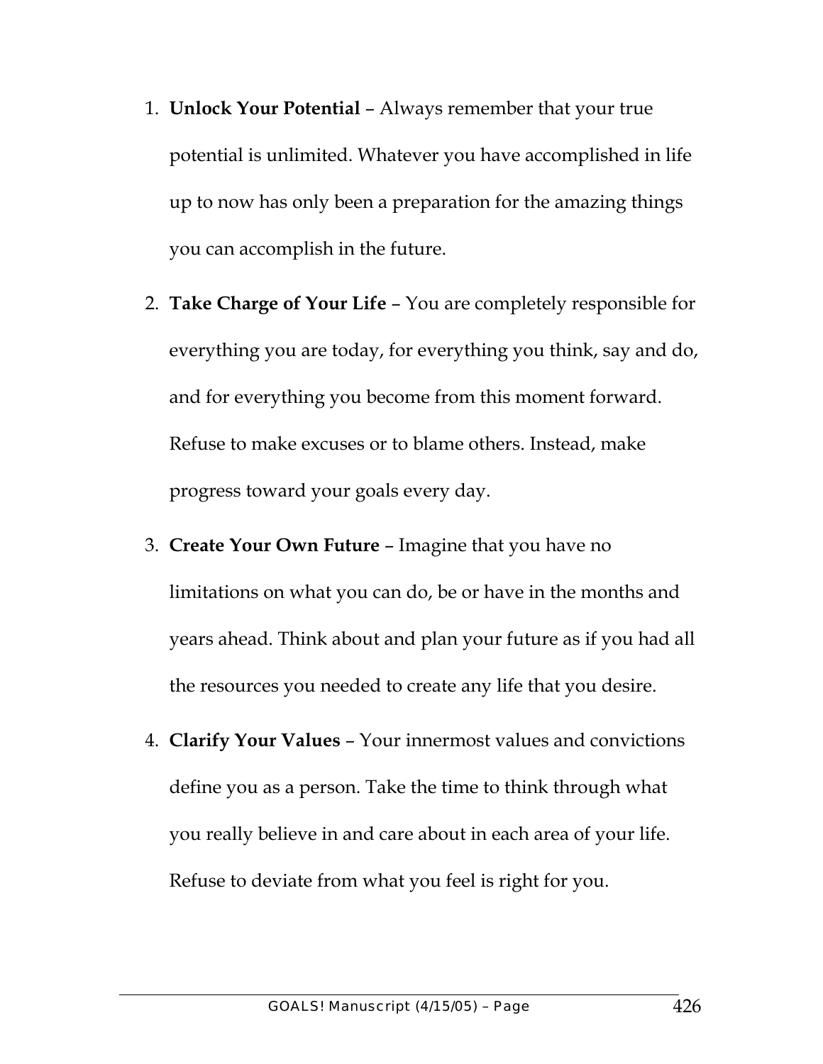1. **Unlock Your Potential** – Always remember that your true potential is unlimited. Whatever you have accomplished in life up to now has only been a preparation for the amazing things you can accomplish in the future.
2. **Take Charge of Your Life** – You are completely responsible for everything you are today, for everything you think, say and do, and for everything you become from this moment forward. Refuse to make excuses or to blame others. Instead, make progress toward your goals every day.
3. **Create Your Own Future** – Imagine that you have no limitations on what you can do, be or have in the months and years ahead. Think about and plan your future as if you had all the resources you needed to create any life that you desire.
4. **Clarify Your Values** – Your innermost values and convictions define you as a person. Take the time to think through what you really believe in and care about in each area of your life. Refuse to deviate from what you feel is right for you.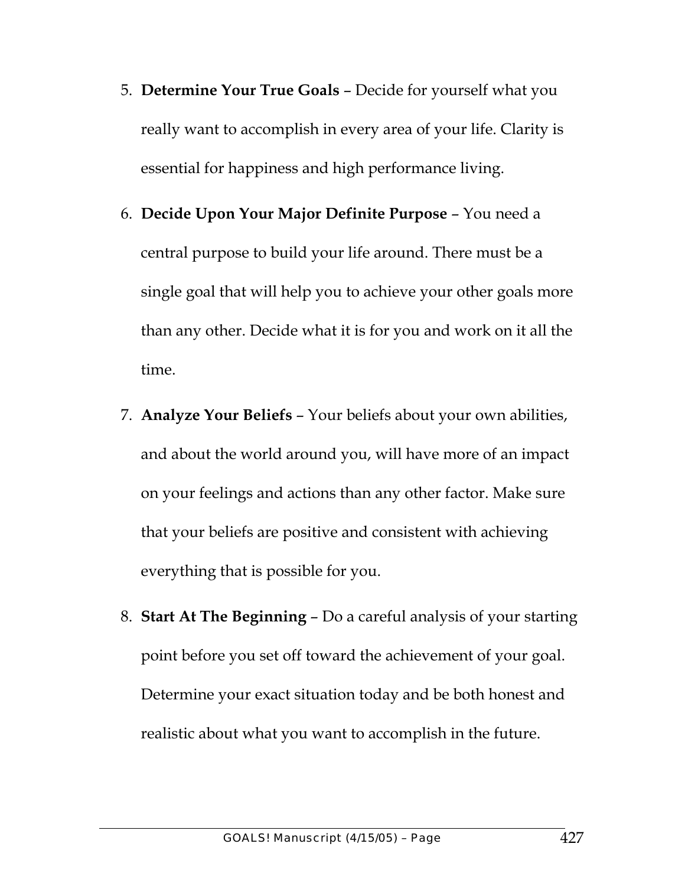5. **Determine Your True Goals** – Decide for yourself what you really want to accomplish in every area of your life. Clarity is essential for happiness and high performance living.

6. **Decide Upon Your Major Definite Purpose** – You need a central purpose to build your life around. There must be a single goal that will help you to achieve your other goals more than any other. Decide what it is for you and work on it all the time.

7. **Analyze Your Beliefs** – Your beliefs about your own abilities, and about the world around you, will have more of an impact on your feelings and actions than any other factor. Make sure that your beliefs are positive and consistent with achieving everything that is possible for you.

8. **Start At The Beginning** – Do a careful analysis of your starting point before you set off toward the achievement of your goal. Determine your exact situation today and be both honest and realistic about what you want to accomplish in the future.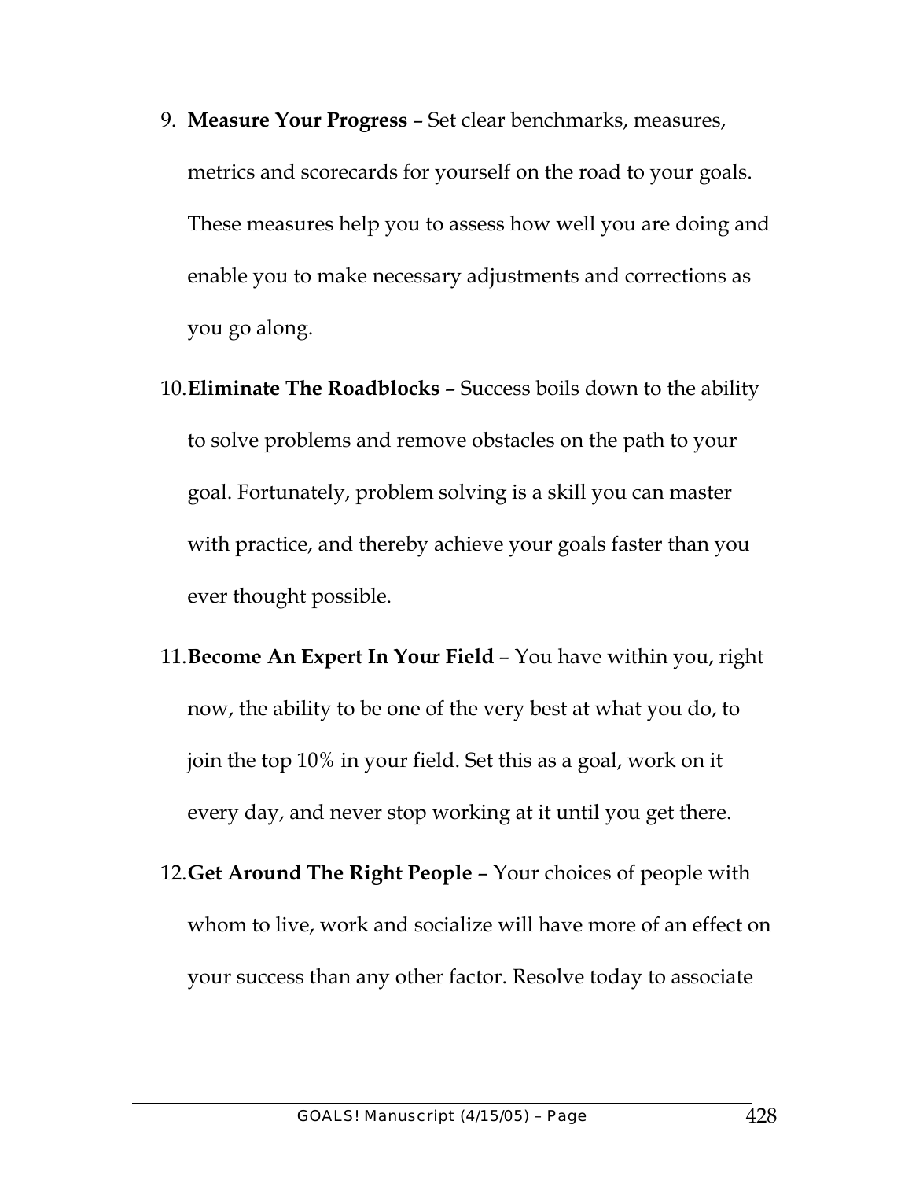9. **Measure Your Progress** – Set clear benchmarks, measures, metrics and scorecards for yourself on the road to your goals. These measures help you to assess how well you are doing and enable you to make necessary adjustments and corrections as you go along.

10. **Eliminate The Roadblocks** – Success boils down to the ability to solve problems and remove obstacles on the path to your goal. Fortunately, problem solving is a skill you can master with practice, and thereby achieve your goals faster than you ever thought possible.

11. **Become An Expert In Your Field** – You have within you, right now, the ability to be one of the very best at what you do, to join the top 10% in your field. Set this as a goal, work on it every day, and never stop working at it until you get there.

12. **Get Around The Right People** – Your choices of people with whom to live, work and socialize will have more of an effect on your success than any other factor. Resolve today to associate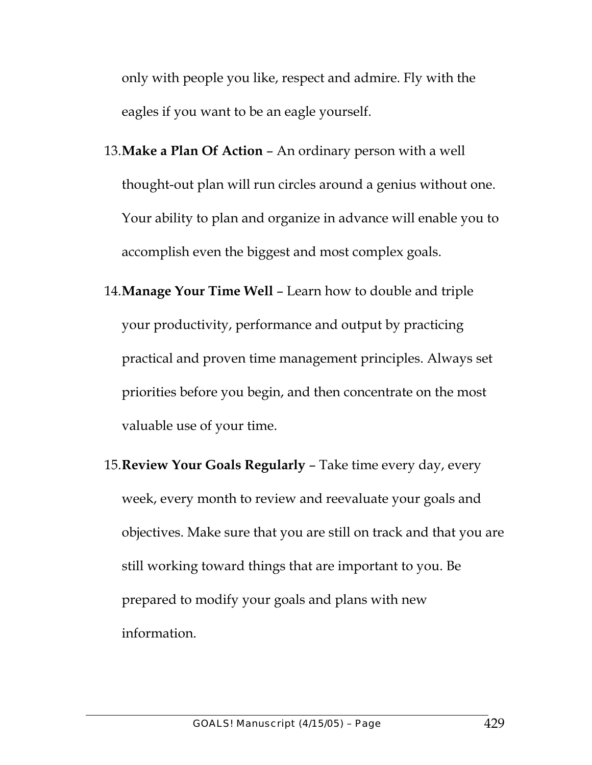only with people you like, respect and admire. Fly with the eagles if you want to be an eagle yourself.

13. **Make a Plan Of Action** – An ordinary person with a well thought-out plan will run circles around a genius without one. Your ability to plan and organize in advance will enable you to accomplish even the biggest and most complex goals.

14. **Manage Your Time Well** – Learn how to double and triple your productivity, performance and output by practicing practical and proven time management principles. Always set priorities before you begin, and then concentrate on the most valuable use of your time.

15. **Review Your Goals Regularly** – Take time every day, every week, every month to review and reevaluate your goals and objectives. Make sure that you are still on track and that you are still working toward things that are important to you. Be prepared to modify your goals and plans with new information.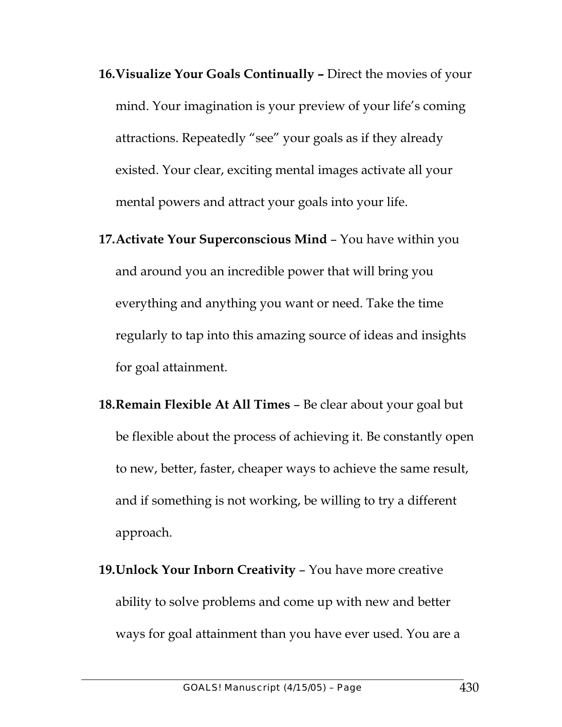16. **Visualize Your Goals Continually –** Direct the movies of your mind. Your imagination is your preview of your life's coming attractions. Repeatedly "see" your goals as if they already existed. Your clear, exciting mental images activate all your mental powers and attract your goals into your life.

17. **Activate Your Superconscious Mind** – You have within you and around you an incredible power that will bring you everything and anything you want or need. Take the time regularly to tap into this amazing source of ideas and insights for goal attainment.

18. **Remain Flexible At All Times** – Be clear about your goal but be flexible about the process of achieving it. Be constantly open to new, better, faster, cheaper ways to achieve the same result, and if something is not working, be willing to try a different approach.

19. **Unlock Your Inborn Creativity** – You have more creative ability to solve problems and come up with new and better ways for goal attainment than you have ever used. You are a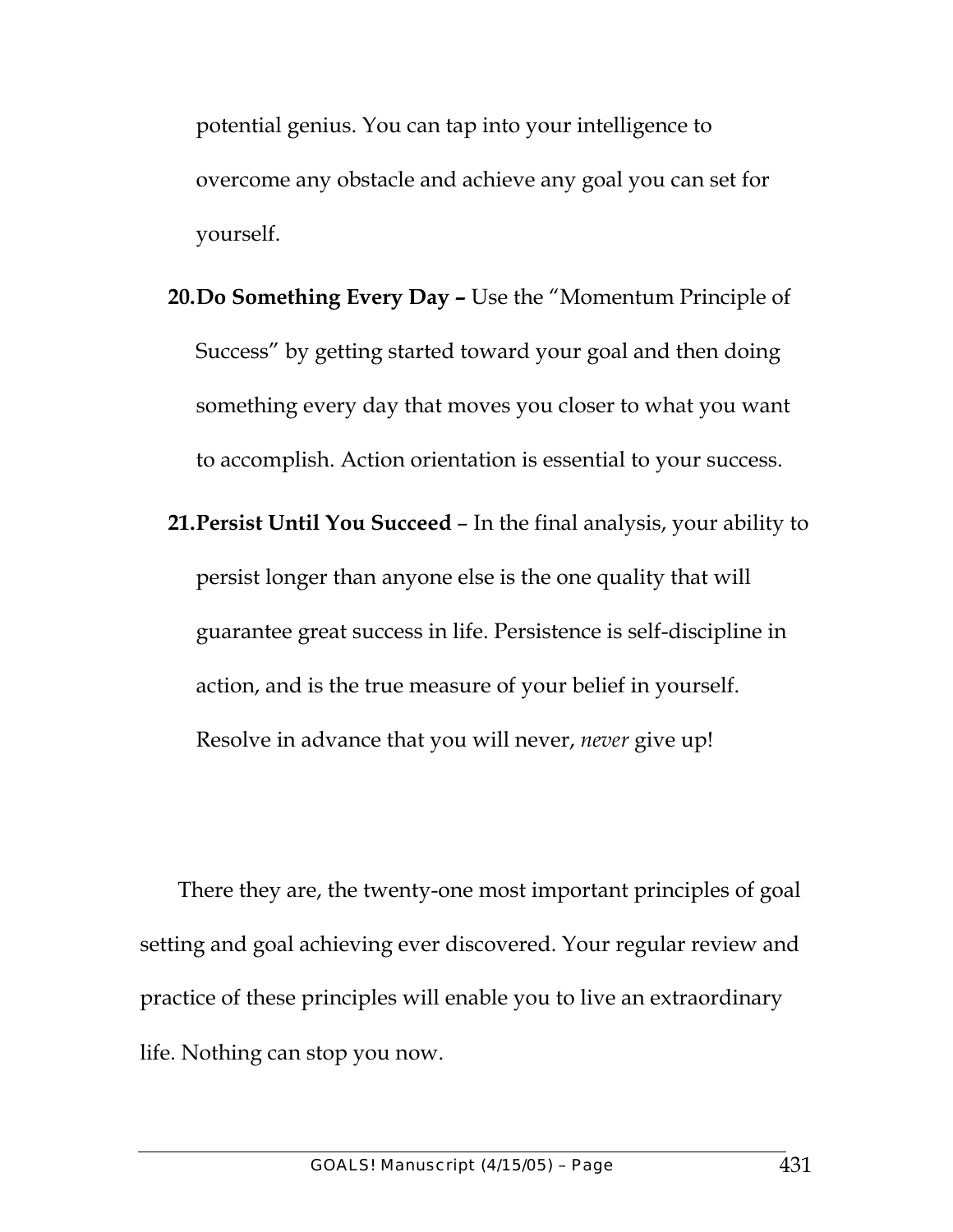potential genius. You can tap into your intelligence to overcome any obstacle and achieve any goal you can set for yourself.

20. **Do Something Every Day –** Use the "Momentum Principle of Success" by getting started toward your goal and then doing something every day that moves you closer to what you want to accomplish. Action orientation is essential to your success.

21. **Persist Until You Succeed** – In the final analysis, your ability to persist longer than anyone else is the one quality that will guarantee great success in life. Persistence is self-discipline in action, and is the true measure of your belief in yourself. Resolve in advance that you will never, *never* give up!

There they are, the twenty-one most important principles of goal setting and goal achieving ever discovered. Your regular review and practice of these principles will enable you to live an extraordinary life. Nothing can stop you now.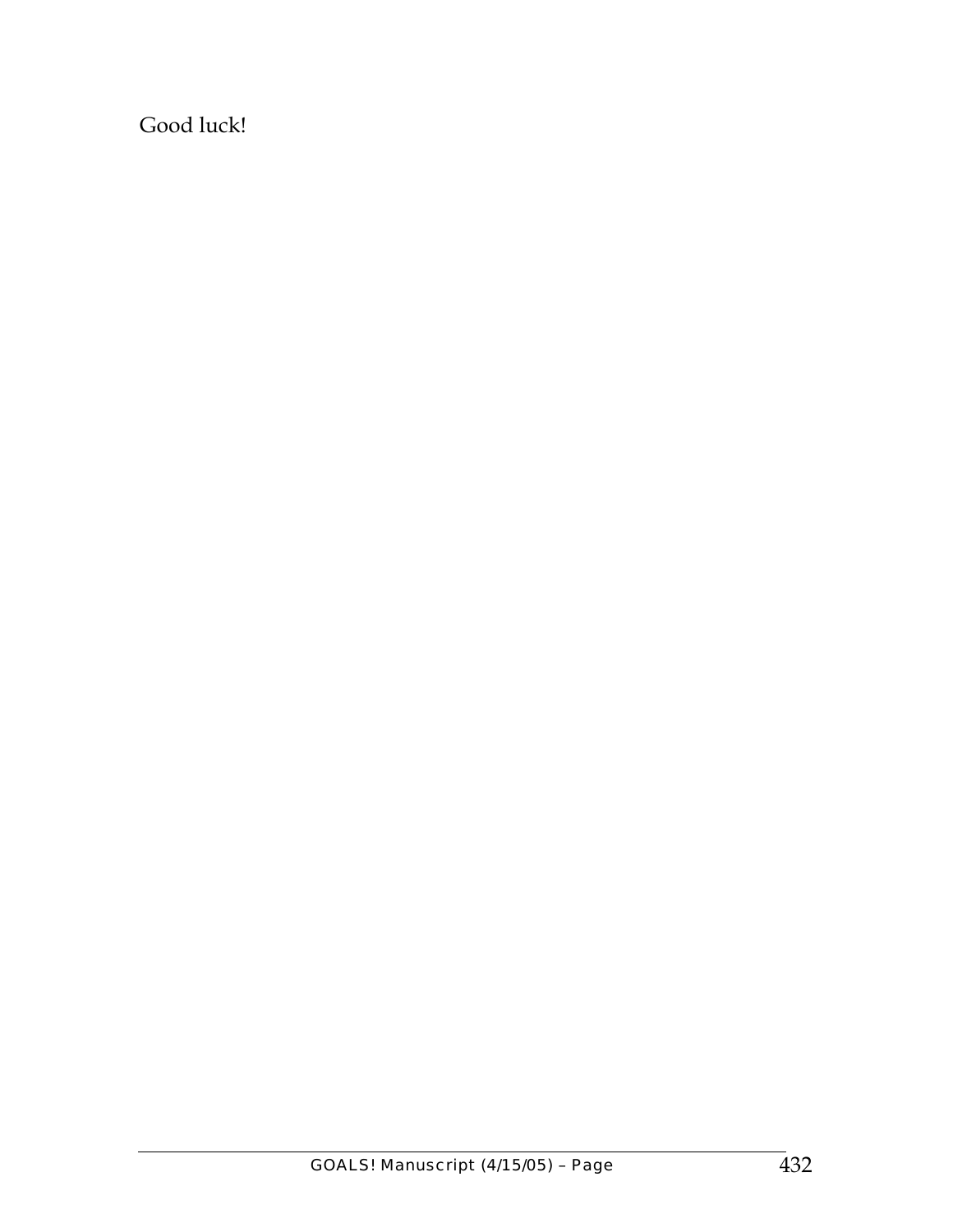Good luck!